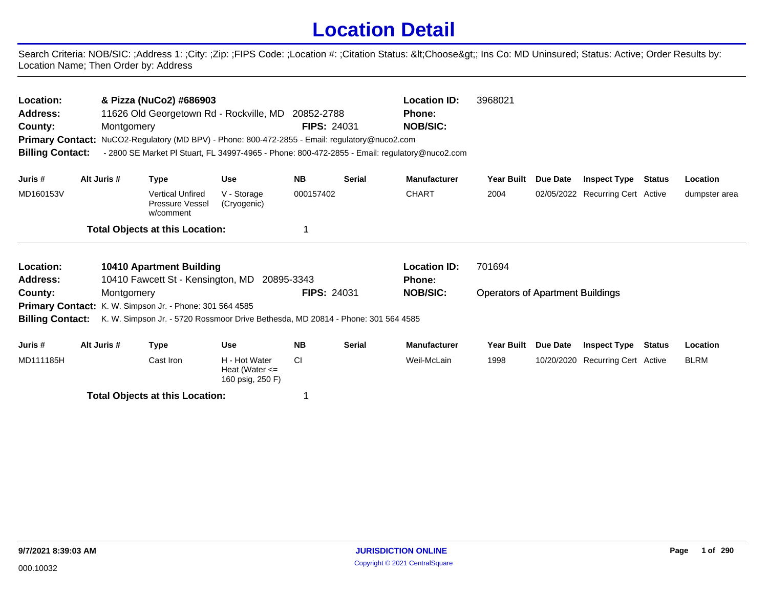# Location Detail

Search Criteria: NOB/SIC: ;Address 1: ;City: ;Zip: ;FIPS Code: ;Location #: ;Citation Status: &lt;Choose&gt;; Ins Co: MD Uninsured; Status: Active; Order Results by: Location Name; Then Order by: Address

---

**Location:** **& Pizza (NuCo2) #686903** **Location ID:** 3968021
**Address:** 11626 Old Georgetown Rd - Rockville, MD 20852-2788 **Phone:**
**County:** Montgomery **FIPS:** 24031 **NOB/SIC:**
**Primary Contact:** NuCO2-Regulatory (MD BPV) - Phone: 800-472-2855 - Email: regulatory@nuco2.com
**Billing Contact:** - 2800 SE Market Pl Stuart, FL 34997-4965 - Phone: 800-472-2855 - Email: regulatory@nuco2.com

| Juris # | Alt Juris # | Type | Use | NB | Serial | Manufacturer | Year Built | Due Date | Inspect Type | Status | Location |
|---|---|---|---|---|---|---|---|---|---|---|---|
| MD160153V | | Vertical Unfired Pressure Vessel w/comment | V - Storage (Cryogenic) | 000157402 | | CHART | 2004 | 02/05/2022 | Recurring Cert | Active | dumpster area |

**Total Objects at this Location:** 1

---

**Location:** **10410 Apartment Building** **Location ID:** 701694
**Address:** 10410 Fawcett St - Kensington, MD 20895-3343 **Phone:**
**County:** Montgomery **FIPS:** 24031 **NOB/SIC:** Operators of Apartment Buildings
**Primary Contact:** K. W. Simpson Jr. - Phone: 301 564 4585
**Billing Contact:** K. W. Simpson Jr. - 5720 Rossmoor Drive Bethesda, MD 20814 - Phone: 301 564 4585

| Juris # | Alt Juris # | Type | Use | NB | Serial | Manufacturer | Year Built | Due Date | Inspect Type | Status | Location |
|---|---|---|---|---|---|---|---|---|---|---|---|
| MD111185H | | Cast Iron | H - Hot Water Heat (Water <= 160 psig, 250 F) | CI | | Weil-McLain | 1998 | 10/20/2020 | Recurring Cert | Active | BLRM |

**Total Objects at this Location:** 1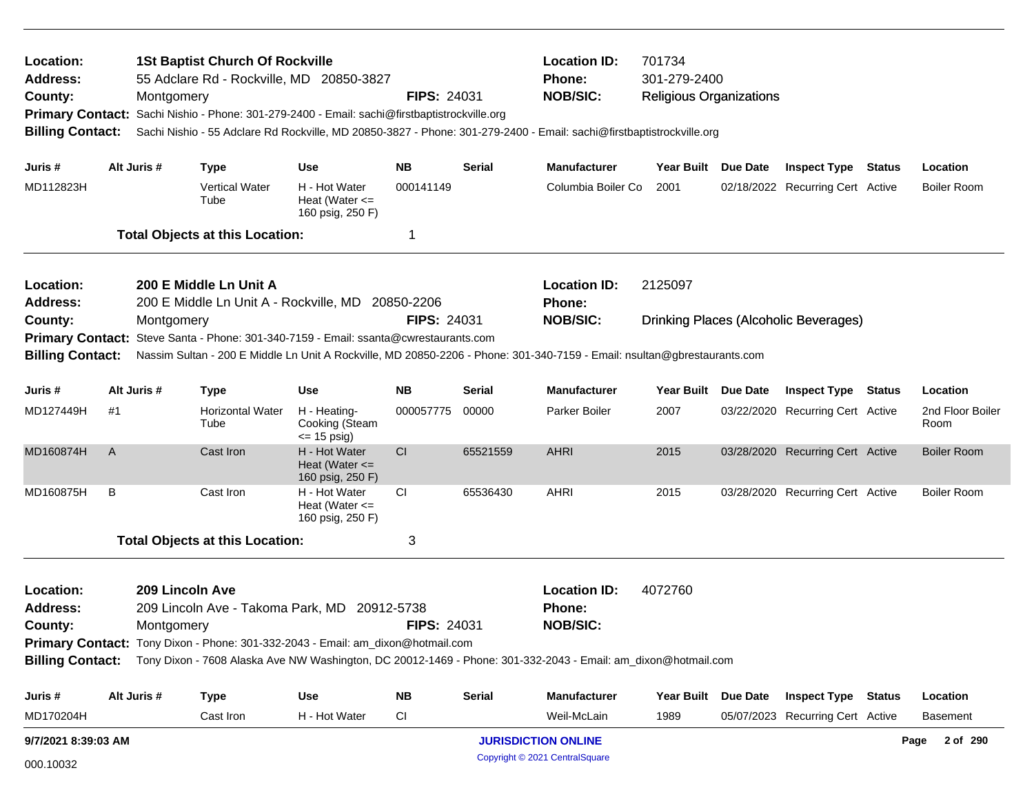**Location:** 1St Baptist Church Of Rockville
**Address:** 55 Adclare Rd - Rockville, MD 20850-3827
**County:** Montgomery **FIPS:** 24031
**Location ID:** 701734
**Phone:** 301-279-2400
**NOB/SIC:** Religious Organizations
**Primary Contact:** Sachi Nishio - Phone: 301-279-2400 - Email: sachi@firstbaptistrockville.org
**Billing Contact:** Sachi Nishio - 55 Adclare Rd Rockville, MD 20850-3827 - Phone: 301-279-2400 - Email: sachi@firstbaptistrockville.org

| Juris # | Alt Juris # | Type | Use | NB | Serial | Manufacturer | Year Built | Due Date | Inspect Type | Status | Location |
|---|---|---|---|---|---|---|---|---|---|---|---|
| MD112823H | | Vertical Water Tube | H - Hot Water Heat (Water <= 160 psig, 250 F) | 000141149 | | Columbia Boiler Co | 2001 | 02/18/2022 | Recurring Cert | Active | Boiler Room |

**Total Objects at this Location:** 1

---

**Location:** 200 E Middle Ln Unit A
**Address:** 200 E Middle Ln Unit A - Rockville, MD 20850-2206
**County:** Montgomery **FIPS:** 24031
**Location ID:** 2125097
**Phone:**
**NOB/SIC:** Drinking Places (Alcoholic Beverages)
**Primary Contact:** Steve Santa - Phone: 301-340-7159 - Email: ssanta@cwrestaurants.com
**Billing Contact:** Nassim Sultan - 200 E Middle Ln Unit A Rockville, MD 20850-2206 - Phone: 301-340-7159 - Email: nsultan@gbrestaurants.com

| Juris # | Alt Juris # | Type | Use | NB | Serial | Manufacturer | Year Built | Due Date | Inspect Type | Status | Location |
|---|---|---|---|---|---|---|---|---|---|---|---|
| MD127449H | #1 | Horizontal Water Tube | H - Heating-Cooking (Steam <= 15 psig) | 000057775 | 00000 | Parker Boiler | 2007 | 03/22/2020 | Recurring Cert | Active | 2nd Floor Boiler Room |
| MD160874H | A | Cast Iron | H - Hot Water Heat (Water <= 160 psig, 250 F) | CI | 65521559 | AHRI | 2015 | 03/28/2020 | Recurring Cert | Active | Boiler Room |
| MD160875H | B | Cast Iron | H - Hot Water Heat (Water <= 160 psig, 250 F) | CI | 65536430 | AHRI | 2015 | 03/28/2020 | Recurring Cert | Active | Boiler Room |

**Total Objects at this Location:** 3

---

**Location:** 209 Lincoln Ave
**Address:** 209 Lincoln Ave - Takoma Park, MD 20912-5738
**County:** Montgomery **FIPS:** 24031
**Location ID:** 4072760
**Phone:**
**NOB/SIC:**
**Primary Contact:** Tony Dixon - Phone: 301-332-2043 - Email: am_dixon@hotmail.com
**Billing Contact:** Tony Dixon - 7608 Alaska Ave NW Washington, DC 20012-1469 - Phone: 301-332-2043 - Email: am_dixon@hotmail.com

| Juris # | Alt Juris # | Type | Use | NB | Serial | Manufacturer | Year Built | Due Date | Inspect Type | Status | Location |
|---|---|---|---|---|---|---|---|---|---|---|---|
| MD170204H | | Cast Iron | H - Hot Water | CI | | Weil-McLain | 1989 | 05/07/2023 | Recurring Cert | Active | Basement |

9/7/2021 8:39:03 AM

JURISDICTION ONLINE

Copyright © 2021 CentralSquare

000.10032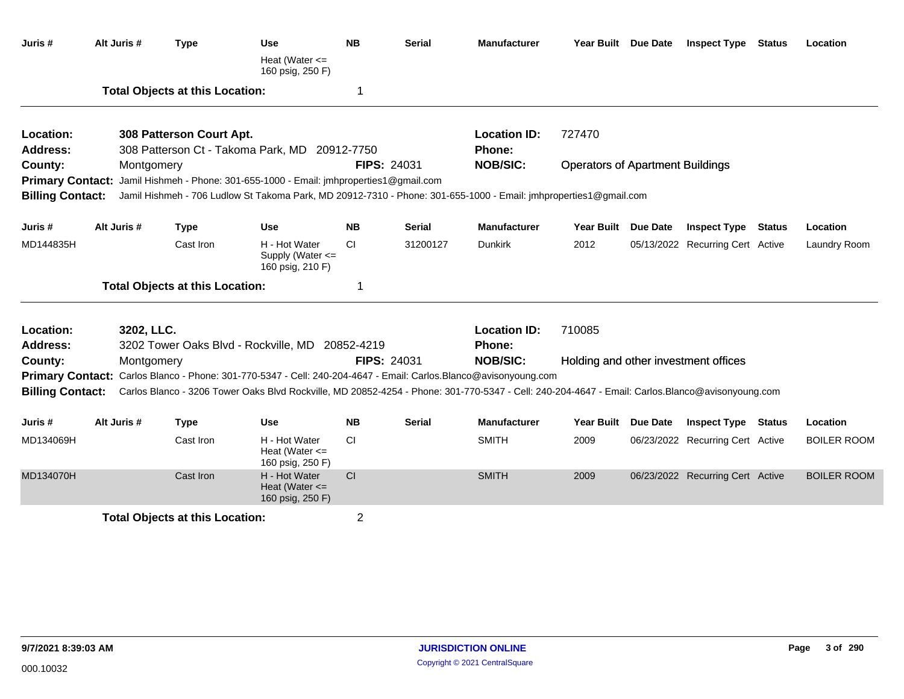| Juris # | Alt Juris # | Type | Use | NB | Serial | Manufacturer | Year Built | Due Date | Inspect Type | Status | Location |
|---|---|---|---|---|---|---|---|---|---|---|---|
| | | | Heat (Water <= 160 psig, 250 F) | | | | | | | | |

**Total Objects at this Location:** 1

---

**Location:** 308 Patterson Court Apt.
**Location ID:** 727470
**Address:** 308 Patterson Ct - Takoma Park, MD 20912-7750
**Phone:**
**County:** Montgomery
**FIPS:** 24031
**NOB/SIC:** Operators of Apartment Buildings
**Primary Contact:** Jamil Hishmeh - Phone: 301-655-1000 - Email: jmhproperties1@gmail.com
**Billing Contact:** Jamil Hishmeh - 706 Ludlow St Takoma Park, MD 20912-7310 - Phone: 301-655-1000 - Email: jmhproperties1@gmail.com

| Juris # | Alt Juris # | Type | Use | NB | Serial | Manufacturer | Year Built | Due Date | Inspect Type | Status | Location |
|---|---|---|---|---|---|---|---|---|---|---|---|
| MD144835H | | Cast Iron | H - Hot Water Supply (Water <= 160 psig, 210 F) | CI | 31200127 | Dunkirk | 2012 | 05/13/2022 | Recurring Cert | Active | Laundry Room |

**Total Objects at this Location:** 1

---

**Location:** 3202, LLC.
**Location ID:** 710085
**Address:** 3202 Tower Oaks Blvd - Rockville, MD 20852-4219
**Phone:**
**County:** Montgomery
**FIPS:** 24031
**NOB/SIC:** Holding and other investment offices
**Primary Contact:** Carlos Blanco - Phone: 301-770-5347 - Cell: 240-204-4647 - Email: Carlos.Blanco@avisonyoung.com
**Billing Contact:** Carlos Blanco - 3206 Tower Oaks Blvd Rockville, MD 20852-4254 - Phone: 301-770-5347 - Cell: 240-204-4647 - Email: Carlos.Blanco@avisonyoung.com

| Juris # | Alt Juris # | Type | Use | NB | Serial | Manufacturer | Year Built | Due Date | Inspect Type | Status | Location |
|---|---|---|---|---|---|---|---|---|---|---|---|
| MD134069H | | Cast Iron | H - Hot Water Heat (Water <= 160 psig, 250 F) | CI | | SMITH | 2009 | 06/23/2022 | Recurring Cert | Active | BOILER ROOM |
| MD134070H | | Cast Iron | H - Hot Water Heat (Water <= 160 psig, 250 F) | CI | | SMITH | 2009 | 06/23/2022 | Recurring Cert | Active | BOILER ROOM |

**Total Objects at this Location:** 2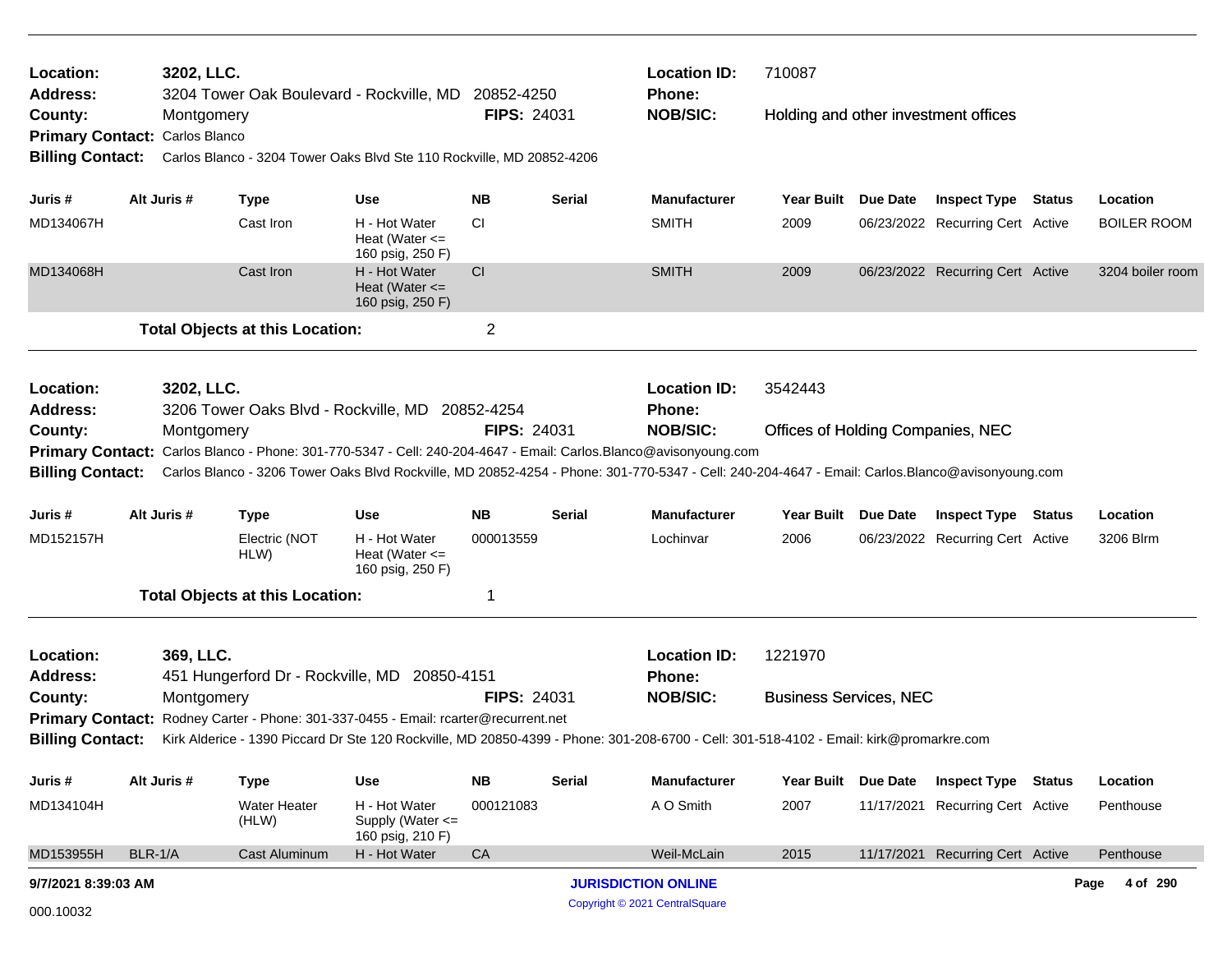**Location:** 3202, LLC.
**Address:** 3204 Tower Oak Boulevard - Rockville, MD 20852-4250
**County:** Montgomery **FIPS:** 24031
**Primary Contact:** Carlos Blanco
**Billing Contact:** Carlos Blanco - 3204 Tower Oaks Blvd Ste 110 Rockville, MD 20852-4206

**Location ID:** 710087
**Phone:**
**NOB/SIC:** Holding and other investment offices

| Juris # | Alt Juris # | Type | Use | NB | Serial | Manufacturer | Year Built | Due Date | Inspect Type | Status | Location |
|---|---|---|---|---|---|---|---|---|---|---|---|
| MD134067H | | Cast Iron | H - Hot Water Heat (Water <= 160 psig, 250 F) | CI | | SMITH | 2009 | 06/23/2022 | Recurring Cert | Active | BOILER ROOM |
| MD134068H | | Cast Iron | H - Hot Water Heat (Water <= 160 psig, 250 F) | CI | | SMITH | 2009 | 06/23/2022 | Recurring Cert | Active | 3204 boiler room |

**Total Objects at this Location:** 2

---

**Location:** 3202, LLC.
**Address:** 3206 Tower Oaks Blvd - Rockville, MD 20852-4254
**County:** Montgomery **FIPS:** 24031
**Primary Contact:** Carlos Blanco - Phone: 301-770-5347 - Cell: 240-204-4647 - Email: Carlos.Blanco@avisonyoung.com
**Billing Contact:** Carlos Blanco - 3206 Tower Oaks Blvd Rockville, MD 20852-4254 - Phone: 301-770-5347 - Cell: 240-204-4647 - Email: Carlos.Blanco@avisonyoung.com

**Location ID:** 3542443
**Phone:**
**NOB/SIC:** Offices of Holding Companies, NEC

| Juris # | Alt Juris # | Type | Use | NB | Serial | Manufacturer | Year Built | Due Date | Inspect Type | Status | Location |
|---|---|---|---|---|---|---|---|---|---|---|---|
| MD152157H | | Electric (NOT HLW) | H - Hot Water Heat (Water <= 160 psig, 250 F) | 000013559 | | Lochinvar | 2006 | 06/23/2022 | Recurring Cert | Active | 3206 Blrm |

**Total Objects at this Location:** 1

---

**Location:** 369, LLC.
**Address:** 451 Hungerford Dr - Rockville, MD 20850-4151
**County:** Montgomery **FIPS:** 24031
**Primary Contact:** Rodney Carter - Phone: 301-337-0455 - Email: rcarter@recurrent.net
**Billing Contact:** Kirk Alderice - 1390 Piccard Dr Ste 120 Rockville, MD 20850-4399 - Phone: 301-208-6700 - Cell: 301-518-4102 - Email: kirk@promarkre.com

**Location ID:** 1221970
**Phone:**
**NOB/SIC:** Business Services, NEC

| Juris # | Alt Juris # | Type | Use | NB | Serial | Manufacturer | Year Built | Due Date | Inspect Type | Status | Location |
|---|---|---|---|---|---|---|---|---|---|---|---|
| MD134104H | | Water Heater (HLW) | H - Hot Water Supply (Water <= 160 psig, 210 F) | 000121083 | | A O Smith | 2007 | 11/17/2021 | Recurring Cert | Active | Penthouse |
| MD153955H | BLR-1/A | Cast Aluminum | H - Hot Water | CA | | Weil-McLain | 2015 | 11/17/2021 | Recurring Cert | Active | Penthouse |

9/7/2021 8:39:03 AM

000.10032

JURISDICTION ONLINE
Copyright © 2021 CentralSquare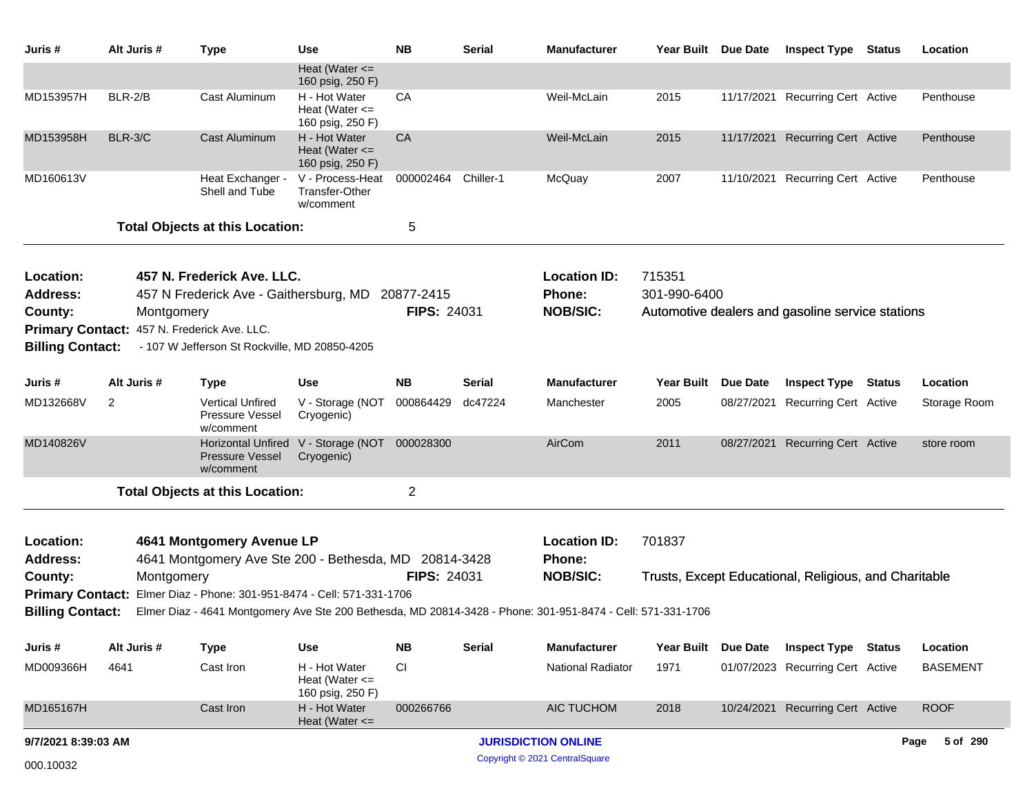| Juris # | Alt Juris # | Type | Use | NB | Serial | Manufacturer | Year Built | Due Date | Inspect Type | Status | Location |
|---|---|---|---|---|---|---|---|---|---|---|---|
| | | | Heat (Water <= 160 psig, 250 F) | | | | | | | | |
| MD153957H | BLR-2/B | Cast Aluminum | H - Hot Water Heat (Water <= 160 psig, 250 F) | CA | | Weil-McLain | 2015 | 11/17/2021 | Recurring Cert | Active | Penthouse |
| MD153958H | BLR-3/C | Cast Aluminum | H - Hot Water Heat (Water <= 160 psig, 250 F) | CA | | Weil-McLain | 2015 | 11/17/2021 | Recurring Cert | Active | Penthouse |
| MD160613V | | Heat Exchanger - Shell and Tube | V - Process-Heat Transfer-Other w/comment | 000002464 | Chiller-1 | McQuay | 2007 | 11/10/2021 | Recurring Cert | Active | Penthouse |

**Total Objects at this Location:** 5

---

**Location:** 457 N. Frederick Ave. LLC.
**Address:** 457 N Frederick Ave - Gaithersburg, MD 20877-2415
**County:** Montgomery
**FIPS:** 24031
**Location ID:** 715351
**Phone:** 301-990-6400
**NOB/SIC:** Automotive dealers and gasoline service stations
**Primary Contact:** 457 N. Frederick Ave. LLC.
**Billing Contact:** - 107 W Jefferson St Rockville, MD 20850-4205

| Juris # | Alt Juris # | Type | Use | NB | Serial | Manufacturer | Year Built | Due Date | Inspect Type | Status | Location |
|---|---|---|---|---|---|---|---|---|---|---|---|
| MD132668V | 2 | Vertical Unfired Pressure Vessel w/comment | V - Storage (NOT Cryogenic) | 000864429 | dc47224 | Manchester | 2005 | 08/27/2021 | Recurring Cert | Active | Storage Room |
| MD140826V | | Horizontal Unfired Pressure Vessel w/comment | V - Storage (NOT Cryogenic) | 000028300 | | AirCom | 2011 | 08/27/2021 | Recurring Cert | Active | store room |

**Total Objects at this Location:** 2

---

**Location:** 4641 Montgomery Avenue LP
**Address:** 4641 Montgomery Ave Ste 200 - Bethesda, MD 20814-3428
**County:** Montgomery
**FIPS:** 24031
**Location ID:** 701837
**Phone:**
**NOB/SIC:** Trusts, Except Educational, Religious, and Charitable
**Primary Contact:** Elmer Diaz - Phone: 301-951-8474 - Cell: 571-331-1706
**Billing Contact:** Elmer Diaz - 4641 Montgomery Ave Ste 200 Bethesda, MD 20814-3428 - Phone: 301-951-8474 - Cell: 571-331-1706

| Juris # | Alt Juris # | Type | Use | NB | Serial | Manufacturer | Year Built | Due Date | Inspect Type | Status | Location |
|---|---|---|---|---|---|---|---|---|---|---|---|
| MD009366H | 4641 | Cast Iron | H - Hot Water Heat (Water <= 160 psig, 250 F) | CI | | National Radiator | 1971 | 01/07/2023 | Recurring Cert | Active | BASEMENT |
| MD165167H | | Cast Iron | H - Hot Water Heat (Water <= | 000266766 | | AIC TUCHOM | 2018 | 10/24/2021 | Recurring Cert | Active | ROOF |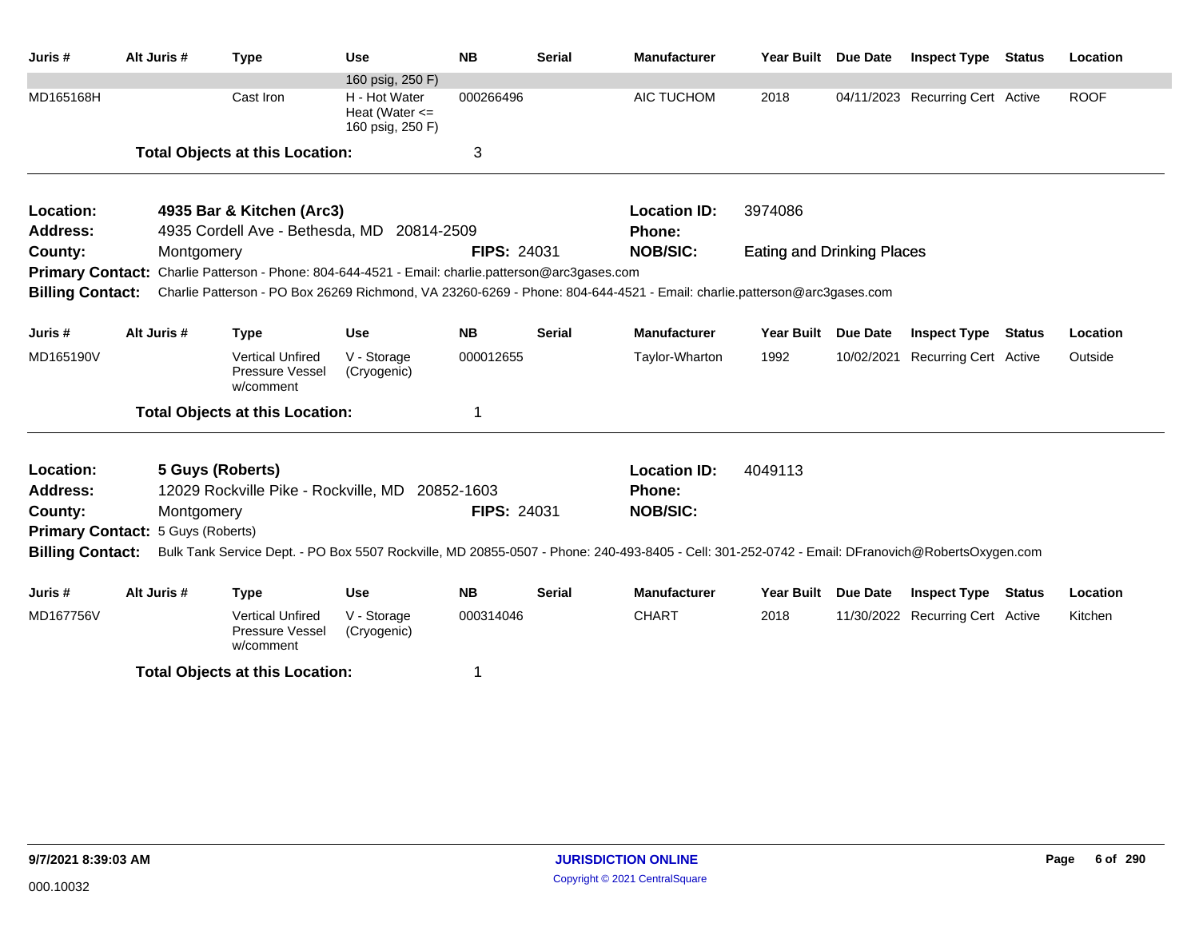| Juris # | Alt Juris # | Type | Use | NB | Serial | Manufacturer | Year Built | Due Date | Inspect Type | Status | Location |
|---|---|---|---|---|---|---|---|---|---|---|---|
| | | | 160 psig, 250 F) | | | | | | | | |
| MD165168H | | Cast Iron | H - Hot Water Heat (Water <= 160 psig, 250 F) | 000266496 | | AIC TUCHOM | 2018 | 04/11/2023 | Recurring Cert | Active | ROOF |

**Total Objects at this Location:** 3

---

**Location:** 4935 Bar & Kitchen (Arc3)
**Location ID:** 3974086
**Address:** 4935 Cordell Ave - Bethesda, MD 20814-2509
**Phone:**
**County:** Montgomery
**FIPS:** 24031
**NOB/SIC:** Eating and Drinking Places
**Primary Contact:** Charlie Patterson - Phone: 804-644-4521 - Email: charlie.patterson@arc3gases.com
**Billing Contact:** Charlie Patterson - PO Box 26269 Richmond, VA 23260-6269 - Phone: 804-644-4521 - Email: charlie.patterson@arc3gases.com

| Juris # | Alt Juris # | Type | Use | NB | Serial | Manufacturer | Year Built | Due Date | Inspect Type | Status | Location |
|---|---|---|---|---|---|---|---|---|---|---|---|
| MD165190V | | Vertical Unfired Pressure Vessel w/comment | V - Storage (Cryogenic) | 000012655 | | Taylor-Wharton | 1992 | 10/02/2021 | Recurring Cert | Active | Outside |

**Total Objects at this Location:** 1

---

**Location:** 5 Guys (Roberts)
**Location ID:** 4049113
**Address:** 12029 Rockville Pike - Rockville, MD 20852-1603
**Phone:**
**County:** Montgomery
**FIPS:** 24031
**NOB/SIC:**
**Primary Contact:** 5 Guys (Roberts)
**Billing Contact:** Bulk Tank Service Dept. - PO Box 5507 Rockville, MD 20855-0507 - Phone: 240-493-8405 - Cell: 301-252-0742 - Email: DFranovich@RobertsOxygen.com

| Juris # | Alt Juris # | Type | Use | NB | Serial | Manufacturer | Year Built | Due Date | Inspect Type | Status | Location |
|---|---|---|---|---|---|---|---|---|---|---|---|
| MD167756V | | Vertical Unfired Pressure Vessel w/comment | V - Storage (Cryogenic) | 000314046 | | CHART | 2018 | 11/30/2022 | Recurring Cert | Active | Kitchen |

**Total Objects at this Location:** 1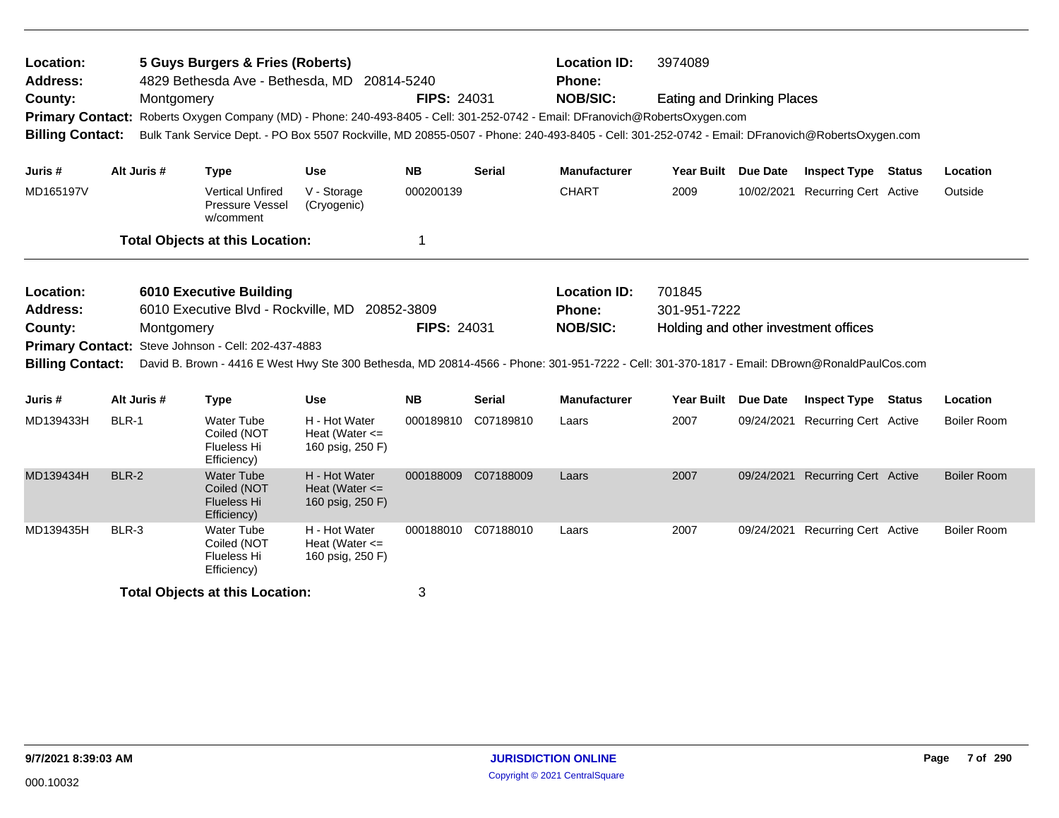**Location:** 5 Guys Burgers & Fries (Roberts) **Location ID:** 3974089
**Address:** 4829 Bethesda Ave - Bethesda, MD 20814-5240 **Phone:**
**County:** Montgomery **FIPS:** 24031 **NOB/SIC:** Eating and Drinking Places
**Primary Contact:** Roberts Oxygen Company (MD) - Phone: 240-493-8405 - Cell: 301-252-0742 - Email: DFranovich@RobertsOxygen.com
**Billing Contact:** Bulk Tank Service Dept. - PO Box 5507 Rockville, MD 20855-0507 - Phone: 240-493-8405 - Cell: 301-252-0742 - Email: DFranovich@RobertsOxygen.com

| Juris # | Alt Juris # | Type | Use | NB | Serial | Manufacturer | Year Built | Due Date | Inspect Type | Status | Location |
|---|---|---|---|---|---|---|---|---|---|---|---|
| MD165197V | | Vertical Unfired Pressure Vessel w/comment | V - Storage (Cryogenic) | 000200139 | | CHART | 2009 | 10/02/2021 | Recurring Cert | Active | Outside |

**Total Objects at this Location:** 1

---

**Location:** 6010 Executive Building **Location ID:** 701845
**Address:** 6010 Executive Blvd - Rockville, MD 20852-3809 **Phone:** 301-951-7222
**County:** Montgomery **FIPS:** 24031 **NOB/SIC:** Holding and other investment offices
**Primary Contact:** Steve Johnson - Cell: 202-437-4883
**Billing Contact:** David B. Brown - 4416 E West Hwy Ste 300 Bethesda, MD 20814-4566 - Phone: 301-951-7222 - Cell: 301-370-1817 - Email: DBrown@RonaldPaulCos.com

| Juris # | Alt Juris # | Type | Use | NB | Serial | Manufacturer | Year Built | Due Date | Inspect Type | Status | Location |
|---|---|---|---|---|---|---|---|---|---|---|---|
| MD139433H | BLR-1 | Water Tube Coiled (NOT Flueless Hi Efficiency) | H - Hot Water Heat (Water <= 160 psig, 250 F) | 000189810 | C07189810 | Laars | 2007 | 09/24/2021 | Recurring Cert | Active | Boiler Room |
| MD139434H | BLR-2 | Water Tube Coiled (NOT Flueless Hi Efficiency) | H - Hot Water Heat (Water <= 160 psig, 250 F) | 000188009 | C07188009 | Laars | 2007 | 09/24/2021 | Recurring Cert | Active | Boiler Room |
| MD139435H | BLR-3 | Water Tube Coiled (NOT Flueless Hi Efficiency) | H - Hot Water Heat (Water <= 160 psig, 250 F) | 000188010 | C07188010 | Laars | 2007 | 09/24/2021 | Recurring Cert | Active | Boiler Room |

**Total Objects at this Location:** 3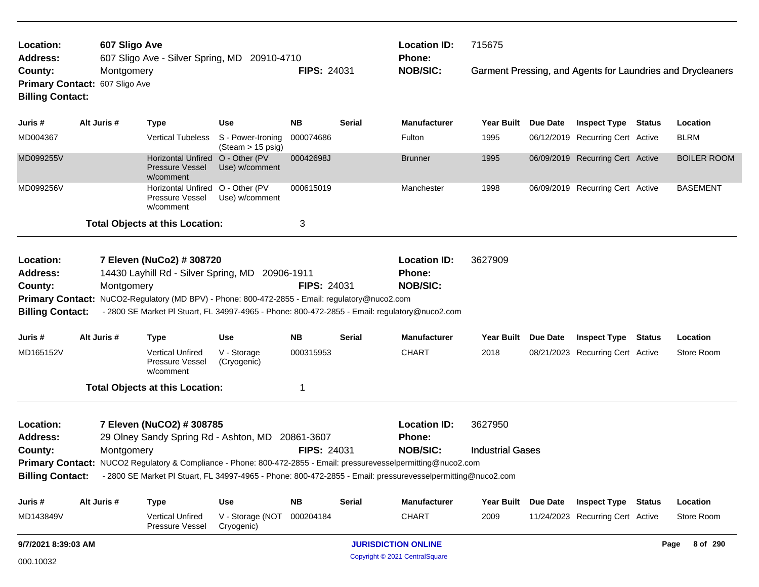**Location:** 607 Sligo Ave  
**Address:** 607 Sligo Ave - Silver Spring, MD 20910-4710  
**County:** Montgomery  
**FIPS:** 24031  
**Location ID:** 715675  
**Phone:**  
**NOB/SIC:** Garment Pressing, and Agents for Laundries and Drycleaners  
**Primary Contact:** 607 Sligo Ave  
**Billing Contact:**

| Juris # | Alt Juris # | Type | Use | NB | Serial | Manufacturer | Year Built | Due Date | Inspect Type | Status | Location |
|---|---|---|---|---|---|---|---|---|---|---|---|
| MD004367 | | Vertical Tubeless | S - Power-Ironing (Steam > 15 psig) | 000074686 | | Fulton | 1995 | 06/12/2019 | Recurring Cert | Active | BLRM |
| MD099255V | | Horizontal Unfired Pressure Vessel w/comment | O - Other (PV Use) w/comment | 00042698J | | Brunner | 1995 | 06/09/2019 | Recurring Cert | Active | BOILER ROOM |
| MD099256V | | Horizontal Unfired Pressure Vessel w/comment | O - Other (PV Use) w/comment | 000615019 | | Manchester | 1998 | 06/09/2019 | Recurring Cert | Active | BASEMENT |

**Total Objects at this Location:** 3

---

**Location:** 7 Eleven (NuCo2) # 308720  
**Address:** 14430 Layhill Rd - Silver Spring, MD 20906-1911  
**County:** Montgomery  
**FIPS:** 24031  
**Location ID:** 3627909  
**Phone:**  
**NOB/SIC:**  
**Primary Contact:** NuCO2-Regulatory (MD BPV) - Phone: 800-472-2855 - Email: regulatory@nuco2.com  
**Billing Contact:** - 2800 SE Market Pl Stuart, FL 34997-4965 - Phone: 800-472-2855 - Email: regulatory@nuco2.com

| Juris # | Alt Juris # | Type | Use | NB | Serial | Manufacturer | Year Built | Due Date | Inspect Type | Status | Location |
|---|---|---|---|---|---|---|---|---|---|---|---|
| MD165152V | | Vertical Unfired Pressure Vessel w/comment | V - Storage (Cryogenic) | 000315953 | | CHART | 2018 | 08/21/2023 | Recurring Cert | Active | Store Room |

**Total Objects at this Location:** 1

---

**Location:** 7 Eleven (NuCO2) # 308785  
**Address:** 29 Olney Sandy Spring Rd - Ashton, MD 20861-3607  
**County:** Montgomery  
**FIPS:** 24031  
**Location ID:** 3627950  
**Phone:**  
**NOB/SIC:** Industrial Gases  
**Primary Contact:** NUCO2 Regulatory & Compliance - Phone: 800-472-2855 - Email: pressurevesselpermitting@nuco2.com  
**Billing Contact:** - 2800 SE Market Pl Stuart, FL 34997-4965 - Phone: 800-472-2855 - Email: pressurevesselpermitting@nuco2.com

| Juris # | Alt Juris # | Type | Use | NB | Serial | Manufacturer | Year Built | Due Date | Inspect Type | Status | Location |
|---|---|---|---|---|---|---|---|---|---|---|---|
| MD143849V | | Vertical Unfired Pressure Vessel | V - Storage (NOT Cryogenic) | 000204184 | | CHART | 2009 | 11/24/2023 | Recurring Cert | Active | Store Room |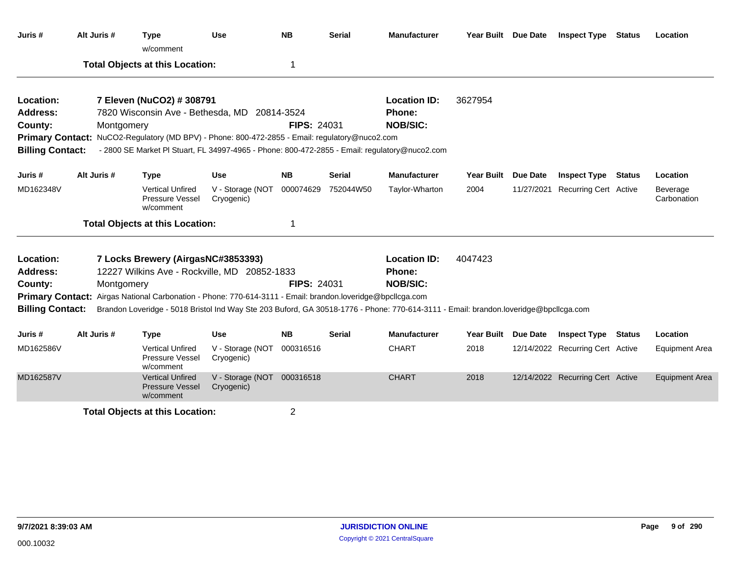| Juris # | Alt Juris # | Type | Use | NB | Serial | Manufacturer | Year Built | Due Date | Inspect Type | Status | Location |
|---|---|---|---|---|---|---|---|---|---|---|---|
| | | w/comment | | | | | | | | | |

**Total Objects at this Location:** 1

---

**Location:** 7 Eleven (NuCO2) # 308791 **Location ID:** 3627954
**Address:** 7820 Wisconsin Ave - Bethesda, MD 20814-3524 **Phone:**
**County:** Montgomery **FIPS:** 24031 **NOB/SIC:**
**Primary Contact:** NuCO2-Regulatory (MD BPV) - Phone: 800-472-2855 - Email: regulatory@nuco2.com
**Billing Contact:** - 2800 SE Market Pl Stuart, FL 34997-4965 - Phone: 800-472-2855 - Email: regulatory@nuco2.com

| Juris # | Alt Juris # | Type | Use | NB | Serial | Manufacturer | Year Built | Due Date | Inspect Type | Status | Location |
|---|---|---|---|---|---|---|---|---|---|---|---|
| MD162348V | | Vertical Unfired Pressure Vessel w/comment | V - Storage (NOT Cryogenic) | 000074629 | 752044W50 | Taylor-Wharton | 2004 | 11/27/2021 | Recurring Cert | Active | Beverage Carbonation |

**Total Objects at this Location:** 1

---

**Location:** 7 Locks Brewery (AirgasNC#3853393) **Location ID:** 4047423
**Address:** 12227 Wilkins Ave - Rockville, MD 20852-1833 **Phone:**
**County:** Montgomery **FIPS:** 24031 **NOB/SIC:**
**Primary Contact:** Airgas National Carbonation - Phone: 770-614-3111 - Email: brandon.loveridge@bpcllcga.com
**Billing Contact:** Brandon Loveridge - 5018 Bristol Ind Way Ste 203 Buford, GA 30518-1776 - Phone: 770-614-3111 - Email: brandon.loveridge@bpcllcga.com

| Juris # | Alt Juris # | Type | Use | NB | Serial | Manufacturer | Year Built | Due Date | Inspect Type | Status | Location |
|---|---|---|---|---|---|---|---|---|---|---|---|
| MD162586V | | Vertical Unfired Pressure Vessel w/comment | V - Storage (NOT Cryogenic) | 000316516 | | CHART | 2018 | 12/14/2022 | Recurring Cert | Active | Equipment Area |
| MD162587V | | Vertical Unfired Pressure Vessel w/comment | V - Storage (NOT Cryogenic) | 000316518 | | CHART | 2018 | 12/14/2022 | Recurring Cert | Active | Equipment Area |

**Total Objects at this Location:** 2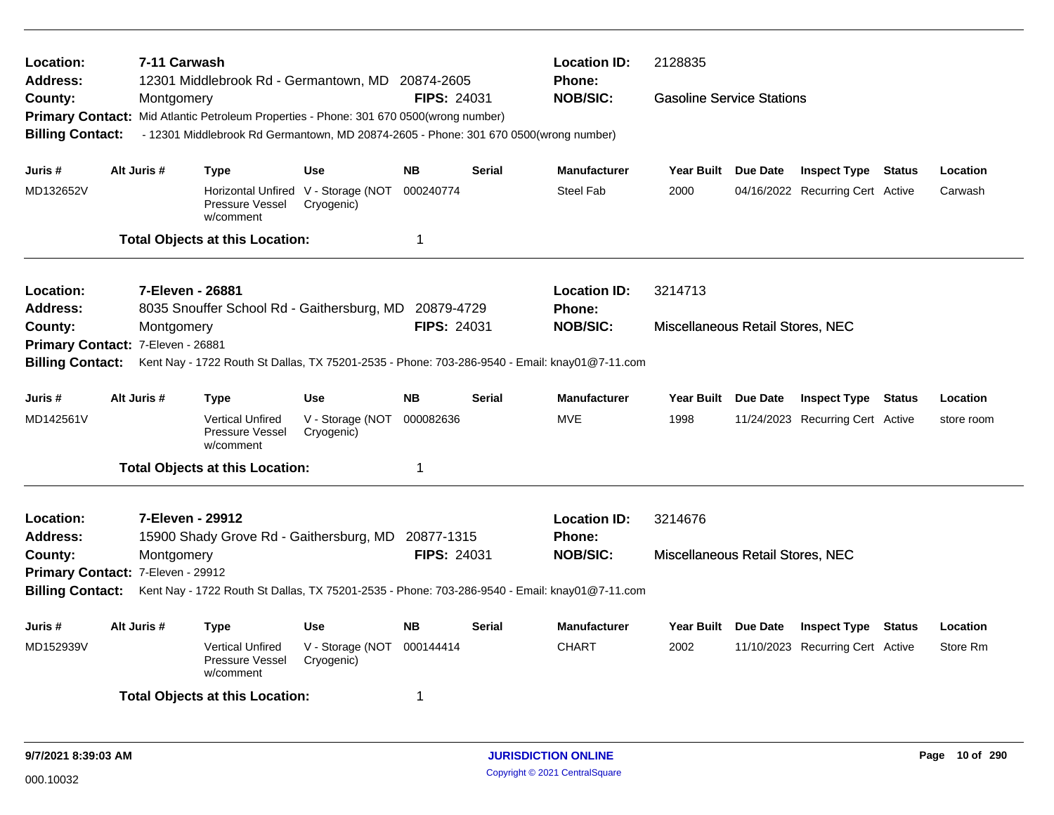**Location:** 7-11 Carwash
**Address:** 12301 Middlebrook Rd - Germantown, MD 20874-2605
**County:** Montgomery **FIPS:** 24031
**Location ID:** 2128835
**Phone:**
**NOB/SIC:** Gasoline Service Stations
**Primary Contact:** Mid Atlantic Petroleum Properties - Phone: 301 670 0500(wrong number)
**Billing Contact:** - 12301 Middlebrook Rd Germantown, MD 20874-2605 - Phone: 301 670 0500(wrong number)

| Juris # | Alt Juris # | Type | Use | NB | Serial | Manufacturer | Year Built | Due Date | Inspect Type | Status | Location |
|---|---|---|---|---|---|---|---|---|---|---|---|
| MD132652V | | Horizontal Unfired Pressure Vessel w/comment | V - Storage (NOT Cryogenic) | 000240774 | | Steel Fab | 2000 | 04/16/2022 | Recurring Cert | Active | Carwash |

**Total Objects at this Location:** 1

---

**Location:** 7-Eleven - 26881
**Address:** 8035 Snouffer School Rd - Gaithersburg, MD 20879-4729
**County:** Montgomery **FIPS:** 24031
**Location ID:** 3214713
**Phone:**
**NOB/SIC:** Miscellaneous Retail Stores, NEC
**Primary Contact:** 7-Eleven - 26881
**Billing Contact:** Kent Nay - 1722 Routh St Dallas, TX 75201-2535 - Phone: 703-286-9540 - Email: knay01@7-11.com

| Juris # | Alt Juris # | Type | Use | NB | Serial | Manufacturer | Year Built | Due Date | Inspect Type | Status | Location |
|---|---|---|---|---|---|---|---|---|---|---|---|
| MD142561V | | Vertical Unfired Pressure Vessel w/comment | V - Storage (NOT Cryogenic) | 000082636 | | MVE | 1998 | 11/24/2023 | Recurring Cert | Active | store room |

**Total Objects at this Location:** 1

---

**Location:** 7-Eleven - 29912
**Address:** 15900 Shady Grove Rd - Gaithersburg, MD 20877-1315
**County:** Montgomery **FIPS:** 24031
**Location ID:** 3214676
**Phone:**
**NOB/SIC:** Miscellaneous Retail Stores, NEC
**Primary Contact:** 7-Eleven - 29912
**Billing Contact:** Kent Nay - 1722 Routh St Dallas, TX 75201-2535 - Phone: 703-286-9540 - Email: knay01@7-11.com

| Juris # | Alt Juris # | Type | Use | NB | Serial | Manufacturer | Year Built | Due Date | Inspect Type | Status | Location |
|---|---|---|---|---|---|---|---|---|---|---|---|
| MD152939V | | Vertical Unfired Pressure Vessel w/comment | V - Storage (NOT Cryogenic) | 000144414 | | CHART | 2002 | 11/10/2023 | Recurring Cert | Active | Store Rm |

**Total Objects at this Location:** 1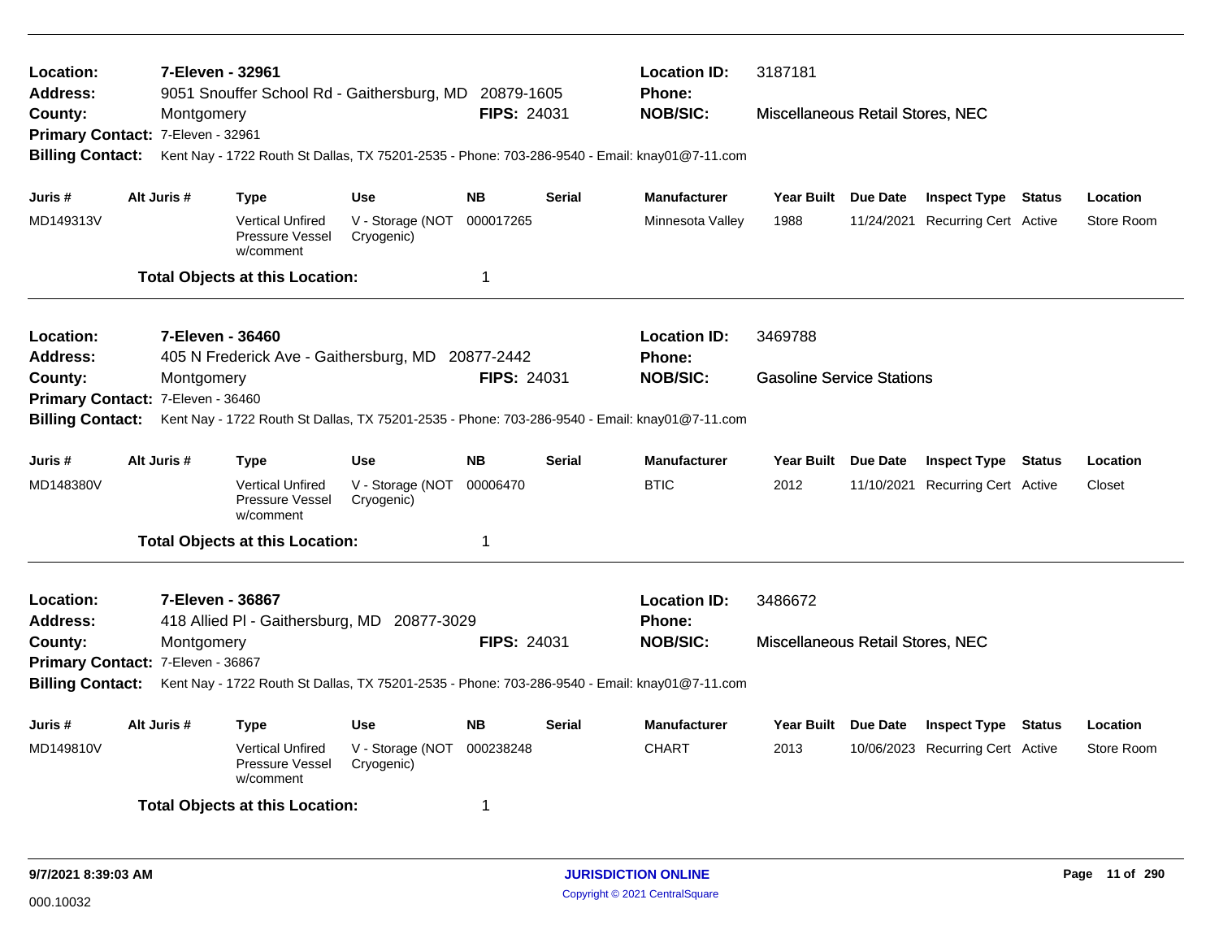**Location:** 7-Eleven - 32961
**Location ID:** 3187181
**Address:** 9051 Snouffer School Rd - Gaithersburg, MD 20879-1605
**Phone:**
**County:** Montgomery
**FIPS:** 24031
**NOB/SIC:** Miscellaneous Retail Stores, NEC
**Primary Contact:** 7-Eleven - 32961
**Billing Contact:** Kent Nay - 1722 Routh St Dallas, TX 75201-2535 - Phone: 703-286-9540 - Email: knay01@7-11.com

| Juris # | Alt Juris # | Type | Use | NB | Serial | Manufacturer | Year Built | Due Date | Inspect Type | Status | Location |
|---|---|---|---|---|---|---|---|---|---|---|---|
| MD149313V | | Vertical Unfired Pressure Vessel w/comment | V - Storage (NOT Cryogenic) | 000017265 | | Minnesota Valley | 1988 | 11/24/2021 | Recurring Cert | Active | Store Room |

**Total Objects at this Location:** 1

---

**Location:** 7-Eleven - 36460
**Location ID:** 3469788
**Address:** 405 N Frederick Ave - Gaithersburg, MD 20877-2442
**Phone:**
**County:** Montgomery
**FIPS:** 24031
**NOB/SIC:** Gasoline Service Stations
**Primary Contact:** 7-Eleven - 36460
**Billing Contact:** Kent Nay - 1722 Routh St Dallas, TX 75201-2535 - Phone: 703-286-9540 - Email: knay01@7-11.com

| Juris # | Alt Juris # | Type | Use | NB | Serial | Manufacturer | Year Built | Due Date | Inspect Type | Status | Location |
|---|---|---|---|---|---|---|---|---|---|---|---|
| MD148380V | | Vertical Unfired Pressure Vessel w/comment | V - Storage (NOT Cryogenic) | 00006470 | | BTIC | 2012 | 11/10/2021 | Recurring Cert | Active | Closet |

**Total Objects at this Location:** 1

---

**Location:** 7-Eleven - 36867
**Location ID:** 3486672
**Address:** 418 Allied Pl - Gaithersburg, MD 20877-3029
**Phone:**
**County:** Montgomery
**FIPS:** 24031
**NOB/SIC:** Miscellaneous Retail Stores, NEC
**Primary Contact:** 7-Eleven - 36867
**Billing Contact:** Kent Nay - 1722 Routh St Dallas, TX 75201-2535 - Phone: 703-286-9540 - Email: knay01@7-11.com

| Juris # | Alt Juris # | Type | Use | NB | Serial | Manufacturer | Year Built | Due Date | Inspect Type | Status | Location |
|---|---|---|---|---|---|---|---|---|---|---|---|
| MD149810V | | Vertical Unfired Pressure Vessel w/comment | V - Storage (NOT Cryogenic) | 000238248 | | CHART | 2013 | 10/06/2023 | Recurring Cert | Active | Store Room |

**Total Objects at this Location:** 1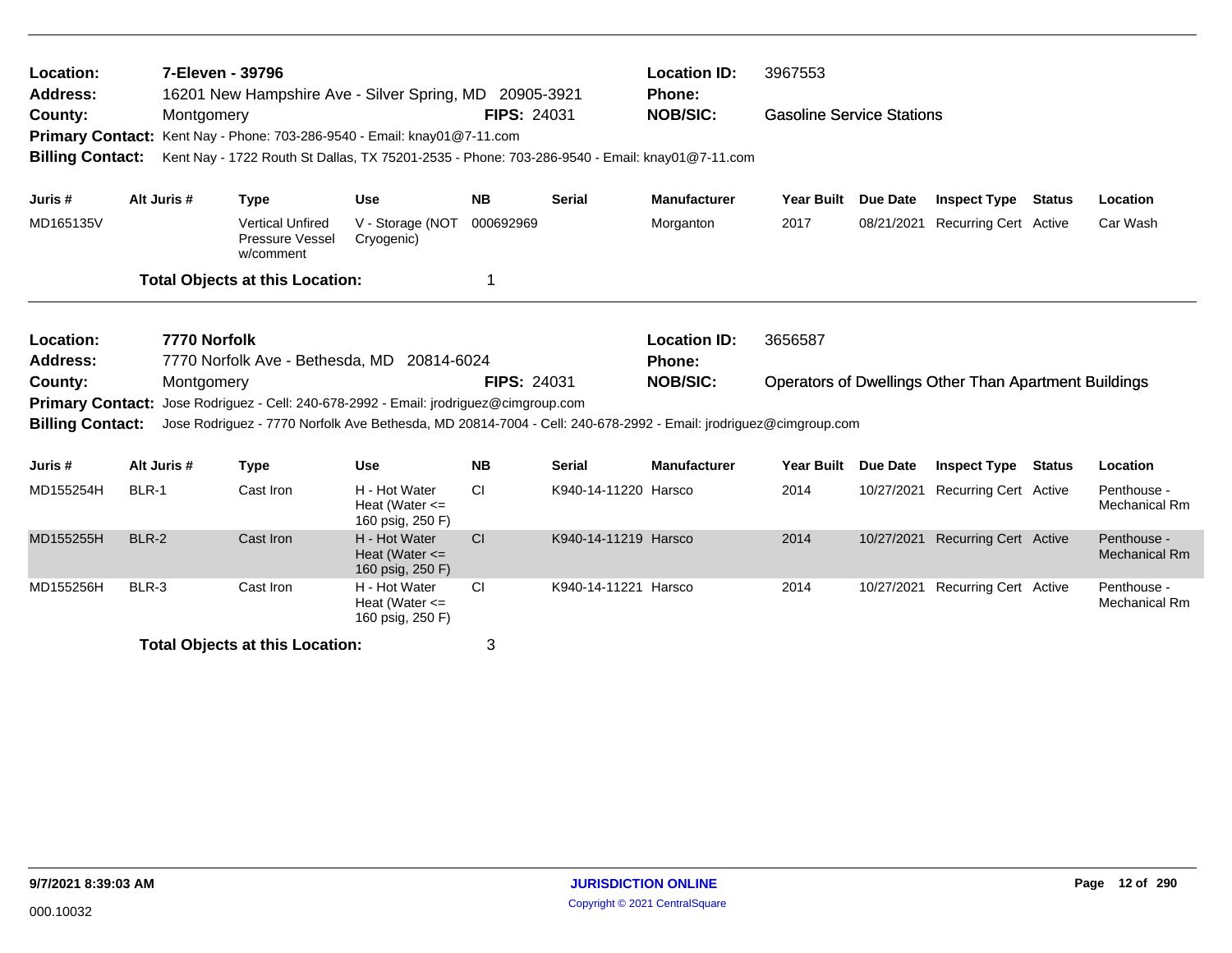**Location:** 7-Eleven - 39796 **Location ID:** 3967553
**Address:** 16201 New Hampshire Ave - Silver Spring, MD 20905-3921 **Phone:**
**County:** Montgomery **FIPS:** 24031 **NOB/SIC:** Gasoline Service Stations
**Primary Contact:** Kent Nay - Phone: 703-286-9540 - Email: knay01@7-11.com
**Billing Contact:** Kent Nay - 1722 Routh St Dallas, TX 75201-2535 - Phone: 703-286-9540 - Email: knay01@7-11.com

| Juris # | Alt Juris # | Type | Use | NB | Serial | Manufacturer | Year Built | Due Date | Inspect Type | Status | Location |
|---|---|---|---|---|---|---|---|---|---|---|---|
| MD165135V | | Vertical Unfired Pressure Vessel w/comment | V - Storage (NOT Cryogenic) | 000692969 | | Morganton | 2017 | 08/21/2021 | Recurring Cert | Active | Car Wash |

**Total Objects at this Location:** 1

---

**Location:** 7770 Norfolk **Location ID:** 3656587
**Address:** 7770 Norfolk Ave - Bethesda, MD 20814-6024 **Phone:**
**County:** Montgomery **FIPS:** 24031 **NOB/SIC:** Operators of Dwellings Other Than Apartment Buildings
**Primary Contact:** Jose Rodriguez - Cell: 240-678-2992 - Email: jrodriguez@cimgroup.com
**Billing Contact:** Jose Rodriguez - 7770 Norfolk Ave Bethesda, MD 20814-7004 - Cell: 240-678-2992 - Email: jrodriguez@cimgroup.com

| Juris # | Alt Juris # | Type | Use | NB | Serial | Manufacturer | Year Built | Due Date | Inspect Type | Status | Location |
|---|---|---|---|---|---|---|---|---|---|---|---|
| MD155254H | BLR-1 | Cast Iron | H - Hot Water Heat (Water <= 160 psig, 250 F) | CI | K940-14-11220 | Harsco | 2014 | 10/27/2021 | Recurring Cert | Active | Penthouse - Mechanical Rm |
| MD155255H | BLR-2 | Cast Iron | H - Hot Water Heat (Water <= 160 psig, 250 F) | CI | K940-14-11219 | Harsco | 2014 | 10/27/2021 | Recurring Cert | Active | Penthouse - Mechanical Rm |
| MD155256H | BLR-3 | Cast Iron | H - Hot Water Heat (Water <= 160 psig, 250 F) | CI | K940-14-11221 | Harsco | 2014 | 10/27/2021 | Recurring Cert | Active | Penthouse - Mechanical Rm |

**Total Objects at this Location:** 3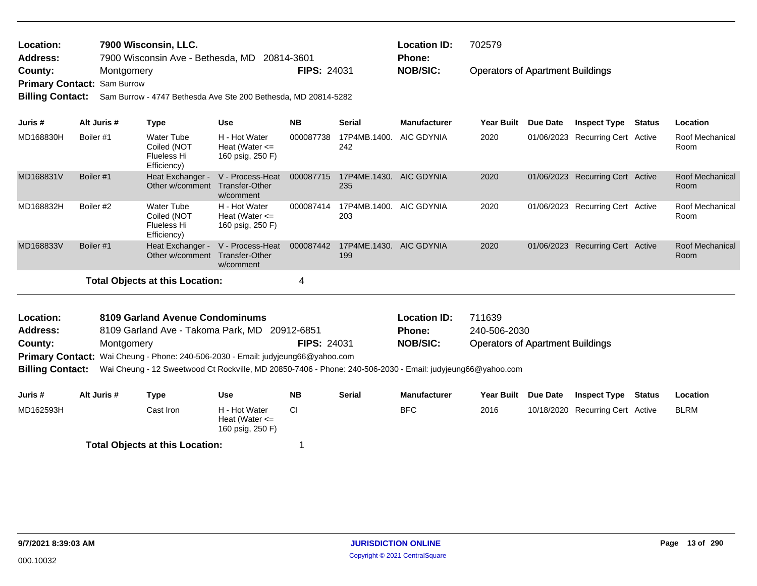**Location:** 7900 Wisconsin, LLC.
**Location ID:** 702579
**Address:** 7900 Wisconsin Ave - Bethesda, MD 20814-3601
**Phone:**
**County:** Montgomery
**FIPS:** 24031
**NOB/SIC:** Operators of Apartment Buildings
**Primary Contact:** Sam Burrow
**Billing Contact:** Sam Burrow - 4747 Bethesda Ave Ste 200 Bethesda, MD 20814-5282

| Juris # | Alt Juris # | Type | Use | NB | Serial | Manufacturer | Year Built | Due Date | Inspect Type | Status | Location |
|---|---|---|---|---|---|---|---|---|---|---|---|
| MD168830H | Boiler #1 | Water Tube Coiled (NOT Flueless Hi Efficiency) | H - Hot Water Heat (Water <= 160 psig, 250 F) | 000087738 | 17P4MB.1400.242 | AIC GDYNIA | 2020 | 01/06/2023 | Recurring Cert | Active | Roof Mechanical Room |
| MD168831V | Boiler #1 | Heat Exchanger - Other w/comment | V - Process-Heat Transfer-Other w/comment | 000087715 | 17P4ME.1430.235 | AIC GDYNIA | 2020 | 01/06/2023 | Recurring Cert | Active | Roof Mechanical Room |
| MD168832H | Boiler #2 | Water Tube Coiled (NOT Flueless Hi Efficiency) | H - Hot Water Heat (Water <= 160 psig, 250 F) | 000087414 | 17P4MB.1400.203 | AIC GDYNIA | 2020 | 01/06/2023 | Recurring Cert | Active | Roof Mechanical Room |
| MD168833V | Boiler #1 | Heat Exchanger - Other w/comment | V - Process-Heat Transfer-Other w/comment | 000087442 | 17P4ME.1430.199 | AIC GDYNIA | 2020 | 01/06/2023 | Recurring Cert | Active | Roof Mechanical Room |

**Total Objects at this Location:** 4

**Location:** 8109 Garland Avenue Condominums
**Location ID:** 711639
**Address:** 8109 Garland Ave - Takoma Park, MD 20912-6851
**Phone:** 240-506-2030
**County:** Montgomery
**FIPS:** 24031
**NOB/SIC:** Operators of Apartment Buildings
**Primary Contact:** Wai Cheung - Phone: 240-506-2030 - Email: judyjeung66@yahoo.com
**Billing Contact:** Wai Cheung - 12 Sweetwood Ct Rockville, MD 20850-7406 - Phone: 240-506-2030 - Email: judyjeung66@yahoo.com

| Juris # | Alt Juris # | Type | Use | NB | Serial | Manufacturer | Year Built | Due Date | Inspect Type | Status | Location |
|---|---|---|---|---|---|---|---|---|---|---|---|
| MD162593H | | Cast Iron | H - Hot Water Heat (Water <= 160 psig, 250 F) | CI | | BFC | 2016 | 10/18/2020 | Recurring Cert | Active | BLRM |

**Total Objects at this Location:** 1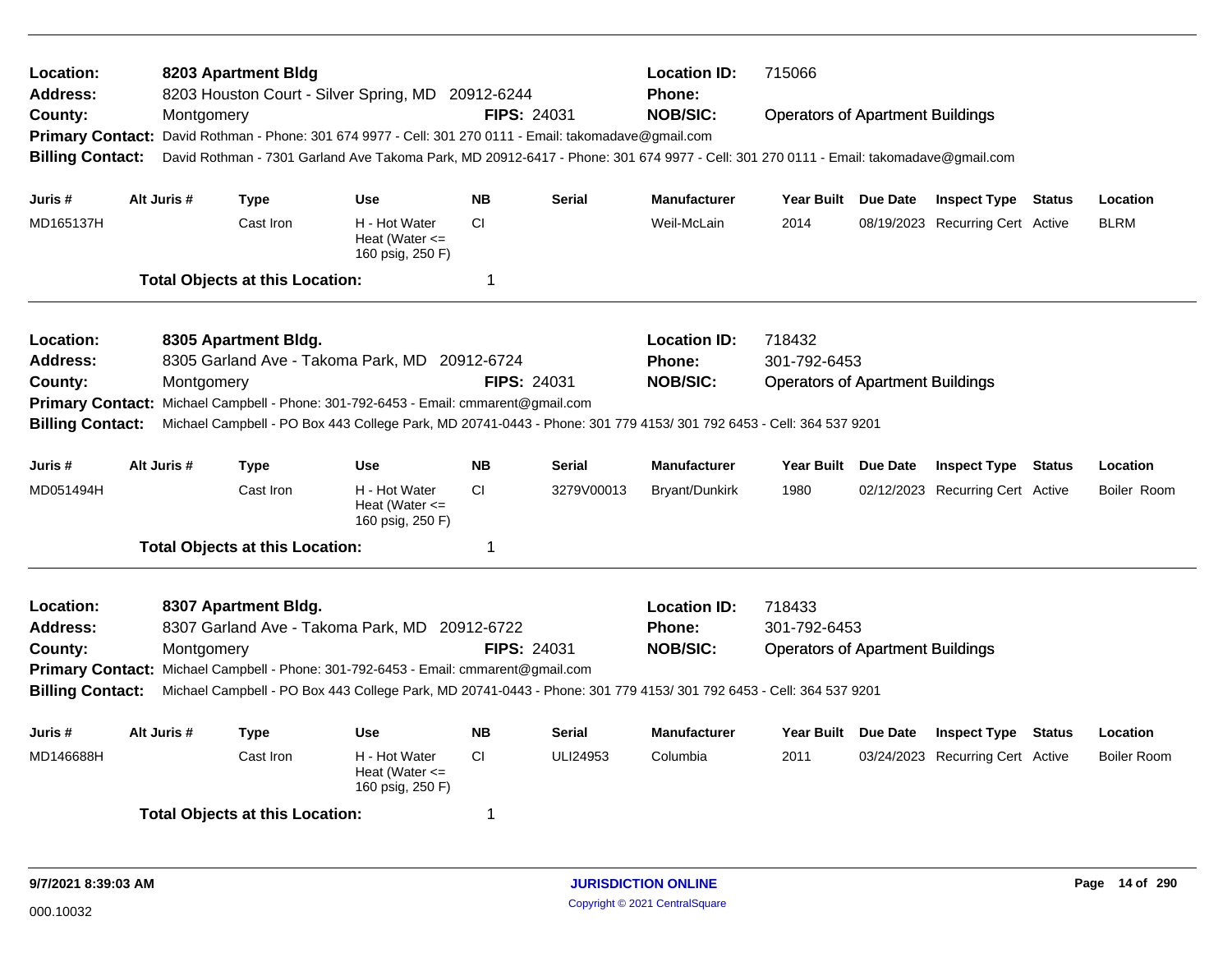**Location:** 8203 Apartment Bldg | **Location ID:** 715066
**Address:** 8203 Houston Court - Silver Spring, MD 20912-6244 | **Phone:**
**County:** Montgomery | **FIPS:** 24031 | **NOB/SIC:** Operators of Apartment Buildings
**Primary Contact:** David Rothman - Phone: 301 674 9977 - Cell: 301 270 0111 - Email: takomadave@gmail.com
**Billing Contact:** David Rothman - 7301 Garland Ave Takoma Park, MD 20912-6417 - Phone: 301 674 9977 - Cell: 301 270 0111 - Email: takomadave@gmail.com

| Juris # | Alt Juris # | Type | Use | NB | Serial | Manufacturer | Year Built | Due Date | Inspect Type | Status | Location |
|---|---|---|---|---|---|---|---|---|---|---|---|
| MD165137H | | Cast Iron | H - Hot Water Heat (Water <= 160 psig, 250 F) | CI | | Weil-McLain | 2014 | 08/19/2023 | Recurring Cert | Active | BLRM |

**Total Objects at this Location:** 1

---

**Location:** 8305 Apartment Bldg. | **Location ID:** 718432
**Address:** 8305 Garland Ave - Takoma Park, MD 20912-6724 | **Phone:** 301-792-6453
**County:** Montgomery | **FIPS:** 24031 | **NOB/SIC:** Operators of Apartment Buildings
**Primary Contact:** Michael Campbell - Phone: 301-792-6453 - Email: cmmarent@gmail.com
**Billing Contact:** Michael Campbell - PO Box 443 College Park, MD 20741-0443 - Phone: 301 779 4153/ 301 792 6453 - Cell: 364 537 9201

| Juris # | Alt Juris # | Type | Use | NB | Serial | Manufacturer | Year Built | Due Date | Inspect Type | Status | Location |
|---|---|---|---|---|---|---|---|---|---|---|---|
| MD051494H | | Cast Iron | H - Hot Water Heat (Water <= 160 psig, 250 F) | CI | 3279V00013 | Bryant/Dunkirk | 1980 | 02/12/2023 | Recurring Cert | Active | Boiler Room |

**Total Objects at this Location:** 1

---

**Location:** 8307 Apartment Bldg. | **Location ID:** 718433
**Address:** 8307 Garland Ave - Takoma Park, MD 20912-6722 | **Phone:** 301-792-6453
**County:** Montgomery | **FIPS:** 24031 | **NOB/SIC:** Operators of Apartment Buildings
**Primary Contact:** Michael Campbell - Phone: 301-792-6453 - Email: cmmarent@gmail.com
**Billing Contact:** Michael Campbell - PO Box 443 College Park, MD 20741-0443 - Phone: 301 779 4153/ 301 792 6453 - Cell: 364 537 9201

| Juris # | Alt Juris # | Type | Use | NB | Serial | Manufacturer | Year Built | Due Date | Inspect Type | Status | Location |
|---|---|---|---|---|---|---|---|---|---|---|---|
| MD146688H | | Cast Iron | H - Hot Water Heat (Water <= 160 psig, 250 F) | CI | ULI24953 | Columbia | 2011 | 03/24/2023 | Recurring Cert | Active | Boiler Room |

**Total Objects at this Location:** 1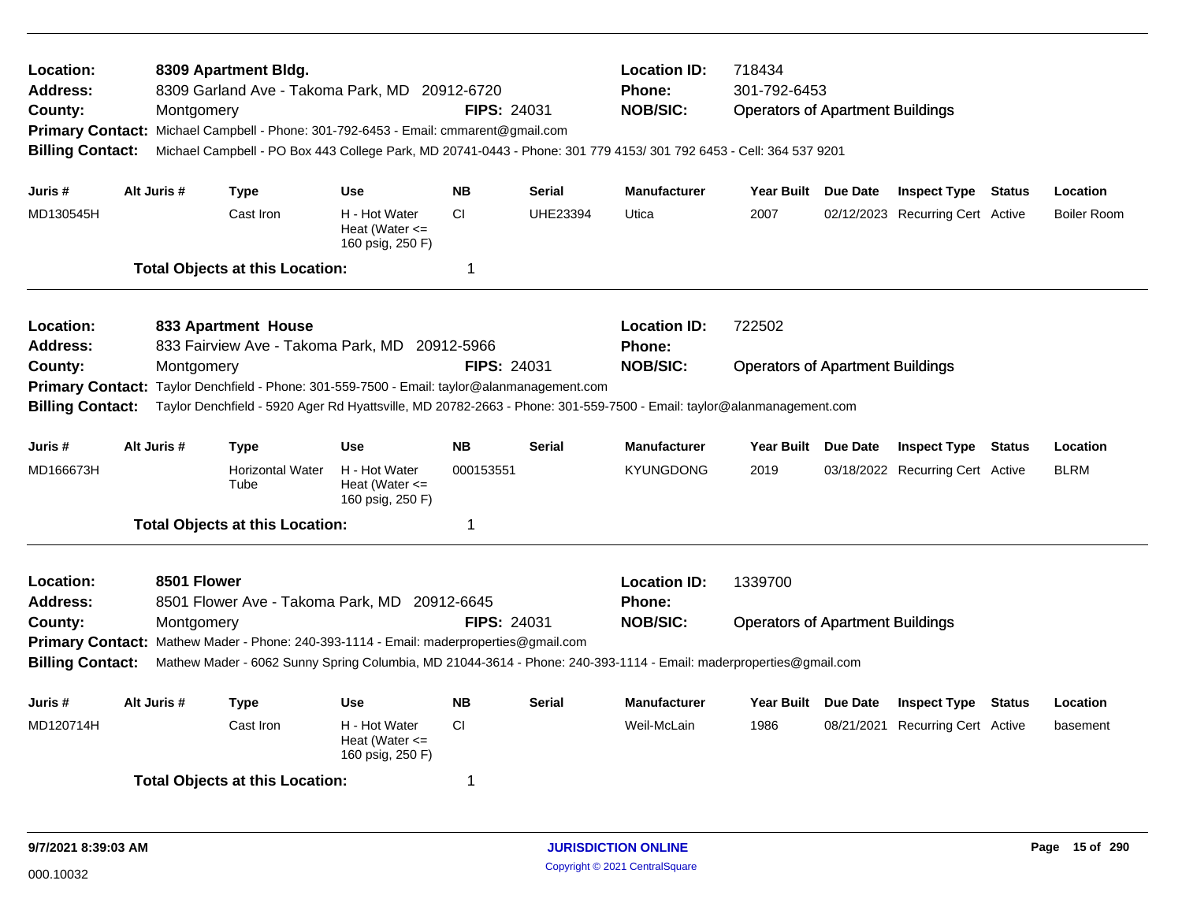**Location:** 8309 Apartment Bldg.
**Address:** 8309 Garland Ave - Takoma Park, MD 20912-6720
**County:** Montgomery **FIPS:** 24031
**Location ID:** 718434
**Phone:** 301-792-6453
**NOB/SIC:** Operators of Apartment Buildings
**Primary Contact:** Michael Campbell - Phone: 301-792-6453 - Email: cmmarent@gmail.com
**Billing Contact:** Michael Campbell - PO Box 443 College Park, MD 20741-0443 - Phone: 301 779 4153/ 301 792 6453 - Cell: 364 537 9201

| Juris # | Alt Juris # | Type | Use | NB | Serial | Manufacturer | Year Built | Due Date | Inspect Type | Status | Location |
|---|---|---|---|---|---|---|---|---|---|---|---|
| MD130545H | | Cast Iron | H - Hot Water Heat (Water <= 160 psig, 250 F) | CI | UHE23394 | Utica | 2007 | 02/12/2023 | Recurring Cert | Active | Boiler Room |

**Total Objects at this Location:** 1

---

**Location:** 833 Apartment House
**Address:** 833 Fairview Ave - Takoma Park, MD 20912-5966
**County:** Montgomery **FIPS:** 24031
**Location ID:** 722502
**Phone:**
**NOB/SIC:** Operators of Apartment Buildings
**Primary Contact:** Taylor Denchfield - Phone: 301-559-7500 - Email: taylor@alanmanagement.com
**Billing Contact:** Taylor Denchfield - 5920 Ager Rd Hyattsville, MD 20782-2663 - Phone: 301-559-7500 - Email: taylor@alanmanagement.com

| Juris # | Alt Juris # | Type | Use | NB | Serial | Manufacturer | Year Built | Due Date | Inspect Type | Status | Location |
|---|---|---|---|---|---|---|---|---|---|---|---|
| MD166673H | | Horizontal Water Tube | H - Hot Water Heat (Water <= 160 psig, 250 F) | 000153551 | | KYUNGDONG | 2019 | 03/18/2022 | Recurring Cert | Active | BLRM |

**Total Objects at this Location:** 1

---

**Location:** 8501 Flower
**Address:** 8501 Flower Ave - Takoma Park, MD 20912-6645
**County:** Montgomery **FIPS:** 24031
**Location ID:** 1339700
**Phone:**
**NOB/SIC:** Operators of Apartment Buildings
**Primary Contact:** Mathew Mader - Phone: 240-393-1114 - Email: maderproperties@gmail.com
**Billing Contact:** Mathew Mader - 6062 Sunny Spring Columbia, MD 21044-3614 - Phone: 240-393-1114 - Email: maderproperties@gmail.com

| Juris # | Alt Juris # | Type | Use | NB | Serial | Manufacturer | Year Built | Due Date | Inspect Type | Status | Location |
|---|---|---|---|---|---|---|---|---|---|---|---|
| MD120714H | | Cast Iron | H - Hot Water Heat (Water <= 160 psig, 250 F) | CI | | Weil-McLain | 1986 | 08/21/2021 | Recurring Cert | Active | basement |

**Total Objects at this Location:** 1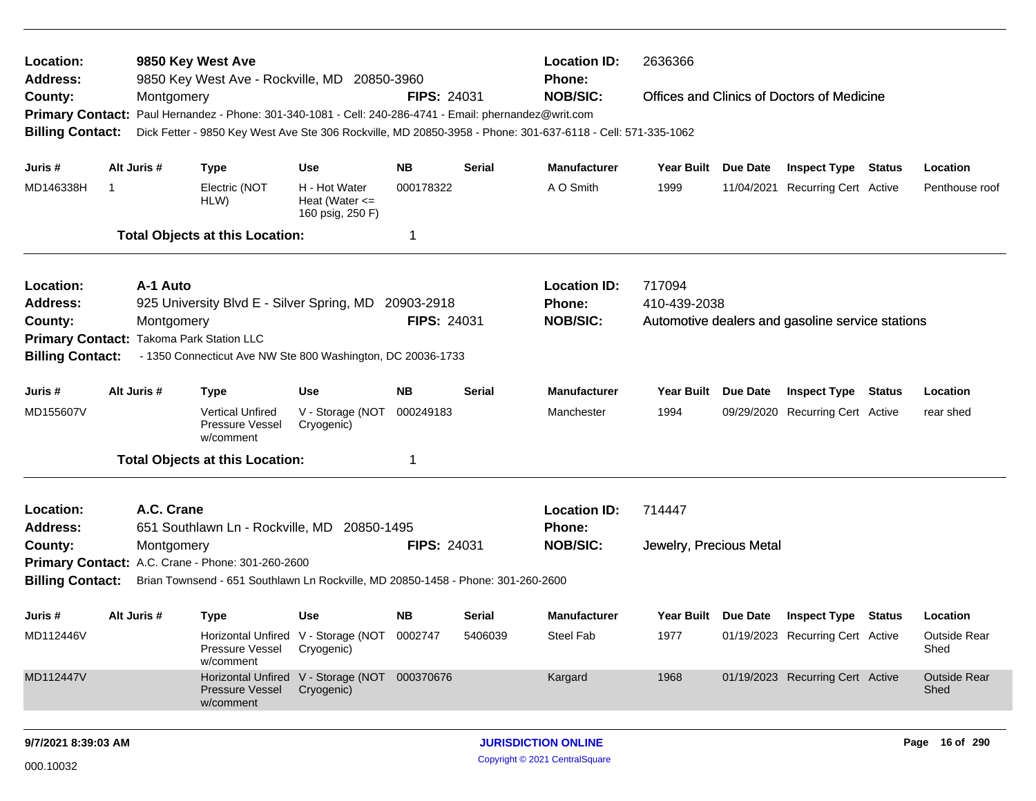**Location:** 9850 Key West Ave | **Location ID:** 2636366
**Address:** 9850 Key West Ave - Rockville, MD 20850-3960 | **Phone:**
**County:** Montgomery | **FIPS:** 24031 | **NOB/SIC:** Offices and Clinics of Doctors of Medicine
**Primary Contact:** Paul Hernandez - Phone: 301-340-1081 - Cell: 240-286-4741 - Email: phernandez@writ.com
**Billing Contact:** Dick Fetter - 9850 Key West Ave Ste 306 Rockville, MD 20850-3958 - Phone: 301-637-6118 - Cell: 571-335-1062

| Juris # | Alt Juris # | Type | Use | NB | Serial | Manufacturer | Year Built | Due Date | Inspect Type | Status | Location |
|---|---|---|---|---|---|---|---|---|---|---|---|
| MD146338H | 1 | Electric (NOT HLW) | H - Hot Water Heat (Water <= 160 psig, 250 F) | 000178322 | | A O Smith | 1999 | 11/04/2021 | Recurring Cert | Active | Penthouse roof |

**Total Objects at this Location:** 1

---

**Location:** A-1 Auto | **Location ID:** 717094
**Address:** 925 University Blvd E - Silver Spring, MD 20903-2918 | **Phone:** 410-439-2038
**County:** Montgomery | **FIPS:** 24031 | **NOB/SIC:** Automotive dealers and gasoline service stations
**Primary Contact:** Takoma Park Station LLC
**Billing Contact:** - 1350 Connecticut Ave NW Ste 800 Washington, DC 20036-1733

| Juris # | Alt Juris # | Type | Use | NB | Serial | Manufacturer | Year Built | Due Date | Inspect Type | Status | Location |
|---|---|---|---|---|---|---|---|---|---|---|---|
| MD155607V | | Vertical Unfired Pressure Vessel w/comment | V - Storage (NOT Cryogenic) | 000249183 | | Manchester | 1994 | 09/29/2020 | Recurring Cert | Active | rear shed |

**Total Objects at this Location:** 1

---

**Location:** A.C. Crane | **Location ID:** 714447
**Address:** 651 Southlawn Ln - Rockville, MD 20850-1495 | **Phone:**
**County:** Montgomery | **FIPS:** 24031 | **NOB/SIC:** Jewelry, Precious Metal
**Primary Contact:** A.C. Crane - Phone: 301-260-2600
**Billing Contact:** Brian Townsend - 651 Southlawn Ln Rockville, MD 20850-1458 - Phone: 301-260-2600

| Juris # | Alt Juris # | Type | Use | NB | Serial | Manufacturer | Year Built | Due Date | Inspect Type | Status | Location |
|---|---|---|---|---|---|---|---|---|---|---|---|
| MD112446V | | Horizontal Unfired Pressure Vessel w/comment | V - Storage (NOT Cryogenic) | 0002747 | 5406039 | Steel Fab | 1977 | 01/19/2023 | Recurring Cert | Active | Outside Rear Shed |
| MD112447V | | Horizontal Unfired Pressure Vessel w/comment | V - Storage (NOT Cryogenic) | 000370676 | | Kargard | 1968 | 01/19/2023 | Recurring Cert | Active | Outside Rear Shed |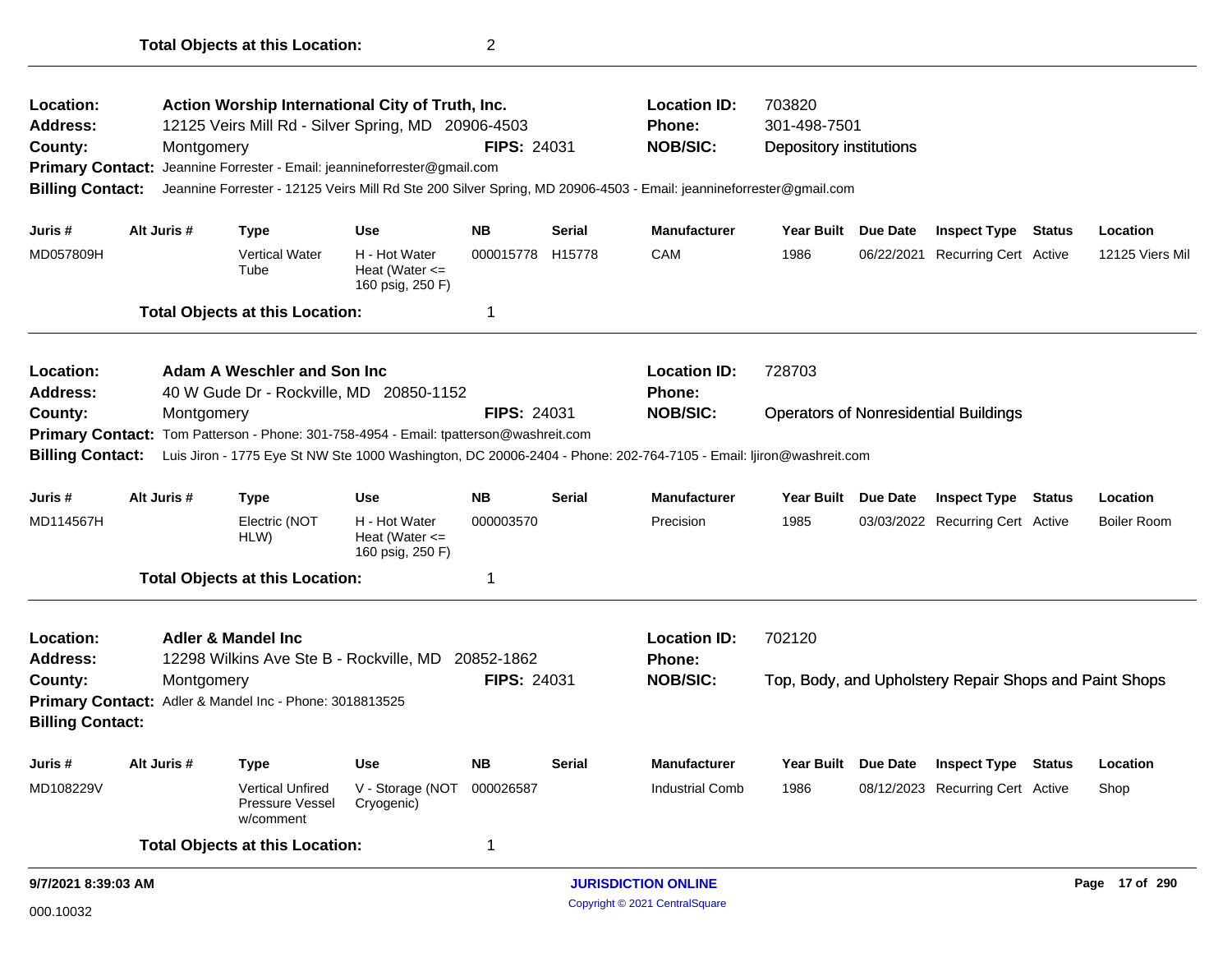**Total Objects at this Location:** 2

---

**Location:** Action Worship International City of Truth, Inc.
**Address:** 12125 Veirs Mill Rd - Silver Spring, MD 20906-4503
**County:** Montgomery
**FIPS:** 24031
**Location ID:** 703820
**Phone:** 301-498-7501
**NOB/SIC:** Depository institutions
**Primary Contact:** Jeannine Forrester - Email: jeannineforrester@gmail.com
**Billing Contact:** Jeannine Forrester - 12125 Veirs Mill Rd Ste 200 Silver Spring, MD 20906-4503 - Email: jeannineforrester@gmail.com

| Juris # | Alt Juris # | Type | Use | NB | Serial | Manufacturer | Year Built | Due Date | Inspect Type | Status | Location |
|---|---|---|---|---|---|---|---|---|---|---|---|
| MD057809H | | Vertical Water Tube | H - Hot Water Heat (Water <= 160 psig, 250 F) | 000015778 | H15778 | CAM | 1986 | 06/22/2021 | Recurring Cert | Active | 12125 Viers Mil |

**Total Objects at this Location:** 1

---

**Location:** Adam A Weschler and Son Inc
**Address:** 40 W Gude Dr - Rockville, MD 20850-1152
**County:** Montgomery
**FIPS:** 24031
**Location ID:** 728703
**Phone:**
**NOB/SIC:** Operators of Nonresidential Buildings
**Primary Contact:** Tom Patterson - Phone: 301-758-4954 - Email: tpatterson@washreit.com
**Billing Contact:** Luis Jiron - 1775 Eye St NW Ste 1000 Washington, DC 20006-2404 - Phone: 202-764-7105 - Email: ljiron@washreit.com

| Juris # | Alt Juris # | Type | Use | NB | Serial | Manufacturer | Year Built | Due Date | Inspect Type | Status | Location |
|---|---|---|---|---|---|---|---|---|---|---|---|
| MD114567H | | Electric (NOT HLW) | H - Hot Water Heat (Water <= 160 psig, 250 F) | 000003570 | | Precision | 1985 | 03/03/2022 | Recurring Cert | Active | Boiler Room |

**Total Objects at this Location:** 1

---

**Location:** Adler & Mandel Inc
**Address:** 12298 Wilkins Ave Ste B - Rockville, MD 20852-1862
**County:** Montgomery
**FIPS:** 24031
**Location ID:** 702120
**Phone:**
**NOB/SIC:** Top, Body, and Upholstery Repair Shops and Paint Shops
**Primary Contact:** Adler & Mandel Inc - Phone: 3018813525
**Billing Contact:**

| Juris # | Alt Juris # | Type | Use | NB | Serial | Manufacturer | Year Built | Due Date | Inspect Type | Status | Location |
|---|---|---|---|---|---|---|---|---|---|---|---|
| MD108229V | | Vertical Unfired Pressure Vessel w/comment | V - Storage (NOT Cryogenic) | 000026587 | | Industrial Comb | 1986 | 08/12/2023 | Recurring Cert | Active | Shop |

**Total Objects at this Location:** 1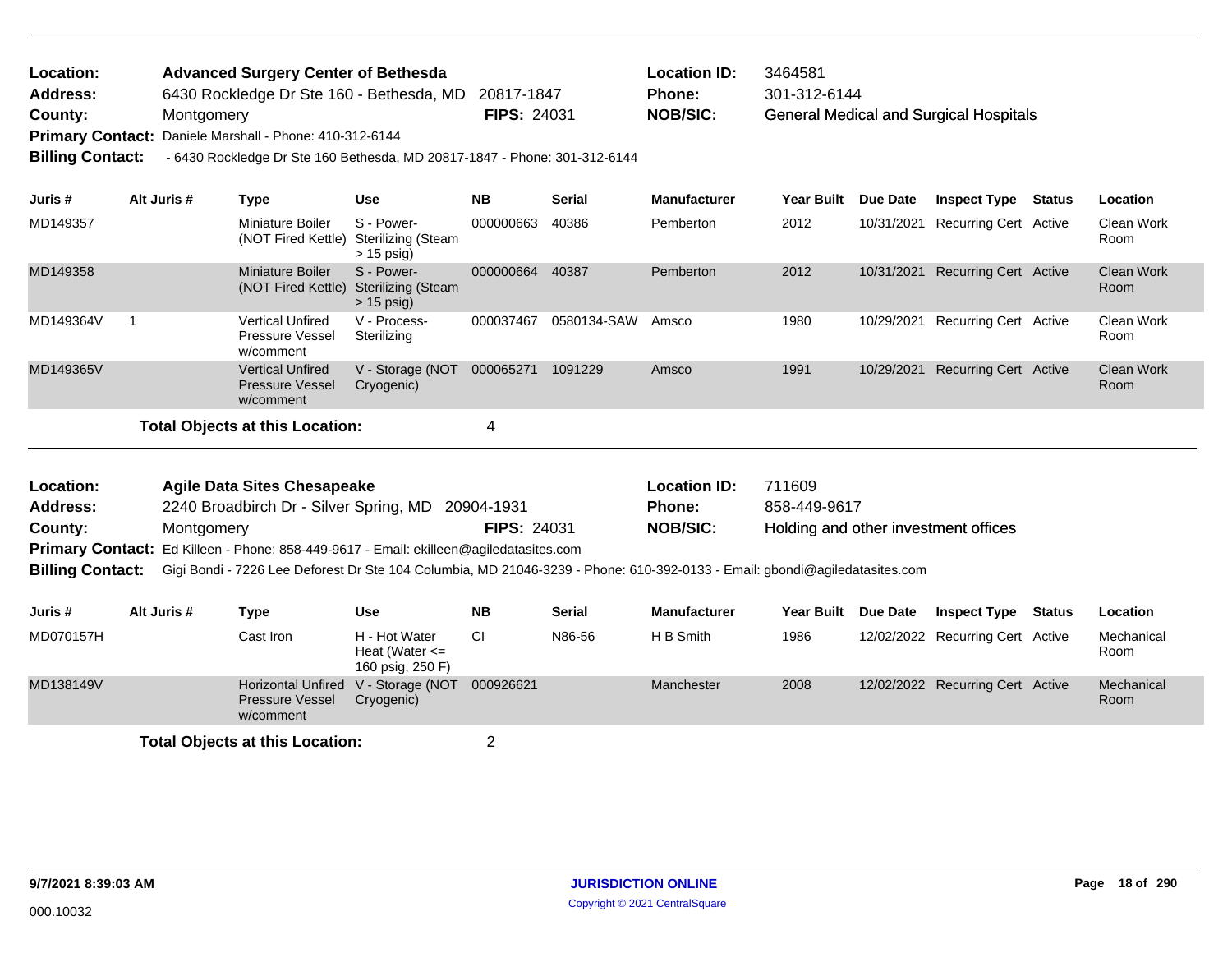**Location:** Advanced Surgery Center of Bethesda  **Location ID:** 3464581
**Address:** 6430 Rockledge Dr Ste 160 - Bethesda, MD 20817-1847  **Phone:** 301-312-6144
**County:** Montgomery  **FIPS:** 24031  **NOB/SIC:** General Medical and Surgical Hospitals
**Primary Contact:** Daniele Marshall - Phone: 410-312-6144
**Billing Contact:** - 6430 Rockledge Dr Ste 160 Bethesda, MD 20817-1847 - Phone: 301-312-6144

| Juris # | Alt Juris # | Type | Use | NB | Serial | Manufacturer | Year Built | Due Date | Inspect Type | Status | Location |
|---|---|---|---|---|---|---|---|---|---|---|---|
| MD149357 | | Miniature Boiler (NOT Fired Kettle) | S - Power-Sterilizing (Steam > 15 psig) | 000000663 | 40386 | Pemberton | 2012 | 10/31/2021 | Recurring Cert | Active | Clean Work Room |
| MD149358 | | Miniature Boiler (NOT Fired Kettle) | S - Power-Sterilizing (Steam > 15 psig) | 000000664 | 40387 | Pemberton | 2012 | 10/31/2021 | Recurring Cert | Active | Clean Work Room |
| MD149364V | 1 | Vertical Unfired Pressure Vessel w/comment | V - Process-Sterilizing | 000037467 | 0580134-SAW | Amsco | 1980 | 10/29/2021 | Recurring Cert | Active | Clean Work Room |
| MD149365V | | Vertical Unfired Pressure Vessel w/comment | V - Storage (NOT Cryogenic) | 000065271 | 1091229 | Amsco | 1991 | 10/29/2021 | Recurring Cert | Active | Clean Work Room |

**Total Objects at this Location:** 4

**Location:** Agile Data Sites Chesapeake  **Location ID:** 711609
**Address:** 2240 Broadbirch Dr - Silver Spring, MD 20904-1931  **Phone:** 858-449-9617
**County:** Montgomery  **FIPS:** 24031  **NOB/SIC:** Holding and other investment offices
**Primary Contact:** Ed Killeen - Phone: 858-449-9617 - Email: ekilleen@agiledatasites.com
**Billing Contact:** Gigi Bondi - 7226 Lee Deforest Dr Ste 104 Columbia, MD 21046-3239 - Phone: 610-392-0133 - Email: gbondi@agiledatasites.com

| Juris # | Alt Juris # | Type | Use | NB | Serial | Manufacturer | Year Built | Due Date | Inspect Type | Status | Location |
|---|---|---|---|---|---|---|---|---|---|---|---|
| MD070157H | | Cast Iron | H - Hot Water Heat (Water <= 160 psig, 250 F) | CI | N86-56 | H B Smith | 1986 | 12/02/2022 | Recurring Cert | Active | Mechanical Room |
| MD138149V | | Horizontal Unfired Pressure Vessel w/comment | V - Storage (NOT Cryogenic) | 000926621 | | Manchester | 2008 | 12/02/2022 | Recurring Cert | Active | Mechanical Room |

**Total Objects at this Location:** 2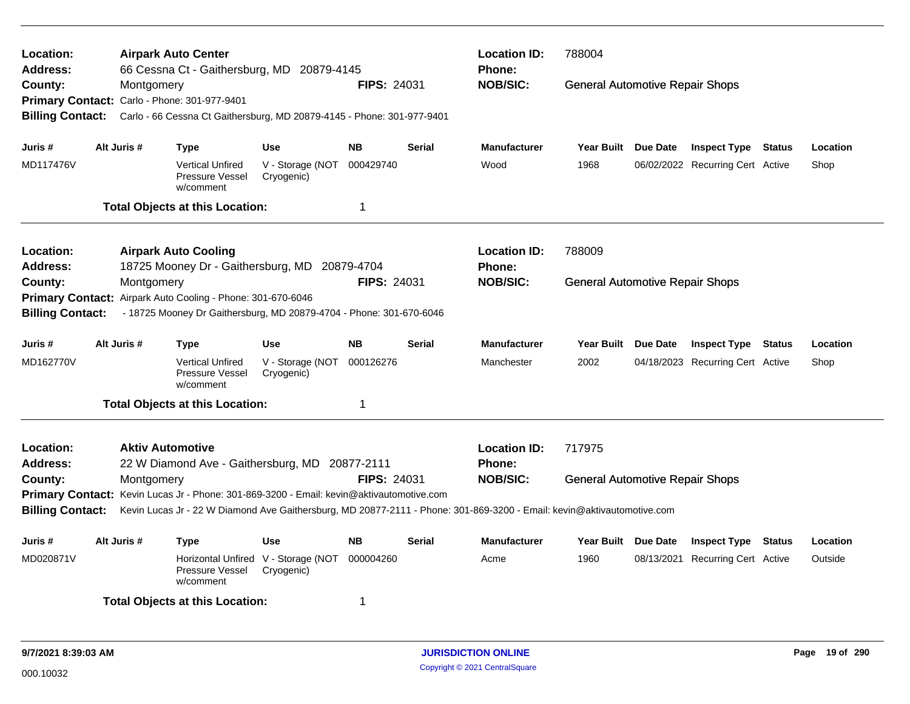**Location:** **Airpark Auto Center**
**Address:** 66 Cessna Ct - Gaithersburg, MD 20879-4145
**County:** Montgomery **FIPS:** 24031
**Primary Contact:** Carlo - Phone: 301-977-9401
**Billing Contact:** Carlo - 66 Cessna Ct Gaithersburg, MD 20879-4145 - Phone: 301-977-9401

**Location ID:** 788004
**Phone:**
**NOB/SIC:** General Automotive Repair Shops

| Juris # | Alt Juris # | Type | Use | NB | Serial | Manufacturer | Year Built | Due Date | Inspect Type | Status | Location |
|---|---|---|---|---|---|---|---|---|---|---|---|
| MD117476V | | Vertical Unfired Pressure Vessel w/comment | V - Storage (NOT Cryogenic) | 000429740 | | Wood | 1968 | 06/02/2022 | Recurring Cert | Active | Shop |

**Total Objects at this Location:** 1

---

**Location:** **Airpark Auto Cooling**
**Address:** 18725 Mooney Dr - Gaithersburg, MD 20879-4704
**County:** Montgomery **FIPS:** 24031
**Primary Contact:** Airpark Auto Cooling - Phone: 301-670-6046
**Billing Contact:** - 18725 Mooney Dr Gaithersburg, MD 20879-4704 - Phone: 301-670-6046

**Location ID:** 788009
**Phone:**
**NOB/SIC:** General Automotive Repair Shops

| Juris # | Alt Juris # | Type | Use | NB | Serial | Manufacturer | Year Built | Due Date | Inspect Type | Status | Location |
|---|---|---|---|---|---|---|---|---|---|---|---|
| MD162770V | | Vertical Unfired Pressure Vessel w/comment | V - Storage (NOT Cryogenic) | 000126276 | | Manchester | 2002 | 04/18/2023 | Recurring Cert | Active | Shop |

**Total Objects at this Location:** 1

---

**Location:** **Aktiv Automotive**
**Address:** 22 W Diamond Ave - Gaithersburg, MD 20877-2111
**County:** Montgomery **FIPS:** 24031
**Primary Contact:** Kevin Lucas Jr - Phone: 301-869-3200 - Email: kevin@aktivautomotive.com
**Billing Contact:** Kevin Lucas Jr - 22 W Diamond Ave Gaithersburg, MD 20877-2111 - Phone: 301-869-3200 - Email: kevin@aktivautomotive.com

**Location ID:** 717975
**Phone:**
**NOB/SIC:** General Automotive Repair Shops

| Juris # | Alt Juris # | Type | Use | NB | Serial | Manufacturer | Year Built | Due Date | Inspect Type | Status | Location |
|---|---|---|---|---|---|---|---|---|---|---|---|
| MD020871V | | Horizontal Unfired Pressure Vessel w/comment | V - Storage (NOT Cryogenic) | 000004260 | | Acme | 1960 | 08/13/2021 | Recurring Cert | Active | Outside |

**Total Objects at this Location:** 1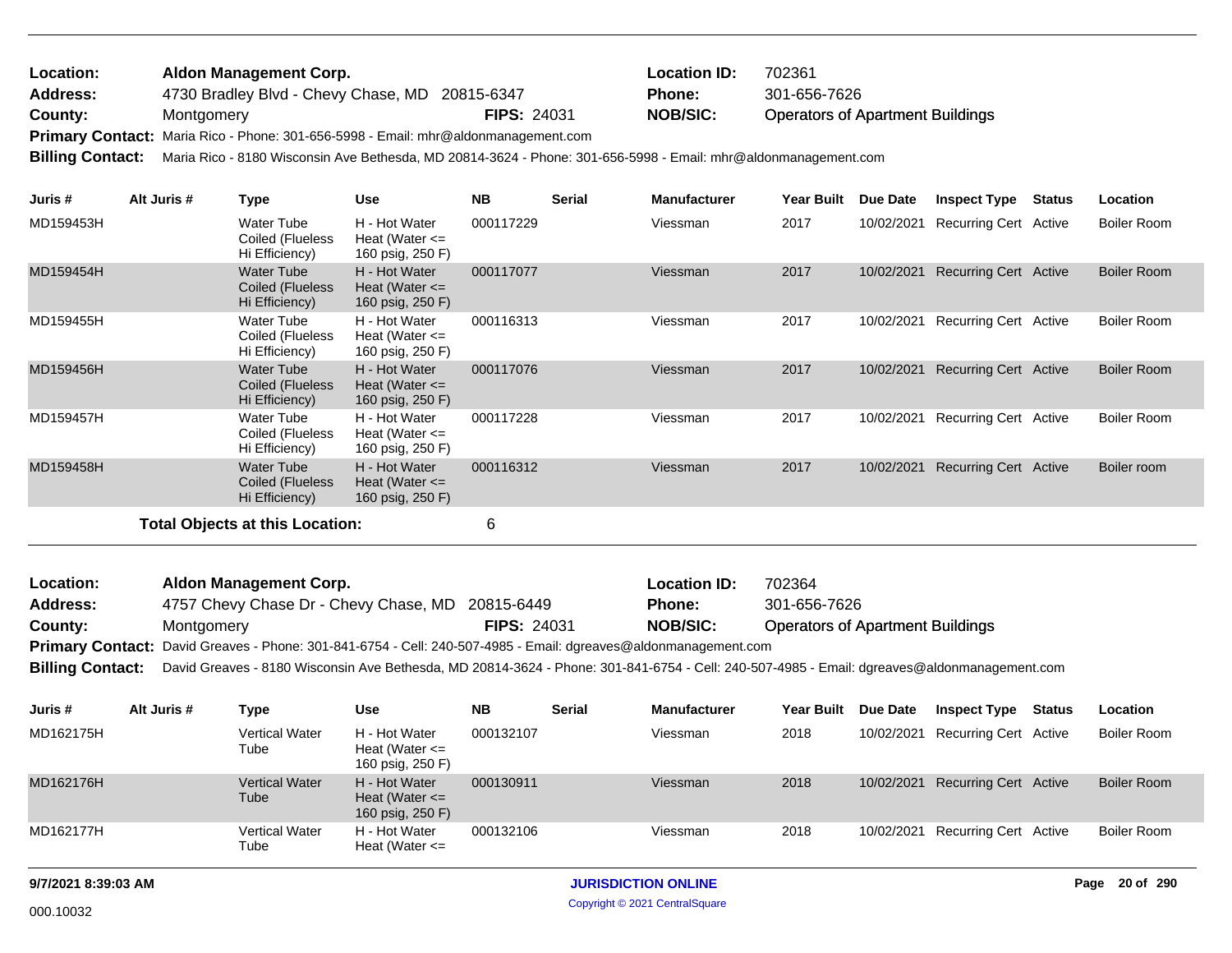**Location:** Aldon Management Corp. **Location ID:** 702361
**Address:** 4730 Bradley Blvd - Chevy Chase, MD 20815-6347 **Phone:** 301-656-7626
**County:** Montgomery **FIPS:** 24031 **NOB/SIC:** Operators of Apartment Buildings
**Primary Contact:** Maria Rico - Phone: 301-656-5998 - Email: mhr@aldonmanagement.com
**Billing Contact:** Maria Rico - 8180 Wisconsin Ave Bethesda, MD 20814-3624 - Phone: 301-656-5998 - Email: mhr@aldonmanagement.com

| Juris # | Alt Juris # | Type | Use | NB | Serial | Manufacturer | Year Built | Due Date | Inspect Type | Status | Location |
|---|---|---|---|---|---|---|---|---|---|---|---|
| MD159453H | | Water Tube Coiled (Flueless Hi Efficiency) | H - Hot Water Heat (Water <= 160 psig, 250 F) | 000117229 | | Viessman | 2017 | 10/02/2021 | Recurring Cert | Active | Boiler Room |
| MD159454H | | Water Tube Coiled (Flueless Hi Efficiency) | H - Hot Water Heat (Water <= 160 psig, 250 F) | 000117077 | | Viessman | 2017 | 10/02/2021 | Recurring Cert | Active | Boiler Room |
| MD159455H | | Water Tube Coiled (Flueless Hi Efficiency) | H - Hot Water Heat (Water <= 160 psig, 250 F) | 000116313 | | Viessman | 2017 | 10/02/2021 | Recurring Cert | Active | Boiler Room |
| MD159456H | | Water Tube Coiled (Flueless Hi Efficiency) | H - Hot Water Heat (Water <= 160 psig, 250 F) | 000117076 | | Viessman | 2017 | 10/02/2021 | Recurring Cert | Active | Boiler Room |
| MD159457H | | Water Tube Coiled (Flueless Hi Efficiency) | H - Hot Water Heat (Water <= 160 psig, 250 F) | 000117228 | | Viessman | 2017 | 10/02/2021 | Recurring Cert | Active | Boiler Room |
| MD159458H | | Water Tube Coiled (Flueless Hi Efficiency) | H - Hot Water Heat (Water <= 160 psig, 250 F) | 000116312 | | Viessman | 2017 | 10/02/2021 | Recurring Cert | Active | Boiler room |

**Total Objects at this Location:** 6

**Location:** Aldon Management Corp. **Location ID:** 702364
**Address:** 4757 Chevy Chase Dr - Chevy Chase, MD 20815-6449 **Phone:** 301-656-7626
**County:** Montgomery **FIPS:** 24031 **NOB/SIC:** Operators of Apartment Buildings
**Primary Contact:** David Greaves - Phone: 301-841-6754 - Cell: 240-507-4985 - Email: dgreaves@aldonmanagement.com
**Billing Contact:** David Greaves - 8180 Wisconsin Ave Bethesda, MD 20814-3624 - Phone: 301-841-6754 - Cell: 240-507-4985 - Email: dgreaves@aldonmanagement.com

| Juris # | Alt Juris # | Type | Use | NB | Serial | Manufacturer | Year Built | Due Date | Inspect Type | Status | Location |
|---|---|---|---|---|---|---|---|---|---|---|---|
| MD162175H | | Vertical Water Tube | H - Hot Water Heat (Water <= 160 psig, 250 F) | 000132107 | | Viessman | 2018 | 10/02/2021 | Recurring Cert | Active | Boiler Room |
| MD162176H | | Vertical Water Tube | H - Hot Water Heat (Water <= 160 psig, 250 F) | 000130911 | | Viessman | 2018 | 10/02/2021 | Recurring Cert | Active | Boiler Room |
| MD162177H | | Vertical Water Tube | H - Hot Water Heat (Water <= | 000132106 | | Viessman | 2018 | 10/02/2021 | Recurring Cert | Active | Boiler Room |

9/7/2021 8:39:03 AM
000.10032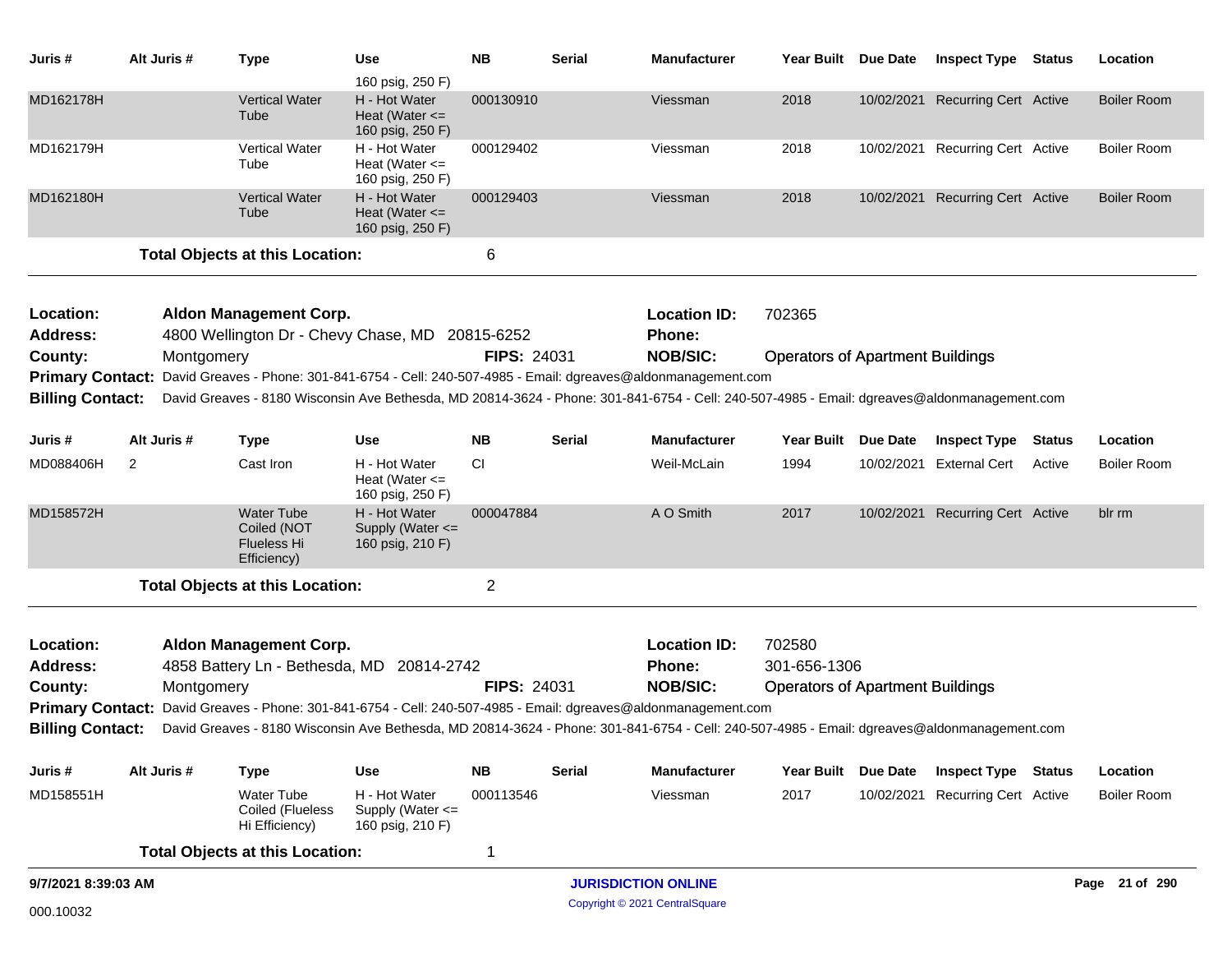| Juris # | Alt Juris # | Type | Use | NB | Serial | Manufacturer | Year Built | Due Date | Inspect Type | Status | Location |
|---|---|---|---|---|---|---|---|---|---|---|---|
| | | | 160 psig, 250 F) | | | | | | | | |
| MD162178H | | Vertical Water Tube | H - Hot Water Heat (Water <= 160 psig, 250 F) | 000130910 | | Viessman | 2018 | 10/02/2021 | Recurring Cert | Active | Boiler Room |
| MD162179H | | Vertical Water Tube | H - Hot Water Heat (Water <= 160 psig, 250 F) | 000129402 | | Viessman | 2018 | 10/02/2021 | Recurring Cert | Active | Boiler Room |
| MD162180H | | Vertical Water Tube | H - Hot Water Heat (Water <= 160 psig, 250 F) | 000129403 | | Viessman | 2018 | 10/02/2021 | Recurring Cert | Active | Boiler Room |

**Total Objects at this Location:** 6

---

**Location:** Aldon Management Corp. **Location ID:** 702365
**Address:** 4800 Wellington Dr - Chevy Chase, MD 20815-6252 **Phone:**
**County:** Montgomery **FIPS:** 24031 **NOB/SIC:** Operators of Apartment Buildings
**Primary Contact:** David Greaves - Phone: 301-841-6754 - Cell: 240-507-4985 - Email: dgreaves@aldonmanagement.com
**Billing Contact:** David Greaves - 8180 Wisconsin Ave Bethesda, MD 20814-3624 - Phone: 301-841-6754 - Cell: 240-507-4985 - Email: dgreaves@aldonmanagement.com

| Juris # | Alt Juris # | Type | Use | NB | Serial | Manufacturer | Year Built | Due Date | Inspect Type | Status | Location |
|---|---|---|---|---|---|---|---|---|---|---|---|
| MD088406H | 2 | Cast Iron | H - Hot Water Heat (Water <= 160 psig, 250 F) | CI | | Weil-McLain | 1994 | 10/02/2021 | External Cert | Active | Boiler Room |
| MD158572H | | Water Tube Coiled (NOT Flueless Hi Efficiency) | H - Hot Water Supply (Water <= 160 psig, 210 F) | 000047884 | | A O Smith | 2017 | 10/02/2021 | Recurring Cert | Active | blr rm |

**Total Objects at this Location:** 2

---

**Location:** Aldon Management Corp. **Location ID:** 702580
**Address:** 4858 Battery Ln - Bethesda, MD 20814-2742 **Phone:** 301-656-1306
**County:** Montgomery **FIPS:** 24031 **NOB/SIC:** Operators of Apartment Buildings
**Primary Contact:** David Greaves - Phone: 301-841-6754 - Cell: 240-507-4985 - Email: dgreaves@aldonmanagement.com
**Billing Contact:** David Greaves - 8180 Wisconsin Ave Bethesda, MD 20814-3624 - Phone: 301-841-6754 - Cell: 240-507-4985 - Email: dgreaves@aldonmanagement.com

| Juris # | Alt Juris # | Type | Use | NB | Serial | Manufacturer | Year Built | Due Date | Inspect Type | Status | Location |
|---|---|---|---|---|---|---|---|---|---|---|---|
| MD158551H | | Water Tube Coiled (Flueless Hi Efficiency) | H - Hot Water Supply (Water <= 160 psig, 210 F) | 000113546 | | Viessman | 2017 | 10/02/2021 | Recurring Cert | Active | Boiler Room |

**Total Objects at this Location:** 1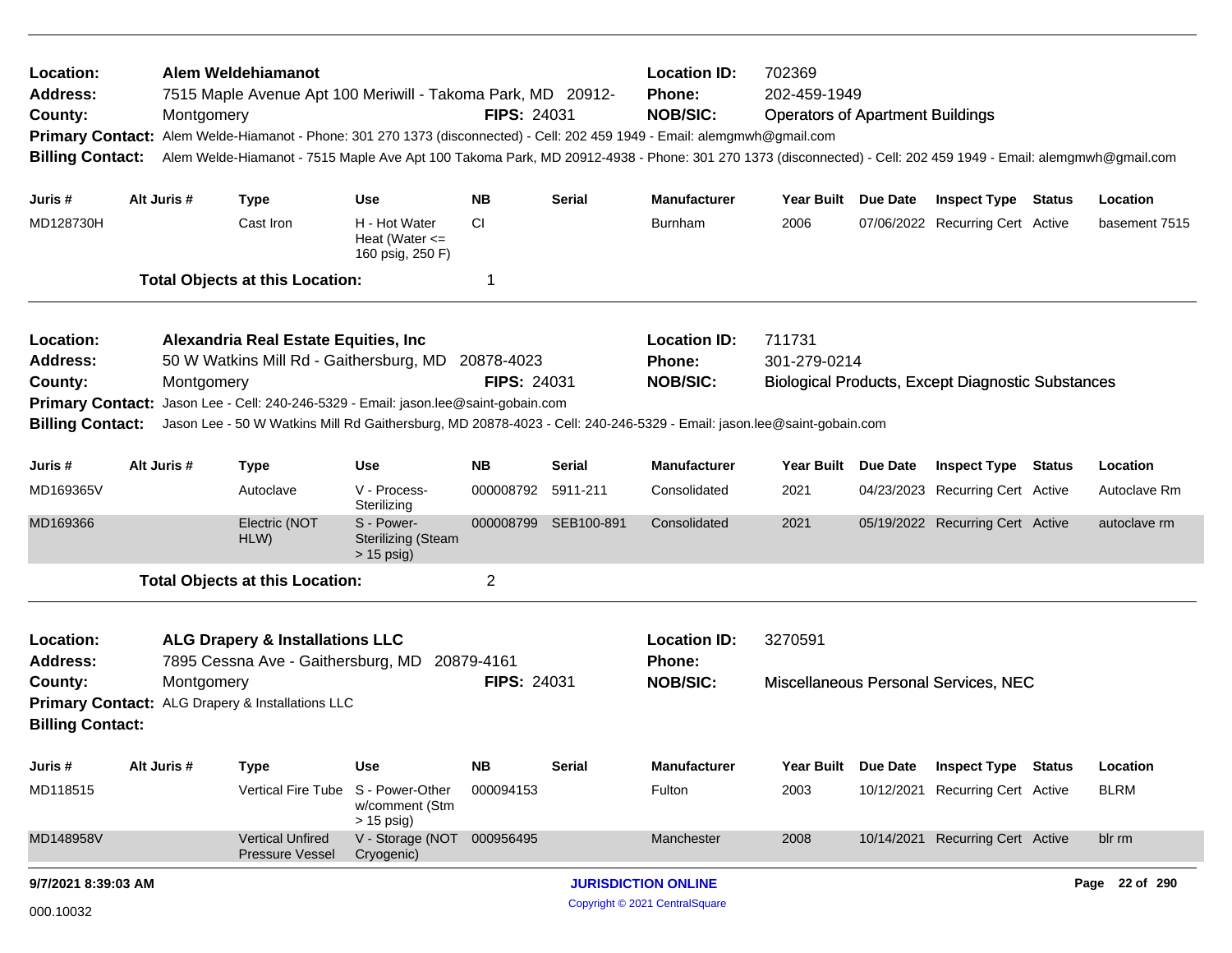**Location:** Alem Weldehiamanot
**Address:** 7515 Maple Avenue Apt 100 Meriwill - Takoma Park, MD 20912-
**County:** Montgomery
**FIPS:** 24031
**Location ID:** 702369
**Phone:** 202-459-1949
**NOB/SIC:** Operators of Apartment Buildings
**Primary Contact:** Alem Welde-Hiamanot - Phone: 301 270 1373 (disconnected) - Cell: 202 459 1949 - Email: alemgmwh@gmail.com
**Billing Contact:** Alem Welde-Hiamanot - 7515 Maple Ave Apt 100 Takoma Park, MD 20912-4938 - Phone: 301 270 1373 (disconnected) - Cell: 202 459 1949 - Email: alemgmwh@gmail.com

| Juris # | Alt Juris # | Type | Use | NB | Serial | Manufacturer | Year Built | Due Date | Inspect Type | Status | Location |
|---|---|---|---|---|---|---|---|---|---|---|---|
| MD128730H | | Cast Iron | H - Hot Water Heat (Water <= 160 psig, 250 F) | CI | | Burnham | 2006 | 07/06/2022 | Recurring Cert | Active | basement 7515 |

**Total Objects at this Location:** 1

---

**Location:** Alexandria Real Estate Equities, Inc
**Address:** 50 W Watkins Mill Rd - Gaithersburg, MD 20878-4023
**County:** Montgomery
**FIPS:** 24031
**Location ID:** 711731
**Phone:** 301-279-0214
**NOB/SIC:** Biological Products, Except Diagnostic Substances
**Primary Contact:** Jason Lee - Cell: 240-246-5329 - Email: jason.lee@saint-gobain.com
**Billing Contact:** Jason Lee - 50 W Watkins Mill Rd Gaithersburg, MD 20878-4023 - Cell: 240-246-5329 - Email: jason.lee@saint-gobain.com

| Juris # | Alt Juris # | Type | Use | NB | Serial | Manufacturer | Year Built | Due Date | Inspect Type | Status | Location |
|---|---|---|---|---|---|---|---|---|---|---|---|
| MD169365V | | Autoclave | V - Process-Sterilizing | 000008792 | 5911-211 | Consolidated | 2021 | 04/23/2023 | Recurring Cert | Active | Autoclave Rm |
| MD169366 | | Electric (NOT HLW) | S - Power-Sterilizing (Steam > 15 psig) | 000008799 | SEB100-891 | Consolidated | 2021 | 05/19/2022 | Recurring Cert | Active | autoclave rm |

**Total Objects at this Location:** 2

---

**Location:** ALG Drapery & Installations LLC
**Address:** 7895 Cessna Ave - Gaithersburg, MD 20879-4161
**County:** Montgomery
**FIPS:** 24031
**Location ID:** 3270591
**Phone:**
**NOB/SIC:** Miscellaneous Personal Services, NEC
**Primary Contact:** ALG Drapery & Installations LLC
**Billing Contact:**

| Juris # | Alt Juris # | Type | Use | NB | Serial | Manufacturer | Year Built | Due Date | Inspect Type | Status | Location |
|---|---|---|---|---|---|---|---|---|---|---|---|
| MD118515 | | Vertical Fire Tube | S - Power-Other w/comment (Stm > 15 psig) | 000094153 | | Fulton | 2003 | 10/12/2021 | Recurring Cert | Active | BLRM |
| MD148958V | | Vertical Unfired Pressure Vessel | V - Storage (NOT Cryogenic) | 000956495 | | Manchester | 2008 | 10/14/2021 | Recurring Cert | Active | blr rm |

9/7/2021 8:39:03 AM

JURISDICTION ONLINE
Copyright © 2021 CentralSquare

000.10032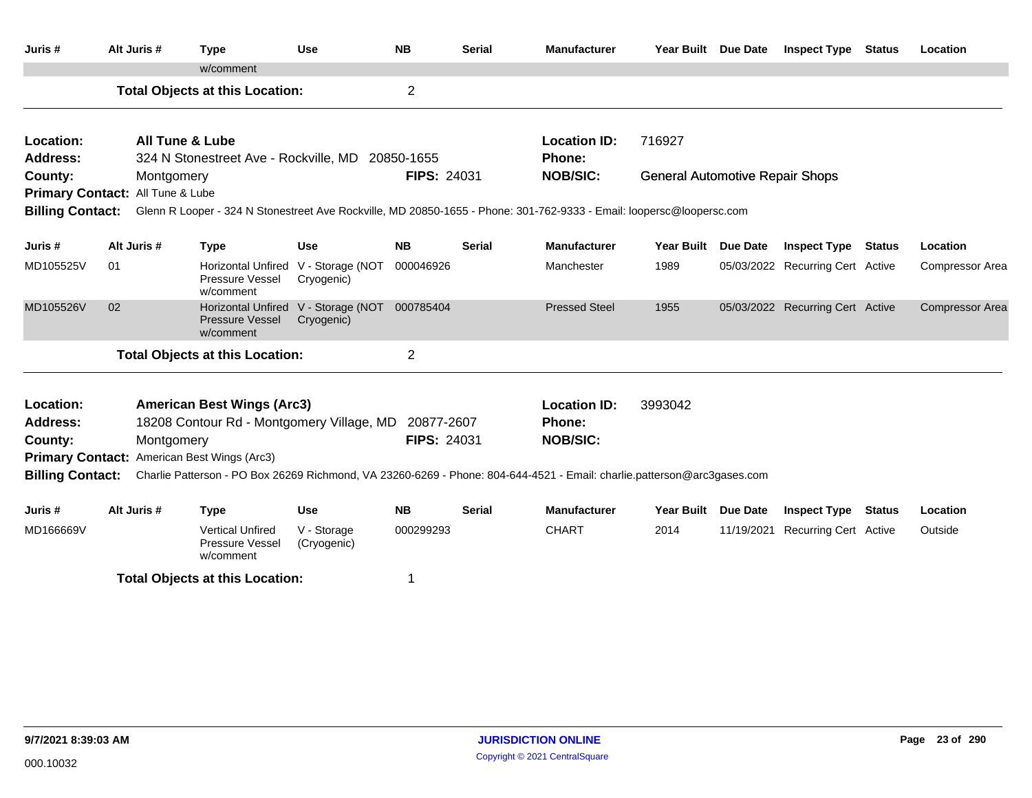| Juris # | Alt Juris # | Type | Use | NB | Serial | Manufacturer | Year Built | Due Date | Inspect Type | Status | Location |
|---|---|---|---|---|---|---|---|---|---|---|---|
| | | w/comment | | | | | | | | | |

**Total Objects at this Location:** 2

---

**Location:** All Tune & Lube
**Location ID:** 716927
**Address:** 324 N Stonestreet Ave - Rockville, MD 20850-1655
**Phone:**
**County:** Montgomery
**FIPS:** 24031
**NOB/SIC:** General Automotive Repair Shops
**Primary Contact:** All Tune & Lube
**Billing Contact:** Glenn R Looper - 324 N Stonestreet Ave Rockville, MD 20850-1655 - Phone: 301-762-9333 - Email: loopersc@loopersc.com

| Juris # | Alt Juris # | Type | Use | NB | Serial | Manufacturer | Year Built | Due Date | Inspect Type | Status | Location |
|---|---|---|---|---|---|---|---|---|---|---|---|
| MD105525V | 01 | Horizontal Unfired Pressure Vessel w/comment | V - Storage (NOT Cryogenic) | 000046926 | | Manchester | 1989 | 05/03/2022 | Recurring Cert | Active | Compressor Area |
| MD105526V | 02 | Horizontal Unfired Pressure Vessel w/comment | V - Storage (NOT Cryogenic) | 000785404 | | Pressed Steel | 1955 | 05/03/2022 | Recurring Cert | Active | Compressor Area |

**Total Objects at this Location:** 2

---

**Location:** American Best Wings (Arc3)
**Location ID:** 3993042
**Address:** 18208 Contour Rd - Montgomery Village, MD 20877-2607
**Phone:**
**County:** Montgomery
**FIPS:** 24031
**NOB/SIC:**
**Primary Contact:** American Best Wings (Arc3)
**Billing Contact:** Charlie Patterson - PO Box 26269 Richmond, VA 23260-6269 - Phone: 804-644-4521 - Email: charlie.patterson@arc3gases.com

| Juris # | Alt Juris # | Type | Use | NB | Serial | Manufacturer | Year Built | Due Date | Inspect Type | Status | Location |
|---|---|---|---|---|---|---|---|---|---|---|---|
| MD166669V | | Vertical Unfired Pressure Vessel w/comment | V - Storage (Cryogenic) | 000299293 | | CHART | 2014 | 11/19/2021 | Recurring Cert | Active | Outside |

**Total Objects at this Location:** 1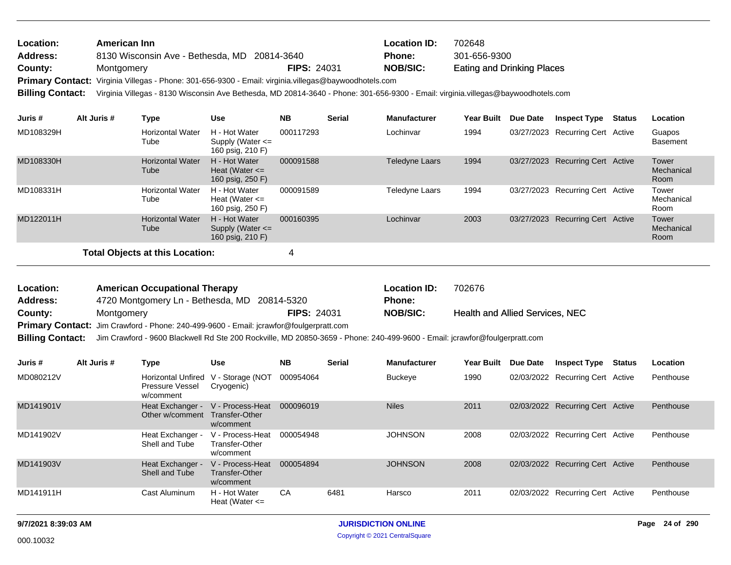**Location:** American Inn
**Address:** 8130 Wisconsin Ave - Bethesda, MD 20814-3640
**County:** Montgomery **FIPS:** 24031
**Location ID:** 702648
**Phone:** 301-656-9300
**NOB/SIC:** Eating and Drinking Places
**Primary Contact:** Virginia Villegas - Phone: 301-656-9300 - Email: virginia.villegas@baywoodhotels.com
**Billing Contact:** Virginia Villegas - 8130 Wisconsin Ave Bethesda, MD 20814-3640 - Phone: 301-656-9300 - Email: virginia.villegas@baywoodhotels.com

| Juris # | Alt Juris # | Type | Use | NB | Serial | Manufacturer | Year Built | Due Date | Inspect Type | Status | Location |
|---|---|---|---|---|---|---|---|---|---|---|---|
| MD108329H | | Horizontal Water Tube | H - Hot Water Supply (Water <= 160 psig, 210 F) | 000117293 | | Lochinvar | 1994 | 03/27/2023 | Recurring Cert | Active | Guapos Basement |
| MD108330H | | Horizontal Water Tube | H - Hot Water Heat (Water <= 160 psig, 250 F) | 000091588 | | Teledyne Laars | 1994 | 03/27/2023 | Recurring Cert | Active | Tower Mechanical Room |
| MD108331H | | Horizontal Water Tube | H - Hot Water Heat (Water <= 160 psig, 250 F) | 000091589 | | Teledyne Laars | 1994 | 03/27/2023 | Recurring Cert | Active | Tower Mechanical Room |
| MD122011H | | Horizontal Water Tube | H - Hot Water Supply (Water <= 160 psig, 210 F) | 000160395 | | Lochinvar | 2003 | 03/27/2023 | Recurring Cert | Active | Tower Mechanical Room |

**Total Objects at this Location:** 4

---

**Location:** American Occupational Therapy
**Address:** 4720 Montgomery Ln - Bethesda, MD 20814-5320
**County:** Montgomery **FIPS:** 24031
**Location ID:** 702676
**Phone:**
**NOB/SIC:** Health and Allied Services, NEC
**Primary Contact:** Jim Crawford - Phone: 240-499-9600 - Email: jcrawfor@foulgerpratt.com
**Billing Contact:** Jim Crawford - 9600 Blackwell Rd Ste 200 Rockville, MD 20850-3659 - Phone: 240-499-9600 - Email: jcrawfor@foulgerpratt.com

| Juris # | Alt Juris # | Type | Use | NB | Serial | Manufacturer | Year Built | Due Date | Inspect Type | Status | Location |
|---|---|---|---|---|---|---|---|---|---|---|---|
| MD080212V | | Horizontal Unfired Pressure Vessel w/comment | V - Storage (NOT Cryogenic) | 000954064 | | Buckeye | 1990 | 02/03/2022 | Recurring Cert | Active | Penthouse |
| MD141901V | | Heat Exchanger - Other w/comment | V - Process-Heat Transfer-Other w/comment | 000096019 | | Niles | 2011 | 02/03/2022 | Recurring Cert | Active | Penthouse |
| MD141902V | | Heat Exchanger - Shell and Tube | V - Process-Heat Transfer-Other w/comment | 000054948 | | JOHNSON | 2008 | 02/03/2022 | Recurring Cert | Active | Penthouse |
| MD141903V | | Heat Exchanger - Shell and Tube | V - Process-Heat Transfer-Other w/comment | 000054894 | | JOHNSON | 2008 | 02/03/2022 | Recurring Cert | Active | Penthouse |
| MD141911H | | Cast Aluminum | H - Hot Water Heat (Water <= | CA | 6481 | Harsco | 2011 | 02/03/2022 | Recurring Cert | Active | Penthouse |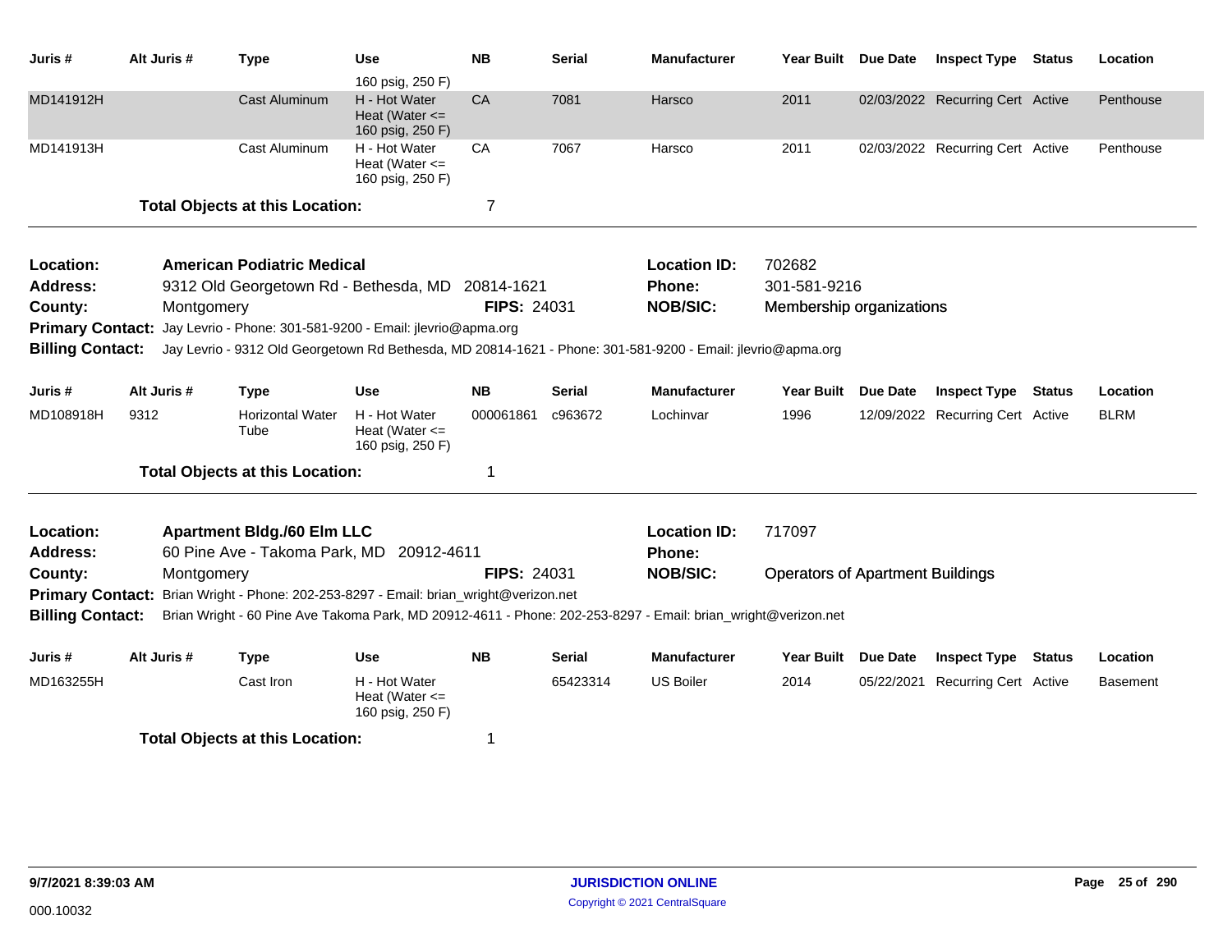| Juris # | Alt Juris # | Type | Use | NB | Serial | Manufacturer | Year Built | Due Date | Inspect Type | Status | Location |
|---|---|---|---|---|---|---|---|---|---|---|---|
| | | | 160 psig, 250 F) | | | | | | | | |
| MD141912H | | Cast Aluminum | H - Hot Water Heat (Water <= 160 psig, 250 F) | CA | 7081 | Harsco | 2011 | 02/03/2022 | Recurring Cert | Active | Penthouse |
| MD141913H | | Cast Aluminum | H - Hot Water Heat (Water <= 160 psig, 250 F) | CA | 7067 | Harsco | 2011 | 02/03/2022 | Recurring Cert | Active | Penthouse |

**Total Objects at this Location:** 7

---

**Location:** American Podiatric Medical
**Location ID:** 702682
**Address:** 9312 Old Georgetown Rd - Bethesda, MD 20814-1621
**Phone:** 301-581-9216
**County:** Montgomery
**FIPS:** 24031
**NOB/SIC:** Membership organizations
**Primary Contact:** Jay Levrio - Phone: 301-581-9200 - Email: jlevrio@apma.org
**Billing Contact:** Jay Levrio - 9312 Old Georgetown Rd Bethesda, MD 20814-1621 - Phone: 301-581-9200 - Email: jlevrio@apma.org

| Juris # | Alt Juris # | Type | Use | NB | Serial | Manufacturer | Year Built | Due Date | Inspect Type | Status | Location |
|---|---|---|---|---|---|---|---|---|---|---|---|
| MD108918H | 9312 | Horizontal Water Tube | H - Hot Water Heat (Water <= 160 psig, 250 F) | 000061861 | c963672 | Lochinvar | 1996 | 12/09/2022 | Recurring Cert | Active | BLRM |

**Total Objects at this Location:** 1

---

**Location:** Apartment Bldg./60 Elm LLC
**Location ID:** 717097
**Address:** 60 Pine Ave - Takoma Park, MD 20912-4611
**Phone:**
**County:** Montgomery
**FIPS:** 24031
**NOB/SIC:** Operators of Apartment Buildings
**Primary Contact:** Brian Wright - Phone: 202-253-8297 - Email: brian_wright@verizon.net
**Billing Contact:** Brian Wright - 60 Pine Ave Takoma Park, MD 20912-4611 - Phone: 202-253-8297 - Email: brian_wright@verizon.net

| Juris # | Alt Juris # | Type | Use | NB | Serial | Manufacturer | Year Built | Due Date | Inspect Type | Status | Location |
|---|---|---|---|---|---|---|---|---|---|---|---|
| MD163255H | | Cast Iron | H - Hot Water Heat (Water <= 160 psig, 250 F) | | 65423314 | US Boiler | 2014 | 05/22/2021 | Recurring Cert | Active | Basement |

**Total Objects at this Location:** 1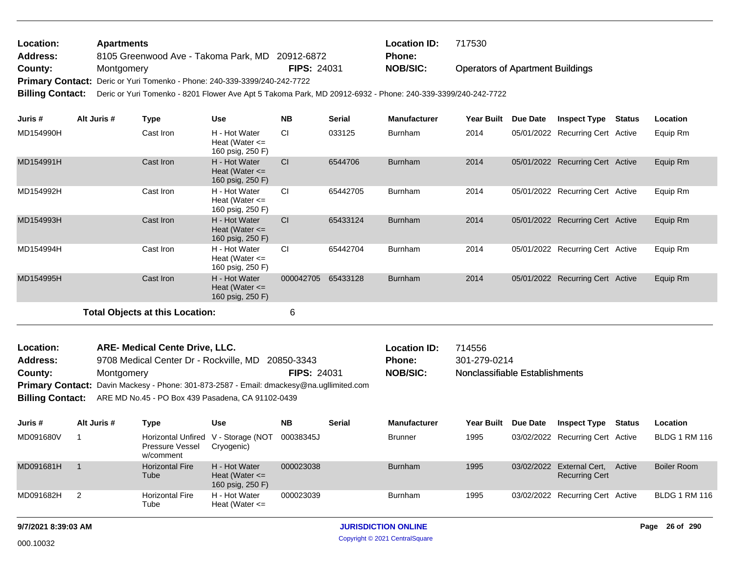**Location:** Apartments
**Address:** 8105 Greenwood Ave - Takoma Park, MD 20912-6872
**County:** Montgomery **FIPS:** 24031
**Location ID:** 717530
**Phone:**
**NOB/SIC:** Operators of Apartment Buildings
**Primary Contact:** Deric or Yuri Tomenko - Phone: 240-339-3399/240-242-7722
**Billing Contact:** Deric or Yuri Tomenko - 8201 Flower Ave Apt 5 Takoma Park, MD 20912-6932 - Phone: 240-339-3399/240-242-7722

| Juris # | Alt Juris # | Type | Use | NB | Serial | Manufacturer | Year Built | Due Date | Inspect Type | Status | Location |
|---|---|---|---|---|---|---|---|---|---|---|---|
| MD154990H | | Cast Iron | H - Hot Water Heat (Water <= 160 psig, 250 F) | CI | 033125 | Burnham | 2014 | 05/01/2022 | Recurring Cert | Active | Equip Rm |
| MD154991H | | Cast Iron | H - Hot Water Heat (Water <= 160 psig, 250 F) | CI | 6544706 | Burnham | 2014 | 05/01/2022 | Recurring Cert | Active | Equip Rm |
| MD154992H | | Cast Iron | H - Hot Water Heat (Water <= 160 psig, 250 F) | CI | 65442705 | Burnham | 2014 | 05/01/2022 | Recurring Cert | Active | Equip Rm |
| MD154993H | | Cast Iron | H - Hot Water Heat (Water <= 160 psig, 250 F) | CI | 65433124 | Burnham | 2014 | 05/01/2022 | Recurring Cert | Active | Equip Rm |
| MD154994H | | Cast Iron | H - Hot Water Heat (Water <= 160 psig, 250 F) | CI | 65442704 | Burnham | 2014 | 05/01/2022 | Recurring Cert | Active | Equip Rm |
| MD154995H | | Cast Iron | H - Hot Water Heat (Water <= 160 psig, 250 F) | 000042705 | 65433128 | Burnham | 2014 | 05/01/2022 | Recurring Cert | Active | Equip Rm |

**Total Objects at this Location:** 6

**Location:** ARE- Medical Cente Drive, LLC.
**Address:** 9708 Medical Center Dr - Rockville, MD 20850-3343
**County:** Montgomery **FIPS:** 24031
**Location ID:** 714556
**Phone:** 301-279-0214
**NOB/SIC:** Nonclassifiable Establishments
**Primary Contact:** Davin Mackesy - Phone: 301-873-2587 - Email: dmackesy@na.ugllimited.com
**Billing Contact:** ARE MD No.45 - PO Box 439 Pasadena, CA 91102-0439

| Juris # | Alt Juris # | Type | Use | NB | Serial | Manufacturer | Year Built | Due Date | Inspect Type | Status | Location |
|---|---|---|---|---|---|---|---|---|---|---|---|
| MD091680V | 1 | Horizontal Unfired Pressure Vessel w/comment | V - Storage (NOT Cryogenic) | 00038345J | | Brunner | 1995 | 03/02/2022 | Recurring Cert | Active | BLDG 1 RM 116 |
| MD091681H | 1 | Horizontal Fire Tube | H - Hot Water Heat (Water <= 160 psig, 250 F) | 000023038 | | Burnham | 1995 | 03/02/2022 | External Cert, Recurring Cert | Active | Boiler Room |
| MD091682H | 2 | Horizontal Fire Tube | H - Hot Water Heat (Water <= | 000023039 | | Burnham | 1995 | 03/02/2022 | Recurring Cert | Active | BLDG 1 RM 116 |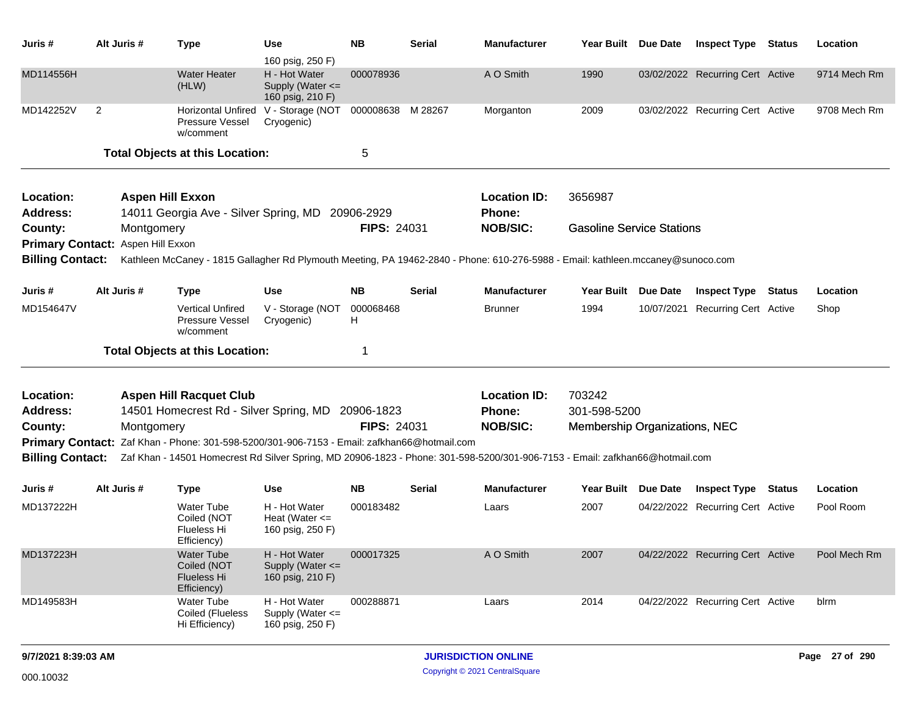| Juris # | Alt Juris # | Type | Use | NB | Serial | Manufacturer | Year Built | Due Date | Inspect Type | Status | Location |
|---|---|---|---|---|---|---|---|---|---|---|---|
| | | | 160 psig, 250 F) | | | | | | | | |
| MD114556H | | Water Heater (HLW) | H - Hot Water Supply (Water <= 160 psig, 210 F) | 000078936 | | A O Smith | 1990 | 03/02/2022 | Recurring Cert | Active | 9714 Mech Rm |
| MD142252V | 2 | Horizontal Unfired Pressure Vessel w/comment | V - Storage (NOT Cryogenic) | 000008638 | M 28267 | Morganton | 2009 | 03/02/2022 | Recurring Cert | Active | 9708 Mech Rm |

**Total Objects at this Location:** 5

---

**Location:** Aspen Hill Exxon | **Location ID:** 3656987
**Address:** 14011 Georgia Ave - Silver Spring, MD 20906-2929 | **Phone:**
**County:** Montgomery | **FIPS:** 24031 | **NOB/SIC:** Gasoline Service Stations
**Primary Contact:** Aspen Hill Exxon
**Billing Contact:** Kathleen McCaney - 1815 Gallagher Rd Plymouth Meeting, PA 19462-2840 - Phone: 610-276-5988 - Email: kathleen.mccaney@sunoco.com

| Juris # | Alt Juris # | Type | Use | NB | Serial | Manufacturer | Year Built | Due Date | Inspect Type | Status | Location |
|---|---|---|---|---|---|---|---|---|---|---|---|
| MD154647V | | Vertical Unfired Pressure Vessel w/comment | V - Storage (NOT Cryogenic) | 000068468 H | | Brunner | 1994 | 10/07/2021 | Recurring Cert | Active | Shop |

**Total Objects at this Location:** 1

---

**Location:** Aspen Hill Racquet Club | **Location ID:** 703242
**Address:** 14501 Homecrest Rd - Silver Spring, MD 20906-1823 | **Phone:** 301-598-5200
**County:** Montgomery | **FIPS:** 24031 | **NOB/SIC:** Membership Organizations, NEC
**Primary Contact:** Zaf Khan - Phone: 301-598-5200/301-906-7153 - Email: zafkhan66@hotmail.com
**Billing Contact:** Zaf Khan - 14501 Homecrest Rd Silver Spring, MD 20906-1823 - Phone: 301-598-5200/301-906-7153 - Email: zafkhan66@hotmail.com

| Juris # | Alt Juris # | Type | Use | NB | Serial | Manufacturer | Year Built | Due Date | Inspect Type | Status | Location |
|---|---|---|---|---|---|---|---|---|---|---|---|
| MD137222H | | Water Tube Coiled (NOT Flueless Hi Efficiency) | H - Hot Water Heat (Water <= 160 psig, 250 F) | 000183482 | | Laars | 2007 | 04/22/2022 | Recurring Cert | Active | Pool Room |
| MD137223H | | Water Tube Coiled (NOT Flueless Hi Efficiency) | H - Hot Water Supply (Water <= 160 psig, 210 F) | 000017325 | | A O Smith | 2007 | 04/22/2022 | Recurring Cert | Active | Pool Mech Rm |
| MD149583H | | Water Tube Coiled (Flueless Hi Efficiency) | H - Hot Water Supply (Water <= 160 psig, 250 F) | 000288871 | | Laars | 2014 | 04/22/2022 | Recurring Cert | Active | blrm |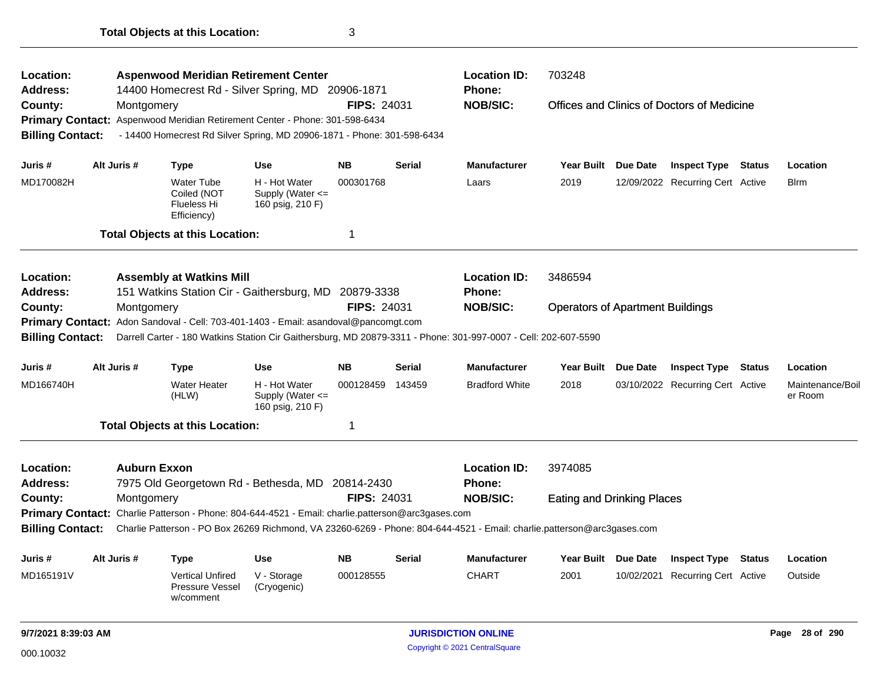**Total Objects at this Location:** 3

---

| | | | |
|---|---|---|---|
| **Location:** | **Aspenwood Meridian Retirement Center** | **Location ID:** | 703248 |
| **Address:** | 14400 Homecrest Rd - Silver Spring, MD 20906-1871 | **Phone:** | |
| **County:** | Montgomery **FIPS:** 24031 | **NOB/SIC:** | Offices and Clinics of Doctors of Medicine |

**Primary Contact:** Aspenwood Meridian Retirement Center - Phone: 301-598-6434

**Billing Contact:** - 14400 Homecrest Rd Silver Spring, MD 20906-1871 - Phone: 301-598-6434

| Juris # | Alt Juris # | Type | Use | NB | Serial | Manufacturer | Year Built | Due Date | Inspect Type | Status | Location |
|---|---|---|---|---|---|---|---|---|---|---|---|
| MD170082H | | Water Tube Coiled (NOT Flueless Hi Efficiency) | H - Hot Water Supply (Water <= 160 psig, 210 F) | 000301768 | | Laars | 2019 | 12/09/2022 | Recurring Cert | Active | Blrm |

**Total Objects at this Location:** 1

---

| | | | |
|---|---|---|---|
| **Location:** | **Assembly at Watkins Mill** | **Location ID:** | 3486594 |
| **Address:** | 151 Watkins Station Cir - Gaithersburg, MD 20879-3338 | **Phone:** | |
| **County:** | Montgomery **FIPS:** 24031 | **NOB/SIC:** | Operators of Apartment Buildings |

**Primary Contact:** Adon Sandoval - Cell: 703-401-1403 - Email: asandoval@pancomgt.com

**Billing Contact:** Darrell Carter - 180 Watkins Station Cir Gaithersburg, MD 20879-3311 - Phone: 301-997-0007 - Cell: 202-607-5590

| Juris # | Alt Juris # | Type | Use | NB | Serial | Manufacturer | Year Built | Due Date | Inspect Type | Status | Location |
|---|---|---|---|---|---|---|---|---|---|---|---|
| MD166740H | | Water Heater (HLW) | H - Hot Water Supply (Water <= 160 psig, 210 F) | 000128459 | 143459 | Bradford White | 2018 | 03/10/2022 | Recurring Cert | Active | Maintenance/Boiler Room |

**Total Objects at this Location:** 1

---

| | | | |
|---|---|---|---|
| **Location:** | **Auburn Exxon** | **Location ID:** | 3974085 |
| **Address:** | 7975 Old Georgetown Rd - Bethesda, MD 20814-2430 | **Phone:** | |
| **County:** | Montgomery **FIPS:** 24031 | **NOB/SIC:** | Eating and Drinking Places |

**Primary Contact:** Charlie Patterson - Phone: 804-644-4521 - Email: charlie.patterson@arc3gases.com

**Billing Contact:** Charlie Patterson - PO Box 26269 Richmond, VA 23260-6269 - Phone: 804-644-4521 - Email: charlie.patterson@arc3gases.com

| Juris # | Alt Juris # | Type | Use | NB | Serial | Manufacturer | Year Built | Due Date | Inspect Type | Status | Location |
|---|---|---|---|---|---|---|---|---|---|---|---|
| MD165191V | | Vertical Unfired Pressure Vessel w/comment | V - Storage (Cryogenic) | 000128555 | | CHART | 2001 | 10/02/2021 | Recurring Cert | Active | Outside |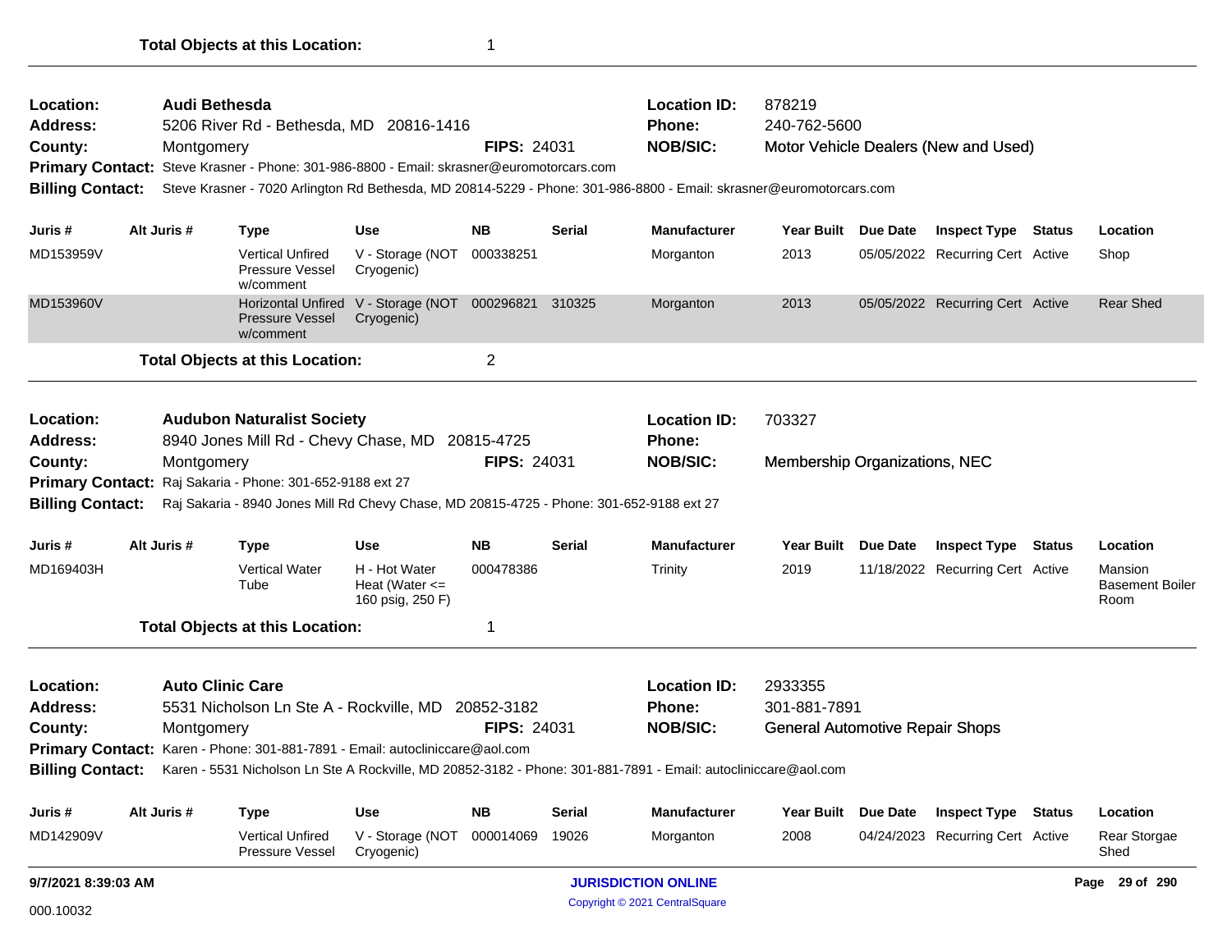**Total Objects at this Location:** 1

---

**Location:** Audi Bethesda
**Address:** 5206 River Rd - Bethesda, MD 20816-1416
**County:** Montgomery
**FIPS:** 24031
**Location ID:** 878219
**Phone:** 240-762-5600
**NOB/SIC:** Motor Vehicle Dealers (New and Used)
**Primary Contact:** Steve Krasner - Phone: 301-986-8800 - Email: skrasner@euromotorcars.com
**Billing Contact:** Steve Krasner - 7020 Arlington Rd Bethesda, MD 20814-5229 - Phone: 301-986-8800 - Email: skrasner@euromotorcars.com

| Juris # | Alt Juris # | Type | Use | NB | Serial | Manufacturer | Year Built | Due Date | Inspect Type | Status | Location |
|---|---|---|---|---|---|---|---|---|---|---|---|
| MD153959V | | Vertical Unfired Pressure Vessel w/comment | V - Storage (NOT Cryogenic) | 000338251 | | Morganton | 2013 | 05/05/2022 | Recurring Cert | Active | Shop |
| MD153960V | | Horizontal Unfired Pressure Vessel w/comment | V - Storage (NOT Cryogenic) | 000296821 | 310325 | Morganton | 2013 | 05/05/2022 | Recurring Cert | Active | Rear Shed |

**Total Objects at this Location:** 2

---

**Location:** Audubon Naturalist Society
**Address:** 8940 Jones Mill Rd - Chevy Chase, MD 20815-4725
**County:** Montgomery
**FIPS:** 24031
**Location ID:** 703327
**Phone:**
**NOB/SIC:** Membership Organizations, NEC
**Primary Contact:** Raj Sakaria - Phone: 301-652-9188 ext 27
**Billing Contact:** Raj Sakaria - 8940 Jones Mill Rd Chevy Chase, MD 20815-4725 - Phone: 301-652-9188 ext 27

| Juris # | Alt Juris # | Type | Use | NB | Serial | Manufacturer | Year Built | Due Date | Inspect Type | Status | Location |
|---|---|---|---|---|---|---|---|---|---|---|---|
| MD169403H | | Vertical Water Tube | H - Hot Water Heat (Water <= 160 psig, 250 F) | 000478386 | | Trinity | 2019 | 11/18/2022 | Recurring Cert | Active | Mansion Basement Boiler Room |

**Total Objects at this Location:** 1

---

**Location:** Auto Clinic Care
**Address:** 5531 Nicholson Ln Ste A - Rockville, MD 20852-3182
**County:** Montgomery
**FIPS:** 24031
**Location ID:** 2933355
**Phone:** 301-881-7891
**NOB/SIC:** General Automotive Repair Shops
**Primary Contact:** Karen - Phone: 301-881-7891 - Email: autocliniccare@aol.com
**Billing Contact:** Karen - 5531 Nicholson Ln Ste A Rockville, MD 20852-3182 - Phone: 301-881-7891 - Email: autocliniccare@aol.com

| Juris # | Alt Juris # | Type | Use | NB | Serial | Manufacturer | Year Built | Due Date | Inspect Type | Status | Location |
|---|---|---|---|---|---|---|---|---|---|---|---|
| MD142909V | | Vertical Unfired Pressure Vessel | V - Storage (NOT Cryogenic) | 000014069 | 19026 | Morganton | 2008 | 04/24/2023 | Recurring Cert | Active | Rear Storgae Shed |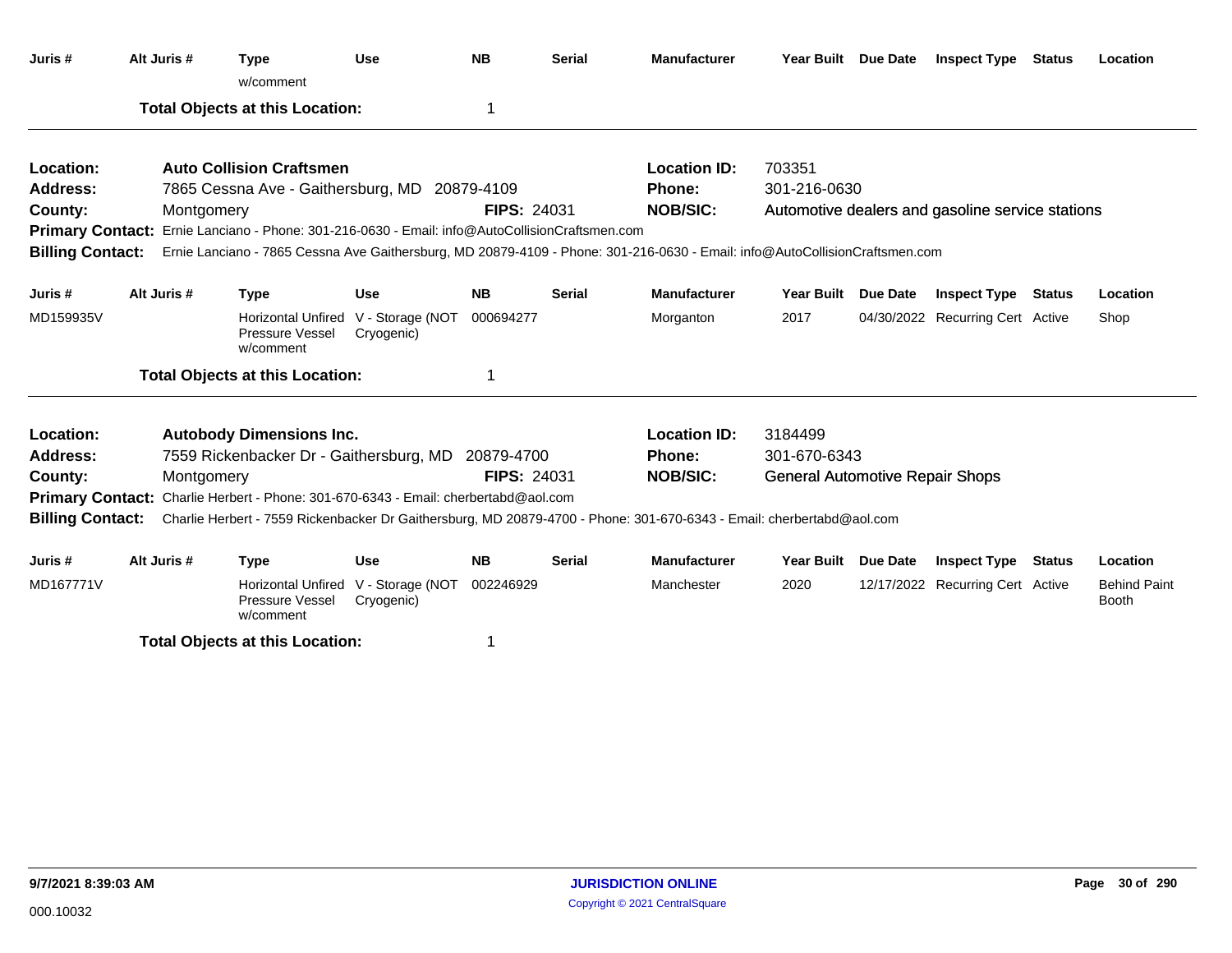| Juris # | Alt Juris # | Type | Use | NB | Serial | Manufacturer | Year Built | Due Date | Inspect Type | Status | Location |
|---|---|---|---|---|---|---|---|---|---|---|---|
| | | w/comment | | | | | | | | | |

**Total Objects at this Location:** 1

---

**Location:** **Auto Collision Craftsmen**
**Address:** 7865 Cessna Ave - Gaithersburg, MD 20879-4109
**County:** Montgomery **FIPS:** 24031
**Location ID:** 703351
**Phone:** 301-216-0630
**NOB/SIC:** Automotive dealers and gasoline service stations
**Primary Contact:** Ernie Lanciano - Phone: 301-216-0630 - Email: info@AutoCollisionCraftsmen.com
**Billing Contact:** Ernie Lanciano - 7865 Cessna Ave Gaithersburg, MD 20879-4109 - Phone: 301-216-0630 - Email: info@AutoCollisionCraftsmen.com

| Juris # | Alt Juris # | Type | Use | NB | Serial | Manufacturer | Year Built | Due Date | Inspect Type | Status | Location |
|---|---|---|---|---|---|---|---|---|---|---|---|
| MD159935V | | Horizontal Unfired Pressure Vessel w/comment | V - Storage (NOT Cryogenic) | 000694277 | | Morganton | 2017 | 04/30/2022 | Recurring Cert | Active | Shop |

**Total Objects at this Location:** 1

---

**Location:** **Autobody Dimensions Inc.**
**Address:** 7559 Rickenbacker Dr - Gaithersburg, MD 20879-4700
**County:** Montgomery **FIPS:** 24031
**Location ID:** 3184499
**Phone:** 301-670-6343
**NOB/SIC:** General Automotive Repair Shops
**Primary Contact:** Charlie Herbert - Phone: 301-670-6343 - Email: cherbertabd@aol.com
**Billing Contact:** Charlie Herbert - 7559 Rickenbacker Dr Gaithersburg, MD 20879-4700 - Phone: 301-670-6343 - Email: cherbertabd@aol.com

| Juris # | Alt Juris # | Type | Use | NB | Serial | Manufacturer | Year Built | Due Date | Inspect Type | Status | Location |
|---|---|---|---|---|---|---|---|---|---|---|---|
| MD167771V | | Horizontal Unfired Pressure Vessel w/comment | V - Storage (NOT Cryogenic) | 002246929 | | Manchester | 2020 | 12/17/2022 | Recurring Cert | Active | Behind Paint Booth |

**Total Objects at this Location:** 1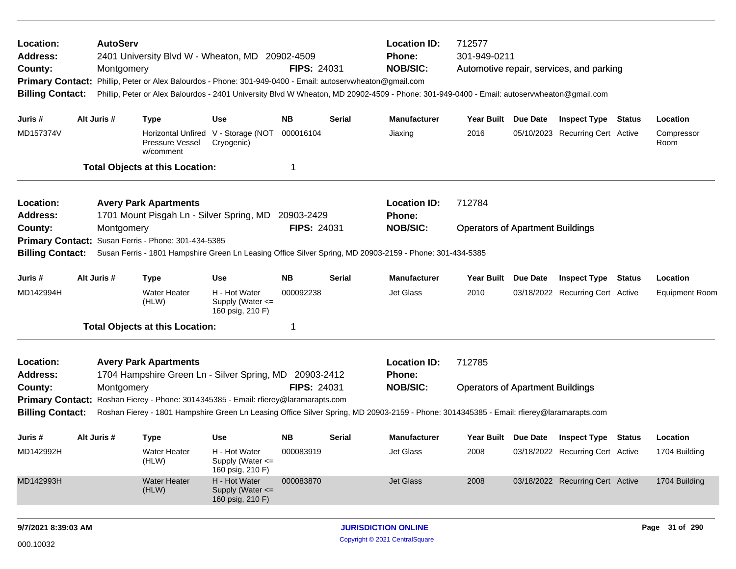**Location:** AutoServ
**Address:** 2401 University Blvd W - Wheaton, MD 20902-4509
**County:** Montgomery
**FIPS:** 24031
**Location ID:** 712577
**Phone:** 301-949-0211
**NOB/SIC:** Automotive repair, services, and parking
**Primary Contact:** Phillip, Peter or Alex Balourdos - Phone: 301-949-0400 - Email: autoservwheaton@gmail.com
**Billing Contact:** Phillip, Peter or Alex Balourdos - 2401 University Blvd W Wheaton, MD 20902-4509 - Phone: 301-949-0400 - Email: autoservwheaton@gmail.com

| Juris # | Alt Juris # | Type | Use | NB | Serial | Manufacturer | Year Built | Due Date | Inspect Type | Status | Location |
|---|---|---|---|---|---|---|---|---|---|---|---|
| MD157374V | | Horizontal Unfired Pressure Vessel w/comment | V - Storage (NOT Cryogenic) | 000016104 | | Jiaxing | 2016 | 05/10/2023 | Recurring Cert | Active | Compressor Room |

**Total Objects at this Location:** 1

---

**Location:** Avery Park Apartments
**Address:** 1701 Mount Pisgah Ln - Silver Spring, MD 20903-2429
**County:** Montgomery
**FIPS:** 24031
**Location ID:** 712784
**Phone:**
**NOB/SIC:** Operators of Apartment Buildings
**Primary Contact:** Susan Ferris - Phone: 301-434-5385
**Billing Contact:** Susan Ferris - 1801 Hampshire Green Ln Leasing Office Silver Spring, MD 20903-2159 - Phone: 301-434-5385

| Juris # | Alt Juris # | Type | Use | NB | Serial | Manufacturer | Year Built | Due Date | Inspect Type | Status | Location |
|---|---|---|---|---|---|---|---|---|---|---|---|
| MD142994H | | Water Heater (HLW) | H - Hot Water Supply (Water <= 160 psig, 210 F) | 000092238 | | Jet Glass | 2010 | 03/18/2022 | Recurring Cert | Active | Equipment Room |

**Total Objects at this Location:** 1

---

**Location:** Avery Park Apartments
**Address:** 1704 Hampshire Green Ln - Silver Spring, MD 20903-2412
**County:** Montgomery
**FIPS:** 24031
**Location ID:** 712785
**Phone:**
**NOB/SIC:** Operators of Apartment Buildings
**Primary Contact:** Roshan Fierey - Phone: 3014345385 - Email: rfierey@laramarapts.com
**Billing Contact:** Roshan Fierey - 1801 Hampshire Green Ln Leasing Office Silver Spring, MD 20903-2159 - Phone: 3014345385 - Email: rfierey@laramarapts.com

| Juris # | Alt Juris # | Type | Use | NB | Serial | Manufacturer | Year Built | Due Date | Inspect Type | Status | Location |
|---|---|---|---|---|---|---|---|---|---|---|---|
| MD142992H | | Water Heater (HLW) | H - Hot Water Supply (Water <= 160 psig, 210 F) | 000083919 | | Jet Glass | 2008 | 03/18/2022 | Recurring Cert | Active | 1704 Building |
| MD142993H | | Water Heater (HLW) | H - Hot Water Supply (Water <= 160 psig, 210 F) | 000083870 | | Jet Glass | 2008 | 03/18/2022 | Recurring Cert | Active | 1704 Building |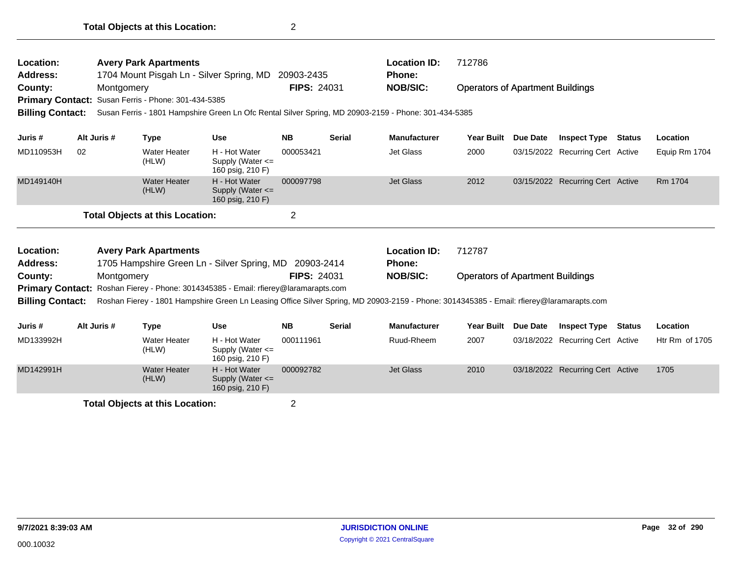**Total Objects at this Location:** 2

---

**Location:** Avery Park Apartments | **Location ID:** 712786
**Address:** 1704 Mount Pisgah Ln - Silver Spring, MD 20903-2435 | **Phone:**
**County:** Montgomery | **FIPS:** 24031 | **NOB/SIC:** Operators of Apartment Buildings
**Primary Contact:** Susan Ferris - Phone: 301-434-5385
**Billing Contact:** Susan Ferris - 1801 Hampshire Green Ln Ofc Rental Silver Spring, MD 20903-2159 - Phone: 301-434-5385

| Juris # | Alt Juris # | Type | Use | NB | Serial | Manufacturer | Year Built | Due Date | Inspect Type | Status | Location |
|---|---|---|---|---|---|---|---|---|---|---|---|
| MD110953H | 02 | Water Heater (HLW) | H - Hot Water Supply (Water <= 160 psig, 210 F) | 000053421 | | Jet Glass | 2000 | 03/15/2022 | Recurring Cert | Active | Equip Rm 1704 |
| MD149140H | | Water Heater (HLW) | H - Hot Water Supply (Water <= 160 psig, 210 F) | 000097798 | | Jet Glass | 2012 | 03/15/2022 | Recurring Cert | Active | Rm 1704 |

**Total Objects at this Location:** 2

---

**Location:** Avery Park Apartments | **Location ID:** 712787
**Address:** 1705 Hampshire Green Ln - Silver Spring, MD 20903-2414 | **Phone:**
**County:** Montgomery | **FIPS:** 24031 | **NOB/SIC:** Operators of Apartment Buildings
**Primary Contact:** Roshan Fierey - Phone: 3014345385 - Email: rfierey@laramarapts.com
**Billing Contact:** Roshan Fierey - 1801 Hampshire Green Ln Leasing Office Silver Spring, MD 20903-2159 - Phone: 3014345385 - Email: rfierey@laramarapts.com

| Juris # | Alt Juris # | Type | Use | NB | Serial | Manufacturer | Year Built | Due Date | Inspect Type | Status | Location |
|---|---|---|---|---|---|---|---|---|---|---|---|
| MD133992H | | Water Heater (HLW) | H - Hot Water Supply (Water <= 160 psig, 210 F) | 000111961 | | Ruud-Rheem | 2007 | 03/18/2022 | Recurring Cert | Active | Htr Rm of 1705 |
| MD142991H | | Water Heater (HLW) | H - Hot Water Supply (Water <= 160 psig, 210 F) | 000092782 | | Jet Glass | 2010 | 03/18/2022 | Recurring Cert | Active | 1705 |

**Total Objects at this Location:** 2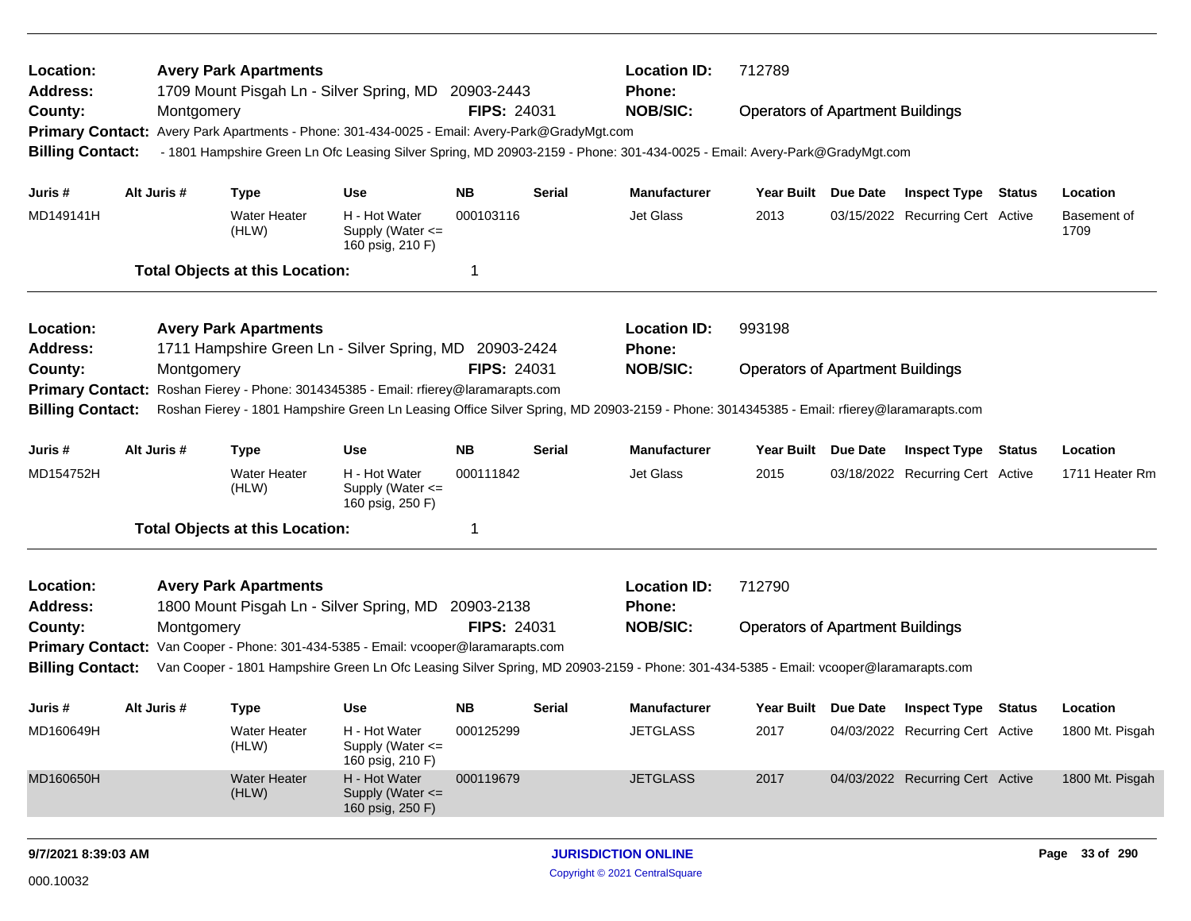**Location:** Avery Park Apartments  
**Address:** 1709 Mount Pisgah Ln - Silver Spring, MD 20903-2443  
**County:** Montgomery  
**FIPS:** 24031  
**Location ID:** 712789  
**Phone:**  
**NOB/SIC:** Operators of Apartment Buildings  
**Primary Contact:** Avery Park Apartments - Phone: 301-434-0025 - Email: Avery-Park@GradyMgt.com  
**Billing Contact:** - 1801 Hampshire Green Ln Ofc Leasing Silver Spring, MD 20903-2159 - Phone: 301-434-0025 - Email: Avery-Park@GradyMgt.com

| Juris # | Alt Juris # | Type | Use | NB | Serial | Manufacturer | Year Built | Due Date | Inspect Type | Status | Location |
|---|---|---|---|---|---|---|---|---|---|---|---|
| MD149141H | | Water Heater (HLW) | H - Hot Water Supply (Water <= 160 psig, 210 F) | 000103116 | | Jet Glass | 2013 | 03/15/2022 | Recurring Cert | Active | Basement of 1709 |

**Total Objects at this Location:** 1

---

**Location:** Avery Park Apartments  
**Address:** 1711 Hampshire Green Ln - Silver Spring, MD 20903-2424  
**County:** Montgomery  
**FIPS:** 24031  
**Location ID:** 993198  
**Phone:**  
**NOB/SIC:** Operators of Apartment Buildings  
**Primary Contact:** Roshan Fierey - Phone: 3014345385 - Email: rfierey@laramarapts.com  
**Billing Contact:** Roshan Fierey - 1801 Hampshire Green Ln Leasing Office Silver Spring, MD 20903-2159 - Phone: 3014345385 - Email: rfierey@laramarapts.com

| Juris # | Alt Juris # | Type | Use | NB | Serial | Manufacturer | Year Built | Due Date | Inspect Type | Status | Location |
|---|---|---|---|---|---|---|---|---|---|---|---|
| MD154752H | | Water Heater (HLW) | H - Hot Water Supply (Water <= 160 psig, 250 F) | 000111842 | | Jet Glass | 2015 | 03/18/2022 | Recurring Cert | Active | 1711 Heater Rm |

**Total Objects at this Location:** 1

---

**Location:** Avery Park Apartments  
**Address:** 1800 Mount Pisgah Ln - Silver Spring, MD 20903-2138  
**County:** Montgomery  
**FIPS:** 24031  
**Location ID:** 712790  
**Phone:**  
**NOB/SIC:** Operators of Apartment Buildings  
**Primary Contact:** Van Cooper - Phone: 301-434-5385 - Email: vcooper@laramarapts.com  
**Billing Contact:** Van Cooper - 1801 Hampshire Green Ln Ofc Leasing Silver Spring, MD 20903-2159 - Phone: 301-434-5385 - Email: vcooper@laramarapts.com

| Juris # | Alt Juris # | Type | Use | NB | Serial | Manufacturer | Year Built | Due Date | Inspect Type | Status | Location |
|---|---|---|---|---|---|---|---|---|---|---|---|
| MD160649H | | Water Heater (HLW) | H - Hot Water Supply (Water <= 160 psig, 210 F) | 000125299 | | JETGLASS | 2017 | 04/03/2022 | Recurring Cert | Active | 1800 Mt. Pisgah |
| MD160650H | | Water Heater (HLW) | H - Hot Water Supply (Water <= 160 psig, 250 F) | 000119679 | | JETGLASS | 2017 | 04/03/2022 | Recurring Cert | Active | 1800 Mt. Pisgah |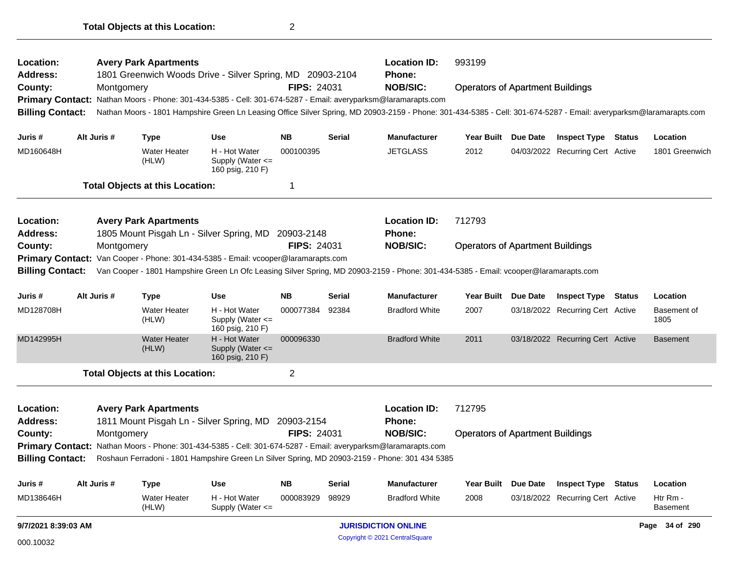**Total Objects at this Location:** 2

---

**Location:** Avery Park Apartments
**Location ID:** 993199
**Address:** 1801 Greenwich Woods Drive - Silver Spring, MD 20903-2104
**Phone:**
**County:** Montgomery
**FIPS:** 24031
**NOB/SIC:** Operators of Apartment Buildings
**Primary Contact:** Nathan Moors - Phone: 301-434-5385 - Cell: 301-674-5287 - Email: averyparksm@laramarapts.com
**Billing Contact:** Nathan Moors - 1801 Hampshire Green Ln Leasing Office Silver Spring, MD 20903-2159 - Phone: 301-434-5385 - Cell: 301-674-5287 - Email: averyparksm@laramarapts.com

| Juris # | Alt Juris # | Type | Use | NB | Serial | Manufacturer | Year Built | Due Date | Inspect Type | Status | Location |
|---|---|---|---|---|---|---|---|---|---|---|---|
| MD160648H | | Water Heater (HLW) | H - Hot Water Supply (Water <= 160 psig, 210 F) | 000100395 | | JETGLASS | 2012 | 04/03/2022 | Recurring Cert | Active | 1801 Greenwich |

**Total Objects at this Location:** 1

---

**Location:** Avery Park Apartments
**Location ID:** 712793
**Address:** 1805 Mount Pisgah Ln - Silver Spring, MD 20903-2148
**Phone:**
**County:** Montgomery
**FIPS:** 24031
**NOB/SIC:** Operators of Apartment Buildings
**Primary Contact:** Van Cooper - Phone: 301-434-5385 - Email: vcooper@laramarapts.com
**Billing Contact:** Van Cooper - 1801 Hampshire Green Ln Ofc Leasing Silver Spring, MD 20903-2159 - Phone: 301-434-5385 - Email: vcooper@laramarapts.com

| Juris # | Alt Juris # | Type | Use | NB | Serial | Manufacturer | Year Built | Due Date | Inspect Type | Status | Location |
|---|---|---|---|---|---|---|---|---|---|---|---|
| MD128708H | | Water Heater (HLW) | H - Hot Water Supply (Water <= 160 psig, 210 F) | 000077384 | 92384 | Bradford White | 2007 | 03/18/2022 | Recurring Cert | Active | Basement of 1805 |
| MD142995H | | Water Heater (HLW) | H - Hot Water Supply (Water <= 160 psig, 210 F) | 000096330 | | Bradford White | 2011 | 03/18/2022 | Recurring Cert | Active | Basement |

**Total Objects at this Location:** 2

---

**Location:** Avery Park Apartments
**Location ID:** 712795
**Address:** 1811 Mount Pisgah Ln - Silver Spring, MD 20903-2154
**Phone:**
**County:** Montgomery
**FIPS:** 24031
**NOB/SIC:** Operators of Apartment Buildings
**Primary Contact:** Nathan Moors - Phone: 301-434-5385 - Cell: 301-674-5287 - Email: averyparksm@laramarapts.com
**Billing Contact:** Roshaun Ferradoni - 1801 Hampshire Green Ln Silver Spring, MD 20903-2159 - Phone: 301 434 5385

| Juris # | Alt Juris # | Type | Use | NB | Serial | Manufacturer | Year Built | Due Date | Inspect Type | Status | Location |
|---|---|---|---|---|---|---|---|---|---|---|---|
| MD138646H | | Water Heater (HLW) | H - Hot Water Supply (Water <= | 000083929 | 98929 | Bradford White | 2008 | 03/18/2022 | Recurring Cert | Active | Htr Rm - Basement |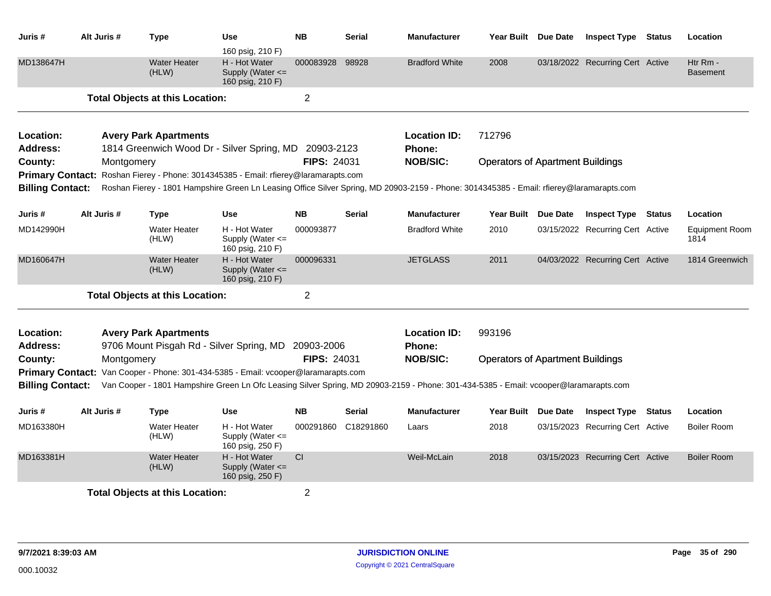| Juris # | Alt Juris # | Type | Use | NB | Serial | Manufacturer | Year Built | Due Date | Inspect Type | Status | Location |
|---|---|---|---|---|---|---|---|---|---|---|---|
| | | | 160 psig, 210 F) | | | | | | | | |
| MD138647H | | Water Heater (HLW) | H - Hot Water Supply (Water <= 160 psig, 210 F) | 000083928 | 98928 | Bradford White | 2008 | 03/18/2022 | Recurring Cert | Active | Htr Rm - Basement |

**Total Objects at this Location:** 2

---

**Location:** Avery Park Apartments
**Location ID:** 712796
**Address:** 1814 Greenwich Wood Dr - Silver Spring, MD 20903-2123
**Phone:**
**County:** Montgomery
**FIPS:** 24031
**NOB/SIC:** Operators of Apartment Buildings
**Primary Contact:** Roshan Fierey - Phone: 3014345385 - Email: rfierey@laramarapts.com
**Billing Contact:** Roshan Fierey - 1801 Hampshire Green Ln Leasing Office Silver Spring, MD 20903-2159 - Phone: 3014345385 - Email: rfierey@laramarapts.com

| Juris # | Alt Juris # | Type | Use | NB | Serial | Manufacturer | Year Built | Due Date | Inspect Type | Status | Location |
|---|---|---|---|---|---|---|---|---|---|---|---|
| MD142990H | | Water Heater (HLW) | H - Hot Water Supply (Water <= 160 psig, 210 F) | 000093877 | | Bradford White | 2010 | 03/15/2022 | Recurring Cert | Active | Equipment Room 1814 |
| MD160647H | | Water Heater (HLW) | H - Hot Water Supply (Water <= 160 psig, 210 F) | 000096331 | | JETGLASS | 2011 | 04/03/2022 | Recurring Cert | Active | 1814 Greenwich |

**Total Objects at this Location:** 2

---

**Location:** Avery Park Apartments
**Location ID:** 993196
**Address:** 9706 Mount Pisgah Rd - Silver Spring, MD 20903-2006
**Phone:**
**County:** Montgomery
**FIPS:** 24031
**NOB/SIC:** Operators of Apartment Buildings
**Primary Contact:** Van Cooper - Phone: 301-434-5385 - Email: vcooper@laramarapts.com
**Billing Contact:** Van Cooper - 1801 Hampshire Green Ln Ofc Leasing Silver Spring, MD 20903-2159 - Phone: 301-434-5385 - Email: vcooper@laramarapts.com

| Juris # | Alt Juris # | Type | Use | NB | Serial | Manufacturer | Year Built | Due Date | Inspect Type | Status | Location |
|---|---|---|---|---|---|---|---|---|---|---|---|
| MD163380H | | Water Heater (HLW) | H - Hot Water Supply (Water <= 160 psig, 250 F) | 000291860 | C18291860 | Laars | 2018 | 03/15/2023 | Recurring Cert | Active | Boiler Room |
| MD163381H | | Water Heater (HLW) | H - Hot Water Supply (Water <= 160 psig, 250 F) | CI | | Weil-McLain | 2018 | 03/15/2023 | Recurring Cert | Active | Boiler Room |

**Total Objects at this Location:** 2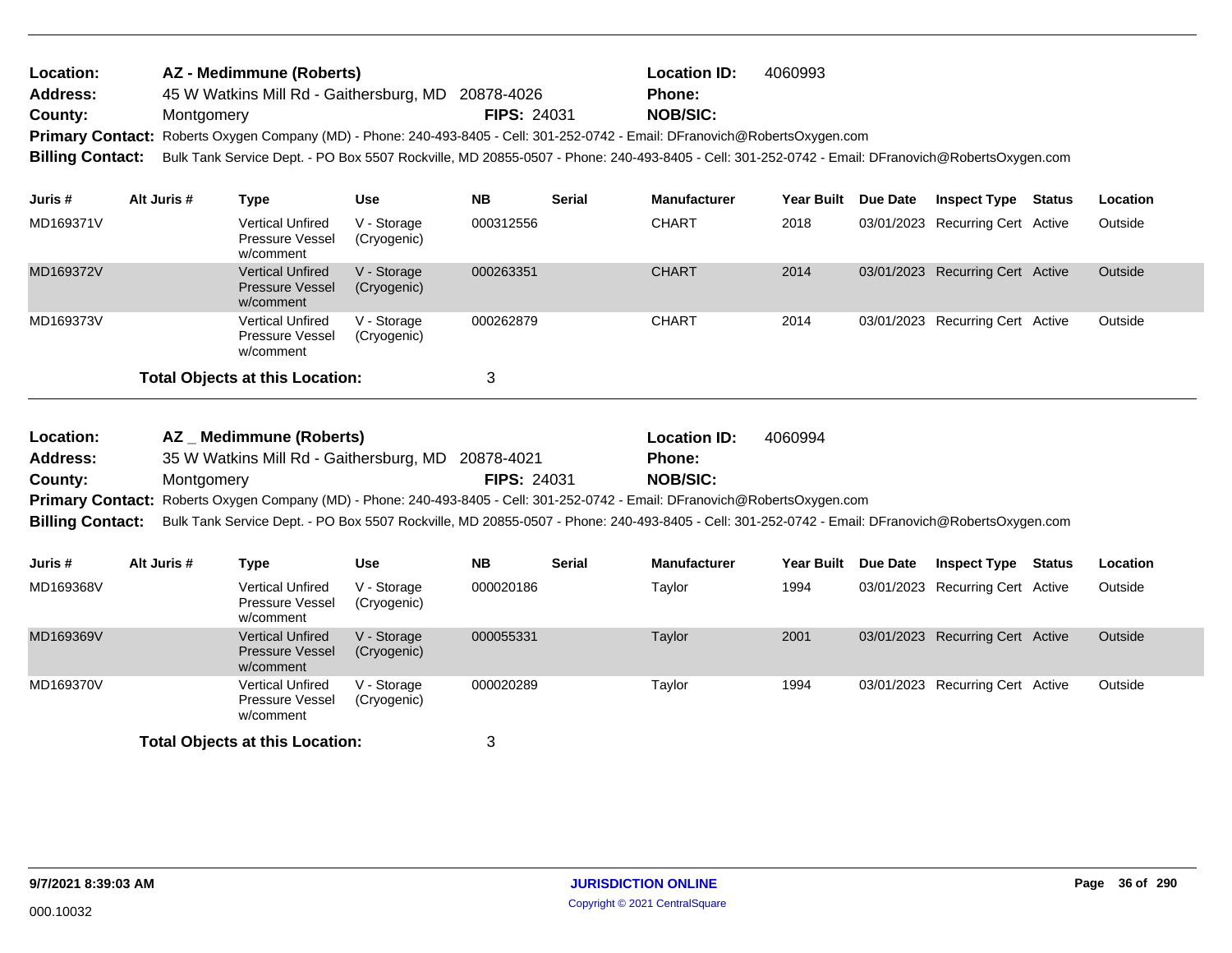**Location:** AZ - Medimmune (Roberts) **Location ID:** 4060993
**Address:** 45 W Watkins Mill Rd - Gaithersburg, MD 20878-4026 **Phone:**
**County:** Montgomery **FIPS:** 24031 **NOB/SIC:**
**Primary Contact:** Roberts Oxygen Company (MD) - Phone: 240-493-8405 - Cell: 301-252-0742 - Email: DFranovich@RobertsOxygen.com
**Billing Contact:** Bulk Tank Service Dept. - PO Box 5507 Rockville, MD 20855-0507 - Phone: 240-493-8405 - Cell: 301-252-0742 - Email: DFranovich@RobertsOxygen.com

| Juris # | Alt Juris # | Type | Use | NB | Serial | Manufacturer | Year Built | Due Date | Inspect Type | Status | Location |
|---|---|---|---|---|---|---|---|---|---|---|---|
| MD169371V | | Vertical Unfired Pressure Vessel w/comment | V - Storage (Cryogenic) | 000312556 | | CHART | 2018 | 03/01/2023 | Recurring Cert | Active | Outside |
| MD169372V | | Vertical Unfired Pressure Vessel w/comment | V - Storage (Cryogenic) | 000263351 | | CHART | 2014 | 03/01/2023 | Recurring Cert | Active | Outside |
| MD169373V | | Vertical Unfired Pressure Vessel w/comment | V - Storage (Cryogenic) | 000262879 | | CHART | 2014 | 03/01/2023 | Recurring Cert | Active | Outside |

**Total Objects at this Location:** 3

**Location:** AZ _ Medimmune (Roberts) **Location ID:** 4060994
**Address:** 35 W Watkins Mill Rd - Gaithersburg, MD 20878-4021 **Phone:**
**County:** Montgomery **FIPS:** 24031 **NOB/SIC:**
**Primary Contact:** Roberts Oxygen Company (MD) - Phone: 240-493-8405 - Cell: 301-252-0742 - Email: DFranovich@RobertsOxygen.com
**Billing Contact:** Bulk Tank Service Dept. - PO Box 5507 Rockville, MD 20855-0507 - Phone: 240-493-8405 - Cell: 301-252-0742 - Email: DFranovich@RobertsOxygen.com

| Juris # | Alt Juris # | Type | Use | NB | Serial | Manufacturer | Year Built | Due Date | Inspect Type | Status | Location |
|---|---|---|---|---|---|---|---|---|---|---|---|
| MD169368V | | Vertical Unfired Pressure Vessel w/comment | V - Storage (Cryogenic) | 000020186 | | Taylor | 1994 | 03/01/2023 | Recurring Cert | Active | Outside |
| MD169369V | | Vertical Unfired Pressure Vessel w/comment | V - Storage (Cryogenic) | 000055331 | | Taylor | 2001 | 03/01/2023 | Recurring Cert | Active | Outside |
| MD169370V | | Vertical Unfired Pressure Vessel w/comment | V - Storage (Cryogenic) | 000020289 | | Taylor | 1994 | 03/01/2023 | Recurring Cert | Active | Outside |

**Total Objects at this Location:** 3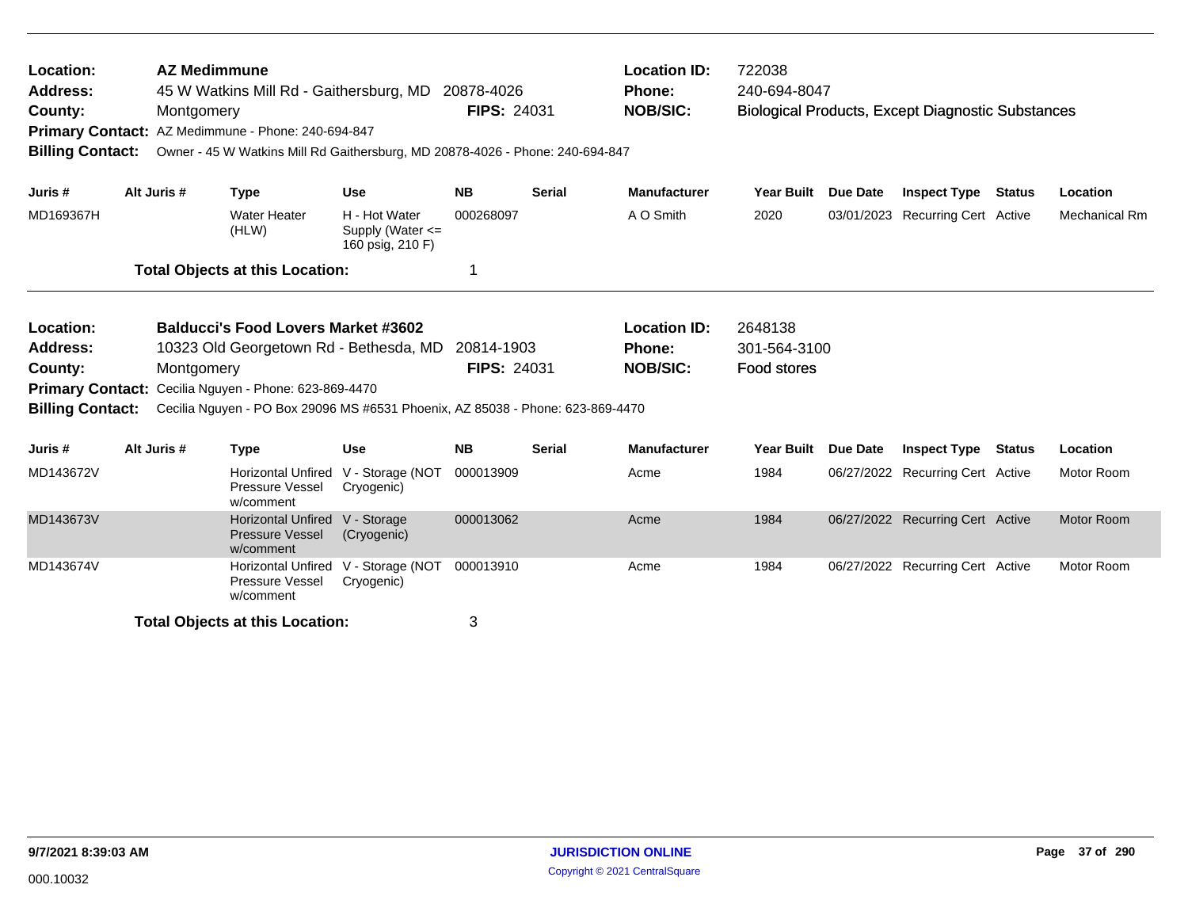**Location:** AZ Medimmune
**Address:** 45 W Watkins Mill Rd - Gaithersburg, MD 20878-4026
**County:** Montgomery **FIPS:** 24031
**Primary Contact:** AZ Medimmune - Phone: 240-694-847
**Billing Contact:** Owner - 45 W Watkins Mill Rd Gaithersburg, MD 20878-4026 - Phone: 240-694-847

**Location ID:** 722038
**Phone:** 240-694-8047
**NOB/SIC:** Biological Products, Except Diagnostic Substances

| Juris # | Alt Juris # | Type | Use | NB | Serial | Manufacturer | Year Built | Due Date | Inspect Type | Status | Location |
|---|---|---|---|---|---|---|---|---|---|---|---|
| MD169367H | | Water Heater (HLW) | H - Hot Water Supply (Water <= 160 psig, 210 F) | 000268097 | | A O Smith | 2020 | 03/01/2023 | Recurring Cert | Active | Mechanical Rm |

**Total Objects at this Location:** 1

---

**Location:** Balducci's Food Lovers Market #3602
**Address:** 10323 Old Georgetown Rd - Bethesda, MD 20814-1903
**County:** Montgomery **FIPS:** 24031
**Primary Contact:** Cecilia Nguyen - Phone: 623-869-4470
**Billing Contact:** Cecilia Nguyen - PO Box 29096 MS #6531 Phoenix, AZ 85038 - Phone: 623-869-4470

**Location ID:** 2648138
**Phone:** 301-564-3100
**NOB/SIC:** Food stores

| Juris # | Alt Juris # | Type | Use | NB | Serial | Manufacturer | Year Built | Due Date | Inspect Type | Status | Location |
|---|---|---|---|---|---|---|---|---|---|---|---|
| MD143672V | | Horizontal Unfired Pressure Vessel w/comment | V - Storage (NOT Cryogenic) | 000013909 | | Acme | 1984 | 06/27/2022 | Recurring Cert | Active | Motor Room |
| MD143673V | | Horizontal Unfired Pressure Vessel w/comment | V - Storage (Cryogenic) | 000013062 | | Acme | 1984 | 06/27/2022 | Recurring Cert | Active | Motor Room |
| MD143674V | | Horizontal Unfired Pressure Vessel w/comment | V - Storage (NOT Cryogenic) | 000013910 | | Acme | 1984 | 06/27/2022 | Recurring Cert | Active | Motor Room |

**Total Objects at this Location:** 3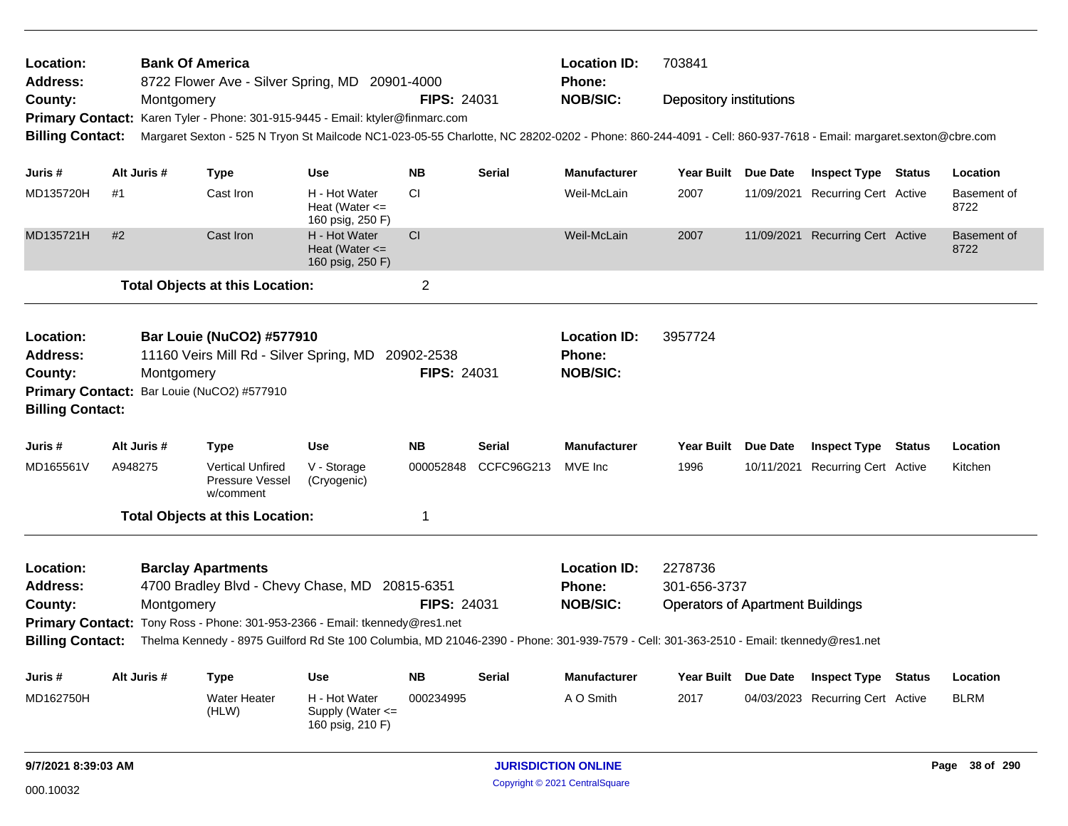**Location:** Bank Of America
**Address:** 8722 Flower Ave - Silver Spring, MD 20901-4000
**County:** Montgomery **FIPS:** 24031
**Location ID:** 703841
**Phone:**
**NOB/SIC:** Depository institutions
**Primary Contact:** Karen Tyler - Phone: 301-915-9445 - Email: ktyler@finmarc.com
**Billing Contact:** Margaret Sexton - 525 N Tryon St Mailcode NC1-023-05-55 Charlotte, NC 28202-0202 - Phone: 860-244-4091 - Cell: 860-937-7618 - Email: margaret.sexton@cbre.com

| Juris # | Alt Juris # | Type | Use | NB | Serial | Manufacturer | Year Built | Due Date | Inspect Type | Status | Location |
|---|---|---|---|---|---|---|---|---|---|---|---|
| MD135720H | #1 | Cast Iron | H - Hot Water Heat (Water <= 160 psig, 250 F) | CI | | Weil-McLain | 2007 | 11/09/2021 | Recurring Cert | Active | Basement of 8722 |
| MD135721H | #2 | Cast Iron | H - Hot Water Heat (Water <= 160 psig, 250 F) | CI | | Weil-McLain | 2007 | 11/09/2021 | Recurring Cert | Active | Basement of 8722 |

**Total Objects at this Location:** 2

---

**Location:** Bar Louie (NuCO2) #577910
**Address:** 11160 Veirs Mill Rd - Silver Spring, MD 20902-2538
**County:** Montgomery **FIPS:** 24031
**Location ID:** 3957724
**Phone:**
**NOB/SIC:**
**Primary Contact:** Bar Louie (NuCO2) #577910
**Billing Contact:**

| Juris # | Alt Juris # | Type | Use | NB | Serial | Manufacturer | Year Built | Due Date | Inspect Type | Status | Location |
|---|---|---|---|---|---|---|---|---|---|---|---|
| MD165561V | A948275 | Vertical Unfired Pressure Vessel w/comment | V - Storage (Cryogenic) | 000052848 | CCFC96G213 | MVE Inc | 1996 | 10/11/2021 | Recurring Cert | Active | Kitchen |

**Total Objects at this Location:** 1

---

**Location:** Barclay Apartments
**Address:** 4700 Bradley Blvd - Chevy Chase, MD 20815-6351
**County:** Montgomery **FIPS:** 24031
**Location ID:** 2278736
**Phone:** 301-656-3737
**NOB/SIC:** Operators of Apartment Buildings
**Primary Contact:** Tony Ross - Phone: 301-953-2366 - Email: tkennedy@res1.net
**Billing Contact:** Thelma Kennedy - 8975 Guilford Rd Ste 100 Columbia, MD 21046-2390 - Phone: 301-939-7579 - Cell: 301-363-2510 - Email: tkennedy@res1.net

| Juris # | Alt Juris # | Type | Use | NB | Serial | Manufacturer | Year Built | Due Date | Inspect Type | Status | Location |
|---|---|---|---|---|---|---|---|---|---|---|---|
| MD162750H | | Water Heater (HLW) | H - Hot Water Supply (Water <= 160 psig, 210 F) | 000234995 | | A O Smith | 2017 | 04/03/2023 | Recurring Cert | Active | BLRM |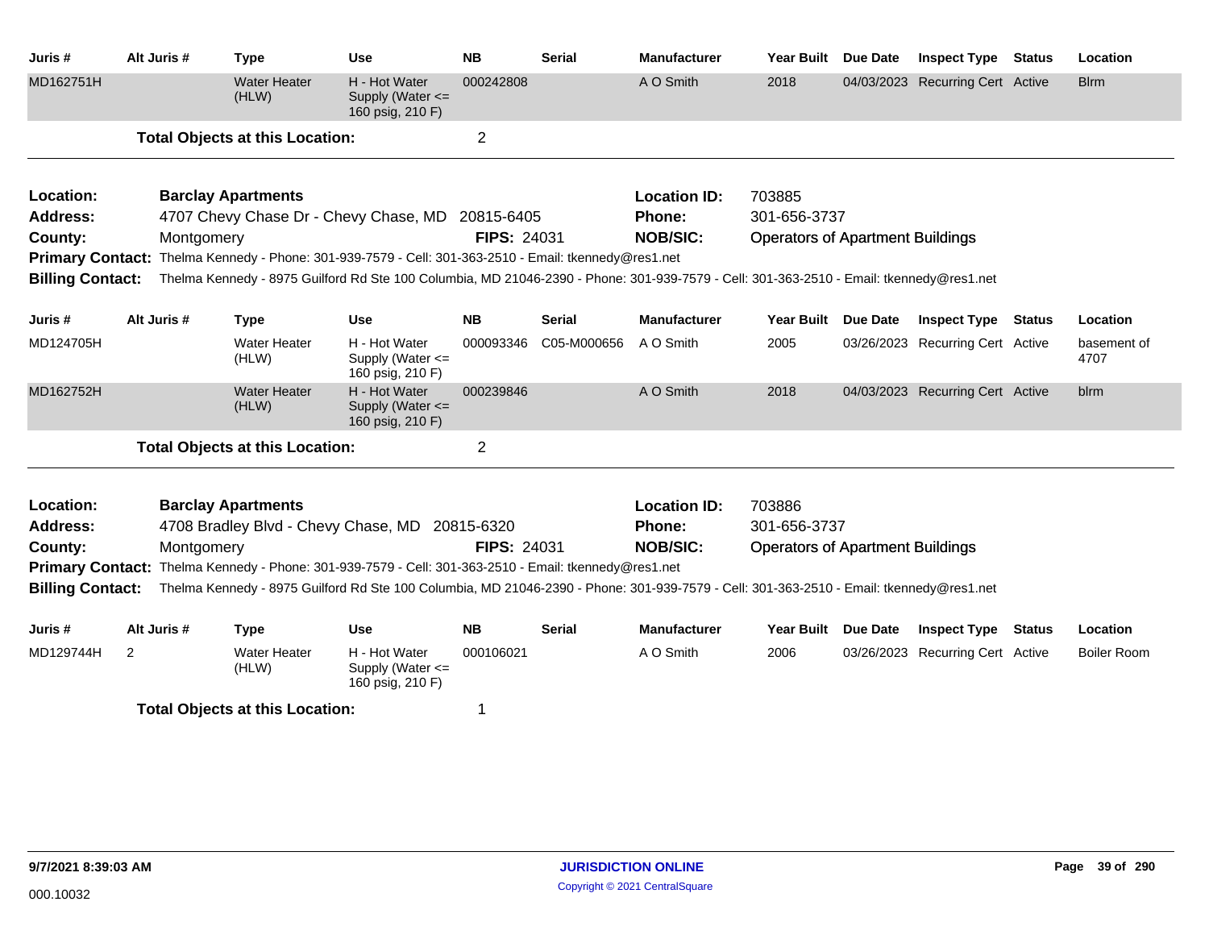| Juris # | Alt Juris # | Type | Use | NB | Serial | Manufacturer | Year Built | Due Date | Inspect Type | Status | Location |
|---|---|---|---|---|---|---|---|---|---|---|---|
| MD162751H | | Water Heater (HLW) | H - Hot Water Supply (Water <= 160 psig, 210 F) | 000242808 | | A O Smith | 2018 | 04/03/2023 | Recurring Cert | Active | Blrm |

**Total Objects at this Location:** 2

---

**Location:** Barclay Apartments
**Location ID:** 703885
**Address:** 4707 Chevy Chase Dr - Chevy Chase, MD 20815-6405
**Phone:** 301-656-3737
**County:** Montgomery
**FIPS:** 24031
**NOB/SIC:** Operators of Apartment Buildings
**Primary Contact:** Thelma Kennedy - Phone: 301-939-7579 - Cell: 301-363-2510 - Email: tkennedy@res1.net
**Billing Contact:** Thelma Kennedy - 8975 Guilford Rd Ste 100 Columbia, MD 21046-2390 - Phone: 301-939-7579 - Cell: 301-363-2510 - Email: tkennedy@res1.net

| Juris # | Alt Juris # | Type | Use | NB | Serial | Manufacturer | Year Built | Due Date | Inspect Type | Status | Location |
|---|---|---|---|---|---|---|---|---|---|---|---|
| MD124705H | | Water Heater (HLW) | H - Hot Water Supply (Water <= 160 psig, 210 F) | 000093346 | C05-M000656 | A O Smith | 2005 | 03/26/2023 | Recurring Cert | Active | basement of 4707 |
| MD162752H | | Water Heater (HLW) | H - Hot Water Supply (Water <= 160 psig, 210 F) | 000239846 | | A O Smith | 2018 | 04/03/2023 | Recurring Cert | Active | blrm |

**Total Objects at this Location:** 2

---

**Location:** Barclay Apartments
**Location ID:** 703886
**Address:** 4708 Bradley Blvd - Chevy Chase, MD 20815-6320
**Phone:** 301-656-3737
**County:** Montgomery
**FIPS:** 24031
**NOB/SIC:** Operators of Apartment Buildings
**Primary Contact:** Thelma Kennedy - Phone: 301-939-7579 - Cell: 301-363-2510 - Email: tkennedy@res1.net
**Billing Contact:** Thelma Kennedy - 8975 Guilford Rd Ste 100 Columbia, MD 21046-2390 - Phone: 301-939-7579 - Cell: 301-363-2510 - Email: tkennedy@res1.net

| Juris # | Alt Juris # | Type | Use | NB | Serial | Manufacturer | Year Built | Due Date | Inspect Type | Status | Location |
|---|---|---|---|---|---|---|---|---|---|---|---|
| MD129744H | 2 | Water Heater (HLW) | H - Hot Water Supply (Water <= 160 psig, 210 F) | 000106021 | | A O Smith | 2006 | 03/26/2023 | Recurring Cert | Active | Boiler Room |

**Total Objects at this Location:** 1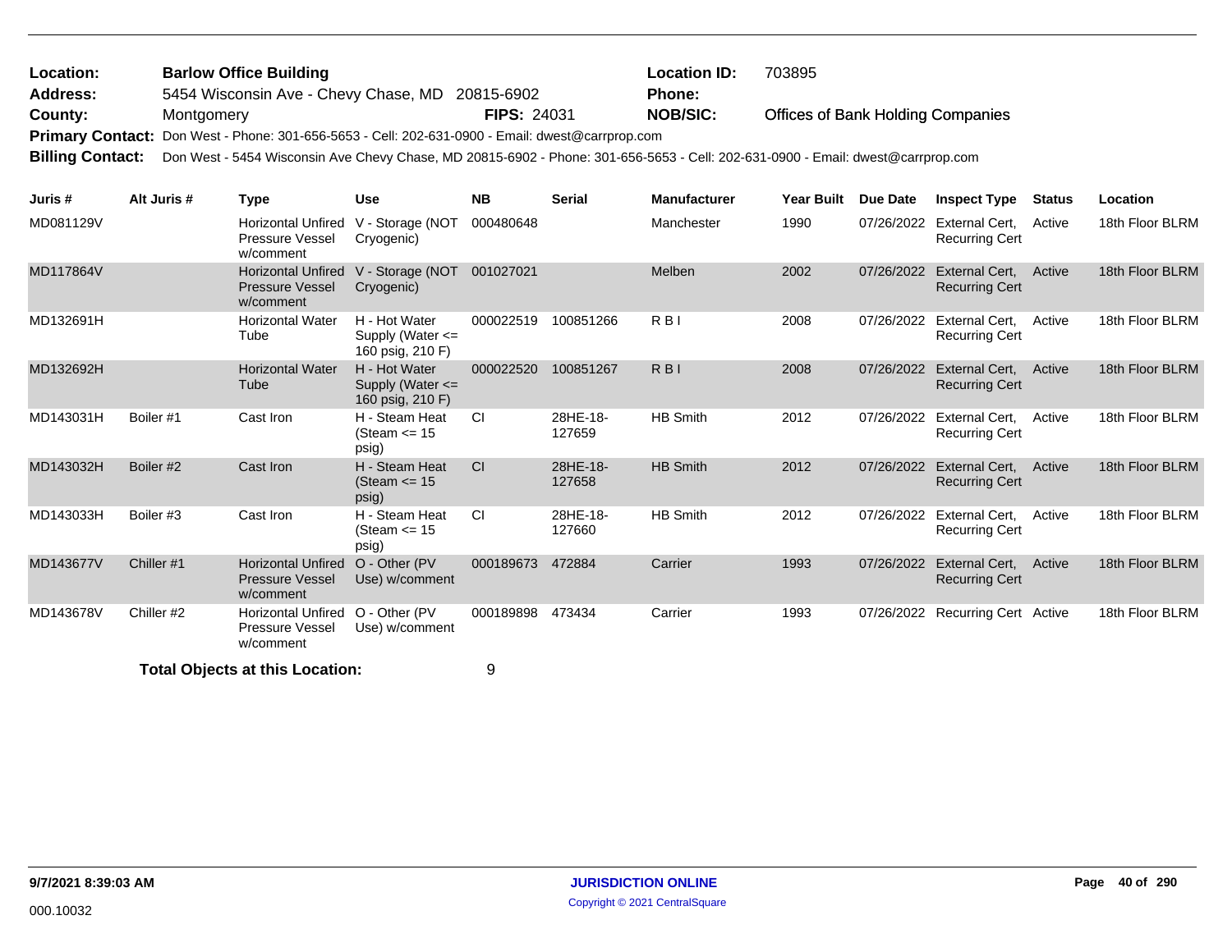**Location:** Barlow Office Building  **Location ID:** 703895

**Address:** 5454 Wisconsin Ave - Chevy Chase, MD 20815-6902  **Phone:**

**County:** Montgomery  **FIPS:** 24031  **NOB/SIC:** Offices of Bank Holding Companies

**Primary Contact:** Don West - Phone: 301-656-5653 - Cell: 202-631-0900 - Email: dwest@carrprop.com

**Billing Contact:** Don West - 5454 Wisconsin Ave Chevy Chase, MD 20815-6902 - Phone: 301-656-5653 - Cell: 202-631-0900 - Email: dwest@carrprop.com

| Juris # | Alt Juris # | Type | Use | NB | Serial | Manufacturer | Year Built | Due Date | Inspect Type | Status | Location |
|---|---|---|---|---|---|---|---|---|---|---|---|
| MD081129V | | Horizontal Unfired Pressure Vessel w/comment | V - Storage (NOT Cryogenic) | 000480648 | | Manchester | 1990 | 07/26/2022 | External Cert, Recurring Cert | Active | 18th Floor BLRM |
| MD117864V | | Horizontal Unfired Pressure Vessel w/comment | V - Storage (NOT Cryogenic) | 001027021 | | Melben | 2002 | 07/26/2022 | External Cert, Recurring Cert | Active | 18th Floor BLRM |
| MD132691H | | Horizontal Water Tube | H - Hot Water Supply (Water <= 160 psig, 210 F) | 000022519 | 100851266 | R B I | 2008 | 07/26/2022 | External Cert, Recurring Cert | Active | 18th Floor BLRM |
| MD132692H | | Horizontal Water Tube | H - Hot Water Supply (Water <= 160 psig, 210 F) | 000022520 | 100851267 | R B I | 2008 | 07/26/2022 | External Cert, Recurring Cert | Active | 18th Floor BLRM |
| MD143031H | Boiler #1 | Cast Iron | H - Steam Heat (Steam <= 15 psig) | CI | 28HE-18-127659 | HB Smith | 2012 | 07/26/2022 | External Cert, Recurring Cert | Active | 18th Floor BLRM |
| MD143032H | Boiler #2 | Cast Iron | H - Steam Heat (Steam <= 15 psig) | CI | 28HE-18-127658 | HB Smith | 2012 | 07/26/2022 | External Cert, Recurring Cert | Active | 18th Floor BLRM |
| MD143033H | Boiler #3 | Cast Iron | H - Steam Heat (Steam <= 15 psig) | CI | 28HE-18-127660 | HB Smith | 2012 | 07/26/2022 | External Cert, Recurring Cert | Active | 18th Floor BLRM |
| MD143677V | Chiller #1 | Horizontal Unfired Pressure Vessel w/comment | O - Other (PV Use) w/comment | 000189673 | 472884 | Carrier | 1993 | 07/26/2022 | External Cert, Recurring Cert | Active | 18th Floor BLRM |
| MD143678V | Chiller #2 | Horizontal Unfired Pressure Vessel w/comment | O - Other (PV Use) w/comment | 000189898 | 473434 | Carrier | 1993 | 07/26/2022 | Recurring Cert | Active | 18th Floor BLRM |

**Total Objects at this Location:** 9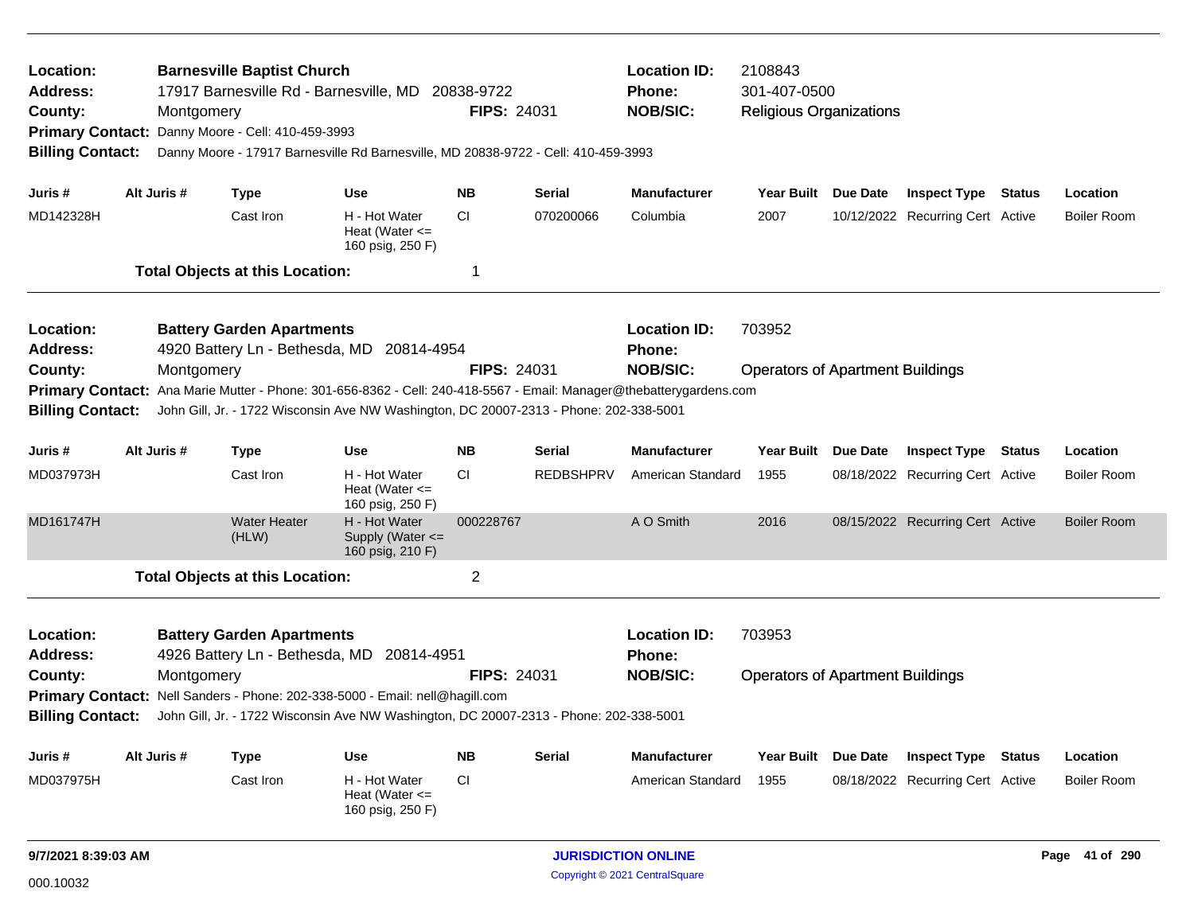**Location:** Barnesville Baptist Church
**Location ID:** 2108843
**Address:** 17917 Barnesville Rd - Barnesville, MD 20838-9722
**Phone:** 301-407-0500
**County:** Montgomery
**FIPS:** 24031
**NOB/SIC:** Religious Organizations
**Primary Contact:** Danny Moore - Cell: 410-459-3993
**Billing Contact:** Danny Moore - 17917 Barnesville Rd Barnesville, MD 20838-9722 - Cell: 410-459-3993

| Juris # | Alt Juris # | Type | Use | NB | Serial | Manufacturer | Year Built | Due Date | Inspect Type | Status | Location |
|---|---|---|---|---|---|---|---|---|---|---|---|
| MD142328H | | Cast Iron | H - Hot Water Heat (Water <= 160 psig, 250 F) | CI | 070200066 | Columbia | 2007 | 10/12/2022 | Recurring Cert | Active | Boiler Room |

**Total Objects at this Location:** 1

---

**Location:** Battery Garden Apartments
**Location ID:** 703952
**Address:** 4920 Battery Ln - Bethesda, MD 20814-4954
**Phone:**
**County:** Montgomery
**FIPS:** 24031
**NOB/SIC:** Operators of Apartment Buildings
**Primary Contact:** Ana Marie Mutter - Phone: 301-656-8362 - Cell: 240-418-5567 - Email: Manager@thebatterygardens.com
**Billing Contact:** John Gill, Jr. - 1722 Wisconsin Ave NW Washington, DC 20007-2313 - Phone: 202-338-5001

| Juris # | Alt Juris # | Type | Use | NB | Serial | Manufacturer | Year Built | Due Date | Inspect Type | Status | Location |
|---|---|---|---|---|---|---|---|---|---|---|---|
| MD037973H | | Cast Iron | H - Hot Water Heat (Water <= 160 psig, 250 F) | CI | REDBSHPRV | American Standard | 1955 | 08/18/2022 | Recurring Cert | Active | Boiler Room |
| MD161747H | | Water Heater (HLW) | H - Hot Water Supply (Water <= 160 psig, 210 F) | 000228767 | | A O Smith | 2016 | 08/15/2022 | Recurring Cert | Active | Boiler Room |

**Total Objects at this Location:** 2

---

**Location:** Battery Garden Apartments
**Location ID:** 703953
**Address:** 4926 Battery Ln - Bethesda, MD 20814-4951
**Phone:**
**County:** Montgomery
**FIPS:** 24031
**NOB/SIC:** Operators of Apartment Buildings
**Primary Contact:** Nell Sanders - Phone: 202-338-5000 - Email: nell@hagill.com
**Billing Contact:** John Gill, Jr. - 1722 Wisconsin Ave NW Washington, DC 20007-2313 - Phone: 202-338-5001

| Juris # | Alt Juris # | Type | Use | NB | Serial | Manufacturer | Year Built | Due Date | Inspect Type | Status | Location |
|---|---|---|---|---|---|---|---|---|---|---|---|
| MD037975H | | Cast Iron | H - Hot Water Heat (Water <= 160 psig, 250 F) | CI | | American Standard | 1955 | 08/18/2022 | Recurring Cert | Active | Boiler Room |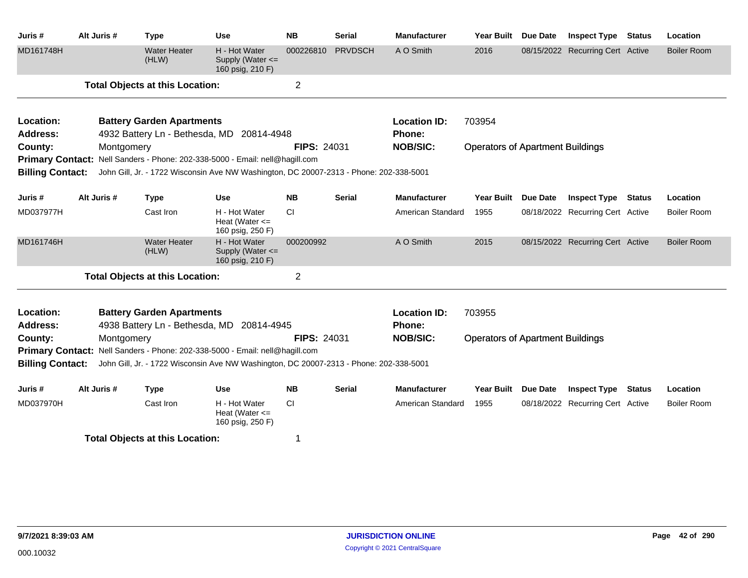| Juris # | Alt Juris # | Type | Use | NB | Serial | Manufacturer | Year Built | Due Date | Inspect Type | Status | Location |
|---|---|---|---|---|---|---|---|---|---|---|---|
| MD161748H | | Water Heater (HLW) | H - Hot Water Supply (Water <= 160 psig, 210 F) | 000226810 | PRVDSCH | A O Smith | 2016 | 08/15/2022 | Recurring Cert | Active | Boiler Room |

**Total Objects at this Location:** 2

---

**Location:** **Battery Garden Apartments**
**Location ID:** 703954
**Address:** 4932 Battery Ln - Bethesda, MD 20814-4948
**Phone:**
**County:** Montgomery
**FIPS:** 24031
**NOB/SIC:** Operators of Apartment Buildings
**Primary Contact:** Nell Sanders - Phone: 202-338-5000 - Email: nell@hagill.com
**Billing Contact:** John Gill, Jr. - 1722 Wisconsin Ave NW Washington, DC 20007-2313 - Phone: 202-338-5001

| Juris # | Alt Juris # | Type | Use | NB | Serial | Manufacturer | Year Built | Due Date | Inspect Type | Status | Location |
|---|---|---|---|---|---|---|---|---|---|---|---|
| MD037977H | | Cast Iron | H - Hot Water Heat (Water <= 160 psig, 250 F) | CI | | American Standard | 1955 | 08/18/2022 | Recurring Cert | Active | Boiler Room |
| MD161746H | | Water Heater (HLW) | H - Hot Water Supply (Water <= 160 psig, 210 F) | 000200992 | | A O Smith | 2015 | 08/15/2022 | Recurring Cert | Active | Boiler Room |

**Total Objects at this Location:** 2

---

**Location:** **Battery Garden Apartments**
**Location ID:** 703955
**Address:** 4938 Battery Ln - Bethesda, MD 20814-4945
**Phone:**
**County:** Montgomery
**FIPS:** 24031
**NOB/SIC:** Operators of Apartment Buildings
**Primary Contact:** Nell Sanders - Phone: 202-338-5000 - Email: nell@hagill.com
**Billing Contact:** John Gill, Jr. - 1722 Wisconsin Ave NW Washington, DC 20007-2313 - Phone: 202-338-5001

| Juris # | Alt Juris # | Type | Use | NB | Serial | Manufacturer | Year Built | Due Date | Inspect Type | Status | Location |
|---|---|---|---|---|---|---|---|---|---|---|---|
| MD037970H | | Cast Iron | H - Hot Water Heat (Water <= 160 psig, 250 F) | CI | | American Standard | 1955 | 08/18/2022 | Recurring Cert | Active | Boiler Room |

**Total Objects at this Location:** 1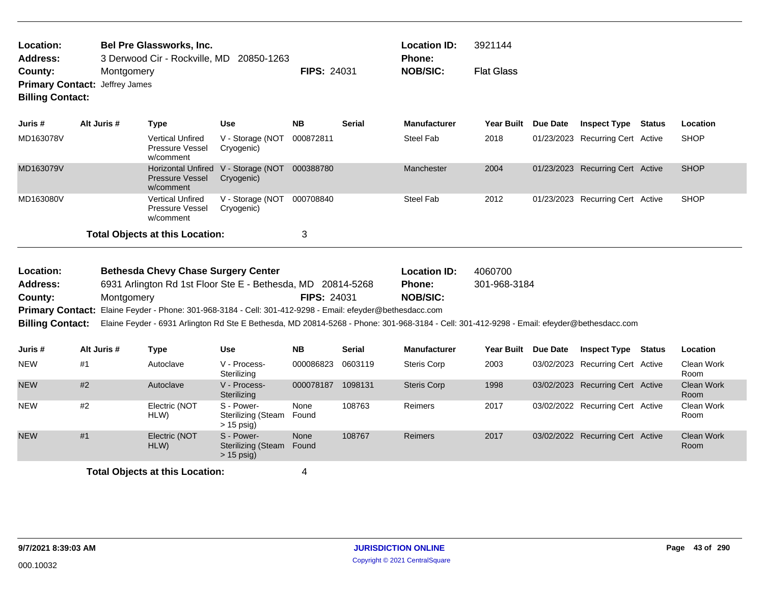**Location:** Bel Pre Glassworks, Inc.
**Address:** 3 Derwood Cir - Rockville, MD 20850-1263
**County:** Montgomery  **FIPS:** 24031
**Primary Contact:** Jeffrey James
**Billing Contact:**

**Location ID:** 3921144
**Phone:**
**NOB/SIC:** Flat Glass

| Juris # | Alt Juris # | Type | Use | NB | Serial | Manufacturer | Year Built | Due Date | Inspect Type | Status | Location |
|---|---|---|---|---|---|---|---|---|---|---|---|
| MD163078V | | Vertical Unfired Pressure Vessel w/comment | V - Storage (NOT Cryogenic) | 000872811 | | Steel Fab | 2018 | 01/23/2023 | Recurring Cert | Active | SHOP |
| MD163079V | | Horizontal Unfired Pressure Vessel w/comment | V - Storage (NOT Cryogenic) | 000388780 | | Manchester | 2004 | 01/23/2023 | Recurring Cert | Active | SHOP |
| MD163080V | | Vertical Unfired Pressure Vessel w/comment | V - Storage (NOT Cryogenic) | 000708840 | | Steel Fab | 2012 | 01/23/2023 | Recurring Cert | Active | SHOP |

**Total Objects at this Location:** 3

---

**Location:** Bethesda Chevy Chase Surgery Center
**Address:** 6931 Arlington Rd 1st Floor Ste E - Bethesda, MD 20814-5268
**County:** Montgomery  **FIPS:** 24031
**Primary Contact:** Elaine Feyder - Phone: 301-968-3184 - Cell: 301-412-9298 - Email: efeyder@bethesdacc.com
**Billing Contact:** Elaine Feyder - 6931 Arlington Rd Ste E Bethesda, MD 20814-5268 - Phone: 301-968-3184 - Cell: 301-412-9298 - Email: efeyder@bethesdacc.com

**Location ID:** 4060700
**Phone:** 301-968-3184
**NOB/SIC:**

| Juris # | Alt Juris # | Type | Use | NB | Serial | Manufacturer | Year Built | Due Date | Inspect Type | Status | Location |
|---|---|---|---|---|---|---|---|---|---|---|---|
| NEW | #1 | Autoclave | V - Process-Sterilizing | 000086823 | 0603119 | Steris Corp | 2003 | 03/02/2023 | Recurring Cert | Active | Clean Work Room |
| NEW | #2 | Autoclave | V - Process-Sterilizing | 000078187 | 1098131 | Steris Corp | 1998 | 03/02/2023 | Recurring Cert | Active | Clean Work Room |
| NEW | #2 | Electric (NOT HLW) | S - Power-Sterilizing (Steam > 15 psig) | None Found | 108763 | Reimers | 2017 | 03/02/2022 | Recurring Cert | Active | Clean Work Room |
| NEW | #1 | Electric (NOT HLW) | S - Power-Sterilizing (Steam > 15 psig) | None Found | 108767 | Reimers | 2017 | 03/02/2022 | Recurring Cert | Active | Clean Work Room |

**Total Objects at this Location:** 4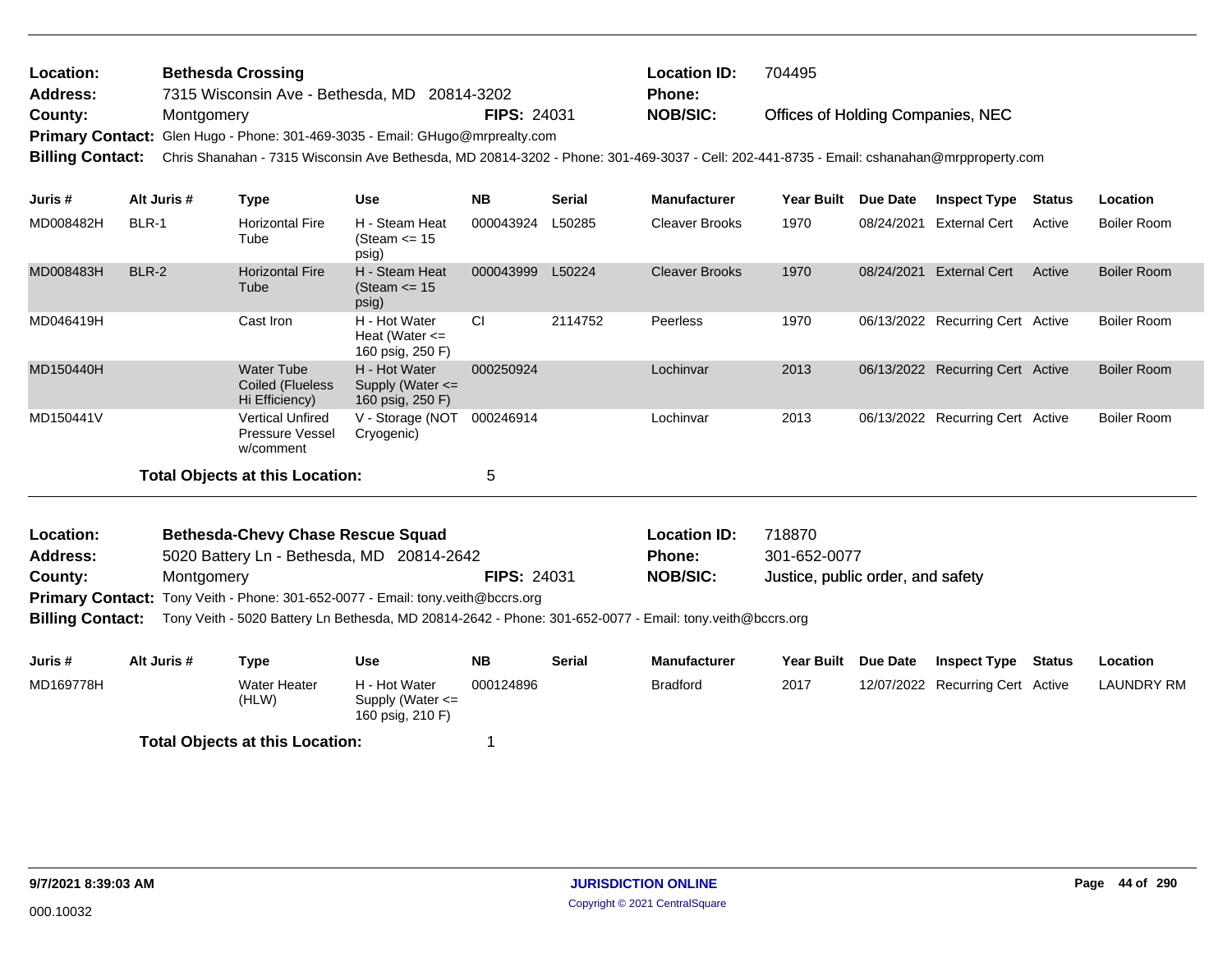**Location:** Bethesda Crossing
**Address:** 7315 Wisconsin Ave - Bethesda, MD 20814-3202
**County:** Montgomery **FIPS:** 24031
**Location ID:** 704495
**Phone:**
**NOB/SIC:** Offices of Holding Companies, NEC
**Primary Contact:** Glen Hugo - Phone: 301-469-3035 - Email: GHugo@mrprealty.com
**Billing Contact:** Chris Shanahan - 7315 Wisconsin Ave Bethesda, MD 20814-3202 - Phone: 301-469-3037 - Cell: 202-441-8735 - Email: cshanahan@mrpproperty.com

| Juris # | Alt Juris # | Type | Use | NB | Serial | Manufacturer | Year Built | Due Date | Inspect Type | Status | Location |
|---|---|---|---|---|---|---|---|---|---|---|---|
| MD008482H | BLR-1 | Horizontal Fire Tube | H - Steam Heat (Steam <= 15 psig) | 000043924 | L50285 | Cleaver Brooks | 1970 | 08/24/2021 | External Cert | Active | Boiler Room |
| MD008483H | BLR-2 | Horizontal Fire Tube | H - Steam Heat (Steam <= 15 psig) | 000043999 | L50224 | Cleaver Brooks | 1970 | 08/24/2021 | External Cert | Active | Boiler Room |
| MD046419H | | Cast Iron | H - Hot Water Heat (Water <= 160 psig, 250 F) | CI | 2114752 | Peerless | 1970 | 06/13/2022 | Recurring Cert | Active | Boiler Room |
| MD150440H | | Water Tube Coiled (Flueless Hi Efficiency) | H - Hot Water Supply (Water <= 160 psig, 250 F) | 000250924 | | Lochinvar | 2013 | 06/13/2022 | Recurring Cert | Active | Boiler Room |
| MD150441V | | Vertical Unfired Pressure Vessel w/comment | V - Storage (NOT Cryogenic) | 000246914 | | Lochinvar | 2013 | 06/13/2022 | Recurring Cert | Active | Boiler Room |

**Total Objects at this Location:** 5

**Location:** Bethesda-Chevy Chase Rescue Squad
**Address:** 5020 Battery Ln - Bethesda, MD 20814-2642
**County:** Montgomery **FIPS:** 24031
**Location ID:** 718870
**Phone:** 301-652-0077
**NOB/SIC:** Justice, public order, and safety
**Primary Contact:** Tony Veith - Phone: 301-652-0077 - Email: tony.veith@bccrs.org
**Billing Contact:** Tony Veith - 5020 Battery Ln Bethesda, MD 20814-2642 - Phone: 301-652-0077 - Email: tony.veith@bccrs.org

| Juris # | Alt Juris # | Type | Use | NB | Serial | Manufacturer | Year Built | Due Date | Inspect Type | Status | Location |
|---|---|---|---|---|---|---|---|---|---|---|---|
| MD169778H | | Water Heater (HLW) | H - Hot Water Supply (Water <= 160 psig, 210 F) | 000124896 | | Bradford | 2017 | 12/07/2022 | Recurring Cert | Active | LAUNDRY RM |

**Total Objects at this Location:** 1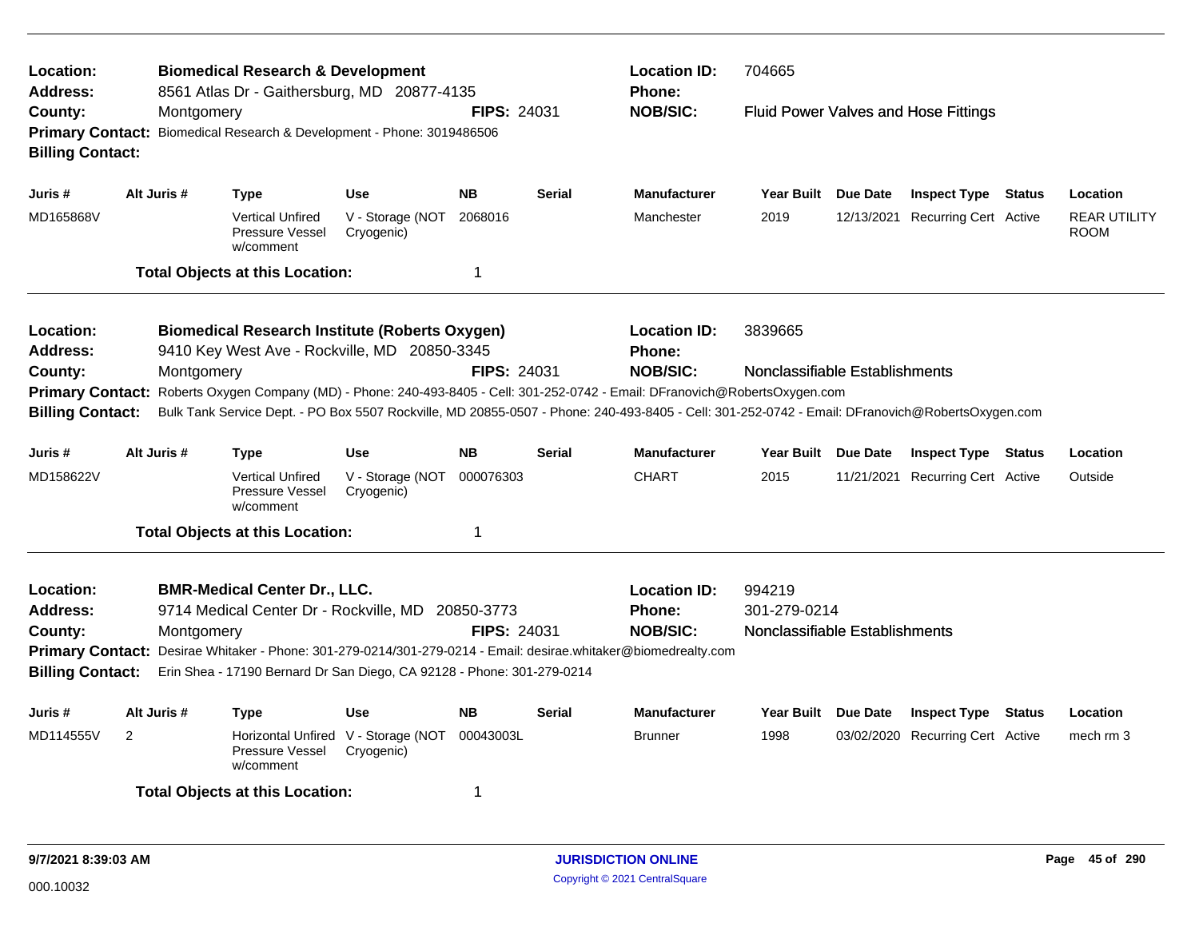**Location:** Biomedical Research & Development
**Address:** 8561 Atlas Dr - Gaithersburg, MD 20877-4135
**County:** Montgomery **FIPS:** 24031
**Location ID:** 704665
**Phone:**
**NOB/SIC:** Fluid Power Valves and Hose Fittings
**Primary Contact:** Biomedical Research & Development - Phone: 3019486506
**Billing Contact:**

| Juris # | Alt Juris # | Type | Use | NB | Serial | Manufacturer | Year Built | Due Date | Inspect Type | Status | Location |
|---|---|---|---|---|---|---|---|---|---|---|---|
| MD165868V | | Vertical Unfired Pressure Vessel w/comment | V - Storage (NOT Cryogenic) | 2068016 | | Manchester | 2019 | 12/13/2021 | Recurring Cert | Active | REAR UTILITY ROOM |

**Total Objects at this Location:** 1

---

**Location:** Biomedical Research Institute (Roberts Oxygen)
**Address:** 9410 Key West Ave - Rockville, MD 20850-3345
**County:** Montgomery **FIPS:** 24031
**Location ID:** 3839665
**Phone:**
**NOB/SIC:** Nonclassifiable Establishments
**Primary Contact:** Roberts Oxygen Company (MD) - Phone: 240-493-8405 - Cell: 301-252-0742 - Email: DFranovich@RobertsOxygen.com
**Billing Contact:** Bulk Tank Service Dept. - PO Box 5507 Rockville, MD 20855-0507 - Phone: 240-493-8405 - Cell: 301-252-0742 - Email: DFranovich@RobertsOxygen.com

| Juris # | Alt Juris # | Type | Use | NB | Serial | Manufacturer | Year Built | Due Date | Inspect Type | Status | Location |
|---|---|---|---|---|---|---|---|---|---|---|---|
| MD158622V | | Vertical Unfired Pressure Vessel w/comment | V - Storage (NOT Cryogenic) | 000076303 | | CHART | 2015 | 11/21/2021 | Recurring Cert | Active | Outside |

**Total Objects at this Location:** 1

---

**Location:** BMR-Medical Center Dr., LLC.
**Address:** 9714 Medical Center Dr - Rockville, MD 20850-3773
**County:** Montgomery **FIPS:** 24031
**Location ID:** 994219
**Phone:** 301-279-0214
**NOB/SIC:** Nonclassifiable Establishments
**Primary Contact:** Desirae Whitaker - Phone: 301-279-0214/301-279-0214 - Email: desirae.whitaker@biomedrealty.com
**Billing Contact:** Erin Shea - 17190 Bernard Dr San Diego, CA 92128 - Phone: 301-279-0214

| Juris # | Alt Juris # | Type | Use | NB | Serial | Manufacturer | Year Built | Due Date | Inspect Type | Status | Location |
|---|---|---|---|---|---|---|---|---|---|---|---|
| MD114555V | 2 | Horizontal Unfired Pressure Vessel w/comment | V - Storage (NOT Cryogenic) | 00043003L | | Brunner | 1998 | 03/02/2020 | Recurring Cert | Active | mech rm 3 |

**Total Objects at this Location:** 1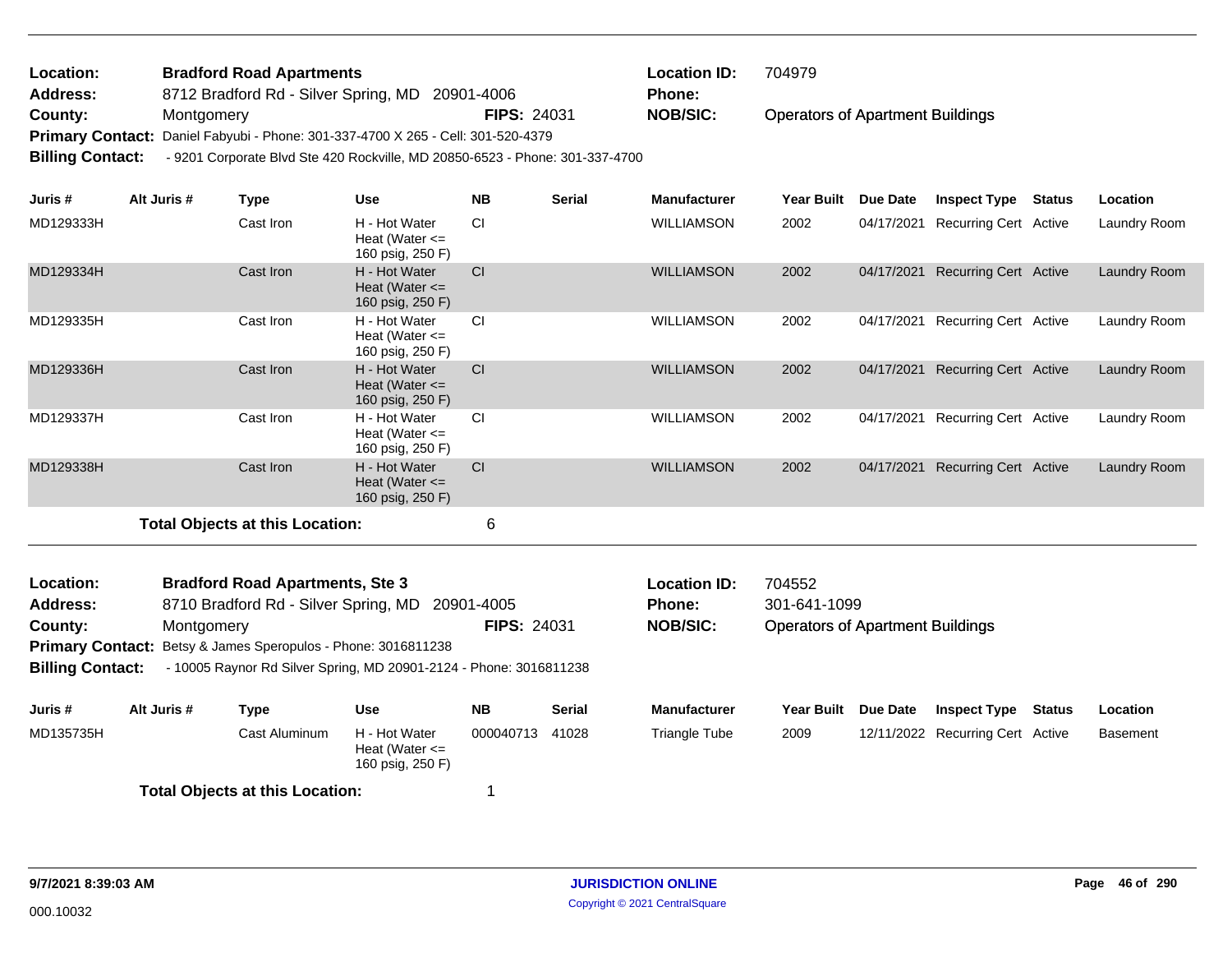**Location:** Bradford Road Apartments
**Address:** 8712 Bradford Rd - Silver Spring, MD 20901-4006
**County:** Montgomery **FIPS:** 24031
**Primary Contact:** Daniel Fabyubi - Phone: 301-337-4700 X 265 - Cell: 301-520-4379
**Billing Contact:** - 9201 Corporate Blvd Ste 420 Rockville, MD 20850-6523 - Phone: 301-337-4700

**Location ID:** 704979
**Phone:**
**NOB/SIC:** Operators of Apartment Buildings

| Juris # | Alt Juris # | Type | Use | NB | Serial | Manufacturer | Year Built | Due Date | Inspect Type | Status | Location |
|---|---|---|---|---|---|---|---|---|---|---|---|
| MD129333H | | Cast Iron | H - Hot Water Heat (Water <= 160 psig, 250 F) | CI | | WILLIAMSON | 2002 | 04/17/2021 | Recurring Cert | Active | Laundry Room |
| MD129334H | | Cast Iron | H - Hot Water Heat (Water <= 160 psig, 250 F) | CI | | WILLIAMSON | 2002 | 04/17/2021 | Recurring Cert | Active | Laundry Room |
| MD129335H | | Cast Iron | H - Hot Water Heat (Water <= 160 psig, 250 F) | CI | | WILLIAMSON | 2002 | 04/17/2021 | Recurring Cert | Active | Laundry Room |
| MD129336H | | Cast Iron | H - Hot Water Heat (Water <= 160 psig, 250 F) | CI | | WILLIAMSON | 2002 | 04/17/2021 | Recurring Cert | Active | Laundry Room |
| MD129337H | | Cast Iron | H - Hot Water Heat (Water <= 160 psig, 250 F) | CI | | WILLIAMSON | 2002 | 04/17/2021 | Recurring Cert | Active | Laundry Room |
| MD129338H | | Cast Iron | H - Hot Water Heat (Water <= 160 psig, 250 F) | CI | | WILLIAMSON | 2002 | 04/17/2021 | Recurring Cert | Active | Laundry Room |

**Total Objects at this Location:** 6

**Location:** Bradford Road Apartments, Ste 3
**Address:** 8710 Bradford Rd - Silver Spring, MD 20901-4005
**County:** Montgomery **FIPS:** 24031
**Primary Contact:** Betsy & James Speropulos - Phone: 3016811238
**Billing Contact:** - 10005 Raynor Rd Silver Spring, MD 20901-2124 - Phone: 3016811238

**Location ID:** 704552
**Phone:** 301-641-1099
**NOB/SIC:** Operators of Apartment Buildings

| Juris # | Alt Juris # | Type | Use | NB | Serial | Manufacturer | Year Built | Due Date | Inspect Type | Status | Location |
|---|---|---|---|---|---|---|---|---|---|---|---|
| MD135735H | | Cast Aluminum | H - Hot Water Heat (Water <= 160 psig, 250 F) | 000040713 | 41028 | Triangle Tube | 2009 | 12/11/2022 | Recurring Cert | Active | Basement |

**Total Objects at this Location:** 1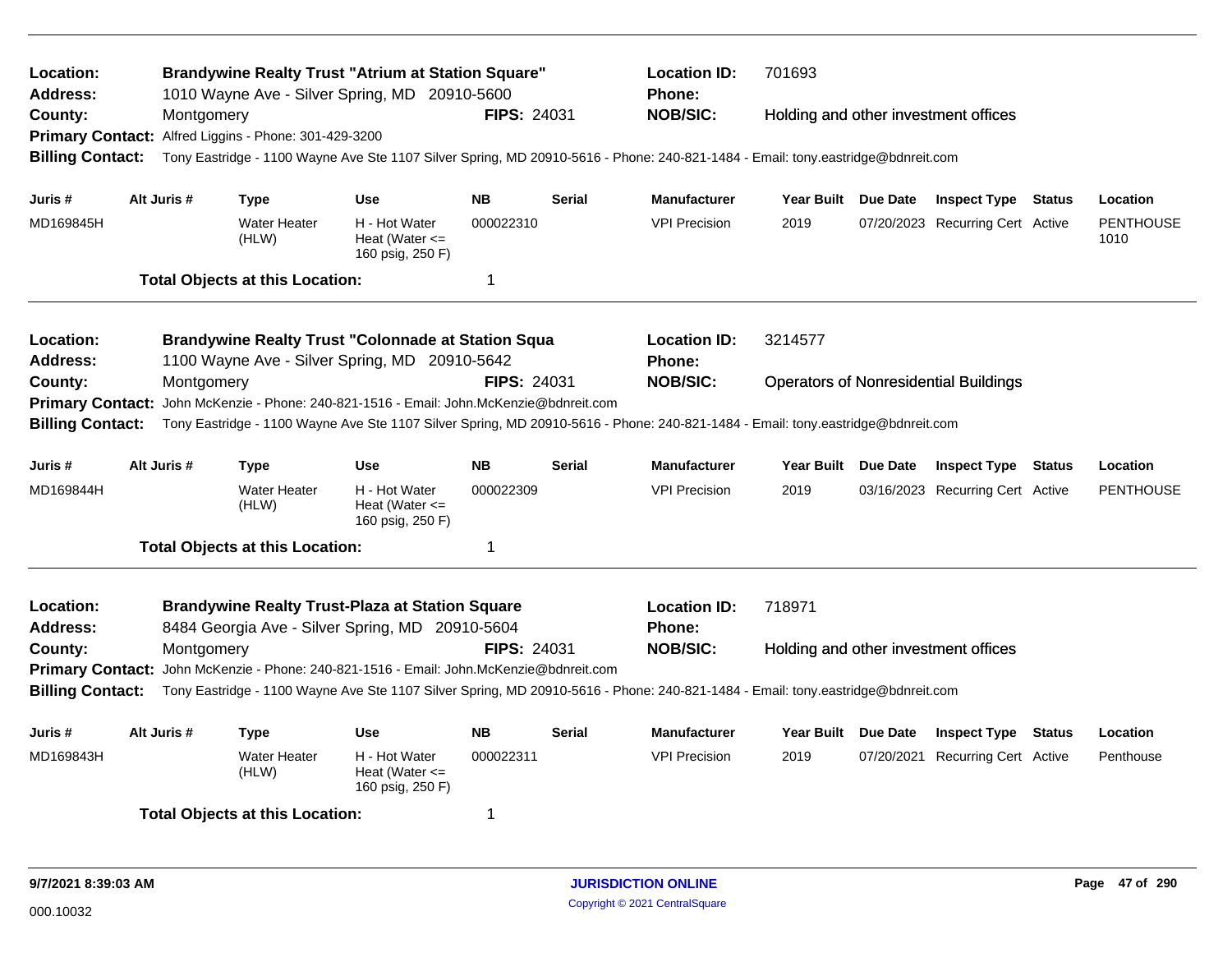**Location:** Brandywine Realty Trust "Atrium at Station Square" **Location ID:** 701693
**Address:** 1010 Wayne Ave - Silver Spring, MD 20910-5600 **Phone:**
**County:** Montgomery **FIPS:** 24031 **NOB/SIC:** Holding and other investment offices
**Primary Contact:** Alfred Liggins - Phone: 301-429-3200
**Billing Contact:** Tony Eastridge - 1100 Wayne Ave Ste 1107 Silver Spring, MD 20910-5616 - Phone: 240-821-1484 - Email: tony.eastridge@bdnreit.com

| Juris # | Alt Juris # | Type | Use | NB | Serial | Manufacturer | Year Built | Due Date | Inspect Type | Status | Location |
|---|---|---|---|---|---|---|---|---|---|---|---|
| MD169845H | | Water Heater (HLW) | H - Hot Water Heat (Water <= 160 psig, 250 F) | 000022310 | | VPI Precision | 2019 | 07/20/2023 | Recurring Cert | Active | PENTHOUSE 1010 |

**Total Objects at this Location:** 1

---

**Location:** Brandywine Realty Trust "Colonnade at Station Squa **Location ID:** 3214577
**Address:** 1100 Wayne Ave - Silver Spring, MD 20910-5642 **Phone:**
**County:** Montgomery **FIPS:** 24031 **NOB/SIC:** Operators of Nonresidential Buildings
**Primary Contact:** John McKenzie - Phone: 240-821-1516 - Email: John.McKenzie@bdnreit.com
**Billing Contact:** Tony Eastridge - 1100 Wayne Ave Ste 1107 Silver Spring, MD 20910-5616 - Phone: 240-821-1484 - Email: tony.eastridge@bdnreit.com

| Juris # | Alt Juris # | Type | Use | NB | Serial | Manufacturer | Year Built | Due Date | Inspect Type | Status | Location |
|---|---|---|---|---|---|---|---|---|---|---|---|
| MD169844H | | Water Heater (HLW) | H - Hot Water Heat (Water <= 160 psig, 250 F) | 000022309 | | VPI Precision | 2019 | 03/16/2023 | Recurring Cert | Active | PENTHOUSE |

**Total Objects at this Location:** 1

---

**Location:** Brandywine Realty Trust-Plaza at Station Square **Location ID:** 718971
**Address:** 8484 Georgia Ave - Silver Spring, MD 20910-5604 **Phone:**
**County:** Montgomery **FIPS:** 24031 **NOB/SIC:** Holding and other investment offices
**Primary Contact:** John McKenzie - Phone: 240-821-1516 - Email: John.McKenzie@bdnreit.com
**Billing Contact:** Tony Eastridge - 1100 Wayne Ave Ste 1107 Silver Spring, MD 20910-5616 - Phone: 240-821-1484 - Email: tony.eastridge@bdnreit.com

| Juris # | Alt Juris # | Type | Use | NB | Serial | Manufacturer | Year Built | Due Date | Inspect Type | Status | Location |
|---|---|---|---|---|---|---|---|---|---|---|---|
| MD169843H | | Water Heater (HLW) | H - Hot Water Heat (Water <= 160 psig, 250 F) | 000022311 | | VPI Precision | 2019 | 07/20/2021 | Recurring Cert | Active | Penthouse |

**Total Objects at this Location:** 1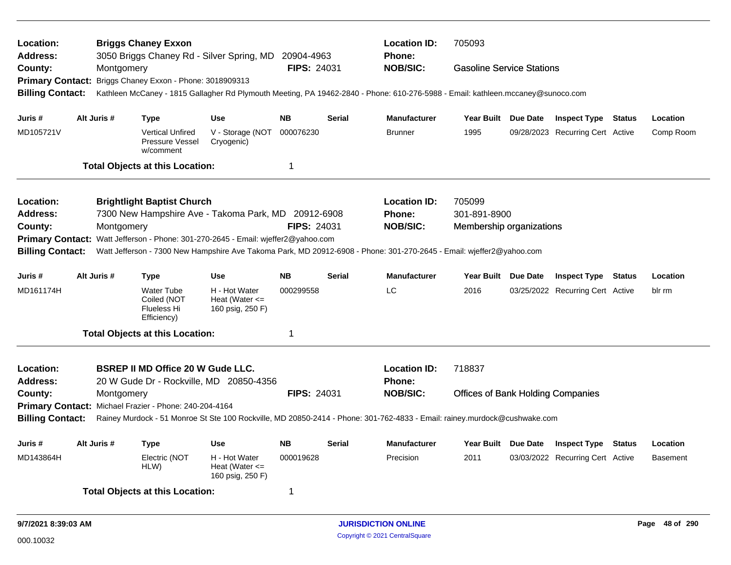**Location:** Briggs Chaney Exxon  
**Address:** 3050 Briggs Chaney Rd - Silver Spring, MD 20904-4963  
**County:** Montgomery  
**FIPS:** 24031  
**Location ID:** 705093  
**Phone:**  
**NOB/SIC:** Gasoline Service Stations  
**Primary Contact:** Briggs Chaney Exxon - Phone: 3018909313  
**Billing Contact:** Kathleen McCaney - 1815 Gallagher Rd Plymouth Meeting, PA 19462-2840 - Phone: 610-276-5988 - Email: kathleen.mccaney@sunoco.com

| Juris # | Alt Juris # | Type | Use | NB | Serial | Manufacturer | Year Built | Due Date | Inspect Type | Status | Location |
|---|---|---|---|---|---|---|---|---|---|---|---|
| MD105721V | | Vertical Unfired Pressure Vessel w/comment | V - Storage (NOT Cryogenic) | 000076230 | | Brunner | 1995 | 09/28/2023 | Recurring Cert | Active | Comp Room |

**Total Objects at this Location:** 1

---

**Location:** Brightlight Baptist Church  
**Address:** 7300 New Hampshire Ave - Takoma Park, MD 20912-6908  
**County:** Montgomery  
**FIPS:** 24031  
**Location ID:** 705099  
**Phone:** 301-891-8900  
**NOB/SIC:** Membership organizations  
**Primary Contact:** Watt Jefferson - Phone: 301-270-2645 - Email: wjeffer2@yahoo.com  
**Billing Contact:** Watt Jefferson - 7300 New Hampshire Ave Takoma Park, MD 20912-6908 - Phone: 301-270-2645 - Email: wjeffer2@yahoo.com

| Juris # | Alt Juris # | Type | Use | NB | Serial | Manufacturer | Year Built | Due Date | Inspect Type | Status | Location |
|---|---|---|---|---|---|---|---|---|---|---|---|
| MD161174H | | Water Tube Coiled (NOT Flueless Hi Efficiency) | H - Hot Water Heat (Water <= 160 psig, 250 F) | 000299558 | | LC | 2016 | 03/25/2022 | Recurring Cert | Active | blr rm |

**Total Objects at this Location:** 1

---

**Location:** BSREP II MD Office 20 W Gude LLC.  
**Address:** 20 W Gude Dr - Rockville, MD 20850-4356  
**County:** Montgomery  
**FIPS:** 24031  
**Location ID:** 718837  
**Phone:**  
**NOB/SIC:** Offices of Bank Holding Companies  
**Primary Contact:** Michael Frazier - Phone: 240-204-4164  
**Billing Contact:** Rainey Murdock - 51 Monroe St Ste 100 Rockville, MD 20850-2414 - Phone: 301-762-4833 - Email: rainey.murdock@cushwake.com

| Juris # | Alt Juris # | Type | Use | NB | Serial | Manufacturer | Year Built | Due Date | Inspect Type | Status | Location |
|---|---|---|---|---|---|---|---|---|---|---|---|
| MD143864H | | Electric (NOT HLW) | H - Hot Water Heat (Water <= 160 psig, 250 F) | 000019628 | | Precision | 2011 | 03/03/2022 | Recurring Cert | Active | Basement |

**Total Objects at this Location:** 1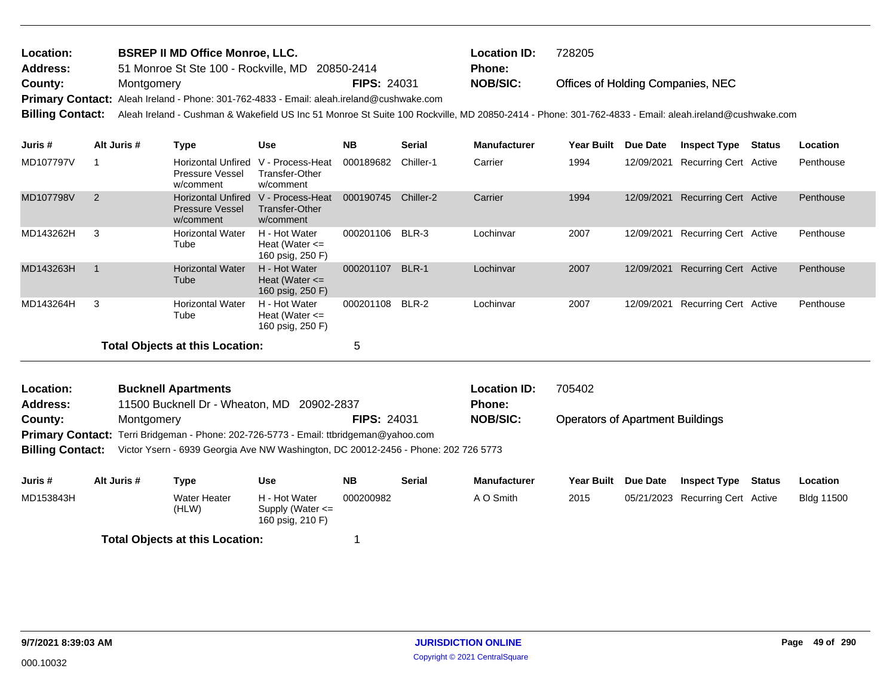**Location:** BSREP II MD Office Monroe, LLC. **Location ID:** 728205
**Address:** 51 Monroe St Ste 100 - Rockville, MD 20850-2414 **Phone:**
**County:** Montgomery **FIPS:** 24031 **NOB/SIC:** Offices of Holding Companies, NEC
**Primary Contact:** Aleah Ireland - Phone: 301-762-4833 - Email: aleah.ireland@cushwake.com
**Billing Contact:** Aleah Ireland - Cushman & Wakefield US Inc 51 Monroe St Suite 100 Rockville, MD 20850-2414 - Phone: 301-762-4833 - Email: aleah.ireland@cushwake.com

| Juris # | Alt Juris # | Type | Use | NB | Serial | Manufacturer | Year Built | Due Date | Inspect Type | Status | Location |
|---|---|---|---|---|---|---|---|---|---|---|---|
| MD107797V | 1 | Horizontal Unfired Pressure Vessel w/comment | V - Process-Heat Transfer-Other w/comment | 000189682 | Chiller-1 | Carrier | 1994 | 12/09/2021 | Recurring Cert | Active | Penthouse |
| MD107798V | 2 | Horizontal Unfired Pressure Vessel w/comment | V - Process-Heat Transfer-Other w/comment | 000190745 | Chiller-2 | Carrier | 1994 | 12/09/2021 | Recurring Cert | Active | Penthouse |
| MD143262H | 3 | Horizontal Water Tube | H - Hot Water Heat (Water <= 160 psig, 250 F) | 000201106 | BLR-3 | Lochinvar | 2007 | 12/09/2021 | Recurring Cert | Active | Penthouse |
| MD143263H | 1 | Horizontal Water Tube | H - Hot Water Heat (Water <= 160 psig, 250 F) | 000201107 | BLR-1 | Lochinvar | 2007 | 12/09/2021 | Recurring Cert | Active | Penthouse |
| MD143264H | 3 | Horizontal Water Tube | H - Hot Water Heat (Water <= 160 psig, 250 F) | 000201108 | BLR-2 | Lochinvar | 2007 | 12/09/2021 | Recurring Cert | Active | Penthouse |

**Total Objects at this Location:** 5

---

**Location:** Bucknell Apartments **Location ID:** 705402
**Address:** 11500 Bucknell Dr - Wheaton, MD 20902-2837 **Phone:**
**County:** Montgomery **FIPS:** 24031 **NOB/SIC:** Operators of Apartment Buildings
**Primary Contact:** Terri Bridgeman - Phone: 202-726-5773 - Email: ttbridgeman@yahoo.com
**Billing Contact:** Victor Ysern - 6939 Georgia Ave NW Washington, DC 20012-2456 - Phone: 202 726 5773

| Juris # | Alt Juris # | Type | Use | NB | Serial | Manufacturer | Year Built | Due Date | Inspect Type | Status | Location |
|---|---|---|---|---|---|---|---|---|---|---|---|
| MD153843H | | Water Heater (HLW) | H - Hot Water Supply (Water <= 160 psig, 210 F) | 000200982 | | A O Smith | 2015 | 05/21/2023 | Recurring Cert | Active | Bldg 11500 |

**Total Objects at this Location:** 1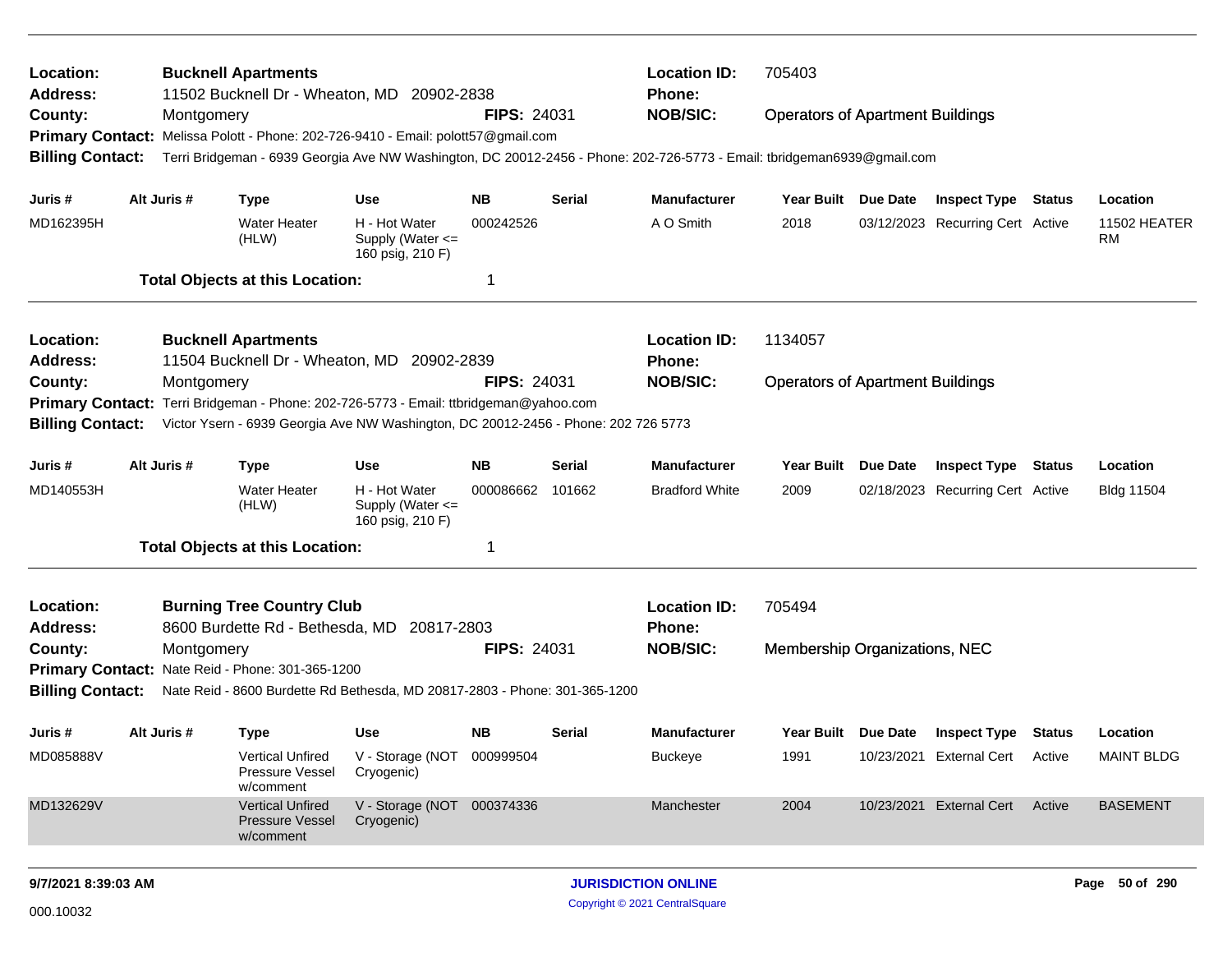**Location:** Bucknell Apartments
**Address:** 11502 Bucknell Dr - Wheaton, MD 20902-2838
**County:** Montgomery
**FIPS:** 24031
**Location ID:** 705403
**Phone:**
**NOB/SIC:** Operators of Apartment Buildings
**Primary Contact:** Melissa Polott - Phone: 202-726-9410 - Email: polott57@gmail.com
**Billing Contact:** Terri Bridgeman - 6939 Georgia Ave NW Washington, DC 20012-2456 - Phone: 202-726-5773 - Email: tbridgeman6939@gmail.com

| Juris # | Alt Juris # | Type | Use | NB | Serial | Manufacturer | Year Built | Due Date | Inspect Type | Status | Location |
|---|---|---|---|---|---|---|---|---|---|---|---|
| MD162395H | | Water Heater (HLW) | H - Hot Water Supply (Water <= 160 psig, 210 F) | 000242526 | | A O Smith | 2018 | 03/12/2023 | Recurring Cert | Active | 11502 HEATER RM |

**Total Objects at this Location:** 1

---

**Location:** Bucknell Apartments
**Address:** 11504 Bucknell Dr - Wheaton, MD 20902-2839
**County:** Montgomery
**FIPS:** 24031
**Location ID:** 1134057
**Phone:**
**NOB/SIC:** Operators of Apartment Buildings
**Primary Contact:** Terri Bridgeman - Phone: 202-726-5773 - Email: ttbridgeman@yahoo.com
**Billing Contact:** Victor Ysern - 6939 Georgia Ave NW Washington, DC 20012-2456 - Phone: 202 726 5773

| Juris # | Alt Juris # | Type | Use | NB | Serial | Manufacturer | Year Built | Due Date | Inspect Type | Status | Location |
|---|---|---|---|---|---|---|---|---|---|---|---|
| MD140553H | | Water Heater (HLW) | H - Hot Water Supply (Water <= 160 psig, 210 F) | 000086662 | 101662 | Bradford White | 2009 | 02/18/2023 | Recurring Cert | Active | Bldg 11504 |

**Total Objects at this Location:** 1

---

**Location:** Burning Tree Country Club
**Address:** 8600 Burdette Rd - Bethesda, MD 20817-2803
**County:** Montgomery
**FIPS:** 24031
**Location ID:** 705494
**Phone:**
**NOB/SIC:** Membership Organizations, NEC
**Primary Contact:** Nate Reid - Phone: 301-365-1200
**Billing Contact:** Nate Reid - 8600 Burdette Rd Bethesda, MD 20817-2803 - Phone: 301-365-1200

| Juris # | Alt Juris # | Type | Use | NB | Serial | Manufacturer | Year Built | Due Date | Inspect Type | Status | Location |
|---|---|---|---|---|---|---|---|---|---|---|---|
| MD085888V | | Vertical Unfired Pressure Vessel w/comment | V - Storage (NOT Cryogenic) | 000999504 | | Buckeye | 1991 | 10/23/2021 | External Cert | Active | MAINT BLDG |
| MD132629V | | Vertical Unfired Pressure Vessel w/comment | V - Storage (NOT Cryogenic) | 000374336 | | Manchester | 2004 | 10/23/2021 | External Cert | Active | BASEMENT |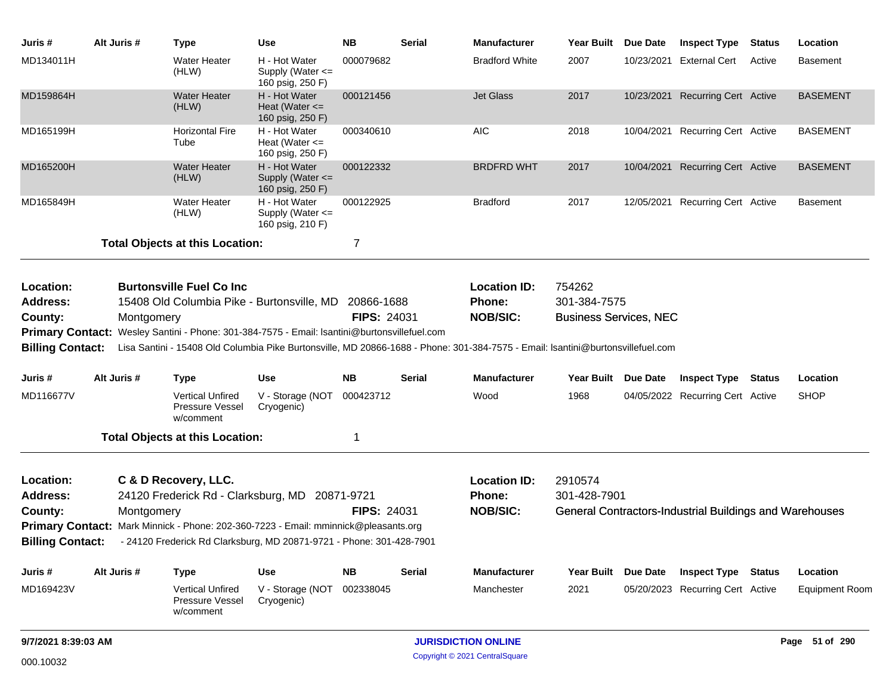| Juris # | Alt Juris # | Type | Use | NB | Serial | Manufacturer | Year Built | Due Date | Inspect Type | Status | Location |
|---|---|---|---|---|---|---|---|---|---|---|---|
| MD134011H | | Water Heater (HLW) | H - Hot Water Supply (Water <= 160 psig, 250 F) | 000079682 | | Bradford White | 2007 | 10/23/2021 | External Cert | Active | Basement |
| MD159864H | | Water Heater (HLW) | H - Hot Water Heat (Water <= 160 psig, 250 F) | 000121456 | | Jet Glass | 2017 | 10/23/2021 | Recurring Cert | Active | BASEMENT |
| MD165199H | | Horizontal Fire Tube | H - Hot Water Heat (Water <= 160 psig, 250 F) | 000340610 | | AIC | 2018 | 10/04/2021 | Recurring Cert | Active | BASEMENT |
| MD165200H | | Water Heater (HLW) | H - Hot Water Supply (Water <= 160 psig, 250 F) | 000122332 | | BRDFRD WHT | 2017 | 10/04/2021 | Recurring Cert | Active | BASEMENT |
| MD165849H | | Water Heater (HLW) | H - Hot Water Supply (Water <= 160 psig, 210 F) | 000122925 | | Bradford | 2017 | 12/05/2021 | Recurring Cert | Active | Basement |

**Total Objects at this Location:** 7

---

**Location:** Burtonsville Fuel Co Inc
**Location ID:** 754262
**Address:** 15408 Old Columbia Pike - Burtonsville, MD 20866-1688
**Phone:** 301-384-7575
**County:** Montgomery
**FIPS:** 24031
**NOB/SIC:** Business Services, NEC
**Primary Contact:** Wesley Santini - Phone: 301-384-7575 - Email: lsantini@burtonsvillefuel.com
**Billing Contact:** Lisa Santini - 15408 Old Columbia Pike Burtonsville, MD 20866-1688 - Phone: 301-384-7575 - Email: lsantini@burtonsvillefuel.com

| Juris # | Alt Juris # | Type | Use | NB | Serial | Manufacturer | Year Built | Due Date | Inspect Type | Status | Location |
|---|---|---|---|---|---|---|---|---|---|---|---|
| MD116677V | | Vertical Unfired Pressure Vessel w/comment | V - Storage (NOT Cryogenic) | 000423712 | | Wood | 1968 | 04/05/2022 | Recurring Cert | Active | SHOP |

**Total Objects at this Location:** 1

---

**Location:** C & D Recovery, LLC.
**Location ID:** 2910574
**Address:** 24120 Frederick Rd - Clarksburg, MD 20871-9721
**Phone:** 301-428-7901
**County:** Montgomery
**FIPS:** 24031
**NOB/SIC:** General Contractors-Industrial Buildings and Warehouses
**Primary Contact:** Mark Minnick - Phone: 202-360-7223 - Email: mminnick@pleasants.org
**Billing Contact:** - 24120 Frederick Rd Clarksburg, MD 20871-9721 - Phone: 301-428-7901

| Juris # | Alt Juris # | Type | Use | NB | Serial | Manufacturer | Year Built | Due Date | Inspect Type | Status | Location |
|---|---|---|---|---|---|---|---|---|---|---|---|
| MD169423V | | Vertical Unfired Pressure Vessel w/comment | V - Storage (NOT Cryogenic) | 002338045 | | Manchester | 2021 | 05/20/2023 | Recurring Cert | Active | Equipment Room |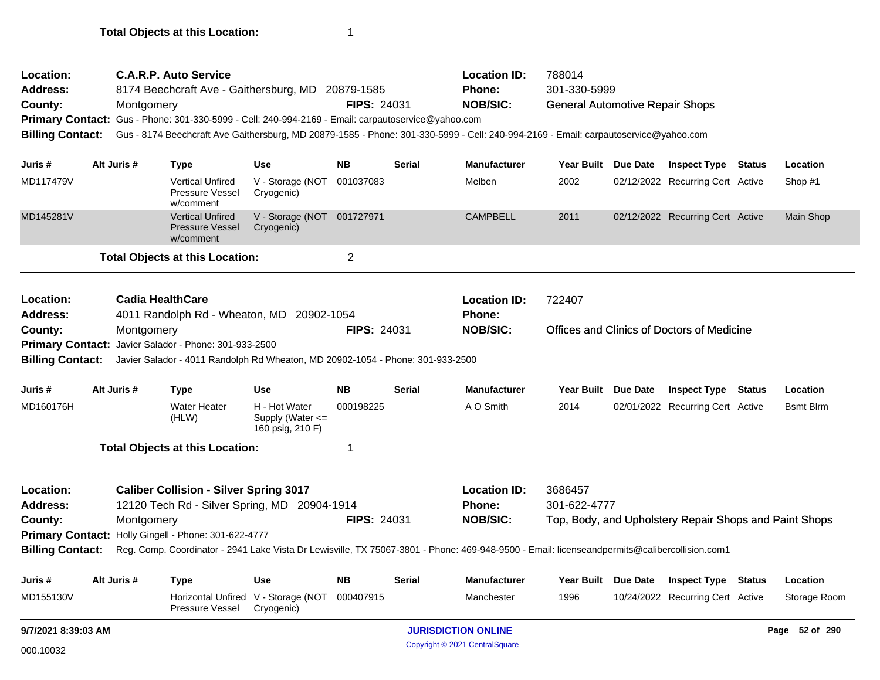Total Objects at this Location: 1

---

**Location:** C.A.R.P. Auto Service
**Location ID:** 788014
**Address:** 8174 Beechcraft Ave - Gaithersburg, MD 20879-1585
**Phone:** 301-330-5999
**County:** Montgomery
**FIPS:** 24031
**NOB/SIC:** General Automotive Repair Shops
**Primary Contact:** Gus - Phone: 301-330-5999 - Cell: 240-994-2169 - Email: carpautoservice@yahoo.com
**Billing Contact:** Gus - 8174 Beechcraft Ave Gaithersburg, MD 20879-1585 - Phone: 301-330-5999 - Cell: 240-994-2169 - Email: carpautoservice@yahoo.com

| Juris # | Alt Juris # | Type | Use | NB | Serial | Manufacturer | Year Built | Due Date | Inspect Type | Status | Location |
|---|---|---|---|---|---|---|---|---|---|---|---|
| MD117479V | | Vertical Unfired Pressure Vessel w/comment | V - Storage (NOT Cryogenic) | 001037083 | | Melben | 2002 | 02/12/2022 | Recurring Cert | Active | Shop #1 |
| MD145281V | | Vertical Unfired Pressure Vessel w/comment | V - Storage (NOT Cryogenic) | 001727971 | | CAMPBELL | 2011 | 02/12/2022 | Recurring Cert | Active | Main Shop |

Total Objects at this Location: 2

---

**Location:** Cadia HealthCare
**Location ID:** 722407
**Address:** 4011 Randolph Rd - Wheaton, MD 20902-1054
**Phone:**
**County:** Montgomery
**FIPS:** 24031
**NOB/SIC:** Offices and Clinics of Doctors of Medicine
**Primary Contact:** Javier Salador - Phone: 301-933-2500
**Billing Contact:** Javier Salador - 4011 Randolph Rd Wheaton, MD 20902-1054 - Phone: 301-933-2500

| Juris # | Alt Juris # | Type | Use | NB | Serial | Manufacturer | Year Built | Due Date | Inspect Type | Status | Location |
|---|---|---|---|---|---|---|---|---|---|---|---|
| MD160176H | | Water Heater (HLW) | H - Hot Water Supply (Water <= 160 psig, 210 F) | 000198225 | | A O Smith | 2014 | 02/01/2022 | Recurring Cert | Active | Bsmt Blrm |

Total Objects at this Location: 1

---

**Location:** Caliber Collision - Silver Spring 3017
**Location ID:** 3686457
**Address:** 12120 Tech Rd - Silver Spring, MD 20904-1914
**Phone:** 301-622-4777
**County:** Montgomery
**FIPS:** 24031
**NOB/SIC:** Top, Body, and Upholstery Repair Shops and Paint Shops
**Primary Contact:** Holly Gingell - Phone: 301-622-4777
**Billing Contact:** Reg. Comp. Coordinator - 2941 Lake Vista Dr Lewisville, TX 75067-3801 - Phone: 469-948-9500 - Email: licenseandpermits@calibercollision.com1

| Juris # | Alt Juris # | Type | Use | NB | Serial | Manufacturer | Year Built | Due Date | Inspect Type | Status | Location |
|---|---|---|---|---|---|---|---|---|---|---|---|
| MD155130V | | Horizontal Unfired Pressure Vessel | V - Storage (NOT Cryogenic) | 000407915 | | Manchester | 1996 | 10/24/2022 | Recurring Cert | Active | Storage Room |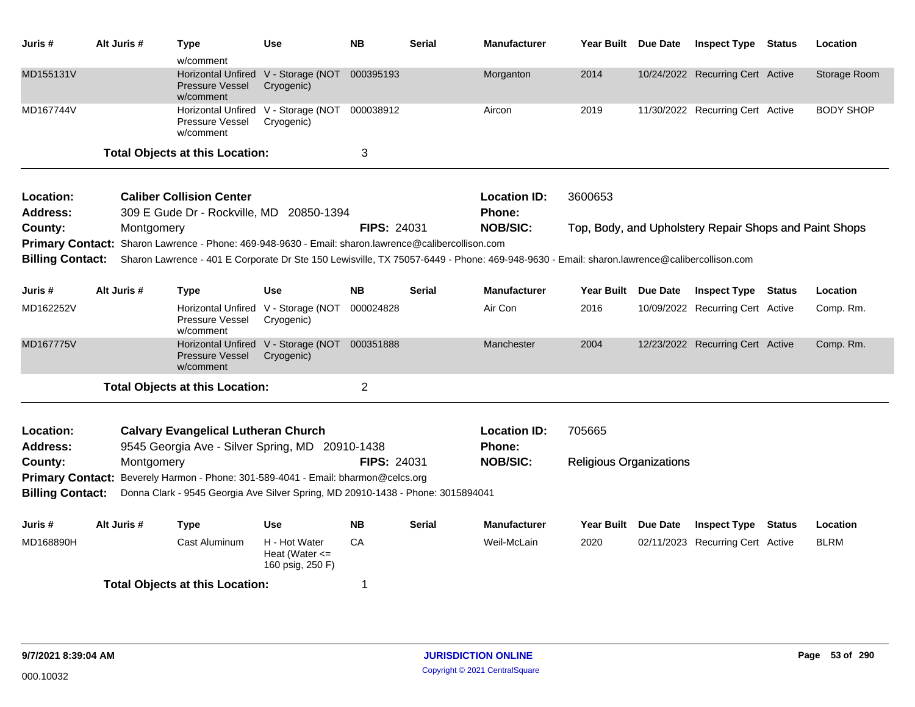| Juris # | Alt Juris # | Type | Use | NB | Serial | Manufacturer | Year Built | Due Date | Inspect Type | Status | Location |
|---|---|---|---|---|---|---|---|---|---|---|---|
| | | w/comment | | | | | | | | | |
| MD155131V | | Horizontal Unfired Pressure Vessel w/comment | V - Storage (NOT Cryogenic) | 000395193 | | Morganton | 2014 | 10/24/2022 | Recurring Cert | Active | Storage Room |
| MD167744V | | Horizontal Unfired Pressure Vessel w/comment | V - Storage (NOT Cryogenic) | 000038912 | | Aircon | 2019 | 11/30/2022 | Recurring Cert | Active | BODY SHOP |

**Total Objects at this Location:** 3

---

**Location:** Caliber Collision Center
**Location ID:** 3600653
**Address:** 309 E Gude Dr - Rockville, MD 20850-1394
**Phone:**
**County:** Montgomery
**FIPS:** 24031
**NOB/SIC:** Top, Body, and Upholstery Repair Shops and Paint Shops
**Primary Contact:** Sharon Lawrence - Phone: 469-948-9630 - Email: sharon.lawrence@calibercollison.com
**Billing Contact:** Sharon Lawrence - 401 E Corporate Dr Ste 150 Lewisville, TX 75057-6449 - Phone: 469-948-9630 - Email: sharon.lawrence@calibercollison.com

| Juris # | Alt Juris # | Type | Use | NB | Serial | Manufacturer | Year Built | Due Date | Inspect Type | Status | Location |
|---|---|---|---|---|---|---|---|---|---|---|---|
| MD162252V | | Horizontal Unfired Pressure Vessel w/comment | V - Storage (NOT Cryogenic) | 000024828 | | Air Con | 2016 | 10/09/2022 | Recurring Cert | Active | Comp. Rm. |
| MD167775V | | Horizontal Unfired Pressure Vessel w/comment | V - Storage (NOT Cryogenic) | 000351888 | | Manchester | 2004 | 12/23/2022 | Recurring Cert | Active | Comp. Rm. |

**Total Objects at this Location:** 2

---

**Location:** Calvary Evangelical Lutheran Church
**Location ID:** 705665
**Address:** 9545 Georgia Ave - Silver Spring, MD 20910-1438
**Phone:**
**County:** Montgomery
**FIPS:** 24031
**NOB/SIC:** Religious Organizations
**Primary Contact:** Beverely Harmon - Phone: 301-589-4041 - Email: bharmon@celcs.org
**Billing Contact:** Donna Clark - 9545 Georgia Ave Silver Spring, MD 20910-1438 - Phone: 3015894041

| Juris # | Alt Juris # | Type | Use | NB | Serial | Manufacturer | Year Built | Due Date | Inspect Type | Status | Location |
|---|---|---|---|---|---|---|---|---|---|---|---|
| MD168890H | | Cast Aluminum | H - Hot Water Heat (Water <= 160 psig, 250 F) | CA | | Weil-McLain | 2020 | 02/11/2023 | Recurring Cert | Active | BLRM |

**Total Objects at this Location:** 1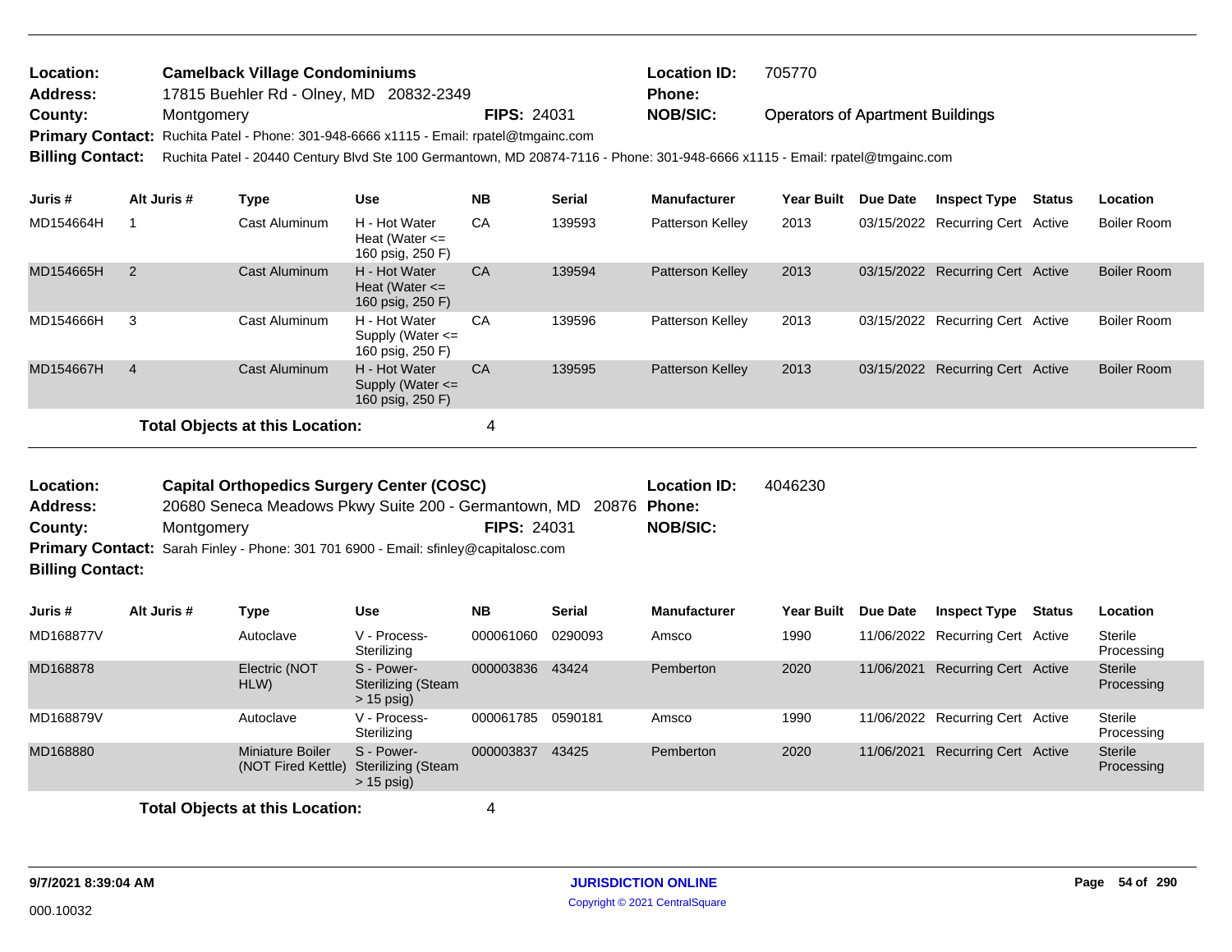**Location:** Camelback Village Condominiums
**Location ID:** 705770
**Address:** 17815 Buehler Rd - Olney, MD 20832-2349
**Phone:**
**County:** Montgomery
**FIPS:** 24031
**NOB/SIC:** Operators of Apartment Buildings
**Primary Contact:** Ruchita Patel - Phone: 301-948-6666 x1115 - Email: rpatel@tmgainc.com
**Billing Contact:** Ruchita Patel - 20440 Century Blvd Ste 100 Germantown, MD 20874-7116 - Phone: 301-948-6666 x1115 - Email: rpatel@tmgainc.com

| Juris # | Alt Juris # | Type | Use | NB | Serial | Manufacturer | Year Built | Due Date | Inspect Type | Status | Location |
|---|---|---|---|---|---|---|---|---|---|---|---|
| MD154664H | 1 | Cast Aluminum | H - Hot Water Heat (Water <= 160 psig, 250 F) | CA | 139593 | Patterson Kelley | 2013 | 03/15/2022 | Recurring Cert | Active | Boiler Room |
| MD154665H | 2 | Cast Aluminum | H - Hot Water Heat (Water <= 160 psig, 250 F) | CA | 139594 | Patterson Kelley | 2013 | 03/15/2022 | Recurring Cert | Active | Boiler Room |
| MD154666H | 3 | Cast Aluminum | H - Hot Water Supply (Water <= 160 psig, 250 F) | CA | 139596 | Patterson Kelley | 2013 | 03/15/2022 | Recurring Cert | Active | Boiler Room |
| MD154667H | 4 | Cast Aluminum | H - Hot Water Supply (Water <= 160 psig, 250 F) | CA | 139595 | Patterson Kelley | 2013 | 03/15/2022 | Recurring Cert | Active | Boiler Room |

**Total Objects at this Location:** 4

---

**Location:** Capital Orthopedics Surgery Center (COSC)
**Location ID:** 4046230
**Address:** 20680 Seneca Meadows Pkwy Suite 200 - Germantown, MD 20876
**Phone:**
**County:** Montgomery
**FIPS:** 24031
**NOB/SIC:**
**Primary Contact:** Sarah Finley - Phone: 301 701 6900 - Email: sfinley@capitalosc.com
**Billing Contact:**

| Juris # | Alt Juris # | Type | Use | NB | Serial | Manufacturer | Year Built | Due Date | Inspect Type | Status | Location |
|---|---|---|---|---|---|---|---|---|---|---|---|
| MD168877V | | Autoclave | V - Process-Sterilizing | 000061060 | 0290093 | Amsco | 1990 | 11/06/2022 | Recurring Cert | Active | Sterile Processing |
| MD168878 | | Electric (NOT HLW) | S - Power-Sterilizing (Steam > 15 psig) | 000003836 | 43424 | Pemberton | 2020 | 11/06/2021 | Recurring Cert | Active | Sterile Processing |
| MD168879V | | Autoclave | V - Process-Sterilizing | 000061785 | 0590181 | Amsco | 1990 | 11/06/2022 | Recurring Cert | Active | Sterile Processing |
| MD168880 | | Miniature Boiler (NOT Fired Kettle) | S - Power-Sterilizing (Steam > 15 psig) | 000003837 | 43425 | Pemberton | 2020 | 11/06/2021 | Recurring Cert | Active | Sterile Processing |

**Total Objects at this Location:** 4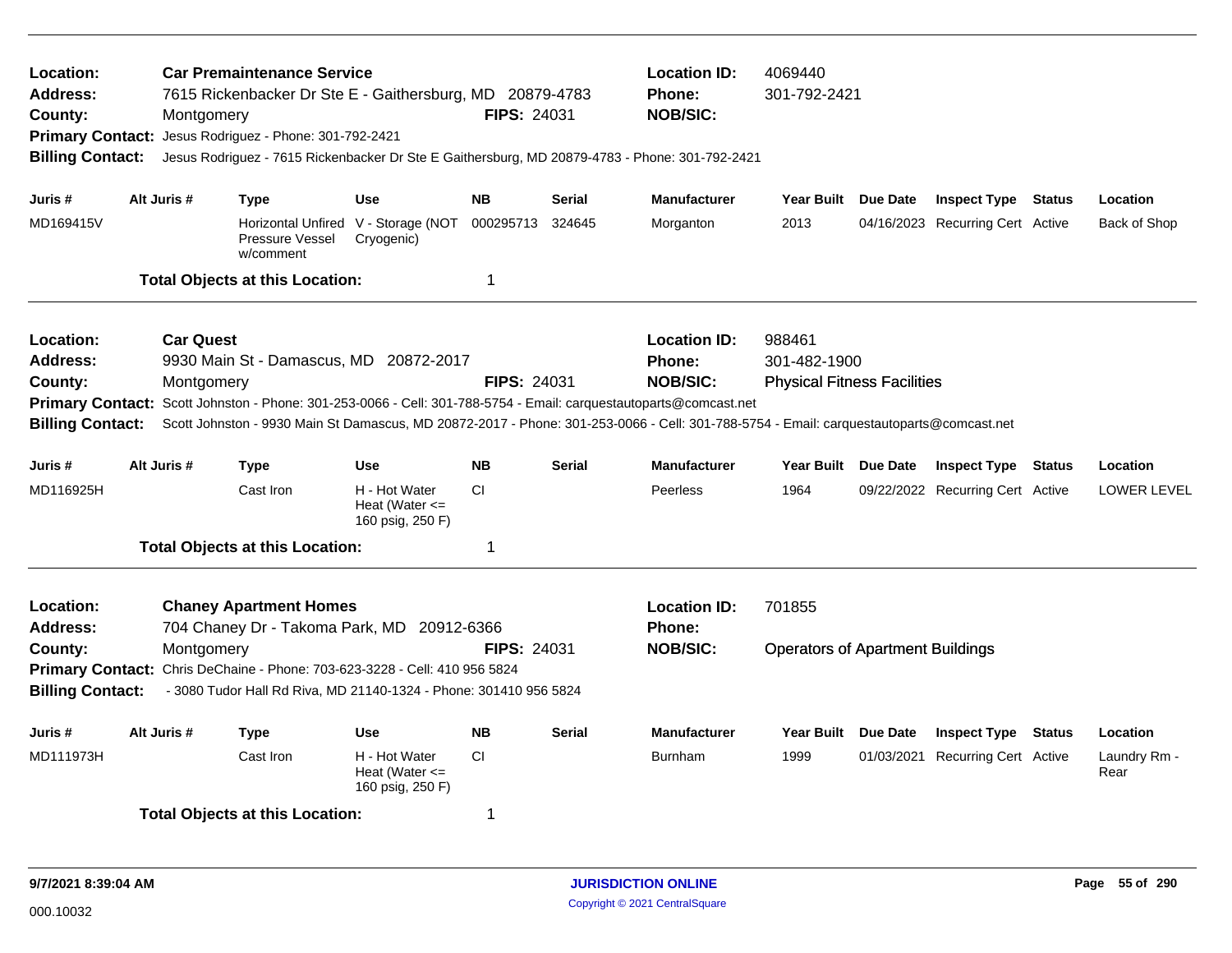**Location:** Car Premaintenance Service
**Address:** 7615 Rickenbacker Dr Ste E - Gaithersburg, MD 20879-4783
**County:** Montgomery
**FIPS:** 24031
**Location ID:** 4069440
**Phone:** 301-792-2421
**NOB/SIC:**
**Primary Contact:** Jesus Rodriguez - Phone: 301-792-2421
**Billing Contact:** Jesus Rodriguez - 7615 Rickenbacker Dr Ste E Gaithersburg, MD 20879-4783 - Phone: 301-792-2421

| Juris # | Alt Juris # | Type | Use | NB | Serial | Manufacturer | Year Built | Due Date | Inspect Type | Status | Location |
|---|---|---|---|---|---|---|---|---|---|---|---|
| MD169415V | | Horizontal Unfired Pressure Vessel w/comment | V - Storage (NOT Cryogenic) | 000295713 | 324645 | Morganton | 2013 | 04/16/2023 | Recurring Cert | Active | Back of Shop |

**Total Objects at this Location:** 1

---

**Location:** Car Quest
**Address:** 9930 Main St - Damascus, MD 20872-2017
**County:** Montgomery
**FIPS:** 24031
**Location ID:** 988461
**Phone:** 301-482-1900
**NOB/SIC:** Physical Fitness Facilities
**Primary Contact:** Scott Johnston - Phone: 301-253-0066 - Cell: 301-788-5754 - Email: carquestautoparts@comcast.net
**Billing Contact:** Scott Johnston - 9930 Main St Damascus, MD 20872-2017 - Phone: 301-253-0066 - Cell: 301-788-5754 - Email: carquestautoparts@comcast.net

| Juris # | Alt Juris # | Type | Use | NB | Serial | Manufacturer | Year Built | Due Date | Inspect Type | Status | Location |
|---|---|---|---|---|---|---|---|---|---|---|---|
| MD116925H | | Cast Iron | H - Hot Water Heat (Water <= 160 psig, 250 F) | CI | | Peerless | 1964 | 09/22/2022 | Recurring Cert | Active | LOWER LEVEL |

**Total Objects at this Location:** 1

---

**Location:** Chaney Apartment Homes
**Address:** 704 Chaney Dr - Takoma Park, MD 20912-6366
**County:** Montgomery
**FIPS:** 24031
**Location ID:** 701855
**Phone:**
**NOB/SIC:** Operators of Apartment Buildings
**Primary Contact:** Chris DeChaine - Phone: 703-623-3228 - Cell: 410 956 5824
**Billing Contact:** - 3080 Tudor Hall Rd Riva, MD 21140-1324 - Phone: 301410 956 5824

| Juris # | Alt Juris # | Type | Use | NB | Serial | Manufacturer | Year Built | Due Date | Inspect Type | Status | Location |
|---|---|---|---|---|---|---|---|---|---|---|---|
| MD111973H | | Cast Iron | H - Hot Water Heat (Water <= 160 psig, 250 F) | CI | | Burnham | 1999 | 01/03/2021 | Recurring Cert | Active | Laundry Rm - Rear |

**Total Objects at this Location:** 1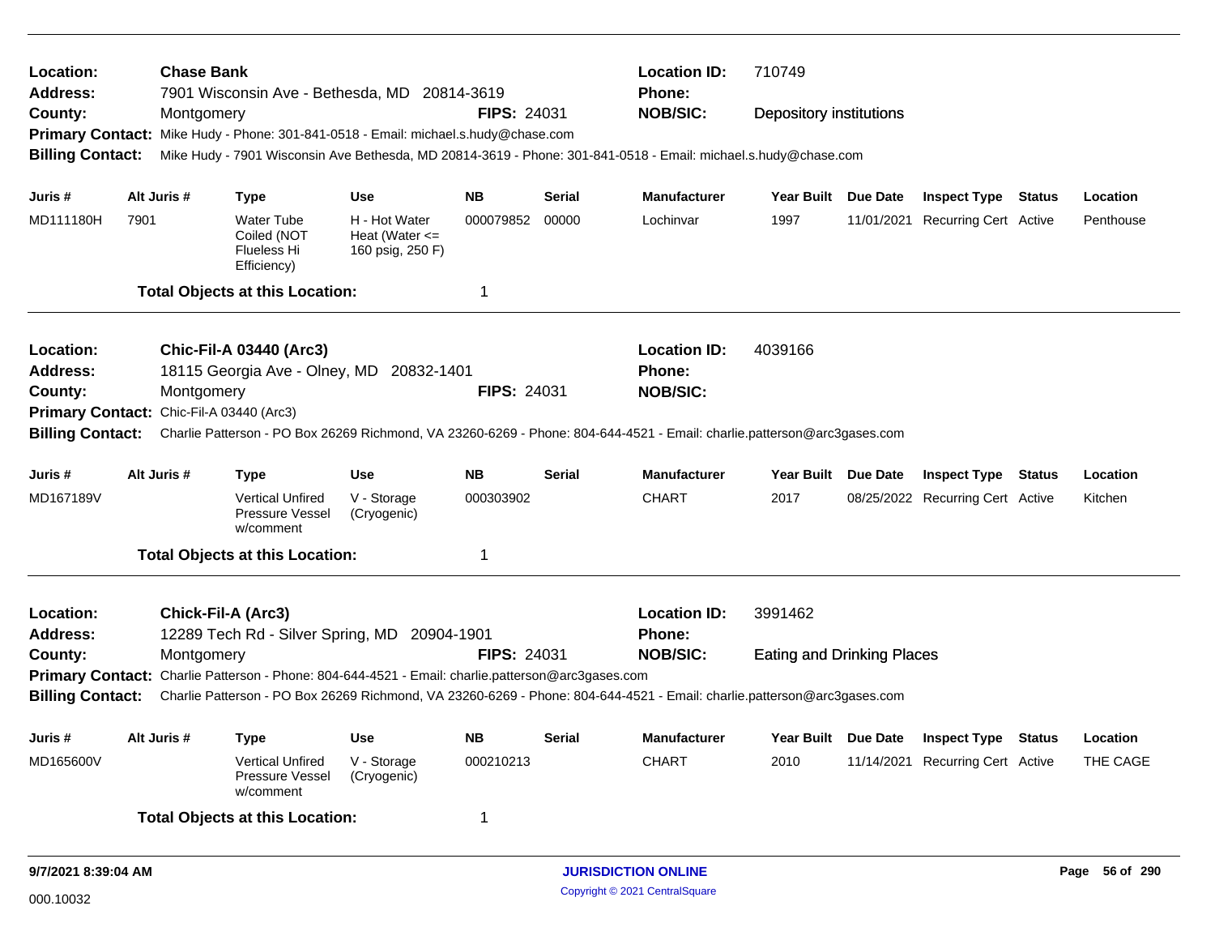**Location:** **Chase Bank** **Location ID:** 710749
**Address:** 7901 Wisconsin Ave - Bethesda, MD 20814-3619 **Phone:**
**County:** Montgomery **FIPS:** 24031 **NOB/SIC:** Depository institutions
**Primary Contact:** Mike Hudy - Phone: 301-841-0518 - Email: michael.s.hudy@chase.com
**Billing Contact:** Mike Hudy - 7901 Wisconsin Ave Bethesda, MD 20814-3619 - Phone: 301-841-0518 - Email: michael.s.hudy@chase.com

| Juris # | Alt Juris # | Type | Use | NB | Serial | Manufacturer | Year Built | Due Date | Inspect Type | Status | Location |
|---|---|---|---|---|---|---|---|---|---|---|---|
| MD111180H | 7901 | Water Tube Coiled (NOT Flueless Hi Efficiency) | H - Hot Water Heat (Water <= 160 psig, 250 F) | 000079852 | 00000 | Lochinvar | 1997 | 11/01/2021 | Recurring Cert | Active | Penthouse |

**Total Objects at this Location:** 1

---

**Location:** **Chic-Fil-A 03440 (Arc3)** **Location ID:** 4039166
**Address:** 18115 Georgia Ave - Olney, MD 20832-1401 **Phone:**
**County:** Montgomery **FIPS:** 24031 **NOB/SIC:**
**Primary Contact:** Chic-Fil-A 03440 (Arc3)
**Billing Contact:** Charlie Patterson - PO Box 26269 Richmond, VA 23260-6269 - Phone: 804-644-4521 - Email: charlie.patterson@arc3gases.com

| Juris # | Alt Juris # | Type | Use | NB | Serial | Manufacturer | Year Built | Due Date | Inspect Type | Status | Location |
|---|---|---|---|---|---|---|---|---|---|---|---|
| MD167189V | | Vertical Unfired Pressure Vessel w/comment | V - Storage (Cryogenic) | 000303902 | | CHART | 2017 | 08/25/2022 | Recurring Cert | Active | Kitchen |

**Total Objects at this Location:** 1

---

**Location:** **Chick-Fil-A (Arc3)** **Location ID:** 3991462
**Address:** 12289 Tech Rd - Silver Spring, MD 20904-1901 **Phone:**
**County:** Montgomery **FIPS:** 24031 **NOB/SIC:** Eating and Drinking Places
**Primary Contact:** Charlie Patterson - Phone: 804-644-4521 - Email: charlie.patterson@arc3gases.com
**Billing Contact:** Charlie Patterson - PO Box 26269 Richmond, VA 23260-6269 - Phone: 804-644-4521 - Email: charlie.patterson@arc3gases.com

| Juris # | Alt Juris # | Type | Use | NB | Serial | Manufacturer | Year Built | Due Date | Inspect Type | Status | Location |
|---|---|---|---|---|---|---|---|---|---|---|---|
| MD165600V | | Vertical Unfired Pressure Vessel w/comment | V - Storage (Cryogenic) | 000210213 | | CHART | 2010 | 11/14/2021 | Recurring Cert | Active | THE CAGE |

**Total Objects at this Location:** 1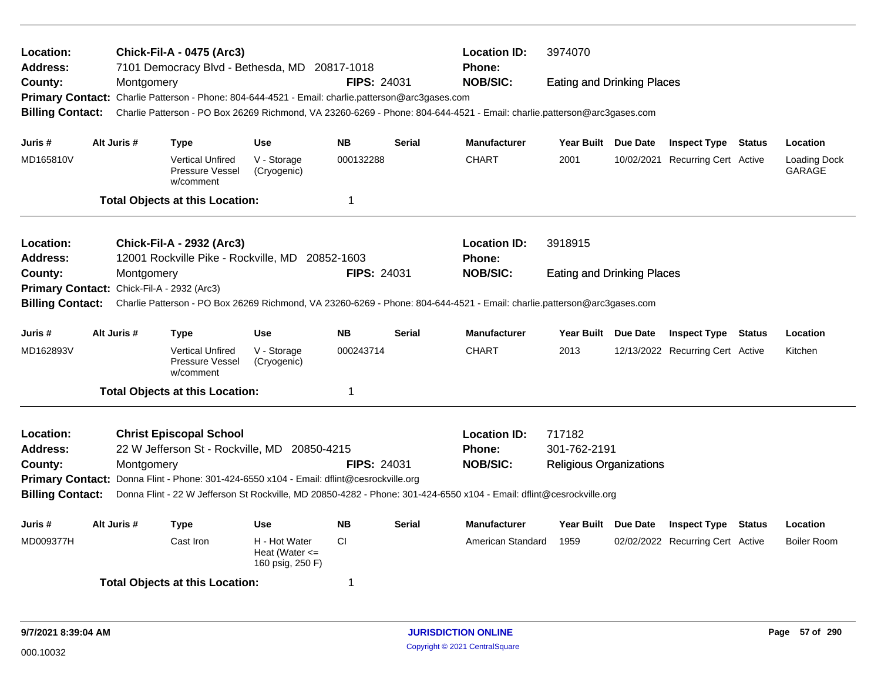**Location:** Chick-Fil-A - 0475 (Arc3) **Location ID:** 3974070
**Address:** 7101 Democracy Blvd - Bethesda, MD 20817-1018 **Phone:**
**County:** Montgomery **FIPS:** 24031 **NOB/SIC:** Eating and Drinking Places
**Primary Contact:** Charlie Patterson - Phone: 804-644-4521 - Email: charlie.patterson@arc3gases.com
**Billing Contact:** Charlie Patterson - PO Box 26269 Richmond, VA 23260-6269 - Phone: 804-644-4521 - Email: charlie.patterson@arc3gases.com

| Juris # | Alt Juris # | Type | Use | NB | Serial | Manufacturer | Year Built | Due Date | Inspect Type | Status | Location |
|---|---|---|---|---|---|---|---|---|---|---|---|
| MD165810V | | Vertical Unfired Pressure Vessel w/comment | V - Storage (Cryogenic) | 000132288 | | CHART | 2001 | 10/02/2021 | Recurring Cert | Active | Loading Dock GARAGE |

**Total Objects at this Location:** 1

---

**Location:** Chick-Fil-A - 2932 (Arc3) **Location ID:** 3918915
**Address:** 12001 Rockville Pike - Rockville, MD 20852-1603 **Phone:**
**County:** Montgomery **FIPS:** 24031 **NOB/SIC:** Eating and Drinking Places
**Primary Contact:** Chick-Fil-A - 2932 (Arc3)
**Billing Contact:** Charlie Patterson - PO Box 26269 Richmond, VA 23260-6269 - Phone: 804-644-4521 - Email: charlie.patterson@arc3gases.com

| Juris # | Alt Juris # | Type | Use | NB | Serial | Manufacturer | Year Built | Due Date | Inspect Type | Status | Location |
|---|---|---|---|---|---|---|---|---|---|---|---|
| MD162893V | | Vertical Unfired Pressure Vessel w/comment | V - Storage (Cryogenic) | 000243714 | | CHART | 2013 | 12/13/2022 | Recurring Cert | Active | Kitchen |

**Total Objects at this Location:** 1

---

**Location:** Christ Episcopal School **Location ID:** 717182
**Address:** 22 W Jefferson St - Rockville, MD 20850-4215 **Phone:** 301-762-2191
**County:** Montgomery **FIPS:** 24031 **NOB/SIC:** Religious Organizations
**Primary Contact:** Donna Flint - Phone: 301-424-6550 x104 - Email: dflint@cesrockville.org
**Billing Contact:** Donna Flint - 22 W Jefferson St Rockville, MD 20850-4282 - Phone: 301-424-6550 x104 - Email: dflint@cesrockville.org

| Juris # | Alt Juris # | Type | Use | NB | Serial | Manufacturer | Year Built | Due Date | Inspect Type | Status | Location |
|---|---|---|---|---|---|---|---|---|---|---|---|
| MD009377H | | Cast Iron | H - Hot Water Heat (Water <= 160 psig, 250 F) | CI | | American Standard | 1959 | 02/02/2022 | Recurring Cert | Active | Boiler Room |

**Total Objects at this Location:** 1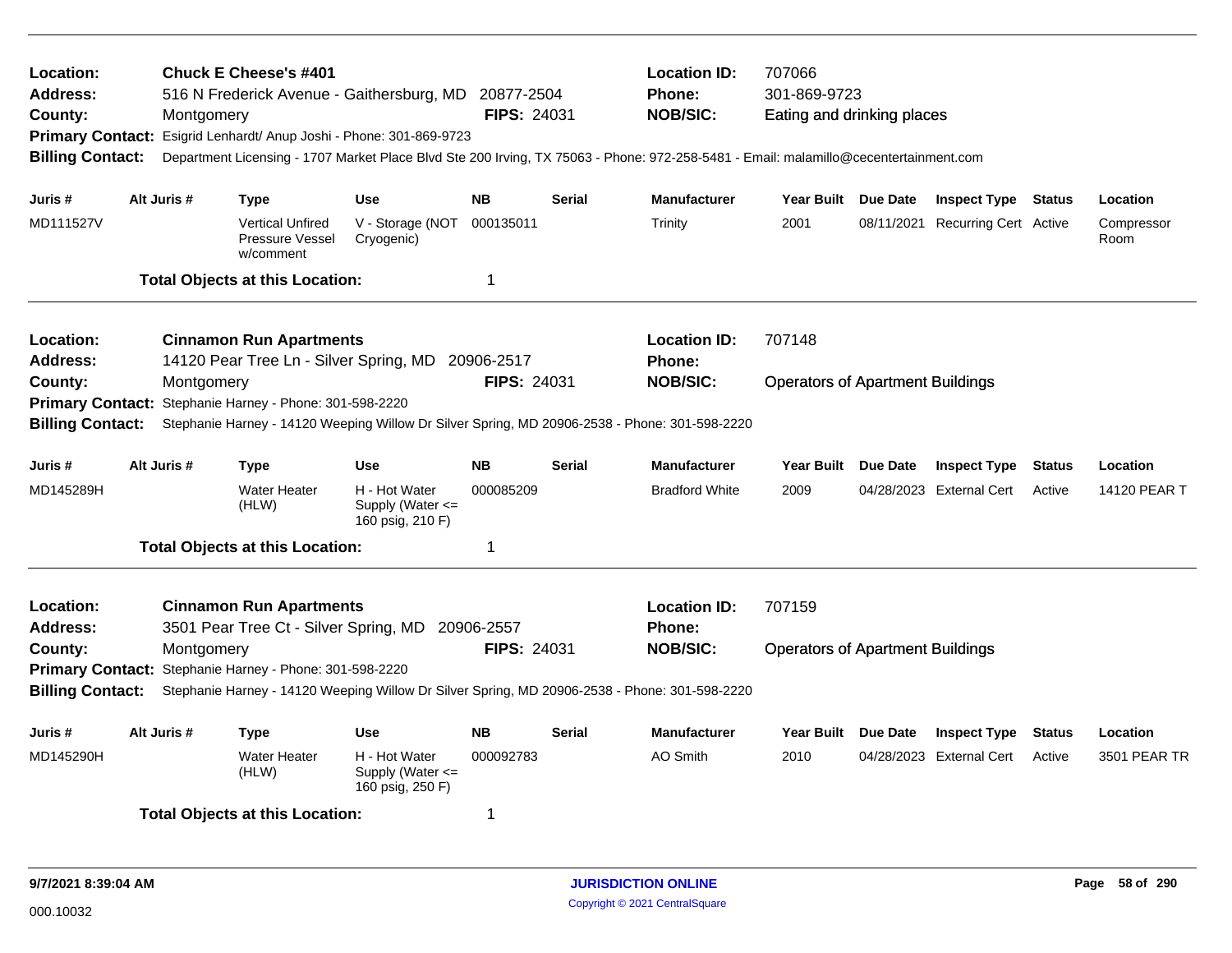**Location:** Chuck E Cheese's #401 **Location ID:** 707066
**Address:** 516 N Frederick Avenue - Gaithersburg, MD 20877-2504 **Phone:** 301-869-9723
**County:** Montgomery **FIPS:** 24031 **NOB/SIC:** Eating and drinking places
**Primary Contact:** Esigrid Lenhardt/ Anup Joshi - Phone: 301-869-9723
**Billing Contact:** Department Licensing - 1707 Market Place Blvd Ste 200 Irving, TX 75063 - Phone: 972-258-5481 - Email: malamillo@cecentertainment.com

| Juris # | Alt Juris # | Type | Use | NB | Serial | Manufacturer | Year Built | Due Date | Inspect Type | Status | Location |
|---|---|---|---|---|---|---|---|---|---|---|---|
| MD111527V | | Vertical Unfired Pressure Vessel w/comment | V - Storage (NOT Cryogenic) | 000135011 | | Trinity | 2001 | 08/11/2021 | Recurring Cert | Active | Compressor Room |

**Total Objects at this Location:** 1

---

**Location:** Cinnamon Run Apartments **Location ID:** 707148
**Address:** 14120 Pear Tree Ln - Silver Spring, MD 20906-2517 **Phone:**
**County:** Montgomery **FIPS:** 24031 **NOB/SIC:** Operators of Apartment Buildings
**Primary Contact:** Stephanie Harney - Phone: 301-598-2220
**Billing Contact:** Stephanie Harney - 14120 Weeping Willow Dr Silver Spring, MD 20906-2538 - Phone: 301-598-2220

| Juris # | Alt Juris # | Type | Use | NB | Serial | Manufacturer | Year Built | Due Date | Inspect Type | Status | Location |
|---|---|---|---|---|---|---|---|---|---|---|---|
| MD145289H | | Water Heater (HLW) | H - Hot Water Supply (Water <= 160 psig, 210 F) | 000085209 | | Bradford White | 2009 | 04/28/2023 | External Cert | Active | 14120 PEAR T |

**Total Objects at this Location:** 1

---

**Location:** Cinnamon Run Apartments **Location ID:** 707159
**Address:** 3501 Pear Tree Ct - Silver Spring, MD 20906-2557 **Phone:**
**County:** Montgomery **FIPS:** 24031 **NOB/SIC:** Operators of Apartment Buildings
**Primary Contact:** Stephanie Harney - Phone: 301-598-2220
**Billing Contact:** Stephanie Harney - 14120 Weeping Willow Dr Silver Spring, MD 20906-2538 - Phone: 301-598-2220

| Juris # | Alt Juris # | Type | Use | NB | Serial | Manufacturer | Year Built | Due Date | Inspect Type | Status | Location |
|---|---|---|---|---|---|---|---|---|---|---|---|
| MD145290H | | Water Heater (HLW) | H - Hot Water Supply (Water <= 160 psig, 250 F) | 000092783 | | AO Smith | 2010 | 04/28/2023 | External Cert | Active | 3501 PEAR TR |

**Total Objects at this Location:** 1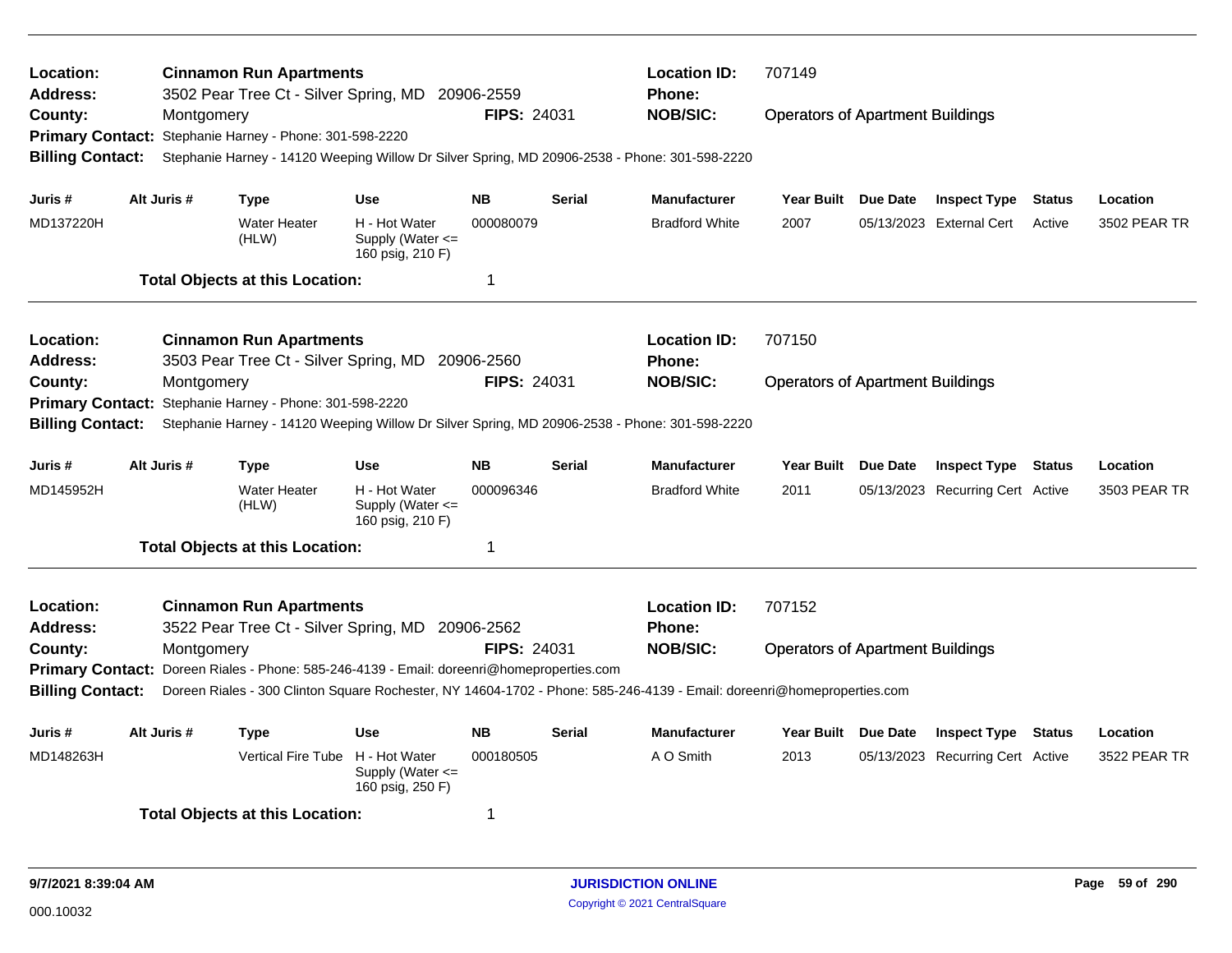**Location:** Cinnamon Run Apartments
**Address:** 3502 Pear Tree Ct - Silver Spring, MD 20906-2559
**County:** Montgomery
**FIPS:** 24031
**Location ID:** 707149
**Phone:**
**NOB/SIC:** Operators of Apartment Buildings
**Primary Contact:** Stephanie Harney - Phone: 301-598-2220
**Billing Contact:** Stephanie Harney - 14120 Weeping Willow Dr Silver Spring, MD 20906-2538 - Phone: 301-598-2220

| Juris # | Alt Juris # | Type | Use | NB | Serial | Manufacturer | Year Built | Due Date | Inspect Type | Status | Location |
|---|---|---|---|---|---|---|---|---|---|---|---|
| MD137220H | | Water Heater (HLW) | H - Hot Water Supply (Water <= 160 psig, 210 F) | 000080079 | | Bradford White | 2007 | 05/13/2023 | External Cert | Active | 3502 PEAR TR |

**Total Objects at this Location:** 1

---

**Location:** Cinnamon Run Apartments
**Address:** 3503 Pear Tree Ct - Silver Spring, MD 20906-2560
**County:** Montgomery
**FIPS:** 24031
**Location ID:** 707150
**Phone:**
**NOB/SIC:** Operators of Apartment Buildings
**Primary Contact:** Stephanie Harney - Phone: 301-598-2220
**Billing Contact:** Stephanie Harney - 14120 Weeping Willow Dr Silver Spring, MD 20906-2538 - Phone: 301-598-2220

| Juris # | Alt Juris # | Type | Use | NB | Serial | Manufacturer | Year Built | Due Date | Inspect Type | Status | Location |
|---|---|---|---|---|---|---|---|---|---|---|---|
| MD145952H | | Water Heater (HLW) | H - Hot Water Supply (Water <= 160 psig, 210 F) | 000096346 | | Bradford White | 2011 | 05/13/2023 | Recurring Cert | Active | 3503 PEAR TR |

**Total Objects at this Location:** 1

---

**Location:** Cinnamon Run Apartments
**Address:** 3522 Pear Tree Ct - Silver Spring, MD 20906-2562
**County:** Montgomery
**FIPS:** 24031
**Location ID:** 707152
**Phone:**
**NOB/SIC:** Operators of Apartment Buildings
**Primary Contact:** Doreen Riales - Phone: 585-246-4139 - Email: doreenri@homeproperties.com
**Billing Contact:** Doreen Riales - 300 Clinton Square Rochester, NY 14604-1702 - Phone: 585-246-4139 - Email: doreenri@homeproperties.com

| Juris # | Alt Juris # | Type | Use | NB | Serial | Manufacturer | Year Built | Due Date | Inspect Type | Status | Location |
|---|---|---|---|---|---|---|---|---|---|---|---|
| MD148263H | | Vertical Fire Tube | H - Hot Water Supply (Water <= 160 psig, 250 F) | 000180505 | | A O Smith | 2013 | 05/13/2023 | Recurring Cert | Active | 3522 PEAR TR |

**Total Objects at this Location:** 1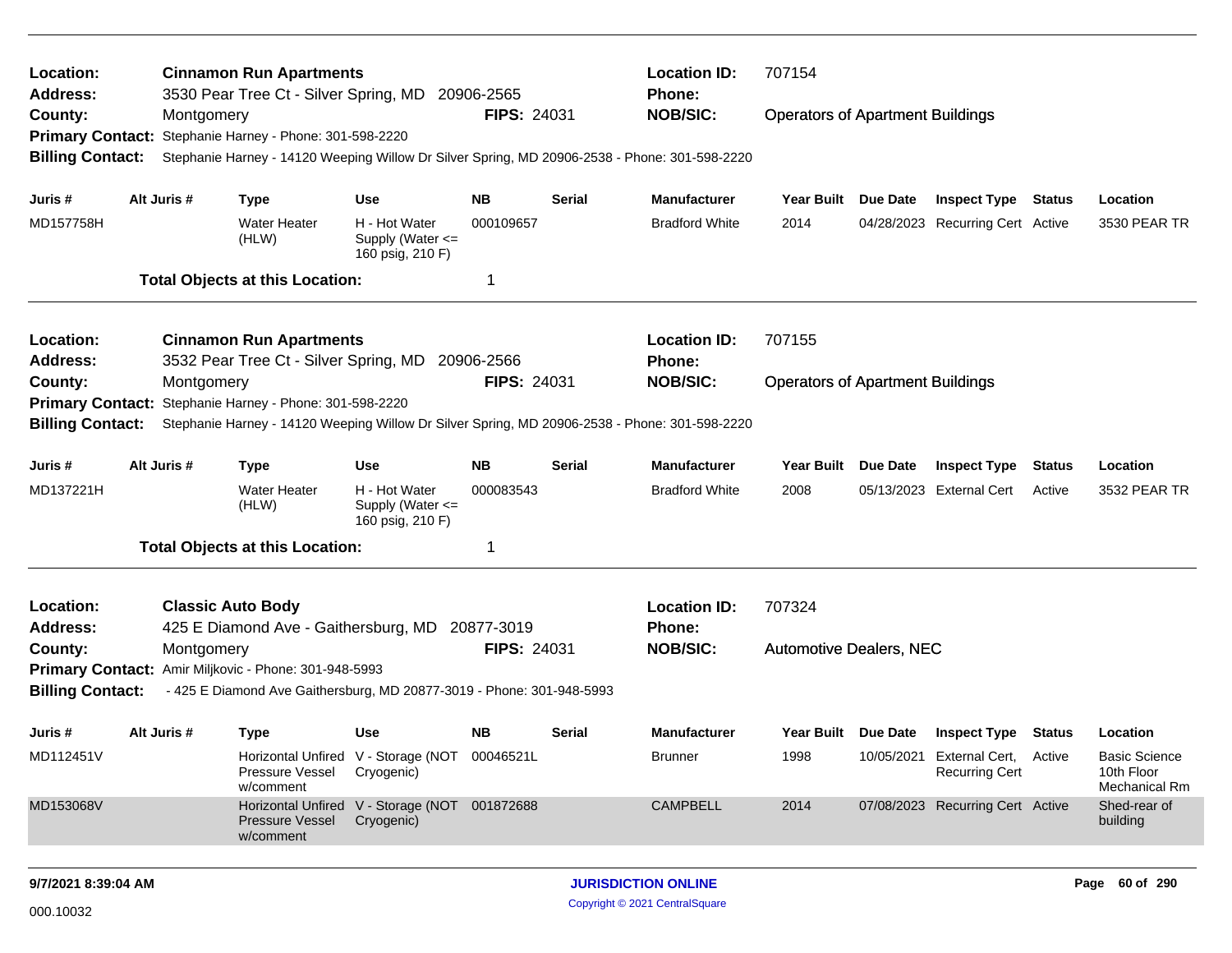**Location:** Cinnamon Run Apartments  
**Address:** 3530 Pear Tree Ct - Silver Spring, MD 20906-2565  
**County:** Montgomery  
**FIPS:** 24031  
**Location ID:** 707154  
**Phone:**  
**NOB/SIC:** Operators of Apartment Buildings  
**Primary Contact:** Stephanie Harney - Phone: 301-598-2220  
**Billing Contact:** Stephanie Harney - 14120 Weeping Willow Dr Silver Spring, MD 20906-2538 - Phone: 301-598-2220

| Juris # | Alt Juris # | Type | Use | NB | Serial | Manufacturer | Year Built | Due Date | Inspect Type | Status | Location |
|---|---|---|---|---|---|---|---|---|---|---|---|
| MD157758H | | Water Heater (HLW) | H - Hot Water Supply (Water <= 160 psig, 210 F) | 000109657 | | Bradford White | 2014 | 04/28/2023 | Recurring Cert | Active | 3530 PEAR TR |

**Total Objects at this Location:** 1

---

**Location:** Cinnamon Run Apartments  
**Address:** 3532 Pear Tree Ct - Silver Spring, MD 20906-2566  
**County:** Montgomery  
**FIPS:** 24031  
**Location ID:** 707155  
**Phone:**  
**NOB/SIC:** Operators of Apartment Buildings  
**Primary Contact:** Stephanie Harney - Phone: 301-598-2220  
**Billing Contact:** Stephanie Harney - 14120 Weeping Willow Dr Silver Spring, MD 20906-2538 - Phone: 301-598-2220

| Juris # | Alt Juris # | Type | Use | NB | Serial | Manufacturer | Year Built | Due Date | Inspect Type | Status | Location |
|---|---|---|---|---|---|---|---|---|---|---|---|
| MD137221H | | Water Heater (HLW) | H - Hot Water Supply (Water <= 160 psig, 210 F) | 000083543 | | Bradford White | 2008 | 05/13/2023 | External Cert | Active | 3532 PEAR TR |

**Total Objects at this Location:** 1

---

**Location:** Classic Auto Body  
**Address:** 425 E Diamond Ave - Gaithersburg, MD 20877-3019  
**County:** Montgomery  
**FIPS:** 24031  
**Location ID:** 707324  
**Phone:**  
**NOB/SIC:** Automotive Dealers, NEC  
**Primary Contact:** Amir Miljkovic - Phone: 301-948-5993  
**Billing Contact:** - 425 E Diamond Ave Gaithersburg, MD 20877-3019 - Phone: 301-948-5993

| Juris # | Alt Juris # | Type | Use | NB | Serial | Manufacturer | Year Built | Due Date | Inspect Type | Status | Location |
|---|---|---|---|---|---|---|---|---|---|---|---|
| MD112451V | | Horizontal Unfired Pressure Vessel w/comment | V - Storage (NOT Cryogenic) | 00046521L | | Brunner | 1998 | 10/05/2021 | External Cert, Recurring Cert | Active | Basic Science 10th Floor Mechanical Rm |
| MD153068V | | Horizontal Unfired Pressure Vessel w/comment | V - Storage (NOT Cryogenic) | 001872688 | | CAMPBELL | 2014 | 07/08/2023 | Recurring Cert | Active | Shed-rear of building |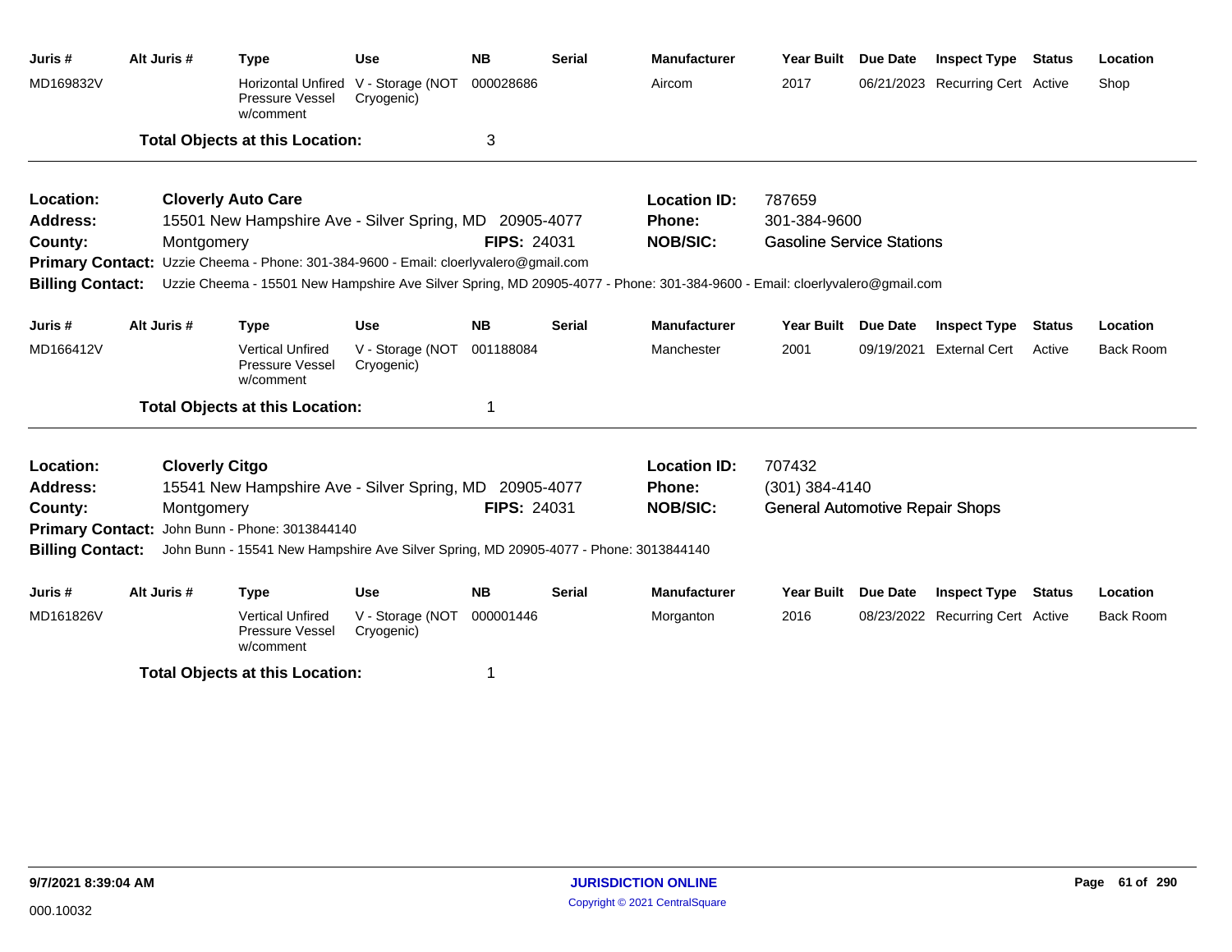| Juris # | Alt Juris # | Type | Use | NB | Serial | Manufacturer | Year Built | Due Date | Inspect Type | Status | Location |
|---|---|---|---|---|---|---|---|---|---|---|---|
| MD169832V | | Horizontal Unfired Pressure Vessel w/comment | V - Storage (NOT Cryogenic) | 000028686 | | Aircom | 2017 | 06/21/2023 | Recurring Cert | Active | Shop |

**Total Objects at this Location:** 3

---

**Location:** **Cloverly Auto Care**
**Address:** 15501 New Hampshire Ave - Silver Spring, MD 20905-4077
**County:** Montgomery
**FIPS:** 24031
**Location ID:** 787659
**Phone:** 301-384-9600
**NOB/SIC:** Gasoline Service Stations
**Primary Contact:** Uzzie Cheema - Phone: 301-384-9600 - Email: cloerlyvalero@gmail.com
**Billing Contact:** Uzzie Cheema - 15501 New Hampshire Ave Silver Spring, MD 20905-4077 - Phone: 301-384-9600 - Email: cloerlyvalero@gmail.com

| Juris # | Alt Juris # | Type | Use | NB | Serial | Manufacturer | Year Built | Due Date | Inspect Type | Status | Location |
|---|---|---|---|---|---|---|---|---|---|---|---|
| MD166412V | | Vertical Unfired Pressure Vessel w/comment | V - Storage (NOT Cryogenic) | 001188084 | | Manchester | 2001 | 09/19/2021 | External Cert | Active | Back Room |

**Total Objects at this Location:** 1

---

**Location:** **Cloverly Citgo**
**Address:** 15541 New Hampshire Ave - Silver Spring, MD 20905-4077
**County:** Montgomery
**FIPS:** 24031
**Location ID:** 707432
**Phone:** (301) 384-4140
**NOB/SIC:** General Automotive Repair Shops
**Primary Contact:** John Bunn - Phone: 3013844140
**Billing Contact:** John Bunn - 15541 New Hampshire Ave Silver Spring, MD 20905-4077 - Phone: 3013844140

| Juris # | Alt Juris # | Type | Use | NB | Serial | Manufacturer | Year Built | Due Date | Inspect Type | Status | Location |
|---|---|---|---|---|---|---|---|---|---|---|---|
| MD161826V | | Vertical Unfired Pressure Vessel w/comment | V - Storage (NOT Cryogenic) | 000001446 | | Morganton | 2016 | 08/23/2022 | Recurring Cert | Active | Back Room |

**Total Objects at this Location:** 1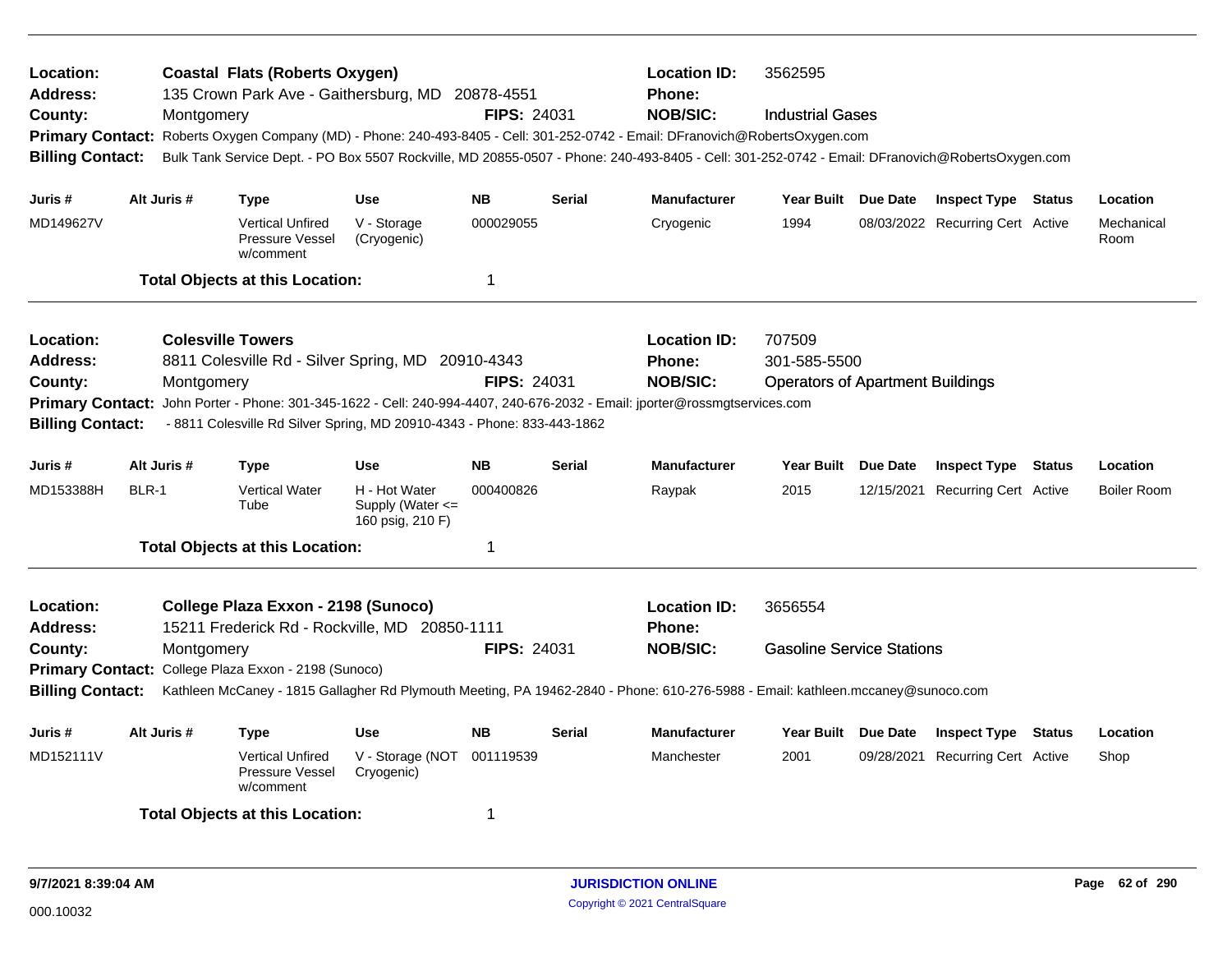**Location:** Coastal Flats (Roberts Oxygen)
**Address:** 135 Crown Park Ave - Gaithersburg, MD 20878-4551
**County:** Montgomery
**FIPS:** 24031
**Location ID:** 3562595
**Phone:**
**NOB/SIC:** Industrial Gases
**Primary Contact:** Roberts Oxygen Company (MD) - Phone: 240-493-8405 - Cell: 301-252-0742 - Email: DFranovich@RobertsOxygen.com
**Billing Contact:** Bulk Tank Service Dept. - PO Box 5507 Rockville, MD 20855-0507 - Phone: 240-493-8405 - Cell: 301-252-0742 - Email: DFranovich@RobertsOxygen.com

| Juris # | Alt Juris # | Type | Use | NB | Serial | Manufacturer | Year Built | Due Date | Inspect Type | Status | Location |
|---|---|---|---|---|---|---|---|---|---|---|---|
| MD149627V | | Vertical Unfired Pressure Vessel w/comment | V - Storage (Cryogenic) | 000029055 | | Cryogenic | 1994 | 08/03/2022 | Recurring Cert | Active | Mechanical Room |

**Total Objects at this Location:** 1

---

**Location:** Colesville Towers
**Address:** 8811 Colesville Rd - Silver Spring, MD 20910-4343
**County:** Montgomery
**FIPS:** 24031
**Location ID:** 707509
**Phone:** 301-585-5500
**NOB/SIC:** Operators of Apartment Buildings
**Primary Contact:** John Porter - Phone: 301-345-1622 - Cell: 240-994-4407, 240-676-2032 - Email: jporter@rossmgtservices.com
**Billing Contact:** - 8811 Colesville Rd Silver Spring, MD 20910-4343 - Phone: 833-443-1862

| Juris # | Alt Juris # | Type | Use | NB | Serial | Manufacturer | Year Built | Due Date | Inspect Type | Status | Location |
|---|---|---|---|---|---|---|---|---|---|---|---|
| MD153388H | BLR-1 | Vertical Water Tube | H - Hot Water Supply (Water <= 160 psig, 210 F) | 000400826 | | Raypak | 2015 | 12/15/2021 | Recurring Cert | Active | Boiler Room |

**Total Objects at this Location:** 1

---

**Location:** College Plaza Exxon - 2198 (Sunoco)
**Address:** 15211 Frederick Rd - Rockville, MD 20850-1111
**County:** Montgomery
**FIPS:** 24031
**Location ID:** 3656554
**Phone:**
**NOB/SIC:** Gasoline Service Stations
**Primary Contact:** College Plaza Exxon - 2198 (Sunoco)
**Billing Contact:** Kathleen McCaney - 1815 Gallagher Rd Plymouth Meeting, PA 19462-2840 - Phone: 610-276-5988 - Email: kathleen.mccaney@sunoco.com

| Juris # | Alt Juris # | Type | Use | NB | Serial | Manufacturer | Year Built | Due Date | Inspect Type | Status | Location |
|---|---|---|---|---|---|---|---|---|---|---|---|
| MD152111V | | Vertical Unfired Pressure Vessel w/comment | V - Storage (NOT Cryogenic) | 001119539 | | Manchester | 2001 | 09/28/2021 | Recurring Cert | Active | Shop |

**Total Objects at this Location:** 1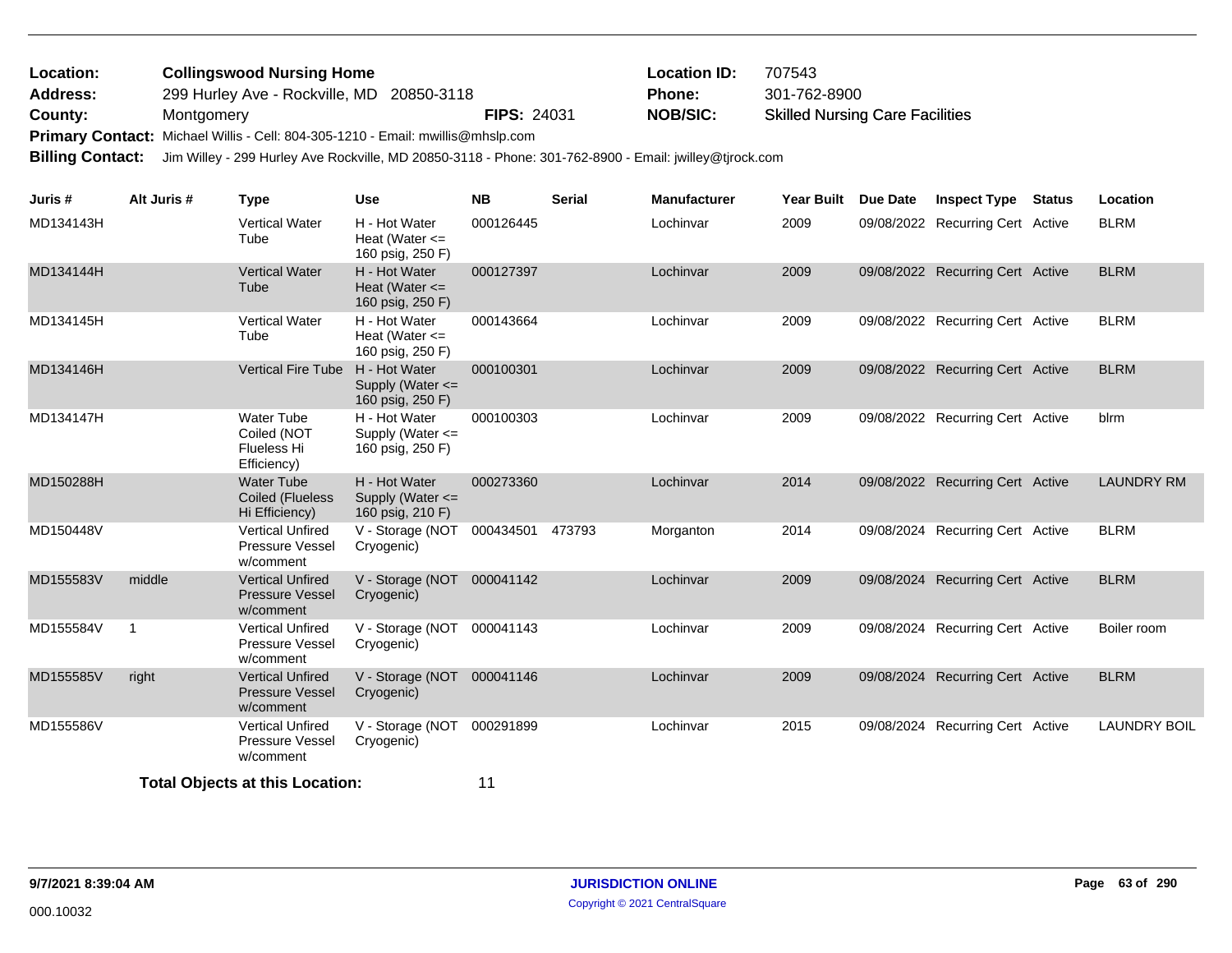**Location:** Collingswood Nursing Home
**Address:** 299 Hurley Ave - Rockville, MD 20850-3118
**County:** Montgomery **FIPS:** 24031
**Location ID:** 707543
**Phone:** 301-762-8900
**NOB/SIC:** Skilled Nursing Care Facilities
**Primary Contact:** Michael Willis - Cell: 804-305-1210 - Email: mwillis@mhslp.com
**Billing Contact:** Jim Willey - 299 Hurley Ave Rockville, MD 20850-3118 - Phone: 301-762-8900 - Email: jwilley@tjrock.com

| Juris # | Alt Juris # | Type | Use | NB | Serial | Manufacturer | Year Built | Due Date | Inspect Type | Status | Location |
|---|---|---|---|---|---|---|---|---|---|---|---|
| MD134143H | | Vertical Water Tube | H - Hot Water Heat (Water <= 160 psig, 250 F) | 000126445 | | Lochinvar | 2009 | 09/08/2022 | Recurring Cert | Active | BLRM |
| MD134144H | | Vertical Water Tube | H - Hot Water Heat (Water <= 160 psig, 250 F) | 000127397 | | Lochinvar | 2009 | 09/08/2022 | Recurring Cert | Active | BLRM |
| MD134145H | | Vertical Water Tube | H - Hot Water Heat (Water <= 160 psig, 250 F) | 000143664 | | Lochinvar | 2009 | 09/08/2022 | Recurring Cert | Active | BLRM |
| MD134146H | | Vertical Fire Tube | H - Hot Water Supply (Water <= 160 psig, 250 F) | 000100301 | | Lochinvar | 2009 | 09/08/2022 | Recurring Cert | Active | BLRM |
| MD134147H | | Water Tube Coiled (NOT Flueless Hi Efficiency) | H - Hot Water Supply (Water <= 160 psig, 250 F) | 000100303 | | Lochinvar | 2009 | 09/08/2022 | Recurring Cert | Active | blrm |
| MD150288H | | Water Tube Coiled (Flueless Hi Efficiency) | H - Hot Water Supply (Water <= 160 psig, 210 F) | 000273360 | | Lochinvar | 2014 | 09/08/2022 | Recurring Cert | Active | LAUNDRY RM |
| MD150448V | | Vertical Unfired Pressure Vessel w/comment | V - Storage (NOT Cryogenic) | 000434501 | 473793 | Morganton | 2014 | 09/08/2024 | Recurring Cert | Active | BLRM |
| MD155583V | middle | Vertical Unfired Pressure Vessel w/comment | V - Storage (NOT Cryogenic) | 000041142 | | Lochinvar | 2009 | 09/08/2024 | Recurring Cert | Active | BLRM |
| MD155584V | 1 | Vertical Unfired Pressure Vessel w/comment | V - Storage (NOT Cryogenic) | 000041143 | | Lochinvar | 2009 | 09/08/2024 | Recurring Cert | Active | Boiler room |
| MD155585V | right | Vertical Unfired Pressure Vessel w/comment | V - Storage (NOT Cryogenic) | 000041146 | | Lochinvar | 2009 | 09/08/2024 | Recurring Cert | Active | BLRM |
| MD155586V | | Vertical Unfired Pressure Vessel w/comment | V - Storage (NOT Cryogenic) | 000291899 | | Lochinvar | 2015 | 09/08/2024 | Recurring Cert | Active | LAUNDRY BOIL |

**Total Objects at this Location:** 11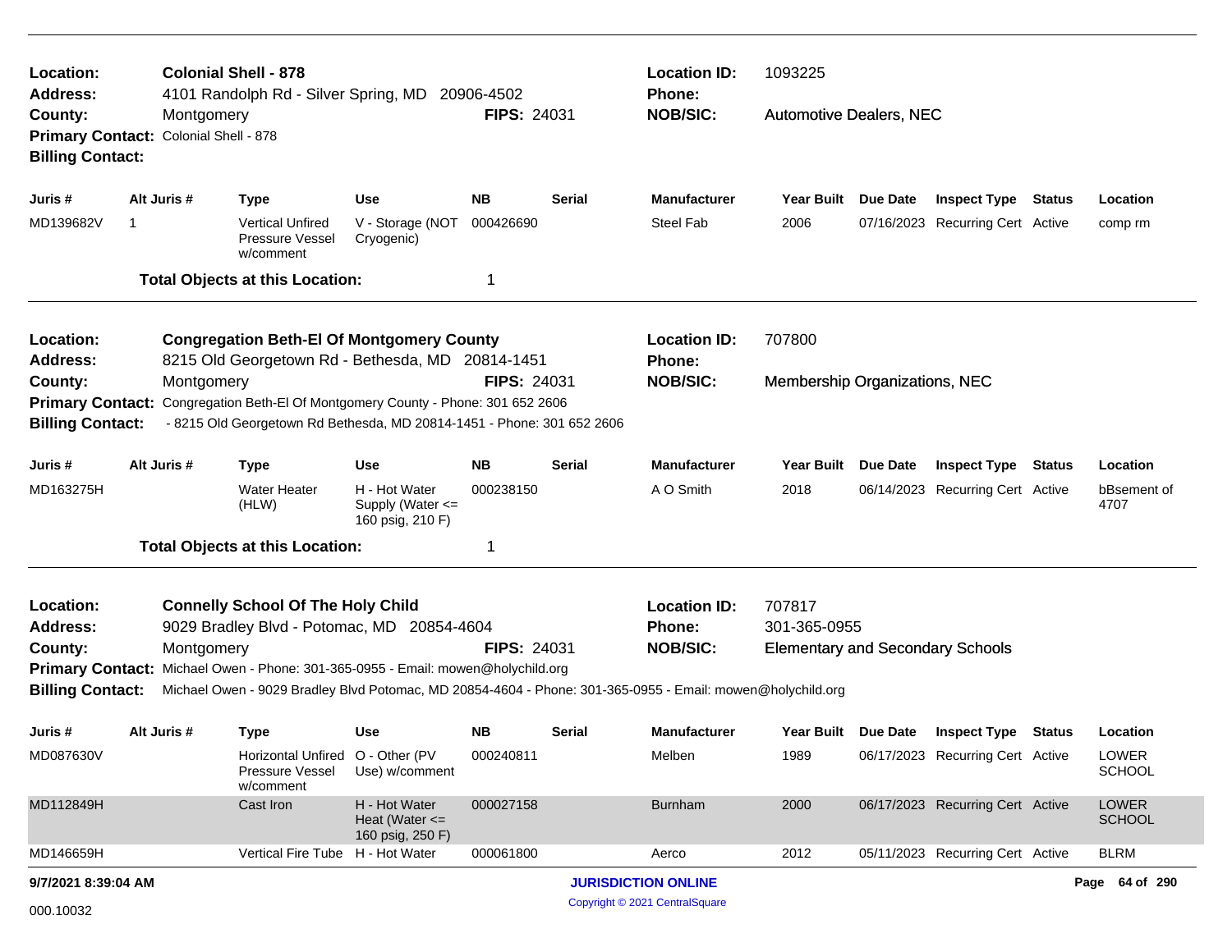**Location:** Colonial Shell - 878
**Address:** 4101 Randolph Rd - Silver Spring, MD 20906-4502
**County:** Montgomery
**FIPS:** 24031
**Location ID:** 1093225
**Phone:**
**NOB/SIC:** Automotive Dealers, NEC
**Primary Contact:** Colonial Shell - 878
**Billing Contact:**

| Juris # | Alt Juris # | Type | Use | NB | Serial | Manufacturer | Year Built | Due Date | Inspect Type | Status | Location |
|---|---|---|---|---|---|---|---|---|---|---|---|
| MD139682V | 1 | Vertical Unfired Pressure Vessel w/comment | V - Storage (NOT Cryogenic) | 000426690 | | Steel Fab | 2006 | 07/16/2023 | Recurring Cert | Active | comp rm |

**Total Objects at this Location:** 1

---

**Location:** Congregation Beth-El Of Montgomery County
**Address:** 8215 Old Georgetown Rd - Bethesda, MD 20814-1451
**County:** Montgomery
**FIPS:** 24031
**Location ID:** 707800
**Phone:**
**NOB/SIC:** Membership Organizations, NEC
**Primary Contact:** Congregation Beth-El Of Montgomery County - Phone: 301 652 2606
**Billing Contact:** - 8215 Old Georgetown Rd Bethesda, MD 20814-1451 - Phone: 301 652 2606

| Juris # | Alt Juris # | Type | Use | NB | Serial | Manufacturer | Year Built | Due Date | Inspect Type | Status | Location |
|---|---|---|---|---|---|---|---|---|---|---|---|
| MD163275H | | Water Heater (HLW) | H - Hot Water Supply (Water <= 160 psig, 210 F) | 000238150 | | A O Smith | 2018 | 06/14/2023 | Recurring Cert | Active | bBsement of 4707 |

**Total Objects at this Location:** 1

---

**Location:** Connelly School Of The Holy Child
**Address:** 9029 Bradley Blvd - Potomac, MD 20854-4604
**County:** Montgomery
**FIPS:** 24031
**Location ID:** 707817
**Phone:** 301-365-0955
**NOB/SIC:** Elementary and Secondary Schools
**Primary Contact:** Michael Owen - Phone: 301-365-0955 - Email: mowen@holychild.org
**Billing Contact:** Michael Owen - 9029 Bradley Blvd Potomac, MD 20854-4604 - Phone: 301-365-0955 - Email: mowen@holychild.org

| Juris # | Alt Juris # | Type | Use | NB | Serial | Manufacturer | Year Built | Due Date | Inspect Type | Status | Location |
|---|---|---|---|---|---|---|---|---|---|---|---|
| MD087630V | | Horizontal Unfired Pressure Vessel w/comment | O - Other (PV Use) w/comment | 000240811 | | Melben | 1989 | 06/17/2023 | Recurring Cert | Active | LOWER SCHOOL |
| MD112849H | | Cast Iron | H - Hot Water Heat (Water <= 160 psig, 250 F) | 000027158 | | Burnham | 2000 | 06/17/2023 | Recurring Cert | Active | LOWER SCHOOL |
| MD146659H | | Vertical Fire Tube | H - Hot Water | 000061800 | | Aerco | 2012 | 05/11/2023 | Recurring Cert | Active | BLRM |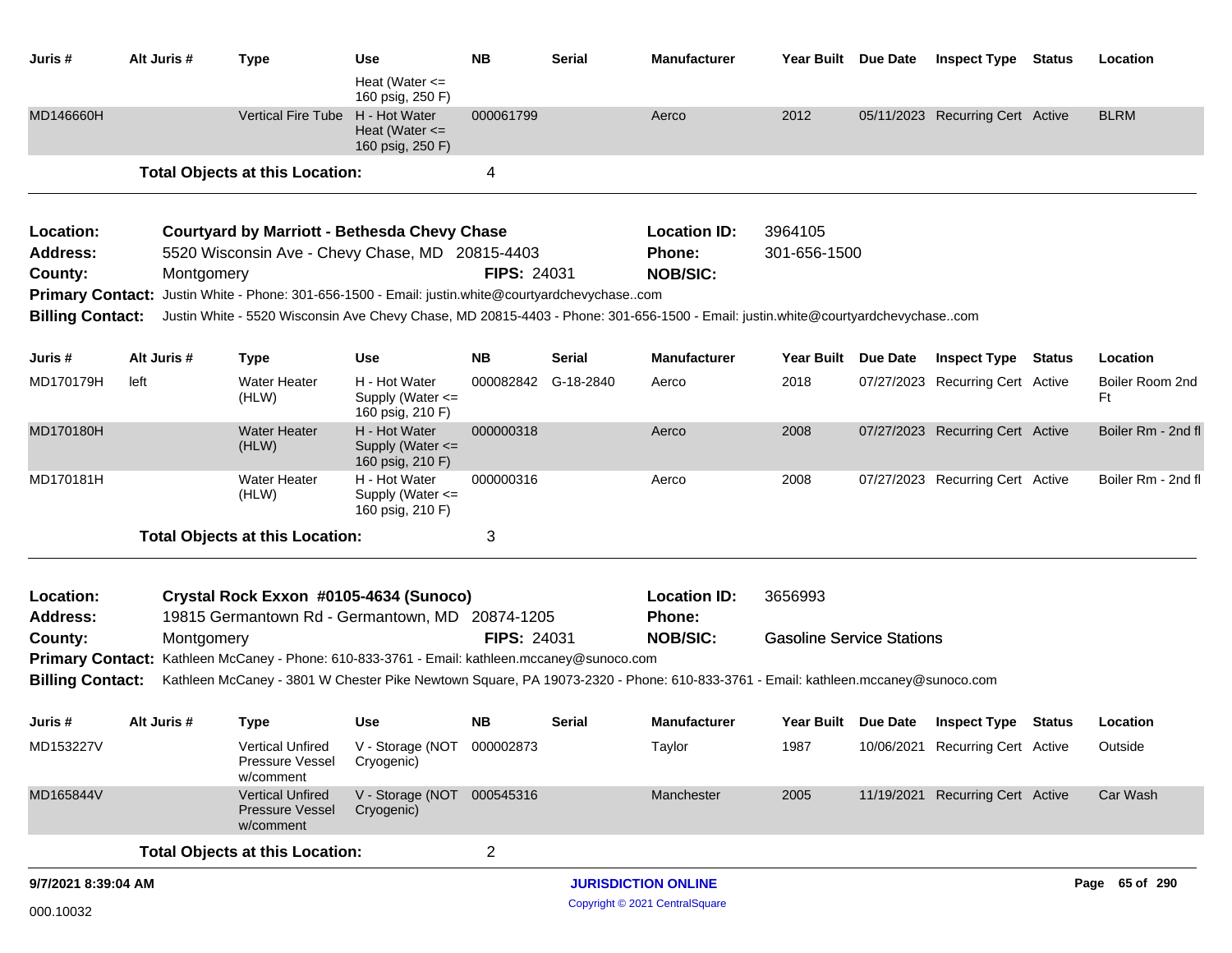| Juris # | Alt Juris # | Type | Use | NB | Serial | Manufacturer | Year Built | Due Date | Inspect Type | Status | Location |
|---|---|---|---|---|---|---|---|---|---|---|---|
| | | | Heat (Water <= 160 psig, 250 F) | | | | | | | | |
| MD146660H | | Vertical Fire Tube | H - Hot Water Heat (Water <= 160 psig, 250 F) | 000061799 | | Aerco | 2012 | 05/11/2023 | Recurring Cert | Active | BLRM |

**Total Objects at this Location:** 4

---

**Location:** Courtyard by Marriott - Bethesda Chevy Chase  **Location ID:** 3964105
**Address:** 5520 Wisconsin Ave - Chevy Chase, MD 20815-4403  **Phone:** 301-656-1500
**County:** Montgomery  **FIPS:** 24031  **NOB/SIC:**
**Primary Contact:** Justin White - Phone: 301-656-1500 - Email: justin.white@courtyardchevychase..com
**Billing Contact:** Justin White - 5520 Wisconsin Ave Chevy Chase, MD 20815-4403 - Phone: 301-656-1500 - Email: justin.white@courtyardchevychase..com

| Juris # | Alt Juris # | Type | Use | NB | Serial | Manufacturer | Year Built | Due Date | Inspect Type | Status | Location |
|---|---|---|---|---|---|---|---|---|---|---|---|
| MD170179H | left | Water Heater (HLW) | H - Hot Water Supply (Water <= 160 psig, 210 F) | 000082842 | G-18-2840 | Aerco | 2018 | 07/27/2023 | Recurring Cert | Active | Boiler Room 2nd Ft |
| MD170180H | | Water Heater (HLW) | H - Hot Water Supply (Water <= 160 psig, 210 F) | 000000318 | | Aerco | 2008 | 07/27/2023 | Recurring Cert | Active | Boiler Rm - 2nd fl |
| MD170181H | | Water Heater (HLW) | H - Hot Water Supply (Water <= 160 psig, 210 F) | 000000316 | | Aerco | 2008 | 07/27/2023 | Recurring Cert | Active | Boiler Rm - 2nd fl |

**Total Objects at this Location:** 3

---

**Location:** Crystal Rock Exxon #0105-4634 (Sunoco)  **Location ID:** 3656993
**Address:** 19815 Germantown Rd - Germantown, MD 20874-1205  **Phone:**
**County:** Montgomery  **FIPS:** 24031  **NOB/SIC:** Gasoline Service Stations
**Primary Contact:** Kathleen McCaney - Phone: 610-833-3761 - Email: kathleen.mccaney@sunoco.com
**Billing Contact:** Kathleen McCaney - 3801 W Chester Pike Newtown Square, PA 19073-2320 - Phone: 610-833-3761 - Email: kathleen.mccaney@sunoco.com

| Juris # | Alt Juris # | Type | Use | NB | Serial | Manufacturer | Year Built | Due Date | Inspect Type | Status | Location |
|---|---|---|---|---|---|---|---|---|---|---|---|
| MD153227V | | Vertical Unfired Pressure Vessel w/comment | V - Storage (NOT Cryogenic) | 000002873 | | Taylor | 1987 | 10/06/2021 | Recurring Cert | Active | Outside |
| MD165844V | | Vertical Unfired Pressure Vessel w/comment | V - Storage (NOT Cryogenic) | 000545316 | | Manchester | 2005 | 11/19/2021 | Recurring Cert | Active | Car Wash |

**Total Objects at this Location:** 2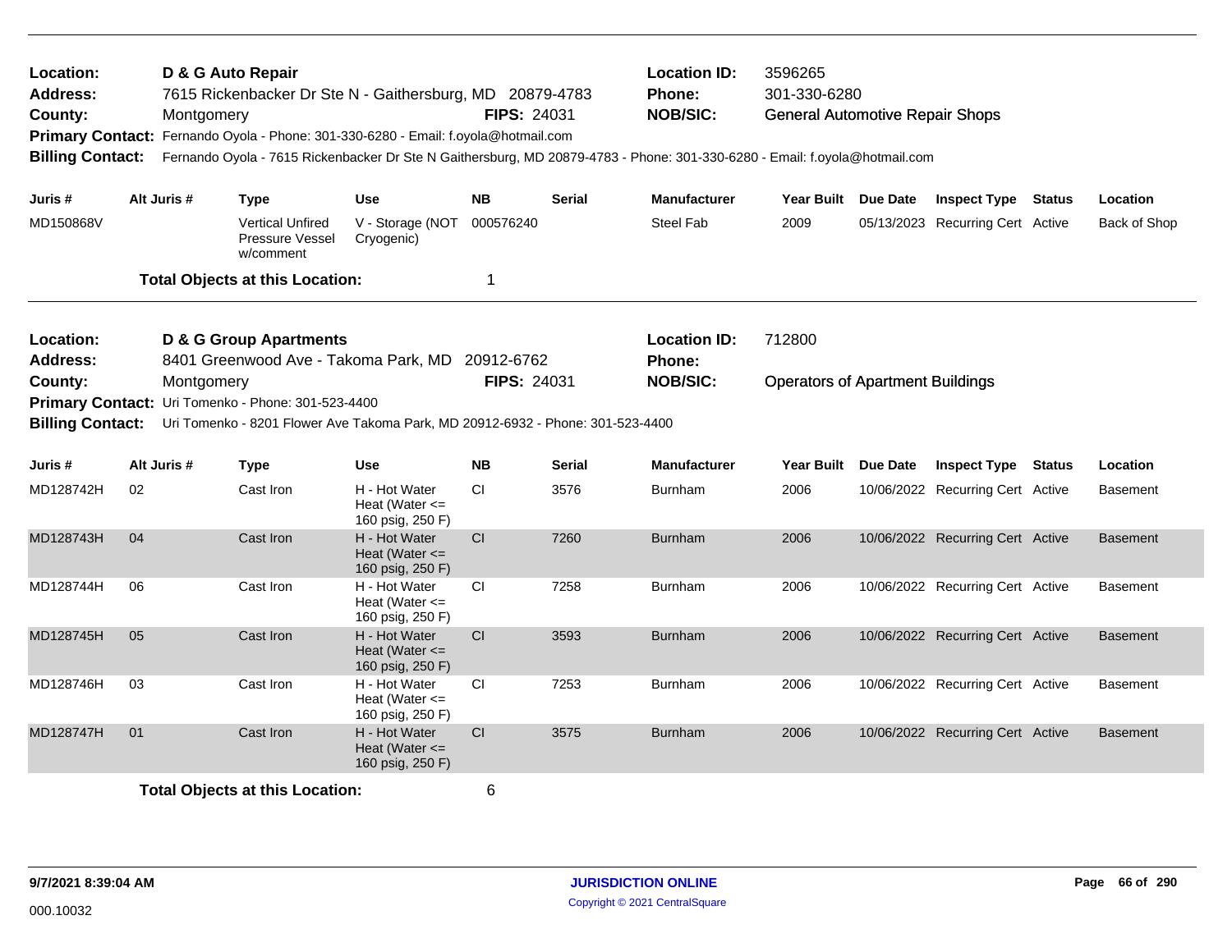**Location:** D & G Auto Repair
**Address:** 7615 Rickenbacker Dr Ste N - Gaithersburg, MD 20879-4783
**County:** Montgomery **FIPS:** 24031
**Location ID:** 3596265
**Phone:** 301-330-6280
**NOB/SIC:** General Automotive Repair Shops
**Primary Contact:** Fernando Oyola - Phone: 301-330-6280 - Email: f.oyola@hotmail.com
**Billing Contact:** Fernando Oyola - 7615 Rickenbacker Dr Ste N Gaithersburg, MD 20879-4783 - Phone: 301-330-6280 - Email: f.oyola@hotmail.com

| Juris # | Alt Juris # | Type | Use | NB | Serial | Manufacturer | Year Built | Due Date | Inspect Type | Status | Location |
|---|---|---|---|---|---|---|---|---|---|---|---|
| MD150868V | | Vertical Unfired Pressure Vessel w/comment | V - Storage (NOT Cryogenic) | 000576240 | | Steel Fab | 2009 | 05/13/2023 | Recurring Cert | Active | Back of Shop |

**Total Objects at this Location:** 1

**Location:** D & G Group Apartments
**Address:** 8401 Greenwood Ave - Takoma Park, MD 20912-6762
**County:** Montgomery **FIPS:** 24031
**Location ID:** 712800
**Phone:**
**NOB/SIC:** Operators of Apartment Buildings
**Primary Contact:** Uri Tomenko - Phone: 301-523-4400
**Billing Contact:** Uri Tomenko - 8201 Flower Ave Takoma Park, MD 20912-6932 - Phone: 301-523-4400

| Juris # | Alt Juris # | Type | Use | NB | Serial | Manufacturer | Year Built | Due Date | Inspect Type | Status | Location |
|---|---|---|---|---|---|---|---|---|---|---|---|
| MD128742H | 02 | Cast Iron | H - Hot Water Heat (Water <= 160 psig, 250 F) | CI | 3576 | Burnham | 2006 | 10/06/2022 | Recurring Cert | Active | Basement |
| MD128743H | 04 | Cast Iron | H - Hot Water Heat (Water <= 160 psig, 250 F) | CI | 7260 | Burnham | 2006 | 10/06/2022 | Recurring Cert | Active | Basement |
| MD128744H | 06 | Cast Iron | H - Hot Water Heat (Water <= 160 psig, 250 F) | CI | 7258 | Burnham | 2006 | 10/06/2022 | Recurring Cert | Active | Basement |
| MD128745H | 05 | Cast Iron | H - Hot Water Heat (Water <= 160 psig, 250 F) | CI | 3593 | Burnham | 2006 | 10/06/2022 | Recurring Cert | Active | Basement |
| MD128746H | 03 | Cast Iron | H - Hot Water Heat (Water <= 160 psig, 250 F) | CI | 7253 | Burnham | 2006 | 10/06/2022 | Recurring Cert | Active | Basement |
| MD128747H | 01 | Cast Iron | H - Hot Water Heat (Water <= 160 psig, 250 F) | CI | 3575 | Burnham | 2006 | 10/06/2022 | Recurring Cert | Active | Basement |

**Total Objects at this Location:** 6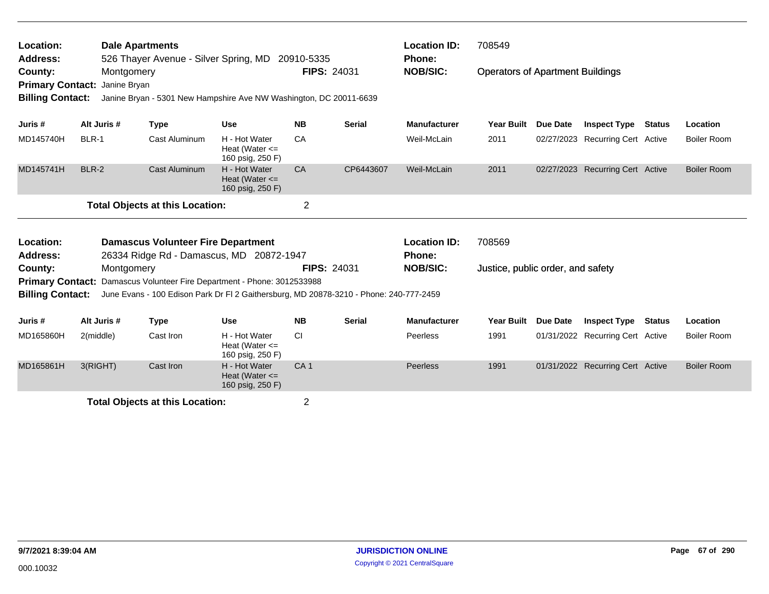**Location:** Dale Apartments
**Address:** 526 Thayer Avenue - Silver Spring, MD 20910-5335
**County:** Montgomery
**FIPS:** 24031
**Primary Contact:** Janine Bryan
**Billing Contact:** Janine Bryan - 5301 New Hampshire Ave NW Washington, DC 20011-6639
**Location ID:** 708549
**Phone:**
**NOB/SIC:** Operators of Apartment Buildings

| Juris # | Alt Juris # | Type | Use | NB | Serial | Manufacturer | Year Built | Due Date | Inspect Type | Status | Location |
|---|---|---|---|---|---|---|---|---|---|---|---|
| MD145740H | BLR-1 | Cast Aluminum | H - Hot Water Heat (Water <= 160 psig, 250 F) | CA | | Weil-McLain | 2011 | 02/27/2023 | Recurring Cert | Active | Boiler Room |
| MD145741H | BLR-2 | Cast Aluminum | H - Hot Water Heat (Water <= 160 psig, 250 F) | CA | CP6443607 | Weil-McLain | 2011 | 02/27/2023 | Recurring Cert | Active | Boiler Room |

**Total Objects at this Location:** 2

---

**Location:** Damascus Volunteer Fire Department
**Address:** 26334 Ridge Rd - Damascus, MD 20872-1947
**County:** Montgomery
**FIPS:** 24031
**Primary Contact:** Damascus Volunteer Fire Department - Phone: 3012533988
**Billing Contact:** June Evans - 100 Edison Park Dr Fl 2 Gaithersburg, MD 20878-3210 - Phone: 240-777-2459
**Location ID:** 708569
**Phone:**
**NOB/SIC:** Justice, public order, and safety

| Juris # | Alt Juris # | Type | Use | NB | Serial | Manufacturer | Year Built | Due Date | Inspect Type | Status | Location |
|---|---|---|---|---|---|---|---|---|---|---|---|
| MD165860H | 2(middle) | Cast Iron | H - Hot Water Heat (Water <= 160 psig, 250 F) | CI | | Peerless | 1991 | 01/31/2022 | Recurring Cert | Active | Boiler Room |
| MD165861H | 3(RIGHT) | Cast Iron | H - Hot Water Heat (Water <= 160 psig, 250 F) | CA 1 | | Peerless | 1991 | 01/31/2022 | Recurring Cert | Active | Boiler Room |

**Total Objects at this Location:** 2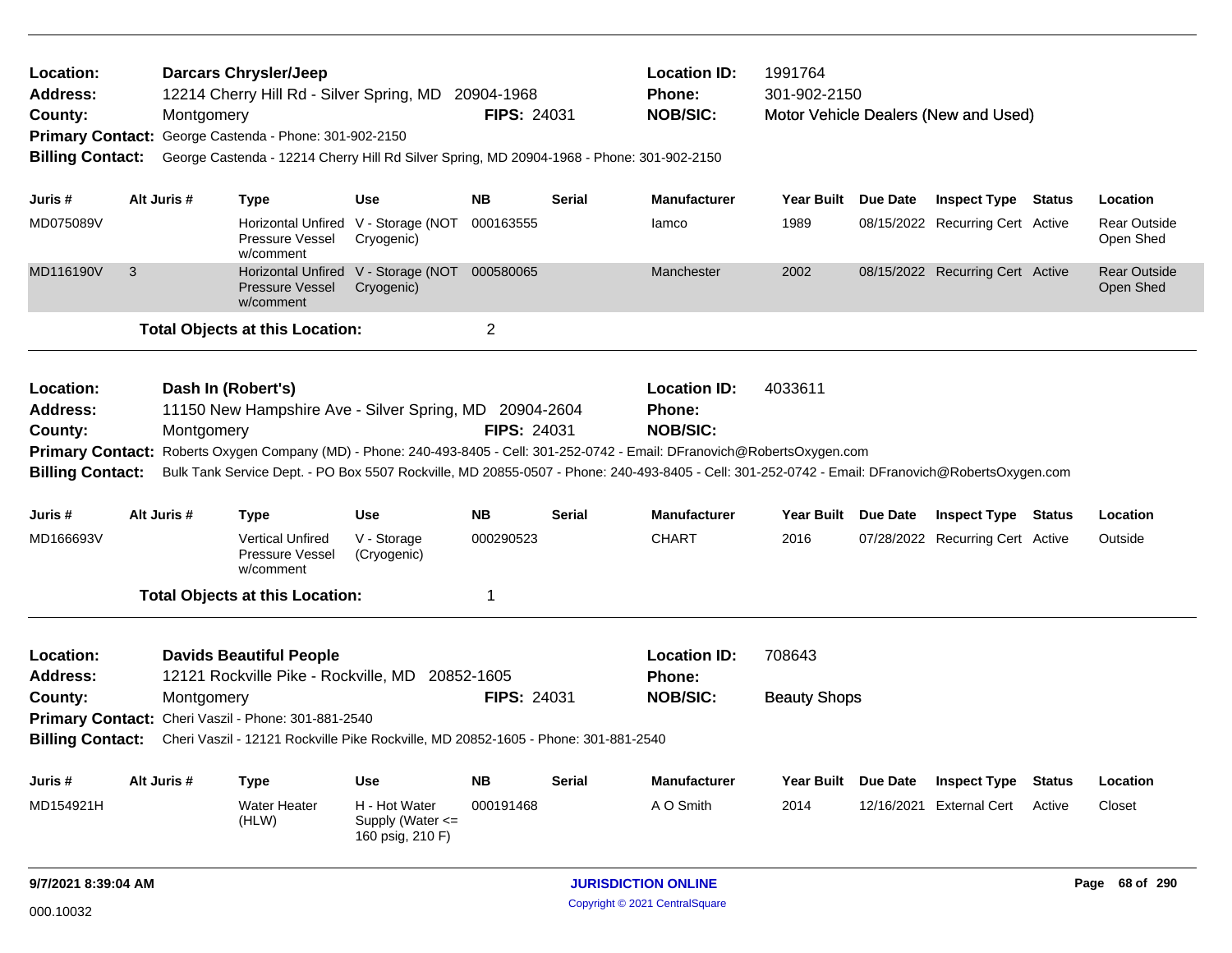**Location:** Darcars Chrysler/Jeep
**Address:** 12214 Cherry Hill Rd - Silver Spring, MD 20904-1968
**County:** Montgomery
**FIPS:** 24031
**Location ID:** 1991764
**Phone:** 301-902-2150
**NOB/SIC:** Motor Vehicle Dealers (New and Used)
**Primary Contact:** George Castenda - Phone: 301-902-2150
**Billing Contact:** George Castenda - 12214 Cherry Hill Rd Silver Spring, MD 20904-1968 - Phone: 301-902-2150

| Juris # | Alt Juris # | Type | Use | NB | Serial | Manufacturer | Year Built | Due Date | Inspect Type | Status | Location |
|---|---|---|---|---|---|---|---|---|---|---|---|
| MD075089V | | Horizontal Unfired Pressure Vessel w/comment | V - Storage (NOT Cryogenic) | 000163555 | | Iamco | 1989 | 08/15/2022 | Recurring Cert | Active | Rear Outside Open Shed |
| MD116190V | 3 | Horizontal Unfired Pressure Vessel w/comment | V - Storage (NOT Cryogenic) | 000580065 | | Manchester | 2002 | 08/15/2022 | Recurring Cert | Active | Rear Outside Open Shed |

**Total Objects at this Location:** 2

---

**Location:** Dash In (Robert's)
**Address:** 11150 New Hampshire Ave - Silver Spring, MD 20904-2604
**County:** Montgomery
**FIPS:** 24031
**Location ID:** 4033611
**Phone:**
**NOB/SIC:**
**Primary Contact:** Roberts Oxygen Company (MD) - Phone: 240-493-8405 - Cell: 301-252-0742 - Email: DFranovich@RobertsOxygen.com
**Billing Contact:** Bulk Tank Service Dept. - PO Box 5507 Rockville, MD 20855-0507 - Phone: 240-493-8405 - Cell: 301-252-0742 - Email: DFranovich@RobertsOxygen.com

| Juris # | Alt Juris # | Type | Use | NB | Serial | Manufacturer | Year Built | Due Date | Inspect Type | Status | Location |
|---|---|---|---|---|---|---|---|---|---|---|---|
| MD166693V | | Vertical Unfired Pressure Vessel w/comment | V - Storage (Cryogenic) | 000290523 | | CHART | 2016 | 07/28/2022 | Recurring Cert | Active | Outside |

**Total Objects at this Location:** 1

---

**Location:** Davids Beautiful People
**Address:** 12121 Rockville Pike - Rockville, MD 20852-1605
**County:** Montgomery
**FIPS:** 24031
**Location ID:** 708643
**Phone:**
**NOB/SIC:** Beauty Shops
**Primary Contact:** Cheri Vaszil - Phone: 301-881-2540
**Billing Contact:** Cheri Vaszil - 12121 Rockville Pike Rockville, MD 20852-1605 - Phone: 301-881-2540

| Juris # | Alt Juris # | Type | Use | NB | Serial | Manufacturer | Year Built | Due Date | Inspect Type | Status | Location |
|---|---|---|---|---|---|---|---|---|---|---|---|
| MD154921H | | Water Heater (HLW) | H - Hot Water Supply (Water <= 160 psig, 210 F) | 000191468 | | A O Smith | 2014 | 12/16/2021 | External Cert | Active | Closet |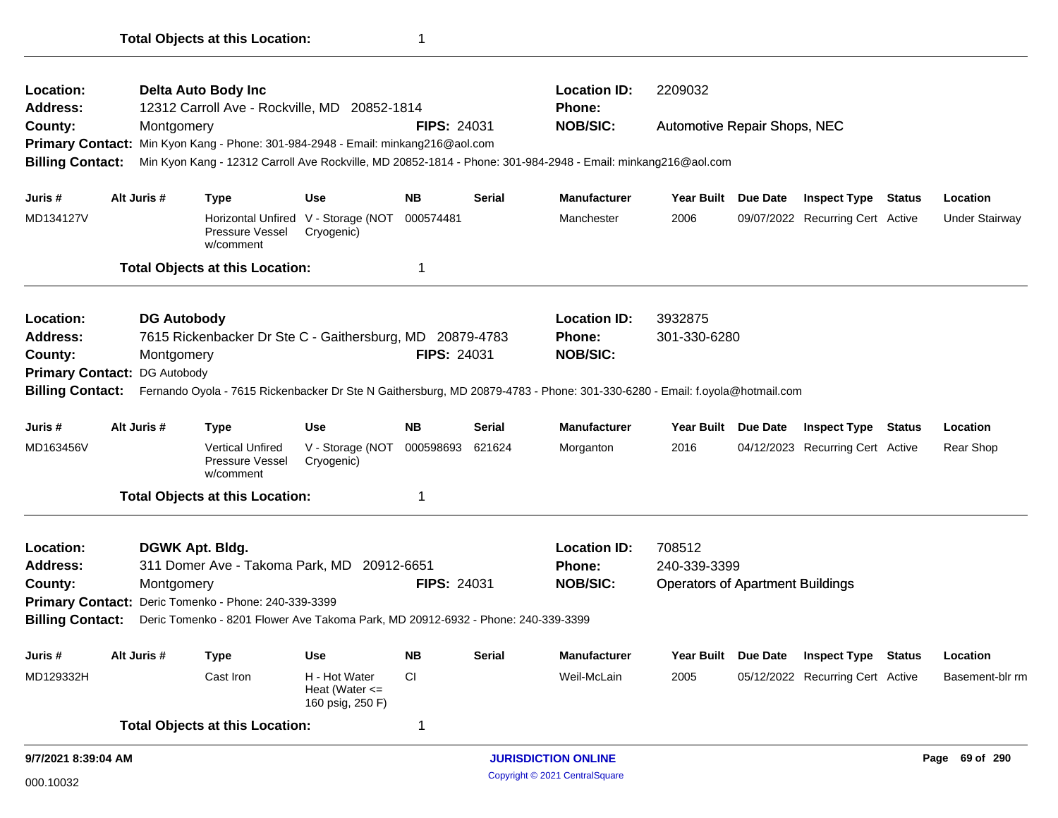**Total Objects at this Location:** 1

---

**Location:** Delta Auto Body Inc
**Location ID:** 2209032
**Address:** 12312 Carroll Ave - Rockville, MD 20852-1814
**Phone:**
**County:** Montgomery
**FIPS:** 24031
**NOB/SIC:** Automotive Repair Shops, NEC
**Primary Contact:** Min Kyon Kang - Phone: 301-984-2948 - Email: minkang216@aol.com
**Billing Contact:** Min Kyon Kang - 12312 Carroll Ave Rockville, MD 20852-1814 - Phone: 301-984-2948 - Email: minkang216@aol.com

| Juris # | Alt Juris # | Type | Use | NB | Serial | Manufacturer | Year Built | Due Date | Inspect Type | Status | Location |
|---|---|---|---|---|---|---|---|---|---|---|---|
| MD134127V | | Horizontal Unfired Pressure Vessel w/comment | V - Storage (NOT Cryogenic) | 000574481 | | Manchester | 2006 | 09/07/2022 | Recurring Cert | Active | Under Stairway |

**Total Objects at this Location:** 1

---

**Location:** DG Autobody
**Location ID:** 3932875
**Address:** 7615 Rickenbacker Dr Ste C - Gaithersburg, MD 20879-4783
**Phone:** 301-330-6280
**County:** Montgomery
**FIPS:** 24031
**NOB/SIC:**
**Primary Contact:** DG Autobody
**Billing Contact:** Fernando Oyola - 7615 Rickenbacker Dr Ste N Gaithersburg, MD 20879-4783 - Phone: 301-330-6280 - Email: f.oyola@hotmail.com

| Juris # | Alt Juris # | Type | Use | NB | Serial | Manufacturer | Year Built | Due Date | Inspect Type | Status | Location |
|---|---|---|---|---|---|---|---|---|---|---|---|
| MD163456V | | Vertical Unfired Pressure Vessel w/comment | V - Storage (NOT Cryogenic) | 000598693 | 621624 | Morganton | 2016 | 04/12/2023 | Recurring Cert | Active | Rear Shop |

**Total Objects at this Location:** 1

---

**Location:** DGWK Apt. Bldg.
**Location ID:** 708512
**Address:** 311 Domer Ave - Takoma Park, MD 20912-6651
**Phone:** 240-339-3399
**County:** Montgomery
**FIPS:** 24031
**NOB/SIC:** Operators of Apartment Buildings
**Primary Contact:** Deric Tomenko - Phone: 240-339-3399
**Billing Contact:** Deric Tomenko - 8201 Flower Ave Takoma Park, MD 20912-6932 - Phone: 240-339-3399

| Juris # | Alt Juris # | Type | Use | NB | Serial | Manufacturer | Year Built | Due Date | Inspect Type | Status | Location |
|---|---|---|---|---|---|---|---|---|---|---|---|
| MD129332H | | Cast Iron | H - Hot Water Heat (Water <= 160 psig, 250 F) | CI | | Weil-McLain | 2005 | 05/12/2022 | Recurring Cert | Active | Basement-blr rm |

**Total Objects at this Location:** 1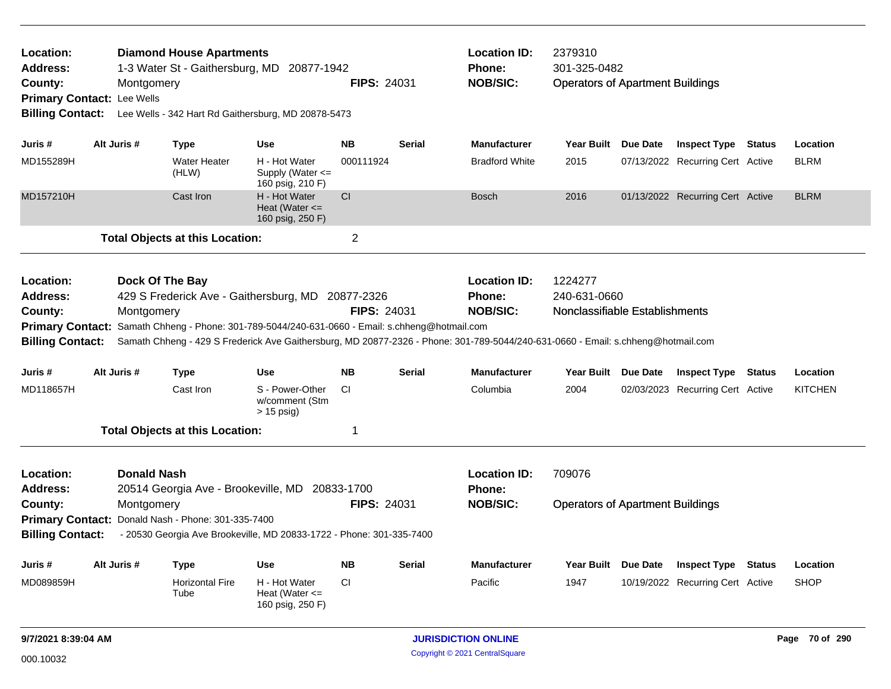**Location:** Diamond House Apartments
**Address:** 1-3 Water St - Gaithersburg, MD 20877-1942
**County:** Montgomery  **FIPS:** 24031
**Location ID:** 2379310
**Phone:** 301-325-0482
**NOB/SIC:** Operators of Apartment Buildings
**Primary Contact:** Lee Wells
**Billing Contact:** Lee Wells - 342 Hart Rd Gaithersburg, MD 20878-5473

| Juris # | Alt Juris # | Type | Use | NB | Serial | Manufacturer | Year Built | Due Date | Inspect Type | Status | Location |
|---|---|---|---|---|---|---|---|---|---|---|---|
| MD155289H | | Water Heater (HLW) | H - Hot Water Supply (Water <= 160 psig, 210 F) | 000111924 | | Bradford White | 2015 | 07/13/2022 | Recurring Cert | Active | BLRM |
| MD157210H | | Cast Iron | H - Hot Water Heat (Water <= 160 psig, 250 F) | CI | | Bosch | 2016 | 01/13/2022 | Recurring Cert | Active | BLRM |

**Total Objects at this Location:** 2

---

**Location:** Dock Of The Bay
**Address:** 429 S Frederick Ave - Gaithersburg, MD 20877-2326
**County:** Montgomery  **FIPS:** 24031
**Location ID:** 1224277
**Phone:** 240-631-0660
**NOB/SIC:** Nonclassifiable Establishments
**Primary Contact:** Samath Chheng - Phone: 301-789-5044/240-631-0660 - Email: s.chheng@hotmail.com
**Billing Contact:** Samath Chheng - 429 S Frederick Ave Gaithersburg, MD 20877-2326 - Phone: 301-789-5044/240-631-0660 - Email: s.chheng@hotmail.com

| Juris # | Alt Juris # | Type | Use | NB | Serial | Manufacturer | Year Built | Due Date | Inspect Type | Status | Location |
|---|---|---|---|---|---|---|---|---|---|---|---|
| MD118657H | | Cast Iron | S - Power-Other w/comment (Stm > 15 psig) | CI | | Columbia | 2004 | 02/03/2023 | Recurring Cert | Active | KITCHEN |

**Total Objects at this Location:** 1

---

**Location:** Donald Nash
**Address:** 20514 Georgia Ave - Brookeville, MD 20833-1700
**County:** Montgomery  **FIPS:** 24031
**Location ID:** 709076
**Phone:**
**NOB/SIC:** Operators of Apartment Buildings
**Primary Contact:** Donald Nash - Phone: 301-335-7400
**Billing Contact:** - 20530 Georgia Ave Brookeville, MD 20833-1722 - Phone: 301-335-7400

| Juris # | Alt Juris # | Type | Use | NB | Serial | Manufacturer | Year Built | Due Date | Inspect Type | Status | Location |
|---|---|---|---|---|---|---|---|---|---|---|---|
| MD089859H | | Horizontal Fire Tube | H - Hot Water Heat (Water <= 160 psig, 250 F) | CI | | Pacific | 1947 | 10/19/2022 | Recurring Cert | Active | SHOP |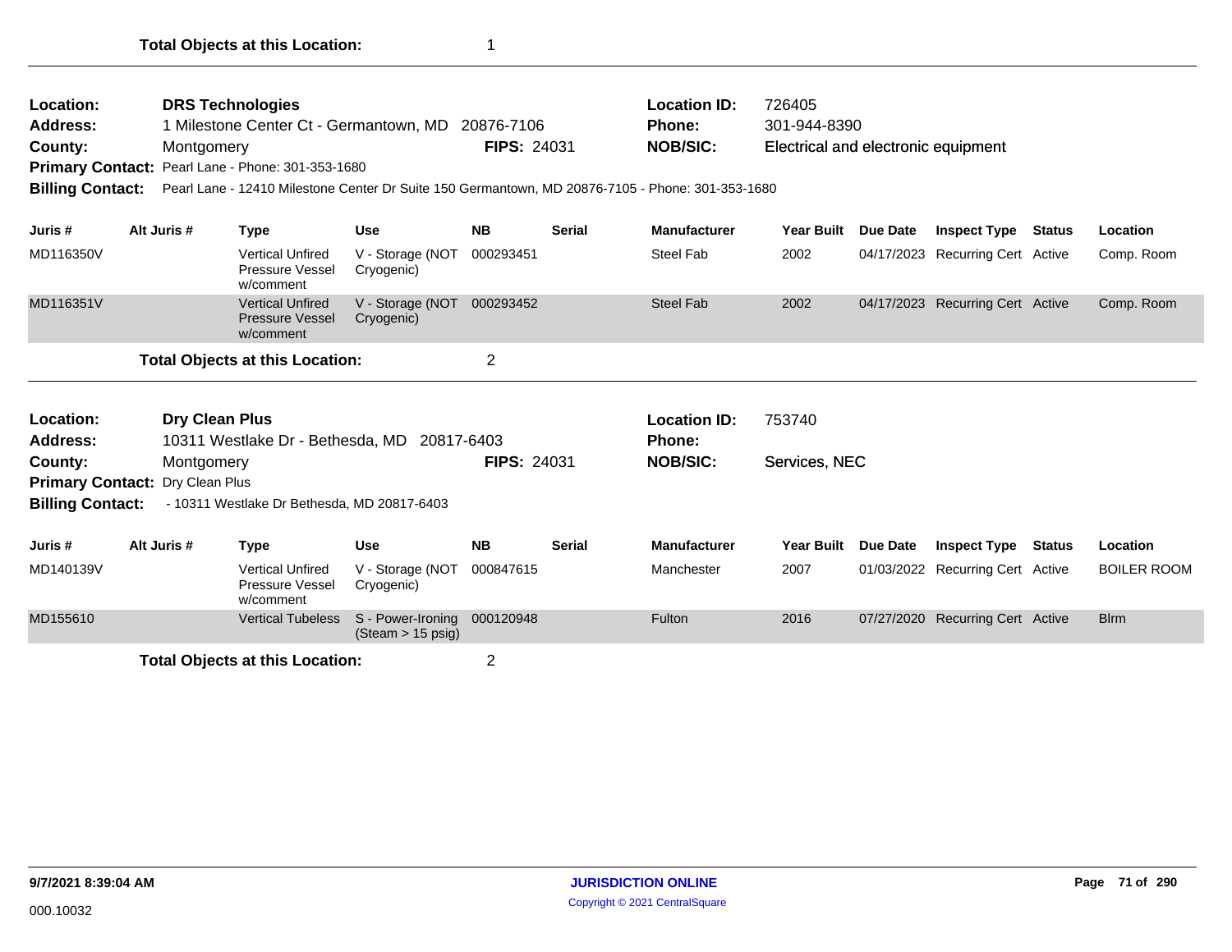**Total Objects at this Location:** 1

---

**Location:** **DRS Technologies** | **Location ID:** 726405
**Address:** 1 Milestone Center Ct - Germantown, MD 20876-7106 | **Phone:** 301-944-8390
**County:** Montgomery | **FIPS:** 24031 | **NOB/SIC:** Electrical and electronic equipment
**Primary Contact:** Pearl Lane - Phone: 301-353-1680
**Billing Contact:** Pearl Lane - 12410 Milestone Center Dr Suite 150 Germantown, MD 20876-7105 - Phone: 301-353-1680

| Juris # | Alt Juris # | Type | Use | NB | Serial | Manufacturer | Year Built | Due Date | Inspect Type | Status | Location |
|---|---|---|---|---|---|---|---|---|---|---|---|
| MD116350V | | Vertical Unfired Pressure Vessel w/comment | V - Storage (NOT Cryogenic) | 000293451 | | Steel Fab | 2002 | 04/17/2023 | Recurring Cert | Active | Comp. Room |
| MD116351V | | Vertical Unfired Pressure Vessel w/comment | V - Storage (NOT Cryogenic) | 000293452 | | Steel Fab | 2002 | 04/17/2023 | Recurring Cert | Active | Comp. Room |

**Total Objects at this Location:** 2

---

**Location:** **Dry Clean Plus** | **Location ID:** 753740
**Address:** 10311 Westlake Dr - Bethesda, MD 20817-6403 | **Phone:**
**County:** Montgomery | **FIPS:** 24031 | **NOB/SIC:** Services, NEC
**Primary Contact:** Dry Clean Plus
**Billing Contact:** - 10311 Westlake Dr Bethesda, MD 20817-6403

| Juris # | Alt Juris # | Type | Use | NB | Serial | Manufacturer | Year Built | Due Date | Inspect Type | Status | Location |
|---|---|---|---|---|---|---|---|---|---|---|---|
| MD140139V | | Vertical Unfired Pressure Vessel w/comment | V - Storage (NOT Cryogenic) | 000847615 | | Manchester | 2007 | 01/03/2022 | Recurring Cert | Active | BOILER ROOM |
| MD155610 | | Vertical Tubeless | S - Power-Ironing (Steam > 15 psig) | 000120948 | | Fulton | 2016 | 07/27/2020 | Recurring Cert | Active | Blrm |

**Total Objects at this Location:** 2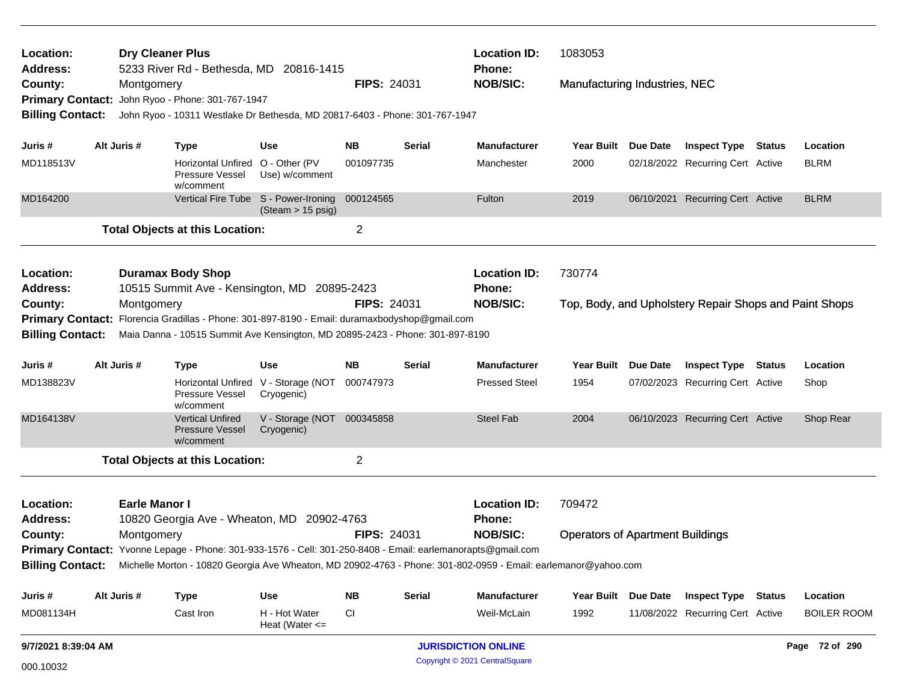**Location:** Dry Cleaner Plus
**Address:** 5233 River Rd - Bethesda, MD 20816-1415
**County:** Montgomery **FIPS:** 24031
**Location ID:** 1083053
**Phone:**
**NOB/SIC:** Manufacturing Industries, NEC
**Primary Contact:** John Ryoo - Phone: 301-767-1947
**Billing Contact:** John Ryoo - 10311 Westlake Dr Bethesda, MD 20817-6403 - Phone: 301-767-1947

| Juris # | Alt Juris # | Type | Use | NB | Serial | Manufacturer | Year Built | Due Date | Inspect Type | Status | Location |
|---|---|---|---|---|---|---|---|---|---|---|---|
| MD118513V | | Horizontal Unfired Pressure Vessel w/comment | O - Other (PV Use) w/comment | 001097735 | | Manchester | 2000 | 02/18/2022 | Recurring Cert | Active | BLRM |
| MD164200 | | Vertical Fire Tube | S - Power-Ironing (Steam > 15 psig) | 000124565 | | Fulton | 2019 | 06/10/2021 | Recurring Cert | Active | BLRM |

**Total Objects at this Location:** 2

---

**Location:** Duramax Body Shop
**Address:** 10515 Summit Ave - Kensington, MD 20895-2423
**County:** Montgomery **FIPS:** 24031
**Location ID:** 730774
**Phone:**
**NOB/SIC:** Top, Body, and Upholstery Repair Shops and Paint Shops
**Primary Contact:** Florencia Gradillas - Phone: 301-897-8190 - Email: duramaxbodyshop@gmail.com
**Billing Contact:** Maia Danna - 10515 Summit Ave Kensington, MD 20895-2423 - Phone: 301-897-8190

| Juris # | Alt Juris # | Type | Use | NB | Serial | Manufacturer | Year Built | Due Date | Inspect Type | Status | Location |
|---|---|---|---|---|---|---|---|---|---|---|---|
| MD138823V | | Horizontal Unfired Pressure Vessel w/comment | V - Storage (NOT Cryogenic) | 000747973 | | Pressed Steel | 1954 | 07/02/2023 | Recurring Cert | Active | Shop |
| MD164138V | | Vertical Unfired Pressure Vessel w/comment | V - Storage (NOT Cryogenic) | 000345858 | | Steel Fab | 2004 | 06/10/2023 | Recurring Cert | Active | Shop Rear |

**Total Objects at this Location:** 2

---

**Location:** Earle Manor I
**Address:** 10820 Georgia Ave - Wheaton, MD 20902-4763
**County:** Montgomery **FIPS:** 24031
**Location ID:** 709472
**Phone:**
**NOB/SIC:** Operators of Apartment Buildings
**Primary Contact:** Yvonne Lepage - Phone: 301-933-1576 - Cell: 301-250-8408 - Email: earlemanorapts@gmail.com
**Billing Contact:** Michelle Morton - 10820 Georgia Ave Wheaton, MD 20902-4763 - Phone: 301-802-0959 - Email: earlemanor@yahoo.com

| Juris # | Alt Juris # | Type | Use | NB | Serial | Manufacturer | Year Built | Due Date | Inspect Type | Status | Location |
|---|---|---|---|---|---|---|---|---|---|---|---|
| MD081134H | | Cast Iron | H - Hot Water Heat (Water <= | CI | | Weil-McLain | 1992 | 11/08/2022 | Recurring Cert | Active | BOILER ROOM |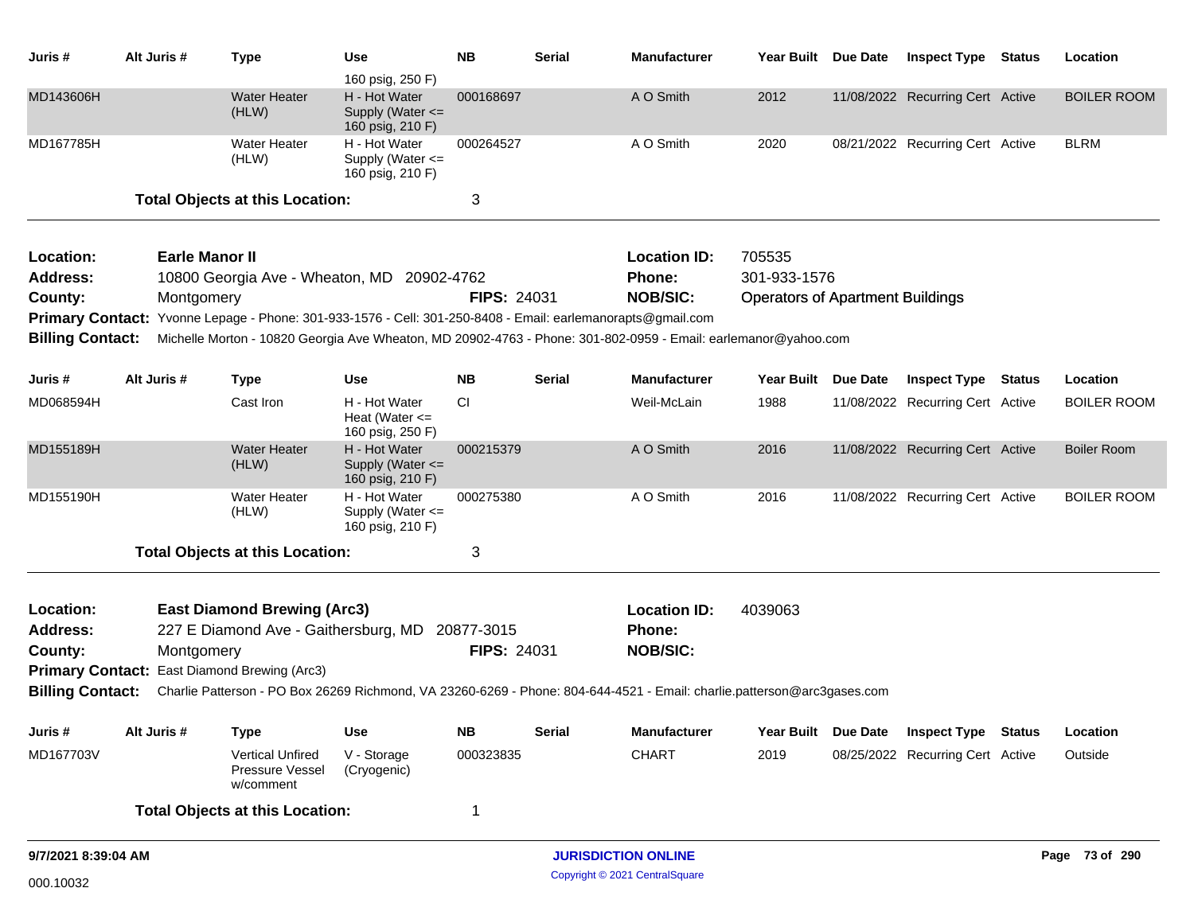| Juris # | Alt Juris # | Type | Use | NB | Serial | Manufacturer | Year Built | Due Date | Inspect Type | Status | Location |
|---|---|---|---|---|---|---|---|---|---|---|---|
| | | | 160 psig, 250 F) | | | | | | | | |
| MD143606H | | Water Heater (HLW) | H - Hot Water Supply (Water <= 160 psig, 210 F) | 000168697 | | A O Smith | 2012 | 11/08/2022 | Recurring Cert | Active | BOILER ROOM |
| MD167785H | | Water Heater (HLW) | H - Hot Water Supply (Water <= 160 psig, 210 F) | 000264527 | | A O Smith | 2020 | 08/21/2022 | Recurring Cert | Active | BLRM |

**Total Objects at this Location:** 3

---

**Location:** Earle Manor II
**Location ID:** 705535
**Address:** 10800 Georgia Ave - Wheaton, MD 20902-4762
**Phone:** 301-933-1576
**County:** Montgomery
**FIPS:** 24031
**NOB/SIC:** Operators of Apartment Buildings
**Primary Contact:** Yvonne Lepage - Phone: 301-933-1576 - Cell: 301-250-8408 - Email: earlemanorapts@gmail.com
**Billing Contact:** Michelle Morton - 10820 Georgia Ave Wheaton, MD 20902-4763 - Phone: 301-802-0959 - Email: earlemanor@yahoo.com

| Juris # | Alt Juris # | Type | Use | NB | Serial | Manufacturer | Year Built | Due Date | Inspect Type | Status | Location |
|---|---|---|---|---|---|---|---|---|---|---|---|
| MD068594H | | Cast Iron | H - Hot Water Heat (Water <= 160 psig, 250 F) | CI | | Weil-McLain | 1988 | 11/08/2022 | Recurring Cert | Active | BOILER ROOM |
| MD155189H | | Water Heater (HLW) | H - Hot Water Supply (Water <= 160 psig, 210 F) | 000215379 | | A O Smith | 2016 | 11/08/2022 | Recurring Cert | Active | Boiler Room |
| MD155190H | | Water Heater (HLW) | H - Hot Water Supply (Water <= 160 psig, 210 F) | 000275380 | | A O Smith | 2016 | 11/08/2022 | Recurring Cert | Active | BOILER ROOM |

**Total Objects at this Location:** 3

---

**Location:** East Diamond Brewing (Arc3)
**Location ID:** 4039063
**Address:** 227 E Diamond Ave - Gaithersburg, MD 20877-3015
**Phone:**
**County:** Montgomery
**FIPS:** 24031
**NOB/SIC:**
**Primary Contact:** East Diamond Brewing (Arc3)
**Billing Contact:** Charlie Patterson - PO Box 26269 Richmond, VA 23260-6269 - Phone: 804-644-4521 - Email: charlie.patterson@arc3gases.com

| Juris # | Alt Juris # | Type | Use | NB | Serial | Manufacturer | Year Built | Due Date | Inspect Type | Status | Location |
|---|---|---|---|---|---|---|---|---|---|---|---|
| MD167703V | | Vertical Unfired Pressure Vessel w/comment | V - Storage (Cryogenic) | 000323835 | | CHART | 2019 | 08/25/2022 | Recurring Cert | Active | Outside |

**Total Objects at this Location:** 1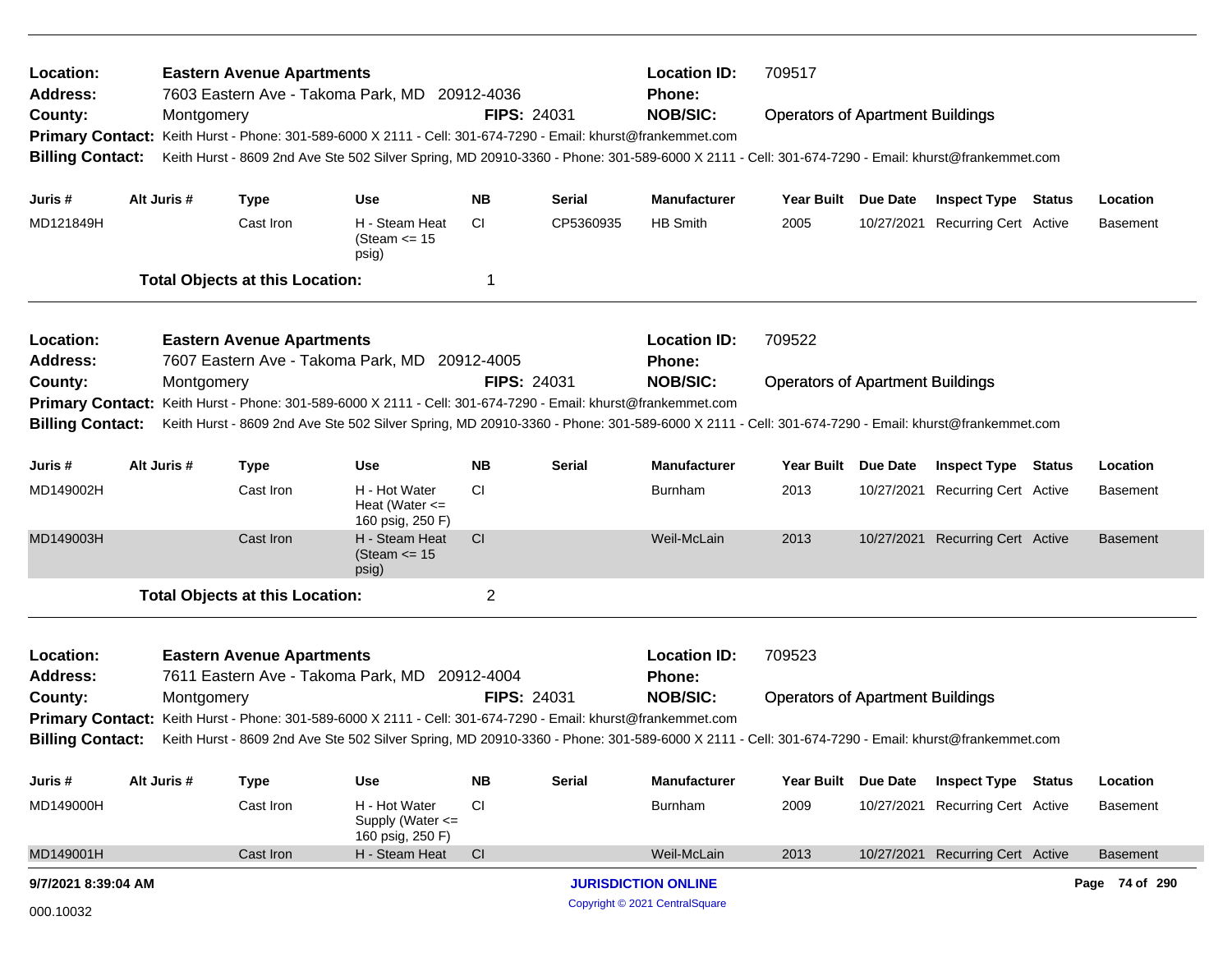**Location:** Eastern Avenue Apartments | **Location ID:** 709517
**Address:** 7603 Eastern Ave - Takoma Park, MD 20912-4036 | **Phone:**
**County:** Montgomery | **FIPS:** 24031 | **NOB/SIC:** Operators of Apartment Buildings
**Primary Contact:** Keith Hurst - Phone: 301-589-6000 X 2111 - Cell: 301-674-7290 - Email: khurst@frankemmet.com
**Billing Contact:** Keith Hurst - 8609 2nd Ave Ste 502 Silver Spring, MD 20910-3360 - Phone: 301-589-6000 X 2111 - Cell: 301-674-7290 - Email: khurst@frankemmet.com

| Juris # | Alt Juris # | Type | Use | NB | Serial | Manufacturer | Year Built | Due Date | Inspect Type | Status | Location |
|---|---|---|---|---|---|---|---|---|---|---|---|
| MD121849H | | Cast Iron | H - Steam Heat (Steam <= 15 psig) | CI | CP5360935 | HB Smith | 2005 | 10/27/2021 | Recurring Cert | Active | Basement |

**Total Objects at this Location:** 1

---

**Location:** Eastern Avenue Apartments | **Location ID:** 709522
**Address:** 7607 Eastern Ave - Takoma Park, MD 20912-4005 | **Phone:**
**County:** Montgomery | **FIPS:** 24031 | **NOB/SIC:** Operators of Apartment Buildings
**Primary Contact:** Keith Hurst - Phone: 301-589-6000 X 2111 - Cell: 301-674-7290 - Email: khurst@frankemmet.com
**Billing Contact:** Keith Hurst - 8609 2nd Ave Ste 502 Silver Spring, MD 20910-3360 - Phone: 301-589-6000 X 2111 - Cell: 301-674-7290 - Email: khurst@frankemmet.com

| Juris # | Alt Juris # | Type | Use | NB | Serial | Manufacturer | Year Built | Due Date | Inspect Type | Status | Location |
|---|---|---|---|---|---|---|---|---|---|---|---|
| MD149002H | | Cast Iron | H - Hot Water Heat (Water <= 160 psig, 250 F) | CI | | Burnham | 2013 | 10/27/2021 | Recurring Cert | Active | Basement |
| MD149003H | | Cast Iron | H - Steam Heat (Steam <= 15 psig) | CI | | Weil-McLain | 2013 | 10/27/2021 | Recurring Cert | Active | Basement |

**Total Objects at this Location:** 2

---

**Location:** Eastern Avenue Apartments | **Location ID:** 709523
**Address:** 7611 Eastern Ave - Takoma Park, MD 20912-4004 | **Phone:**
**County:** Montgomery | **FIPS:** 24031 | **NOB/SIC:** Operators of Apartment Buildings
**Primary Contact:** Keith Hurst - Phone: 301-589-6000 X 2111 - Cell: 301-674-7290 - Email: khurst@frankemmet.com
**Billing Contact:** Keith Hurst - 8609 2nd Ave Ste 502 Silver Spring, MD 20910-3360 - Phone: 301-589-6000 X 2111 - Cell: 301-674-7290 - Email: khurst@frankemmet.com

| Juris # | Alt Juris # | Type | Use | NB | Serial | Manufacturer | Year Built | Due Date | Inspect Type | Status | Location |
|---|---|---|---|---|---|---|---|---|---|---|---|
| MD149000H | | Cast Iron | H - Hot Water Supply (Water <= 160 psig, 250 F) | CI | | Burnham | 2009 | 10/27/2021 | Recurring Cert | Active | Basement |
| MD149001H | | Cast Iron | H - Steam Heat | CI | | Weil-McLain | 2013 | 10/27/2021 | Recurring Cert | Active | Basement |

9/7/2021 8:39:04 AM
JURISDICTION ONLINE
Copyright © 2021 CentralSquare
000.10032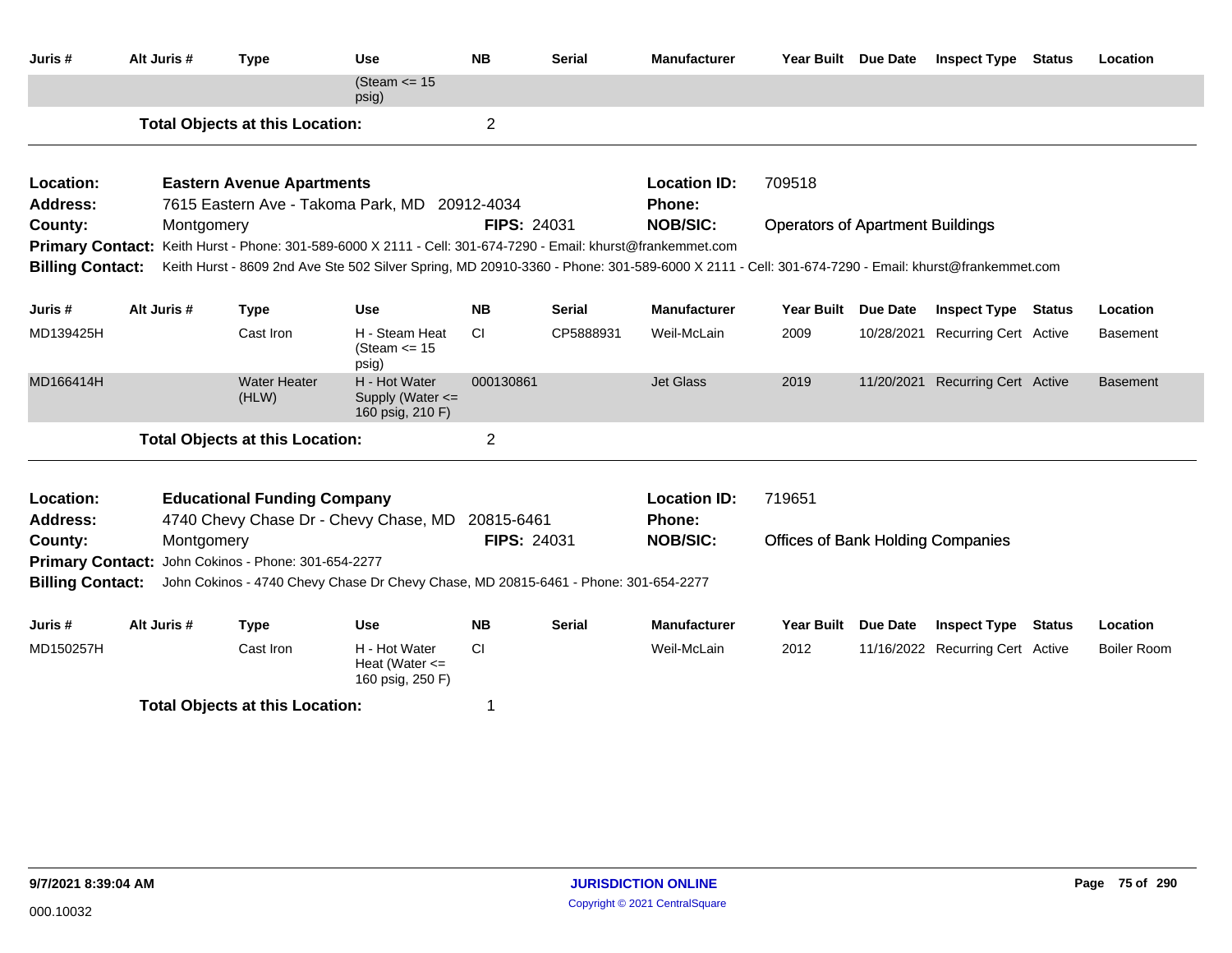| Juris # | Alt Juris # | Type | Use | NB | Serial | Manufacturer | Year Built | Due Date | Inspect Type | Status | Location |
|---|---|---|---|---|---|---|---|---|---|---|---|
| | | | (Steam <= 15 psig) | | | | | | | | |

**Total Objects at this Location:** 2

---

**Location:** Eastern Avenue Apartments
**Location ID:** 709518
**Address:** 7615 Eastern Ave - Takoma Park, MD 20912-4034
**Phone:**
**County:** Montgomery
**FIPS:** 24031
**NOB/SIC:** Operators of Apartment Buildings
**Primary Contact:** Keith Hurst - Phone: 301-589-6000 X 2111 - Cell: 301-674-7290 - Email: khurst@frankemmet.com
**Billing Contact:** Keith Hurst - 8609 2nd Ave Ste 502 Silver Spring, MD 20910-3360 - Phone: 301-589-6000 X 2111 - Cell: 301-674-7290 - Email: khurst@frankemmet.com

| Juris # | Alt Juris # | Type | Use | NB | Serial | Manufacturer | Year Built | Due Date | Inspect Type | Status | Location |
|---|---|---|---|---|---|---|---|---|---|---|---|
| MD139425H | | Cast Iron | H - Steam Heat (Steam <= 15 psig) | CI | CP5888931 | Weil-McLain | 2009 | 10/28/2021 | Recurring Cert | Active | Basement |
| MD166414H | | Water Heater (HLW) | H - Hot Water Supply (Water <= 160 psig, 210 F) | 000130861 | | Jet Glass | 2019 | 11/20/2021 | Recurring Cert | Active | Basement |

**Total Objects at this Location:** 2

---

**Location:** Educational Funding Company
**Location ID:** 719651
**Address:** 4740 Chevy Chase Dr - Chevy Chase, MD 20815-6461
**Phone:**
**County:** Montgomery
**FIPS:** 24031
**NOB/SIC:** Offices of Bank Holding Companies
**Primary Contact:** John Cokinos - Phone: 301-654-2277
**Billing Contact:** John Cokinos - 4740 Chevy Chase Dr Chevy Chase, MD 20815-6461 - Phone: 301-654-2277

| Juris # | Alt Juris # | Type | Use | NB | Serial | Manufacturer | Year Built | Due Date | Inspect Type | Status | Location |
|---|---|---|---|---|---|---|---|---|---|---|---|
| MD150257H | | Cast Iron | H - Hot Water Heat (Water <= 160 psig, 250 F) | CI | | Weil-McLain | 2012 | 11/16/2022 | Recurring Cert | Active | Boiler Room |

**Total Objects at this Location:** 1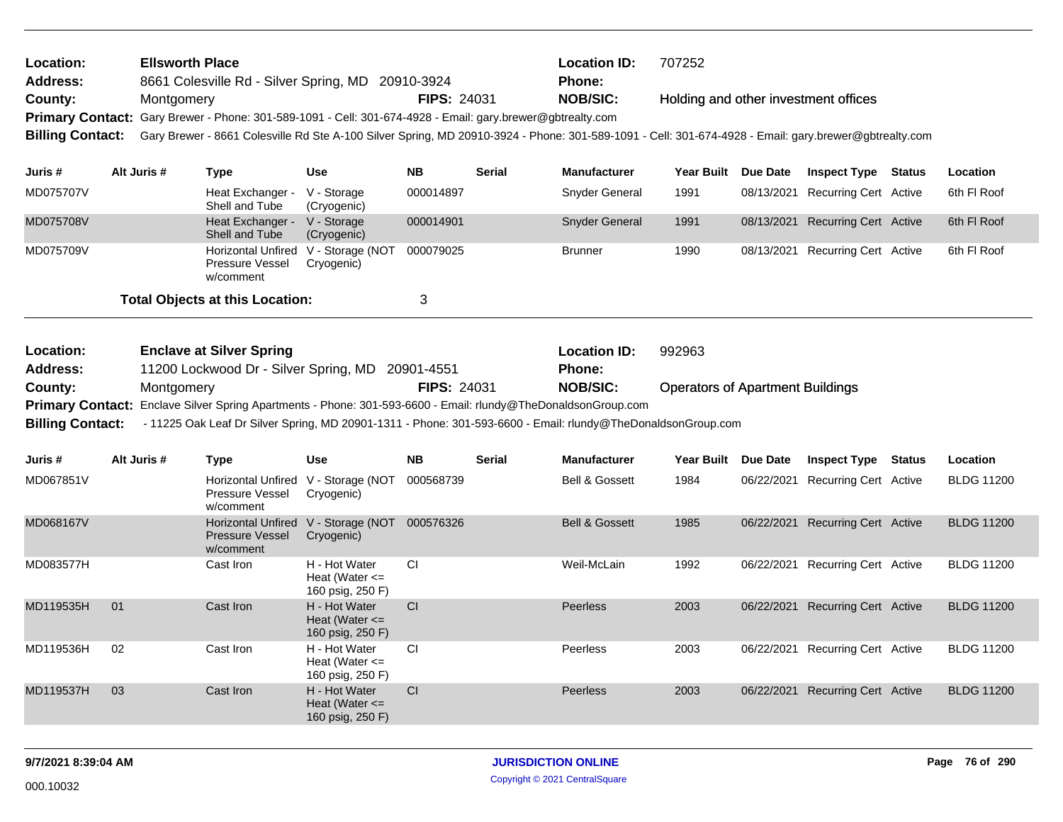**Location:** Ellsworth Place
**Location ID:** 707252
**Address:** 8661 Colesville Rd - Silver Spring, MD 20910-3924
**Phone:**
**County:** Montgomery
**FIPS:** 24031
**NOB/SIC:** Holding and other investment offices
**Primary Contact:** Gary Brewer - Phone: 301-589-1091 - Cell: 301-674-4928 - Email: gary.brewer@gbtrealty.com
**Billing Contact:** Gary Brewer - 8661 Colesville Rd Ste A-100 Silver Spring, MD 20910-3924 - Phone: 301-589-1091 - Cell: 301-674-4928 - Email: gary.brewer@gbtrealty.com

| Juris # | Alt Juris # | Type | Use | NB | Serial | Manufacturer | Year Built | Due Date | Inspect Type | Status | Location |
|---|---|---|---|---|---|---|---|---|---|---|---|
| MD075707V | | Heat Exchanger - Shell and Tube | V - Storage (Cryogenic) | 000014897 | | Snyder General | 1991 | 08/13/2021 | Recurring Cert | Active | 6th Fl Roof |
| MD075708V | | Heat Exchanger - Shell and Tube | V - Storage (Cryogenic) | 000014901 | | Snyder General | 1991 | 08/13/2021 | Recurring Cert | Active | 6th Fl Roof |
| MD075709V | | Horizontal Unfired Pressure Vessel w/comment | V - Storage (NOT Cryogenic) | 000079025 | | Brunner | 1990 | 08/13/2021 | Recurring Cert | Active | 6th Fl Roof |

**Total Objects at this Location:** 3

**Location:** Enclave at Silver Spring
**Location ID:** 992963
**Address:** 11200 Lockwood Dr - Silver Spring, MD 20901-4551
**Phone:**
**County:** Montgomery
**FIPS:** 24031
**NOB/SIC:** Operators of Apartment Buildings
**Primary Contact:** Enclave Silver Spring Apartments - Phone: 301-593-6600 - Email: rlundy@TheDonaldsonGroup.com
**Billing Contact:** - 11225 Oak Leaf Dr Silver Spring, MD 20901-1311 - Phone: 301-593-6600 - Email: rlundy@TheDonaldsonGroup.com

| Juris # | Alt Juris # | Type | Use | NB | Serial | Manufacturer | Year Built | Due Date | Inspect Type | Status | Location |
|---|---|---|---|---|---|---|---|---|---|---|---|
| MD067851V | | Horizontal Unfired Pressure Vessel w/comment | V - Storage (NOT Cryogenic) | 000568739 | | Bell & Gossett | 1984 | 06/22/2021 | Recurring Cert | Active | BLDG 11200 |
| MD068167V | | Horizontal Unfired Pressure Vessel w/comment | V - Storage (NOT Cryogenic) | 000576326 | | Bell & Gossett | 1985 | 06/22/2021 | Recurring Cert | Active | BLDG 11200 |
| MD083577H | | Cast Iron | H - Hot Water Heat (Water <= 160 psig, 250 F) | CI | | Weil-McLain | 1992 | 06/22/2021 | Recurring Cert | Active | BLDG 11200 |
| MD119535H | 01 | Cast Iron | H - Hot Water Heat (Water <= 160 psig, 250 F) | CI | | Peerless | 2003 | 06/22/2021 | Recurring Cert | Active | BLDG 11200 |
| MD119536H | 02 | Cast Iron | H - Hot Water Heat (Water <= 160 psig, 250 F) | CI | | Peerless | 2003 | 06/22/2021 | Recurring Cert | Active | BLDG 11200 |
| MD119537H | 03 | Cast Iron | H - Hot Water Heat (Water <= 160 psig, 250 F) | CI | | Peerless | 2003 | 06/22/2021 | Recurring Cert | Active | BLDG 11200 |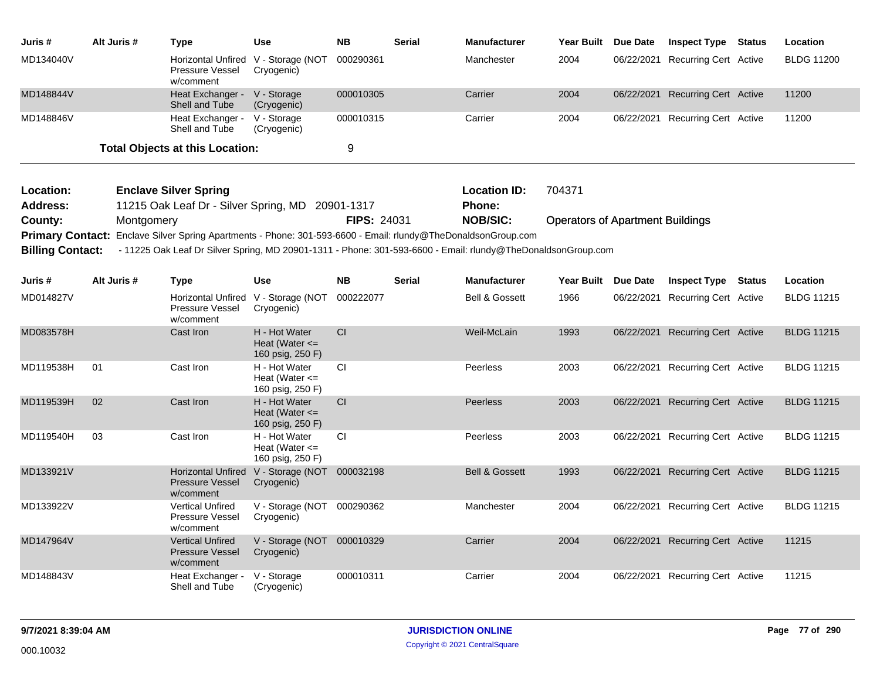| Juris # | Alt Juris # | Type | Use | NB | Serial | Manufacturer | Year Built | Due Date | Inspect Type | Status | Location |
|---|---|---|---|---|---|---|---|---|---|---|---|
| MD134040V | | Horizontal Unfired Pressure Vessel w/comment | V - Storage (NOT Cryogenic) | 000290361 | | Manchester | 2004 | 06/22/2021 | Recurring Cert | Active | BLDG 11200 |
| MD148844V | | Heat Exchanger - Shell and Tube | V - Storage (Cryogenic) | 000010305 | | Carrier | 2004 | 06/22/2021 | Recurring Cert | Active | 11200 |
| MD148846V | | Heat Exchanger - Shell and Tube | V - Storage (Cryogenic) | 000010315 | | Carrier | 2004 | 06/22/2021 | Recurring Cert | Active | 11200 |

**Total Objects at this Location:** 9

**Location:** Enclave Silver Spring **Location ID:** 704371
**Address:** 11215 Oak Leaf Dr - Silver Spring, MD 20901-1317 **Phone:**
**County:** Montgomery **FIPS:** 24031 **NOB/SIC:** Operators of Apartment Buildings
**Primary Contact:** Enclave Silver Spring Apartments - Phone: 301-593-6600 - Email: rlundy@TheDonaldsonGroup.com
**Billing Contact:** - 11225 Oak Leaf Dr Silver Spring, MD 20901-1311 - Phone: 301-593-6600 - Email: rlundy@TheDonaldsonGroup.com

| Juris # | Alt Juris # | Type | Use | NB | Serial | Manufacturer | Year Built | Due Date | Inspect Type | Status | Location |
|---|---|---|---|---|---|---|---|---|---|---|---|
| MD014827V | | Horizontal Unfired Pressure Vessel w/comment | V - Storage (NOT Cryogenic) | 000222077 | | Bell & Gossett | 1966 | 06/22/2021 | Recurring Cert | Active | BLDG 11215 |
| MD083578H | | Cast Iron | H - Hot Water Heat (Water <= 160 psig, 250 F) | CI | | Weil-McLain | 1993 | 06/22/2021 | Recurring Cert | Active | BLDG 11215 |
| MD119538H | 01 | Cast Iron | H - Hot Water Heat (Water <= 160 psig, 250 F) | CI | | Peerless | 2003 | 06/22/2021 | Recurring Cert | Active | BLDG 11215 |
| MD119539H | 02 | Cast Iron | H - Hot Water Heat (Water <= 160 psig, 250 F) | CI | | Peerless | 2003 | 06/22/2021 | Recurring Cert | Active | BLDG 11215 |
| MD119540H | 03 | Cast Iron | H - Hot Water Heat (Water <= 160 psig, 250 F) | CI | | Peerless | 2003 | 06/22/2021 | Recurring Cert | Active | BLDG 11215 |
| MD133921V | | Horizontal Unfired Pressure Vessel w/comment | V - Storage (NOT Cryogenic) | 000032198 | | Bell & Gossett | 1993 | 06/22/2021 | Recurring Cert | Active | BLDG 11215 |
| MD133922V | | Vertical Unfired Pressure Vessel w/comment | V - Storage (NOT Cryogenic) | 000290362 | | Manchester | 2004 | 06/22/2021 | Recurring Cert | Active | BLDG 11215 |
| MD147964V | | Vertical Unfired Pressure Vessel w/comment | V - Storage (NOT Cryogenic) | 000010329 | | Carrier | 2004 | 06/22/2021 | Recurring Cert | Active | 11215 |
| MD148843V | | Heat Exchanger - Shell and Tube | V - Storage (Cryogenic) | 000010311 | | Carrier | 2004 | 06/22/2021 | Recurring Cert | Active | 11215 |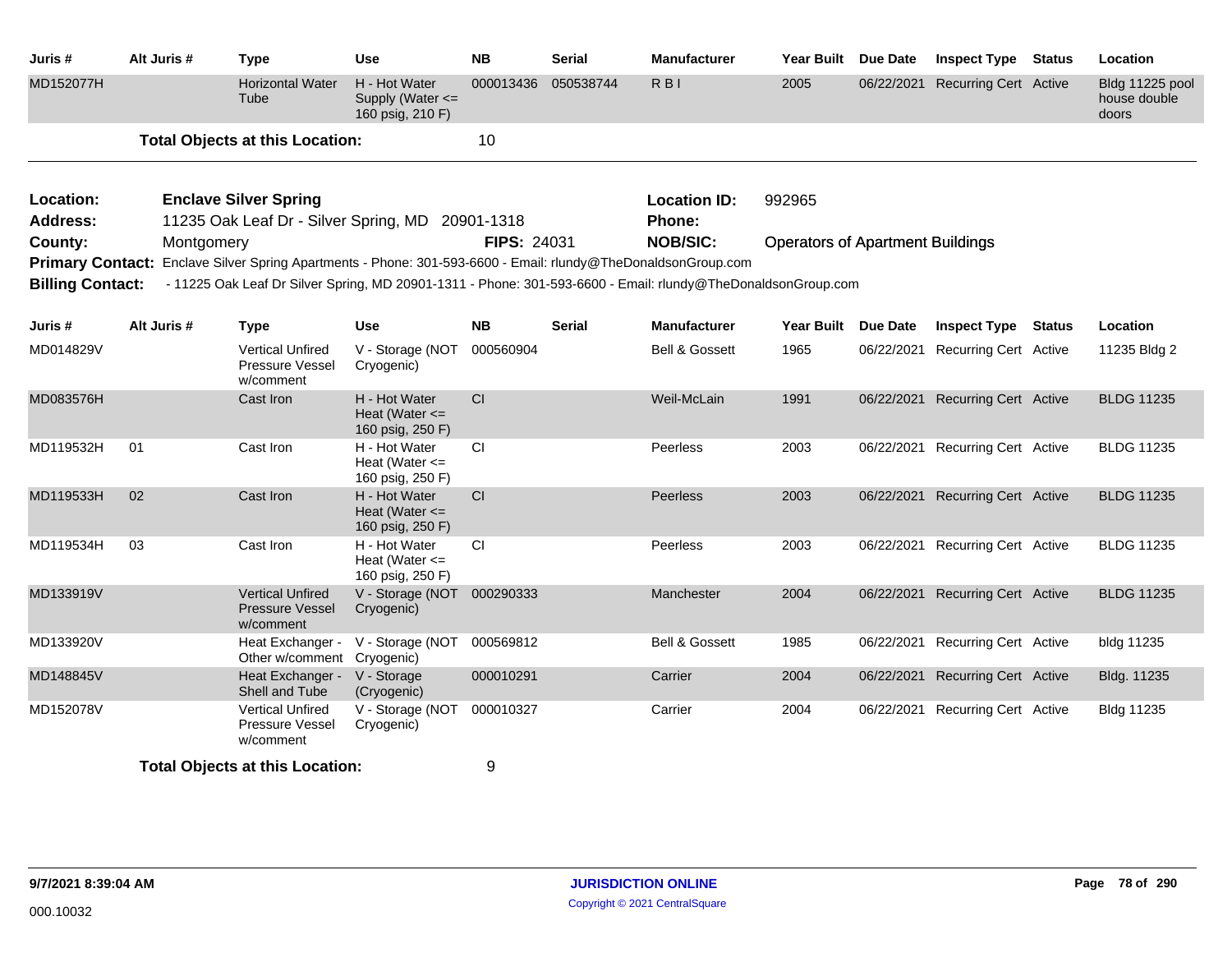| Juris # | Alt Juris # | Type | Use | NB | Serial | Manufacturer | Year Built | Due Date | Inspect Type | Status | Location |
|---|---|---|---|---|---|---|---|---|---|---|---|
| MD152077H | | Horizontal Water Tube | H - Hot Water Supply (Water <= 160 psig, 210 F) | 000013436 | 050538744 | R B I | 2005 | 06/22/2021 | Recurring Cert | Active | Bldg 11225 pool house double doors |

**Total Objects at this Location:** 10

---

**Location:** Enclave Silver Spring  
**Location ID:** 992965  
**Address:** 11235 Oak Leaf Dr - Silver Spring, MD 20901-1318  
**Phone:**  
**County:** Montgomery  
**FIPS:** 24031  
**NOB/SIC:** Operators of Apartment Buildings  
**Primary Contact:** Enclave Silver Spring Apartments - Phone: 301-593-6600 - Email: rlundy@TheDonaldsonGroup.com  
**Billing Contact:** - 11225 Oak Leaf Dr Silver Spring, MD 20901-1311 - Phone: 301-593-6600 - Email: rlundy@TheDonaldsonGroup.com

| Juris # | Alt Juris # | Type | Use | NB | Serial | Manufacturer | Year Built | Due Date | Inspect Type | Status | Location |
|---|---|---|---|---|---|---|---|---|---|---|---|
| MD014829V | | Vertical Unfired Pressure Vessel w/comment | V - Storage (NOT Cryogenic) | 000560904 | | Bell & Gossett | 1965 | 06/22/2021 | Recurring Cert | Active | 11235 Bldg 2 |
| MD083576H | | Cast Iron | H - Hot Water Heat (Water <= 160 psig, 250 F) | CI | | Weil-McLain | 1991 | 06/22/2021 | Recurring Cert | Active | BLDG 11235 |
| MD119532H | 01 | Cast Iron | H - Hot Water Heat (Water <= 160 psig, 250 F) | CI | | Peerless | 2003 | 06/22/2021 | Recurring Cert | Active | BLDG 11235 |
| MD119533H | 02 | Cast Iron | H - Hot Water Heat (Water <= 160 psig, 250 F) | CI | | Peerless | 2003 | 06/22/2021 | Recurring Cert | Active | BLDG 11235 |
| MD119534H | 03 | Cast Iron | H - Hot Water Heat (Water <= 160 psig, 250 F) | CI | | Peerless | 2003 | 06/22/2021 | Recurring Cert | Active | BLDG 11235 |
| MD133919V | | Vertical Unfired Pressure Vessel w/comment | V - Storage (NOT Cryogenic) | 000290333 | | Manchester | 2004 | 06/22/2021 | Recurring Cert | Active | BLDG 11235 |
| MD133920V | | Heat Exchanger - Other w/comment | V - Storage (NOT Cryogenic) | 000569812 | | Bell & Gossett | 1985 | 06/22/2021 | Recurring Cert | Active | bldg 11235 |
| MD148845V | | Heat Exchanger - Shell and Tube | V - Storage (Cryogenic) | 000010291 | | Carrier | 2004 | 06/22/2021 | Recurring Cert | Active | Bldg. 11235 |
| MD152078V | | Vertical Unfired Pressure Vessel w/comment | V - Storage (NOT Cryogenic) | 000010327 | | Carrier | 2004 | 06/22/2021 | Recurring Cert | Active | Bldg 11235 |

**Total Objects at this Location:** 9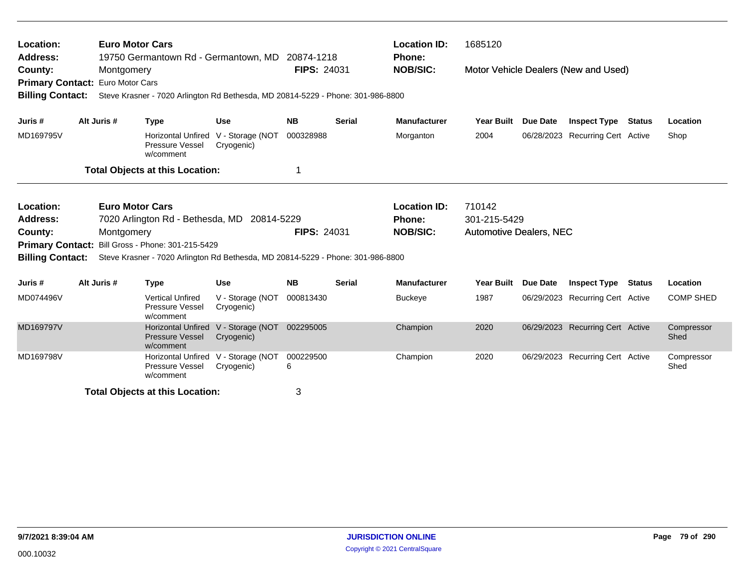**Location:** Euro Motor Cars  
**Address:** 19750 Germantown Rd - Germantown, MD 20874-1218  
**County:** Montgomery  
**FIPS:** 24031  
**Location ID:** 1685120  
**Phone:**  
**NOB/SIC:** Motor Vehicle Dealers (New and Used)  
**Primary Contact:** Euro Motor Cars  
**Billing Contact:** Steve Krasner - 7020 Arlington Rd Bethesda, MD 20814-5229 - Phone: 301-986-8800

| Juris # | Alt Juris # | Type | Use | NB | Serial | Manufacturer | Year Built | Due Date | Inspect Type | Status | Location |
|---|---|---|---|---|---|---|---|---|---|---|---|
| MD169795V | | Horizontal Unfired Pressure Vessel w/comment | V - Storage (NOT Cryogenic) | 000328988 | | Morganton | 2004 | 06/28/2023 | Recurring Cert | Active | Shop |

**Total Objects at this Location:** 1

---

**Location:** Euro Motor Cars  
**Address:** 7020 Arlington Rd - Bethesda, MD 20814-5229  
**County:** Montgomery  
**FIPS:** 24031  
**Location ID:** 710142  
**Phone:** 301-215-5429  
**NOB/SIC:** Automotive Dealers, NEC  
**Primary Contact:** Bill Gross - Phone: 301-215-5429  
**Billing Contact:** Steve Krasner - 7020 Arlington Rd Bethesda, MD 20814-5229 - Phone: 301-986-8800

| Juris # | Alt Juris # | Type | Use | NB | Serial | Manufacturer | Year Built | Due Date | Inspect Type | Status | Location |
|---|---|---|---|---|---|---|---|---|---|---|---|
| MD074496V | | Vertical Unfired Pressure Vessel w/comment | V - Storage (NOT Cryogenic) | 000813430 | | Buckeye | 1987 | 06/29/2023 | Recurring Cert | Active | COMP SHED |
| MD169797V | | Horizontal Unfired Pressure Vessel w/comment | V - Storage (NOT Cryogenic) | 002295005 | | Champion | 2020 | 06/29/2023 | Recurring Cert | Active | Compressor Shed |
| MD169798V | | Horizontal Unfired Pressure Vessel w/comment | V - Storage (NOT Cryogenic) | 0002295006 | | Champion | 2020 | 06/29/2023 | Recurring Cert | Active | Compressor Shed |

**Total Objects at this Location:** 3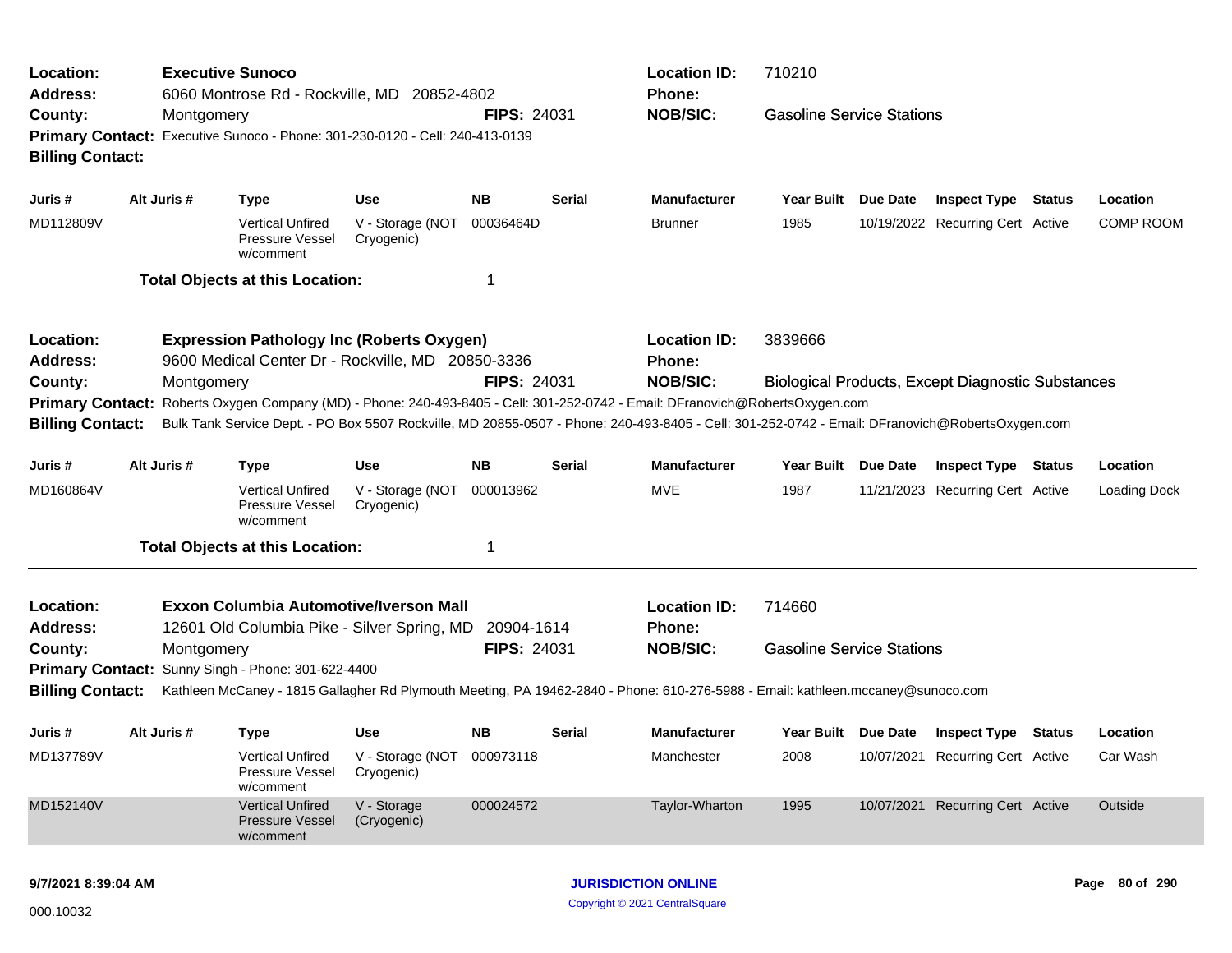**Location:** Executive Sunoco
**Location ID:** 710210
**Address:** 6060 Montrose Rd - Rockville, MD 20852-4802
**Phone:**
**County:** Montgomery
**FIPS:** 24031
**NOB/SIC:** Gasoline Service Stations
**Primary Contact:** Executive Sunoco - Phone: 301-230-0120 - Cell: 240-413-0139
**Billing Contact:**

| Juris # | Alt Juris # | Type | Use | NB | Serial | Manufacturer | Year Built | Due Date | Inspect Type | Status | Location |
|---|---|---|---|---|---|---|---|---|---|---|---|
| MD112809V | | Vertical Unfired Pressure Vessel w/comment | V - Storage (NOT Cryogenic) | 00036464D | | Brunner | 1985 | 10/19/2022 | Recurring Cert | Active | COMP ROOM |

**Total Objects at this Location:** 1

---

**Location:** Expression Pathology Inc (Roberts Oxygen)
**Location ID:** 3839666
**Address:** 9600 Medical Center Dr - Rockville, MD 20850-3336
**Phone:**
**County:** Montgomery
**FIPS:** 24031
**NOB/SIC:** Biological Products, Except Diagnostic Substances
**Primary Contact:** Roberts Oxygen Company (MD) - Phone: 240-493-8405 - Cell: 301-252-0742 - Email: DFranovich@RobertsOxygen.com
**Billing Contact:** Bulk Tank Service Dept. - PO Box 5507 Rockville, MD 20855-0507 - Phone: 240-493-8405 - Cell: 301-252-0742 - Email: DFranovich@RobertsOxygen.com

| Juris # | Alt Juris # | Type | Use | NB | Serial | Manufacturer | Year Built | Due Date | Inspect Type | Status | Location |
|---|---|---|---|---|---|---|---|---|---|---|---|
| MD160864V | | Vertical Unfired Pressure Vessel w/comment | V - Storage (NOT Cryogenic) | 000013962 | | MVE | 1987 | 11/21/2023 | Recurring Cert | Active | Loading Dock |

**Total Objects at this Location:** 1

---

**Location:** Exxon Columbia Automotive/Iverson Mall
**Location ID:** 714660
**Address:** 12601 Old Columbia Pike - Silver Spring, MD 20904-1614
**Phone:**
**County:** Montgomery
**FIPS:** 24031
**NOB/SIC:** Gasoline Service Stations
**Primary Contact:** Sunny Singh - Phone: 301-622-4400
**Billing Contact:** Kathleen McCaney - 1815 Gallagher Rd Plymouth Meeting, PA 19462-2840 - Phone: 610-276-5988 - Email: kathleen.mccaney@sunoco.com

| Juris # | Alt Juris # | Type | Use | NB | Serial | Manufacturer | Year Built | Due Date | Inspect Type | Status | Location |
|---|---|---|---|---|---|---|---|---|---|---|---|
| MD137789V | | Vertical Unfired Pressure Vessel w/comment | V - Storage (NOT Cryogenic) | 000973118 | | Manchester | 2008 | 10/07/2021 | Recurring Cert | Active | Car Wash |
| MD152140V | | Vertical Unfired Pressure Vessel w/comment | V - Storage (Cryogenic) | 000024572 | | Taylor-Wharton | 1995 | 10/07/2021 | Recurring Cert | Active | Outside |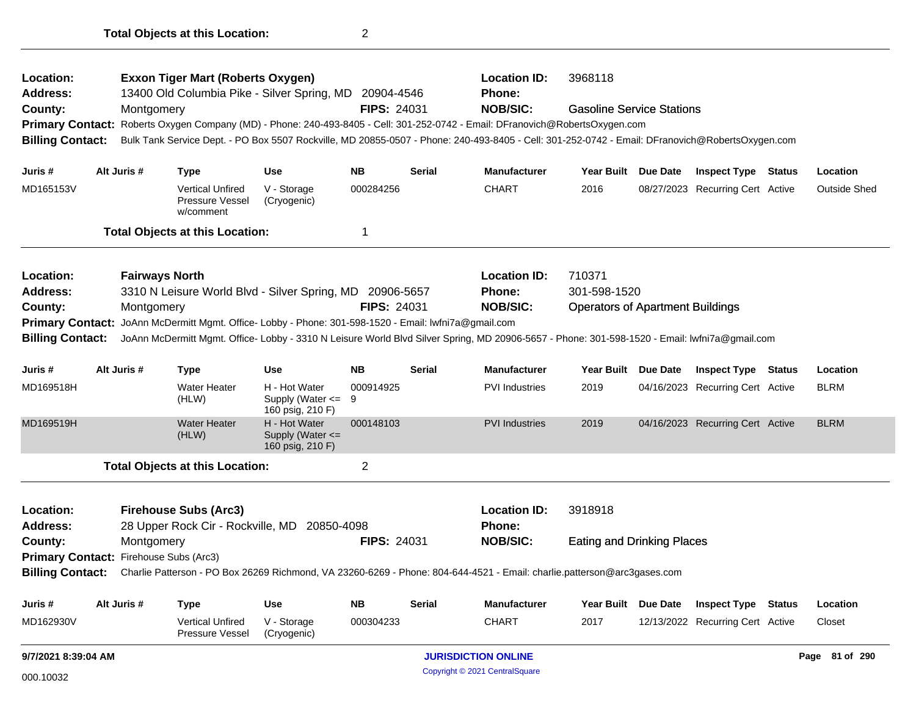**Total Objects at this Location:** 2

---

**Location:** Exxon Tiger Mart (Roberts Oxygen) | **Location ID:** 3968118
**Address:** 13400 Old Columbia Pike - Silver Spring, MD 20904-4546 | **Phone:**
**County:** Montgomery | **FIPS:** 24031 | **NOB/SIC:** Gasoline Service Stations
**Primary Contact:** Roberts Oxygen Company (MD) - Phone: 240-493-8405 - Cell: 301-252-0742 - Email: DFranovich@RobertsOxygen.com
**Billing Contact:** Bulk Tank Service Dept. - PO Box 5507 Rockville, MD 20855-0507 - Phone: 240-493-8405 - Cell: 301-252-0742 - Email: DFranovich@RobertsOxygen.com

| Juris # | Alt Juris # | Type | Use | NB | Serial | Manufacturer | Year Built | Due Date | Inspect Type | Status | Location |
|---|---|---|---|---|---|---|---|---|---|---|---|
| MD165153V | | Vertical Unfired Pressure Vessel w/comment | V - Storage (Cryogenic) | 000284256 | | CHART | 2016 | 08/27/2023 | Recurring Cert | Active | Outside Shed |

**Total Objects at this Location:** 1

---

**Location:** Fairways North | **Location ID:** 710371
**Address:** 3310 N Leisure World Blvd - Silver Spring, MD 20906-5657 | **Phone:** 301-598-1520
**County:** Montgomery | **FIPS:** 24031 | **NOB/SIC:** Operators of Apartment Buildings
**Primary Contact:** JoAnn McDermitt Mgmt. Office- Lobby - Phone: 301-598-1520 - Email: lwfni7a@gmail.com
**Billing Contact:** JoAnn McDermitt Mgmt. Office- Lobby - 3310 N Leisure World Blvd Silver Spring, MD 20906-5657 - Phone: 301-598-1520 - Email: lwfni7a@gmail.com

| Juris # | Alt Juris # | Type | Use | NB | Serial | Manufacturer | Year Built | Due Date | Inspect Type | Status | Location |
|---|---|---|---|---|---|---|---|---|---|---|---|
| MD169518H | | Water Heater (HLW) | H - Hot Water Supply (Water <= 160 psig, 210 F) | 0009149259 | | PVI Industries | 2019 | 04/16/2023 | Recurring Cert | Active | BLRM |
| MD169519H | | Water Heater (HLW) | H - Hot Water Supply (Water <= 160 psig, 210 F) | 000148103 | | PVI Industries | 2019 | 04/16/2023 | Recurring Cert | Active | BLRM |

**Total Objects at this Location:** 2

---

**Location:** Firehouse Subs (Arc3) | **Location ID:** 3918918
**Address:** 28 Upper Rock Cir - Rockville, MD 20850-4098 | **Phone:**
**County:** Montgomery | **FIPS:** 24031 | **NOB/SIC:** Eating and Drinking Places
**Primary Contact:** Firehouse Subs (Arc3)
**Billing Contact:** Charlie Patterson - PO Box 26269 Richmond, VA 23260-6269 - Phone: 804-644-4521 - Email: charlie.patterson@arc3gases.com

| Juris # | Alt Juris # | Type | Use | NB | Serial | Manufacturer | Year Built | Due Date | Inspect Type | Status | Location |
|---|---|---|---|---|---|---|---|---|---|---|---|
| MD162930V | | Vertical Unfired Pressure Vessel | V - Storage (Cryogenic) | 000304233 | | CHART | 2017 | 12/13/2022 | Recurring Cert | Active | Closet |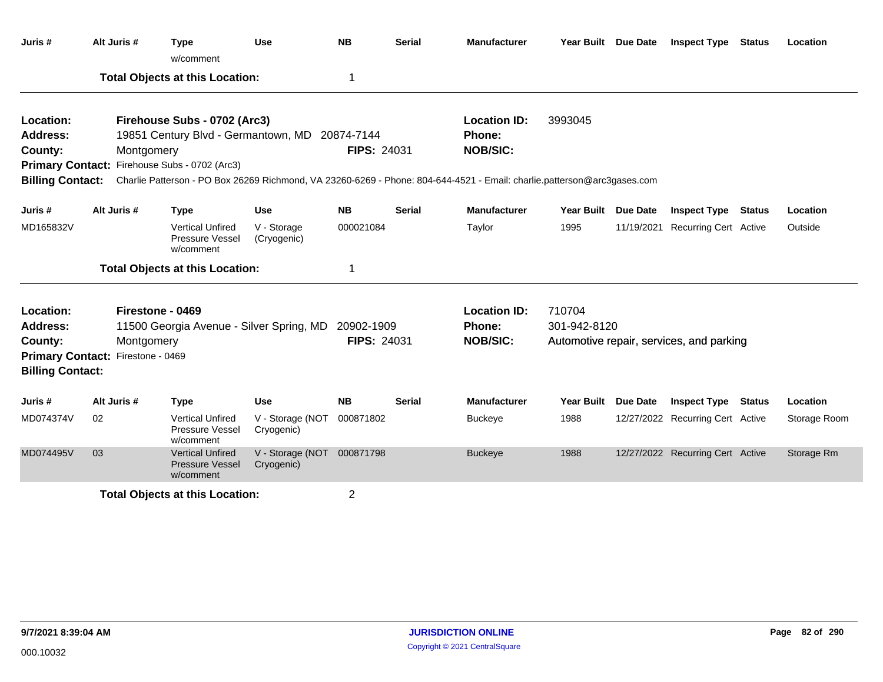| Juris # | Alt Juris # | Type | Use | NB | Serial | Manufacturer | Year Built | Due Date | Inspect Type | Status | Location |
|---|---|---|---|---|---|---|---|---|---|---|---|
| | | w/comment | | | | | | | | | |

**Total Objects at this Location:** 1

---

**Location:** Firehouse Subs - 0702 (Arc3)
**Location ID:** 3993045
**Address:** 19851 Century Blvd - Germantown, MD 20874-7144
**Phone:**
**County:** Montgomery
**FIPS:** 24031
**NOB/SIC:**
**Primary Contact:** Firehouse Subs - 0702 (Arc3)
**Billing Contact:** Charlie Patterson - PO Box 26269 Richmond, VA 23260-6269 - Phone: 804-644-4521 - Email: charlie.patterson@arc3gases.com

| Juris # | Alt Juris # | Type | Use | NB | Serial | Manufacturer | Year Built | Due Date | Inspect Type | Status | Location |
|---|---|---|---|---|---|---|---|---|---|---|---|
| MD165832V | | Vertical Unfired Pressure Vessel w/comment | V - Storage (Cryogenic) | 000021084 | | Taylor | 1995 | 11/19/2021 | Recurring Cert | Active | Outside |

**Total Objects at this Location:** 1

---

**Location:** Firestone - 0469
**Location ID:** 710704
**Address:** 11500 Georgia Avenue - Silver Spring, MD 20902-1909
**Phone:** 301-942-8120
**County:** Montgomery
**FIPS:** 24031
**NOB/SIC:** Automotive repair, services, and parking
**Primary Contact:** Firestone - 0469
**Billing Contact:**

| Juris # | Alt Juris # | Type | Use | NB | Serial | Manufacturer | Year Built | Due Date | Inspect Type | Status | Location |
|---|---|---|---|---|---|---|---|---|---|---|---|
| MD074374V | 02 | Vertical Unfired Pressure Vessel w/comment | V - Storage (NOT Cryogenic) | 000871802 | | Buckeye | 1988 | 12/27/2022 | Recurring Cert | Active | Storage Room |
| MD074495V | 03 | Vertical Unfired Pressure Vessel w/comment | V - Storage (NOT Cryogenic) | 000871798 | | Buckeye | 1988 | 12/27/2022 | Recurring Cert | Active | Storage Rm |

**Total Objects at this Location:** 2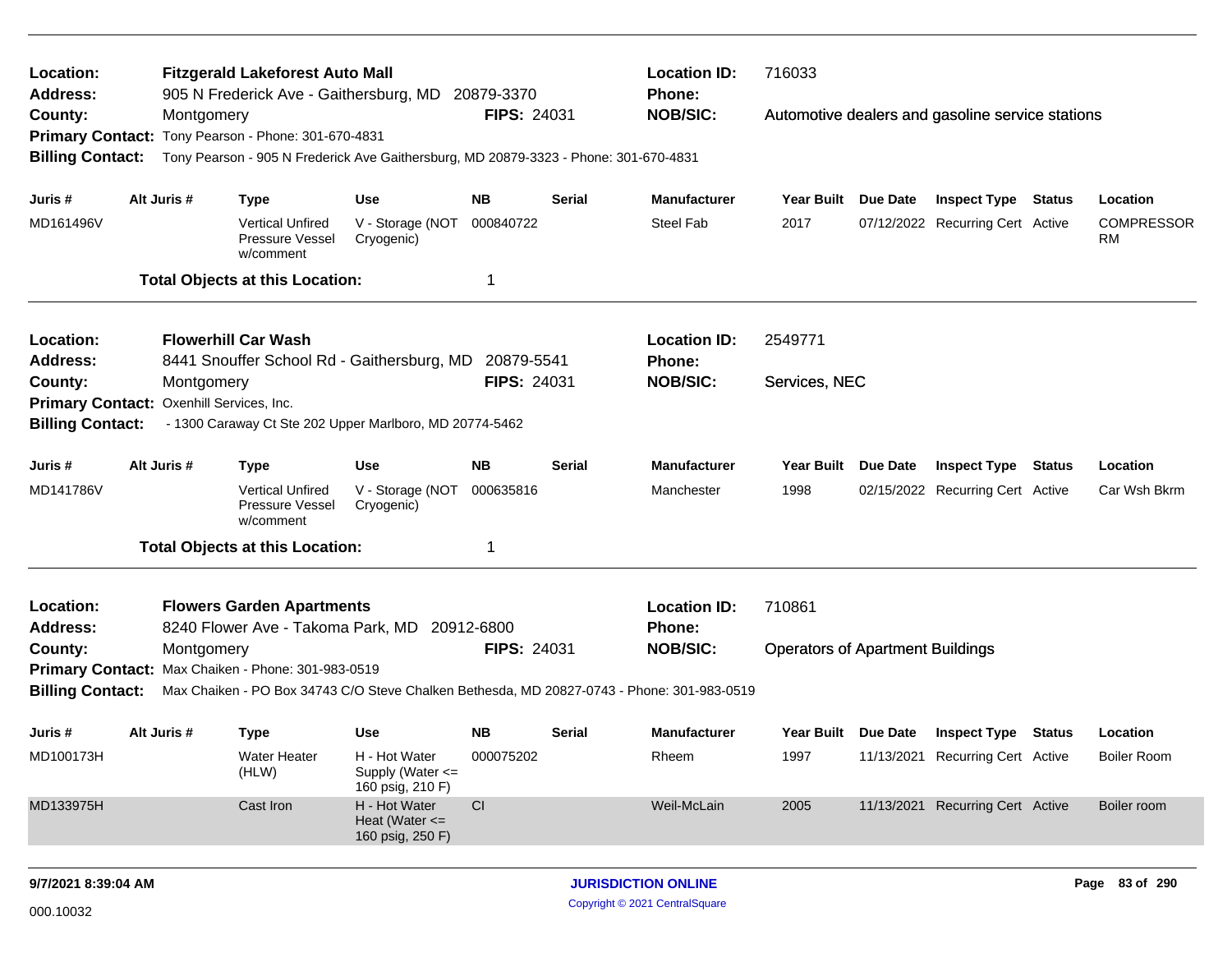**Location:** Fitzgerald Lakeforest Auto Mall
**Location ID:** 716033
**Address:** 905 N Frederick Ave - Gaithersburg, MD 20879-3370
**Phone:**
**County:** Montgomery
**FIPS:** 24031
**NOB/SIC:** Automotive dealers and gasoline service stations
**Primary Contact:** Tony Pearson - Phone: 301-670-4831
**Billing Contact:** Tony Pearson - 905 N Frederick Ave Gaithersburg, MD 20879-3323 - Phone: 301-670-4831

| Juris # | Alt Juris # | Type | Use | NB | Serial | Manufacturer | Year Built | Due Date | Inspect Type | Status | Location |
|---|---|---|---|---|---|---|---|---|---|---|---|
| MD161496V | | Vertical Unfired Pressure Vessel w/comment | V - Storage (NOT Cryogenic) | 000840722 | | Steel Fab | 2017 | 07/12/2022 | Recurring Cert | Active | COMPRESSOR RM |

**Total Objects at this Location:** 1

---

**Location:** Flowerhill Car Wash
**Location ID:** 2549771
**Address:** 8441 Snouffer School Rd - Gaithersburg, MD 20879-5541
**Phone:**
**County:** Montgomery
**FIPS:** 24031
**NOB/SIC:** Services, NEC
**Primary Contact:** Oxenhill Services, Inc.
**Billing Contact:** - 1300 Caraway Ct Ste 202 Upper Marlboro, MD 20774-5462

| Juris # | Alt Juris # | Type | Use | NB | Serial | Manufacturer | Year Built | Due Date | Inspect Type | Status | Location |
|---|---|---|---|---|---|---|---|---|---|---|---|
| MD141786V | | Vertical Unfired Pressure Vessel w/comment | V - Storage (NOT Cryogenic) | 000635816 | | Manchester | 1998 | 02/15/2022 | Recurring Cert | Active | Car Wsh Bkrm |

**Total Objects at this Location:** 1

---

**Location:** Flowers Garden Apartments
**Location ID:** 710861
**Address:** 8240 Flower Ave - Takoma Park, MD 20912-6800
**Phone:**
**County:** Montgomery
**FIPS:** 24031
**NOB/SIC:** Operators of Apartment Buildings
**Primary Contact:** Max Chaiken - Phone: 301-983-0519
**Billing Contact:** Max Chaiken - PO Box 34743 C/O Steve Chalken Bethesda, MD 20827-0743 - Phone: 301-983-0519

| Juris # | Alt Juris # | Type | Use | NB | Serial | Manufacturer | Year Built | Due Date | Inspect Type | Status | Location |
|---|---|---|---|---|---|---|---|---|---|---|---|
| MD100173H | | Water Heater (HLW) | H - Hot Water Supply (Water <= 160 psig, 210 F) | 000075202 | | Rheem | 1997 | 11/13/2021 | Recurring Cert | Active | Boiler Room |
| MD133975H | | Cast Iron | H - Hot Water Heat (Water <= 160 psig, 250 F) | CI | | Weil-McLain | 2005 | 11/13/2021 | Recurring Cert | Active | Boiler room |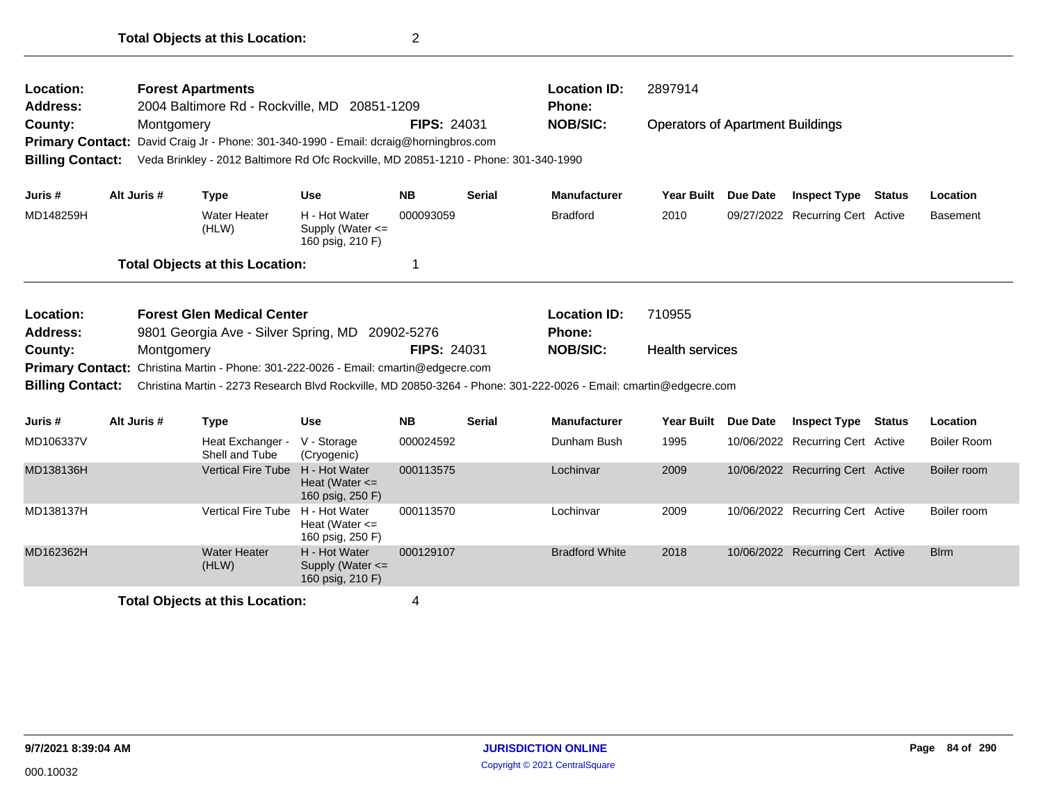**Total Objects at this Location:** 2

---

**Location:** Forest Apartments
**Address:** 2004 Baltimore Rd - Rockville, MD 20851-1209
**County:** Montgomery **FIPS:** 24031
**Location ID:** 2897914
**Phone:**
**NOB/SIC:** Operators of Apartment Buildings
**Primary Contact:** David Craig Jr - Phone: 301-340-1990 - Email: dcraig@horningbros.com
**Billing Contact:** Veda Brinkley - 2012 Baltimore Rd Ofc Rockville, MD 20851-1210 - Phone: 301-340-1990

| Juris # | Alt Juris # | Type | Use | NB | Serial | Manufacturer | Year Built | Due Date | Inspect Type | Status | Location |
|---|---|---|---|---|---|---|---|---|---|---|---|
| MD148259H | | Water Heater (HLW) | H - Hot Water Supply (Water <= 160 psig, 210 F) | 000093059 | | Bradford | 2010 | 09/27/2022 | Recurring Cert | Active | Basement |

**Total Objects at this Location:** 1

---

**Location:** Forest Glen Medical Center
**Address:** 9801 Georgia Ave - Silver Spring, MD 20902-5276
**County:** Montgomery **FIPS:** 24031
**Location ID:** 710955
**Phone:**
**NOB/SIC:** Health services
**Primary Contact:** Christina Martin - Phone: 301-222-0026 - Email: cmartin@edgecre.com
**Billing Contact:** Christina Martin - 2273 Research Blvd Rockville, MD 20850-3264 - Phone: 301-222-0026 - Email: cmartin@edgecre.com

| Juris # | Alt Juris # | Type | Use | NB | Serial | Manufacturer | Year Built | Due Date | Inspect Type | Status | Location |
|---|---|---|---|---|---|---|---|---|---|---|---|
| MD106337V | | Heat Exchanger - Shell and Tube | V - Storage (Cryogenic) | 000024592 | | Dunham Bush | 1995 | 10/06/2022 | Recurring Cert | Active | Boiler Room |
| MD138136H | | Vertical Fire Tube | H - Hot Water Heat (Water <= 160 psig, 250 F) | 000113575 | | Lochinvar | 2009 | 10/06/2022 | Recurring Cert | Active | Boiler room |
| MD138137H | | Vertical Fire Tube | H - Hot Water Heat (Water <= 160 psig, 250 F) | 000113570 | | Lochinvar | 2009 | 10/06/2022 | Recurring Cert | Active | Boiler room |
| MD162362H | | Water Heater (HLW) | H - Hot Water Supply (Water <= 160 psig, 210 F) | 000129107 | | Bradford White | 2018 | 10/06/2022 | Recurring Cert | Active | Blrm |

**Total Objects at this Location:** 4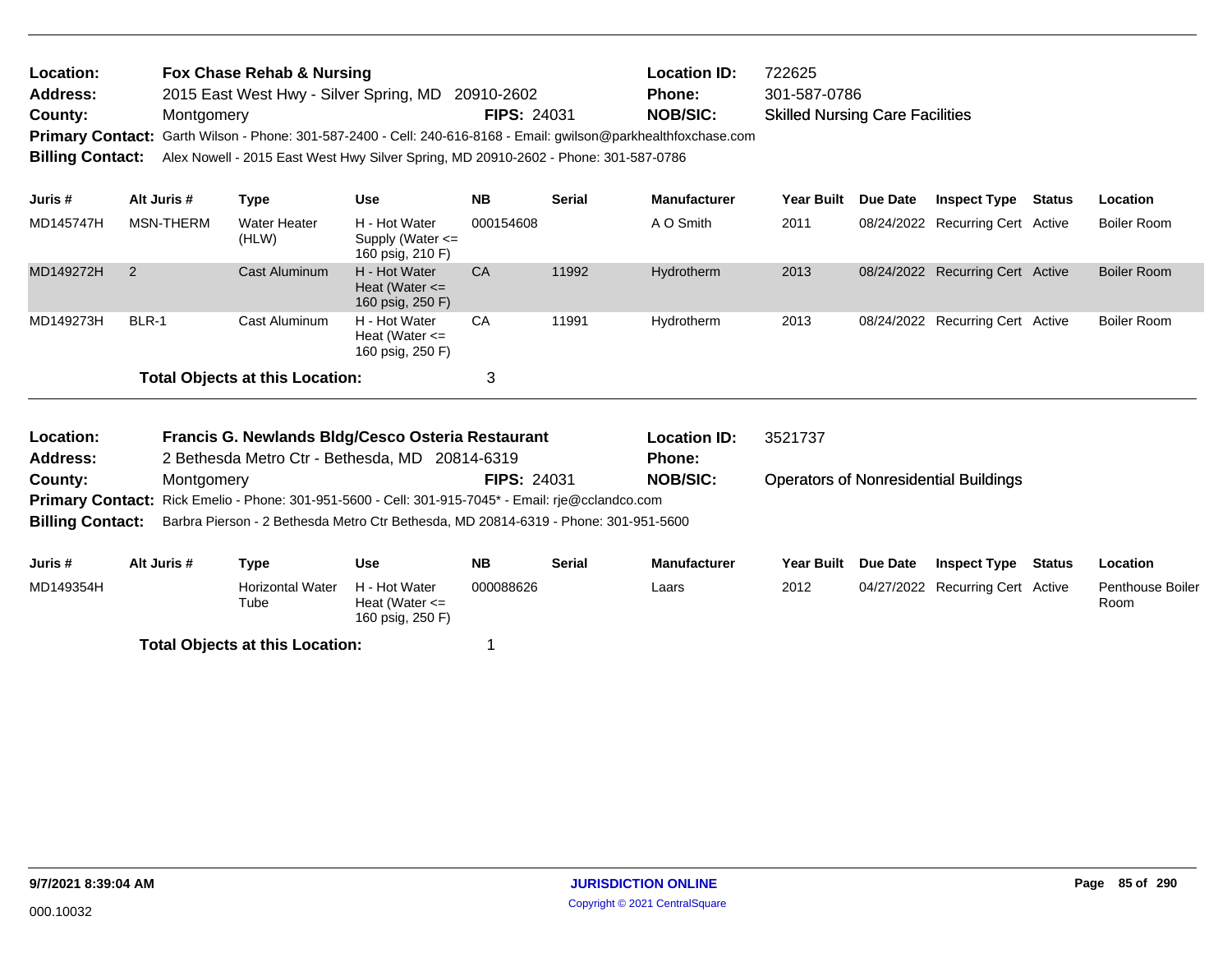**Location:** Fox Chase Rehab & Nursing
**Address:** 2015 East West Hwy - Silver Spring, MD 20910-2602
**County:** Montgomery
**FIPS:** 24031
**Location ID:** 722625
**Phone:** 301-587-0786
**NOB/SIC:** Skilled Nursing Care Facilities
**Primary Contact:** Garth Wilson - Phone: 301-587-2400 - Cell: 240-616-8168 - Email: gwilson@parkhealthfoxchase.com
**Billing Contact:** Alex Nowell - 2015 East West Hwy Silver Spring, MD 20910-2602 - Phone: 301-587-0786

| Juris # | Alt Juris # | Type | Use | NB | Serial | Manufacturer | Year Built | Due Date | Inspect Type | Status | Location |
|---|---|---|---|---|---|---|---|---|---|---|---|
| MD145747H | MSN-THERM | Water Heater (HLW) | H - Hot Water Supply (Water <= 160 psig, 210 F) | 000154608 | | A O Smith | 2011 | 08/24/2022 | Recurring Cert | Active | Boiler Room |
| MD149272H | 2 | Cast Aluminum | H - Hot Water Heat (Water <= 160 psig, 250 F) | CA | 11992 | Hydrotherm | 2013 | 08/24/2022 | Recurring Cert | Active | Boiler Room |
| MD149273H | BLR-1 | Cast Aluminum | H - Hot Water Heat (Water <= 160 psig, 250 F) | CA | 11991 | Hydrotherm | 2013 | 08/24/2022 | Recurring Cert | Active | Boiler Room |

**Total Objects at this Location:** 3

**Location:** Francis G. Newlands Bldg/Cesco Osteria Restaurant
**Address:** 2 Bethesda Metro Ctr - Bethesda, MD 20814-6319
**County:** Montgomery
**FIPS:** 24031
**Location ID:** 3521737
**Phone:**
**NOB/SIC:** Operators of Nonresidential Buildings
**Primary Contact:** Rick Emelio - Phone: 301-951-5600 - Cell: 301-915-7045* - Email: rje@cclandco.com
**Billing Contact:** Barbra Pierson - 2 Bethesda Metro Ctr Bethesda, MD 20814-6319 - Phone: 301-951-5600

| Juris # | Alt Juris # | Type | Use | NB | Serial | Manufacturer | Year Built | Due Date | Inspect Type | Status | Location |
|---|---|---|---|---|---|---|---|---|---|---|---|
| MD149354H | | Horizontal Water Tube | H - Hot Water Heat (Water <= 160 psig, 250 F) | 000088626 | | Laars | 2012 | 04/27/2022 | Recurring Cert | Active | Penthouse Boiler Room |

**Total Objects at this Location:** 1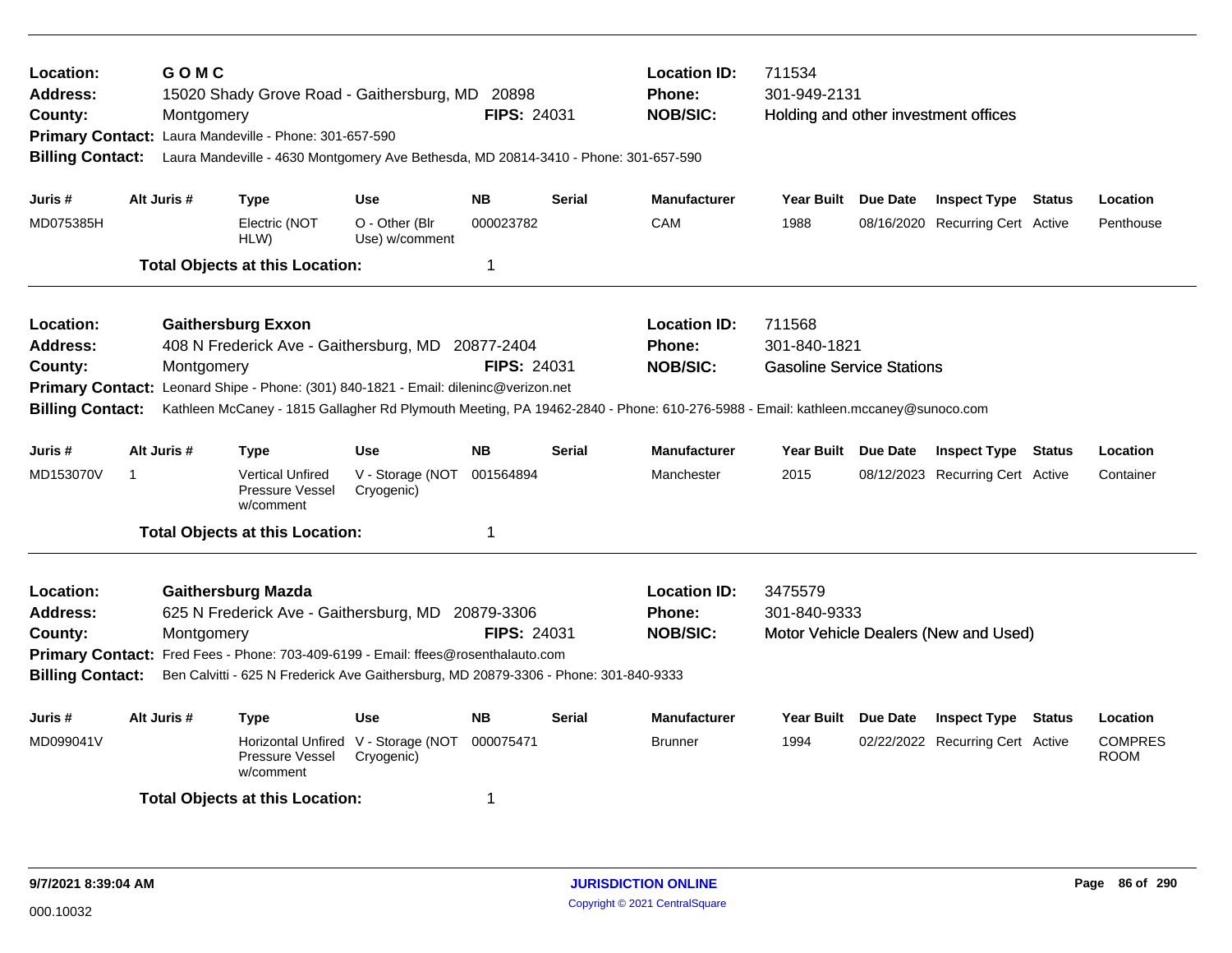**Location:** G O M C  
**Address:** 15020 Shady Grove Road - Gaithersburg, MD 20898  
**County:** Montgomery  
**FIPS:** 24031  
**Location ID:** 711534  
**Phone:** 301-949-2131  
**NOB/SIC:** Holding and other investment offices  
**Primary Contact:** Laura Mandeville - Phone: 301-657-590  
**Billing Contact:** Laura Mandeville - 4630 Montgomery Ave Bethesda, MD 20814-3410 - Phone: 301-657-590

| Juris # | Alt Juris # | Type | Use | NB | Serial | Manufacturer | Year Built | Due Date | Inspect Type | Status | Location |
|---|---|---|---|---|---|---|---|---|---|---|---|
| MD075385H | | Electric (NOT HLW) | O - Other (Blr Use) w/comment | 000023782 | | CAM | 1988 | 08/16/2020 | Recurring Cert | Active | Penthouse |

**Total Objects at this Location:** 1

---

**Location:** Gaithersburg Exxon  
**Address:** 408 N Frederick Ave - Gaithersburg, MD 20877-2404  
**County:** Montgomery  
**FIPS:** 24031  
**Location ID:** 711568  
**Phone:** 301-840-1821  
**NOB/SIC:** Gasoline Service Stations  
**Primary Contact:** Leonard Shipe - Phone: (301) 840-1821 - Email: dileninc@verizon.net  
**Billing Contact:** Kathleen McCaney - 1815 Gallagher Rd Plymouth Meeting, PA 19462-2840 - Phone: 610-276-5988 - Email: kathleen.mccaney@sunoco.com

| Juris # | Alt Juris # | Type | Use | NB | Serial | Manufacturer | Year Built | Due Date | Inspect Type | Status | Location |
|---|---|---|---|---|---|---|---|---|---|---|---|
| MD153070V | 1 | Vertical Unfired Pressure Vessel w/comment | V - Storage (NOT Cryogenic) | 001564894 | | Manchester | 2015 | 08/12/2023 | Recurring Cert | Active | Container |

**Total Objects at this Location:** 1

---

**Location:** Gaithersburg Mazda  
**Address:** 625 N Frederick Ave - Gaithersburg, MD 20879-3306  
**County:** Montgomery  
**FIPS:** 24031  
**Location ID:** 3475579  
**Phone:** 301-840-9333  
**NOB/SIC:** Motor Vehicle Dealers (New and Used)  
**Primary Contact:** Fred Fees - Phone: 703-409-6199 - Email: ffees@rosenthalauto.com  
**Billing Contact:** Ben Calvitti - 625 N Frederick Ave Gaithersburg, MD 20879-3306 - Phone: 301-840-9333

| Juris # | Alt Juris # | Type | Use | NB | Serial | Manufacturer | Year Built | Due Date | Inspect Type | Status | Location |
|---|---|---|---|---|---|---|---|---|---|---|---|
| MD099041V | | Horizontal Unfired Pressure Vessel w/comment | V - Storage (NOT Cryogenic) | 000075471 | | Brunner | 1994 | 02/22/2022 | Recurring Cert | Active | COMPRES ROOM |

**Total Objects at this Location:** 1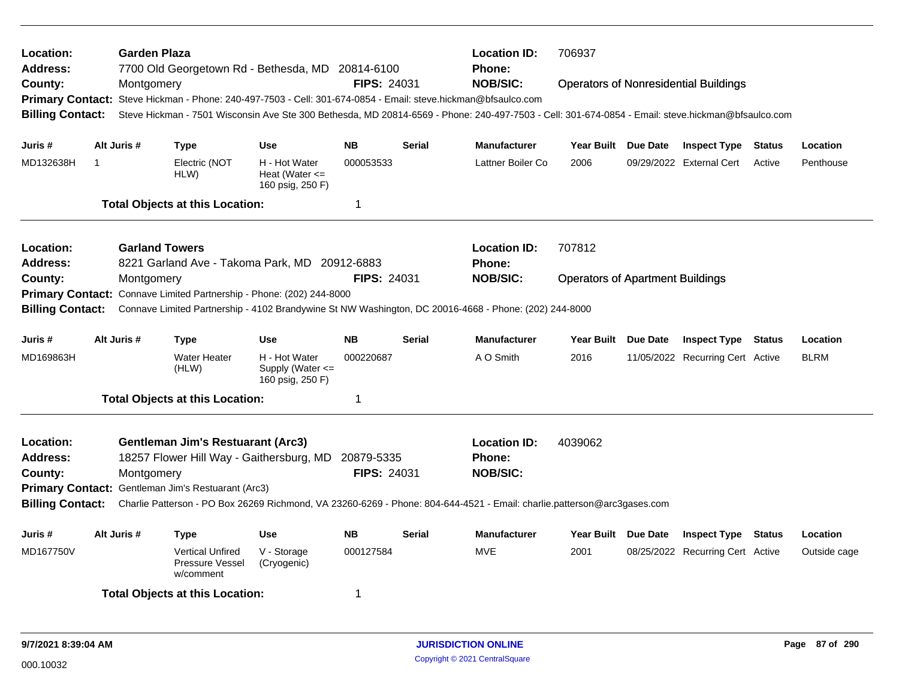**Location:** Garden Plaza
**Address:** 7700 Old Georgetown Rd - Bethesda, MD 20814-6100
**County:** Montgomery
**FIPS:** 24031
**Location ID:** 706937
**Phone:**
**NOB/SIC:** Operators of Nonresidential Buildings
**Primary Contact:** Steve Hickman - Phone: 240-497-7503 - Cell: 301-674-0854 - Email: steve.hickman@bfsaulco.com
**Billing Contact:** Steve Hickman - 7501 Wisconsin Ave Ste 300 Bethesda, MD 20814-6569 - Phone: 240-497-7503 - Cell: 301-674-0854 - Email: steve.hickman@bfsaulco.com

| Juris # | Alt Juris # | Type | Use | NB | Serial | Manufacturer | Year Built | Due Date | Inspect Type | Status | Location |
|---|---|---|---|---|---|---|---|---|---|---|---|
| MD132638H | 1 | Electric (NOT HLW) | H - Hot Water Heat (Water <= 160 psig, 250 F) | 000053533 | | Lattner Boiler Co | 2006 | 09/29/2022 | External Cert | Active | Penthouse |

**Total Objects at this Location:** 1

---

**Location:** Garland Towers
**Address:** 8221 Garland Ave - Takoma Park, MD 20912-6883
**County:** Montgomery
**FIPS:** 24031
**Location ID:** 707812
**Phone:**
**NOB/SIC:** Operators of Apartment Buildings
**Primary Contact:** Connave Limited Partnership - Phone: (202) 244-8000
**Billing Contact:** Connave Limited Partnership - 4102 Brandywine St NW Washington, DC 20016-4668 - Phone: (202) 244-8000

| Juris # | Alt Juris # | Type | Use | NB | Serial | Manufacturer | Year Built | Due Date | Inspect Type | Status | Location |
|---|---|---|---|---|---|---|---|---|---|---|---|
| MD169863H | | Water Heater (HLW) | H - Hot Water Supply (Water <= 160 psig, 250 F) | 000220687 | | A O Smith | 2016 | 11/05/2022 | Recurring Cert | Active | BLRM |

**Total Objects at this Location:** 1

---

**Location:** Gentleman Jim's Restuarant (Arc3)
**Address:** 18257 Flower Hill Way - Gaithersburg, MD 20879-5335
**County:** Montgomery
**FIPS:** 24031
**Location ID:** 4039062
**Phone:**
**NOB/SIC:**
**Primary Contact:** Gentleman Jim's Restuarant (Arc3)
**Billing Contact:** Charlie Patterson - PO Box 26269 Richmond, VA 23260-6269 - Phone: 804-644-4521 - Email: charlie.patterson@arc3gases.com

| Juris # | Alt Juris # | Type | Use | NB | Serial | Manufacturer | Year Built | Due Date | Inspect Type | Status | Location |
|---|---|---|---|---|---|---|---|---|---|---|---|
| MD167750V | | Vertical Unfired Pressure Vessel w/comment | V - Storage (Cryogenic) | 000127584 | | MVE | 2001 | 08/25/2022 | Recurring Cert | Active | Outside cage |

**Total Objects at this Location:** 1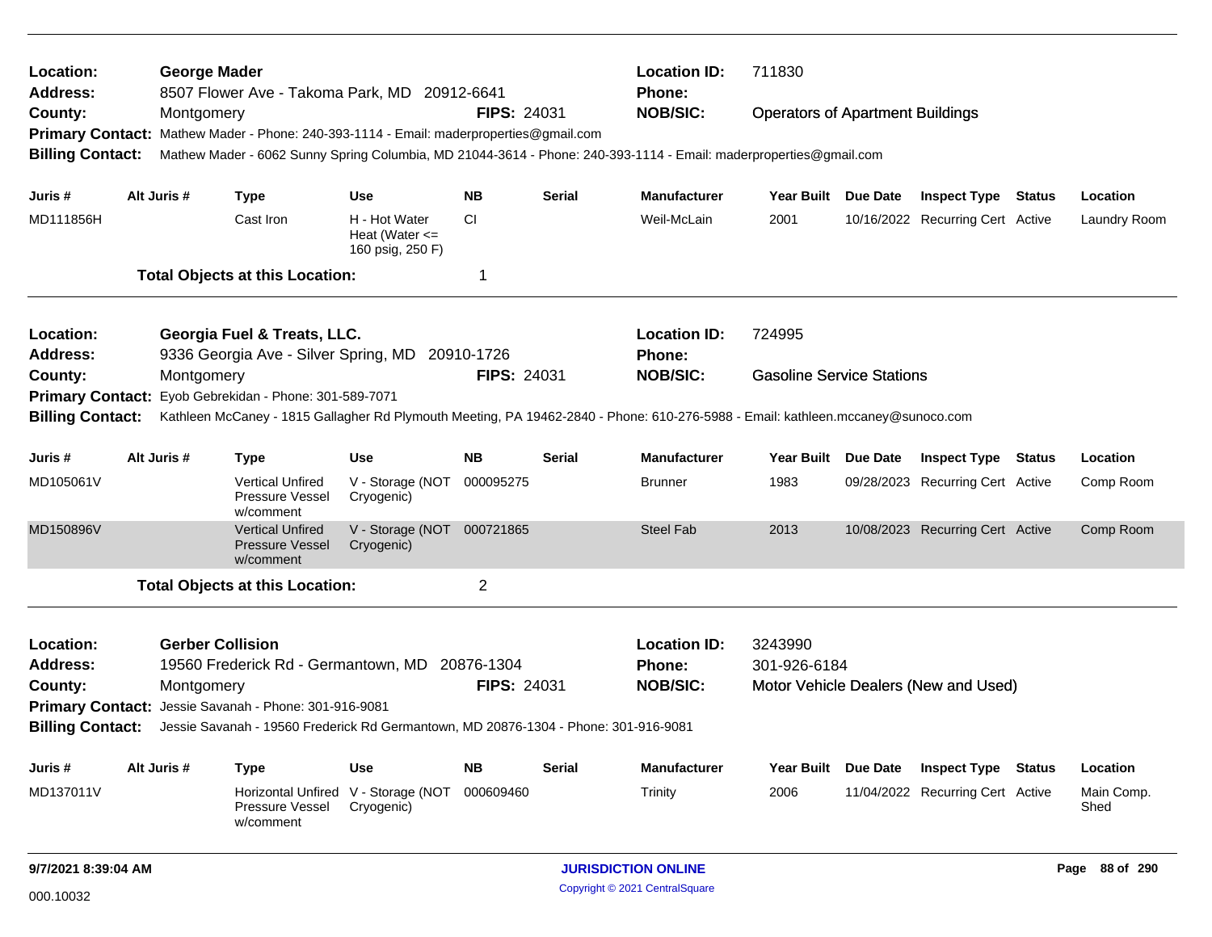**Location:** George Mader **Location ID:** 711830
**Address:** 8507 Flower Ave - Takoma Park, MD 20912-6641 **Phone:**
**County:** Montgomery **FIPS:** 24031 **NOB/SIC:** Operators of Apartment Buildings
**Primary Contact:** Mathew Mader - Phone: 240-393-1114 - Email: maderperties@gmail.com
**Billing Contact:** Mathew Mader - 6062 Sunny Spring Columbia, MD 21044-3614 - Phone: 240-393-1114 - Email: maderproperties@gmail.com

| Juris # | Alt Juris # | Type | Use | NB | Serial | Manufacturer | Year Built | Due Date | Inspect Type | Status | Location |
|---|---|---|---|---|---|---|---|---|---|---|---|
| MD111856H | | Cast Iron | H - Hot Water Heat (Water <= 160 psig, 250 F) | CI | | Weil-McLain | 2001 | 10/16/2022 | Recurring Cert | Active | Laundry Room |

**Total Objects at this Location:** 1

---

**Location:** Georgia Fuel & Treats, LLC. **Location ID:** 724995
**Address:** 9336 Georgia Ave - Silver Spring, MD 20910-1726 **Phone:**
**County:** Montgomery **FIPS:** 24031 **NOB/SIC:** Gasoline Service Stations
**Primary Contact:** Eyob Gebrekidan - Phone: 301-589-7071
**Billing Contact:** Kathleen McCaney - 1815 Gallagher Rd Plymouth Meeting, PA 19462-2840 - Phone: 610-276-5988 - Email: kathleen.mccaney@sunoco.com

| Juris # | Alt Juris # | Type | Use | NB | Serial | Manufacturer | Year Built | Due Date | Inspect Type | Status | Location |
|---|---|---|---|---|---|---|---|---|---|---|---|
| MD105061V | | Vertical Unfired Pressure Vessel w/comment | V - Storage (NOT Cryogenic) | 000095275 | | Brunner | 1983 | 09/28/2023 | Recurring Cert | Active | Comp Room |
| MD150896V | | Vertical Unfired Pressure Vessel w/comment | V - Storage (NOT Cryogenic) | 000721865 | | Steel Fab | 2013 | 10/08/2023 | Recurring Cert | Active | Comp Room |

**Total Objects at this Location:** 2

---

**Location:** Gerber Collision **Location ID:** 3243990
**Address:** 19560 Frederick Rd - Germantown, MD 20876-1304 **Phone:** 301-926-6184
**County:** Montgomery **FIPS:** 24031 **NOB/SIC:** Motor Vehicle Dealers (New and Used)
**Primary Contact:** Jessie Savanah - Phone: 301-916-9081
**Billing Contact:** Jessie Savanah - 19560 Frederick Rd Germantown, MD 20876-1304 - Phone: 301-916-9081

| Juris # | Alt Juris # | Type | Use | NB | Serial | Manufacturer | Year Built | Due Date | Inspect Type | Status | Location |
|---|---|---|---|---|---|---|---|---|---|---|---|
| MD137011V | | Horizontal Unfired Pressure Vessel w/comment | V - Storage (NOT Cryogenic) | 000609460 | | Trinity | 2006 | 11/04/2022 | Recurring Cert | Active | Main Comp. Shed |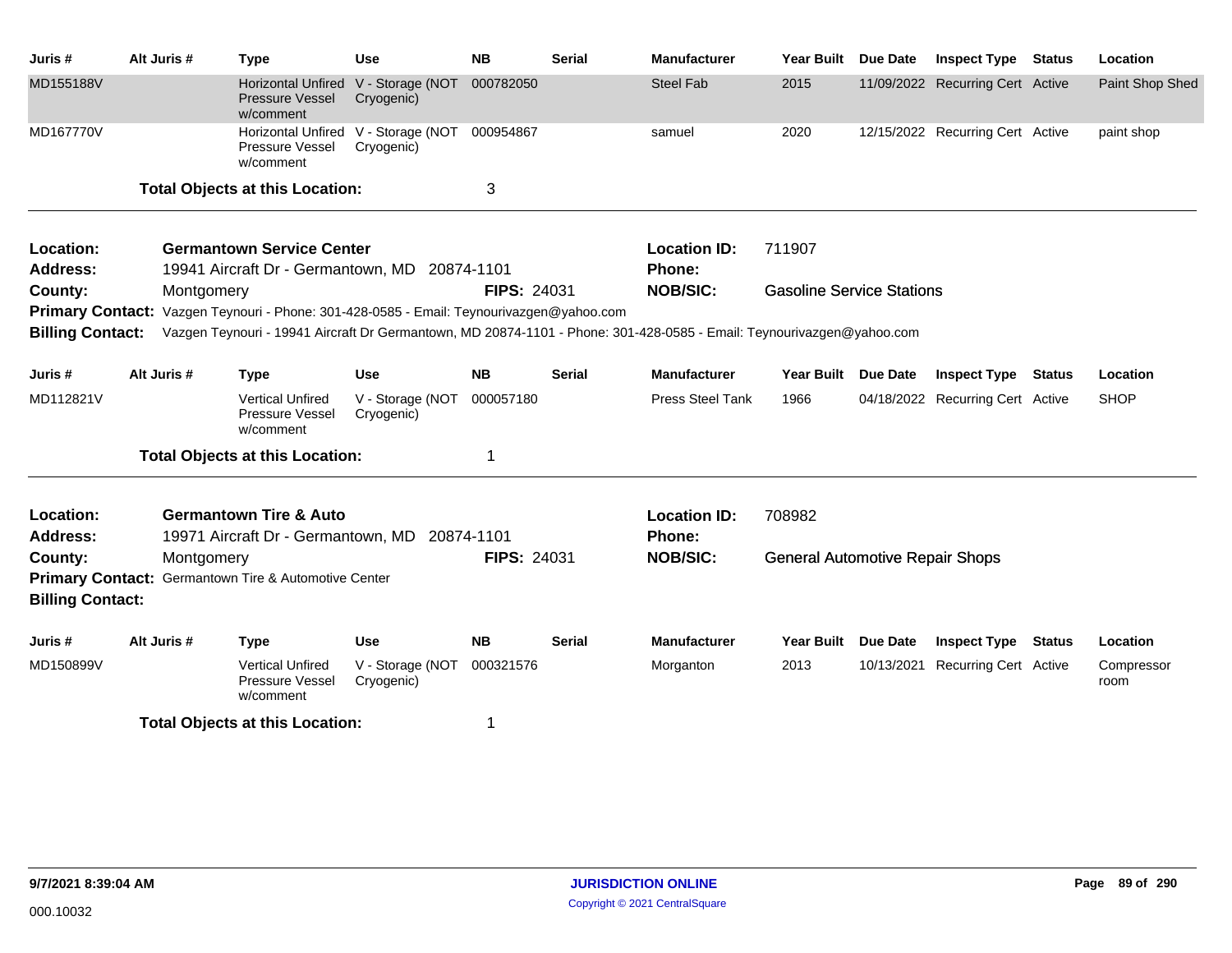| Juris # | Alt Juris # | Type | Use | NB | Serial | Manufacturer | Year Built | Due Date | Inspect Type | Status | Location |
|---|---|---|---|---|---|---|---|---|---|---|---|
| MD155188V | | Horizontal Unfired Pressure Vessel w/comment | V - Storage (NOT Cryogenic) | 000782050 | | Steel Fab | 2015 | 11/09/2022 | Recurring Cert | Active | Paint Shop Shed |
| MD167770V | | Horizontal Unfired Pressure Vessel w/comment | V - Storage (NOT Cryogenic) | 000954867 | | samuel | 2020 | 12/15/2022 | Recurring Cert | Active | paint shop |

**Total Objects at this Location:** 3

---

**Location:** Germantown Service Center
**Location ID:** 711907
**Address:** 19941 Aircraft Dr - Germantown, MD 20874-1101
**Phone:**
**County:** Montgomery
**FIPS:** 24031
**NOB/SIC:** Gasoline Service Stations
**Primary Contact:** Vazgen Teynouri - Phone: 301-428-0585 - Email: Teynourivazgen@yahoo.com
**Billing Contact:** Vazgen Teynouri - 19941 Aircraft Dr Germantown, MD 20874-1101 - Phone: 301-428-0585 - Email: Teynourivazgen@yahoo.com

| Juris # | Alt Juris # | Type | Use | NB | Serial | Manufacturer | Year Built | Due Date | Inspect Type | Status | Location |
|---|---|---|---|---|---|---|---|---|---|---|---|
| MD112821V | | Vertical Unfired Pressure Vessel w/comment | V - Storage (NOT Cryogenic) | 000057180 | | Press Steel Tank | 1966 | 04/18/2022 | Recurring Cert | Active | SHOP |

**Total Objects at this Location:** 1

---

**Location:** Germantown Tire & Auto
**Location ID:** 708982
**Address:** 19971 Aircraft Dr - Germantown, MD 20874-1101
**Phone:**
**County:** Montgomery
**FIPS:** 24031
**NOB/SIC:** General Automotive Repair Shops
**Primary Contact:** Germantown Tire & Automotive Center
**Billing Contact:**

| Juris # | Alt Juris # | Type | Use | NB | Serial | Manufacturer | Year Built | Due Date | Inspect Type | Status | Location |
|---|---|---|---|---|---|---|---|---|---|---|---|
| MD150899V | | Vertical Unfired Pressure Vessel w/comment | V - Storage (NOT Cryogenic) | 000321576 | | Morganton | 2013 | 10/13/2021 | Recurring Cert | Active | Compressor room |

**Total Objects at this Location:** 1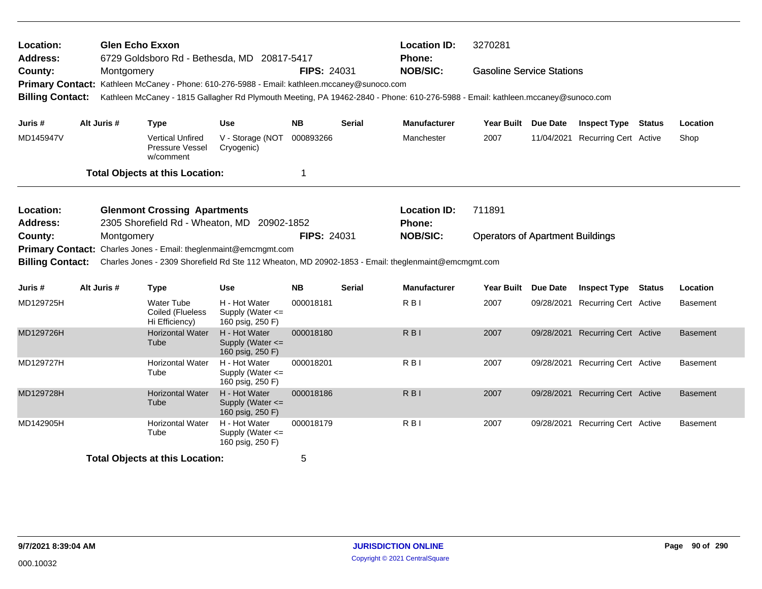**Location:** Glen Echo Exxon | **Location ID:** 3270281
**Address:** 6729 Goldsboro Rd - Bethesda, MD 20817-5417 | **Phone:**
**County:** Montgomery | **FIPS:** 24031 | **NOB/SIC:** Gasoline Service Stations
**Primary Contact:** Kathleen McCaney - Phone: 610-276-5988 - Email: kathleen.mccaney@sunoco.com
**Billing Contact:** Kathleen McCaney - 1815 Gallagher Rd Plymouth Meeting, PA 19462-2840 - Phone: 610-276-5988 - Email: kathleen.mccaney@sunoco.com

| Juris # | Alt Juris # | Type | Use | NB | Serial | Manufacturer | Year Built | Due Date | Inspect Type | Status | Location |
|---|---|---|---|---|---|---|---|---|---|---|---|
| MD145947V | | Vertical Unfired Pressure Vessel w/comment | V - Storage (NOT Cryogenic) | 000893266 | | Manchester | 2007 | 11/04/2021 | Recurring Cert | Active | Shop |

**Total Objects at this Location:** 1

---

**Location:** Glenmont Crossing Apartments | **Location ID:** 711891
**Address:** 2305 Shorefield Rd - Wheaton, MD 20902-1852 | **Phone:**
**County:** Montgomery | **FIPS:** 24031 | **NOB/SIC:** Operators of Apartment Buildings
**Primary Contact:** Charles Jones - Email: theglenmaint@emcmgmt.com
**Billing Contact:** Charles Jones - 2309 Shorefield Rd Ste 112 Wheaton, MD 20902-1853 - Email: theglenmaint@emcmgmt.com

| Juris # | Alt Juris # | Type | Use | NB | Serial | Manufacturer | Year Built | Due Date | Inspect Type | Status | Location |
|---|---|---|---|---|---|---|---|---|---|---|---|
| MD129725H | | Water Tube Coiled (Flueless Hi Efficiency) | H - Hot Water Supply (Water <= 160 psig, 250 F) | 000018181 | | R B I | 2007 | 09/28/2021 | Recurring Cert | Active | Basement |
| MD129726H | | Horizontal Water Tube | H - Hot Water Supply (Water <= 160 psig, 250 F) | 000018180 | | R B I | 2007 | 09/28/2021 | Recurring Cert | Active | Basement |
| MD129727H | | Horizontal Water Tube | H - Hot Water Supply (Water <= 160 psig, 250 F) | 000018201 | | R B I | 2007 | 09/28/2021 | Recurring Cert | Active | Basement |
| MD129728H | | Horizontal Water Tube | H - Hot Water Supply (Water <= 160 psig, 250 F) | 000018186 | | R B I | 2007 | 09/28/2021 | Recurring Cert | Active | Basement |
| MD142905H | | Horizontal Water Tube | H - Hot Water Supply (Water <= 160 psig, 250 F) | 000018179 | | R B I | 2007 | 09/28/2021 | Recurring Cert | Active | Basement |

**Total Objects at this Location:** 5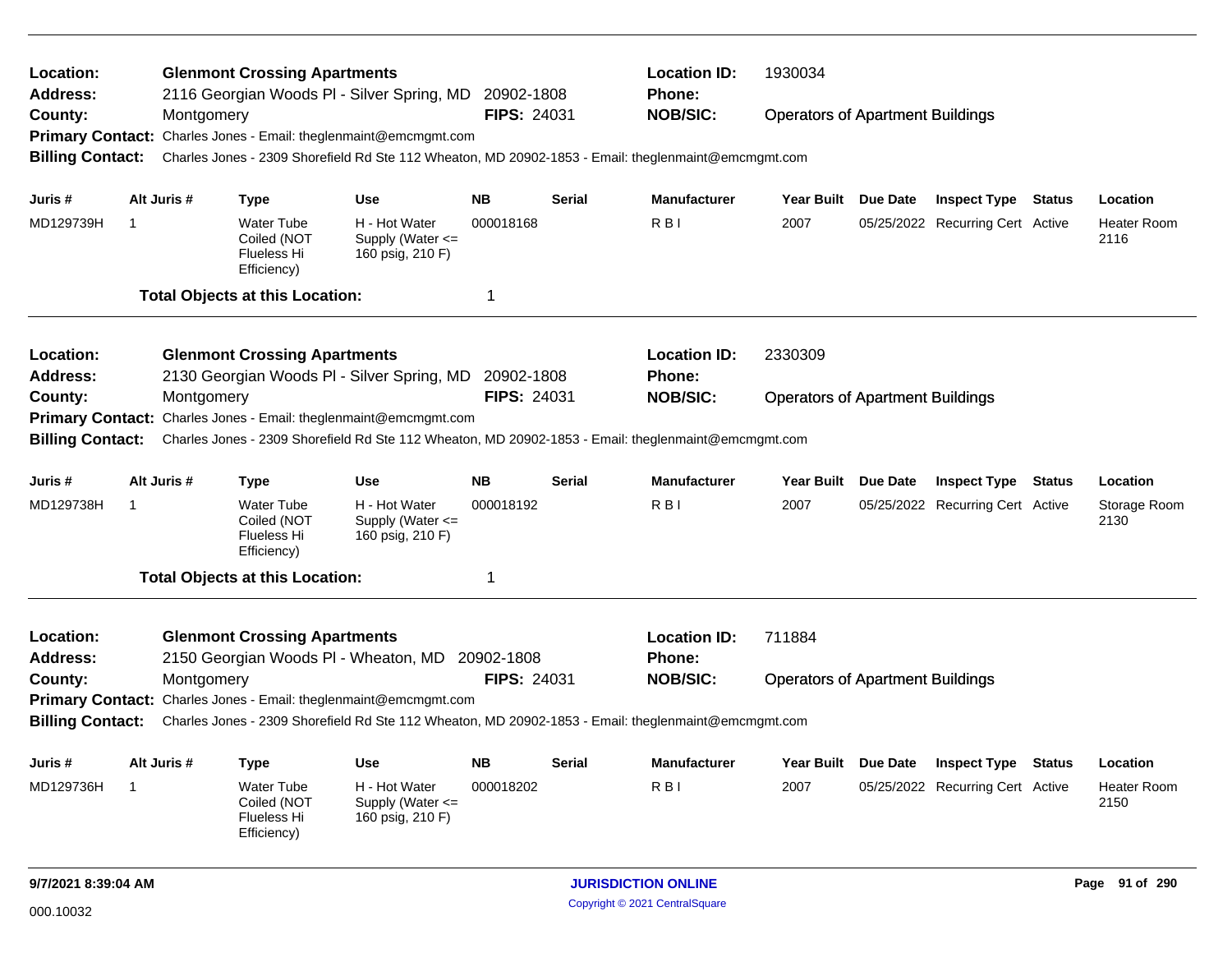**Location:** Glenmont Crossing Apartments
**Address:** 2116 Georgian Woods Pl - Silver Spring, MD 20902-1808
**County:** Montgomery **FIPS:** 24031
**Location ID:** 1930034
**Phone:**
**NOB/SIC:** Operators of Apartment Buildings
**Primary Contact:** Charles Jones - Email: theglenmaint@emcmgmt.com
**Billing Contact:** Charles Jones - 2309 Shorefield Rd Ste 112 Wheaton, MD 20902-1853 - Email: theglenmaint@emcmgmt.com

| Juris # | Alt Juris # | Type | Use | NB | Serial | Manufacturer | Year Built | Due Date | Inspect Type | Status | Location |
|---|---|---|---|---|---|---|---|---|---|---|---|
| MD129739H | 1 | Water Tube Coiled (NOT Flueless Hi Efficiency) | H - Hot Water Supply (Water <= 160 psig, 210 F) | 000018168 | | R B I | 2007 | 05/25/2022 | Recurring Cert | Active | Heater Room 2116 |

**Total Objects at this Location:** 1

---

**Location:** Glenmont Crossing Apartments
**Address:** 2130 Georgian Woods Pl - Silver Spring, MD 20902-1808
**County:** Montgomery **FIPS:** 24031
**Location ID:** 2330309
**Phone:**
**NOB/SIC:** Operators of Apartment Buildings
**Primary Contact:** Charles Jones - Email: theglenmaint@emcmgmt.com
**Billing Contact:** Charles Jones - 2309 Shorefield Rd Ste 112 Wheaton, MD 20902-1853 - Email: theglenmaint@emcmgmt.com

| Juris # | Alt Juris # | Type | Use | NB | Serial | Manufacturer | Year Built | Due Date | Inspect Type | Status | Location |
|---|---|---|---|---|---|---|---|---|---|---|---|
| MD129738H | 1 | Water Tube Coiled (NOT Flueless Hi Efficiency) | H - Hot Water Supply (Water <= 160 psig, 210 F) | 000018192 | | R B I | 2007 | 05/25/2022 | Recurring Cert | Active | Storage Room 2130 |

**Total Objects at this Location:** 1

---

**Location:** Glenmont Crossing Apartments
**Address:** 2150 Georgian Woods Pl - Wheaton, MD 20902-1808
**County:** Montgomery **FIPS:** 24031
**Location ID:** 711884
**Phone:**
**NOB/SIC:** Operators of Apartment Buildings
**Primary Contact:** Charles Jones - Email: theglenmaint@emcmgmt.com
**Billing Contact:** Charles Jones - 2309 Shorefield Rd Ste 112 Wheaton, MD 20902-1853 - Email: theglenmaint@emcmgmt.com

| Juris # | Alt Juris # | Type | Use | NB | Serial | Manufacturer | Year Built | Due Date | Inspect Type | Status | Location |
|---|---|---|---|---|---|---|---|---|---|---|---|
| MD129736H | 1 | Water Tube Coiled (NOT Flueless Hi Efficiency) | H - Hot Water Supply (Water <= 160 psig, 210 F) | 000018202 | | R B I | 2007 | 05/25/2022 | Recurring Cert | Active | Heater Room 2150 |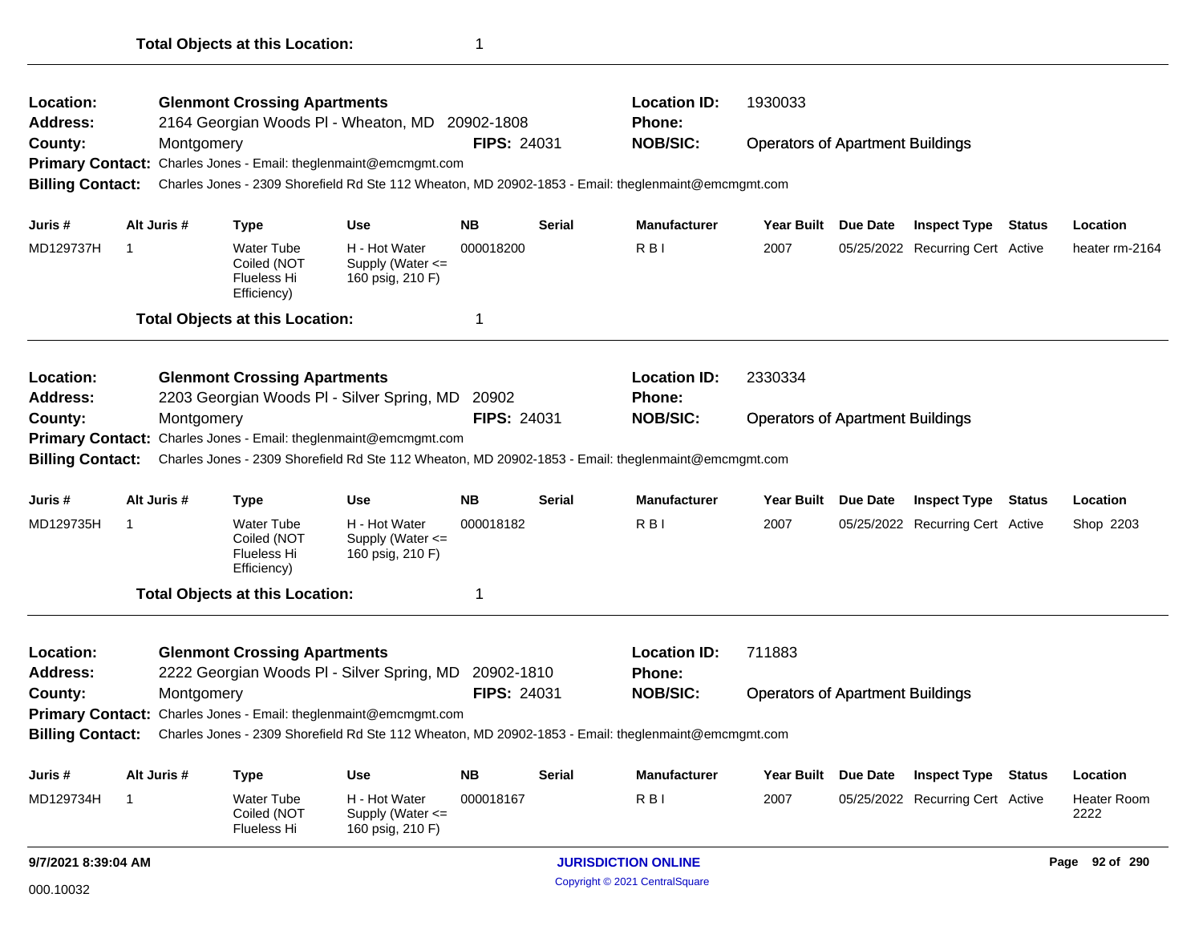**Total Objects at this Location:** 1

---

**Location:** Glenmont Crossing Apartments
**Location ID:** 1930033
**Address:** 2164 Georgian Woods Pl - Wheaton, MD 20902-1808
**Phone:**
**County:** Montgomery
**FIPS:** 24031
**NOB/SIC:** Operators of Apartment Buildings
**Primary Contact:** Charles Jones - Email: theglenmaint@emcmgmt.com
**Billing Contact:** Charles Jones - 2309 Shorefield Rd Ste 112 Wheaton, MD 20902-1853 - Email: theglenmaint@emcmgmt.com

| Juris # | Alt Juris # | Type | Use | NB | Serial | Manufacturer | Year Built | Due Date | Inspect Type | Status | Location |
|---|---|---|---|---|---|---|---|---|---|---|---|
| MD129737H | 1 | Water Tube Coiled (NOT Flueless Hi Efficiency) | H - Hot Water Supply (Water <= 160 psig, 210 F) | 000018200 | | R B I | 2007 | 05/25/2022 | Recurring Cert | Active | heater rm-2164 |

**Total Objects at this Location:** 1

---

**Location:** Glenmont Crossing Apartments
**Location ID:** 2330334
**Address:** 2203 Georgian Woods Pl - Silver Spring, MD 20902
**Phone:**
**County:** Montgomery
**FIPS:** 24031
**NOB/SIC:** Operators of Apartment Buildings
**Primary Contact:** Charles Jones - Email: theglenmaint@emcmgmt.com
**Billing Contact:** Charles Jones - 2309 Shorefield Rd Ste 112 Wheaton, MD 20902-1853 - Email: theglenmaint@emcmgmt.com

| Juris # | Alt Juris # | Type | Use | NB | Serial | Manufacturer | Year Built | Due Date | Inspect Type | Status | Location |
|---|---|---|---|---|---|---|---|---|---|---|---|
| MD129735H | 1 | Water Tube Coiled (NOT Flueless Hi Efficiency) | H - Hot Water Supply (Water <= 160 psig, 210 F) | 000018182 | | R B I | 2007 | 05/25/2022 | Recurring Cert | Active | Shop 2203 |

**Total Objects at this Location:** 1

---

**Location:** Glenmont Crossing Apartments
**Location ID:** 711883
**Address:** 2222 Georgian Woods Pl - Silver Spring, MD 20902-1810
**Phone:**
**County:** Montgomery
**FIPS:** 24031
**NOB/SIC:** Operators of Apartment Buildings
**Primary Contact:** Charles Jones - Email: theglenmaint@emcmgmt.com
**Billing Contact:** Charles Jones - 2309 Shorefield Rd Ste 112 Wheaton, MD 20902-1853 - Email: theglenmaint@emcmgmt.com

| Juris # | Alt Juris # | Type | Use | NB | Serial | Manufacturer | Year Built | Due Date | Inspect Type | Status | Location |
|---|---|---|---|---|---|---|---|---|---|---|---|
| MD129734H | 1 | Water Tube Coiled (NOT Flueless Hi | H - Hot Water Supply (Water <= 160 psig, 210 F) | 000018167 | | R B I | 2007 | 05/25/2022 | Recurring Cert | Active | Heater Room 2222 |

9/7/2021 8:39:04 AM

JURISDICTION ONLINE
Copyright © 2021 CentralSquare

000.10032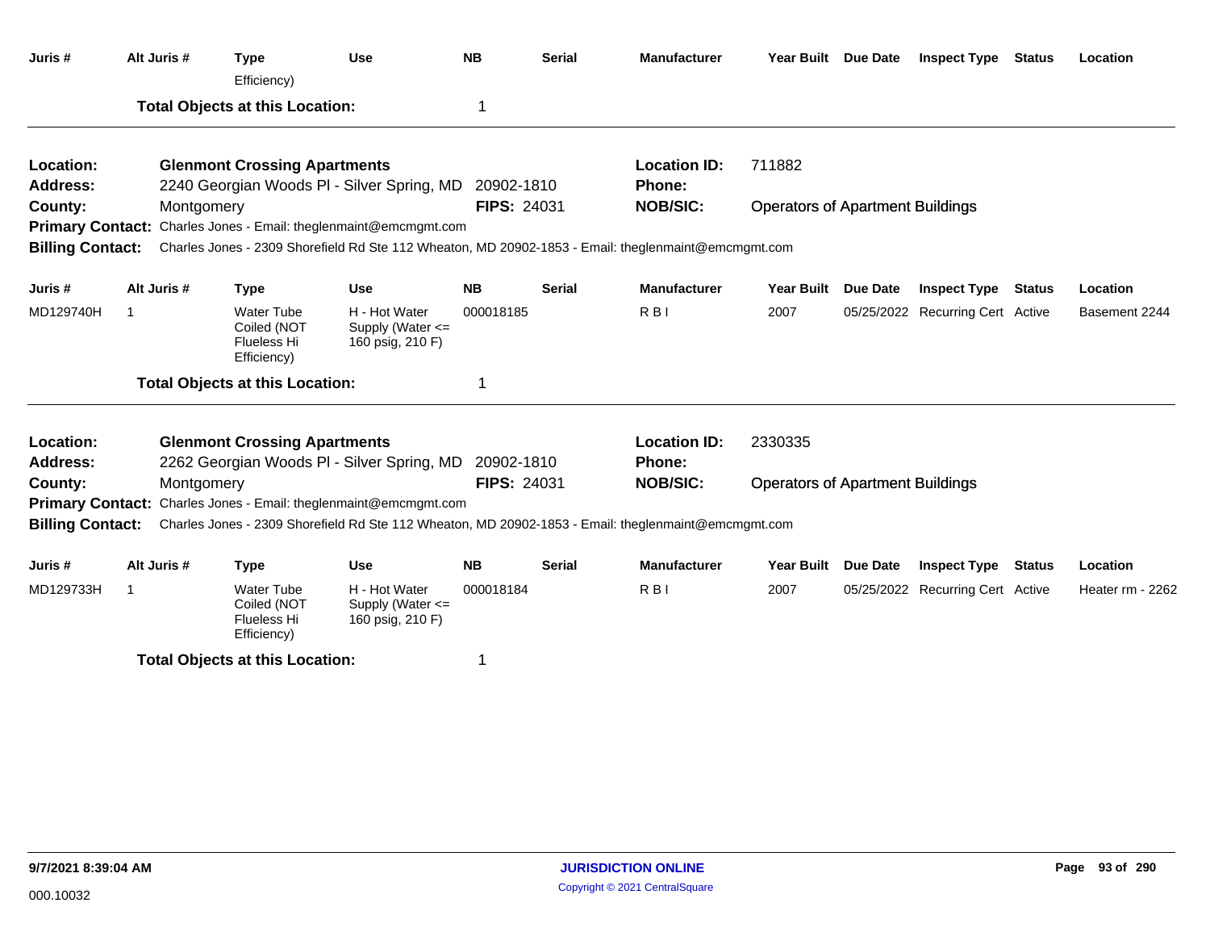| Juris # | Alt Juris # | Type | Use | NB | Serial | Manufacturer | Year Built | Due Date | Inspect Type | Status | Location |
|---|---|---|---|---|---|---|---|---|---|---|---|
| | | Efficiency) | | | | | | | | | |

**Total Objects at this Location:** 1

---

**Location:** Glenmont Crossing Apartments  
**Location ID:** 711882  
**Address:** 2240 Georgian Woods Pl - Silver Spring, MD 20902-1810  
**Phone:**  
**County:** Montgomery  
**FIPS:** 24031  
**NOB/SIC:** Operators of Apartment Buildings  
**Primary Contact:** Charles Jones - Email: theglenmaint@emcmgmt.com  
**Billing Contact:** Charles Jones - 2309 Shorefield Rd Ste 112 Wheaton, MD 20902-1853 - Email: theglenmaint@emcmgmt.com

| Juris # | Alt Juris # | Type | Use | NB | Serial | Manufacturer | Year Built | Due Date | Inspect Type | Status | Location |
|---|---|---|---|---|---|---|---|---|---|---|---|
| MD129740H | 1 | Water Tube Coiled (NOT Flueless Hi Efficiency) | H - Hot Water Supply (Water <= 160 psig, 210 F) | 000018185 | | R B I | 2007 | 05/25/2022 | Recurring Cert | Active | Basement 2244 |

**Total Objects at this Location:** 1

---

**Location:** Glenmont Crossing Apartments  
**Location ID:** 2330335  
**Address:** 2262 Georgian Woods Pl - Silver Spring, MD 20902-1810  
**Phone:**  
**County:** Montgomery  
**FIPS:** 24031  
**NOB/SIC:** Operators of Apartment Buildings  
**Primary Contact:** Charles Jones - Email: theglenmaint@emcmgmt.com  
**Billing Contact:** Charles Jones - 2309 Shorefield Rd Ste 112 Wheaton, MD 20902-1853 - Email: theglenmaint@emcmgmt.com

| Juris # | Alt Juris # | Type | Use | NB | Serial | Manufacturer | Year Built | Due Date | Inspect Type | Status | Location |
|---|---|---|---|---|---|---|---|---|---|---|---|
| MD129733H | 1 | Water Tube Coiled (NOT Flueless Hi Efficiency) | H - Hot Water Supply (Water <= 160 psig, 210 F) | 000018184 | | R B I | 2007 | 05/25/2022 | Recurring Cert | Active | Heater rm - 2262 |

**Total Objects at this Location:** 1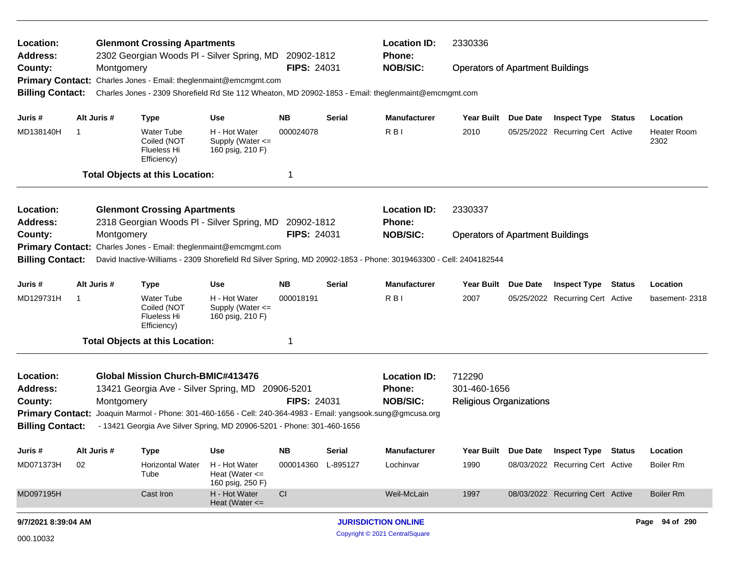**Location:** Glenmont Crossing Apartments  **Location ID:** 2330336
**Address:** 2302 Georgian Woods Pl - Silver Spring, MD 20902-1812  **Phone:**
**County:** Montgomery  **FIPS:** 24031  **NOB/SIC:** Operators of Apartment Buildings
**Primary Contact:** Charles Jones - Email: theglenmaint@emcmgmt.com
**Billing Contact:** Charles Jones - 2309 Shorefield Rd Ste 112 Wheaton, MD 20902-1853 - Email: theglenmaint@emcmgmt.com

| Juris # | Alt Juris # | Type | Use | NB | Serial | Manufacturer | Year Built | Due Date | Inspect Type | Status | Location |
|---|---|---|---|---|---|---|---|---|---|---|---|
| MD138140H | 1 | Water Tube Coiled (NOT Flueless Hi Efficiency) | H - Hot Water Supply (Water <= 160 psig, 210 F) | 000024078 | | R B I | 2010 | 05/25/2022 | Recurring Cert | Active | Heater Room 2302 |

**Total Objects at this Location:** 1

---

**Location:** Glenmont Crossing Apartments  **Location ID:** 2330337
**Address:** 2318 Georgian Woods Pl - Silver Spring, MD 20902-1812  **Phone:**
**County:** Montgomery  **FIPS:** 24031  **NOB/SIC:** Operators of Apartment Buildings
**Primary Contact:** Charles Jones - Email: theglenmaint@emcmgmt.com
**Billing Contact:** David Inactive-Williams - 2309 Shorefield Rd Silver Spring, MD 20902-1853 - Phone: 3019463300 - Cell: 2404182544

| Juris # | Alt Juris # | Type | Use | NB | Serial | Manufacturer | Year Built | Due Date | Inspect Type | Status | Location |
|---|---|---|---|---|---|---|---|---|---|---|---|
| MD129731H | 1 | Water Tube Coiled (NOT Flueless Hi Efficiency) | H - Hot Water Supply (Water <= 160 psig, 210 F) | 000018191 | | R B I | 2007 | 05/25/2022 | Recurring Cert | Active | basement- 2318 |

**Total Objects at this Location:** 1

---

**Location:** Global Mission Church-BMIC#413476  **Location ID:** 712290
**Address:** 13421 Georgia Ave - Silver Spring, MD 20906-5201  **Phone:** 301-460-1656
**County:** Montgomery  **FIPS:** 24031  **NOB/SIC:** Religious Organizations
**Primary Contact:** Joaquin Marmol - Phone: 301-460-1656 - Cell: 240-364-4983 - Email: yangsook.sung@gmcusa.org
**Billing Contact:** - 13421 Georgia Ave Silver Spring, MD 20906-5201 - Phone: 301-460-1656

| Juris # | Alt Juris # | Type | Use | NB | Serial | Manufacturer | Year Built | Due Date | Inspect Type | Status | Location |
|---|---|---|---|---|---|---|---|---|---|---|---|
| MD071373H | 02 | Horizontal Water Tube | H - Hot Water Heat (Water <= 160 psig, 250 F) | 000014360 | L-895127 | Lochinvar | 1990 | 08/03/2022 | Recurring Cert | Active | Boiler Rm |
| MD097195H | | Cast Iron | H - Hot Water Heat (Water <= | CI | | Weil-McLain | 1997 | 08/03/2022 | Recurring Cert | Active | Boiler Rm |

9/7/2021 8:39:04 AM

000.10032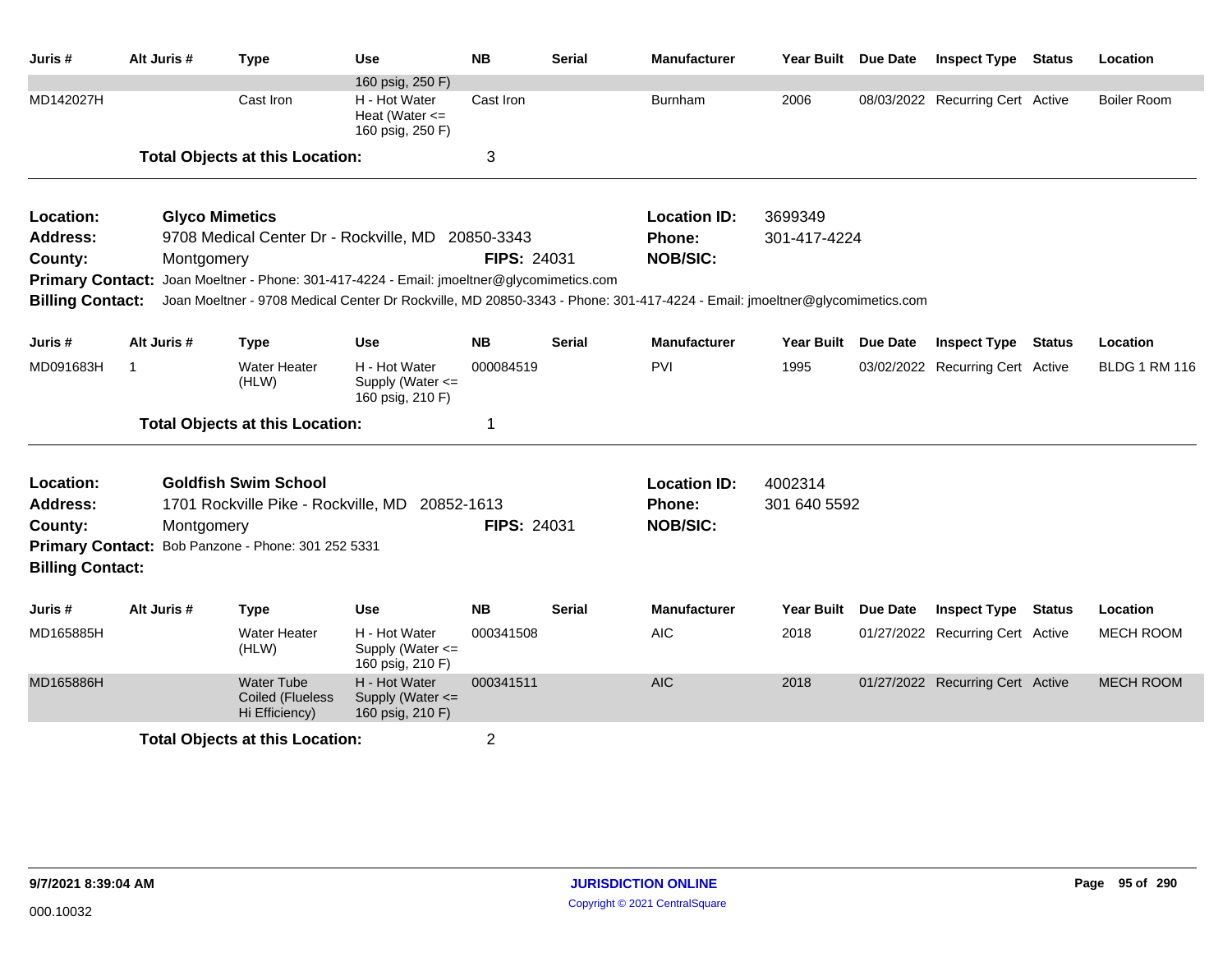| Juris # | Alt Juris # | Type | Use | NB | Serial | Manufacturer | Year Built | Due Date | Inspect Type | Status | Location |
|---|---|---|---|---|---|---|---|---|---|---|---|
| | | | 160 psig, 250 F) | | | | | | | | |
| MD142027H | | Cast Iron | H - Hot Water Heat (Water <= 160 psig, 250 F) | Cast Iron | | Burnham | 2006 | 08/03/2022 | Recurring Cert | Active | Boiler Room |

**Total Objects at this Location:** 3

---

**Location:** Glyco Mimetics
**Address:** 9708 Medical Center Dr - Rockville, MD 20850-3343
**County:** Montgomery
**FIPS:** 24031
**Location ID:** 3699349
**Phone:** 301-417-4224
**NOB/SIC:**
**Primary Contact:** Joan Moeltner - Phone: 301-417-4224 - Email: jmoeltner@glycomimetics.com
**Billing Contact:** Joan Moeltner - 9708 Medical Center Dr Rockville, MD 20850-3343 - Phone: 301-417-4224 - Email: jmoeltner@glycomimetics.com

| Juris # | Alt Juris # | Type | Use | NB | Serial | Manufacturer | Year Built | Due Date | Inspect Type | Status | Location |
|---|---|---|---|---|---|---|---|---|---|---|---|
| MD091683H | 1 | Water Heater (HLW) | H - Hot Water Supply (Water <= 160 psig, 210 F) | 000084519 | | PVI | 1995 | 03/02/2022 | Recurring Cert | Active | BLDG 1 RM 116 |

**Total Objects at this Location:** 1

---

**Location:** Goldfish Swim School
**Address:** 1701 Rockville Pike - Rockville, MD 20852-1613
**County:** Montgomery
**FIPS:** 24031
**Location ID:** 4002314
**Phone:** 301 640 5592
**NOB/SIC:**
**Primary Contact:** Bob Panzone - Phone: 301 252 5331
**Billing Contact:**

| Juris # | Alt Juris # | Type | Use | NB | Serial | Manufacturer | Year Built | Due Date | Inspect Type | Status | Location |
|---|---|---|---|---|---|---|---|---|---|---|---|
| MD165885H | | Water Heater (HLW) | H - Hot Water Supply (Water <= 160 psig, 210 F) | 000341508 | | AIC | 2018 | 01/27/2022 | Recurring Cert | Active | MECH ROOM |
| MD165886H | | Water Tube Coiled (Flueless Hi Efficiency) | H - Hot Water Supply (Water <= 160 psig, 210 F) | 000341511 | | AIC | 2018 | 01/27/2022 | Recurring Cert | Active | MECH ROOM |

**Total Objects at this Location:** 2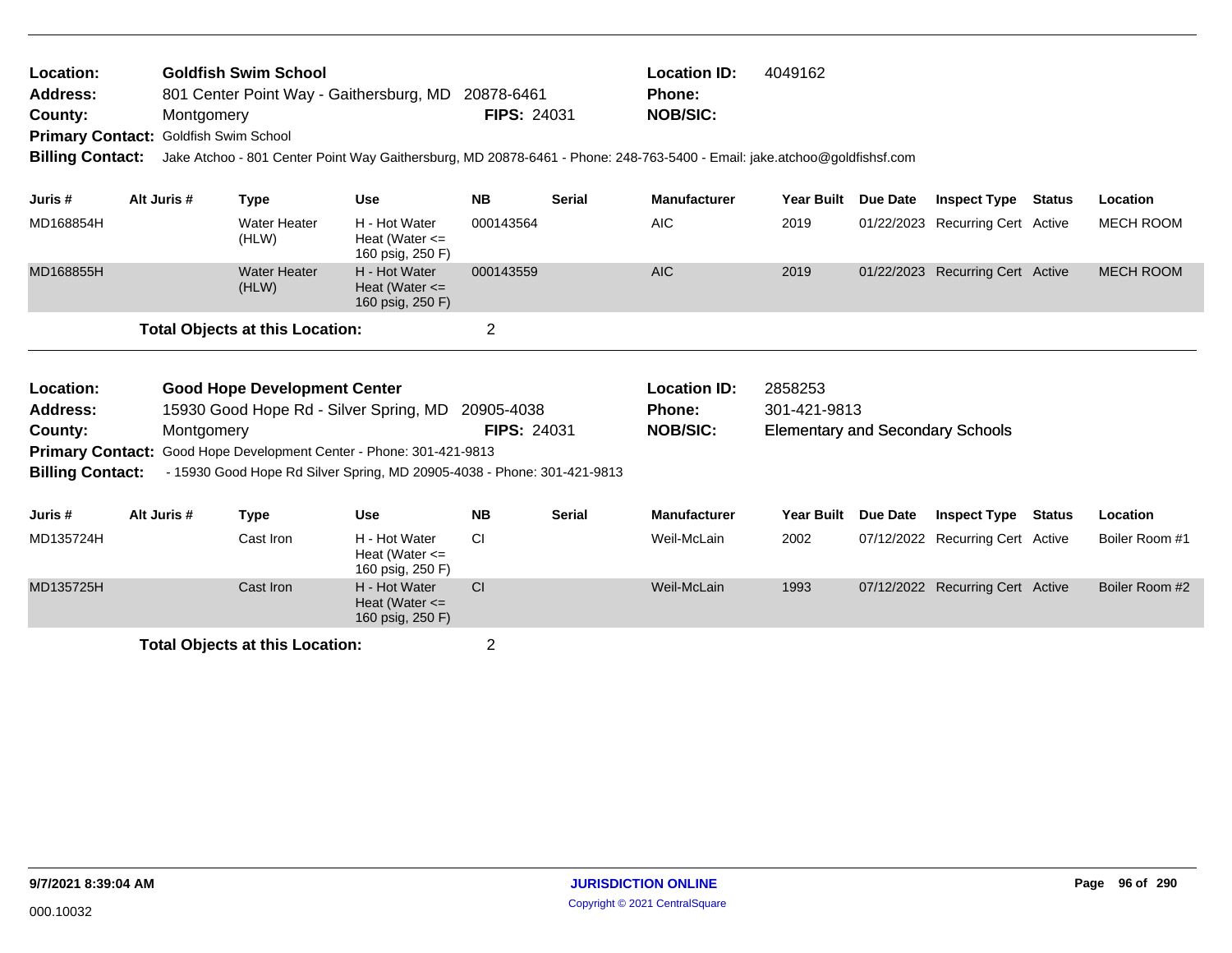**Location:** Goldfish Swim School
**Address:** 801 Center Point Way - Gaithersburg, MD 20878-6461
**County:** Montgomery **FIPS:** 24031
**Primary Contact:** Goldfish Swim School
**Billing Contact:** Jake Atchoo - 801 Center Point Way Gaithersburg, MD 20878-6461 - Phone: 248-763-5400 - Email: jake.atchoo@goldfishsf.com

**Location ID:** 4049162
**Phone:**
**NOB/SIC:**

| Juris # | Alt Juris # | Type | Use | NB | Serial | Manufacturer | Year Built | Due Date | Inspect Type | Status | Location |
|---|---|---|---|---|---|---|---|---|---|---|---|
| MD168854H | | Water Heater (HLW) | H - Hot Water Heat (Water <= 160 psig, 250 F) | 000143564 | | AIC | 2019 | 01/22/2023 | Recurring Cert | Active | MECH ROOM |
| MD168855H | | Water Heater (HLW) | H - Hot Water Heat (Water <= 160 psig, 250 F) | 000143559 | | AIC | 2019 | 01/22/2023 | Recurring Cert | Active | MECH ROOM |

**Total Objects at this Location:** 2

**Location:** Good Hope Development Center
**Address:** 15930 Good Hope Rd - Silver Spring, MD 20905-4038
**County:** Montgomery **FIPS:** 24031
**Primary Contact:** Good Hope Development Center - Phone: 301-421-9813
**Billing Contact:** - 15930 Good Hope Rd Silver Spring, MD 20905-4038 - Phone: 301-421-9813

**Location ID:** 2858253
**Phone:** 301-421-9813
**NOB/SIC:** Elementary and Secondary Schools

| Juris # | Alt Juris # | Type | Use | NB | Serial | Manufacturer | Year Built | Due Date | Inspect Type | Status | Location |
|---|---|---|---|---|---|---|---|---|---|---|---|
| MD135724H | | Cast Iron | H - Hot Water Heat (Water <= 160 psig, 250 F) | CI | | Weil-McLain | 2002 | 07/12/2022 | Recurring Cert | Active | Boiler Room #1 |
| MD135725H | | Cast Iron | H - Hot Water Heat (Water <= 160 psig, 250 F) | CI | | Weil-McLain | 1993 | 07/12/2022 | Recurring Cert | Active | Boiler Room #2 |

**Total Objects at this Location:** 2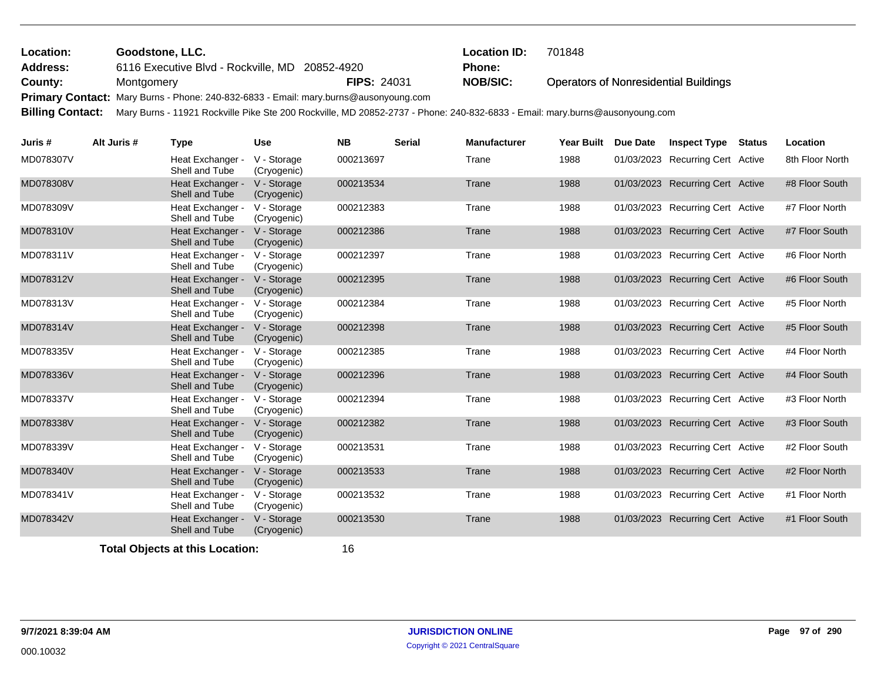**Location:** Goodstone, LLC.  
**Address:** 6116 Executive Blvd - Rockville, MD 20852-4920  
**County:** Montgomery  **FIPS:** 24031  
**Location ID:** 701848  
**Phone:**  
**NOB/SIC:** Operators of Nonresidential Buildings  
**Primary Contact:** Mary Burns - Phone: 240-832-6833 - Email: mary.burns@ausonyoung.com  
**Billing Contact:** Mary Burns - 11921 Rockville Pike Ste 200 Rockville, MD 20852-2737 - Phone: 240-832-6833 - Email: mary.burns@ausonyoung.com

| Juris # | Alt Juris # | Type | Use | NB | Serial | Manufacturer | Year Built | Due Date | Inspect Type | Status | Location |
|---|---|---|---|---|---|---|---|---|---|---|---|
| MD078307V | | Heat Exchanger - Shell and Tube | V - Storage (Cryogenic) | 000213697 | | Trane | 1988 | 01/03/2023 | Recurring Cert | Active | 8th Floor North |
| MD078308V | | Heat Exchanger - Shell and Tube | V - Storage (Cryogenic) | 000213534 | | Trane | 1988 | 01/03/2023 | Recurring Cert | Active | #8 Floor South |
| MD078309V | | Heat Exchanger - Shell and Tube | V - Storage (Cryogenic) | 000212383 | | Trane | 1988 | 01/03/2023 | Recurring Cert | Active | #7 Floor North |
| MD078310V | | Heat Exchanger - Shell and Tube | V - Storage (Cryogenic) | 000212386 | | Trane | 1988 | 01/03/2023 | Recurring Cert | Active | #7 Floor South |
| MD078311V | | Heat Exchanger - Shell and Tube | V - Storage (Cryogenic) | 000212397 | | Trane | 1988 | 01/03/2023 | Recurring Cert | Active | #6 Floor North |
| MD078312V | | Heat Exchanger - Shell and Tube | V - Storage (Cryogenic) | 000212395 | | Trane | 1988 | 01/03/2023 | Recurring Cert | Active | #6 Floor South |
| MD078313V | | Heat Exchanger - Shell and Tube | V - Storage (Cryogenic) | 000212384 | | Trane | 1988 | 01/03/2023 | Recurring Cert | Active | #5 Floor North |
| MD078314V | | Heat Exchanger - Shell and Tube | V - Storage (Cryogenic) | 000212398 | | Trane | 1988 | 01/03/2023 | Recurring Cert | Active | #5 Floor South |
| MD078335V | | Heat Exchanger - Shell and Tube | V - Storage (Cryogenic) | 000212385 | | Trane | 1988 | 01/03/2023 | Recurring Cert | Active | #4 Floor North |
| MD078336V | | Heat Exchanger - Shell and Tube | V - Storage (Cryogenic) | 000212396 | | Trane | 1988 | 01/03/2023 | Recurring Cert | Active | #4 Floor South |
| MD078337V | | Heat Exchanger - Shell and Tube | V - Storage (Cryogenic) | 000212394 | | Trane | 1988 | 01/03/2023 | Recurring Cert | Active | #3 Floor North |
| MD078338V | | Heat Exchanger - Shell and Tube | V - Storage (Cryogenic) | 000212382 | | Trane | 1988 | 01/03/2023 | Recurring Cert | Active | #3 Floor South |
| MD078339V | | Heat Exchanger - Shell and Tube | V - Storage (Cryogenic) | 000213531 | | Trane | 1988 | 01/03/2023 | Recurring Cert | Active | #2 Floor South |
| MD078340V | | Heat Exchanger - Shell and Tube | V - Storage (Cryogenic) | 000213533 | | Trane | 1988 | 01/03/2023 | Recurring Cert | Active | #2 Floor North |
| MD078341V | | Heat Exchanger - Shell and Tube | V - Storage (Cryogenic) | 000213532 | | Trane | 1988 | 01/03/2023 | Recurring Cert | Active | #1 Floor North |
| MD078342V | | Heat Exchanger - Shell and Tube | V - Storage (Cryogenic) | 000213530 | | Trane | 1988 | 01/03/2023 | Recurring Cert | Active | #1 Floor South |

**Total Objects at this Location:** 16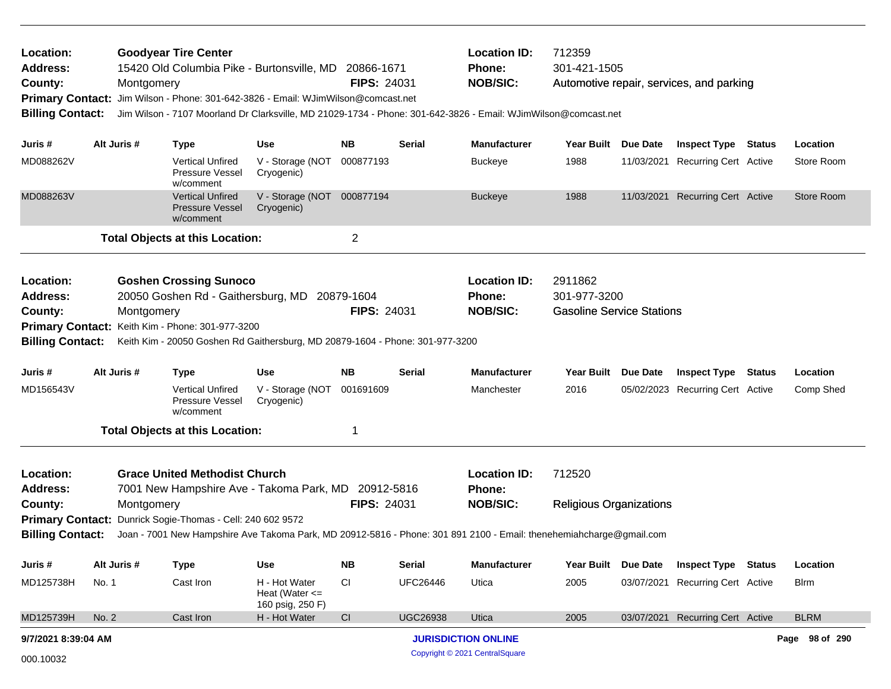**Location:** Goodyear Tire Center
**Address:** 15420 Old Columbia Pike - Burtonsville, MD 20866-1671
**County:** Montgomery **FIPS:** 24031
**Location ID:** 712359
**Phone:** 301-421-1505
**NOB/SIC:** Automotive repair, services, and parking
**Primary Contact:** Jim Wilson - Phone: 301-642-3826 - Email: WJimWilson@comcast.net
**Billing Contact:** Jim Wilson - 7107 Moorland Dr Clarksville, MD 21029-1734 - Phone: 301-642-3826 - Email: WJimWilson@comcast.net

| Juris # | Alt Juris # | Type | Use | NB | Serial | Manufacturer | Year Built | Due Date | Inspect Type | Status | Location |
|---|---|---|---|---|---|---|---|---|---|---|---|
| MD088262V | | Vertical Unfired Pressure Vessel w/comment | V - Storage (NOT Cryogenic) | 000877193 | | Buckeye | 1988 | 11/03/2021 | Recurring Cert | Active | Store Room |
| MD088263V | | Vertical Unfired Pressure Vessel w/comment | V - Storage (NOT Cryogenic) | 000877194 | | Buckeye | 1988 | 11/03/2021 | Recurring Cert | Active | Store Room |

**Total Objects at this Location:** 2

---

**Location:** Goshen Crossing Sunoco
**Address:** 20050 Goshen Rd - Gaithersburg, MD 20879-1604
**County:** Montgomery **FIPS:** 24031
**Location ID:** 2911862
**Phone:** 301-977-3200
**NOB/SIC:** Gasoline Service Stations
**Primary Contact:** Keith Kim - Phone: 301-977-3200
**Billing Contact:** Keith Kim - 20050 Goshen Rd Gaithersburg, MD 20879-1604 - Phone: 301-977-3200

| Juris # | Alt Juris # | Type | Use | NB | Serial | Manufacturer | Year Built | Due Date | Inspect Type | Status | Location |
|---|---|---|---|---|---|---|---|---|---|---|---|
| MD156543V | | Vertical Unfired Pressure Vessel w/comment | V - Storage (NOT Cryogenic) | 001691609 | | Manchester | 2016 | 05/02/2023 | Recurring Cert | Active | Comp Shed |

**Total Objects at this Location:** 1

---

**Location:** Grace United Methodist Church
**Address:** 7001 New Hampshire Ave - Takoma Park, MD 20912-5816
**County:** Montgomery **FIPS:** 24031
**Location ID:** 712520
**Phone:**
**NOB/SIC:** Religious Organizations
**Primary Contact:** Dunrick Sogie-Thomas - Cell: 240 602 9572
**Billing Contact:** Joan - 7001 New Hampshire Ave Takoma Park, MD 20912-5816 - Phone: 301 891 2100 - Email: thenehemiahcharge@gmail.com

| Juris # | Alt Juris # | Type | Use | NB | Serial | Manufacturer | Year Built | Due Date | Inspect Type | Status | Location |
|---|---|---|---|---|---|---|---|---|---|---|---|
| MD125738H | No. 1 | Cast Iron | H - Hot Water Heat (Water <= 160 psig, 250 F) | CI | UFC26446 | Utica | 2005 | 03/07/2021 | Recurring Cert | Active | Blrm |
| MD125739H | No. 2 | Cast Iron | H - Hot Water | CI | UGC26938 | Utica | 2005 | 03/07/2021 | Recurring Cert | Active | BLRM |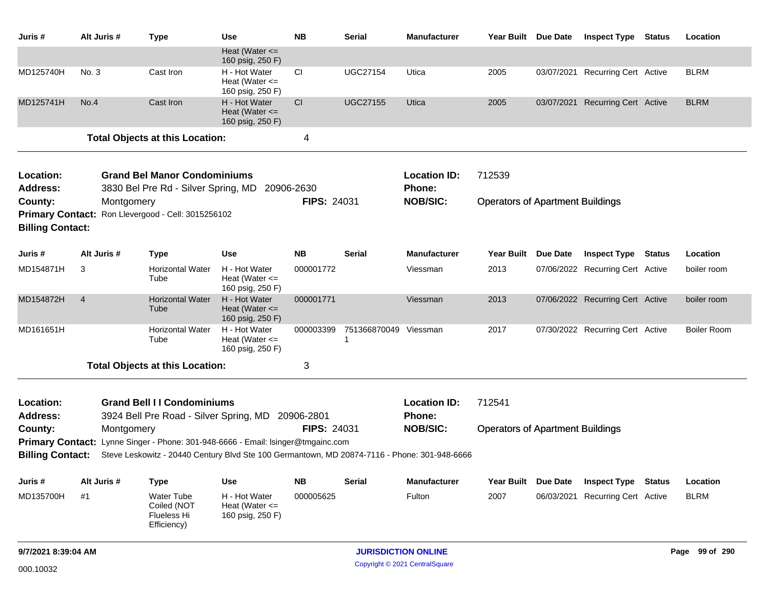| Juris # | Alt Juris # | Type | Use | NB | Serial | Manufacturer | Year Built | Due Date | Inspect Type | Status | Location |
|---|---|---|---|---|---|---|---|---|---|---|---|
| | | | Heat (Water <= 160 psig, 250 F) | | | | | | | | |
| MD125740H | No. 3 | Cast Iron | H - Hot Water Heat (Water <= 160 psig, 250 F) | CI | UGC27154 | Utica | 2005 | 03/07/2021 | Recurring Cert | Active | BLRM |
| MD125741H | No.4 | Cast Iron | H - Hot Water Heat (Water <= 160 psig, 250 F) | CI | UGC27155 | Utica | 2005 | 03/07/2021 | Recurring Cert | Active | BLRM |

**Total Objects at this Location:** 4

---

**Location:** Grand Bel Manor Condominiums
**Location ID:** 712539
**Address:** 3830 Bel Pre Rd - Silver Spring, MD 20906-2630
**Phone:**
**County:** Montgomery
**FIPS:** 24031
**NOB/SIC:** Operators of Apartment Buildings
**Primary Contact:** Ron Llevergood - Cell: 3015256102
**Billing Contact:**

| Juris # | Alt Juris # | Type | Use | NB | Serial | Manufacturer | Year Built | Due Date | Inspect Type | Status | Location |
|---|---|---|---|---|---|---|---|---|---|---|---|
| MD154871H | 3 | Horizontal Water Tube | H - Hot Water Heat (Water <= 160 psig, 250 F) | 000001772 | | Viessman | 2013 | 07/06/2022 | Recurring Cert | Active | boiler room |
| MD154872H | 4 | Horizontal Water Tube | H - Hot Water Heat (Water <= 160 psig, 250 F) | 000001771 | | Viessman | 2013 | 07/06/2022 | Recurring Cert | Active | boiler room |
| MD161651H | | Horizontal Water Tube | H - Hot Water Heat (Water <= 160 psig, 250 F) | 000003399 | 7513668700491 | Viessman | 2017 | 07/30/2022 | Recurring Cert | Active | Boiler Room |

**Total Objects at this Location:** 3

---

**Location:** Grand Bell I I Condominiums
**Location ID:** 712541
**Address:** 3924 Bell Pre Road - Silver Spring, MD 20906-2801
**Phone:**
**County:** Montgomery
**FIPS:** 24031
**NOB/SIC:** Operators of Apartment Buildings
**Primary Contact:** Lynne Singer - Phone: 301-948-6666 - Email: lsinger@tmgainc.com
**Billing Contact:** Steve Leskowitz - 20440 Century Blvd Ste 100 Germantown, MD 20874-7116 - Phone: 301-948-6666

| Juris # | Alt Juris # | Type | Use | NB | Serial | Manufacturer | Year Built | Due Date | Inspect Type | Status | Location |
|---|---|---|---|---|---|---|---|---|---|---|---|
| MD135700H | #1 | Water Tube Coiled (NOT Flueless Hi Efficiency) | H - Hot Water Heat (Water <= 160 psig, 250 F) | 000005625 | | Fulton | 2007 | 06/03/2021 | Recurring Cert | Active | BLRM |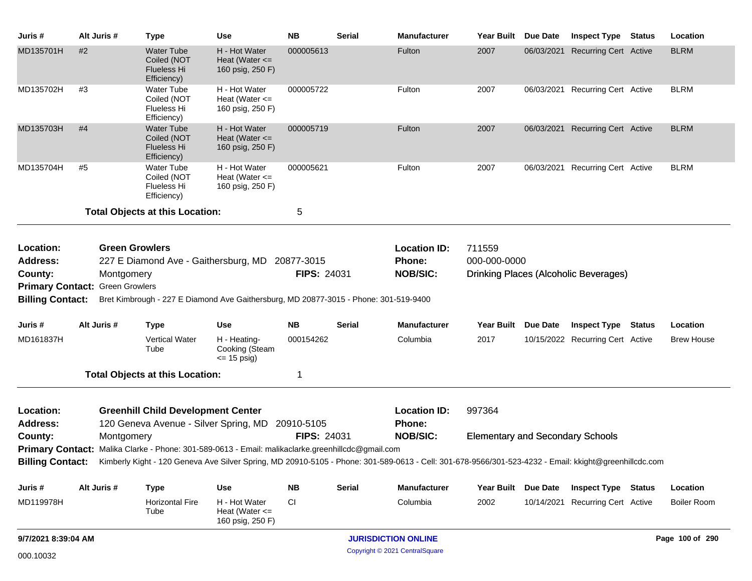| Juris # | Alt Juris # | Type | Use | NB | Serial | Manufacturer | Year Built | Due Date | Inspect Type | Status | Location |
|---|---|---|---|---|---|---|---|---|---|---|---|
| MD135701H | #2 | Water Tube Coiled (NOT Flueless Hi Efficiency) | H - Hot Water Heat (Water <= 160 psig, 250 F) | 000005613 | | Fulton | 2007 | 06/03/2021 | Recurring Cert | Active | BLRM |
| MD135702H | #3 | Water Tube Coiled (NOT Flueless Hi Efficiency) | H - Hot Water Heat (Water <= 160 psig, 250 F) | 000005722 | | Fulton | 2007 | 06/03/2021 | Recurring Cert | Active | BLRM |
| MD135703H | #4 | Water Tube Coiled (NOT Flueless Hi Efficiency) | H - Hot Water Heat (Water <= 160 psig, 250 F) | 000005719 | | Fulton | 2007 | 06/03/2021 | Recurring Cert | Active | BLRM |
| MD135704H | #5 | Water Tube Coiled (NOT Flueless Hi Efficiency) | H - Hot Water Heat (Water <= 160 psig, 250 F) | 000005621 | | Fulton | 2007 | 06/03/2021 | Recurring Cert | Active | BLRM |

**Total Objects at this Location:** 5

---

**Location:** Green Growlers
**Location ID:** 711559
**Address:** 227 E Diamond Ave - Gaithersburg, MD 20877-3015
**Phone:** 000-000-0000
**County:** Montgomery
**FIPS:** 24031
**NOB/SIC:** Drinking Places (Alcoholic Beverages)
**Primary Contact:** Green Growlers
**Billing Contact:** Bret Kimbrough - 227 E Diamond Ave Gaithersburg, MD 20877-3015 - Phone: 301-519-9400

| Juris # | Alt Juris # | Type | Use | NB | Serial | Manufacturer | Year Built | Due Date | Inspect Type | Status | Location |
|---|---|---|---|---|---|---|---|---|---|---|---|
| MD161837H | | Vertical Water Tube | H - Heating-Cooking (Steam <= 15 psig) | 000154262 | | Columbia | 2017 | 10/15/2022 | Recurring Cert | Active | Brew House |

**Total Objects at this Location:** 1

---

**Location:** Greenhill Child Development Center
**Location ID:** 997364
**Address:** 120 Geneva Avenue - Silver Spring, MD 20910-5105
**Phone:**
**County:** Montgomery
**FIPS:** 24031
**NOB/SIC:** Elementary and Secondary Schools
**Primary Contact:** Malika Clarke - Phone: 301-589-0613 - Email: malikaclarke.greenhillcdc@gmail.com
**Billing Contact:** Kimberly Kight - 120 Geneva Ave Silver Spring, MD 20910-5105 - Phone: 301-589-0613 - Cell: 301-678-9566/301-523-4232 - Email: kkight@greenhillcdc.com

| Juris # | Alt Juris # | Type | Use | NB | Serial | Manufacturer | Year Built | Due Date | Inspect Type | Status | Location |
|---|---|---|---|---|---|---|---|---|---|---|---|
| MD119978H | | Horizontal Fire Tube | H - Hot Water Heat (Water <= 160 psig, 250 F) | CI | | Columbia | 2002 | 10/14/2021 | Recurring Cert | Active | Boiler Room |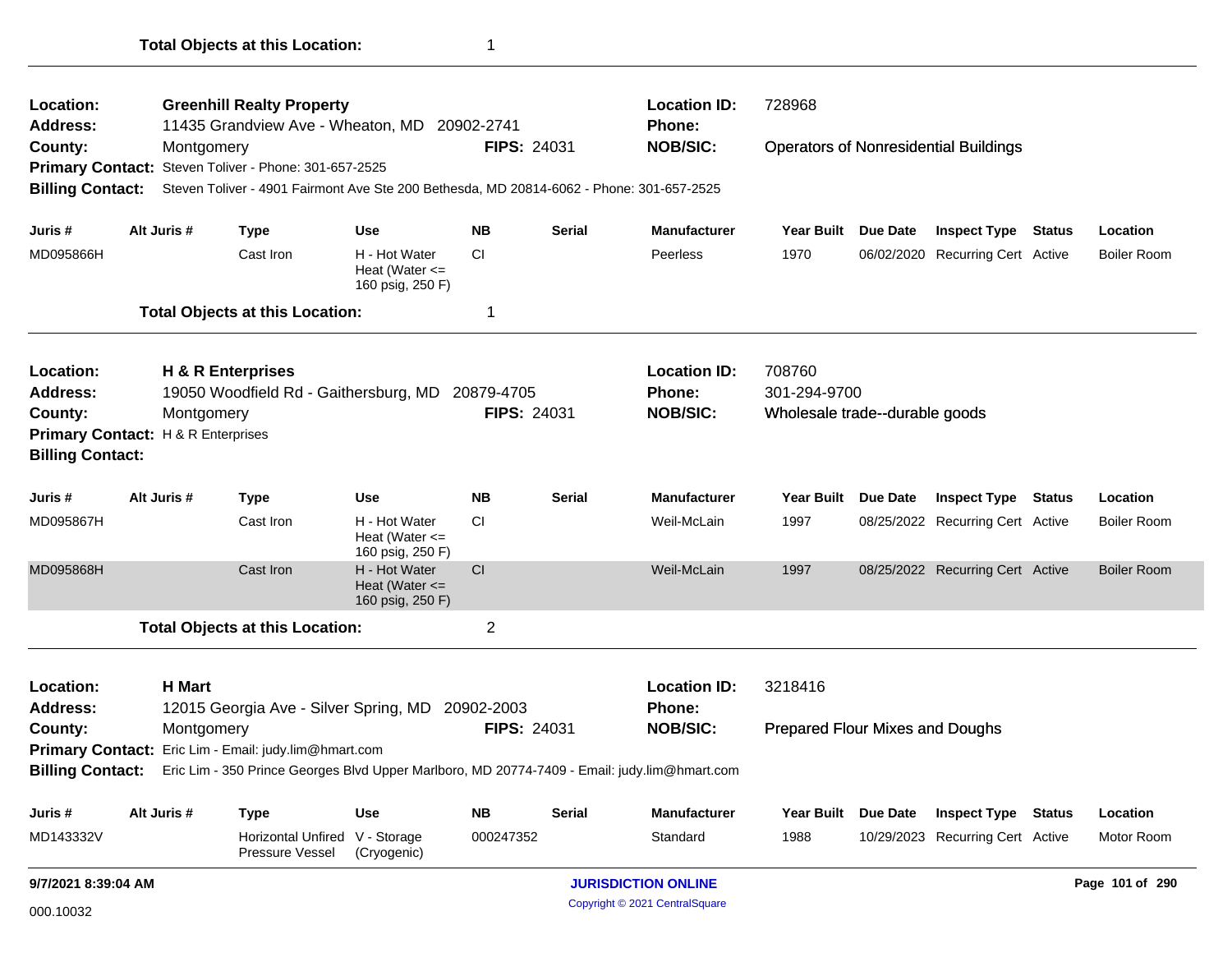**Total Objects at this Location:** 1

---

| | | | |
|---|---|---|---|
| **Location:** | **Greenhill Realty Property** | **Location ID:** | 728968 |
| **Address:** | 11435 Grandview Ave - Wheaton, MD 20902-2741 | **Phone:** | |
| **County:** | Montgomery **FIPS:** 24031 | **NOB/SIC:** | Operators of Nonresidential Buildings |
| **Primary Contact:** | Steven Toliver - Phone: 301-657-2525 | | |
| **Billing Contact:** | Steven Toliver - 4901 Fairmont Ave Ste 200 Bethesda, MD 20814-6062 - Phone: 301-657-2525 | | |

| Juris # | Alt Juris # | Type | Use | NB | Serial | Manufacturer | Year Built | Due Date | Inspect Type | Status | Location |
|---|---|---|---|---|---|---|---|---|---|---|---|
| MD095866H | | Cast Iron | H - Hot Water Heat (Water <= 160 psig, 250 F) | CI | | Peerless | 1970 | 06/02/2020 | Recurring Cert | Active | Boiler Room |

**Total Objects at this Location:** 1

---

| | | | |
|---|---|---|---|
| **Location:** | **H & R Enterprises** | **Location ID:** | 708760 |
| **Address:** | 19050 Woodfield Rd - Gaithersburg, MD 20879-4705 | **Phone:** | 301-294-9700 |
| **County:** | Montgomery **FIPS:** 24031 | **NOB/SIC:** | Wholesale trade--durable goods |
| **Primary Contact:** | H & R Enterprises | | |
| **Billing Contact:** | | | |

| Juris # | Alt Juris # | Type | Use | NB | Serial | Manufacturer | Year Built | Due Date | Inspect Type | Status | Location |
|---|---|---|---|---|---|---|---|---|---|---|---|
| MD095867H | | Cast Iron | H - Hot Water Heat (Water <= 160 psig, 250 F) | CI | | Weil-McLain | 1997 | 08/25/2022 | Recurring Cert | Active | Boiler Room |
| MD095868H | | Cast Iron | H - Hot Water Heat (Water <= 160 psig, 250 F) | CI | | Weil-McLain | 1997 | 08/25/2022 | Recurring Cert | Active | Boiler Room |

**Total Objects at this Location:** 2

---

| | | | |
|---|---|---|---|
| **Location:** | **H Mart** | **Location ID:** | 3218416 |
| **Address:** | 12015 Georgia Ave - Silver Spring, MD 20902-2003 | **Phone:** | |
| **County:** | Montgomery **FIPS:** 24031 | **NOB/SIC:** | Prepared Flour Mixes and Doughs |
| **Primary Contact:** | Eric Lim - Email: judy.lim@hmart.com | | |
| **Billing Contact:** | Eric Lim - 350 Prince Georges Blvd Upper Marlboro, MD 20774-7409 - Email: judy.lim@hmart.com | | |

| Juris # | Alt Juris # | Type | Use | NB | Serial | Manufacturer | Year Built | Due Date | Inspect Type | Status | Location |
|---|---|---|---|---|---|---|---|---|---|---|---|
| MD143332V | | Horizontal Unfired Pressure Vessel | V - Storage (Cryogenic) | 000247352 | | Standard | 1988 | 10/29/2023 | Recurring Cert | Active | Motor Room |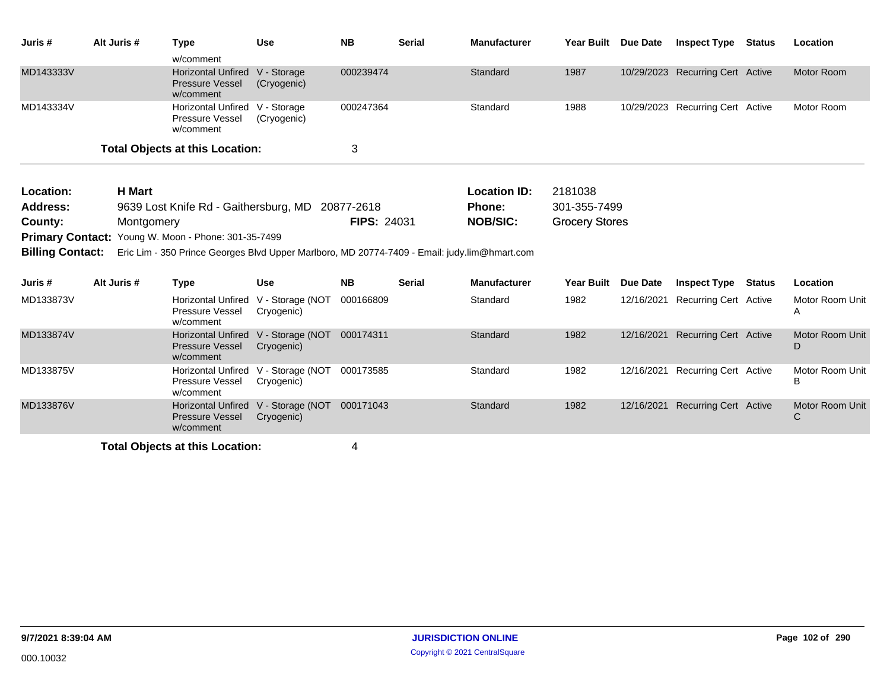| Juris # | Alt Juris # | Type | Use | NB | Serial | Manufacturer | Year Built | Due Date | Inspect Type | Status | Location |
|---|---|---|---|---|---|---|---|---|---|---|---|
| | | w/comment | | | | | | | | | |
| MD143333V | | Horizontal Unfired Pressure Vessel w/comment | V - Storage (Cryogenic) | 000239474 | | Standard | 1987 | 10/29/2023 | Recurring Cert | Active | Motor Room |
| MD143334V | | Horizontal Unfired Pressure Vessel w/comment | V - Storage (Cryogenic) | 000247364 | | Standard | 1988 | 10/29/2023 | Recurring Cert | Active | Motor Room |

**Total Objects at this Location:** 3

**Location:** H Mart
**Address:** 9639 Lost Knife Rd - Gaithersburg, MD 20877-2618
**County:** Montgomery
**FIPS:** 24031
**Location ID:** 2181038
**Phone:** 301-355-7499
**NOB/SIC:** Grocery Stores
**Primary Contact:** Young W. Moon - Phone: 301-35-7499
**Billing Contact:** Eric Lim - 350 Prince Georges Blvd Upper Marlboro, MD 20774-7409 - Email: judy.lim@hmart.com

| Juris # | Alt Juris # | Type | Use | NB | Serial | Manufacturer | Year Built | Due Date | Inspect Type | Status | Location |
|---|---|---|---|---|---|---|---|---|---|---|---|
| MD133873V | | Horizontal Unfired Pressure Vessel w/comment | V - Storage (NOT Cryogenic) | 000166809 | | Standard | 1982 | 12/16/2021 | Recurring Cert | Active | Motor Room Unit A |
| MD133874V | | Horizontal Unfired Pressure Vessel w/comment | V - Storage (NOT Cryogenic) | 000174311 | | Standard | 1982 | 12/16/2021 | Recurring Cert | Active | Motor Room Unit D |
| MD133875V | | Horizontal Unfired Pressure Vessel w/comment | V - Storage (NOT Cryogenic) | 000173585 | | Standard | 1982 | 12/16/2021 | Recurring Cert | Active | Motor Room Unit B |
| MD133876V | | Horizontal Unfired Pressure Vessel w/comment | V - Storage (NOT Cryogenic) | 000171043 | | Standard | 1982 | 12/16/2021 | Recurring Cert | Active | Motor Room Unit C |

**Total Objects at this Location:** 4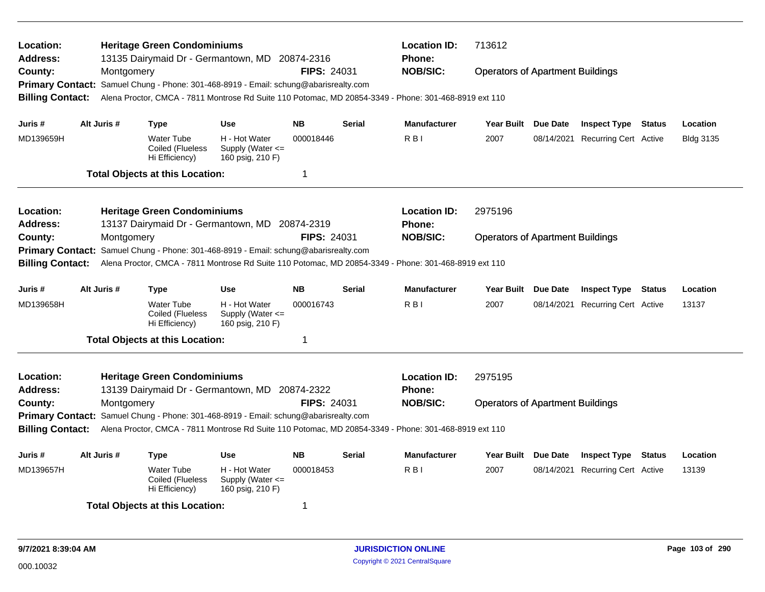**Location:** Heritage Green Condominiums
**Location ID:** 713612
**Address:** 13135 Dairymaid Dr - Germantown, MD 20874-2316
**Phone:**
**County:** Montgomery
**FIPS:** 24031
**NOB/SIC:** Operators of Apartment Buildings
**Primary Contact:** Samuel Chung - Phone: 301-468-8919 - Email: schung@abarisrealty.com
**Billing Contact:** Alena Proctor, CMCA - 7811 Montrose Rd Suite 110 Potomac, MD 20854-3349 - Phone: 301-468-8919 ext 110

| Juris # | Alt Juris # | Type | Use | NB | Serial | Manufacturer | Year Built | Due Date | Inspect Type | Status | Location |
|---|---|---|---|---|---|---|---|---|---|---|---|
| MD139659H | | Water Tube Coiled (Flueless Hi Efficiency) | H - Hot Water Supply (Water <= 160 psig, 210 F) | 000018446 | | R B I | 2007 | 08/14/2021 | Recurring Cert | Active | Bldg 3135 |

**Total Objects at this Location:** 1

---

**Location:** Heritage Green Condominiums
**Location ID:** 2975196
**Address:** 13137 Dairymaid Dr - Germantown, MD 20874-2319
**Phone:**
**County:** Montgomery
**FIPS:** 24031
**NOB/SIC:** Operators of Apartment Buildings
**Primary Contact:** Samuel Chung - Phone: 301-468-8919 - Email: schung@abarisrealty.com
**Billing Contact:** Alena Proctor, CMCA - 7811 Montrose Rd Suite 110 Potomac, MD 20854-3349 - Phone: 301-468-8919 ext 110

| Juris # | Alt Juris # | Type | Use | NB | Serial | Manufacturer | Year Built | Due Date | Inspect Type | Status | Location |
|---|---|---|---|---|---|---|---|---|---|---|---|
| MD139658H | | Water Tube Coiled (Flueless Hi Efficiency) | H - Hot Water Supply (Water <= 160 psig, 210 F) | 000016743 | | R B I | 2007 | 08/14/2021 | Recurring Cert | Active | 13137 |

**Total Objects at this Location:** 1

---

**Location:** Heritage Green Condominiums
**Location ID:** 2975195
**Address:** 13139 Dairymaid Dr - Germantown, MD 20874-2322
**Phone:**
**County:** Montgomery
**FIPS:** 24031
**NOB/SIC:** Operators of Apartment Buildings
**Primary Contact:** Samuel Chung - Phone: 301-468-8919 - Email: schung@abarisrealty.com
**Billing Contact:** Alena Proctor, CMCA - 7811 Montrose Rd Suite 110 Potomac, MD 20854-3349 - Phone: 301-468-8919 ext 110

| Juris # | Alt Juris # | Type | Use | NB | Serial | Manufacturer | Year Built | Due Date | Inspect Type | Status | Location |
|---|---|---|---|---|---|---|---|---|---|---|---|
| MD139657H | | Water Tube Coiled (Flueless Hi Efficiency) | H - Hot Water Supply (Water <= 160 psig, 210 F) | 000018453 | | R B I | 2007 | 08/14/2021 | Recurring Cert | Active | 13139 |

**Total Objects at this Location:** 1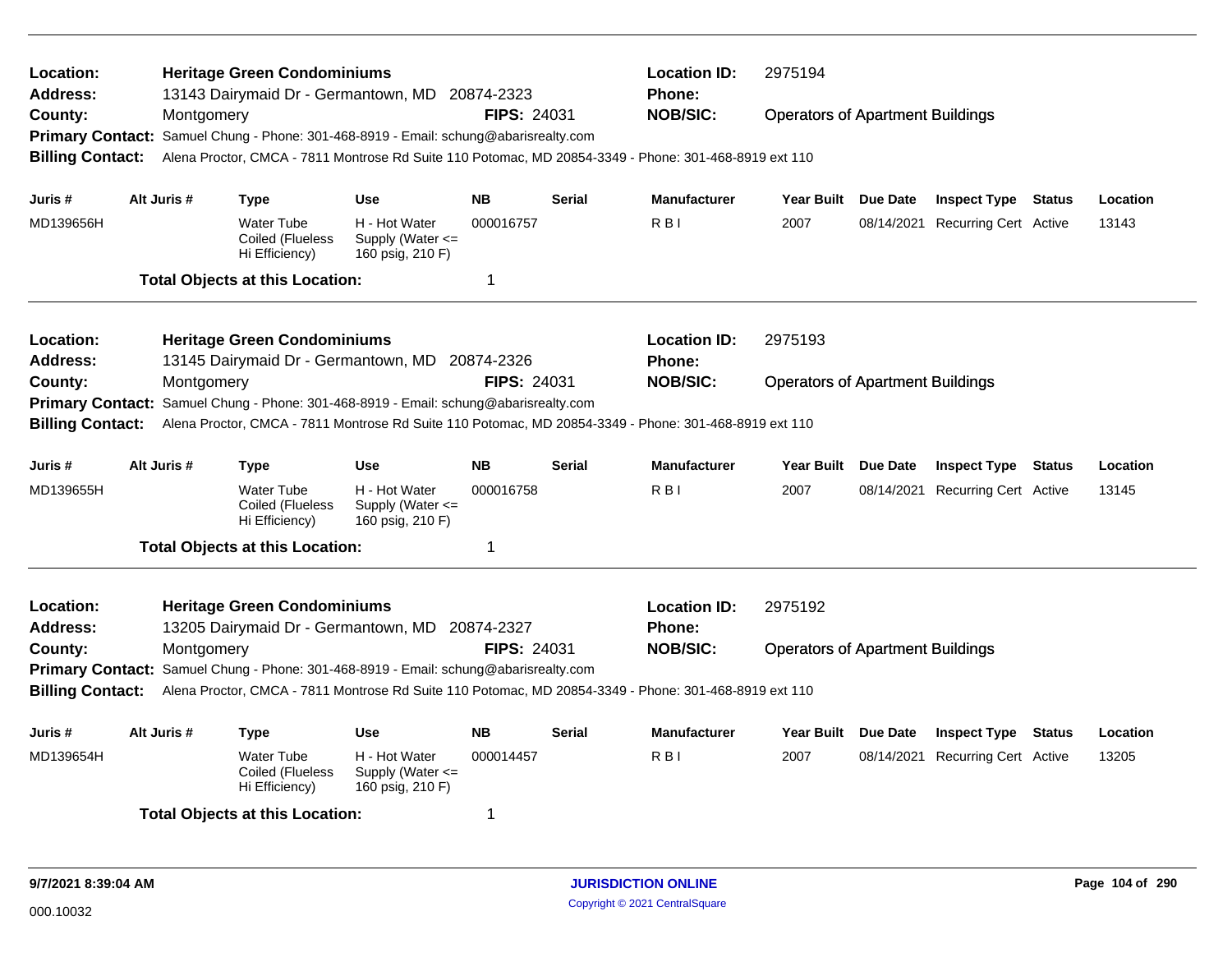**Location:** Heritage Green Condominiums
**Address:** 13143 Dairymaid Dr - Germantown, MD 20874-2323
**County:** Montgomery **FIPS:** 24031
**Location ID:** 2975194
**Phone:**
**NOB/SIC:** Operators of Apartment Buildings
**Primary Contact:** Samuel Chung - Phone: 301-468-8919 - Email: schung@abarisrealty.com
**Billing Contact:** Alena Proctor, CMCA - 7811 Montrose Rd Suite 110 Potomac, MD 20854-3349 - Phone: 301-468-8919 ext 110

| Juris # | Alt Juris # | Type | Use | NB | Serial | Manufacturer | Year Built | Due Date | Inspect Type | Status | Location |
|---|---|---|---|---|---|---|---|---|---|---|---|
| MD139656H | | Water Tube Coiled (Flueless Hi Efficiency) | H - Hot Water Supply (Water <= 160 psig, 210 F) | 000016757 | | R B I | 2007 | 08/14/2021 | Recurring Cert | Active | 13143 |

**Total Objects at this Location:** 1

---

**Location:** Heritage Green Condominiums
**Address:** 13145 Dairymaid Dr - Germantown, MD 20874-2326
**County:** Montgomery **FIPS:** 24031
**Location ID:** 2975193
**Phone:**
**NOB/SIC:** Operators of Apartment Buildings
**Primary Contact:** Samuel Chung - Phone: 301-468-8919 - Email: schung@abarisrealty.com
**Billing Contact:** Alena Proctor, CMCA - 7811 Montrose Rd Suite 110 Potomac, MD 20854-3349 - Phone: 301-468-8919 ext 110

| Juris # | Alt Juris # | Type | Use | NB | Serial | Manufacturer | Year Built | Due Date | Inspect Type | Status | Location |
|---|---|---|---|---|---|---|---|---|---|---|---|
| MD139655H | | Water Tube Coiled (Flueless Hi Efficiency) | H - Hot Water Supply (Water <= 160 psig, 210 F) | 000016758 | | R B I | 2007 | 08/14/2021 | Recurring Cert | Active | 13145 |

**Total Objects at this Location:** 1

---

**Location:** Heritage Green Condominiums
**Address:** 13205 Dairymaid Dr - Germantown, MD 20874-2327
**County:** Montgomery **FIPS:** 24031
**Location ID:** 2975192
**Phone:**
**NOB/SIC:** Operators of Apartment Buildings
**Primary Contact:** Samuel Chung - Phone: 301-468-8919 - Email: schung@abarisrealty.com
**Billing Contact:** Alena Proctor, CMCA - 7811 Montrose Rd Suite 110 Potomac, MD 20854-3349 - Phone: 301-468-8919 ext 110

| Juris # | Alt Juris # | Type | Use | NB | Serial | Manufacturer | Year Built | Due Date | Inspect Type | Status | Location |
|---|---|---|---|---|---|---|---|---|---|---|---|
| MD139654H | | Water Tube Coiled (Flueless Hi Efficiency) | H - Hot Water Supply (Water <= 160 psig, 210 F) | 000014457 | | R B I | 2007 | 08/14/2021 | Recurring Cert | Active | 13205 |

**Total Objects at this Location:** 1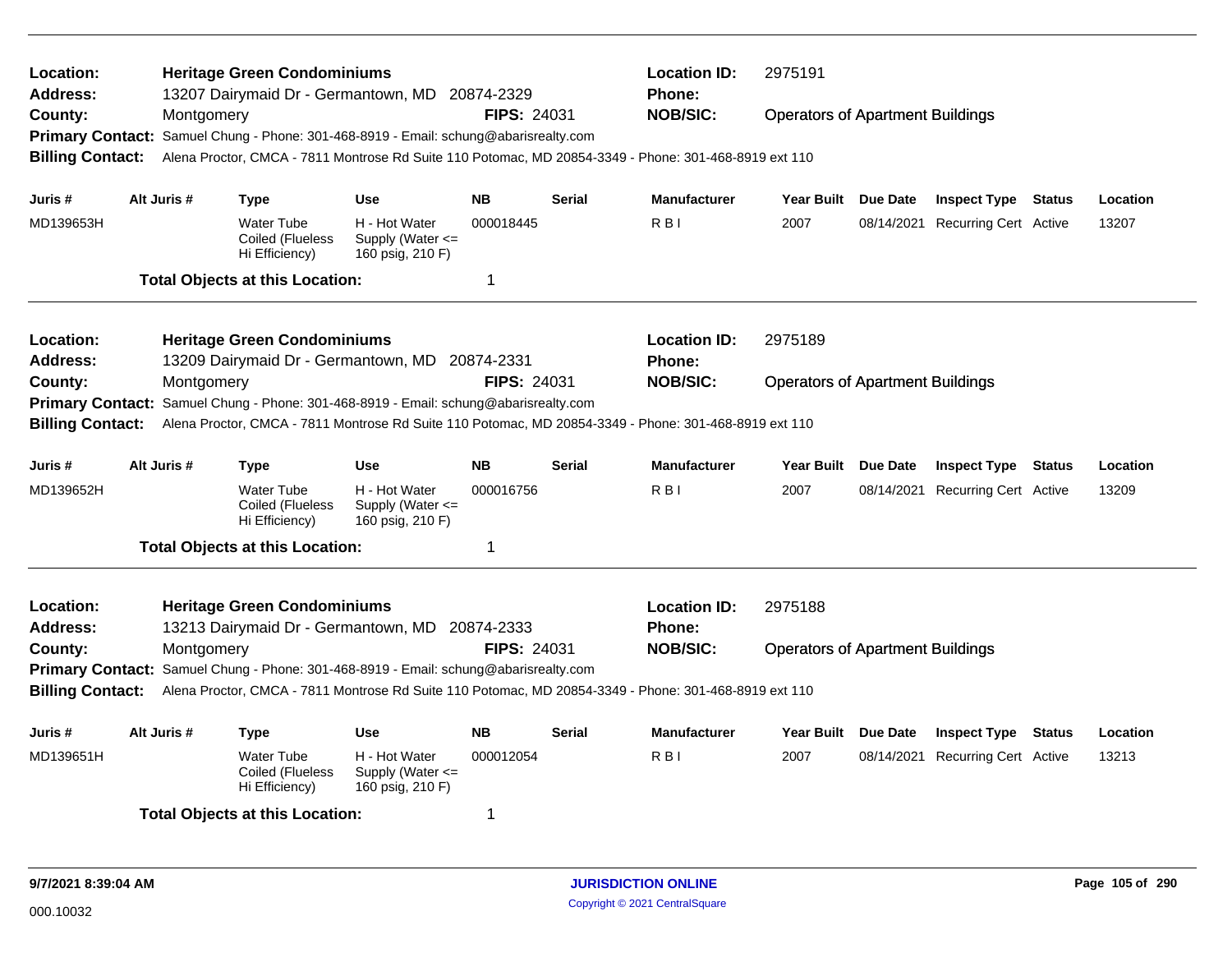**Location:** Heritage Green Condominiums
**Address:** 13207 Dairymaid Dr - Germantown, MD 20874-2329
**County:** Montgomery
**FIPS:** 24031
**Location ID:** 2975191
**Phone:**
**NOB/SIC:** Operators of Apartment Buildings
**Primary Contact:** Samuel Chung - Phone: 301-468-8919 - Email: schung@abarisrealty.com
**Billing Contact:** Alena Proctor, CMCA - 7811 Montrose Rd Suite 110 Potomac, MD 20854-3349 - Phone: 301-468-8919 ext 110

| Juris # | Alt Juris # | Type | Use | NB | Serial | Manufacturer | Year Built | Due Date | Inspect Type | Status | Location |
|---|---|---|---|---|---|---|---|---|---|---|---|
| MD139653H | | Water Tube Coiled (Flueless Hi Efficiency) | H - Hot Water Supply (Water <= 160 psig, 210 F) | 000018445 | | R B I | 2007 | 08/14/2021 | Recurring Cert | Active | 13207 |

**Total Objects at this Location:** 1

---

**Location:** Heritage Green Condominiums
**Address:** 13209 Dairymaid Dr - Germantown, MD 20874-2331
**County:** Montgomery
**FIPS:** 24031
**Location ID:** 2975189
**Phone:**
**NOB/SIC:** Operators of Apartment Buildings
**Primary Contact:** Samuel Chung - Phone: 301-468-8919 - Email: schung@abarisrealty.com
**Billing Contact:** Alena Proctor, CMCA - 7811 Montrose Rd Suite 110 Potomac, MD 20854-3349 - Phone: 301-468-8919 ext 110

| Juris # | Alt Juris # | Type | Use | NB | Serial | Manufacturer | Year Built | Due Date | Inspect Type | Status | Location |
|---|---|---|---|---|---|---|---|---|---|---|---|
| MD139652H | | Water Tube Coiled (Flueless Hi Efficiency) | H - Hot Water Supply (Water <= 160 psig, 210 F) | 000016756 | | R B I | 2007 | 08/14/2021 | Recurring Cert | Active | 13209 |

**Total Objects at this Location:** 1

---

**Location:** Heritage Green Condominiums
**Address:** 13213 Dairymaid Dr - Germantown, MD 20874-2333
**County:** Montgomery
**FIPS:** 24031
**Location ID:** 2975188
**Phone:**
**NOB/SIC:** Operators of Apartment Buildings
**Primary Contact:** Samuel Chung - Phone: 301-468-8919 - Email: schung@abarisrealty.com
**Billing Contact:** Alena Proctor, CMCA - 7811 Montrose Rd Suite 110 Potomac, MD 20854-3349 - Phone: 301-468-8919 ext 110

| Juris # | Alt Juris # | Type | Use | NB | Serial | Manufacturer | Year Built | Due Date | Inspect Type | Status | Location |
|---|---|---|---|---|---|---|---|---|---|---|---|
| MD139651H | | Water Tube Coiled (Flueless Hi Efficiency) | H - Hot Water Supply (Water <= 160 psig, 210 F) | 000012054 | | R B I | 2007 | 08/14/2021 | Recurring Cert | Active | 13213 |

**Total Objects at this Location:** 1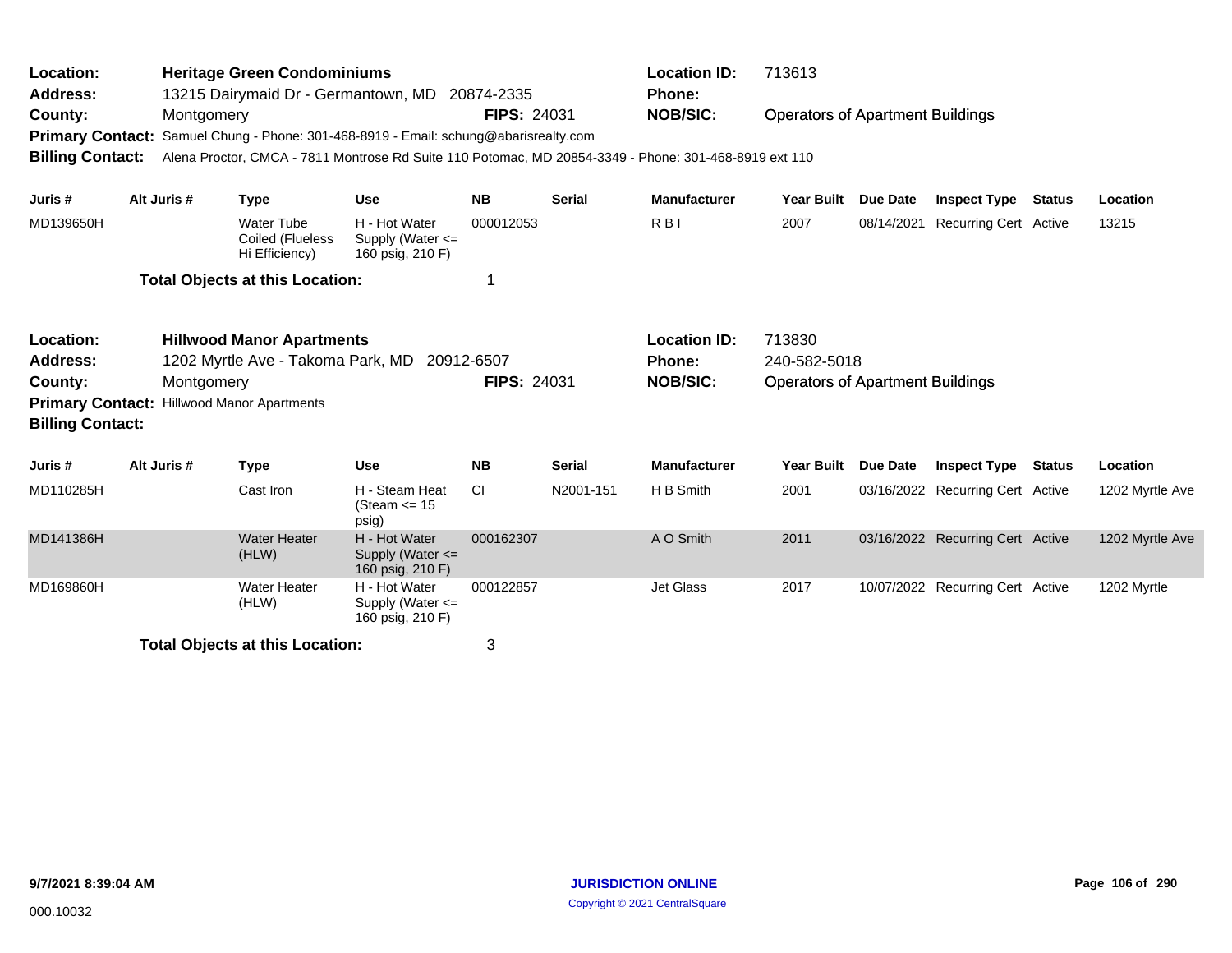**Location:** Heritage Green Condominiums
**Address:** 13215 Dairymaid Dr - Germantown, MD 20874-2335
**County:** Montgomery **FIPS:** 24031
**Location ID:** 713613
**Phone:**
**NOB/SIC:** Operators of Apartment Buildings
**Primary Contact:** Samuel Chung - Phone: 301-468-8919 - Email: schung@abarisrealty.com
**Billing Contact:** Alena Proctor, CMCA - 7811 Montrose Rd Suite 110 Potomac, MD 20854-3349 - Phone: 301-468-8919 ext 110

| Juris # | Alt Juris # | Type | Use | NB | Serial | Manufacturer | Year Built | Due Date | Inspect Type | Status | Location |
|---|---|---|---|---|---|---|---|---|---|---|---|
| MD139650H | | Water Tube Coiled (Flueless Hi Efficiency) | H - Hot Water Supply (Water <= 160 psig, 210 F) | 000012053 | | R B I | 2007 | 08/14/2021 | Recurring Cert | Active | 13215 |

**Total Objects at this Location:** 1

**Location:** Hillwood Manor Apartments
**Address:** 1202 Myrtle Ave - Takoma Park, MD 20912-6507
**County:** Montgomery **FIPS:** 24031
**Location ID:** 713830
**Phone:** 240-582-5018
**NOB/SIC:** Operators of Apartment Buildings
**Primary Contact:** Hillwood Manor Apartments
**Billing Contact:**

| Juris # | Alt Juris # | Type | Use | NB | Serial | Manufacturer | Year Built | Due Date | Inspect Type | Status | Location |
|---|---|---|---|---|---|---|---|---|---|---|---|
| MD110285H | | Cast Iron | H - Steam Heat (Steam <= 15 psig) | CI | N2001-151 | H B Smith | 2001 | 03/16/2022 | Recurring Cert | Active | 1202 Myrtle Ave |
| MD141386H | | Water Heater (HLW) | H - Hot Water Supply (Water <= 160 psig, 210 F) | 000162307 | | A O Smith | 2011 | 03/16/2022 | Recurring Cert | Active | 1202 Myrtle Ave |
| MD169860H | | Water Heater (HLW) | H - Hot Water Supply (Water <= 160 psig, 210 F) | 000122857 | | Jet Glass | 2017 | 10/07/2022 | Recurring Cert | Active | 1202 Myrtle |

**Total Objects at this Location:** 3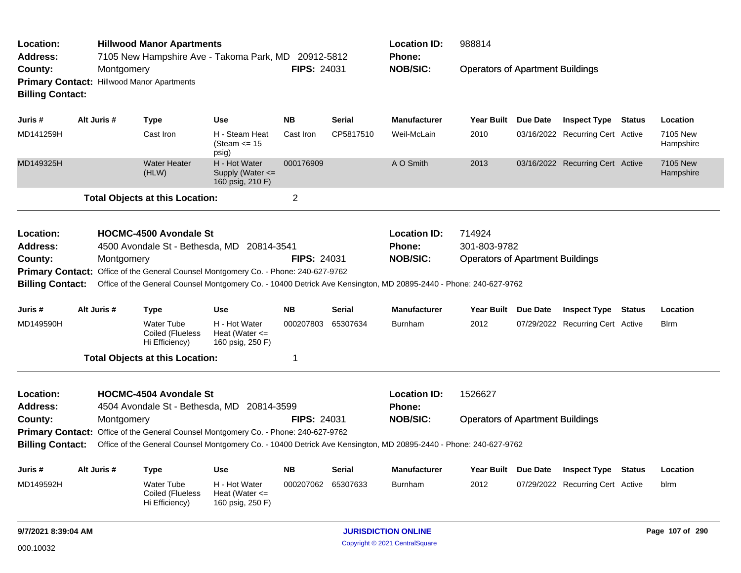**Location:** Hillwood Manor Apartments
**Address:** 7105 New Hampshire Ave - Takoma Park, MD 20912-5812
**County:** Montgomery
**FIPS:** 24031
**Location ID:** 988814
**Phone:**
**NOB/SIC:** Operators of Apartment Buildings
**Primary Contact:** Hillwood Manor Apartments
**Billing Contact:**

| Juris # | Alt Juris # | Type | Use | NB | Serial | Manufacturer | Year Built | Due Date | Inspect Type | Status | Location |
|---|---|---|---|---|---|---|---|---|---|---|---|
| MD141259H | | Cast Iron | H - Steam Heat (Steam <= 15 psig) | Cast Iron | CP5817510 | Weil-McLain | 2010 | 03/16/2022 | Recurring Cert | Active | 7105 New Hampshire |
| MD149325H | | Water Heater (HLW) | H - Hot Water Supply (Water <= 160 psig, 210 F) | 000176909 | | A O Smith | 2013 | 03/16/2022 | Recurring Cert | Active | 7105 New Hampshire |

**Total Objects at this Location:** 2

---

**Location:** HOCMC-4500 Avondale St
**Address:** 4500 Avondale St - Bethesda, MD 20814-3541
**County:** Montgomery
**FIPS:** 24031
**Location ID:** 714924
**Phone:** 301-803-9782
**NOB/SIC:** Operators of Apartment Buildings
**Primary Contact:** Office of the General Counsel Montgomery Co. - Phone: 240-627-9762
**Billing Contact:** Office of the General Counsel Montgomery Co. - 10400 Detrick Ave Kensington, MD 20895-2440 - Phone: 240-627-9762

| Juris # | Alt Juris # | Type | Use | NB | Serial | Manufacturer | Year Built | Due Date | Inspect Type | Status | Location |
|---|---|---|---|---|---|---|---|---|---|---|---|
| MD149590H | | Water Tube Coiled (Flueless Hi Efficiency) | H - Hot Water Heat (Water <= 160 psig, 250 F) | 000207803 | 65307634 | Burnham | 2012 | 07/29/2022 | Recurring Cert | Active | Blrm |

**Total Objects at this Location:** 1

---

**Location:** HOCMC-4504 Avondale St
**Address:** 4504 Avondale St - Bethesda, MD 20814-3599
**County:** Montgomery
**FIPS:** 24031
**Location ID:** 1526627
**Phone:**
**NOB/SIC:** Operators of Apartment Buildings
**Primary Contact:** Office of the General Counsel Montgomery Co. - Phone: 240-627-9762
**Billing Contact:** Office of the General Counsel Montgomery Co. - 10400 Detrick Ave Kensington, MD 20895-2440 - Phone: 240-627-9762

| Juris # | Alt Juris # | Type | Use | NB | Serial | Manufacturer | Year Built | Due Date | Inspect Type | Status | Location |
|---|---|---|---|---|---|---|---|---|---|---|---|
| MD149592H | | Water Tube Coiled (Flueless Hi Efficiency) | H - Hot Water Heat (Water <= 160 psig, 250 F) | 000207062 | 65307633 | Burnham | 2012 | 07/29/2022 | Recurring Cert | Active | blrm |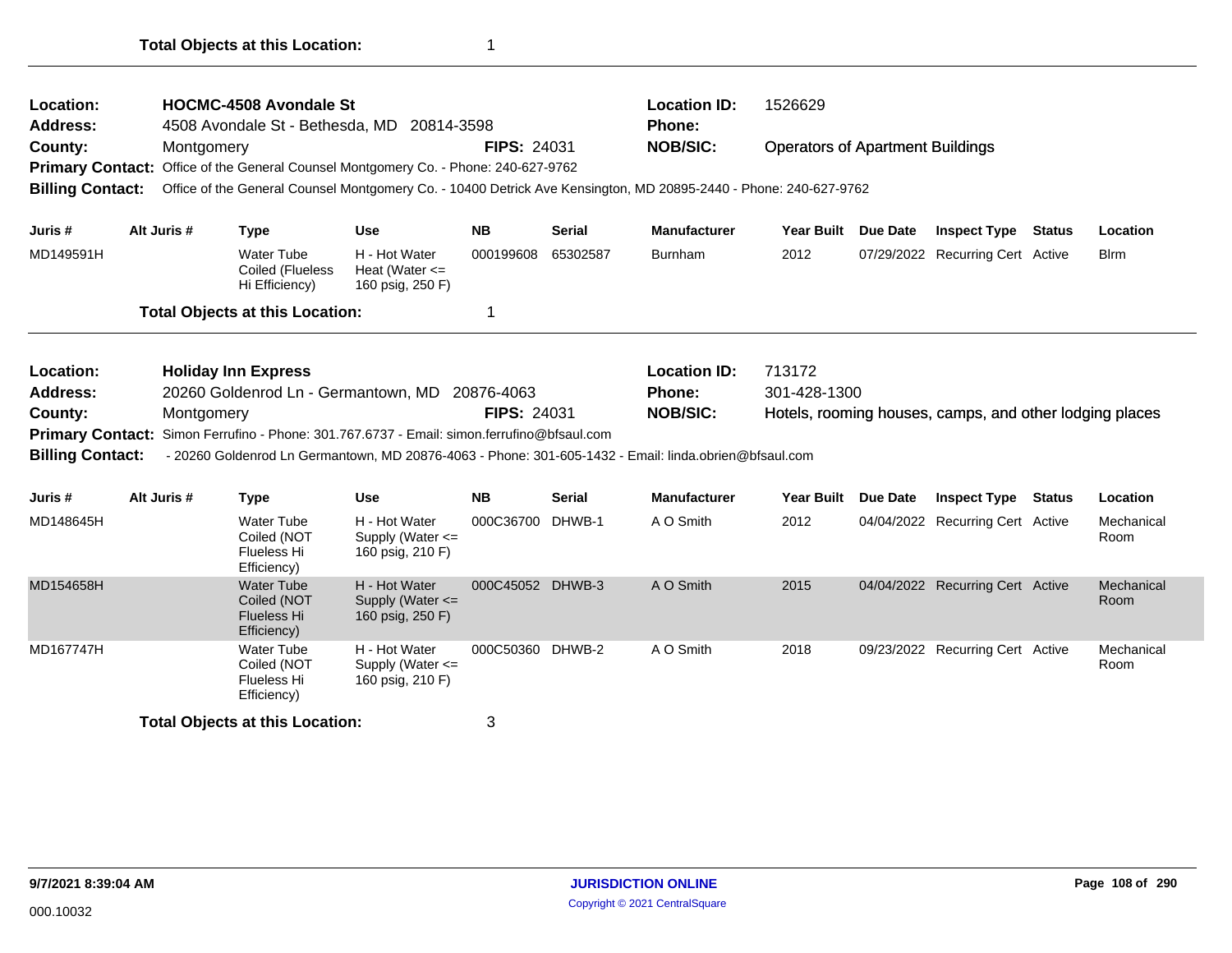**Total Objects at this Location:** 1

---

**Location:** HOCMC-4508 Avondale St
**Location ID:** 1526629
**Address:** 4508 Avondale St - Bethesda, MD 20814-3598
**Phone:**
**County:** Montgomery
**FIPS:** 24031
**NOB/SIC:** Operators of Apartment Buildings
**Primary Contact:** Office of the General Counsel Montgomery Co. - Phone: 240-627-9762
**Billing Contact:** Office of the General Counsel Montgomery Co. - 10400 Detrick Ave Kensington, MD 20895-2440 - Phone: 240-627-9762

| Juris # | Alt Juris # | Type | Use | NB | Serial | Manufacturer | Year Built | Due Date | Inspect Type | Status | Location |
|---|---|---|---|---|---|---|---|---|---|---|---|
| MD149591H | | Water Tube Coiled (Flueless Hi Efficiency) | H - Hot Water Heat (Water <= 160 psig, 250 F) | 000199608 | 65302587 | Burnham | 2012 | 07/29/2022 | Recurring Cert | Active | Blrm |

**Total Objects at this Location:** 1

---

**Location:** Holiday Inn Express
**Location ID:** 713172
**Address:** 20260 Goldenrod Ln - Germantown, MD 20876-4063
**Phone:** 301-428-1300
**County:** Montgomery
**FIPS:** 24031
**NOB/SIC:** Hotels, rooming houses, camps, and other lodging places
**Primary Contact:** Simon Ferrufino - Phone: 301.767.6737 - Email: simon.ferrufino@bfsaul.com
**Billing Contact:** - 20260 Goldenrod Ln Germantown, MD 20876-4063 - Phone: 301-605-1432 - Email: linda.obrien@bfsaul.com

| Juris # | Alt Juris # | Type | Use | NB | Serial | Manufacturer | Year Built | Due Date | Inspect Type | Status | Location |
|---|---|---|---|---|---|---|---|---|---|---|---|
| MD148645H | | Water Tube Coiled (NOT Flueless Hi Efficiency) | H - Hot Water Supply (Water <= 160 psig, 210 F) | 000C36700 | DHWB-1 | A O Smith | 2012 | 04/04/2022 | Recurring Cert | Active | Mechanical Room |
| MD154658H | | Water Tube Coiled (NOT Flueless Hi Efficiency) | H - Hot Water Supply (Water <= 160 psig, 250 F) | 000C45052 | DHWB-3 | A O Smith | 2015 | 04/04/2022 | Recurring Cert | Active | Mechanical Room |
| MD167747H | | Water Tube Coiled (NOT Flueless Hi Efficiency) | H - Hot Water Supply (Water <= 160 psig, 210 F) | 000C50360 | DHWB-2 | A O Smith | 2018 | 09/23/2022 | Recurring Cert | Active | Mechanical Room |

**Total Objects at this Location:** 3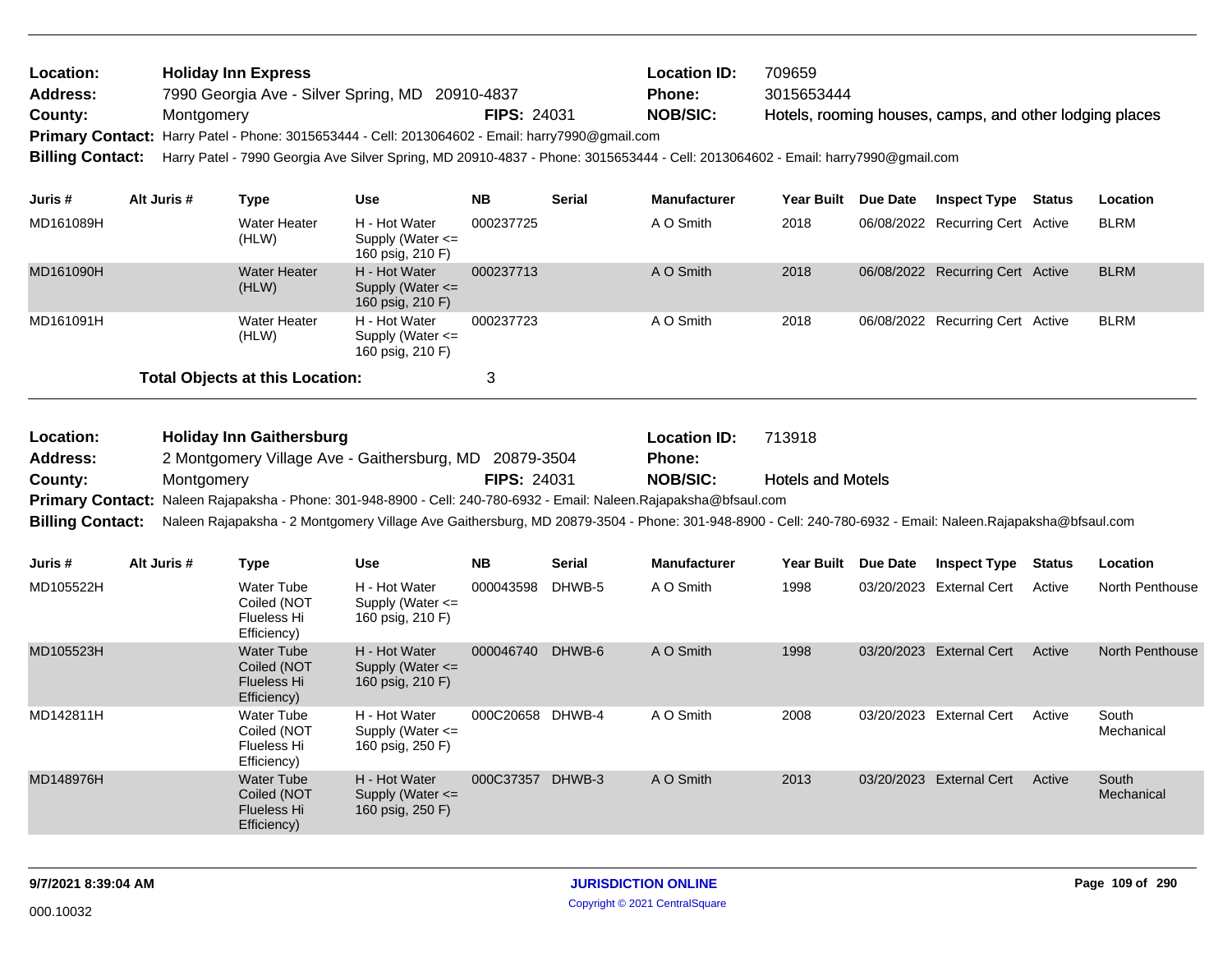**Location:** Holiday Inn Express
**Location ID:** 709659
**Address:** 7990 Georgia Ave - Silver Spring, MD 20910-4837
**Phone:** 3015653444
**County:** Montgomery
**FIPS:** 24031
**NOB/SIC:** Hotels, rooming houses, camps, and other lodging places
**Primary Contact:** Harry Patel - Phone: 3015653444 - Cell: 2013064602 - Email: harry7990@gmail.com
**Billing Contact:** Harry Patel - 7990 Georgia Ave Silver Spring, MD 20910-4837 - Phone: 3015653444 - Cell: 2013064602 - Email: harry7990@gmail.com

| Juris # | Alt Juris # | Type | Use | NB | Serial | Manufacturer | Year Built | Due Date | Inspect Type | Status | Location |
|---|---|---|---|---|---|---|---|---|---|---|---|
| MD161089H | | Water Heater (HLW) | H - Hot Water Supply (Water <= 160 psig, 210 F) | 000237725 | | A O Smith | 2018 | 06/08/2022 | Recurring Cert | Active | BLRM |
| MD161090H | | Water Heater (HLW) | H - Hot Water Supply (Water <= 160 psig, 210 F) | 000237713 | | A O Smith | 2018 | 06/08/2022 | Recurring Cert | Active | BLRM |
| MD161091H | | Water Heater (HLW) | H - Hot Water Supply (Water <= 160 psig, 210 F) | 000237723 | | A O Smith | 2018 | 06/08/2022 | Recurring Cert | Active | BLRM |

**Total Objects at this Location:** 3

**Location:** Holiday Inn Gaithersburg
**Location ID:** 713918
**Address:** 2 Montgomery Village Ave - Gaithersburg, MD 20879-3504
**Phone:**
**County:** Montgomery
**FIPS:** 24031
**NOB/SIC:** Hotels and Motels
**Primary Contact:** Naleen Rajapaksha - Phone: 301-948-8900 - Cell: 240-780-6932 - Email: Naleen.Rajapaksha@bfsaul.com
**Billing Contact:** Naleen Rajapaksha - 2 Montgomery Village Ave Gaithersburg, MD 20879-3504 - Phone: 301-948-8900 - Cell: 240-780-6932 - Email: Naleen.Rajapaksha@bfsaul.com

| Juris # | Alt Juris # | Type | Use | NB | Serial | Manufacturer | Year Built | Due Date | Inspect Type | Status | Location |
|---|---|---|---|---|---|---|---|---|---|---|---|
| MD105522H | | Water Tube Coiled (NOT Flueless Hi Efficiency) | H - Hot Water Supply (Water <= 160 psig, 210 F) | 000043598 | DHWB-5 | A O Smith | 1998 | 03/20/2023 | External Cert | Active | North Penthouse |
| MD105523H | | Water Tube Coiled (NOT Flueless Hi Efficiency) | H - Hot Water Supply (Water <= 160 psig, 210 F) | 000046740 | DHWB-6 | A O Smith | 1998 | 03/20/2023 | External Cert | Active | North Penthouse |
| MD142811H | | Water Tube Coiled (NOT Flueless Hi Efficiency) | H - Hot Water Supply (Water <= 160 psig, 250 F) | 000C20658 | DHWB-4 | A O Smith | 2008 | 03/20/2023 | External Cert | Active | South Mechanical |
| MD148976H | | Water Tube Coiled (NOT Flueless Hi Efficiency) | H - Hot Water Supply (Water <= 160 psig, 250 F) | 000C37357 | DHWB-3 | A O Smith | 2013 | 03/20/2023 | External Cert | Active | South Mechanical |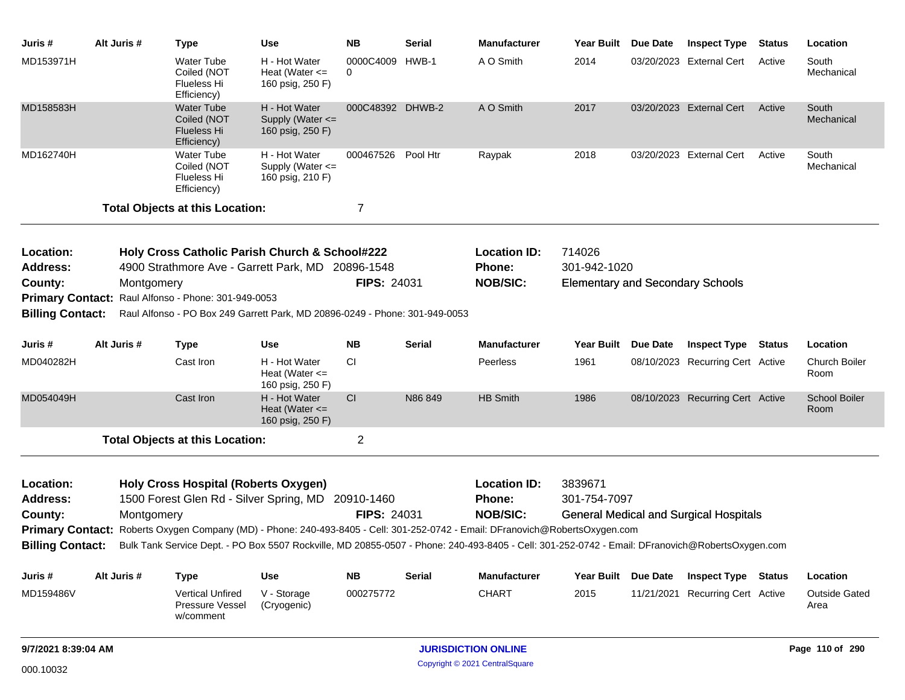| Juris # | Alt Juris # | Type | Use | NB | Serial | Manufacturer | Year Built | Due Date | Inspect Type | Status | Location |
|---|---|---|---|---|---|---|---|---|---|---|---|
| MD153971H | | Water Tube Coiled (NOT Flueless Hi Efficiency) | H - Hot Water Heat (Water <= 160 psig, 250 F) | 0000C4009 0 | HWB-1 | A O Smith | 2014 | 03/20/2023 | External Cert | Active | South Mechanical |
| MD158583H | | Water Tube Coiled (NOT Flueless Hi Efficiency) | H - Hot Water Supply (Water <= 160 psig, 250 F) | 000C48392 | DHWB-2 | A O Smith | 2017 | 03/20/2023 | External Cert | Active | South Mechanical |
| MD162740H | | Water Tube Coiled (NOT Flueless Hi Efficiency) | H - Hot Water Supply (Water <= 160 psig, 210 F) | 000467526 | Pool Htr | Raypak | 2018 | 03/20/2023 | External Cert | Active | South Mechanical |

**Total Objects at this Location:** 7

---

**Location:** Holy Cross Catholic Parish Church & School#222
**Location ID:** 714026
**Address:** 4900 Strathmore Ave - Garrett Park, MD 20896-1548
**Phone:** 301-942-1020
**County:** Montgomery
**FIPS:** 24031
**NOB/SIC:** Elementary and Secondary Schools
**Primary Contact:** Raul Alfonso - Phone: 301-949-0053
**Billing Contact:** Raul Alfonso - PO Box 249 Garrett Park, MD 20896-0249 - Phone: 301-949-0053

| Juris # | Alt Juris # | Type | Use | NB | Serial | Manufacturer | Year Built | Due Date | Inspect Type | Status | Location |
|---|---|---|---|---|---|---|---|---|---|---|---|
| MD040282H | | Cast Iron | H - Hot Water Heat (Water <= 160 psig, 250 F) | CI | | Peerless | 1961 | 08/10/2023 | Recurring Cert | Active | Church Boiler Room |
| MD054049H | | Cast Iron | H - Hot Water Heat (Water <= 160 psig, 250 F) | CI | N86 849 | HB Smith | 1986 | 08/10/2023 | Recurring Cert | Active | School Boiler Room |

**Total Objects at this Location:** 2

---

**Location:** Holy Cross Hospital (Roberts Oxygen)
**Location ID:** 3839671
**Address:** 1500 Forest Glen Rd - Silver Spring, MD 20910-1460
**Phone:** 301-754-7097
**County:** Montgomery
**FIPS:** 24031
**NOB/SIC:** General Medical and Surgical Hospitals
**Primary Contact:** Roberts Oxygen Company (MD) - Phone: 240-493-8405 - Cell: 301-252-0742 - Email: DFranovich@RobertsOxygen.com
**Billing Contact:** Bulk Tank Service Dept. - PO Box 5507 Rockville, MD 20855-0507 - Phone: 240-493-8405 - Cell: 301-252-0742 - Email: DFranovich@RobertsOxygen.com

| Juris # | Alt Juris # | Type | Use | NB | Serial | Manufacturer | Year Built | Due Date | Inspect Type | Status | Location |
|---|---|---|---|---|---|---|---|---|---|---|---|
| MD159486V | | Vertical Unfired Pressure Vessel w/comment | V - Storage (Cryogenic) | 000275772 | | CHART | 2015 | 11/21/2021 | Recurring Cert | Active | Outside Gated Area |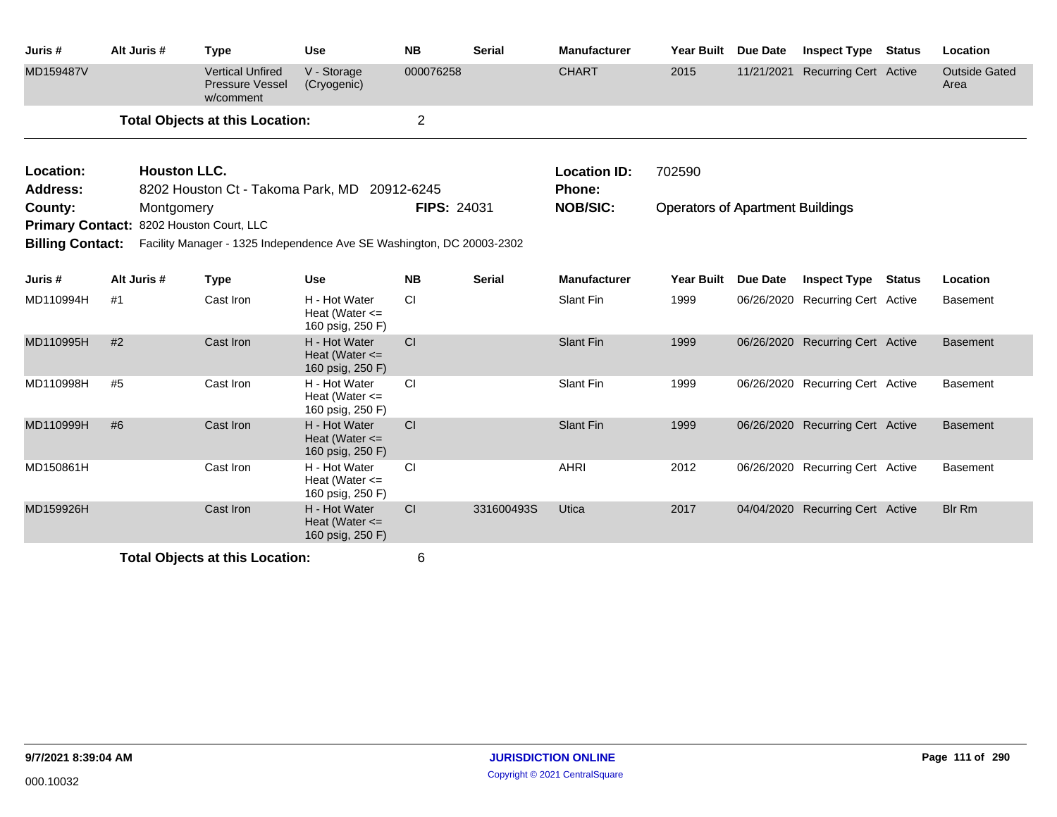| Juris # | Alt Juris # | Type | Use | NB | Serial | Manufacturer | Year Built | Due Date | Inspect Type | Status | Location |
|---|---|---|---|---|---|---|---|---|---|---|---|
| MD159487V | | Vertical Unfired Pressure Vessel w/comment | V - Storage (Cryogenic) | 000076258 | | CHART | 2015 | 11/21/2021 | Recurring Cert | Active | Outside Gated Area |

**Total Objects at this Location:** 2

---

**Location:** **Houston LLC.**
**Location ID:** 702590
**Address:** 8202 Houston Ct - Takoma Park, MD 20912-6245
**Phone:**
**County:** Montgomery
**FIPS:** 24031
**NOB/SIC:** Operators of Apartment Buildings
**Primary Contact:** 8202 Houston Court, LLC
**Billing Contact:** Facility Manager - 1325 Independence Ave SE Washington, DC 20003-2302

| Juris # | Alt Juris # | Type | Use | NB | Serial | Manufacturer | Year Built | Due Date | Inspect Type | Status | Location |
|---|---|---|---|---|---|---|---|---|---|---|---|
| MD110994H | #1 | Cast Iron | H - Hot Water Heat (Water <= 160 psig, 250 F) | CI | | Slant Fin | 1999 | 06/26/2020 | Recurring Cert | Active | Basement |
| MD110995H | #2 | Cast Iron | H - Hot Water Heat (Water <= 160 psig, 250 F) | CI | | Slant Fin | 1999 | 06/26/2020 | Recurring Cert | Active | Basement |
| MD110998H | #5 | Cast Iron | H - Hot Water Heat (Water <= 160 psig, 250 F) | CI | | Slant Fin | 1999 | 06/26/2020 | Recurring Cert | Active | Basement |
| MD110999H | #6 | Cast Iron | H - Hot Water Heat (Water <= 160 psig, 250 F) | CI | | Slant Fin | 1999 | 06/26/2020 | Recurring Cert | Active | Basement |
| MD150861H | | Cast Iron | H - Hot Water Heat (Water <= 160 psig, 250 F) | CI | | AHRI | 2012 | 06/26/2020 | Recurring Cert | Active | Basement |
| MD159926H | | Cast Iron | H - Hot Water Heat (Water <= 160 psig, 250 F) | CI | 331600493S | Utica | 2017 | 04/04/2020 | Recurring Cert | Active | Blr Rm |

**Total Objects at this Location:** 6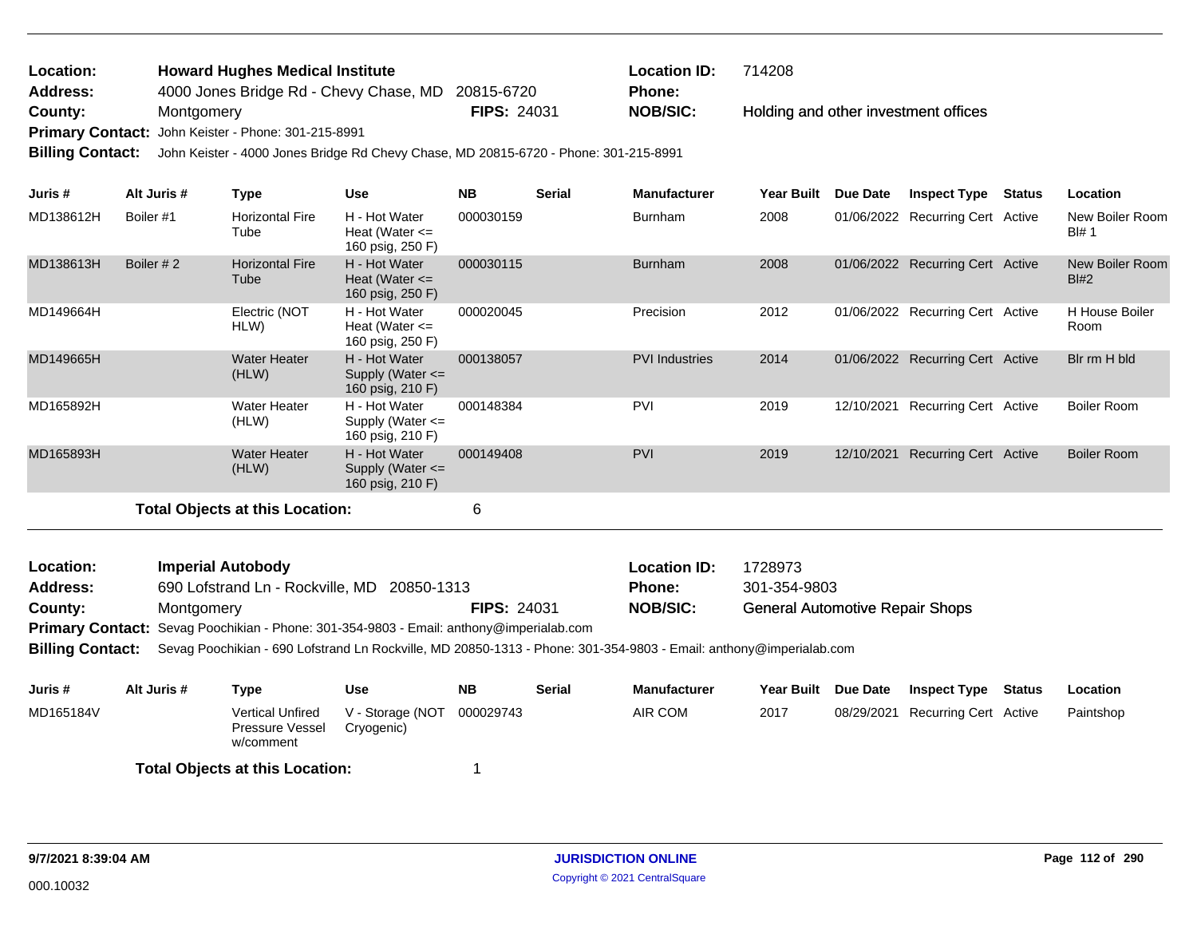**Location:** **Howard Hughes Medical Institute** **Location ID:** 714208
**Address:** 4000 Jones Bridge Rd - Chevy Chase, MD 20815-6720 **Phone:**
**County:** Montgomery **FIPS:** 24031 **NOB/SIC:** Holding and other investment offices
**Primary Contact:** John Keister - Phone: 301-215-8991
**Billing Contact:** John Keister - 4000 Jones Bridge Rd Chevy Chase, MD 20815-6720 - Phone: 301-215-8991

| Juris # | Alt Juris # | Type | Use | NB | Serial | Manufacturer | Year Built | Due Date | Inspect Type | Status | Location |
|---|---|---|---|---|---|---|---|---|---|---|---|
| MD138612H | Boiler #1 | Horizontal Fire Tube | H - Hot Water Heat (Water <= 160 psig, 250 F) | 000030159 | | Burnham | 2008 | 01/06/2022 | Recurring Cert | Active | New Boiler Room Bl# 1 |
| MD138613H | Boiler # 2 | Horizontal Fire Tube | H - Hot Water Heat (Water <= 160 psig, 250 F) | 000030115 | | Burnham | 2008 | 01/06/2022 | Recurring Cert | Active | New Boiler Room Bl#2 |
| MD149664H | | Electric (NOT HLW) | H - Hot Water Heat (Water <= 160 psig, 250 F) | 000020045 | | Precision | 2012 | 01/06/2022 | Recurring Cert | Active | H House Boiler Room |
| MD149665H | | Water Heater (HLW) | H - Hot Water Supply (Water <= 160 psig, 210 F) | 000138057 | | PVI Industries | 2014 | 01/06/2022 | Recurring Cert | Active | Blr rm H bld |
| MD165892H | | Water Heater (HLW) | H - Hot Water Supply (Water <= 160 psig, 210 F) | 000148384 | | PVI | 2019 | 12/10/2021 | Recurring Cert | Active | Boiler Room |
| MD165893H | | Water Heater (HLW) | H - Hot Water Supply (Water <= 160 psig, 210 F) | 000149408 | | PVI | 2019 | 12/10/2021 | Recurring Cert | Active | Boiler Room |

**Total Objects at this Location:** 6

**Location:** **Imperial Autobody** **Location ID:** 1728973
**Address:** 690 Lofstrand Ln - Rockville, MD 20850-1313 **Phone:** 301-354-9803
**County:** Montgomery **FIPS:** 24031 **NOB/SIC:** General Automotive Repair Shops
**Primary Contact:** Sevag Poochikian - Phone: 301-354-9803 - Email: anthony@imperialab.com
**Billing Contact:** Sevag Poochikian - 690 Lofstrand Ln Rockville, MD 20850-1313 - Phone: 301-354-9803 - Email: anthony@imperialab.com

| Juris # | Alt Juris # | Type | Use | NB | Serial | Manufacturer | Year Built | Due Date | Inspect Type | Status | Location |
|---|---|---|---|---|---|---|---|---|---|---|---|
| MD165184V | | Vertical Unfired Pressure Vessel w/comment | V - Storage (NOT Cryogenic) | 000029743 | | AIR COM | 2017 | 08/29/2021 | Recurring Cert | Active | Paintshop |

**Total Objects at this Location:** 1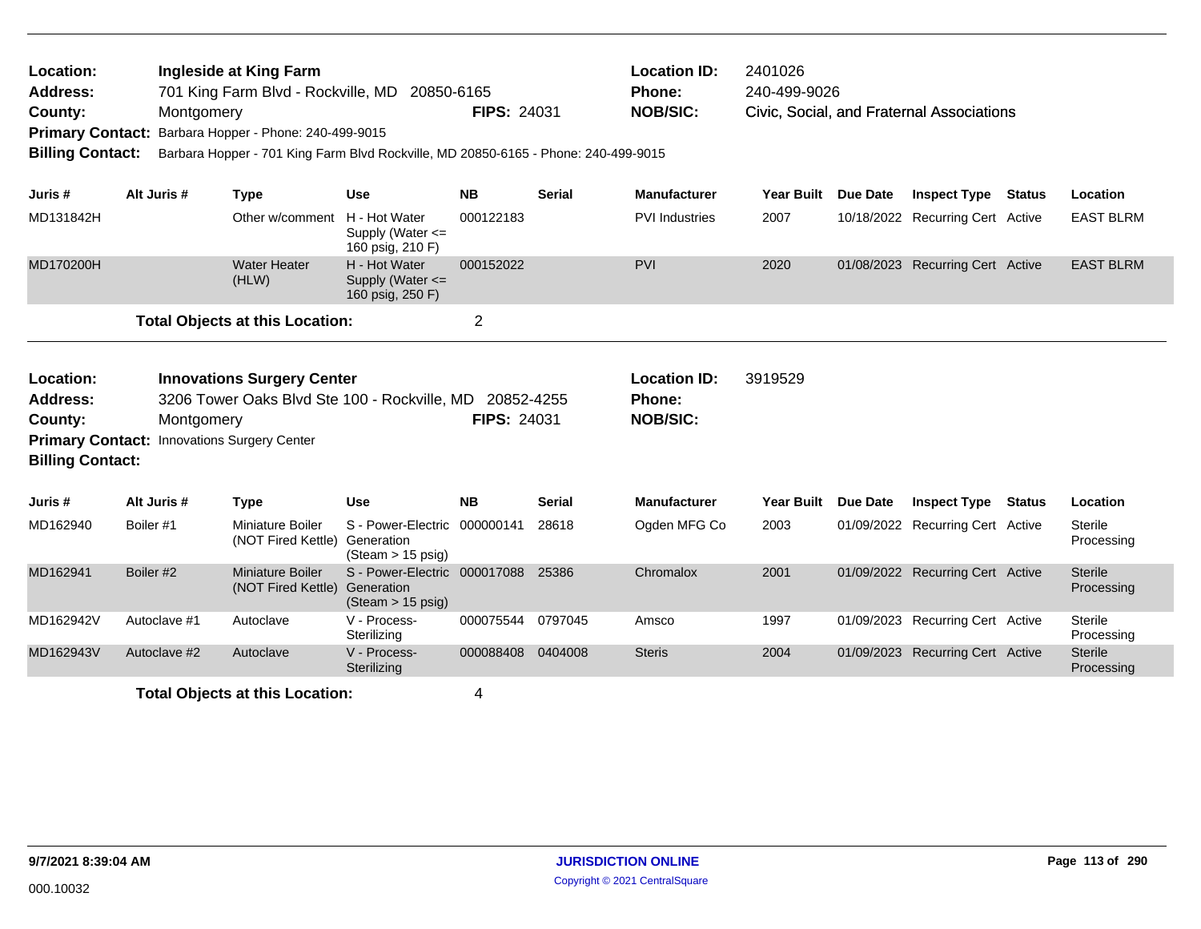**Location:** Ingleside at King Farm
**Address:** 701 King Farm Blvd - Rockville, MD 20850-6165
**County:** Montgomery **FIPS:** 24031
**Primary Contact:** Barbara Hopper - Phone: 240-499-9015
**Billing Contact:** Barbara Hopper - 701 King Farm Blvd Rockville, MD 20850-6165 - Phone: 240-499-9015

**Location ID:** 2401026
**Phone:** 240-499-9026
**NOB/SIC:** Civic, Social, and Fraternal Associations

| Juris # | Alt Juris # | Type | Use | NB | Serial | Manufacturer | Year Built | Due Date | Inspect Type | Status | Location |
|---|---|---|---|---|---|---|---|---|---|---|---|
| MD131842H | | Other w/comment | H - Hot Water Supply (Water <= 160 psig, 210 F) | 000122183 | | PVI Industries | 2007 | 10/18/2022 | Recurring Cert | Active | EAST BLRM |
| MD170200H | | Water Heater (HLW) | H - Hot Water Supply (Water <= 160 psig, 250 F) | 000152022 | | PVI | 2020 | 01/08/2023 | Recurring Cert | Active | EAST BLRM |

**Total Objects at this Location:** 2

---

**Location:** Innovations Surgery Center
**Address:** 3206 Tower Oaks Blvd Ste 100 - Rockville, MD 20852-4255
**County:** Montgomery **FIPS:** 24031
**Primary Contact:** Innovations Surgery Center
**Billing Contact:**

**Location ID:** 3919529
**Phone:**
**NOB/SIC:**

| Juris # | Alt Juris # | Type | Use | NB | Serial | Manufacturer | Year Built | Due Date | Inspect Type | Status | Location |
|---|---|---|---|---|---|---|---|---|---|---|---|
| MD162940 | Boiler #1 | Miniature Boiler (NOT Fired Kettle) | S - Power-Electric Generation (Steam > 15 psig) | 000000141 | 28618 | Ogden MFG Co | 2003 | 01/09/2022 | Recurring Cert | Active | Sterile Processing |
| MD162941 | Boiler #2 | Miniature Boiler (NOT Fired Kettle) | S - Power-Electric Generation (Steam > 15 psig) | 000017088 | 25386 | Chromalox | 2001 | 01/09/2022 | Recurring Cert | Active | Sterile Processing |
| MD162942V | Autoclave #1 | Autoclave | V - Process-Sterilizing | 000075544 | 0797045 | Amsco | 1997 | 01/09/2023 | Recurring Cert | Active | Sterile Processing |
| MD162943V | Autoclave #2 | Autoclave | V - Process-Sterilizing | 000088408 | 0404008 | Steris | 2004 | 01/09/2023 | Recurring Cert | Active | Sterile Processing |

**Total Objects at this Location:** 4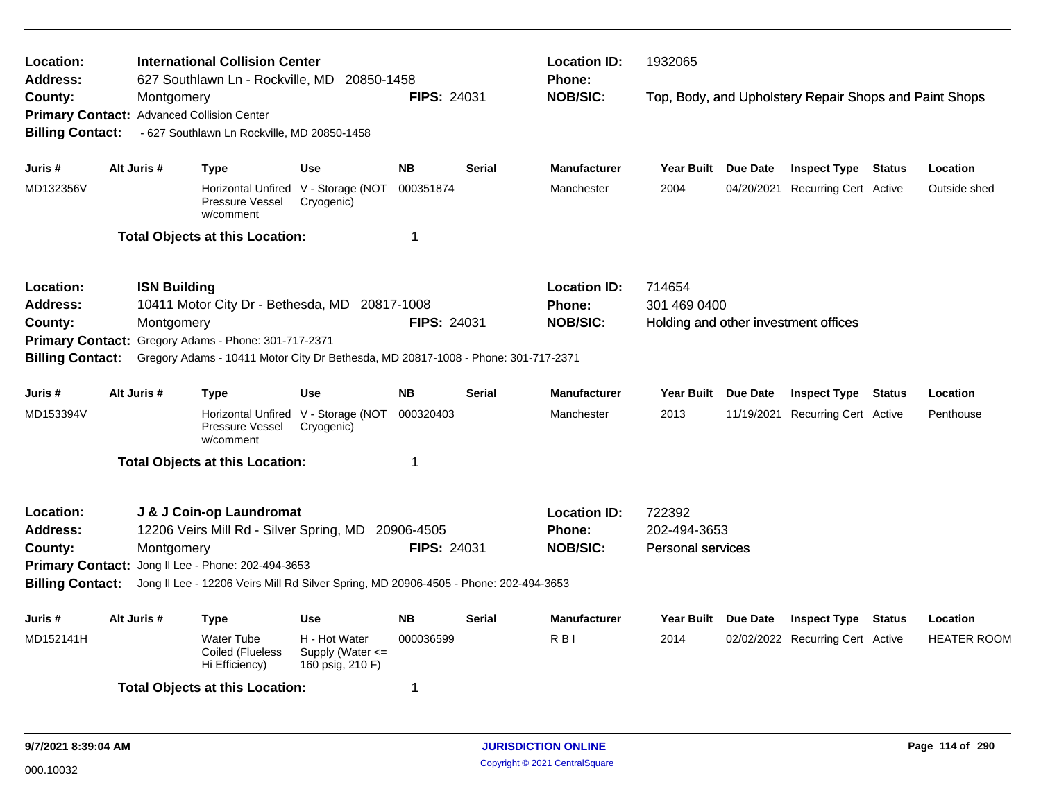**Location:** International Collision Center
**Address:** 627 Southlawn Ln - Rockville, MD 20850-1458
**County:** Montgomery
**FIPS:** 24031
**Location ID:** 1932065
**Phone:**
**NOB/SIC:** Top, Body, and Upholstery Repair Shops and Paint Shops
**Primary Contact:** Advanced Collision Center
**Billing Contact:** - 627 Southlawn Ln Rockville, MD 20850-1458

| Juris # | Alt Juris # | Type | Use | NB | Serial | Manufacturer | Year Built | Due Date | Inspect Type | Status | Location |
|---|---|---|---|---|---|---|---|---|---|---|---|
| MD132356V | | Horizontal Unfired Pressure Vessel w/comment | V - Storage (NOT Cryogenic) | 000351874 | | Manchester | 2004 | 04/20/2021 | Recurring Cert | Active | Outside shed |

**Total Objects at this Location:** 1

---

**Location:** ISN Building
**Address:** 10411 Motor City Dr - Bethesda, MD 20817-1008
**County:** Montgomery
**FIPS:** 24031
**Location ID:** 714654
**Phone:** 301 469 0400
**NOB/SIC:** Holding and other investment offices
**Primary Contact:** Gregory Adams - Phone: 301-717-2371
**Billing Contact:** Gregory Adams - 10411 Motor City Dr Bethesda, MD 20817-1008 - Phone: 301-717-2371

| Juris # | Alt Juris # | Type | Use | NB | Serial | Manufacturer | Year Built | Due Date | Inspect Type | Status | Location |
|---|---|---|---|---|---|---|---|---|---|---|---|
| MD153394V | | Horizontal Unfired Pressure Vessel w/comment | V - Storage (NOT Cryogenic) | 000320403 | | Manchester | 2013 | 11/19/2021 | Recurring Cert | Active | Penthouse |

**Total Objects at this Location:** 1

---

**Location:** J & J Coin-op Laundromat
**Address:** 12206 Veirs Mill Rd - Silver Spring, MD 20906-4505
**County:** Montgomery
**FIPS:** 24031
**Location ID:** 722392
**Phone:** 202-494-3653
**NOB/SIC:** Personal services
**Primary Contact:** Jong Il Lee - Phone: 202-494-3653
**Billing Contact:** Jong Il Lee - 12206 Veirs Mill Rd Silver Spring, MD 20906-4505 - Phone: 202-494-3653

| Juris # | Alt Juris # | Type | Use | NB | Serial | Manufacturer | Year Built | Due Date | Inspect Type | Status | Location |
|---|---|---|---|---|---|---|---|---|---|---|---|
| MD152141H | | Water Tube Coiled (Flueless Hi Efficiency) | H - Hot Water Supply (Water <= 160 psig, 210 F) | 000036599 | | R B I | 2014 | 02/02/2022 | Recurring Cert | Active | HEATER ROOM |

**Total Objects at this Location:** 1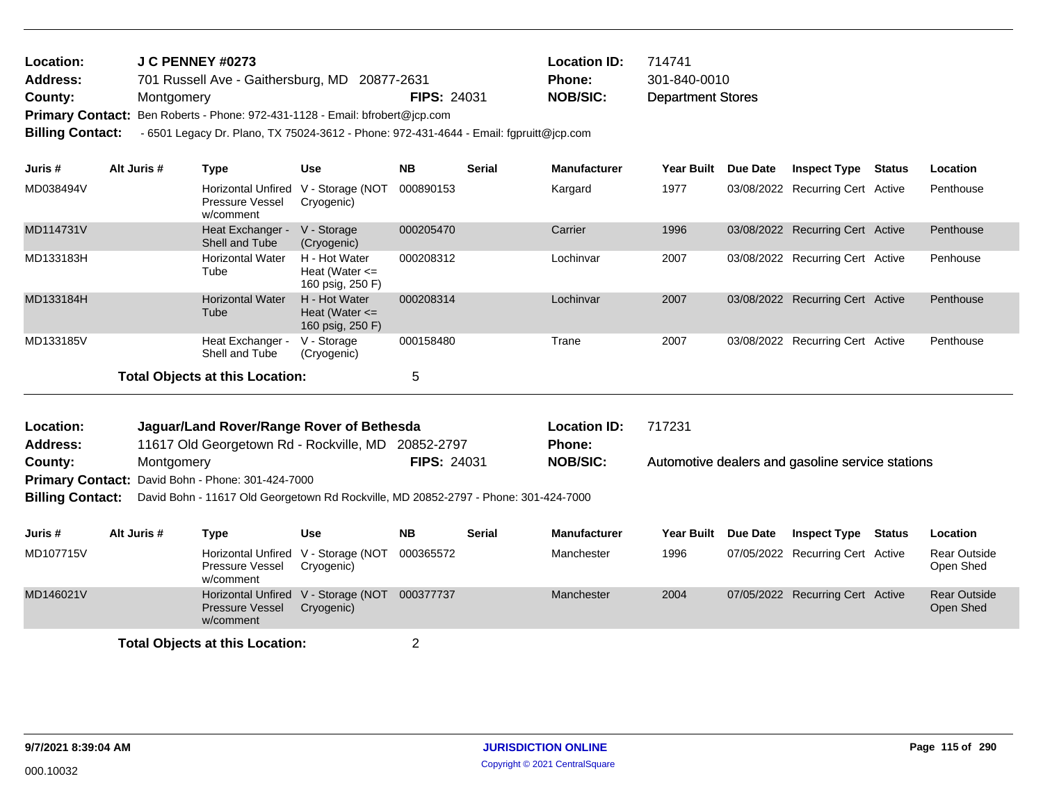**Location:** J C PENNEY #0273 **Location ID:** 714741
**Address:** 701 Russell Ave - Gaithersburg, MD 20877-2631 **Phone:** 301-840-0010
**County:** Montgomery **FIPS:** 24031 **NOB/SIC:** Department Stores
**Primary Contact:** Ben Roberts - Phone: 972-431-1128 - Email: bfrobert@jcp.com
**Billing Contact:** - 6501 Legacy Dr. Plano, TX 75024-3612 - Phone: 972-431-4644 - Email: fgpruitt@jcp.com

| Juris # | Alt Juris # | Type | Use | NB | Serial | Manufacturer | Year Built | Due Date | Inspect Type | Status | Location |
|---|---|---|---|---|---|---|---|---|---|---|---|
| MD038494V | | Horizontal Unfired Pressure Vessel w/comment | V - Storage (NOT Cryogenic) | 000890153 | | Kargard | 1977 | 03/08/2022 | Recurring Cert | Active | Penthouse |
| MD114731V | | Heat Exchanger - Shell and Tube | V - Storage (Cryogenic) | 000205470 | | Carrier | 1996 | 03/08/2022 | Recurring Cert | Active | Penthouse |
| MD133183H | | Horizontal Water Tube | H - Hot Water Heat (Water <= 160 psig, 250 F) | 000208312 | | Lochinvar | 2007 | 03/08/2022 | Recurring Cert | Active | Penhouse |
| MD133184H | | Horizontal Water Tube | H - Hot Water Heat (Water <= 160 psig, 250 F) | 000208314 | | Lochinvar | 2007 | 03/08/2022 | Recurring Cert | Active | Penthouse |
| MD133185V | | Heat Exchanger - Shell and Tube | V - Storage (Cryogenic) | 000158480 | | Trane | 2007 | 03/08/2022 | Recurring Cert | Active | Penthouse |

**Total Objects at this Location:** 5

**Location:** Jaguar/Land Rover/Range Rover of Bethesda **Location ID:** 717231
**Address:** 11617 Old Georgetown Rd - Rockville, MD 20852-2797 **Phone:**
**County:** Montgomery **FIPS:** 24031 **NOB/SIC:** Automotive dealers and gasoline service stations
**Primary Contact:** David Bohn - Phone: 301-424-7000
**Billing Contact:** David Bohn - 11617 Old Georgetown Rd Rockville, MD 20852-2797 - Phone: 301-424-7000

| Juris # | Alt Juris # | Type | Use | NB | Serial | Manufacturer | Year Built | Due Date | Inspect Type | Status | Location |
|---|---|---|---|---|---|---|---|---|---|---|---|
| MD107715V | | Horizontal Unfired Pressure Vessel w/comment | V - Storage (NOT Cryogenic) | 000365572 | | Manchester | 1996 | 07/05/2022 | Recurring Cert | Active | Rear Outside Open Shed |
| MD146021V | | Horizontal Unfired Pressure Vessel w/comment | V - Storage (NOT Cryogenic) | 000377737 | | Manchester | 2004 | 07/05/2022 | Recurring Cert | Active | Rear Outside Open Shed |

**Total Objects at this Location:** 2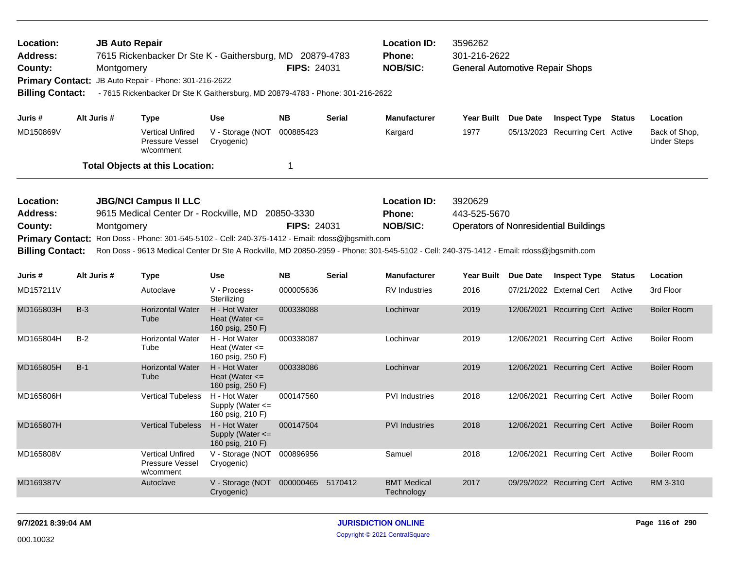**Location:** JB Auto Repair
**Address:** 7615 Rickenbacker Dr Ste K - Gaithersburg, MD 20879-4783
**County:** Montgomery
**FIPS:** 24031
**Location ID:** 3596262
**Phone:** 301-216-2622
**NOB/SIC:** General Automotive Repair Shops
**Primary Contact:** JB Auto Repair - Phone: 301-216-2622
**Billing Contact:** - 7615 Rickenbacker Dr Ste K Gaithersburg, MD 20879-4783 - Phone: 301-216-2622

| Juris # | Alt Juris # | Type | Use | NB | Serial | Manufacturer | Year Built | Due Date | Inspect Type | Status | Location |
|---|---|---|---|---|---|---|---|---|---|---|---|
| MD150869V | | Vertical Unfired Pressure Vessel w/comment | V - Storage (NOT Cryogenic) | 000885423 | | Kargard | 1977 | 05/13/2023 | Recurring Cert | Active | Back of Shop, Under Steps |

**Total Objects at this Location:** 1

---

**Location:** JBG/NCI Campus II LLC
**Address:** 9615 Medical Center Dr - Rockville, MD 20850-3330
**County:** Montgomery
**FIPS:** 24031
**Location ID:** 3920629
**Phone:** 443-525-5670
**NOB/SIC:** Operators of Nonresidential Buildings
**Primary Contact:** Ron Doss - Phone: 301-545-5102 - Cell: 240-375-1412 - Email: rdoss@jbgsmith.com
**Billing Contact:** Ron Doss - 9613 Medical Center Dr Ste A Rockville, MD 20850-2959 - Phone: 301-545-5102 - Cell: 240-375-1412 - Email: rdoss@jbgsmith.com

| Juris # | Alt Juris # | Type | Use | NB | Serial | Manufacturer | Year Built | Due Date | Inspect Type | Status | Location |
|---|---|---|---|---|---|---|---|---|---|---|---|
| MD157211V | | Autoclave | V - Process-Sterilizing | 000005636 | | RV Industries | 2016 | 07/21/2022 | External Cert | Active | 3rd Floor |
| MD165803H | B-3 | Horizontal Water Tube | H - Hot Water Heat (Water <= 160 psig, 250 F) | 000338088 | | Lochinvar | 2019 | 12/06/2021 | Recurring Cert | Active | Boiler Room |
| MD165804H | B-2 | Horizontal Water Tube | H - Hot Water Heat (Water <= 160 psig, 250 F) | 000338087 | | Lochinvar | 2019 | 12/06/2021 | Recurring Cert | Active | Boiler Room |
| MD165805H | B-1 | Horizontal Water Tube | H - Hot Water Heat (Water <= 160 psig, 250 F) | 000338086 | | Lochinvar | 2019 | 12/06/2021 | Recurring Cert | Active | Boiler Room |
| MD165806H | | Vertical Tubeless | H - Hot Water Supply (Water <= 160 psig, 210 F) | 000147560 | | PVI Industries | 2018 | 12/06/2021 | Recurring Cert | Active | Boiler Room |
| MD165807H | | Vertical Tubeless | H - Hot Water Supply (Water <= 160 psig, 210 F) | 000147504 | | PVI Industries | 2018 | 12/06/2021 | Recurring Cert | Active | Boiler Room |
| MD165808V | | Vertical Unfired Pressure Vessel w/comment | V - Storage (NOT Cryogenic) | 000896956 | | Samuel | 2018 | 12/06/2021 | Recurring Cert | Active | Boiler Room |
| MD169387V | | Autoclave | V - Storage (NOT Cryogenic) | 000000465 | 5170412 | BMT Medical Technology | 2017 | 09/29/2022 | Recurring Cert | Active | RM 3-310 |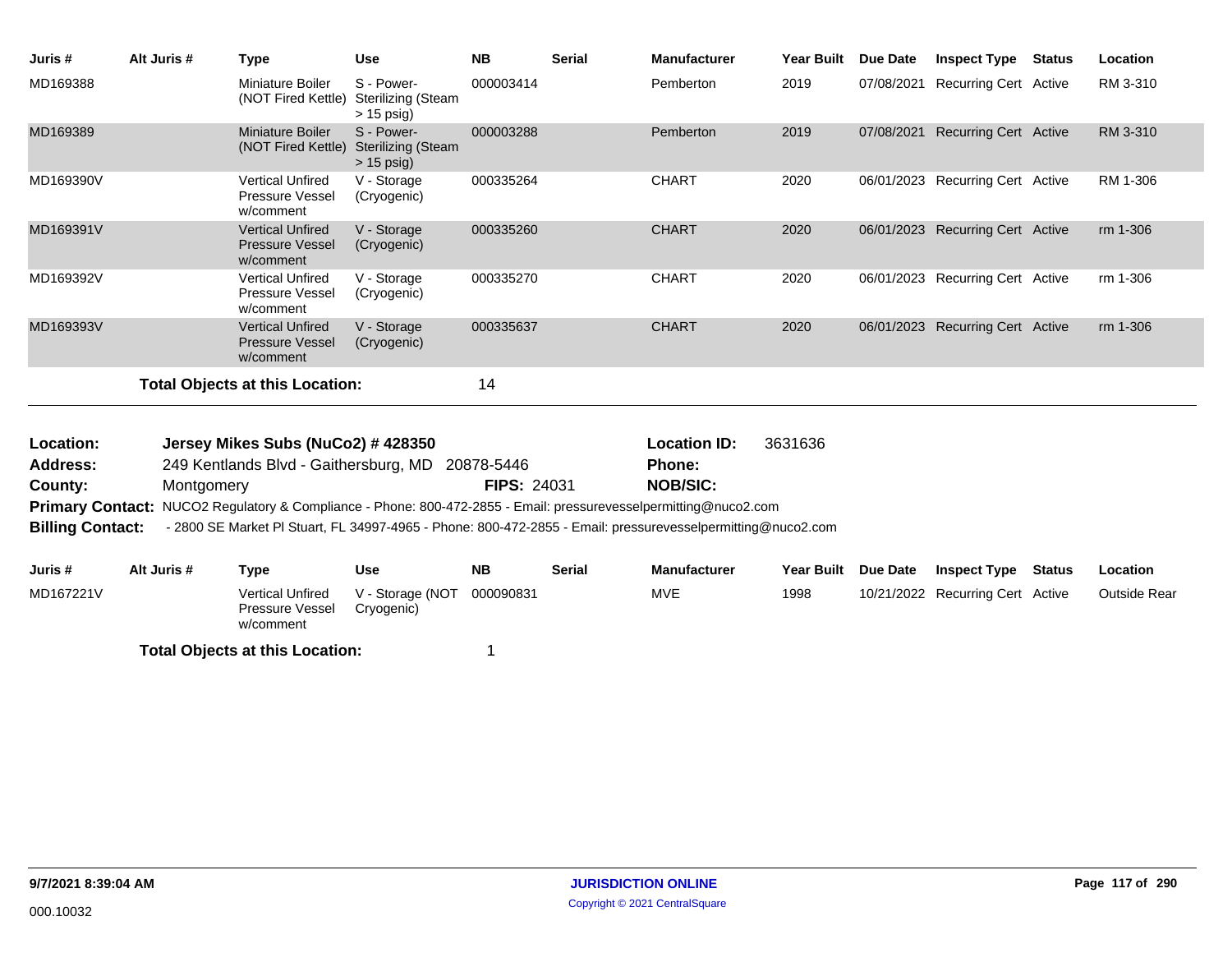| Juris # | Alt Juris # | Type | Use | NB | Serial | Manufacturer | Year Built | Due Date | Inspect Type | Status | Location |
|---|---|---|---|---|---|---|---|---|---|---|---|
| MD169388 | | Miniature Boiler (NOT Fired Kettle) | S - Power-Sterilizing (Steam > 15 psig) | 000003414 | | Pemberton | 2019 | 07/08/2021 | Recurring Cert | Active | RM 3-310 |
| MD169389 | | Miniature Boiler (NOT Fired Kettle) | S - Power-Sterilizing (Steam > 15 psig) | 000003288 | | Pemberton | 2019 | 07/08/2021 | Recurring Cert | Active | RM 3-310 |
| MD169390V | | Vertical Unfired Pressure Vessel w/comment | V - Storage (Cryogenic) | 000335264 | | CHART | 2020 | 06/01/2023 | Recurring Cert | Active | RM 1-306 |
| MD169391V | | Vertical Unfired Pressure Vessel w/comment | V - Storage (Cryogenic) | 000335260 | | CHART | 2020 | 06/01/2023 | Recurring Cert | Active | rm 1-306 |
| MD169392V | | Vertical Unfired Pressure Vessel w/comment | V - Storage (Cryogenic) | 000335270 | | CHART | 2020 | 06/01/2023 | Recurring Cert | Active | rm 1-306 |
| MD169393V | | Vertical Unfired Pressure Vessel w/comment | V - Storage (Cryogenic) | 000335637 | | CHART | 2020 | 06/01/2023 | Recurring Cert | Active | rm 1-306 |

**Total Objects at this Location:** 14

**Location:** Jersey Mikes Subs (NuCo2) # 428350 **Location ID:** 3631636
**Address:** 249 Kentlands Blvd - Gaithersburg, MD 20878-5446 **Phone:**
**County:** Montgomery **FIPS:** 24031 **NOB/SIC:**
**Primary Contact:** NUCO2 Regulatory & Compliance - Phone: 800-472-2855 - Email: pressurevesselpermitting@nuco2.com
**Billing Contact:** - 2800 SE Market Pl Stuart, FL 34997-4965 - Phone: 800-472-2855 - Email: pressurevesselpermitting@nuco2.com

| Juris # | Alt Juris # | Type | Use | NB | Serial | Manufacturer | Year Built | Due Date | Inspect Type | Status | Location |
|---|---|---|---|---|---|---|---|---|---|---|---|
| MD167221V | | Vertical Unfired Pressure Vessel w/comment | V - Storage (NOT Cryogenic) | 000090831 | | MVE | 1998 | 10/21/2022 | Recurring Cert | Active | Outside Rear |

**Total Objects at this Location:** 1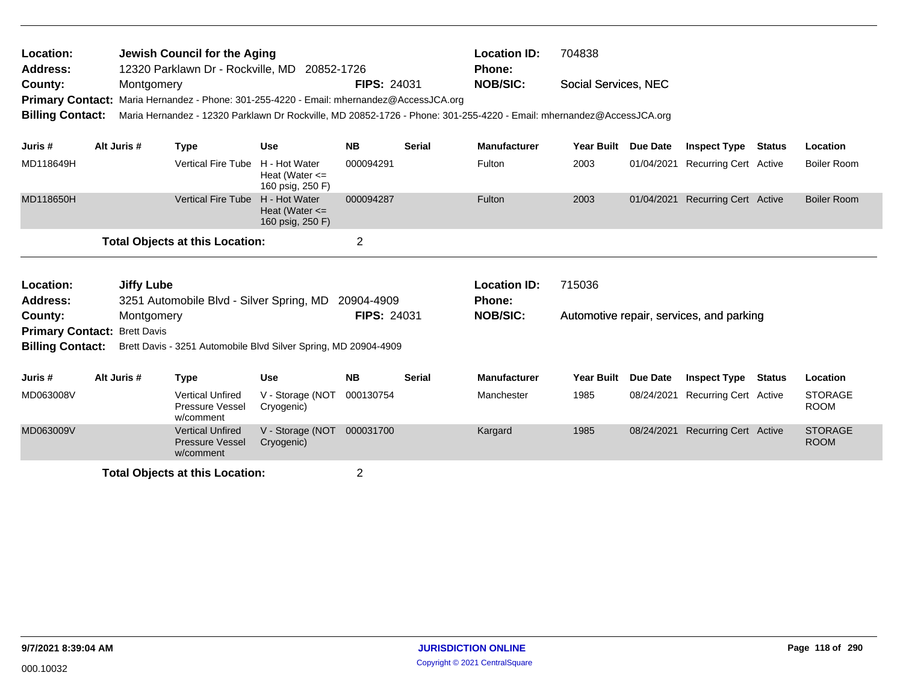**Location:** Jewish Council for the Aging
**Location ID:** 704838
**Address:** 12320 Parklawn Dr - Rockville, MD 20852-1726
**Phone:**
**County:** Montgomery
**FIPS:** 24031
**NOB/SIC:** Social Services, NEC
**Primary Contact:** Maria Hernandez - Phone: 301-255-4220 - Email: mhernandez@AccessJCA.org
**Billing Contact:** Maria Hernandez - 12320 Parklawn Dr Rockville, MD 20852-1726 - Phone: 301-255-4220 - Email: mhernandez@AccessJCA.org

| Juris # | Alt Juris # | Type | Use | NB | Serial | Manufacturer | Year Built | Due Date | Inspect Type | Status | Location |
|---|---|---|---|---|---|---|---|---|---|---|---|
| MD118649H | | Vertical Fire Tube | H - Hot Water Heat (Water <= 160 psig, 250 F) | 000094291 | | Fulton | 2003 | 01/04/2021 | Recurring Cert | Active | Boiler Room |
| MD118650H | | Vertical Fire Tube | H - Hot Water Heat (Water <= 160 psig, 250 F) | 000094287 | | Fulton | 2003 | 01/04/2021 | Recurring Cert | Active | Boiler Room |

**Total Objects at this Location:** 2

---

**Location:** Jiffy Lube
**Location ID:** 715036
**Address:** 3251 Automobile Blvd - Silver Spring, MD 20904-4909
**Phone:**
**County:** Montgomery
**FIPS:** 24031
**NOB/SIC:** Automotive repair, services, and parking
**Primary Contact:** Brett Davis
**Billing Contact:** Brett Davis - 3251 Automobile Blvd Silver Spring, MD 20904-4909

| Juris # | Alt Juris # | Type | Use | NB | Serial | Manufacturer | Year Built | Due Date | Inspect Type | Status | Location |
|---|---|---|---|---|---|---|---|---|---|---|---|
| MD063008V | | Vertical Unfired Pressure Vessel w/comment | V - Storage (NOT Cryogenic) | 000130754 | | Manchester | 1985 | 08/24/2021 | Recurring Cert | Active | STORAGE ROOM |
| MD063009V | | Vertical Unfired Pressure Vessel w/comment | V - Storage (NOT Cryogenic) | 000031700 | | Kargard | 1985 | 08/24/2021 | Recurring Cert | Active | STORAGE ROOM |

**Total Objects at this Location:** 2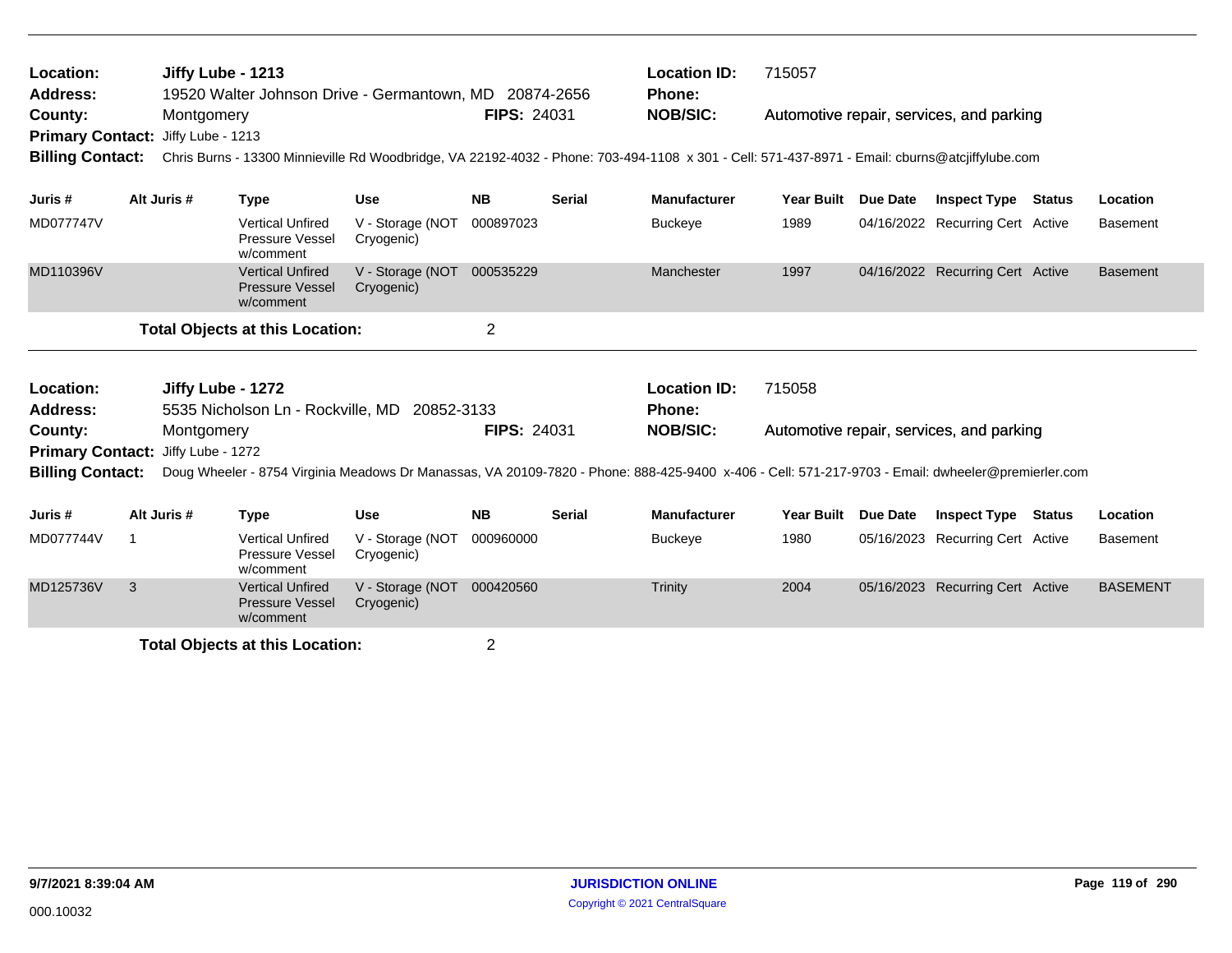**Location:** Jiffy Lube - 1213
**Address:** 19520 Walter Johnson Drive - Germantown, MD 20874-2656
**County:** Montgomery
**FIPS:** 24031
**Location ID:** 715057
**Phone:**
**NOB/SIC:** Automotive repair, services, and parking
**Primary Contact:** Jiffy Lube - 1213
**Billing Contact:** Chris Burns - 13300 Minnieville Rd Woodbridge, VA 22192-4032 - Phone: 703-494-1108 x 301 - Cell: 571-437-8971 - Email: cburns@atcjiffylube.com

| Juris # | Alt Juris # | Type | Use | NB | Serial | Manufacturer | Year Built | Due Date | Inspect Type | Status | Location |
|---|---|---|---|---|---|---|---|---|---|---|---|
| MD077747V | | Vertical Unfired Pressure Vessel w/comment | V - Storage (NOT Cryogenic) | 000897023 | | Buckeye | 1989 | 04/16/2022 | Recurring Cert | Active | Basement |
| MD110396V | | Vertical Unfired Pressure Vessel w/comment | V - Storage (NOT Cryogenic) | 000535229 | | Manchester | 1997 | 04/16/2022 | Recurring Cert | Active | Basement |

**Total Objects at this Location:** 2

---

**Location:** Jiffy Lube - 1272
**Address:** 5535 Nicholson Ln - Rockville, MD 20852-3133
**County:** Montgomery
**FIPS:** 24031
**Location ID:** 715058
**Phone:**
**NOB/SIC:** Automotive repair, services, and parking
**Primary Contact:** Jiffy Lube - 1272
**Billing Contact:** Doug Wheeler - 8754 Virginia Meadows Dr Manassas, VA 20109-7820 - Phone: 888-425-9400 x-406 - Cell: 571-217-9703 - Email: dwheeler@premierler.com

| Juris # | Alt Juris # | Type | Use | NB | Serial | Manufacturer | Year Built | Due Date | Inspect Type | Status | Location |
|---|---|---|---|---|---|---|---|---|---|---|---|
| MD077744V | 1 | Vertical Unfired Pressure Vessel w/comment | V - Storage (NOT Cryogenic) | 000960000 | | Buckeye | 1980 | 05/16/2023 | Recurring Cert | Active | Basement |
| MD125736V | 3 | Vertical Unfired Pressure Vessel w/comment | V - Storage (NOT Cryogenic) | 000420560 | | Trinity | 2004 | 05/16/2023 | Recurring Cert | Active | BASEMENT |

**Total Objects at this Location:** 2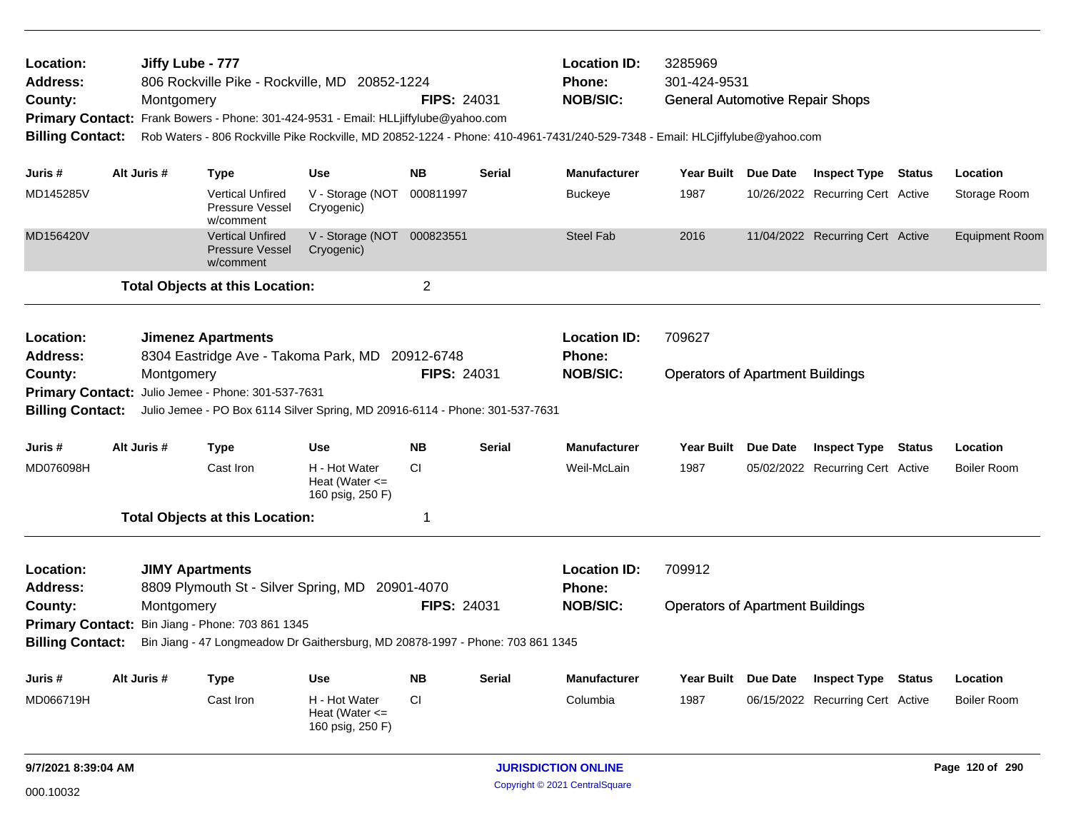**Location:** Jiffy Lube - 777
**Address:** 806 Rockville Pike - Rockville, MD 20852-1224
**County:** Montgomery **FIPS:** 24031
**Location ID:** 3285969
**Phone:** 301-424-9531
**NOB/SIC:** General Automotive Repair Shops
**Primary Contact:** Frank Bowers - Phone: 301-424-9531 - Email: HLLjiffylube@yahoo.com
**Billing Contact:** Rob Waters - 806 Rockville Pike Rockville, MD 20852-1224 - Phone: 410-4961-7431/240-529-7348 - Email: HLCjiffylube@yahoo.com

| Juris # | Alt Juris # | Type | Use | NB | Serial | Manufacturer | Year Built | Due Date | Inspect Type | Status | Location |
|---|---|---|---|---|---|---|---|---|---|---|---|
| MD145285V | | Vertical Unfired Pressure Vessel w/comment | V - Storage (NOT Cryogenic) | 000811997 | | Buckeye | 1987 | 10/26/2022 | Recurring Cert | Active | Storage Room |
| MD156420V | | Vertical Unfired Pressure Vessel w/comment | V - Storage (NOT Cryogenic) | 000823551 | | Steel Fab | 2016 | 11/04/2022 | Recurring Cert | Active | Equipment Room |

**Total Objects at this Location:** 2

---

**Location:** Jimenez Apartments
**Address:** 8304 Eastridge Ave - Takoma Park, MD 20912-6748
**County:** Montgomery **FIPS:** 24031
**Location ID:** 709627
**Phone:**
**NOB/SIC:** Operators of Apartment Buildings
**Primary Contact:** Julio Jemee - Phone: 301-537-7631
**Billing Contact:** Julio Jemee - PO Box 6114 Silver Spring, MD 20916-6114 - Phone: 301-537-7631

| Juris # | Alt Juris # | Type | Use | NB | Serial | Manufacturer | Year Built | Due Date | Inspect Type | Status | Location |
|---|---|---|---|---|---|---|---|---|---|---|---|
| MD076098H | | Cast Iron | H - Hot Water Heat (Water <= 160 psig, 250 F) | CI | | Weil-McLain | 1987 | 05/02/2022 | Recurring Cert | Active | Boiler Room |

**Total Objects at this Location:** 1

---

**Location:** JIMY Apartments
**Address:** 8809 Plymouth St - Silver Spring, MD 20901-4070
**County:** Montgomery **FIPS:** 24031
**Location ID:** 709912
**Phone:**
**NOB/SIC:** Operators of Apartment Buildings
**Primary Contact:** Bin Jiang - Phone: 703 861 1345
**Billing Contact:** Bin Jiang - 47 Longmeadow Dr Gaithersburg, MD 20878-1997 - Phone: 703 861 1345

| Juris # | Alt Juris # | Type | Use | NB | Serial | Manufacturer | Year Built | Due Date | Inspect Type | Status | Location |
|---|---|---|---|---|---|---|---|---|---|---|---|
| MD066719H | | Cast Iron | H - Hot Water Heat (Water <= 160 psig, 250 F) | CI | | Columbia | 1987 | 06/15/2022 | Recurring Cert | Active | Boiler Room |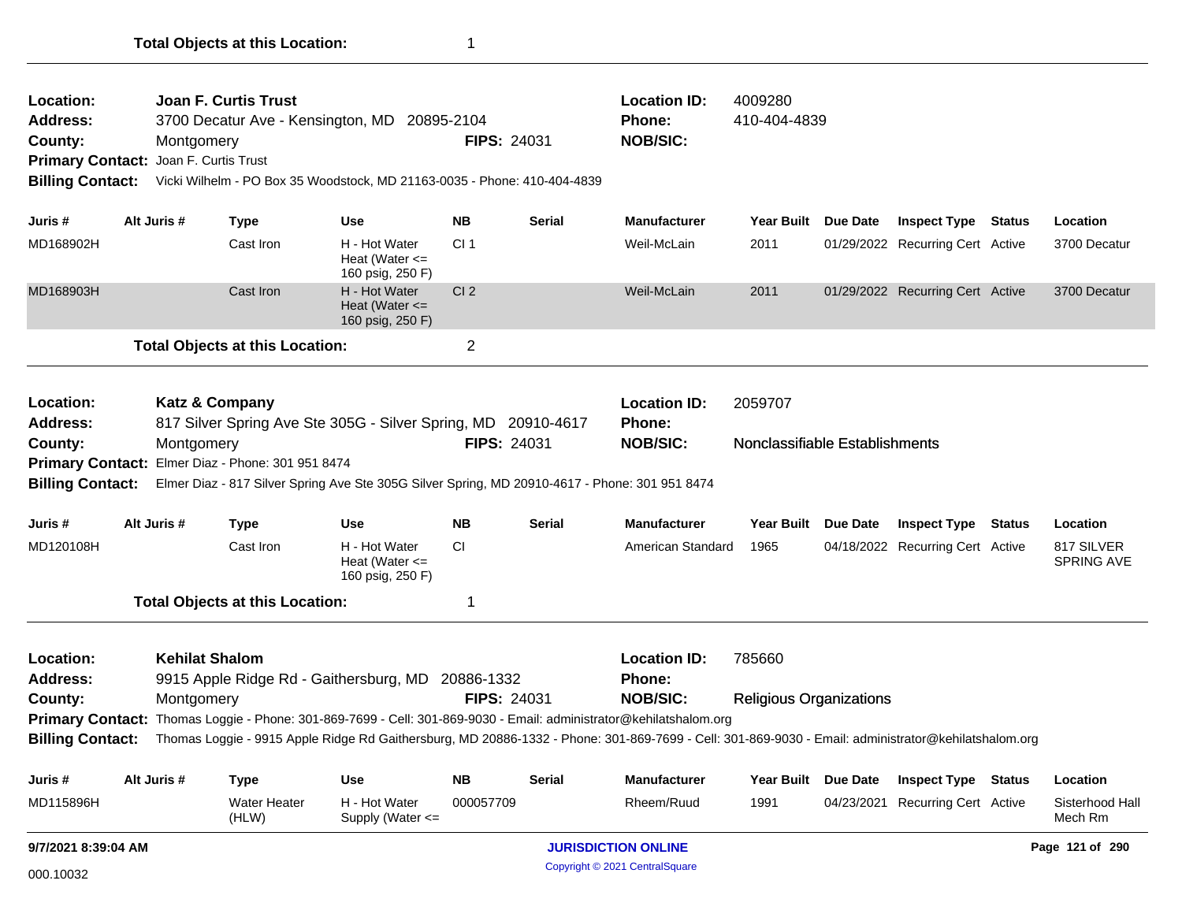**Total Objects at this Location:** 1

---

**Location:** Joan F. Curtis Trust
**Address:** 3700 Decatur Ave - Kensington, MD 20895-2104
**County:** Montgomery
**FIPS:** 24031
**Location ID:** 4009280
**Phone:** 410-404-4839
**NOB/SIC:**
**Primary Contact:** Joan F. Curtis Trust
**Billing Contact:** Vicki Wilhelm - PO Box 35 Woodstock, MD 21163-0035 - Phone: 410-404-4839

| Juris # | Alt Juris # | Type | Use | NB | Serial | Manufacturer | Year Built | Due Date | Inspect Type | Status | Location |
|---|---|---|---|---|---|---|---|---|---|---|---|
| MD168902H | | Cast Iron | H - Hot Water Heat (Water <= 160 psig, 250 F) | CI 1 | | Weil-McLain | 2011 | 01/29/2022 | Recurring Cert | Active | 3700 Decatur |
| MD168903H | | Cast Iron | H - Hot Water Heat (Water <= 160 psig, 250 F) | CI 2 | | Weil-McLain | 2011 | 01/29/2022 | Recurring Cert | Active | 3700 Decatur |

**Total Objects at this Location:** 2

---

**Location:** Katz & Company
**Address:** 817 Silver Spring Ave Ste 305G - Silver Spring, MD 20910-4617
**County:** Montgomery
**FIPS:** 24031
**Location ID:** 2059707
**Phone:**
**NOB/SIC:** Nonclassifiable Establishments
**Primary Contact:** Elmer Diaz - Phone: 301 951 8474
**Billing Contact:** Elmer Diaz - 817 Silver Spring Ave Ste 305G Silver Spring, MD 20910-4617 - Phone: 301 951 8474

| Juris # | Alt Juris # | Type | Use | NB | Serial | Manufacturer | Year Built | Due Date | Inspect Type | Status | Location |
|---|---|---|---|---|---|---|---|---|---|---|---|
| MD120108H | | Cast Iron | H - Hot Water Heat (Water <= 160 psig, 250 F) | CI | | American Standard | 1965 | 04/18/2022 | Recurring Cert | Active | 817 SILVER SPRING AVE |

**Total Objects at this Location:** 1

---

**Location:** Kehilat Shalom
**Address:** 9915 Apple Ridge Rd - Gaithersburg, MD 20886-1332
**County:** Montgomery
**FIPS:** 24031
**Location ID:** 785660
**Phone:**
**NOB/SIC:** Religious Organizations
**Primary Contact:** Thomas Loggie - Phone: 301-869-7699 - Cell: 301-869-9030 - Email: administrator@kehilatshalom.org
**Billing Contact:** Thomas Loggie - 9915 Apple Ridge Rd Gaithersburg, MD 20886-1332 - Phone: 301-869-7699 - Cell: 301-869-9030 - Email: administrator@kehilatshalom.org

| Juris # | Alt Juris # | Type | Use | NB | Serial | Manufacturer | Year Built | Due Date | Inspect Type | Status | Location |
|---|---|---|---|---|---|---|---|---|---|---|---|
| MD115896H | | Water Heater (HLW) | H - Hot Water Supply (Water <= | 000057709 | | Rheem/Ruud | 1991 | 04/23/2021 | Recurring Cert | Active | Sisterhood Hall Mech Rm |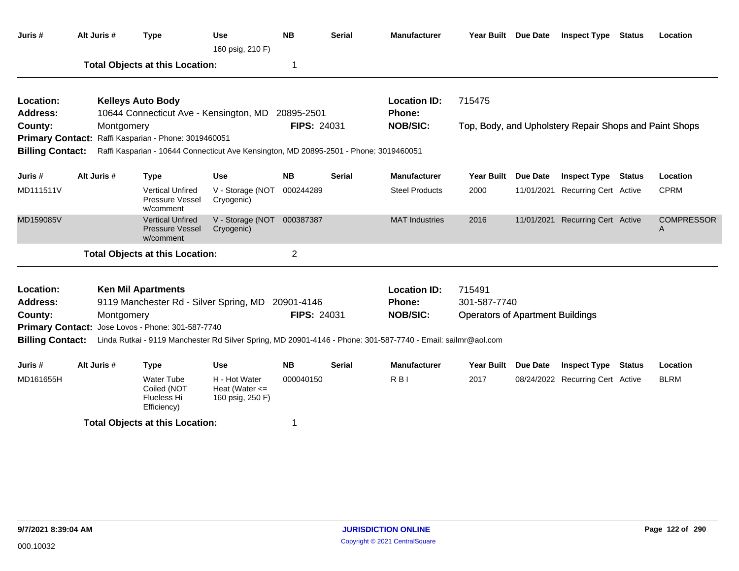| Juris # | Alt Juris # | Type | Use | NB | Serial | Manufacturer | Year Built | Due Date | Inspect Type | Status | Location |
|---|---|---|---|---|---|---|---|---|---|---|---|
| | | | 160 psig, 210 F) | | | | | | | | |

**Total Objects at this Location:** 1

---

**Location:** Kelleys Auto Body
**Location ID:** 715475
**Address:** 10644 Connecticut Ave - Kensington, MD 20895-2501
**Phone:**
**County:** Montgomery
**FIPS:** 24031
**NOB/SIC:** Top, Body, and Upholstery Repair Shops and Paint Shops
**Primary Contact:** Raffi Kasparian - Phone: 3019460051
**Billing Contact:** Raffi Kasparian - 10644 Connecticut Ave Kensington, MD 20895-2501 - Phone: 3019460051

| Juris # | Alt Juris # | Type | Use | NB | Serial | Manufacturer | Year Built | Due Date | Inspect Type | Status | Location |
|---|---|---|---|---|---|---|---|---|---|---|---|
| MD111511V | | Vertical Unfired Pressure Vessel w/comment | V - Storage (NOT Cryogenic) | 000244289 | | Steel Products | 2000 | 11/01/2021 | Recurring Cert | Active | CPRM |
| MD159085V | | Vertical Unfired Pressure Vessel w/comment | V - Storage (NOT Cryogenic) | 000387387 | | MAT Industries | 2016 | 11/01/2021 | Recurring Cert | Active | COMPRESSOR A |

**Total Objects at this Location:** 2

---

**Location:** Ken Mil Apartments
**Location ID:** 715491
**Address:** 9119 Manchester Rd - Silver Spring, MD 20901-4146
**Phone:** 301-587-7740
**County:** Montgomery
**FIPS:** 24031
**NOB/SIC:** Operators of Apartment Buildings
**Primary Contact:** Jose Lovos - Phone: 301-587-7740
**Billing Contact:** Linda Rutkai - 9119 Manchester Rd Silver Spring, MD 20901-4146 - Phone: 301-587-7740 - Email: sailmr@aol.com

| Juris # | Alt Juris # | Type | Use | NB | Serial | Manufacturer | Year Built | Due Date | Inspect Type | Status | Location |
|---|---|---|---|---|---|---|---|---|---|---|---|
| MD161655H | | Water Tube Coiled (NOT Flueless Hi Efficiency) | H - Hot Water Heat (Water <= 160 psig, 250 F) | 000040150 | | R B I | 2017 | 08/24/2022 | Recurring Cert | Active | BLRM |

**Total Objects at this Location:** 1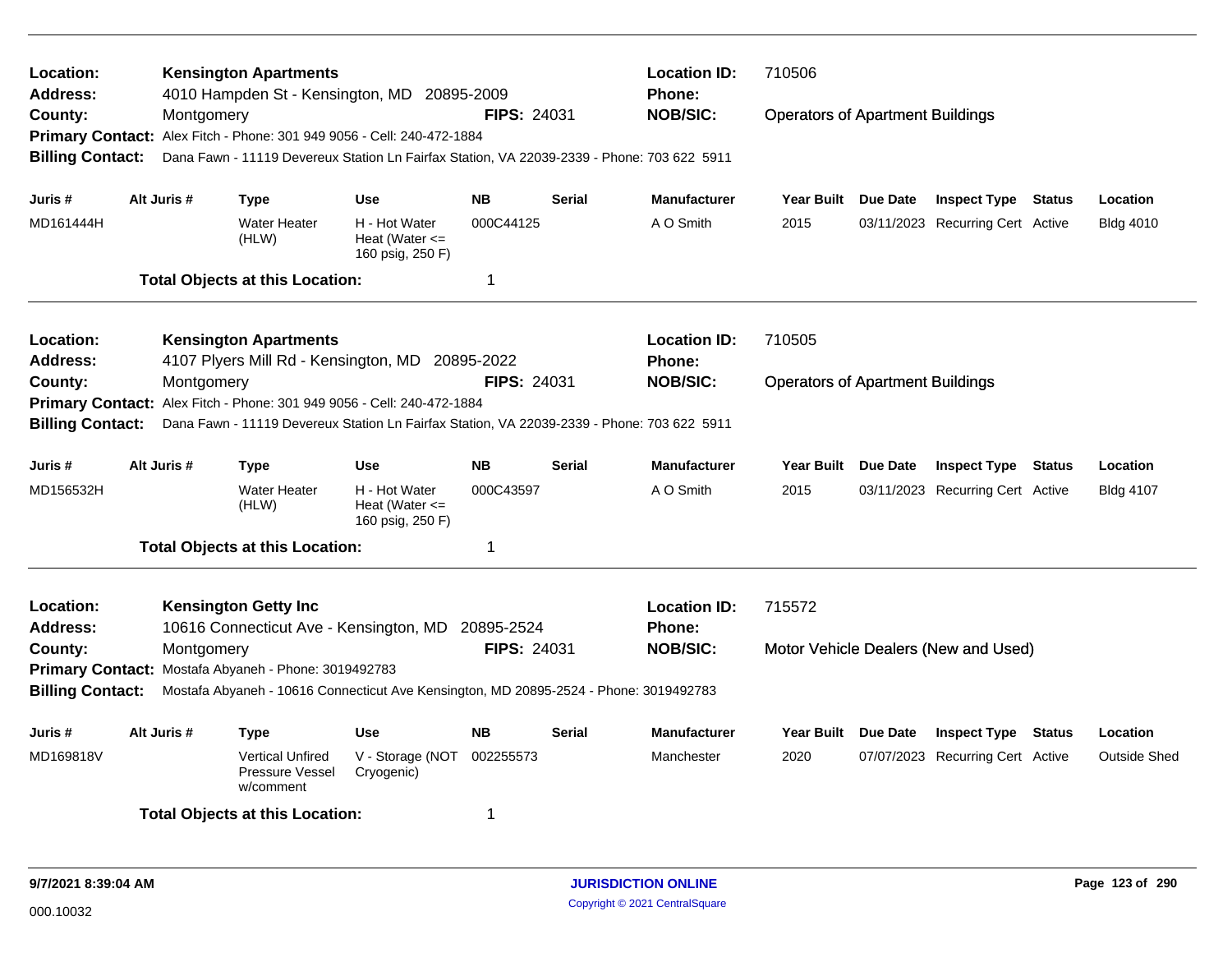**Location:** Kensington Apartments  
**Address:** 4010 Hampden St - Kensington, MD 20895-2009  
**County:** Montgomery  
**FIPS:** 24031  
**Location ID:** 710506  
**Phone:**  
**NOB/SIC:** Operators of Apartment Buildings  
**Primary Contact:** Alex Fitch - Phone: 301 949 9056 - Cell: 240-472-1884  
**Billing Contact:** Dana Fawn - 11119 Devereux Station Ln Fairfax Station, VA 22039-2339 - Phone: 703 622 5911

| Juris # | Alt Juris # | Type | Use | NB | Serial | Manufacturer | Year Built | Due Date | Inspect Type | Status | Location |
|---|---|---|---|---|---|---|---|---|---|---|---|
| MD161444H | | Water Heater (HLW) | H - Hot Water Heat (Water <= 160 psig, 250 F) | 000C44125 | | A O Smith | 2015 | 03/11/2023 | Recurring Cert | Active | Bldg 4010 |

**Total Objects at this Location:** 1

---

**Location:** Kensington Apartments  
**Address:** 4107 Plyers Mill Rd - Kensington, MD 20895-2022  
**County:** Montgomery  
**FIPS:** 24031  
**Location ID:** 710505  
**Phone:**  
**NOB/SIC:** Operators of Apartment Buildings  
**Primary Contact:** Alex Fitch - Phone: 301 949 9056 - Cell: 240-472-1884  
**Billing Contact:** Dana Fawn - 11119 Devereux Station Ln Fairfax Station, VA 22039-2339 - Phone: 703 622 5911

| Juris # | Alt Juris # | Type | Use | NB | Serial | Manufacturer | Year Built | Due Date | Inspect Type | Status | Location |
|---|---|---|---|---|---|---|---|---|---|---|---|
| MD156532H | | Water Heater (HLW) | H - Hot Water Heat (Water <= 160 psig, 250 F) | 000C43597 | | A O Smith | 2015 | 03/11/2023 | Recurring Cert | Active | Bldg 4107 |

**Total Objects at this Location:** 1

---

**Location:** Kensington Getty Inc  
**Address:** 10616 Connecticut Ave - Kensington, MD 20895-2524  
**County:** Montgomery  
**FIPS:** 24031  
**Location ID:** 715572  
**Phone:**  
**NOB/SIC:** Motor Vehicle Dealers (New and Used)  
**Primary Contact:** Mostafa Abyaneh - Phone: 3019492783  
**Billing Contact:** Mostafa Abyaneh - 10616 Connecticut Ave Kensington, MD 20895-2524 - Phone: 3019492783

| Juris # | Alt Juris # | Type | Use | NB | Serial | Manufacturer | Year Built | Due Date | Inspect Type | Status | Location |
|---|---|---|---|---|---|---|---|---|---|---|---|
| MD169818V | | Vertical Unfired Pressure Vessel w/comment | V - Storage (NOT Cryogenic) | 002255573 | | Manchester | 2020 | 07/07/2023 | Recurring Cert | Active | Outside Shed |

**Total Objects at this Location:** 1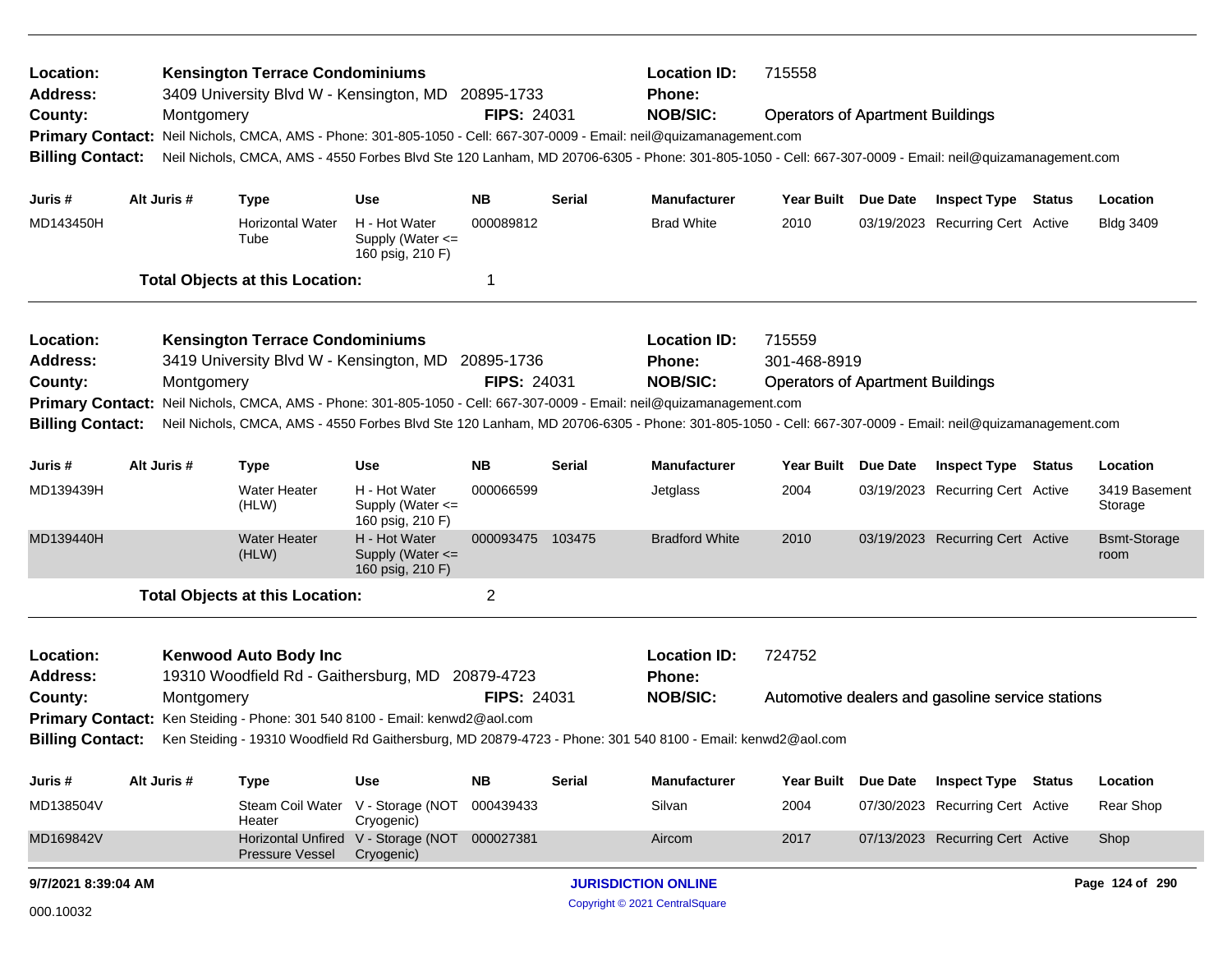**Location:** Kensington Terrace Condominiums
**Location ID:** 715558
**Address:** 3409 University Blvd W - Kensington, MD 20895-1733
**Phone:**
**County:** Montgomery
**FIPS:** 24031
**NOB/SIC:** Operators of Apartment Buildings
**Primary Contact:** Neil Nichols, CMCA, AMS - Phone: 301-805-1050 - Cell: 667-307-0009 - Email: neil@quizamanagement.com
**Billing Contact:** Neil Nichols, CMCA, AMS - 4550 Forbes Blvd Ste 120 Lanham, MD 20706-6305 - Phone: 301-805-1050 - Cell: 667-307-0009 - Email: neil@quizamanagement.com

| Juris # | Alt Juris # | Type | Use | NB | Serial | Manufacturer | Year Built | Due Date | Inspect Type | Status | Location |
|---|---|---|---|---|---|---|---|---|---|---|---|
| MD143450H | | Horizontal Water Tube | H - Hot Water Supply (Water <= 160 psig, 210 F) | 000089812 | | Brad White | 2010 | 03/19/2023 | Recurring Cert | Active | Bldg 3409 |

**Total Objects at this Location:** 1

---

**Location:** Kensington Terrace Condominiums
**Location ID:** 715559
**Address:** 3419 University Blvd W - Kensington, MD 20895-1736
**Phone:** 301-468-8919
**County:** Montgomery
**FIPS:** 24031
**NOB/SIC:** Operators of Apartment Buildings
**Primary Contact:** Neil Nichols, CMCA, AMS - Phone: 301-805-1050 - Cell: 667-307-0009 - Email: neil@quizamanagement.com
**Billing Contact:** Neil Nichols, CMCA, AMS - 4550 Forbes Blvd Ste 120 Lanham, MD 20706-6305 - Phone: 301-805-1050 - Cell: 667-307-0009 - Email: neil@quizamanagement.com

| Juris # | Alt Juris # | Type | Use | NB | Serial | Manufacturer | Year Built | Due Date | Inspect Type | Status | Location |
|---|---|---|---|---|---|---|---|---|---|---|---|
| MD139439H | | Water Heater (HLW) | H - Hot Water Supply (Water <= 160 psig, 210 F) | 000066599 | | Jetglass | 2004 | 03/19/2023 | Recurring Cert | Active | 3419 Basement Storage |
| MD139440H | | Water Heater (HLW) | H - Hot Water Supply (Water <= 160 psig, 210 F) | 000093475 | 103475 | Bradford White | 2010 | 03/19/2023 | Recurring Cert | Active | Bsmt-Storage room |

**Total Objects at this Location:** 2

---

**Location:** Kenwood Auto Body Inc
**Location ID:** 724752
**Address:** 19310 Woodfield Rd - Gaithersburg, MD 20879-4723
**Phone:**
**County:** Montgomery
**FIPS:** 24031
**NOB/SIC:** Automotive dealers and gasoline service stations
**Primary Contact:** Ken Steiding - Phone: 301 540 8100 - Email: kenwd2@aol.com
**Billing Contact:** Ken Steiding - 19310 Woodfield Rd Gaithersburg, MD 20879-4723 - Phone: 301 540 8100 - Email: kenwd2@aol.com

| Juris # | Alt Juris # | Type | Use | NB | Serial | Manufacturer | Year Built | Due Date | Inspect Type | Status | Location |
|---|---|---|---|---|---|---|---|---|---|---|---|
| MD138504V | | Steam Coil Water Heater | V - Storage (NOT Cryogenic) | 000439433 | | Silvan | 2004 | 07/30/2023 | Recurring Cert | Active | Rear Shop |
| MD169842V | | Horizontal Unfired Pressure Vessel | V - Storage (NOT Cryogenic) | 000027381 | | Aircom | 2017 | 07/13/2023 | Recurring Cert | Active | Shop |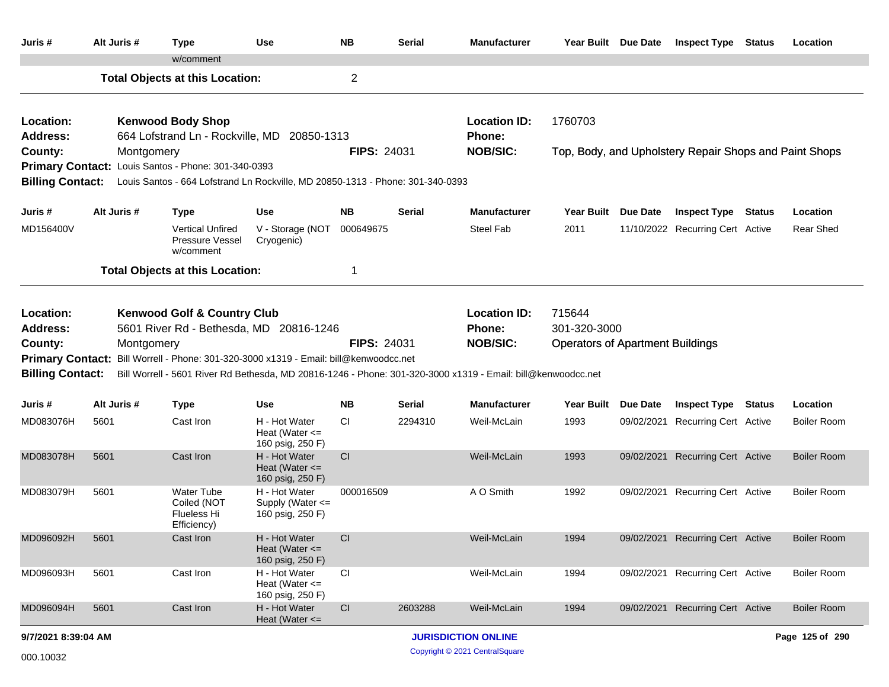| Juris # | Alt Juris # | Type | Use | NB | Serial | Manufacturer | Year Built | Due Date | Inspect Type | Status | Location |
|---|---|---|---|---|---|---|---|---|---|---|---|
| | | w/comment | | | | | | | | | |

**Total Objects at this Location:** 2

---

**Location:** Kenwood Body Shop
**Location ID:** 1760703
**Address:** 664 Lofstrand Ln - Rockville, MD 20850-1313
**Phone:**
**County:** Montgomery
**FIPS:** 24031
**NOB/SIC:** Top, Body, and Upholstery Repair Shops and Paint Shops
**Primary Contact:** Louis Santos - Phone: 301-340-0393
**Billing Contact:** Louis Santos - 664 Lofstrand Ln Rockville, MD 20850-1313 - Phone: 301-340-0393

| Juris # | Alt Juris # | Type | Use | NB | Serial | Manufacturer | Year Built | Due Date | Inspect Type | Status | Location |
|---|---|---|---|---|---|---|---|---|---|---|---|
| MD156400V | | Vertical Unfired Pressure Vessel w/comment | V - Storage (NOT Cryogenic) | 000649675 | | Steel Fab | 2011 | 11/10/2022 | Recurring Cert | Active | Rear Shed |

**Total Objects at this Location:** 1

---

**Location:** Kenwood Golf & Country Club
**Location ID:** 715644
**Address:** 5601 River Rd - Bethesda, MD 20816-1246
**Phone:** 301-320-3000
**County:** Montgomery
**FIPS:** 24031
**NOB/SIC:** Operators of Apartment Buildings
**Primary Contact:** Bill Worrell - Phone: 301-320-3000 x1319 - Email: bill@kenwoodcc.net
**Billing Contact:** Bill Worrell - 5601 River Rd Bethesda, MD 20816-1246 - Phone: 301-320-3000 x1319 - Email: bill@kenwoodcc.net

| Juris # | Alt Juris # | Type | Use | NB | Serial | Manufacturer | Year Built | Due Date | Inspect Type | Status | Location |
|---|---|---|---|---|---|---|---|---|---|---|---|
| MD083076H | 5601 | Cast Iron | H - Hot Water Heat (Water <= 160 psig, 250 F) | CI | 2294310 | Weil-McLain | 1993 | 09/02/2021 | Recurring Cert | Active | Boiler Room |
| MD083078H | 5601 | Cast Iron | H - Hot Water Heat (Water <= 160 psig, 250 F) | CI | | Weil-McLain | 1993 | 09/02/2021 | Recurring Cert | Active | Boiler Room |
| MD083079H | 5601 | Water Tube Coiled (NOT Flueless Hi Efficiency) | H - Hot Water Supply (Water <= 160 psig, 250 F) | 000016509 | | A O Smith | 1992 | 09/02/2021 | Recurring Cert | Active | Boiler Room |
| MD096092H | 5601 | Cast Iron | H - Hot Water Heat (Water <= 160 psig, 250 F) | CI | | Weil-McLain | 1994 | 09/02/2021 | Recurring Cert | Active | Boiler Room |
| MD096093H | 5601 | Cast Iron | H - Hot Water Heat (Water <= 160 psig, 250 F) | CI | | Weil-McLain | 1994 | 09/02/2021 | Recurring Cert | Active | Boiler Room |
| MD096094H | 5601 | Cast Iron | H - Hot Water Heat (Water <= | CI | 2603288 | Weil-McLain | 1994 | 09/02/2021 | Recurring Cert | Active | Boiler Room |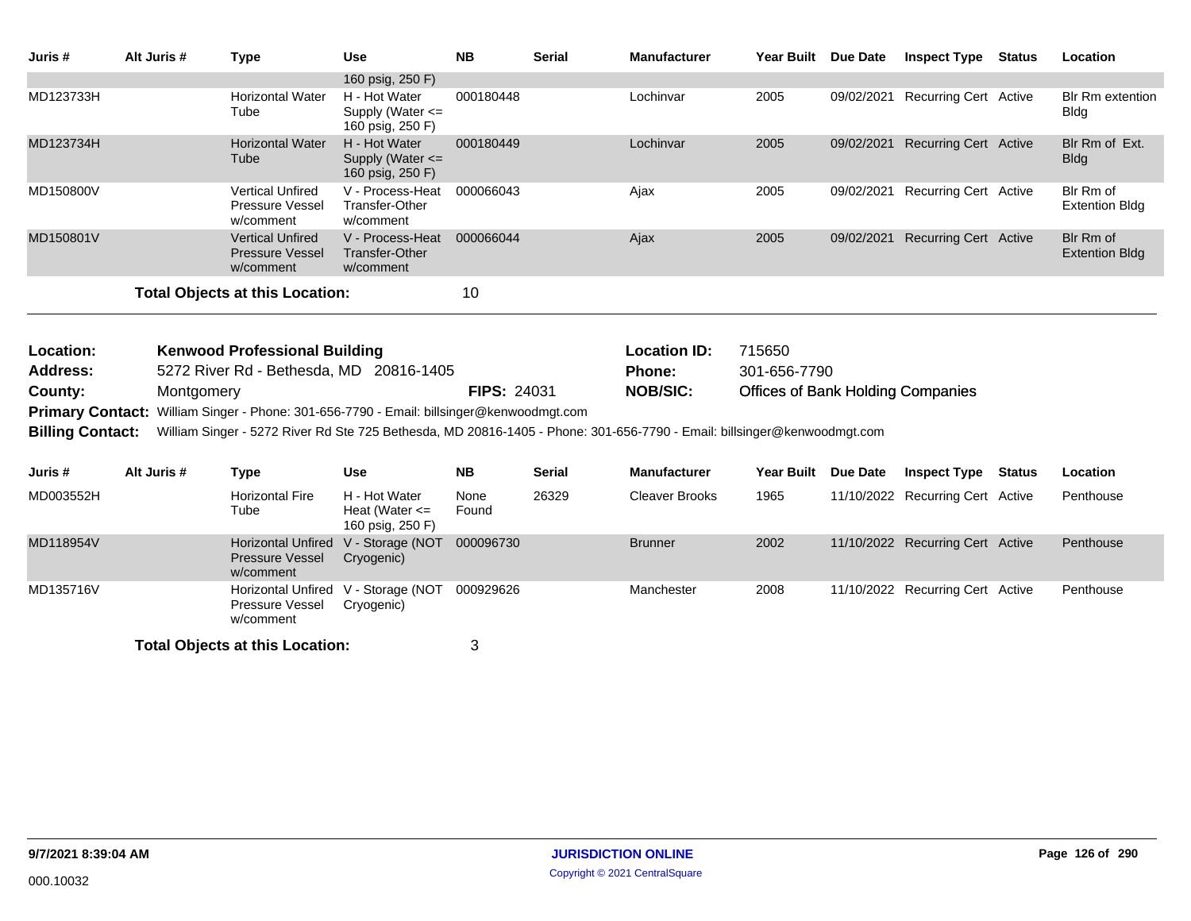| Juris # | Alt Juris # | Type | Use | NB | Serial | Manufacturer | Year Built | Due Date | Inspect Type | Status | Location |
|---|---|---|---|---|---|---|---|---|---|---|---|
| | | | 160 psig, 250 F) | | | | | | | | |
| MD123733H | | Horizontal Water Tube | H - Hot Water Supply (Water <= 160 psig, 250 F) | 000180448 | | Lochinvar | 2005 | 09/02/2021 | Recurring Cert | Active | Blr Rm extention Bldg |
| MD123734H | | Horizontal Water Tube | H - Hot Water Supply (Water <= 160 psig, 250 F) | 000180449 | | Lochinvar | 2005 | 09/02/2021 | Recurring Cert | Active | Blr Rm of Ext. Bldg |
| MD150800V | | Vertical Unfired Pressure Vessel w/comment | V - Process-Heat Transfer-Other w/comment | 000066043 | | Ajax | 2005 | 09/02/2021 | Recurring Cert | Active | Blr Rm of Extention Bldg |
| MD150801V | | Vertical Unfired Pressure Vessel w/comment | V - Process-Heat Transfer-Other w/comment | 000066044 | | Ajax | 2005 | 09/02/2021 | Recurring Cert | Active | Blr Rm of Extention Bldg |

**Total Objects at this Location:** 10

**Location:** Kenwood Professional Building
**Location ID:** 715650
**Address:** 5272 River Rd - Bethesda, MD 20816-1405
**Phone:** 301-656-7790
**County:** Montgomery
**FIPS:** 24031
**NOB/SIC:** Offices of Bank Holding Companies
**Primary Contact:** William Singer - Phone: 301-656-7790 - Email: billsinger@kenwoodmgt.com
**Billing Contact:** William Singer - 5272 River Rd Ste 725 Bethesda, MD 20816-1405 - Phone: 301-656-7790 - Email: billsinger@kenwoodmgt.com

| Juris # | Alt Juris # | Type | Use | NB | Serial | Manufacturer | Year Built | Due Date | Inspect Type | Status | Location |
|---|---|---|---|---|---|---|---|---|---|---|---|
| MD003552H | | Horizontal Fire Tube | H - Hot Water Heat (Water <= 160 psig, 250 F) | None Found | 26329 | Cleaver Brooks | 1965 | 11/10/2022 | Recurring Cert | Active | Penthouse |
| MD118954V | | Horizontal Unfired Pressure Vessel w/comment | V - Storage (NOT Cryogenic) | 000096730 | | Brunner | 2002 | 11/10/2022 | Recurring Cert | Active | Penthouse |
| MD135716V | | Horizontal Unfired Pressure Vessel w/comment | V - Storage (NOT Cryogenic) | 000929626 | | Manchester | 2008 | 11/10/2022 | Recurring Cert | Active | Penthouse |

**Total Objects at this Location:** 3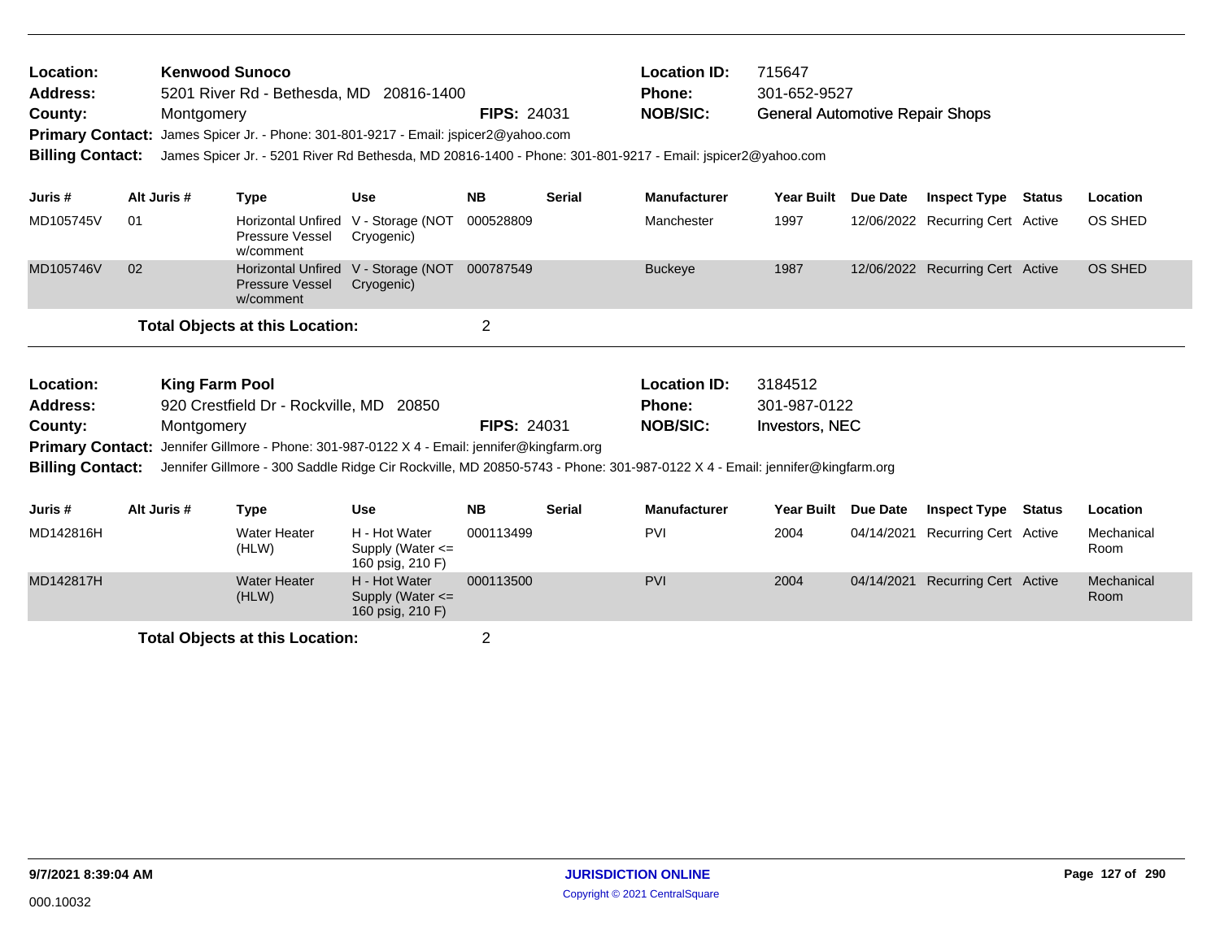**Location:** Kenwood Sunoco
**Address:** 5201 River Rd - Bethesda, MD 20816-1400
**County:** Montgomery
**FIPS:** 24031
**Location ID:** 715647
**Phone:** 301-652-9527
**NOB/SIC:** General Automotive Repair Shops
**Primary Contact:** James Spicer Jr. - Phone: 301-801-9217 - Email: jspicer2@yahoo.com
**Billing Contact:** James Spicer Jr. - 5201 River Rd Bethesda, MD 20816-1400 - Phone: 301-801-9217 - Email: jspicer2@yahoo.com

| Juris # | Alt Juris # | Type | Use | NB | Serial | Manufacturer | Year Built | Due Date | Inspect Type | Status | Location |
|---|---|---|---|---|---|---|---|---|---|---|---|
| MD105745V | 01 | Horizontal Unfired Pressure Vessel w/comment | V - Storage (NOT Cryogenic) | 000528809 | | Manchester | 1997 | 12/06/2022 | Recurring Cert | Active | OS SHED |
| MD105746V | 02 | Horizontal Unfired Pressure Vessel w/comment | V - Storage (NOT Cryogenic) | 000787549 | | Buckeye | 1987 | 12/06/2022 | Recurring Cert | Active | OS SHED |

**Total Objects at this Location:** 2

**Location:** King Farm Pool
**Address:** 920 Crestfield Dr - Rockville, MD 20850
**County:** Montgomery
**FIPS:** 24031
**Location ID:** 3184512
**Phone:** 301-987-0122
**NOB/SIC:** Investors, NEC
**Primary Contact:** Jennifer Gillmore - Phone: 301-987-0122 X 4 - Email: jennifer@kingfarm.org
**Billing Contact:** Jennifer Gillmore - 300 Saddle Ridge Cir Rockville, MD 20850-5743 - Phone: 301-987-0122 X 4 - Email: jennifer@kingfarm.org

| Juris # | Alt Juris # | Type | Use | NB | Serial | Manufacturer | Year Built | Due Date | Inspect Type | Status | Location |
|---|---|---|---|---|---|---|---|---|---|---|---|
| MD142816H | | Water Heater (HLW) | H - Hot Water Supply (Water <= 160 psig, 210 F) | 000113499 | | PVI | 2004 | 04/14/2021 | Recurring Cert | Active | Mechanical Room |
| MD142817H | | Water Heater (HLW) | H - Hot Water Supply (Water <= 160 psig, 210 F) | 000113500 | | PVI | 2004 | 04/14/2021 | Recurring Cert | Active | Mechanical Room |

**Total Objects at this Location:** 2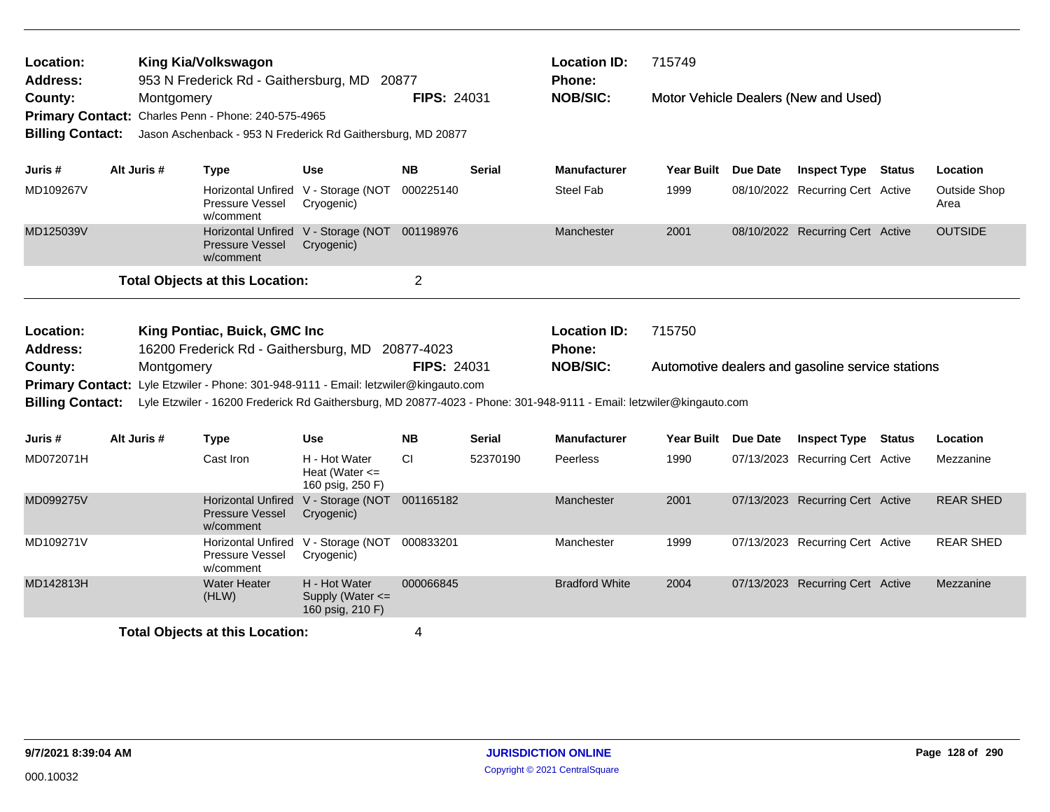**Location:** King Kia/Volkswagon
**Address:** 953 N Frederick Rd - Gaithersburg, MD 20877
**County:** Montgomery **FIPS:** 24031
**Primary Contact:** Charles Penn - Phone: 240-575-4965
**Billing Contact:** Jason Aschenback - 953 N Frederick Rd Gaithersburg, MD 20877
**Location ID:** 715749
**Phone:**
**NOB/SIC:** Motor Vehicle Dealers (New and Used)

| Juris # | Alt Juris # | Type | Use | NB | Serial | Manufacturer | Year Built | Due Date | Inspect Type | Status | Location |
|---|---|---|---|---|---|---|---|---|---|---|---|
| MD109267V | | Horizontal Unfired Pressure Vessel w/comment | V - Storage (NOT Cryogenic) | 000225140 | | Steel Fab | 1999 | 08/10/2022 | Recurring Cert | Active | Outside Shop Area |
| MD125039V | | Horizontal Unfired Pressure Vessel w/comment | V - Storage (NOT Cryogenic) | 001198976 | | Manchester | 2001 | 08/10/2022 | Recurring Cert | Active | OUTSIDE |

**Total Objects at this Location:** 2

**Location:** King Pontiac, Buick, GMC Inc
**Address:** 16200 Frederick Rd - Gaithersburg, MD 20877-4023
**County:** Montgomery **FIPS:** 24031
**Primary Contact:** Lyle Etzwiler - Phone: 301-948-9111 - Email: letzwiler@kingauto.com
**Billing Contact:** Lyle Etzwiler - 16200 Frederick Rd Gaithersburg, MD 20877-4023 - Phone: 301-948-9111 - Email: letzwiler@kingauto.com
**Location ID:** 715750
**Phone:**
**NOB/SIC:** Automotive dealers and gasoline service stations

| Juris # | Alt Juris # | Type | Use | NB | Serial | Manufacturer | Year Built | Due Date | Inspect Type | Status | Location |
|---|---|---|---|---|---|---|---|---|---|---|---|
| MD072071H | | Cast Iron | H - Hot Water Heat (Water <= 160 psig, 250 F) | CI | 52370190 | Peerless | 1990 | 07/13/2023 | Recurring Cert | Active | Mezzanine |
| MD099275V | | Horizontal Unfired Pressure Vessel w/comment | V - Storage (NOT Cryogenic) | 001165182 | | Manchester | 2001 | 07/13/2023 | Recurring Cert | Active | REAR SHED |
| MD109271V | | Horizontal Unfired Pressure Vessel w/comment | V - Storage (NOT Cryogenic) | 000833201 | | Manchester | 1999 | 07/13/2023 | Recurring Cert | Active | REAR SHED |
| MD142813H | | Water Heater (HLW) | H - Hot Water Supply (Water <= 160 psig, 210 F) | 000066845 | | Bradford White | 2004 | 07/13/2023 | Recurring Cert | Active | Mezzanine |

**Total Objects at this Location:** 4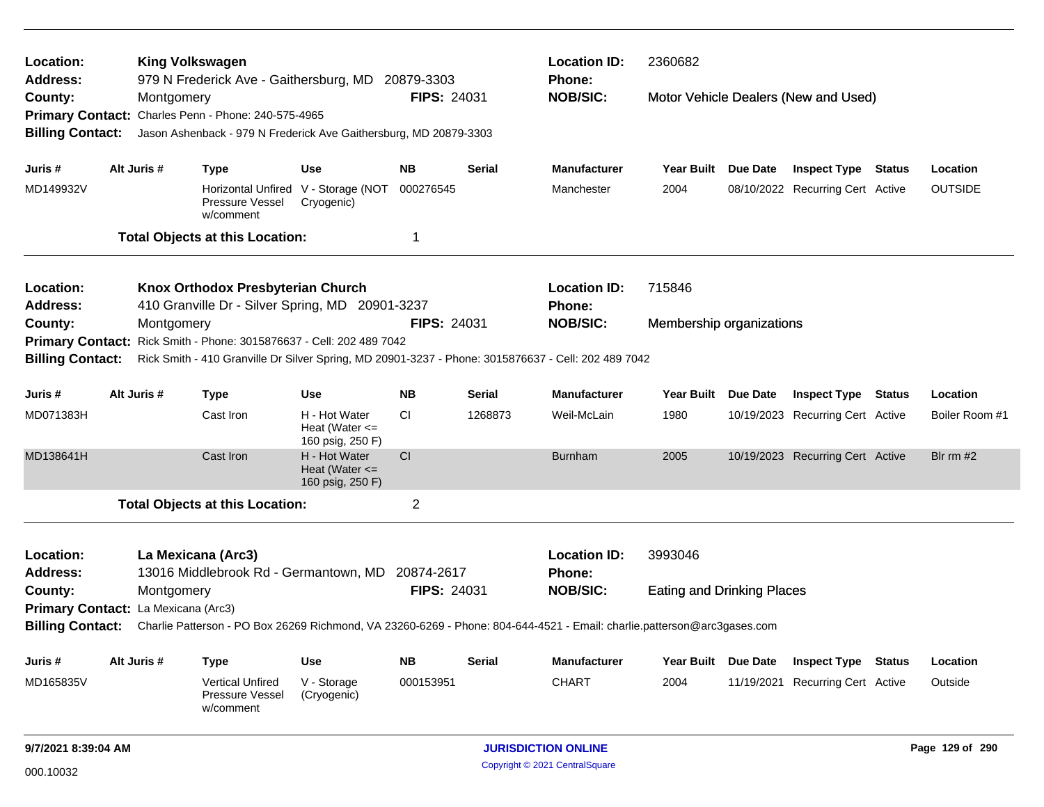| | | | |
|---|---|---|---|
| **Location:** | **King Volkswagen** | **Location ID:** | 2360682 |
| **Address:** | 979 N Frederick Ave - Gaithersburg, MD 20879-3303 | **Phone:** | |
| **County:** | Montgomery **FIPS:** 24031 | **NOB/SIC:** | Motor Vehicle Dealers (New and Used) |
| **Primary Contact:** | Charles Penn - Phone: 240-575-4965 | | |
| **Billing Contact:** | Jason Ashenback - 979 N Frederick Ave Gaithersburg, MD 20879-3303 | | |

| Juris # | Alt Juris # | Type | Use | NB | Serial | Manufacturer | Year Built | Due Date | Inspect Type | Status | Location |
|---|---|---|---|---|---|---|---|---|---|---|---|
| MD149932V | | Horizontal Unfired Pressure Vessel w/comment | V - Storage (NOT Cryogenic) | 000276545 | | Manchester | 2004 | 08/10/2022 | Recurring Cert | Active | OUTSIDE |

**Total Objects at this Location:** 1

| | | | |
|---|---|---|---|
| **Location:** | **Knox Orthodox Presbyterian Church** | **Location ID:** | 715846 |
| **Address:** | 410 Granville Dr - Silver Spring, MD 20901-3237 | **Phone:** | |
| **County:** | Montgomery **FIPS:** 24031 | **NOB/SIC:** | Membership organizations |
| **Primary Contact:** | Rick Smith - Phone: 3015876637 - Cell: 202 489 7042 | | |
| **Billing Contact:** | Rick Smith - 410 Granville Dr Silver Spring, MD 20901-3237 - Phone: 3015876637 - Cell: 202 489 7042 | | |

| Juris # | Alt Juris # | Type | Use | NB | Serial | Manufacturer | Year Built | Due Date | Inspect Type | Status | Location |
|---|---|---|---|---|---|---|---|---|---|---|---|
| MD071383H | | Cast Iron | H - Hot Water Heat (Water <= 160 psig, 250 F) | CI | 1268873 | Weil-McLain | 1980 | 10/19/2023 | Recurring Cert | Active | Boiler Room #1 |
| MD138641H | | Cast Iron | H - Hot Water Heat (Water <= 160 psig, 250 F) | CI | | Burnham | 2005 | 10/19/2023 | Recurring Cert | Active | Blr rm #2 |

**Total Objects at this Location:** 2

| | | | |
|---|---|---|---|
| **Location:** | **La Mexicana (Arc3)** | **Location ID:** | 3993046 |
| **Address:** | 13016 Middlebrook Rd - Germantown, MD 20874-2617 | **Phone:** | |
| **County:** | Montgomery **FIPS:** 24031 | **NOB/SIC:** | Eating and Drinking Places |
| **Primary Contact:** | La Mexicana (Arc3) | | |
| **Billing Contact:** | Charlie Patterson - PO Box 26269 Richmond, VA 23260-6269 - Phone: 804-644-4521 - Email: charlie.patterson@arc3gases.com | | |

| Juris # | Alt Juris # | Type | Use | NB | Serial | Manufacturer | Year Built | Due Date | Inspect Type | Status | Location |
|---|---|---|---|---|---|---|---|---|---|---|---|
| MD165835V | | Vertical Unfired Pressure Vessel w/comment | V - Storage (Cryogenic) | 000153951 | | CHART | 2004 | 11/19/2021 | Recurring Cert | Active | Outside |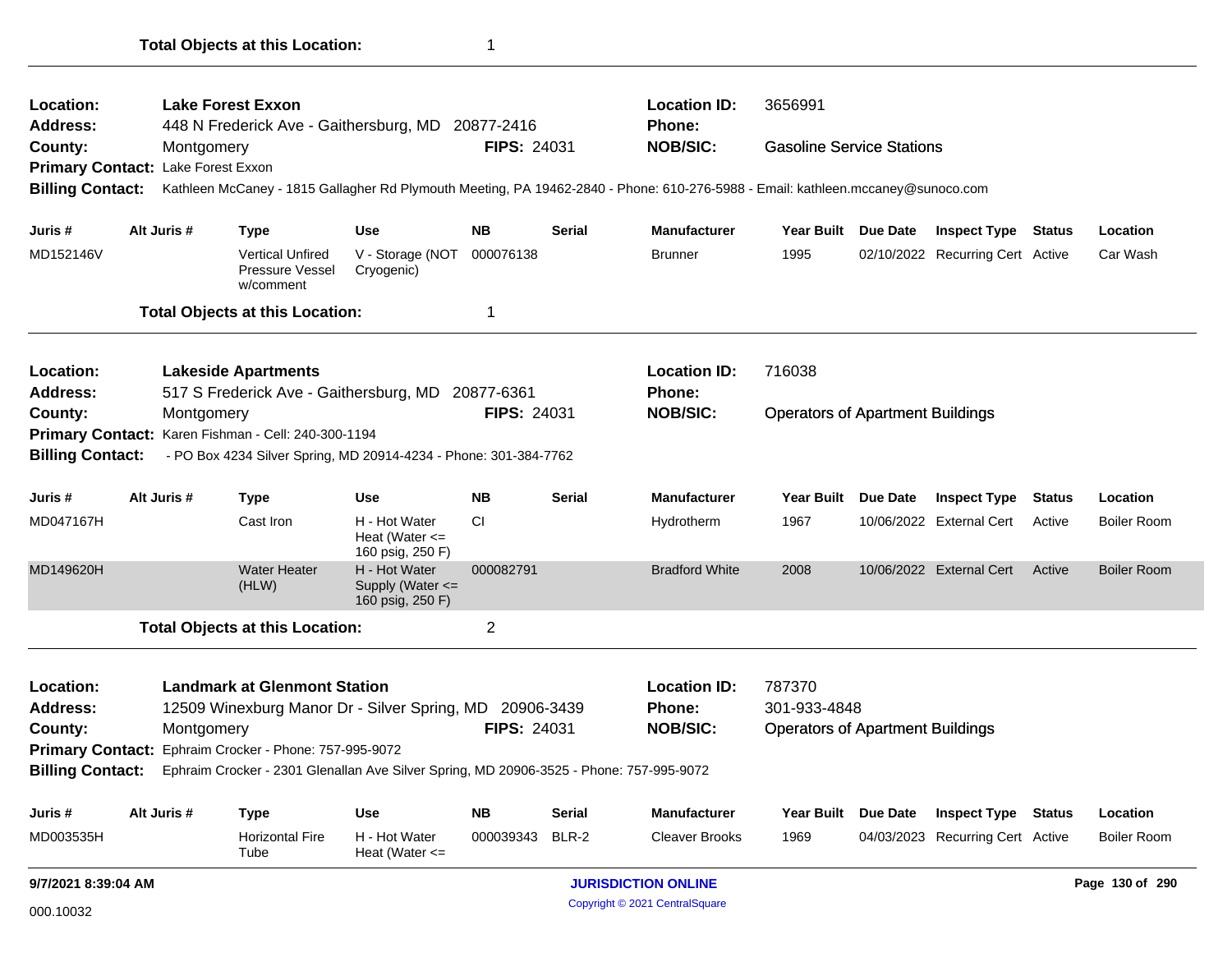**Total Objects at this Location:** 1

---

**Location:** Lake Forest Exxon
**Address:** 448 N Frederick Ave - Gaithersburg, MD 20877-2416
**County:** Montgomery  **FIPS:** 24031
**Location ID:** 3656991
**Phone:**
**NOB/SIC:** Gasoline Service Stations
**Primary Contact:** Lake Forest Exxon
**Billing Contact:** Kathleen McCaney - 1815 Gallagher Rd Plymouth Meeting, PA 19462-2840 - Phone: 610-276-5988 - Email: kathleen.mccaney@sunoco.com

| Juris # | Alt Juris # | Type | Use | NB | Serial | Manufacturer | Year Built | Due Date | Inspect Type | Status | Location |
|---|---|---|---|---|---|---|---|---|---|---|---|
| MD152146V | | Vertical Unfired Pressure Vessel w/comment | V - Storage (NOT Cryogenic) | 000076138 | | Brunner | 1995 | 02/10/2022 | Recurring Cert | Active | Car Wash |

**Total Objects at this Location:** 1

---

**Location:** Lakeside Apartments
**Address:** 517 S Frederick Ave - Gaithersburg, MD 20877-6361
**County:** Montgomery  **FIPS:** 24031
**Location ID:** 716038
**Phone:**
**NOB/SIC:** Operators of Apartment Buildings
**Primary Contact:** Karen Fishman - Cell: 240-300-1194
**Billing Contact:** - PO Box 4234 Silver Spring, MD 20914-4234 - Phone: 301-384-7762

| Juris # | Alt Juris # | Type | Use | NB | Serial | Manufacturer | Year Built | Due Date | Inspect Type | Status | Location |
|---|---|---|---|---|---|---|---|---|---|---|---|
| MD047167H | | Cast Iron | H - Hot Water Heat (Water <= 160 psig, 250 F) | CI | | Hydrotherm | 1967 | 10/06/2022 | External Cert | Active | Boiler Room |
| MD149620H | | Water Heater (HLW) | H - Hot Water Supply (Water <= 160 psig, 250 F) | 000082791 | | Bradford White | 2008 | 10/06/2022 | External Cert | Active | Boiler Room |

**Total Objects at this Location:** 2

---

**Location:** Landmark at Glenmont Station
**Address:** 12509 Winexburg Manor Dr - Silver Spring, MD 20906-3439
**County:** Montgomery  **FIPS:** 24031
**Location ID:** 787370
**Phone:** 301-933-4848
**NOB/SIC:** Operators of Apartment Buildings
**Primary Contact:** Ephraim Crocker - Phone: 757-995-9072
**Billing Contact:** Ephraim Crocker - 2301 Glenallan Ave Silver Spring, MD 20906-3525 - Phone: 757-995-9072

| Juris # | Alt Juris # | Type | Use | NB | Serial | Manufacturer | Year Built | Due Date | Inspect Type | Status | Location |
|---|---|---|---|---|---|---|---|---|---|---|---|
| MD003535H | | Horizontal Fire Tube | H - Hot Water Heat (Water <= | 000039343 | BLR-2 | Cleaver Brooks | 1969 | 04/03/2023 | Recurring Cert | Active | Boiler Room |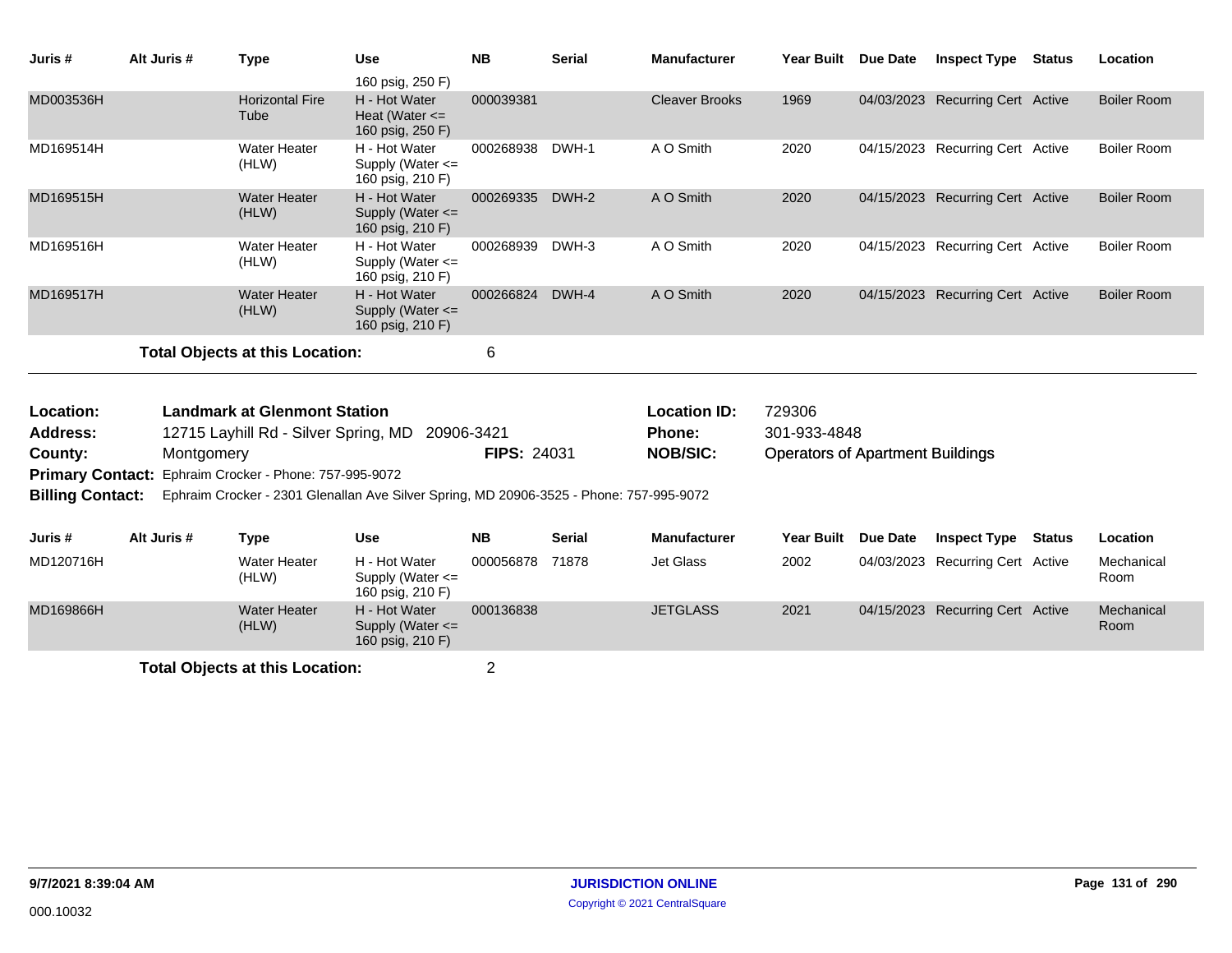| Juris # | Alt Juris # | Type | Use | NB | Serial | Manufacturer | Year Built | Due Date | Inspect Type | Status | Location |
|---|---|---|---|---|---|---|---|---|---|---|---|
| | | | 160 psig, 250 F) | | | | | | | | |
| MD003536H | | Horizontal Fire Tube | H - Hot Water Heat (Water <= 160 psig, 250 F) | 000039381 | | Cleaver Brooks | 1969 | 04/03/2023 | Recurring Cert | Active | Boiler Room |
| MD169514H | | Water Heater (HLW) | H - Hot Water Supply (Water <= 160 psig, 210 F) | 000268938 | DWH-1 | A O Smith | 2020 | 04/15/2023 | Recurring Cert | Active | Boiler Room |
| MD169515H | | Water Heater (HLW) | H - Hot Water Supply (Water <= 160 psig, 210 F) | 000269335 | DWH-2 | A O Smith | 2020 | 04/15/2023 | Recurring Cert | Active | Boiler Room |
| MD169516H | | Water Heater (HLW) | H - Hot Water Supply (Water <= 160 psig, 210 F) | 000268939 | DWH-3 | A O Smith | 2020 | 04/15/2023 | Recurring Cert | Active | Boiler Room |
| MD169517H | | Water Heater (HLW) | H - Hot Water Supply (Water <= 160 psig, 210 F) | 000266824 | DWH-4 | A O Smith | 2020 | 04/15/2023 | Recurring Cert | Active | Boiler Room |

**Total Objects at this Location:** 6

**Location:** **Landmark at Glenmont Station**
**Location ID:** 729306
**Address:** 12715 Layhill Rd - Silver Spring, MD 20906-3421
**Phone:** 301-933-4848
**County:** Montgomery
**FIPS:** 24031
**NOB/SIC:** Operators of Apartment Buildings
**Primary Contact:** Ephraim Crocker - Phone: 757-995-9072
**Billing Contact:** Ephraim Crocker - 2301 Glenallan Ave Silver Spring, MD 20906-3525 - Phone: 757-995-9072

| Juris # | Alt Juris # | Type | Use | NB | Serial | Manufacturer | Year Built | Due Date | Inspect Type | Status | Location |
|---|---|---|---|---|---|---|---|---|---|---|---|
| MD120716H | | Water Heater (HLW) | H - Hot Water Supply (Water <= 160 psig, 210 F) | 000056878 | 71878 | Jet Glass | 2002 | 04/03/2023 | Recurring Cert | Active | Mechanical Room |
| MD169866H | | Water Heater (HLW) | H - Hot Water Supply (Water <= 160 psig, 210 F) | 000136838 | | JETGLASS | 2021 | 04/15/2023 | Recurring Cert | Active | Mechanical Room |

**Total Objects at this Location:** 2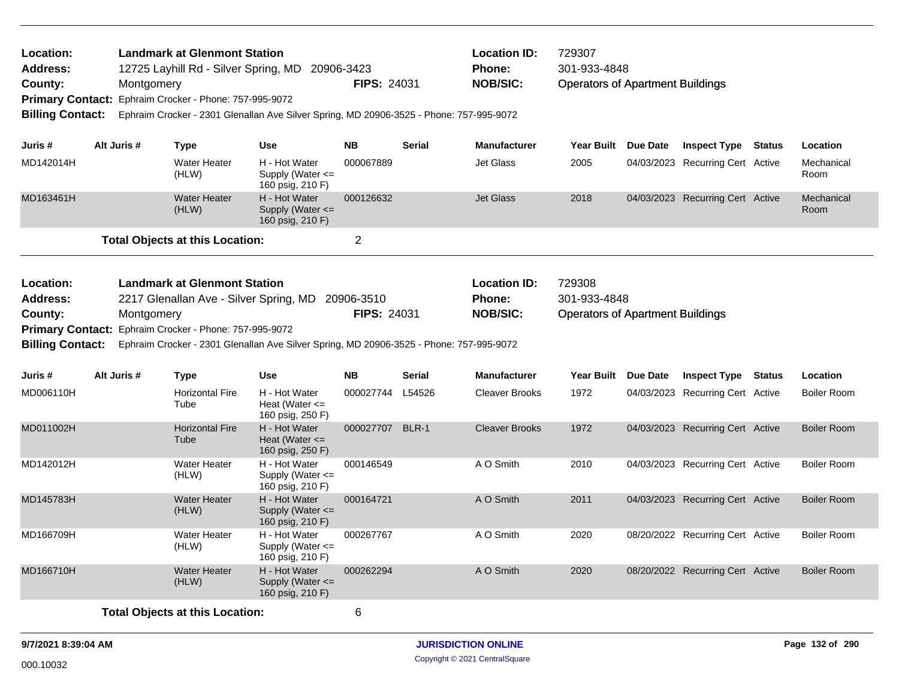**Location:** Landmark at Glenmont Station
**Address:** 12725 Layhill Rd - Silver Spring, MD 20906-3423
**County:** Montgomery **FIPS:** 24031
**Location ID:** 729307
**Phone:** 301-933-4848
**NOB/SIC:** Operators of Apartment Buildings
**Primary Contact:** Ephraim Crocker - Phone: 757-995-9072
**Billing Contact:** Ephraim Crocker - 2301 Glenallan Ave Silver Spring, MD 20906-3525 - Phone: 757-995-9072

| Juris # | Alt Juris # | Type | Use | NB | Serial | Manufacturer | Year Built | Due Date | Inspect Type | Status | Location |
|---|---|---|---|---|---|---|---|---|---|---|---|
| MD142014H | | Water Heater (HLW) | H - Hot Water Supply (Water <= 160 psig, 210 F) | 000067889 | | Jet Glass | 2005 | 04/03/2023 | Recurring Cert | Active | Mechanical Room |
| MD163461H | | Water Heater (HLW) | H - Hot Water Supply (Water <= 160 psig, 210 F) | 000126632 | | Jet Glass | 2018 | 04/03/2023 | Recurring Cert | Active | Mechanical Room |

**Total Objects at this Location:** 2

**Location:** Landmark at Glenmont Station
**Address:** 2217 Glenallan Ave - Silver Spring, MD 20906-3510
**County:** Montgomery **FIPS:** 24031
**Location ID:** 729308
**Phone:** 301-933-4848
**NOB/SIC:** Operators of Apartment Buildings
**Primary Contact:** Ephraim Crocker - Phone: 757-995-9072
**Billing Contact:** Ephraim Crocker - 2301 Glenallan Ave Silver Spring, MD 20906-3525 - Phone: 757-995-9072

| Juris # | Alt Juris # | Type | Use | NB | Serial | Manufacturer | Year Built | Due Date | Inspect Type | Status | Location |
|---|---|---|---|---|---|---|---|---|---|---|---|
| MD006110H | | Horizontal Fire Tube | H - Hot Water Heat (Water <= 160 psig, 250 F) | 000027744 | L54526 | Cleaver Brooks | 1972 | 04/03/2023 | Recurring Cert | Active | Boiler Room |
| MD011002H | | Horizontal Fire Tube | H - Hot Water Heat (Water <= 160 psig, 250 F) | 000027707 | BLR-1 | Cleaver Brooks | 1972 | 04/03/2023 | Recurring Cert | Active | Boiler Room |
| MD142012H | | Water Heater (HLW) | H - Hot Water Supply (Water <= 160 psig, 210 F) | 000146549 | | A O Smith | 2010 | 04/03/2023 | Recurring Cert | Active | Boiler Room |
| MD145783H | | Water Heater (HLW) | H - Hot Water Supply (Water <= 160 psig, 210 F) | 000164721 | | A O Smith | 2011 | 04/03/2023 | Recurring Cert | Active | Boiler Room |
| MD166709H | | Water Heater (HLW) | H - Hot Water Supply (Water <= 160 psig, 210 F) | 000267767 | | A O Smith | 2020 | 08/20/2022 | Recurring Cert | Active | Boiler Room |
| MD166710H | | Water Heater (HLW) | H - Hot Water Supply (Water <= 160 psig, 210 F) | 000262294 | | A O Smith | 2020 | 08/20/2022 | Recurring Cert | Active | Boiler Room |

**Total Objects at this Location:** 6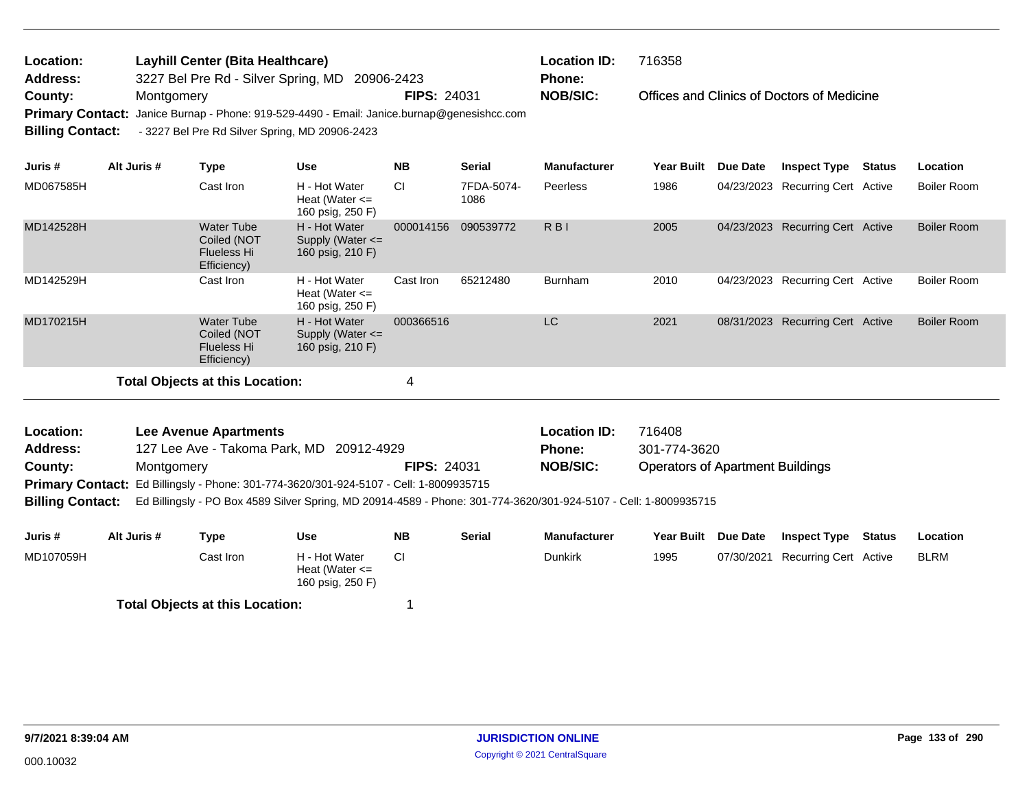**Location:** Layhill Center (Bita Healthcare)
**Address:** 3227 Bel Pre Rd - Silver Spring, MD 20906-2423
**County:** Montgomery **FIPS:** 24031
**Location ID:** 716358
**Phone:**
**NOB/SIC:** Offices and Clinics of Doctors of Medicine
**Primary Contact:** Janice Burnap - Phone: 919-529-4490 - Email: Janice.burnap@genesishcc.com
**Billing Contact:** - 3227 Bel Pre Rd Silver Spring, MD 20906-2423

| Juris # | Alt Juris # | Type | Use | NB | Serial | Manufacturer | Year Built | Due Date | Inspect Type | Status | Location |
|---|---|---|---|---|---|---|---|---|---|---|---|
| MD067585H | | Cast Iron | H - Hot Water Heat (Water <= 160 psig, 250 F) | CI | 7FDA-5074-1086 | Peerless | 1986 | 04/23/2023 | Recurring Cert | Active | Boiler Room |
| MD142528H | | Water Tube Coiled (NOT Flueless Hi Efficiency) | H - Hot Water Supply (Water <= 160 psig, 210 F) | 000014156 | 090539772 | R B I | 2005 | 04/23/2023 | Recurring Cert | Active | Boiler Room |
| MD142529H | | Cast Iron | H - Hot Water Heat (Water <= 160 psig, 250 F) | Cast Iron | 65212480 | Burnham | 2010 | 04/23/2023 | Recurring Cert | Active | Boiler Room |
| MD170215H | | Water Tube Coiled (NOT Flueless Hi Efficiency) | H - Hot Water Supply (Water <= 160 psig, 210 F) | 000366516 | | LC | 2021 | 08/31/2023 | Recurring Cert | Active | Boiler Room |

**Total Objects at this Location:** 4

**Location:** Lee Avenue Apartments
**Address:** 127 Lee Ave - Takoma Park, MD 20912-4929
**County:** Montgomery **FIPS:** 24031
**Location ID:** 716408
**Phone:** 301-774-3620
**NOB/SIC:** Operators of Apartment Buildings
**Primary Contact:** Ed Billingsly - Phone: 301-774-3620/301-924-5107 - Cell: 1-8009935715
**Billing Contact:** Ed Billingsly - PO Box 4589 Silver Spring, MD 20914-4589 - Phone: 301-774-3620/301-924-5107 - Cell: 1-8009935715

| Juris # | Alt Juris # | Type | Use | NB | Serial | Manufacturer | Year Built | Due Date | Inspect Type | Status | Location |
|---|---|---|---|---|---|---|---|---|---|---|---|
| MD107059H | | Cast Iron | H - Hot Water Heat (Water <= 160 psig, 250 F) | CI | | Dunkirk | 1995 | 07/30/2021 | Recurring Cert | Active | BLRM |

**Total Objects at this Location:** 1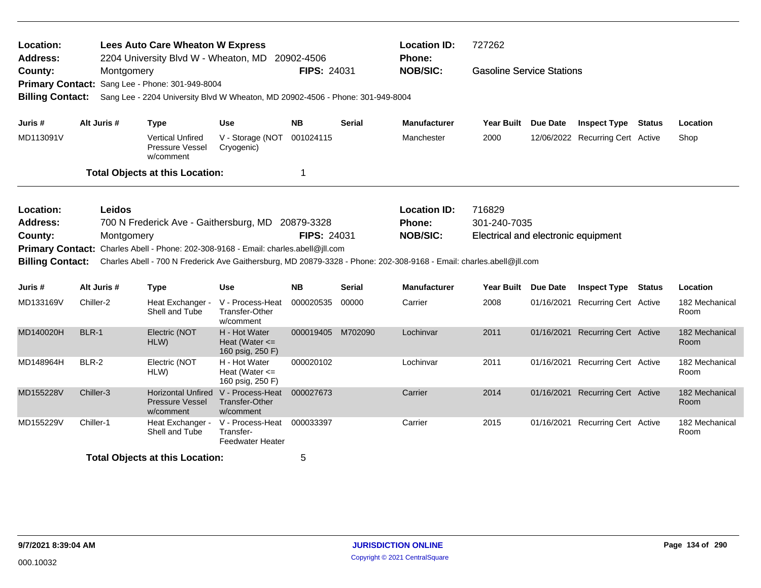**Location:** Lees Auto Care Wheaton W Express
**Location ID:** 727262
**Address:** 2204 University Blvd W - Wheaton, MD 20902-4506
**Phone:**
**County:** Montgomery
**FIPS:** 24031
**NOB/SIC:** Gasoline Service Stations
**Primary Contact:** Sang Lee - Phone: 301-949-8004
**Billing Contact:** Sang Lee - 2204 University Blvd W Wheaton, MD 20902-4506 - Phone: 301-949-8004

| Juris # | Alt Juris # | Type | Use | NB | Serial | Manufacturer | Year Built | Due Date | Inspect Type | Status | Location |
|---|---|---|---|---|---|---|---|---|---|---|---|
| MD113091V | | Vertical Unfired Pressure Vessel w/comment | V - Storage (NOT Cryogenic) | 001024115 | | Manchester | 2000 | 12/06/2022 | Recurring Cert | Active | Shop |

**Total Objects at this Location:** 1

---

**Location:** Leidos
**Location ID:** 716829
**Address:** 700 N Frederick Ave - Gaithersburg, MD 20879-3328
**Phone:** 301-240-7035
**County:** Montgomery
**FIPS:** 24031
**NOB/SIC:** Electrical and electronic equipment
**Primary Contact:** Charles Abell - Phone: 202-308-9168 - Email: charles.abell@jll.com
**Billing Contact:** Charles Abell - 700 N Frederick Ave Gaithersburg, MD 20879-3328 - Phone: 202-308-9168 - Email: charles.abell@jll.com

| Juris # | Alt Juris # | Type | Use | NB | Serial | Manufacturer | Year Built | Due Date | Inspect Type | Status | Location |
|---|---|---|---|---|---|---|---|---|---|---|---|
| MD133169V | Chiller-2 | Heat Exchanger - Shell and Tube | V - Process-Heat Transfer-Other w/comment | 000020535 | 00000 | Carrier | 2008 | 01/16/2021 | Recurring Cert | Active | 182 Mechanical Room |
| MD140020H | BLR-1 | Electric (NOT HLW) | H - Hot Water Heat (Water <= 160 psig, 250 F) | 000019405 | M702090 | Lochinvar | 2011 | 01/16/2021 | Recurring Cert | Active | 182 Mechanical Room |
| MD148964H | BLR-2 | Electric (NOT HLW) | H - Hot Water Heat (Water <= 160 psig, 250 F) | 000020102 | | Lochinvar | 2011 | 01/16/2021 | Recurring Cert | Active | 182 Mechanical Room |
| MD155228V | Chiller-3 | Horizontal Unfired Pressure Vessel w/comment | V - Process-Heat Transfer-Other w/comment | 000027673 | | Carrier | 2014 | 01/16/2021 | Recurring Cert | Active | 182 Mechanical Room |
| MD155229V | Chiller-1 | Heat Exchanger - Shell and Tube | V - Process-Heat Transfer-Feedwater Heater | 000033397 | | Carrier | 2015 | 01/16/2021 | Recurring Cert | Active | 182 Mechanical Room |

**Total Objects at this Location:** 5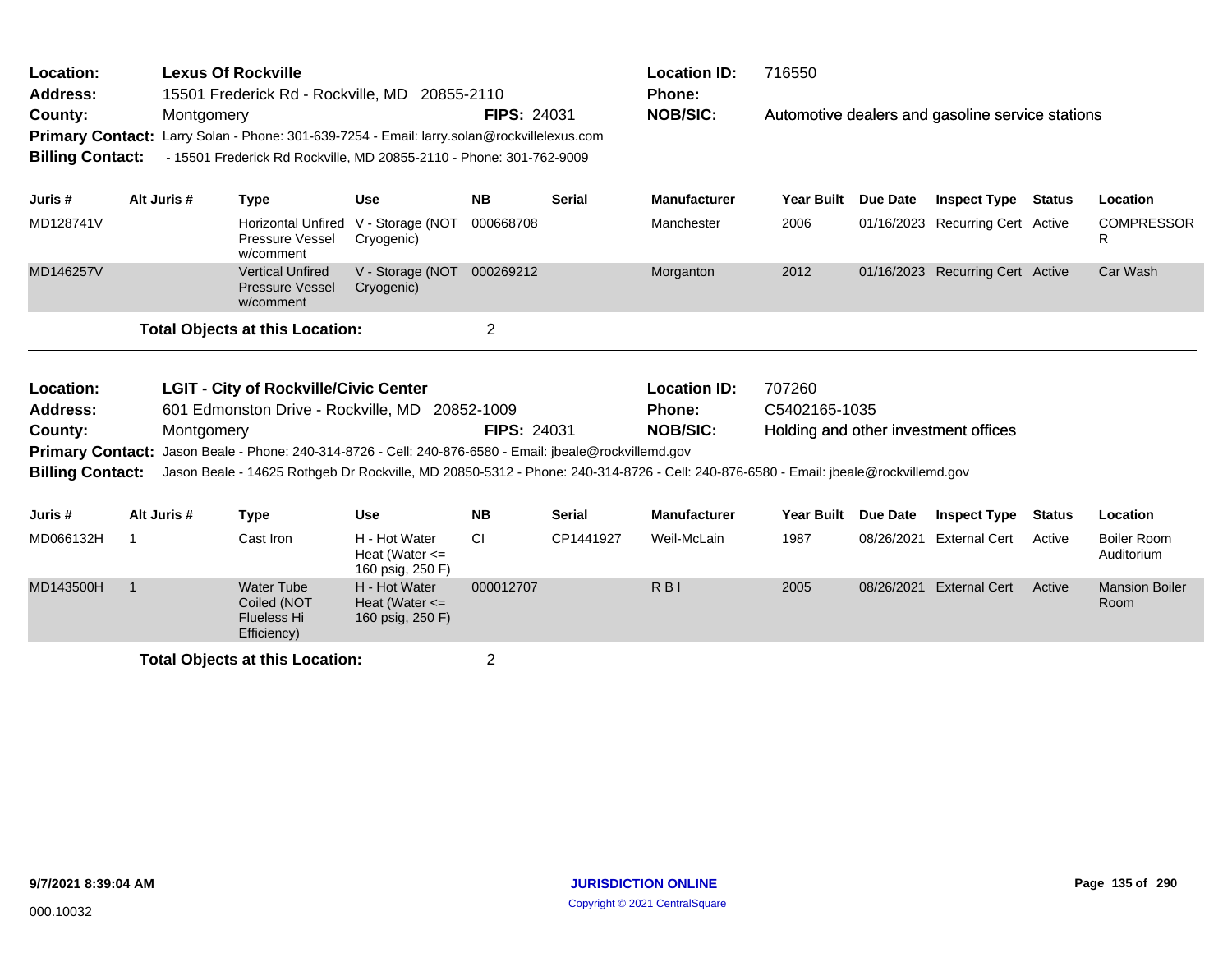**Location:** Lexus Of Rockville
**Address:** 15501 Frederick Rd - Rockville, MD 20855-2110
**County:** Montgomery **FIPS:** 24031
**Primary Contact:** Larry Solan - Phone: 301-639-7254 - Email: larry.solan@rockvillelexus.com
**Billing Contact:** - 15501 Frederick Rd Rockville, MD 20855-2110 - Phone: 301-762-9009

**Location ID:** 716550
**Phone:**
**NOB/SIC:** Automotive dealers and gasoline service stations

| Juris # | Alt Juris # | Type | Use | NB | Serial | Manufacturer | Year Built | Due Date | Inspect Type | Status | Location |
|---|---|---|---|---|---|---|---|---|---|---|---|
| MD128741V | | Horizontal Unfired Pressure Vessel w/comment | V - Storage (NOT Cryogenic) | 000668708 | | Manchester | 2006 | 01/16/2023 | Recurring Cert | Active | COMPRESSOR |
| MD146257V | | Vertical Unfired Pressure Vessel w/comment | V - Storage (NOT Cryogenic) | 000269212 | | Morganton | 2012 | 01/16/2023 | Recurring Cert | Active | Car Wash |

**Total Objects at this Location:** 2

---

**Location:** LGIT - City of Rockville/Civic Center
**Address:** 601 Edmonston Drive - Rockville, MD 20852-1009
**County:** Montgomery **FIPS:** 24031
**Primary Contact:** Jason Beale - Phone: 240-314-8726 - Cell: 240-876-6580 - Email: jbeale@rockvillemd.gov
**Billing Contact:** Jason Beale - 14625 Rothgeb Dr Rockville, MD 20850-5312 - Phone: 240-314-8726 - Cell: 240-876-6580 - Email: jbeale@rockvillemd.gov

**Location ID:** 707260
**Phone:** C5402165-1035
**NOB/SIC:** Holding and other investment offices

| Juris # | Alt Juris # | Type | Use | NB | Serial | Manufacturer | Year Built | Due Date | Inspect Type | Status | Location |
|---|---|---|---|---|---|---|---|---|---|---|---|
| MD066132H | 1 | Cast Iron | H - Hot Water Heat (Water <= 160 psig, 250 F) | CI | CP1441927 | Weil-McLain | 1987 | 08/26/2021 | External Cert | Active | Boiler Room Auditorium |
| MD143500H | 1 | Water Tube Coiled (NOT Flueless Hi Efficiency) | H - Hot Water Heat (Water <= 160 psig, 250 F) | 000012707 | | R B I | 2005 | 08/26/2021 | External Cert | Active | Mansion Boiler Room |

**Total Objects at this Location:** 2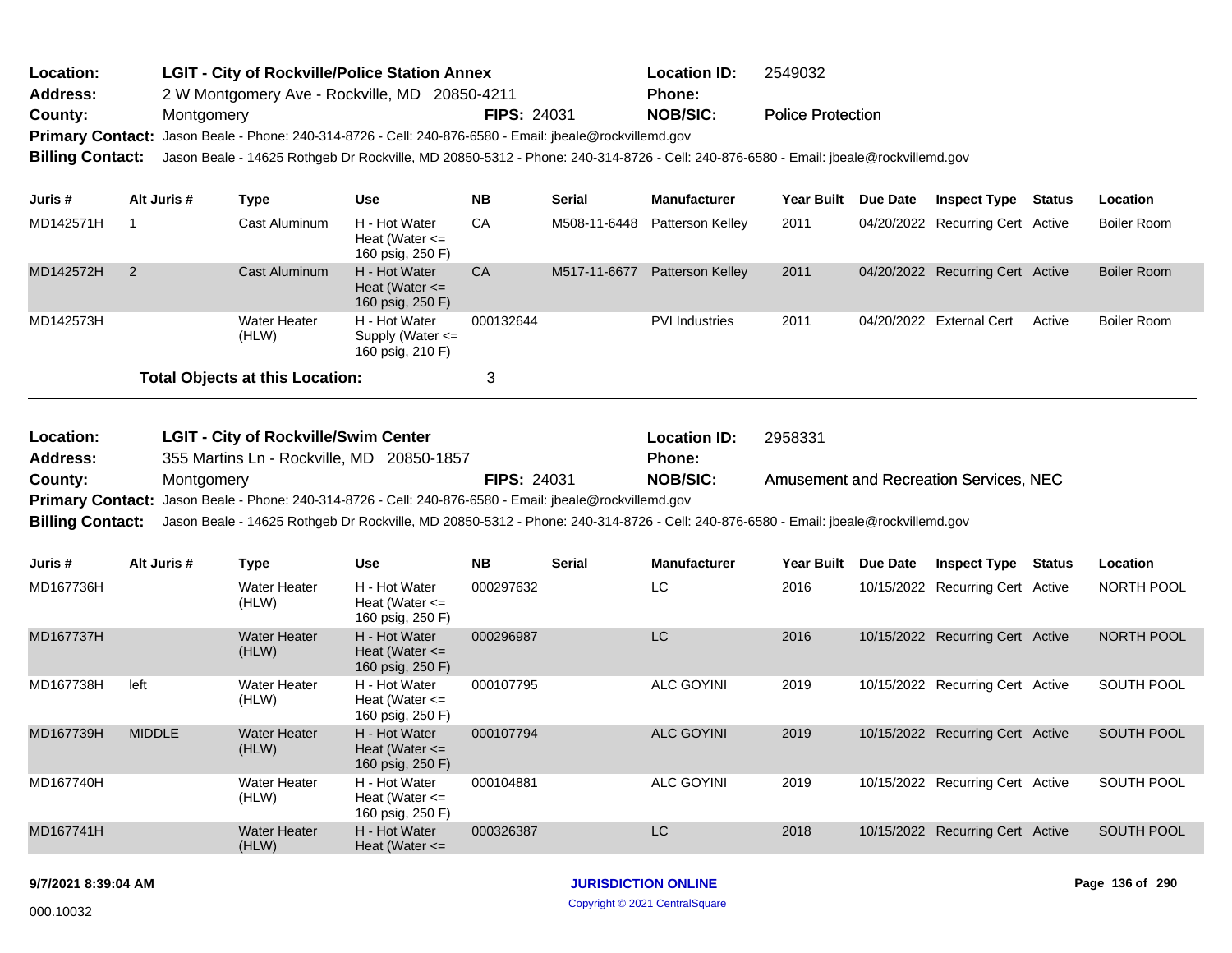**Location:** LGIT - City of Rockville/Police Station Annex
**Location ID:** 2549032
**Address:** 2 W Montgomery Ave - Rockville, MD 20850-4211
**Phone:**
**County:** Montgomery
**FIPS:** 24031
**NOB/SIC:** Police Protection
**Primary Contact:** Jason Beale - Phone: 240-314-8726 - Cell: 240-876-6580 - Email: jbeale@rockvillemd.gov
**Billing Contact:** Jason Beale - 14625 Rothgeb Dr Rockville, MD 20850-5312 - Phone: 240-314-8726 - Cell: 240-876-6580 - Email: jbeale@rockvillemd.gov

| Juris # | Alt Juris # | Type | Use | NB | Serial | Manufacturer | Year Built | Due Date | Inspect Type | Status | Location |
|---|---|---|---|---|---|---|---|---|---|---|---|
| MD142571H | 1 | Cast Aluminum | H - Hot Water Heat (Water <= 160 psig, 250 F) | CA | M508-11-6448 | Patterson Kelley | 2011 | 04/20/2022 | Recurring Cert | Active | Boiler Room |
| MD142572H | 2 | Cast Aluminum | H - Hot Water Heat (Water <= 160 psig, 250 F) | CA | M517-11-6677 | Patterson Kelley | 2011 | 04/20/2022 | Recurring Cert | Active | Boiler Room |
| MD142573H | | Water Heater (HLW) | H - Hot Water Supply (Water <= 160 psig, 210 F) | 000132644 | | PVI Industries | 2011 | 04/20/2022 | External Cert | Active | Boiler Room |

**Total Objects at this Location:** 3

**Location:** LGIT - City of Rockville/Swim Center
**Location ID:** 2958331
**Address:** 355 Martins Ln - Rockville, MD 20850-1857
**Phone:**
**County:** Montgomery
**FIPS:** 24031
**NOB/SIC:** Amusement and Recreation Services, NEC
**Primary Contact:** Jason Beale - Phone: 240-314-8726 - Cell: 240-876-6580 - Email: jbeale@rockvillemd.gov
**Billing Contact:** Jason Beale - 14625 Rothgeb Dr Rockville, MD 20850-5312 - Phone: 240-314-8726 - Cell: 240-876-6580 - Email: jbeale@rockvillemd.gov

| Juris # | Alt Juris # | Type | Use | NB | Serial | Manufacturer | Year Built | Due Date | Inspect Type | Status | Location |
|---|---|---|---|---|---|---|---|---|---|---|---|
| MD167736H | | Water Heater (HLW) | H - Hot Water Heat (Water <= 160 psig, 250 F) | 000297632 | | LC | 2016 | 10/15/2022 | Recurring Cert | Active | NORTH POOL |
| MD167737H | | Water Heater (HLW) | H - Hot Water Heat (Water <= 160 psig, 250 F) | 000296987 | | LC | 2016 | 10/15/2022 | Recurring Cert | Active | NORTH POOL |
| MD167738H | left | Water Heater (HLW) | H - Hot Water Heat (Water <= 160 psig, 250 F) | 000107795 | | ALC GOYINI | 2019 | 10/15/2022 | Recurring Cert | Active | SOUTH POOL |
| MD167739H | MIDDLE | Water Heater (HLW) | H - Hot Water Heat (Water <= 160 psig, 250 F) | 000107794 | | ALC GOYINI | 2019 | 10/15/2022 | Recurring Cert | Active | SOUTH POOL |
| MD167740H | | Water Heater (HLW) | H - Hot Water Heat (Water <= 160 psig, 250 F) | 000104881 | | ALC GOYINI | 2019 | 10/15/2022 | Recurring Cert | Active | SOUTH POOL |
| MD167741H | | Water Heater (HLW) | H - Hot Water Heat (Water <= | 000326387 | | LC | 2018 | 10/15/2022 | Recurring Cert | Active | SOUTH POOL |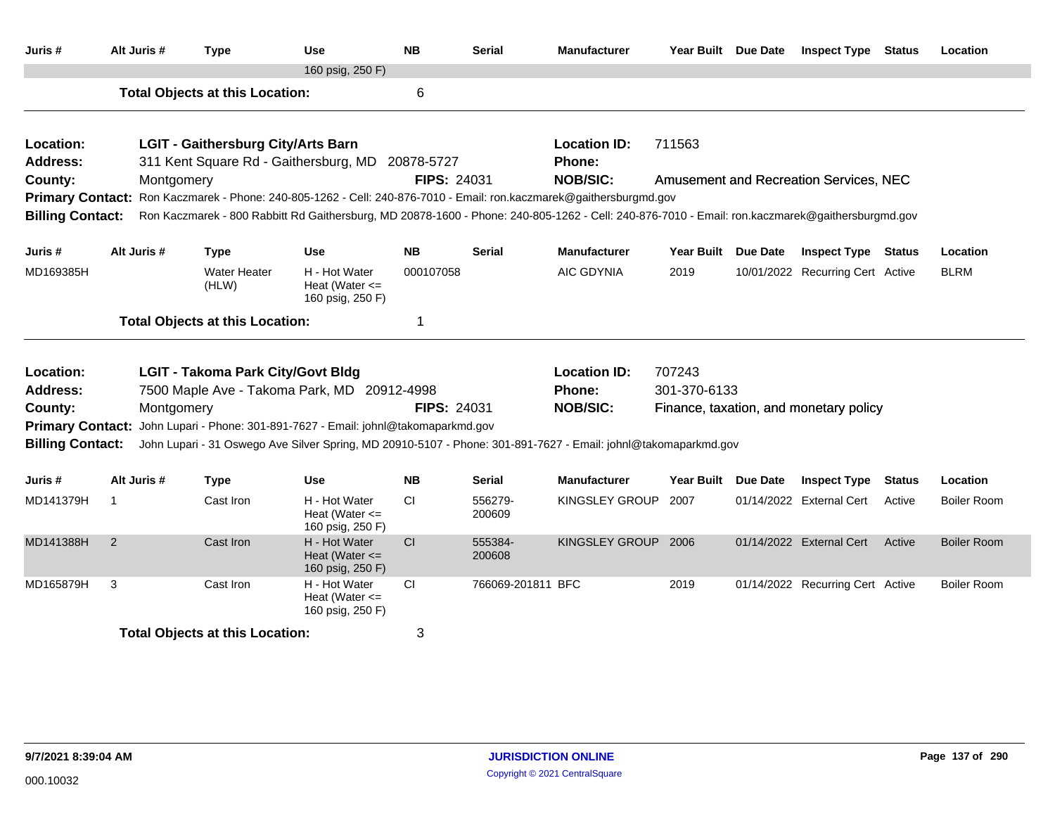| Juris # | Alt Juris # | Type | Use | NB | Serial | Manufacturer | Year Built | Due Date | Inspect Type | Status | Location |
|---|---|---|---|---|---|---|---|---|---|---|---|
| | | | 160 psig, 250 F) | | | | | | | | |

**Total Objects at this Location:** 6

---

**Location:** LGIT - Gaithersburg City/Arts Barn
**Location ID:** 711563
**Address:** 311 Kent Square Rd - Gaithersburg, MD 20878-5727
**Phone:**
**County:** Montgomery
**FIPS:** 24031
**NOB/SIC:** Amusement and Recreation Services, NEC
**Primary Contact:** Ron Kaczmarek - Phone: 240-805-1262 - Cell: 240-876-7010 - Email: ron.kaczmarek@gaithersburgmd.gov
**Billing Contact:** Ron Kaczmarek - 800 Rabbitt Rd Gaithersburg, MD 20878-1600 - Phone: 240-805-1262 - Cell: 240-876-7010 - Email: ron.kaczmarek@gaithersburgmd.gov

| Juris # | Alt Juris # | Type | Use | NB | Serial | Manufacturer | Year Built | Due Date | Inspect Type | Status | Location |
|---|---|---|---|---|---|---|---|---|---|---|---|
| MD169385H | | Water Heater (HLW) | H - Hot Water Heat (Water <= 160 psig, 250 F) | 000107058 | | AIC GDYNIA | 2019 | 10/01/2022 | Recurring Cert | Active | BLRM |

**Total Objects at this Location:** 1

---

**Location:** LGIT - Takoma Park City/Govt Bldg
**Location ID:** 707243
**Address:** 7500 Maple Ave - Takoma Park, MD 20912-4998
**Phone:** 301-370-6133
**County:** Montgomery
**FIPS:** 24031
**NOB/SIC:** Finance, taxation, and monetary policy
**Primary Contact:** John Lupari - Phone: 301-891-7627 - Email: johnl@takomaparkmd.gov
**Billing Contact:** John Lupari - 31 Oswego Ave Silver Spring, MD 20910-5107 - Phone: 301-891-7627 - Email: johnl@takomaparkmd.gov

| Juris # | Alt Juris # | Type | Use | NB | Serial | Manufacturer | Year Built | Due Date | Inspect Type | Status | Location |
|---|---|---|---|---|---|---|---|---|---|---|---|
| MD141379H | 1 | Cast Iron | H - Hot Water Heat (Water <= 160 psig, 250 F) | CI | 556279-200609 | KINGSLEY GROUP | 2007 | 01/14/2022 | External Cert | Active | Boiler Room |
| MD141388H | 2 | Cast Iron | H - Hot Water Heat (Water <= 160 psig, 250 F) | CI | 555384-200608 | KINGSLEY GROUP | 2006 | 01/14/2022 | External Cert | Active | Boiler Room |
| MD165879H | 3 | Cast Iron | H - Hot Water Heat (Water <= 160 psig, 250 F) | CI | 766069-201811 | BFC | 2019 | 01/14/2022 | Recurring Cert | Active | Boiler Room |

**Total Objects at this Location:** 3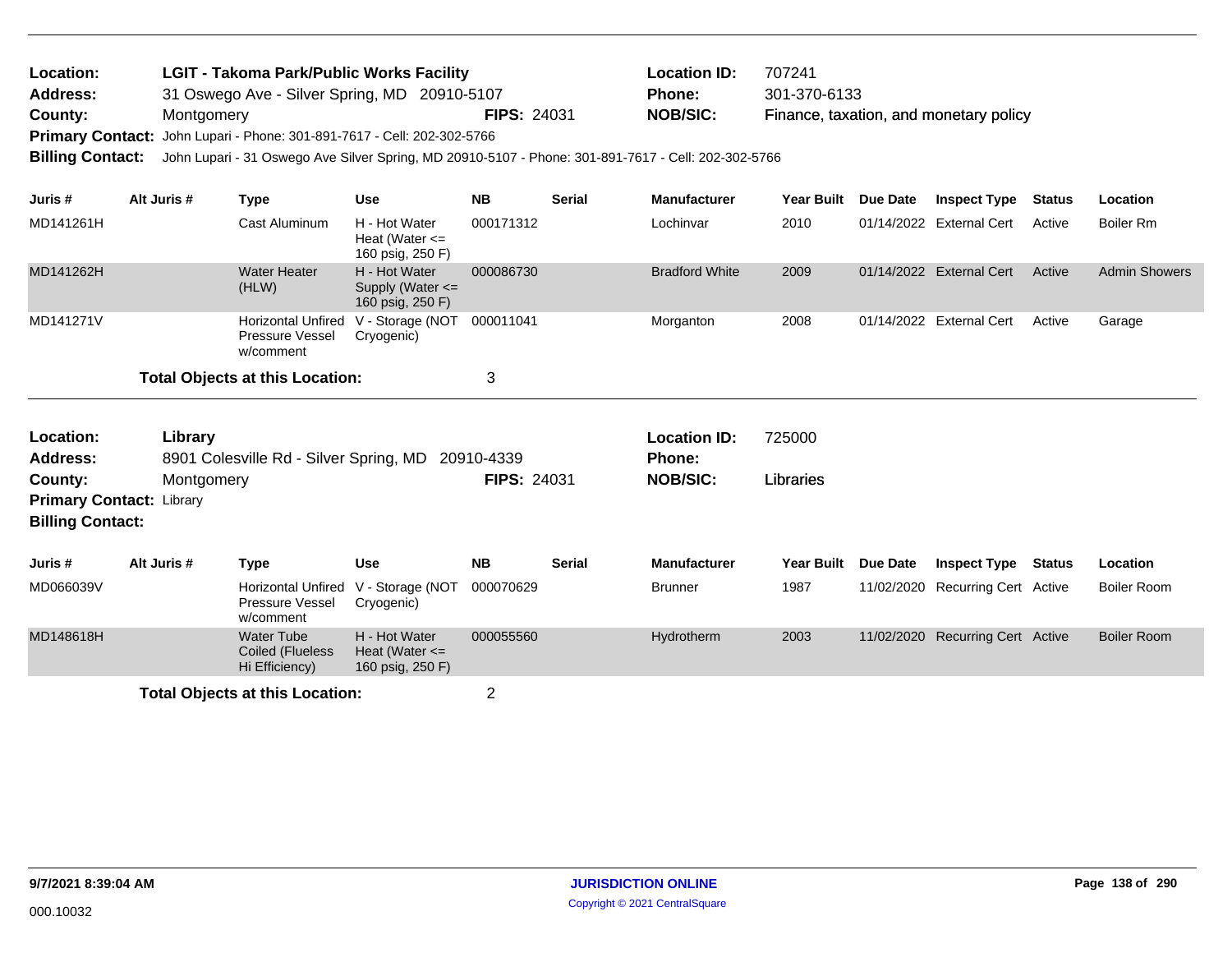**Location:** LGIT - Takoma Park/Public Works Facility
**Address:** 31 Oswego Ave - Silver Spring, MD 20910-5107
**County:** Montgomery **FIPS:** 24031
**Primary Contact:** John Lupari - Phone: 301-891-7617 - Cell: 202-302-5766
**Billing Contact:** John Lupari - 31 Oswego Ave Silver Spring, MD 20910-5107 - Phone: 301-891-7617 - Cell: 202-302-5766

**Location ID:** 707241
**Phone:** 301-370-6133
**NOB/SIC:** Finance, taxation, and monetary policy

| Juris # | Alt Juris # | Type | Use | NB | Serial | Manufacturer | Year Built | Due Date | Inspect Type | Status | Location |
|---|---|---|---|---|---|---|---|---|---|---|---|
| MD141261H | | Cast Aluminum | H - Hot Water Heat (Water <= 160 psig, 250 F) | 000171312 | | Lochinvar | 2010 | 01/14/2022 | External Cert | Active | Boiler Rm |
| MD141262H | | Water Heater (HLW) | H - Hot Water Supply (Water <= 160 psig, 250 F) | 000086730 | | Bradford White | 2009 | 01/14/2022 | External Cert | Active | Admin Showers |
| MD141271V | | Horizontal Unfired Pressure Vessel w/comment | V - Storage (NOT Cryogenic) | 000011041 | | Morganton | 2008 | 01/14/2022 | External Cert | Active | Garage |

**Total Objects at this Location:** 3

**Location:** Library
**Address:** 8901 Colesville Rd - Silver Spring, MD 20910-4339
**County:** Montgomery **FIPS:** 24031
**Primary Contact:** Library
**Billing Contact:**

**Location ID:** 725000
**Phone:**
**NOB/SIC:** Libraries

| Juris # | Alt Juris # | Type | Use | NB | Serial | Manufacturer | Year Built | Due Date | Inspect Type | Status | Location |
|---|---|---|---|---|---|---|---|---|---|---|---|
| MD066039V | | Horizontal Unfired Pressure Vessel w/comment | V - Storage (NOT Cryogenic) | 000070629 | | Brunner | 1987 | 11/02/2020 | Recurring Cert | Active | Boiler Room |
| MD148618H | | Water Tube Coiled (Flueless Hi Efficiency) | H - Hot Water Heat (Water <= 160 psig, 250 F) | 000055560 | | Hydrotherm | 2003 | 11/02/2020 | Recurring Cert | Active | Boiler Room |

**Total Objects at this Location:** 2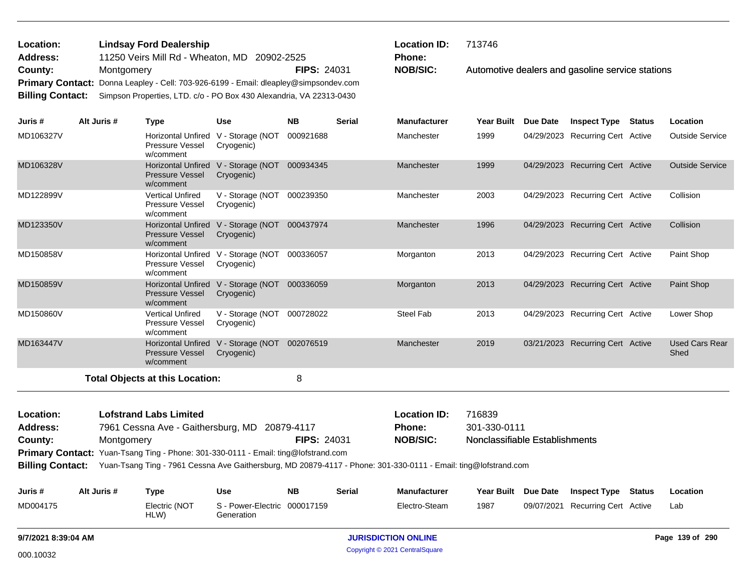**Location:** Lindsay Ford Dealership
**Address:** 11250 Veirs Mill Rd - Wheaton, MD 20902-2525
**County:** Montgomery **FIPS:** 24031
**Primary Contact:** Donna Leapley - Cell: 703-926-6199 - Email: dleapley@simpsondev.com
**Billing Contact:** Simpson Properties, LTD. c/o - PO Box 430 Alexandria, VA 22313-0430

**Location ID:** 713746
**Phone:**
**NOB/SIC:** Automotive dealers and gasoline service stations

| Juris # | Alt Juris # | Type | Use | NB | Serial | Manufacturer | Year Built | Due Date | Inspect Type | Status | Location |
|---|---|---|---|---|---|---|---|---|---|---|---|
| MD106327V | | Horizontal Unfired Pressure Vessel w/comment | V - Storage (NOT Cryogenic) | 000921688 | | Manchester | 1999 | 04/29/2023 | Recurring Cert | Active | Outside Service |
| MD106328V | | Horizontal Unfired Pressure Vessel w/comment | V - Storage (NOT Cryogenic) | 000934345 | | Manchester | 1999 | 04/29/2023 | Recurring Cert | Active | Outside Service |
| MD122899V | | Vertical Unfired Pressure Vessel w/comment | V - Storage (NOT Cryogenic) | 000239350 | | Manchester | 2003 | 04/29/2023 | Recurring Cert | Active | Collision |
| MD123350V | | Horizontal Unfired Pressure Vessel w/comment | V - Storage (NOT Cryogenic) | 000437974 | | Manchester | 1996 | 04/29/2023 | Recurring Cert | Active | Collision |
| MD150858V | | Horizontal Unfired Pressure Vessel w/comment | V - Storage (NOT Cryogenic) | 000336057 | | Morganton | 2013 | 04/29/2023 | Recurring Cert | Active | Paint Shop |
| MD150859V | | Horizontal Unfired Pressure Vessel w/comment | V - Storage (NOT Cryogenic) | 000336059 | | Morganton | 2013 | 04/29/2023 | Recurring Cert | Active | Paint Shop |
| MD150860V | | Vertical Unfired Pressure Vessel w/comment | V - Storage (NOT Cryogenic) | 000728022 | | Steel Fab | 2013 | 04/29/2023 | Recurring Cert | Active | Lower Shop |
| MD163447V | | Horizontal Unfired Pressure Vessel w/comment | V - Storage (NOT Cryogenic) | 002076519 | | Manchester | 2019 | 03/21/2023 | Recurring Cert | Active | Used Cars Rear Shed |

**Total Objects at this Location:** 8

---

**Location:** Lofstrand Labs Limited
**Address:** 7961 Cessna Ave - Gaithersburg, MD 20879-4117
**County:** Montgomery **FIPS:** 24031
**Primary Contact:** Yuan-Tsang Ting - Phone: 301-330-0111 - Email: ting@lofstrand.com
**Billing Contact:** Yuan-Tsang Ting - 7961 Cessna Ave Gaithersburg, MD 20879-4117 - Phone: 301-330-0111 - Email: ting@lofstrand.com

**Location ID:** 716839
**Phone:** 301-330-0111
**NOB/SIC:** Nonclassifiable Establishments

| Juris # | Alt Juris # | Type | Use | NB | Serial | Manufacturer | Year Built | Due Date | Inspect Type | Status | Location |
|---|---|---|---|---|---|---|---|---|---|---|---|
| MD004175 | | Electric (NOT HLW) | S - Power-Electric Generation | 000017159 | | Electro-Steam | 1987 | 09/07/2021 | Recurring Cert | Active | Lab |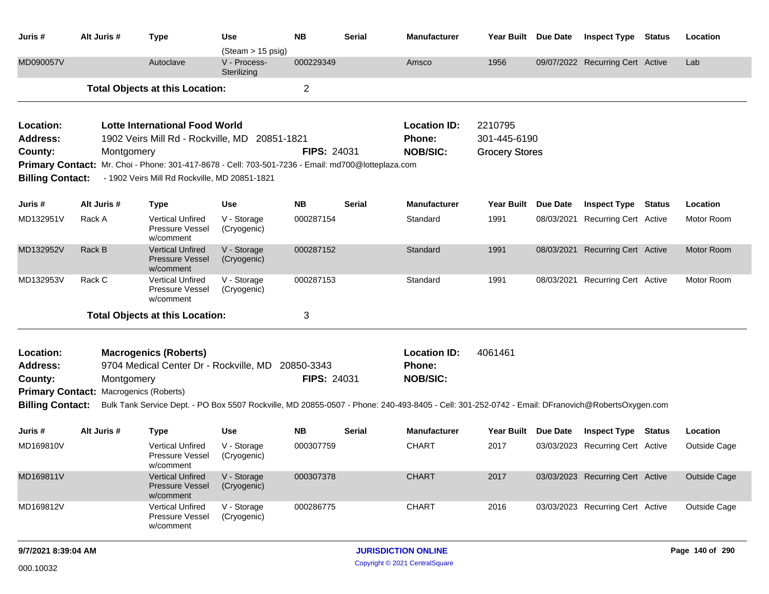| Juris # | Alt Juris # | Type | Use | NB | Serial | Manufacturer | Year Built | Due Date | Inspect Type | Status | Location |
|---|---|---|---|---|---|---|---|---|---|---|---|
| | | | (Steam > 15 psig) | | | | | | | | |
| MD090057V | | Autoclave | V - Process-Sterilizing | 000229349 | | Amsco | 1956 | 09/07/2022 | Recurring Cert | Active | Lab |

**Total Objects at this Location:** 2

---

**Location:** Lotte International Food World
**Location ID:** 2210795
**Address:** 1902 Veirs Mill Rd - Rockville, MD 20851-1821
**Phone:** 301-445-6190
**County:** Montgomery
**FIPS:** 24031
**NOB/SIC:** Grocery Stores
**Primary Contact:** Mr. Choi - Phone: 301-417-8678 - Cell: 703-501-7236 - Email: md700@lotteplaza.com
**Billing Contact:** - 1902 Veirs Mill Rd Rockville, MD 20851-1821

| Juris # | Alt Juris # | Type | Use | NB | Serial | Manufacturer | Year Built | Due Date | Inspect Type | Status | Location |
|---|---|---|---|---|---|---|---|---|---|---|---|
| MD132951V | Rack A | Vertical Unfired Pressure Vessel w/comment | V - Storage (Cryogenic) | 000287154 | | Standard | 1991 | 08/03/2021 | Recurring Cert | Active | Motor Room |
| MD132952V | Rack B | Vertical Unfired Pressure Vessel w/comment | V - Storage (Cryogenic) | 000287152 | | Standard | 1991 | 08/03/2021 | Recurring Cert | Active | Motor Room |
| MD132953V | Rack C | Vertical Unfired Pressure Vessel w/comment | V - Storage (Cryogenic) | 000287153 | | Standard | 1991 | 08/03/2021 | Recurring Cert | Active | Motor Room |

**Total Objects at this Location:** 3

---

**Location:** Macrogenics (Roberts)
**Location ID:** 4061461
**Address:** 9704 Medical Center Dr - Rockville, MD 20850-3343
**Phone:**
**County:** Montgomery
**FIPS:** 24031
**NOB/SIC:**
**Primary Contact:** Macrogenics (Roberts)
**Billing Contact:** Bulk Tank Service Dept. - PO Box 5507 Rockville, MD 20855-0507 - Phone: 240-493-8405 - Cell: 301-252-0742 - Email: DFranovich@RobertsOxygen.com

| Juris # | Alt Juris # | Type | Use | NB | Serial | Manufacturer | Year Built | Due Date | Inspect Type | Status | Location |
|---|---|---|---|---|---|---|---|---|---|---|---|
| MD169810V | | Vertical Unfired Pressure Vessel w/comment | V - Storage (Cryogenic) | 000307759 | | CHART | 2017 | 03/03/2023 | Recurring Cert | Active | Outside Cage |
| MD169811V | | Vertical Unfired Pressure Vessel w/comment | V - Storage (Cryogenic) | 000307378 | | CHART | 2017 | 03/03/2023 | Recurring Cert | Active | Outside Cage |
| MD169812V | | Vertical Unfired Pressure Vessel w/comment | V - Storage (Cryogenic) | 000286775 | | CHART | 2016 | 03/03/2023 | Recurring Cert | Active | Outside Cage |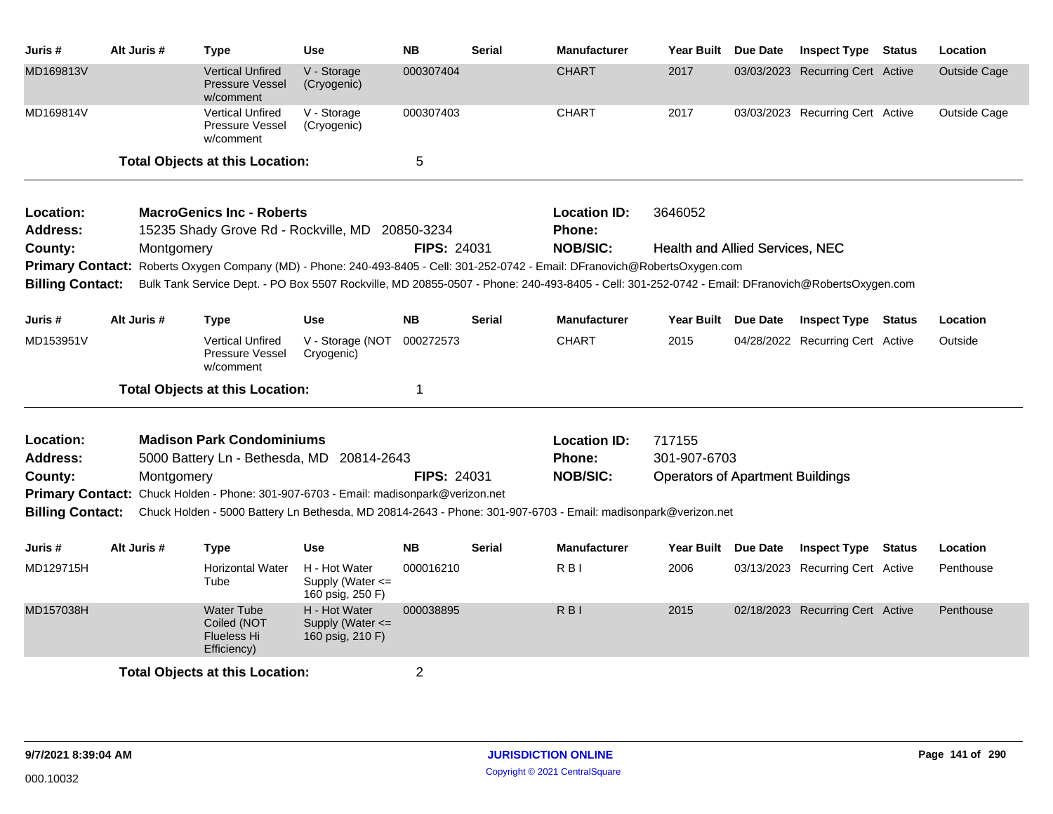| Juris # | Alt Juris # | Type | Use | NB | Serial | Manufacturer | Year Built | Due Date | Inspect Type | Status | Location |
|---|---|---|---|---|---|---|---|---|---|---|---|
| MD169813V | | Vertical Unfired Pressure Vessel w/comment | V - Storage (Cryogenic) | 000307404 | | CHART | 2017 | 03/03/2023 | Recurring Cert | Active | Outside Cage |
| MD169814V | | Vertical Unfired Pressure Vessel w/comment | V - Storage (Cryogenic) | 000307403 | | CHART | 2017 | 03/03/2023 | Recurring Cert | Active | Outside Cage |

**Total Objects at this Location:** 5

---

**Location:** MacroGenics Inc - Roberts
**Location ID:** 3646052
**Address:** 15235 Shady Grove Rd - Rockville, MD 20850-3234
**Phone:**
**County:** Montgomery
**FIPS:** 24031
**NOB/SIC:** Health and Allied Services, NEC
**Primary Contact:** Roberts Oxygen Company (MD) - Phone: 240-493-8405 - Cell: 301-252-0742 - Email: DFranovich@RobertsOxygen.com
**Billing Contact:** Bulk Tank Service Dept. - PO Box 5507 Rockville, MD 20855-0507 - Phone: 240-493-8405 - Cell: 301-252-0742 - Email: DFranovich@RobertsOxygen.com

| Juris # | Alt Juris # | Type | Use | NB | Serial | Manufacturer | Year Built | Due Date | Inspect Type | Status | Location |
|---|---|---|---|---|---|---|---|---|---|---|---|
| MD153951V | | Vertical Unfired Pressure Vessel w/comment | V - Storage (NOT Cryogenic) | 000272573 | | CHART | 2015 | 04/28/2022 | Recurring Cert | Active | Outside |

**Total Objects at this Location:** 1

---

**Location:** Madison Park Condominiums
**Location ID:** 717155
**Address:** 5000 Battery Ln - Bethesda, MD 20814-2643
**Phone:** 301-907-6703
**County:** Montgomery
**FIPS:** 24031
**NOB/SIC:** Operators of Apartment Buildings
**Primary Contact:** Chuck Holden - Phone: 301-907-6703 - Email: madisonpark@verizon.net
**Billing Contact:** Chuck Holden - 5000 Battery Ln Bethesda, MD 20814-2643 - Phone: 301-907-6703 - Email: madisonpark@verizon.net

| Juris # | Alt Juris # | Type | Use | NB | Serial | Manufacturer | Year Built | Due Date | Inspect Type | Status | Location |
|---|---|---|---|---|---|---|---|---|---|---|---|
| MD129715H | | Horizontal Water Tube | H - Hot Water Supply (Water <= 160 psig, 250 F) | 000016210 | | R B I | 2006 | 03/13/2023 | Recurring Cert | Active | Penthouse |
| MD157038H | | Water Tube Coiled (NOT Flueless Hi Efficiency) | H - Hot Water Supply (Water <= 160 psig, 210 F) | 000038895 | | R B I | 2015 | 02/18/2023 | Recurring Cert | Active | Penthouse |

**Total Objects at this Location:** 2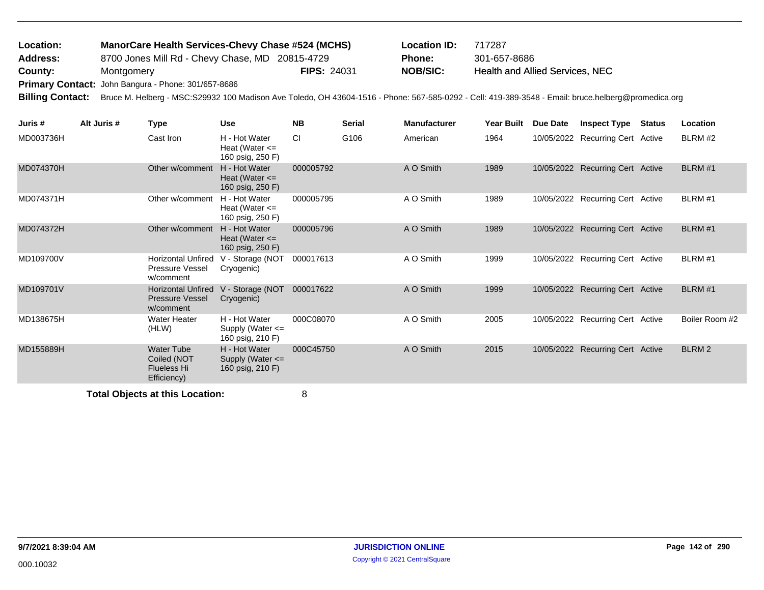**Location:** ManorCare Health Services-Chevy Chase #524 (MCHS) **Location ID:** 717287
**Address:** 8700 Jones Mill Rd - Chevy Chase, MD 20815-4729 **Phone:** 301-657-8686
**County:** Montgomery **FIPS:** 24031 **NOB/SIC:** Health and Allied Services, NEC
**Primary Contact:** John Bangura - Phone: 301/657-8686
**Billing Contact:** Bruce M. Helberg - MSC:S29932 100 Madison Ave Toledo, OH 43604-1516 - Phone: 567-585-0292 - Cell: 419-389-3548 - Email: bruce.helberg@promedica.org

| Juris # | Alt Juris # | Type | Use | NB | Serial | Manufacturer | Year Built | Due Date | Inspect Type | Status | Location |
|---|---|---|---|---|---|---|---|---|---|---|---|
| MD003736H | | Cast Iron | H - Hot Water Heat (Water <= 160 psig, 250 F) | CI | G106 | American | 1964 | 10/05/2022 | Recurring Cert | Active | BLRM #2 |
| MD074370H | | Other w/comment | H - Hot Water Heat (Water <= 160 psig, 250 F) | 000005792 | | A O Smith | 1989 | 10/05/2022 | Recurring Cert | Active | BLRM #1 |
| MD074371H | | Other w/comment | H - Hot Water Heat (Water <= 160 psig, 250 F) | 000005795 | | A O Smith | 1989 | 10/05/2022 | Recurring Cert | Active | BLRM #1 |
| MD074372H | | Other w/comment | H - Hot Water Heat (Water <= 160 psig, 250 F) | 000005796 | | A O Smith | 1989 | 10/05/2022 | Recurring Cert | Active | BLRM #1 |
| MD109700V | | Horizontal Unfired Pressure Vessel w/comment | V - Storage (NOT Cryogenic) | 000017613 | | A O Smith | 1999 | 10/05/2022 | Recurring Cert | Active | BLRM #1 |
| MD109701V | | Horizontal Unfired Pressure Vessel w/comment | V - Storage (NOT Cryogenic) | 000017622 | | A O Smith | 1999 | 10/05/2022 | Recurring Cert | Active | BLRM #1 |
| MD138675H | | Water Heater (HLW) | H - Hot Water Supply (Water <= 160 psig, 210 F) | 000C08070 | | A O Smith | 2005 | 10/05/2022 | Recurring Cert | Active | Boiler Room #2 |
| MD155889H | | Water Tube Coiled (NOT Flueless Hi Efficiency) | H - Hot Water Supply (Water <= 160 psig, 210 F) | 000C45750 | | A O Smith | 2015 | 10/05/2022 | Recurring Cert | Active | BLRM 2 |

**Total Objects at this Location:** 8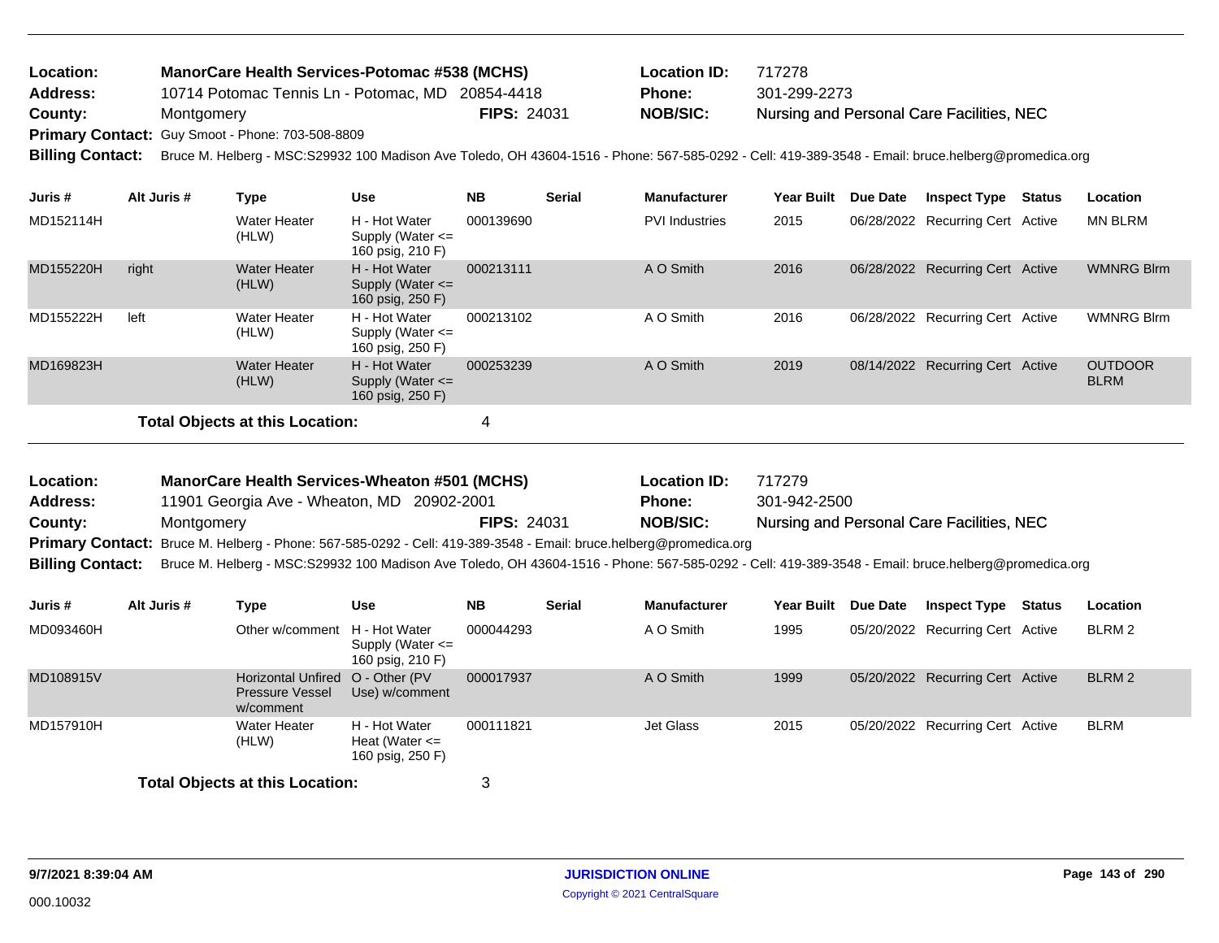**Location:** ManorCare Health Services-Potomac #538 (MCHS) **Location ID:** 717278
**Address:** 10714 Potomac Tennis Ln - Potomac, MD 20854-4418 **Phone:** 301-299-2273
**County:** Montgomery **FIPS:** 24031 **NOB/SIC:** Nursing and Personal Care Facilities, NEC
**Primary Contact:** Guy Smoot - Phone: 703-508-8809
**Billing Contact:** Bruce M. Helberg - MSC:S29932 100 Madison Ave Toledo, OH 43604-1516 - Phone: 567-585-0292 - Cell: 419-389-3548 - Email: bruce.helberg@promedica.org

| Juris # | Alt Juris # | Type | Use | NB | Serial | Manufacturer | Year Built | Due Date | Inspect Type | Status | Location |
|---|---|---|---|---|---|---|---|---|---|---|---|
| MD152114H | | Water Heater (HLW) | H - Hot Water Supply (Water <= 160 psig, 210 F) | 000139690 | | PVI Industries | 2015 | 06/28/2022 | Recurring Cert | Active | MN BLRM |
| MD155220H | right | Water Heater (HLW) | H - Hot Water Supply (Water <= 160 psig, 250 F) | 000213111 | | A O Smith | 2016 | 06/28/2022 | Recurring Cert | Active | WMNRG Blrm |
| MD155222H | left | Water Heater (HLW) | H - Hot Water Supply (Water <= 160 psig, 250 F) | 000213102 | | A O Smith | 2016 | 06/28/2022 | Recurring Cert | Active | WMNRG Blrm |
| MD169823H | | Water Heater (HLW) | H - Hot Water Supply (Water <= 160 psig, 250 F) | 000253239 | | A O Smith | 2019 | 08/14/2022 | Recurring Cert | Active | OUTDOOR BLRM |

**Total Objects at this Location:** 4

---

**Location:** ManorCare Health Services-Wheaton #501 (MCHS) **Location ID:** 717279
**Address:** 11901 Georgia Ave - Wheaton, MD 20902-2001 **Phone:** 301-942-2500
**County:** Montgomery **FIPS:** 24031 **NOB/SIC:** Nursing and Personal Care Facilities, NEC
**Primary Contact:** Bruce M. Helberg - Phone: 567-585-0292 - Cell: 419-389-3548 - Email: bruce.helberg@promedica.org
**Billing Contact:** Bruce M. Helberg - MSC:S29932 100 Madison Ave Toledo, OH 43604-1516 - Phone: 567-585-0292 - Cell: 419-389-3548 - Email: bruce.helberg@promedica.org

| Juris # | Alt Juris # | Type | Use | NB | Serial | Manufacturer | Year Built | Due Date | Inspect Type | Status | Location |
|---|---|---|---|---|---|---|---|---|---|---|---|
| MD093460H | | Other w/comment | H - Hot Water Supply (Water <= 160 psig, 210 F) | 000044293 | | A O Smith | 1995 | 05/20/2022 | Recurring Cert | Active | BLRM 2 |
| MD108915V | | Horizontal Unfired Pressure Vessel w/comment | O - Other (PV Use) w/comment | 000017937 | | A O Smith | 1999 | 05/20/2022 | Recurring Cert | Active | BLRM 2 |
| MD157910H | | Water Heater (HLW) | H - Hot Water Heat (Water <= 160 psig, 250 F) | 000111821 | | Jet Glass | 2015 | 05/20/2022 | Recurring Cert | Active | BLRM |

**Total Objects at this Location:** 3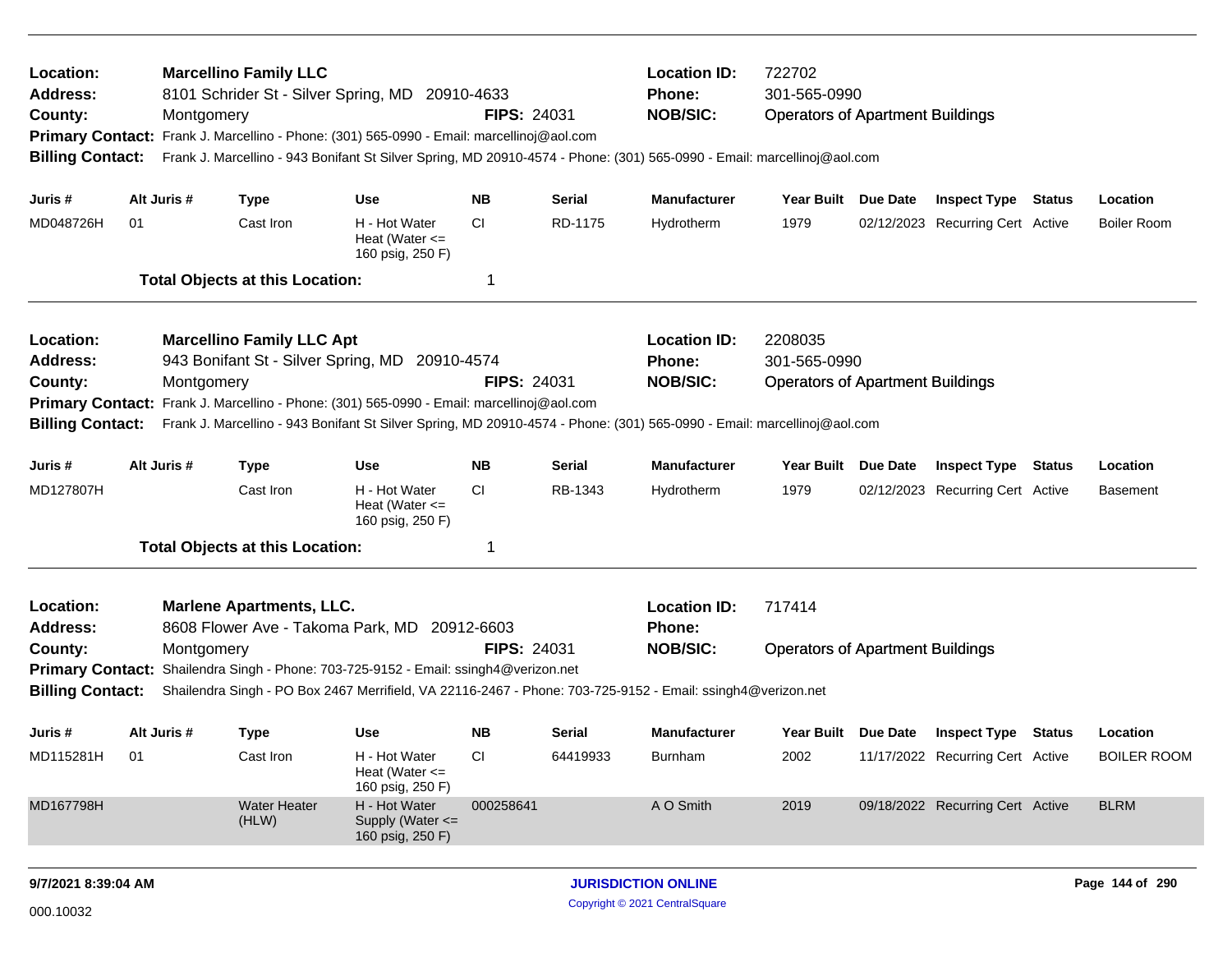**Location:** Marcellino Family LLC
**Address:** 8101 Schrider St - Silver Spring, MD 20910-4633
**County:** Montgomery **FIPS:** 24031
**Location ID:** 722702
**Phone:** 301-565-0990
**NOB/SIC:** Operators of Apartment Buildings
**Primary Contact:** Frank J. Marcellino - Phone: (301) 565-0990 - Email: marcellinoj@aol.com
**Billing Contact:** Frank J. Marcellino - 943 Bonifant St Silver Spring, MD 20910-4574 - Phone: (301) 565-0990 - Email: marcellinoj@aol.com

| Juris # | Alt Juris # | Type | Use | NB | Serial | Manufacturer | Year Built | Due Date | Inspect Type | Status | Location |
|---|---|---|---|---|---|---|---|---|---|---|---|
| MD048726H | 01 | Cast Iron | H - Hot Water Heat (Water <= 160 psig, 250 F) | CI | RD-1175 | Hydrotherm | 1979 | 02/12/2023 | Recurring Cert | Active | Boiler Room |

**Total Objects at this Location:** 1

---

**Location:** Marcellino Family LLC Apt
**Address:** 943 Bonifant St - Silver Spring, MD 20910-4574
**County:** Montgomery **FIPS:** 24031
**Location ID:** 2208035
**Phone:** 301-565-0990
**NOB/SIC:** Operators of Apartment Buildings
**Primary Contact:** Frank J. Marcellino - Phone: (301) 565-0990 - Email: marcellinoj@aol.com
**Billing Contact:** Frank J. Marcellino - 943 Bonifant St Silver Spring, MD 20910-4574 - Phone: (301) 565-0990 - Email: marcellinoj@aol.com

| Juris # | Alt Juris # | Type | Use | NB | Serial | Manufacturer | Year Built | Due Date | Inspect Type | Status | Location |
|---|---|---|---|---|---|---|---|---|---|---|---|
| MD127807H | | Cast Iron | H - Hot Water Heat (Water <= 160 psig, 250 F) | CI | RB-1343 | Hydrotherm | 1979 | 02/12/2023 | Recurring Cert | Active | Basement |

**Total Objects at this Location:** 1

---

**Location:** Marlene Apartments, LLC.
**Address:** 8608 Flower Ave - Takoma Park, MD 20912-6603
**County:** Montgomery **FIPS:** 24031
**Location ID:** 717414
**Phone:**
**NOB/SIC:** Operators of Apartment Buildings
**Primary Contact:** Shailendra Singh - Phone: 703-725-9152 - Email: ssingh4@verizon.net
**Billing Contact:** Shailendra Singh - PO Box 2467 Merrifield, VA 22116-2467 - Phone: 703-725-9152 - Email: ssingh4@verizon.net

| Juris # | Alt Juris # | Type | Use | NB | Serial | Manufacturer | Year Built | Due Date | Inspect Type | Status | Location |
|---|---|---|---|---|---|---|---|---|---|---|---|
| MD115281H | 01 | Cast Iron | H - Hot Water Heat (Water <= 160 psig, 250 F) | CI | 64419933 | Burnham | 2002 | 11/17/2022 | Recurring Cert | Active | BOILER ROOM |
| MD167798H | | Water Heater (HLW) | H - Hot Water Supply (Water <= 160 psig, 250 F) | 000258641 | | A O Smith | 2019 | 09/18/2022 | Recurring Cert | Active | BLRM |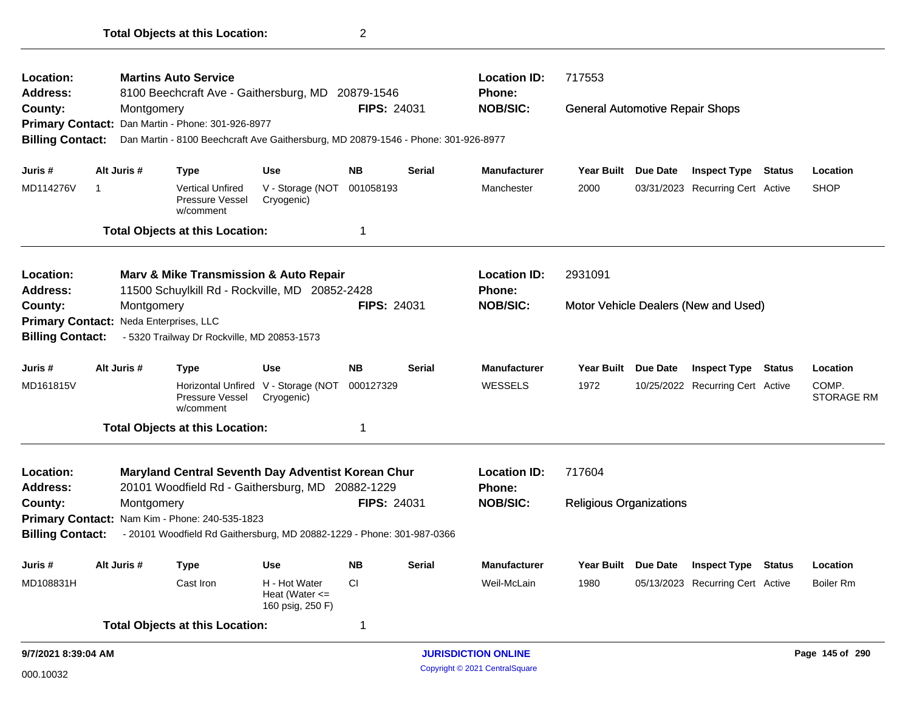**Total Objects at this Location:** 2

---

**Location:** Martins Auto Service
**Location ID:** 717553
**Address:** 8100 Beechcraft Ave - Gaithersburg, MD 20879-1546
**Phone:**
**County:** Montgomery
**FIPS:** 24031
**NOB/SIC:** General Automotive Repair Shops
**Primary Contact:** Dan Martin - Phone: 301-926-8977
**Billing Contact:** Dan Martin - 8100 Beechcraft Ave Gaithersburg, MD 20879-1546 - Phone: 301-926-8977

| Juris # | Alt Juris # | Type | Use | NB | Serial | Manufacturer | Year Built | Due Date | Inspect Type | Status | Location |
|---|---|---|---|---|---|---|---|---|---|---|---|
| MD114276V | 1 | Vertical Unfired Pressure Vessel w/comment | V - Storage (NOT Cryogenic) | 001058193 | | Manchester | 2000 | 03/31/2023 | Recurring Cert | Active | SHOP |

**Total Objects at this Location:** 1

---

**Location:** Marv & Mike Transmission & Auto Repair
**Location ID:** 2931091
**Address:** 11500 Schuylkill Rd - Rockville, MD 20852-2428
**Phone:**
**County:** Montgomery
**FIPS:** 24031
**NOB/SIC:** Motor Vehicle Dealers (New and Used)
**Primary Contact:** Neda Enterprises, LLC
**Billing Contact:** - 5320 Trailway Dr Rockville, MD 20853-1573

| Juris # | Alt Juris # | Type | Use | NB | Serial | Manufacturer | Year Built | Due Date | Inspect Type | Status | Location |
|---|---|---|---|---|---|---|---|---|---|---|---|
| MD161815V | | Horizontal Unfired Pressure Vessel w/comment | V - Storage (NOT Cryogenic) | 000127329 | | WESSELS | 1972 | 10/25/2022 | Recurring Cert | Active | COMP. STORAGE RM |

**Total Objects at this Location:** 1

---

**Location:** Maryland Central Seventh Day Adventist Korean Chur
**Location ID:** 717604
**Address:** 20101 Woodfield Rd - Gaithersburg, MD 20882-1229
**Phone:**
**County:** Montgomery
**FIPS:** 24031
**NOB/SIC:** Religious Organizations
**Primary Contact:** Nam Kim - Phone: 240-535-1823
**Billing Contact:** - 20101 Woodfield Rd Gaithersburg, MD 20882-1229 - Phone: 301-987-0366

| Juris # | Alt Juris # | Type | Use | NB | Serial | Manufacturer | Year Built | Due Date | Inspect Type | Status | Location |
|---|---|---|---|---|---|---|---|---|---|---|---|
| MD108831H | | Cast Iron | H - Hot Water Heat (Water <= 160 psig, 250 F) | CI | | Weil-McLain | 1980 | 05/13/2023 | Recurring Cert | Active | Boiler Rm |

**Total Objects at this Location:** 1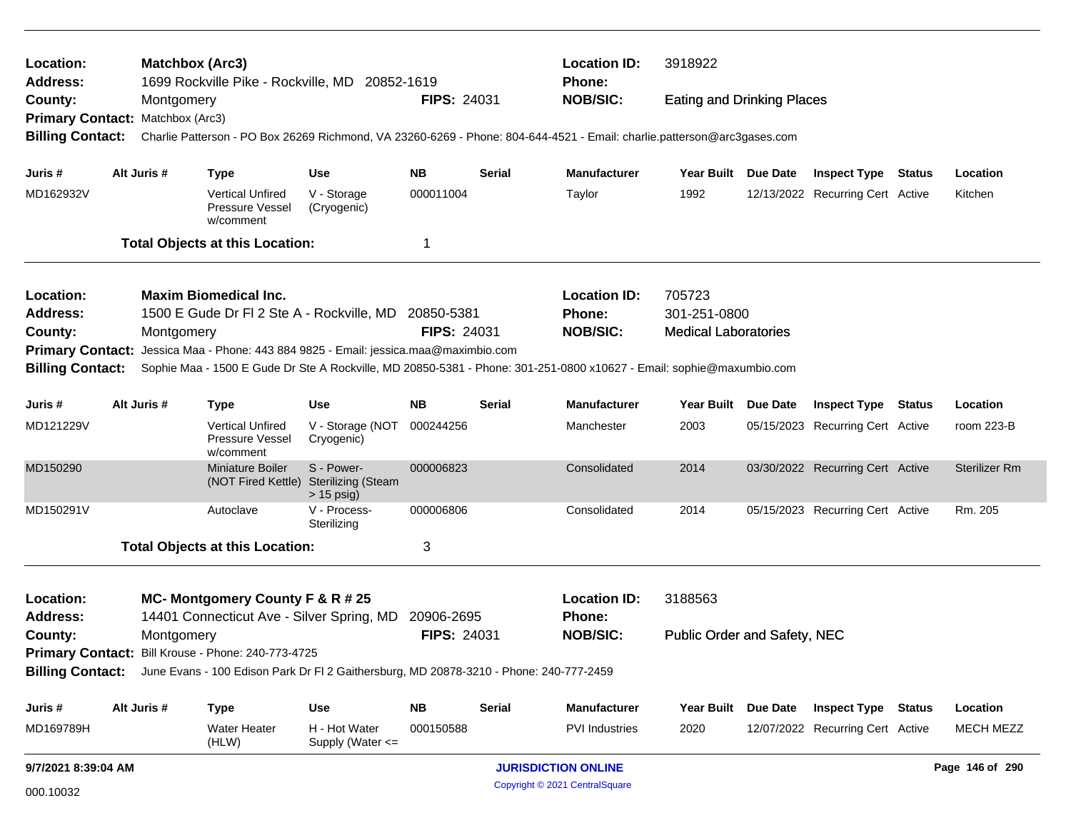**Location:** Matchbox (Arc3) **Location ID:** 3918922
**Address:** 1699 Rockville Pike - Rockville, MD 20852-1619 **Phone:**
**County:** Montgomery **FIPS:** 24031 **NOB/SIC:** Eating and Drinking Places
**Primary Contact:** Matchbox (Arc3)
**Billing Contact:** Charlie Patterson - PO Box 26269 Richmond, VA 23260-6269 - Phone: 804-644-4521 - Email: charlie.patterson@arc3gases.com

| Juris # | Alt Juris # | Type | Use | NB | Serial | Manufacturer | Year Built | Due Date | Inspect Type | Status | Location |
|---|---|---|---|---|---|---|---|---|---|---|---|
| MD162932V | | Vertical Unfired Pressure Vessel w/comment | V - Storage (Cryogenic) | 000011004 | | Taylor | 1992 | 12/13/2022 | Recurring Cert | Active | Kitchen |

**Total Objects at this Location:** 1

---

**Location:** Maxim Biomedical Inc. **Location ID:** 705723
**Address:** 1500 E Gude Dr Fl 2 Ste A - Rockville, MD 20850-5381 **Phone:** 301-251-0800
**County:** Montgomery **FIPS:** 24031 **NOB/SIC:** Medical Laboratories
**Primary Contact:** Jessica Maa - Phone: 443 884 9825 - Email: jessica.maa@maximbio.com
**Billing Contact:** Sophie Maa - 1500 E Gude Dr Ste A Rockville, MD 20850-5381 - Phone: 301-251-0800 x10627 - Email: sophie@maxumbio.com

| Juris # | Alt Juris # | Type | Use | NB | Serial | Manufacturer | Year Built | Due Date | Inspect Type | Status | Location |
|---|---|---|---|---|---|---|---|---|---|---|---|
| MD121229V | | Vertical Unfired Pressure Vessel w/comment | V - Storage (NOT Cryogenic) | 000244256 | | Manchester | 2003 | 05/15/2023 | Recurring Cert | Active | room 223-B |
| MD150290 | | Miniature Boiler (NOT Fired Kettle) | S - Power-Sterilizing (Steam > 15 psig) | 000006823 | | Consolidated | 2014 | 03/30/2022 | Recurring Cert | Active | Sterilizer Rm |
| MD150291V | | Autoclave | V - Process-Sterilizing | 000006806 | | Consolidated | 2014 | 05/15/2023 | Recurring Cert | Active | Rm. 205 |

**Total Objects at this Location:** 3

---

**Location:** MC- Montgomery County F & R # 25 **Location ID:** 3188563
**Address:** 14401 Connecticut Ave - Silver Spring, MD 20906-2695 **Phone:**
**County:** Montgomery **FIPS:** 24031 **NOB/SIC:** Public Order and Safety, NEC
**Primary Contact:** Bill Krouse - Phone: 240-773-4725
**Billing Contact:** June Evans - 100 Edison Park Dr Fl 2 Gaithersburg, MD 20878-3210 - Phone: 240-777-2459

| Juris # | Alt Juris # | Type | Use | NB | Serial | Manufacturer | Year Built | Due Date | Inspect Type | Status | Location |
|---|---|---|---|---|---|---|---|---|---|---|---|
| MD169789H | | Water Heater (HLW) | H - Hot Water Supply (Water <= | 000150588 | | PVI Industries | 2020 | 12/07/2022 | Recurring Cert | Active | MECH MEZZ |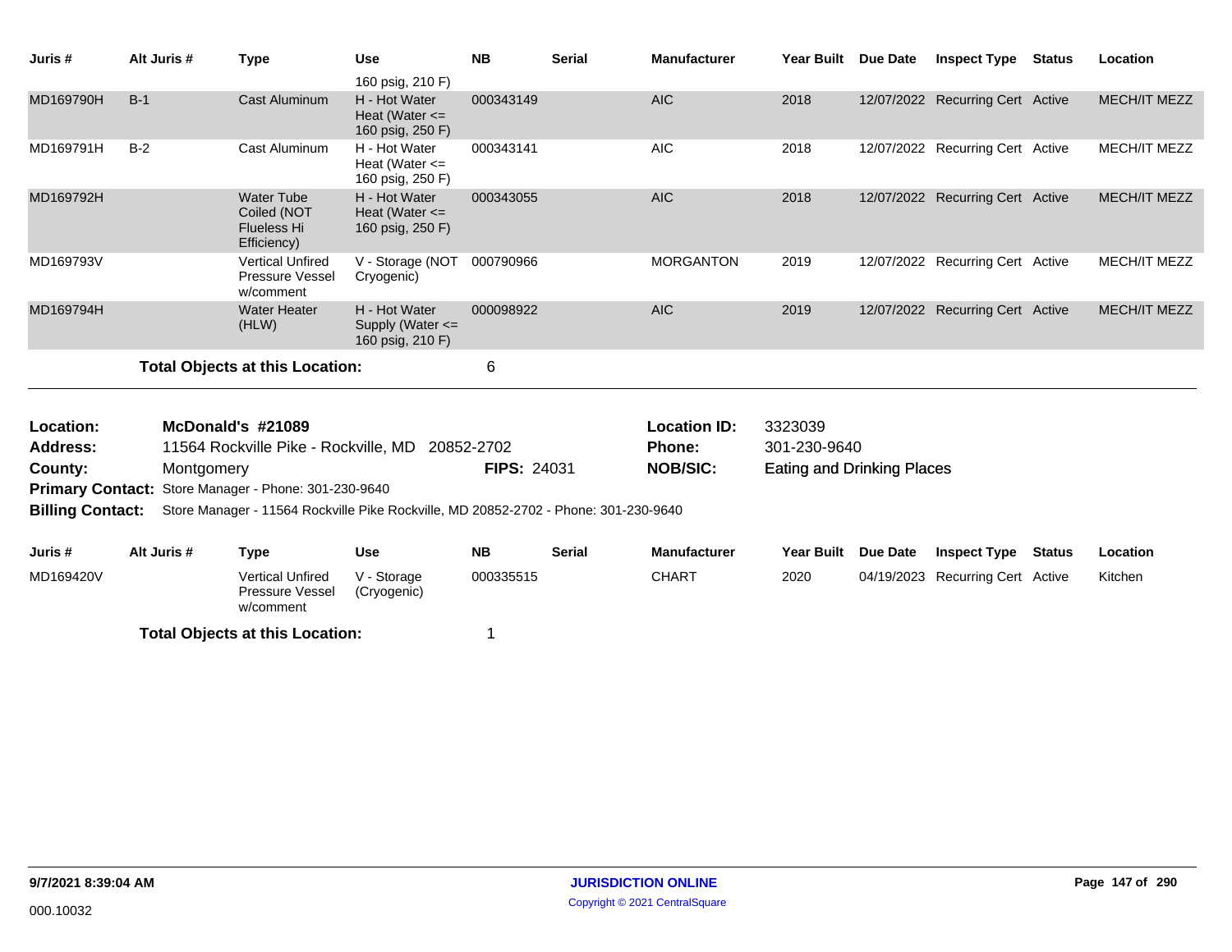| Juris # | Alt Juris # | Type | Use | NB | Serial | Manufacturer | Year Built | Due Date | Inspect Type | Status | Location |
|---|---|---|---|---|---|---|---|---|---|---|---|
| | | | 160 psig, 210 F) | | | | | | | | |
| MD169790H | B-1 | Cast Aluminum | H - Hot Water Heat (Water <= 160 psig, 250 F) | 000343149 | | AIC | 2018 | 12/07/2022 | Recurring Cert | Active | MECH/IT MEZZ |
| MD169791H | B-2 | Cast Aluminum | H - Hot Water Heat (Water <= 160 psig, 250 F) | 000343141 | | AIC | 2018 | 12/07/2022 | Recurring Cert | Active | MECH/IT MEZZ |
| MD169792H | | Water Tube Coiled (NOT Flueless Hi Efficiency) | H - Hot Water Heat (Water <= 160 psig, 250 F) | 000343055 | | AIC | 2018 | 12/07/2022 | Recurring Cert | Active | MECH/IT MEZZ |
| MD169793V | | Vertical Unfired Pressure Vessel w/comment | V - Storage (NOT Cryogenic) | 000790966 | | MORGANTON | 2019 | 12/07/2022 | Recurring Cert | Active | MECH/IT MEZZ |
| MD169794H | | Water Heater (HLW) | H - Hot Water Supply (Water <= 160 psig, 210 F) | 000098922 | | AIC | 2019 | 12/07/2022 | Recurring Cert | Active | MECH/IT MEZZ |

**Total Objects at this Location:** 6

**Location:** McDonald's #21089
**Address:** 11564 Rockville Pike - Rockville, MD 20852-2702
**County:** Montgomery
**FIPS:** 24031
**Location ID:** 3323039
**Phone:** 301-230-9640
**NOB/SIC:** Eating and Drinking Places
**Primary Contact:** Store Manager - Phone: 301-230-9640
**Billing Contact:** Store Manager - 11564 Rockville Pike Rockville, MD 20852-2702 - Phone: 301-230-9640

| Juris # | Alt Juris # | Type | Use | NB | Serial | Manufacturer | Year Built | Due Date | Inspect Type | Status | Location |
|---|---|---|---|---|---|---|---|---|---|---|---|
| MD169420V | | Vertical Unfired Pressure Vessel w/comment | V - Storage (Cryogenic) | 000335515 | | CHART | 2020 | 04/19/2023 | Recurring Cert | Active | Kitchen |

**Total Objects at this Location:** 1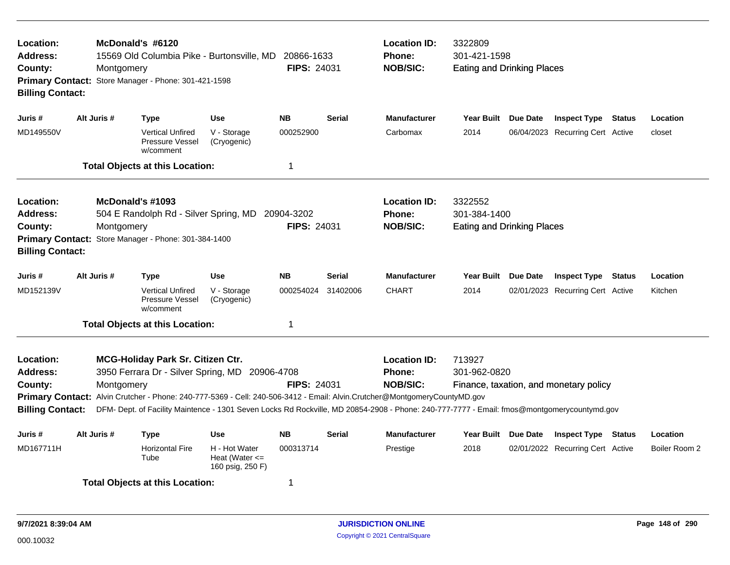**Location:** McDonald's #6120 **Location ID:** 3322809
**Address:** 15569 Old Columbia Pike - Burtonsville, MD 20866-1633 **Phone:** 301-421-1598
**County:** Montgomery **FIPS:** 24031 **NOB/SIC:** Eating and Drinking Places
**Primary Contact:** Store Manager - Phone: 301-421-1598
**Billing Contact:**

| Juris # | Alt Juris # | Type | Use | NB | Serial | Manufacturer | Year Built | Due Date | Inspect Type | Status | Location |
|---|---|---|---|---|---|---|---|---|---|---|---|
| MD149550V | | Vertical Unfired Pressure Vessel w/comment | V - Storage (Cryogenic) | 000252900 | | Carbomax | 2014 | 06/04/2023 | Recurring Cert | Active | closet |

**Total Objects at this Location:** 1

---

**Location:** McDonald's #1093 **Location ID:** 3322552
**Address:** 504 E Randolph Rd - Silver Spring, MD 20904-3202 **Phone:** 301-384-1400
**County:** Montgomery **FIPS:** 24031 **NOB/SIC:** Eating and Drinking Places
**Primary Contact:** Store Manager - Phone: 301-384-1400
**Billing Contact:**

| Juris # | Alt Juris # | Type | Use | NB | Serial | Manufacturer | Year Built | Due Date | Inspect Type | Status | Location |
|---|---|---|---|---|---|---|---|---|---|---|---|
| MD152139V | | Vertical Unfired Pressure Vessel w/comment | V - Storage (Cryogenic) | 000254024 | 31402006 | CHART | 2014 | 02/01/2023 | Recurring Cert | Active | Kitchen |

**Total Objects at this Location:** 1

---

**Location:** MCG-Holiday Park Sr. Citizen Ctr. **Location ID:** 713927
**Address:** 3950 Ferrara Dr - Silver Spring, MD 20906-4708 **Phone:** 301-962-0820
**County:** Montgomery **FIPS:** 24031 **NOB/SIC:** Finance, taxation, and monetary policy
**Primary Contact:** Alvin Crutcher - Phone: 240-777-5369 - Cell: 240-506-3412 - Email: Alvin.Crutcher@MontgomeryCountyMD.gov
**Billing Contact:** DFM- Dept. of Facility Maintence - 1301 Seven Locks Rd Rockville, MD 20854-2908 - Phone: 240-777-7777 - Email: fmos@montgomerycountymd.gov

| Juris # | Alt Juris # | Type | Use | NB | Serial | Manufacturer | Year Built | Due Date | Inspect Type | Status | Location |
|---|---|---|---|---|---|---|---|---|---|---|---|
| MD167711H | | Horizontal Fire Tube | H - Hot Water Heat (Water <= 160 psig, 250 F) | 000313714 | | Prestige | 2018 | 02/01/2022 | Recurring Cert | Active | Boiler Room 2 |

**Total Objects at this Location:** 1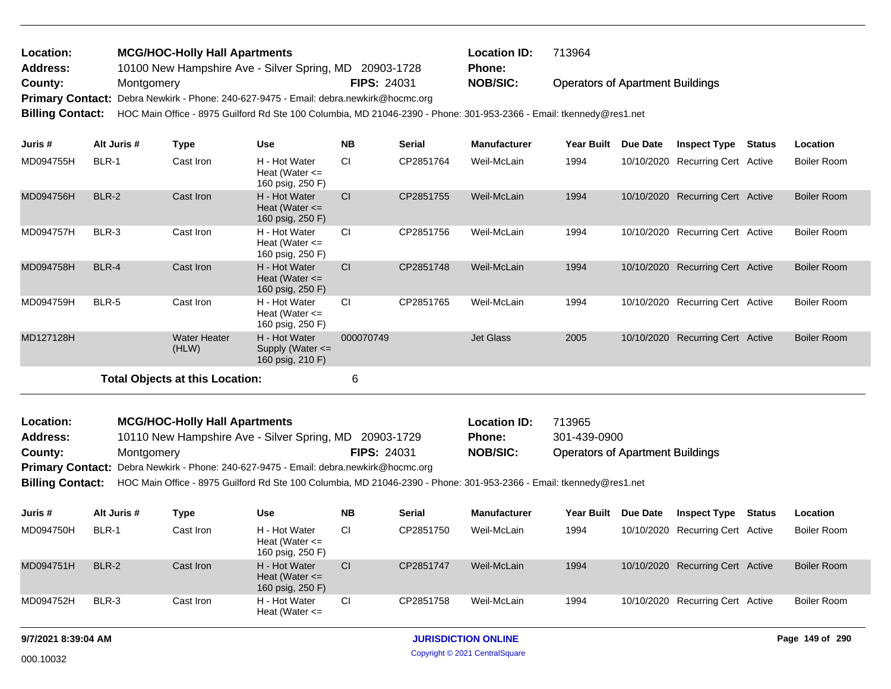**Location:** MCG/HOC-Holly Hall Apartments
**Location ID:** 713964
**Address:** 10100 New Hampshire Ave - Silver Spring, MD 20903-1728
**Phone:**
**County:** Montgomery
**FIPS:** 24031
**NOB/SIC:** Operators of Apartment Buildings
**Primary Contact:** Debra Newkirk - Phone: 240-627-9475 - Email: debra.newkirk@hocmc.org
**Billing Contact:** HOC Main Office - 8975 Guilford Rd Ste 100 Columbia, MD 21046-2390 - Phone: 301-953-2366 - Email: tkennedy@res1.net

| Juris # | Alt Juris # | Type | Use | NB | Serial | Manufacturer | Year Built | Due Date | Inspect Type | Status | Location |
|---|---|---|---|---|---|---|---|---|---|---|---|
| MD094755H | BLR-1 | Cast Iron | H - Hot Water Heat (Water <= 160 psig, 250 F) | CI | CP2851764 | Weil-McLain | 1994 | 10/10/2020 | Recurring Cert | Active | Boiler Room |
| MD094756H | BLR-2 | Cast Iron | H - Hot Water Heat (Water <= 160 psig, 250 F) | CI | CP2851755 | Weil-McLain | 1994 | 10/10/2020 | Recurring Cert | Active | Boiler Room |
| MD094757H | BLR-3 | Cast Iron | H - Hot Water Heat (Water <= 160 psig, 250 F) | CI | CP2851756 | Weil-McLain | 1994 | 10/10/2020 | Recurring Cert | Active | Boiler Room |
| MD094758H | BLR-4 | Cast Iron | H - Hot Water Heat (Water <= 160 psig, 250 F) | CI | CP2851748 | Weil-McLain | 1994 | 10/10/2020 | Recurring Cert | Active | Boiler Room |
| MD094759H | BLR-5 | Cast Iron | H - Hot Water Heat (Water <= 160 psig, 250 F) | CI | CP2851765 | Weil-McLain | 1994 | 10/10/2020 | Recurring Cert | Active | Boiler Room |
| MD127128H | | Water Heater (HLW) | H - Hot Water Supply (Water <= 160 psig, 210 F) | 000070749 | | Jet Glass | 2005 | 10/10/2020 | Recurring Cert | Active | Boiler Room |

**Total Objects at this Location:** 6

**Location:** MCG/HOC-Holly Hall Apartments
**Location ID:** 713965
**Address:** 10110 New Hampshire Ave - Silver Spring, MD 20903-1729
**Phone:** 301-439-0900
**County:** Montgomery
**FIPS:** 24031
**NOB/SIC:** Operators of Apartment Buildings
**Primary Contact:** Debra Newkirk - Phone: 240-627-9475 - Email: debra.newkirk@hocmc.org
**Billing Contact:** HOC Main Office - 8975 Guilford Rd Ste 100 Columbia, MD 21046-2390 - Phone: 301-953-2366 - Email: tkennedy@res1.net

| Juris # | Alt Juris # | Type | Use | NB | Serial | Manufacturer | Year Built | Due Date | Inspect Type | Status | Location |
|---|---|---|---|---|---|---|---|---|---|---|---|
| MD094750H | BLR-1 | Cast Iron | H - Hot Water Heat (Water <= 160 psig, 250 F) | CI | CP2851750 | Weil-McLain | 1994 | 10/10/2020 | Recurring Cert | Active | Boiler Room |
| MD094751H | BLR-2 | Cast Iron | H - Hot Water Heat (Water <= 160 psig, 250 F) | CI | CP2851747 | Weil-McLain | 1994 | 10/10/2020 | Recurring Cert | Active | Boiler Room |
| MD094752H | BLR-3 | Cast Iron | H - Hot Water Heat (Water <= | CI | CP2851758 | Weil-McLain | 1994 | 10/10/2020 | Recurring Cert | Active | Boiler Room |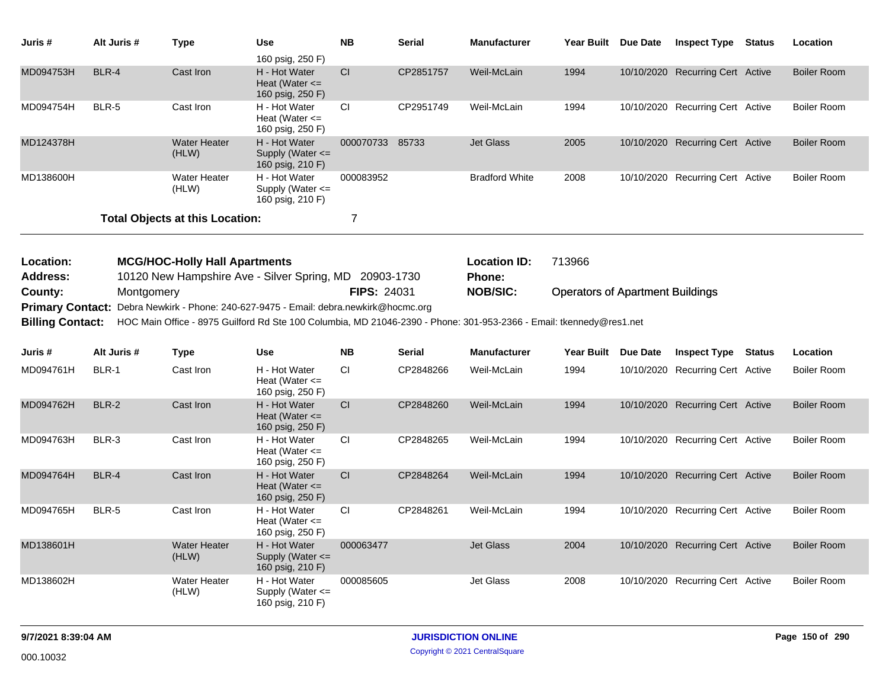| Juris # | Alt Juris # | Type | Use | NB | Serial | Manufacturer | Year Built | Due Date | Inspect Type | Status | Location |
|---|---|---|---|---|---|---|---|---|---|---|---|
| | | | 160 psig, 250 F) | | | | | | | | |
| MD094753H | BLR-4 | Cast Iron | H - Hot Water Heat (Water <= 160 psig, 250 F) | CI | CP2851757 | Weil-McLain | 1994 | 10/10/2020 | Recurring Cert | Active | Boiler Room |
| MD094754H | BLR-5 | Cast Iron | H - Hot Water Heat (Water <= 160 psig, 250 F) | CI | CP2951749 | Weil-McLain | 1994 | 10/10/2020 | Recurring Cert | Active | Boiler Room |
| MD124378H | | Water Heater (HLW) | H - Hot Water Supply (Water <= 160 psig, 210 F) | 000070733 | 85733 | Jet Glass | 2005 | 10/10/2020 | Recurring Cert | Active | Boiler Room |
| MD138600H | | Water Heater (HLW) | H - Hot Water Supply (Water <= 160 psig, 210 F) | 000083952 | | Bradford White | 2008 | 10/10/2020 | Recurring Cert | Active | Boiler Room |

**Total Objects at this Location:** 7

**Location:** MCG/HOC-Holly Hall Apartments
**Location ID:** 713966
**Address:** 10120 New Hampshire Ave - Silver Spring, MD 20903-1730
**Phone:**
**County:** Montgomery
**FIPS:** 24031
**NOB/SIC:** Operators of Apartment Buildings
**Primary Contact:** Debra Newkirk - Phone: 240-627-9475 - Email: debra.newkirk@hocmc.org
**Billing Contact:** HOC Main Office - 8975 Guilford Rd Ste 100 Columbia, MD 21046-2390 - Phone: 301-953-2366 - Email: tkennedy@res1.net

| Juris # | Alt Juris # | Type | Use | NB | Serial | Manufacturer | Year Built | Due Date | Inspect Type | Status | Location |
|---|---|---|---|---|---|---|---|---|---|---|---|
| MD094761H | BLR-1 | Cast Iron | H - Hot Water Heat (Water <= 160 psig, 250 F) | CI | CP2848266 | Weil-McLain | 1994 | 10/10/2020 | Recurring Cert | Active | Boiler Room |
| MD094762H | BLR-2 | Cast Iron | H - Hot Water Heat (Water <= 160 psig, 250 F) | CI | CP2848260 | Weil-McLain | 1994 | 10/10/2020 | Recurring Cert | Active | Boiler Room |
| MD094763H | BLR-3 | Cast Iron | H - Hot Water Heat (Water <= 160 psig, 250 F) | CI | CP2848265 | Weil-McLain | 1994 | 10/10/2020 | Recurring Cert | Active | Boiler Room |
| MD094764H | BLR-4 | Cast Iron | H - Hot Water Heat (Water <= 160 psig, 250 F) | CI | CP2848264 | Weil-McLain | 1994 | 10/10/2020 | Recurring Cert | Active | Boiler Room |
| MD094765H | BLR-5 | Cast Iron | H - Hot Water Heat (Water <= 160 psig, 250 F) | CI | CP2848261 | Weil-McLain | 1994 | 10/10/2020 | Recurring Cert | Active | Boiler Room |
| MD138601H | | Water Heater (HLW) | H - Hot Water Supply (Water <= 160 psig, 210 F) | 000063477 | | Jet Glass | 2004 | 10/10/2020 | Recurring Cert | Active | Boiler Room |
| MD138602H | | Water Heater (HLW) | H - Hot Water Supply (Water <= 160 psig, 210 F) | 000085605 | | Jet Glass | 2008 | 10/10/2020 | Recurring Cert | Active | Boiler Room |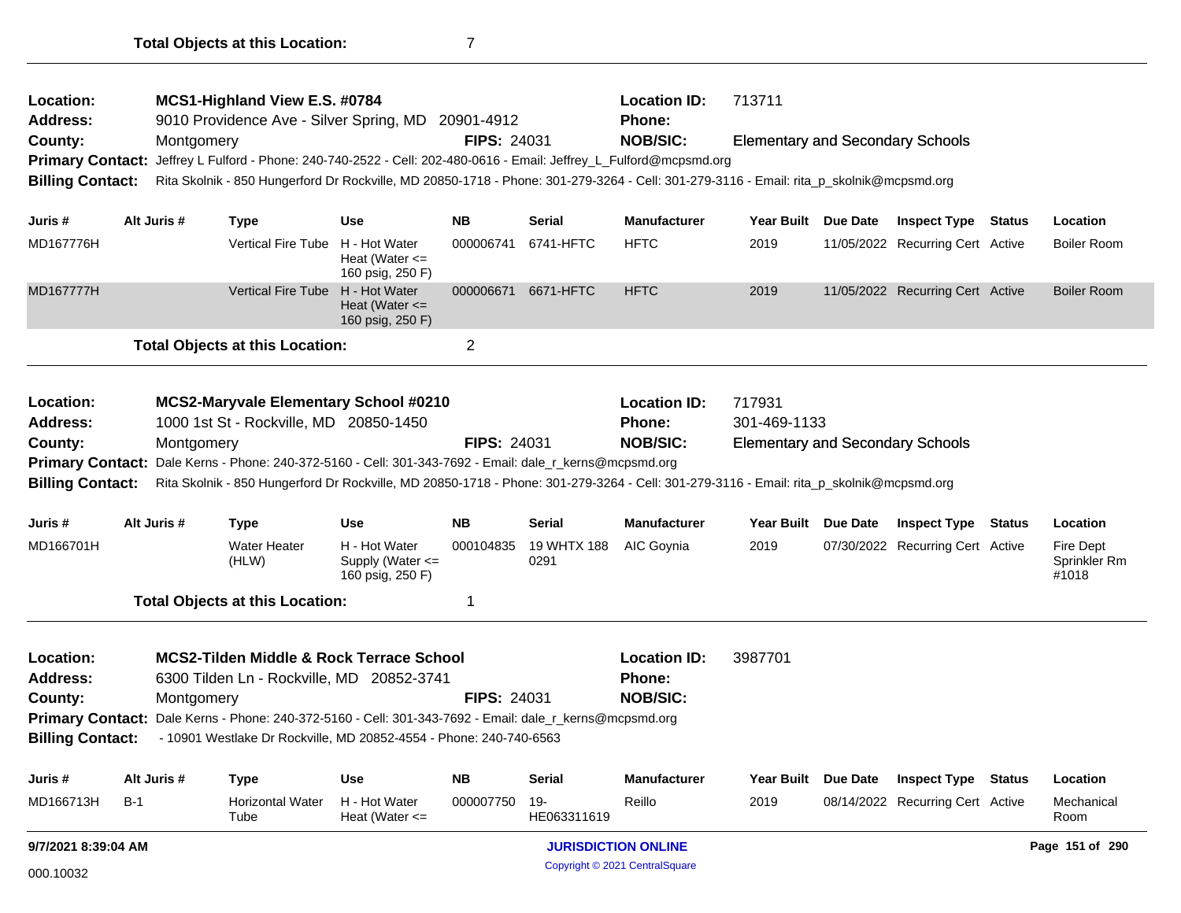**Total Objects at this Location:** 7

---

**Location:** MCS1-Highland View E.S. #0784  **Location ID:** 713711
**Address:** 9010 Providence Ave - Silver Spring, MD 20901-4912  **Phone:**
**County:** Montgomery  **FIPS:** 24031  **NOB/SIC:** Elementary and Secondary Schools
**Primary Contact:** Jeffrey L Fulford - Phone: 240-740-2522 - Cell: 202-480-0616 - Email: Jeffrey_L_Fulford@mcpsmd.org
**Billing Contact:** Rita Skolnik - 850 Hungerford Dr Rockville, MD 20850-1718 - Phone: 301-279-3264 - Cell: 301-279-3116 - Email: rita_p_skolnik@mcpsmd.org

| Juris # | Alt Juris # | Type | Use | NB | Serial | Manufacturer | Year Built | Due Date | Inspect Type | Status | Location |
|---|---|---|---|---|---|---|---|---|---|---|---|
| MD167776H | | Vertical Fire Tube | H - Hot Water Heat (Water <= 160 psig, 250 F) | 000006741 | 6741-HFTC | HFTC | 2019 | 11/05/2022 | Recurring Cert | Active | Boiler Room |
| MD167777H | | Vertical Fire Tube | H - Hot Water Heat (Water <= 160 psig, 250 F) | 000006671 | 6671-HFTC | HFTC | 2019 | 11/05/2022 | Recurring Cert | Active | Boiler Room |

**Total Objects at this Location:** 2

---

**Location:** MCS2-Maryvale Elementary School #0210  **Location ID:** 717931
**Address:** 1000 1st St - Rockville, MD 20850-1450  **Phone:** 301-469-1133
**County:** Montgomery  **FIPS:** 24031  **NOB/SIC:** Elementary and Secondary Schools
**Primary Contact:** Dale Kerns - Phone: 240-372-5160 - Cell: 301-343-7692 - Email: dale_r_kerns@mcpsmd.org
**Billing Contact:** Rita Skolnik - 850 Hungerford Dr Rockville, MD 20850-1718 - Phone: 301-279-3264 - Cell: 301-279-3116 - Email: rita_p_skolnik@mcpsmd.org

| Juris # | Alt Juris # | Type | Use | NB | Serial | Manufacturer | Year Built | Due Date | Inspect Type | Status | Location |
|---|---|---|---|---|---|---|---|---|---|---|---|
| MD166701H | | Water Heater (HLW) | H - Hot Water Supply (Water <= 160 psig, 250 F) | 000104835 | 19 WHTX 188 0291 | AIC Goynia | 2019 | 07/30/2022 | Recurring Cert | Active | Fire Dept Sprinkler Rm #1018 |

**Total Objects at this Location:** 1

---

**Location:** MCS2-Tilden Middle & Rock Terrace School  **Location ID:** 3987701
**Address:** 6300 Tilden Ln - Rockville, MD 20852-3741  **Phone:**
**County:** Montgomery  **FIPS:** 24031  **NOB/SIC:**
**Primary Contact:** Dale Kerns - Phone: 240-372-5160 - Cell: 301-343-7692 - Email: dale_r_kerns@mcpsmd.org
**Billing Contact:** - 10901 Westlake Dr Rockville, MD 20852-4554 - Phone: 240-740-6563

| Juris # | Alt Juris # | Type | Use | NB | Serial | Manufacturer | Year Built | Due Date | Inspect Type | Status | Location |
|---|---|---|---|---|---|---|---|---|---|---|---|
| MD166713H | B-1 | Horizontal Water Tube | H - Hot Water Heat (Water <= | 000007750 | 19-HE063311619 | Reillo | 2019 | 08/14/2022 | Recurring Cert | Active | Mechanical Room |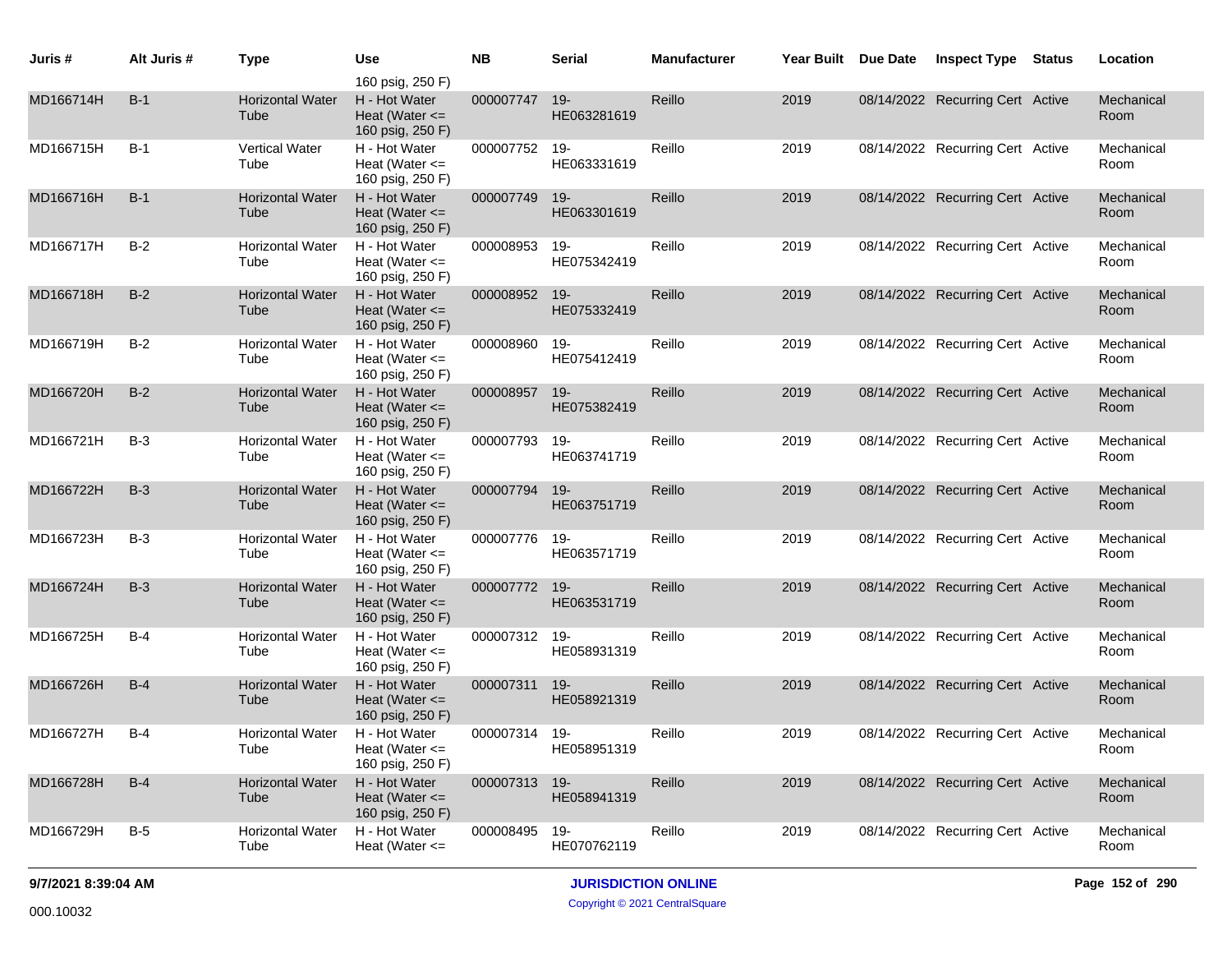| Juris # | Alt Juris # | Type | Use | NB | Serial | Manufacturer | Year Built | Due Date | Inspect Type | Status | Location |
|---|---|---|---|---|---|---|---|---|---|---|---|
| | | | 160 psig, 250 F) | | | | | | | | |
| MD166714H | B-1 | Horizontal Water Tube | H - Hot Water Heat (Water <= 160 psig, 250 F) | 000007747 | 19-HE063281619 | Reillo | 2019 | 08/14/2022 | Recurring Cert | Active | Mechanical Room |
| MD166715H | B-1 | Vertical Water Tube | H - Hot Water Heat (Water <= 160 psig, 250 F) | 000007752 | 19-HE063331619 | Reillo | 2019 | 08/14/2022 | Recurring Cert | Active | Mechanical Room |
| MD166716H | B-1 | Horizontal Water Tube | H - Hot Water Heat (Water <= 160 psig, 250 F) | 000007749 | 19-HE063301619 | Reillo | 2019 | 08/14/2022 | Recurring Cert | Active | Mechanical Room |
| MD166717H | B-2 | Horizontal Water Tube | H - Hot Water Heat (Water <= 160 psig, 250 F) | 000008953 | 19-HE075342419 | Reillo | 2019 | 08/14/2022 | Recurring Cert | Active | Mechanical Room |
| MD166718H | B-2 | Horizontal Water Tube | H - Hot Water Heat (Water <= 160 psig, 250 F) | 000008952 | 19-HE075332419 | Reillo | 2019 | 08/14/2022 | Recurring Cert | Active | Mechanical Room |
| MD166719H | B-2 | Horizontal Water Tube | H - Hot Water Heat (Water <= 160 psig, 250 F) | 000008960 | 19-HE075412419 | Reillo | 2019 | 08/14/2022 | Recurring Cert | Active | Mechanical Room |
| MD166720H | B-2 | Horizontal Water Tube | H - Hot Water Heat (Water <= 160 psig, 250 F) | 000008957 | 19-HE075382419 | Reillo | 2019 | 08/14/2022 | Recurring Cert | Active | Mechanical Room |
| MD166721H | B-3 | Horizontal Water Tube | H - Hot Water Heat (Water <= 160 psig, 250 F) | 000007793 | 19-HE063741719 | Reillo | 2019 | 08/14/2022 | Recurring Cert | Active | Mechanical Room |
| MD166722H | B-3 | Horizontal Water Tube | H - Hot Water Heat (Water <= 160 psig, 250 F) | 000007794 | 19-HE063751719 | Reillo | 2019 | 08/14/2022 | Recurring Cert | Active | Mechanical Room |
| MD166723H | B-3 | Horizontal Water Tube | H - Hot Water Heat (Water <= 160 psig, 250 F) | 000007776 | 19-HE063571719 | Reillo | 2019 | 08/14/2022 | Recurring Cert | Active | Mechanical Room |
| MD166724H | B-3 | Horizontal Water Tube | H - Hot Water Heat (Water <= 160 psig, 250 F) | 000007772 | 19-HE063531719 | Reillo | 2019 | 08/14/2022 | Recurring Cert | Active | Mechanical Room |
| MD166725H | B-4 | Horizontal Water Tube | H - Hot Water Heat (Water <= 160 psig, 250 F) | 000007312 | 19-HE058931319 | Reillo | 2019 | 08/14/2022 | Recurring Cert | Active | Mechanical Room |
| MD166726H | B-4 | Horizontal Water Tube | H - Hot Water Heat (Water <= 160 psig, 250 F) | 000007311 | 19-HE058921319 | Reillo | 2019 | 08/14/2022 | Recurring Cert | Active | Mechanical Room |
| MD166727H | B-4 | Horizontal Water Tube | H - Hot Water Heat (Water <= 160 psig, 250 F) | 000007314 | 19-HE058951319 | Reillo | 2019 | 08/14/2022 | Recurring Cert | Active | Mechanical Room |
| MD166728H | B-4 | Horizontal Water Tube | H - Hot Water Heat (Water <= 160 psig, 250 F) | 000007313 | 19-HE058941319 | Reillo | 2019 | 08/14/2022 | Recurring Cert | Active | Mechanical Room |
| MD166729H | B-5 | Horizontal Water Tube | H - Hot Water Heat (Water <= | 000008495 | 19-HE070762119 | Reillo | 2019 | 08/14/2022 | Recurring Cert | Active | Mechanical Room |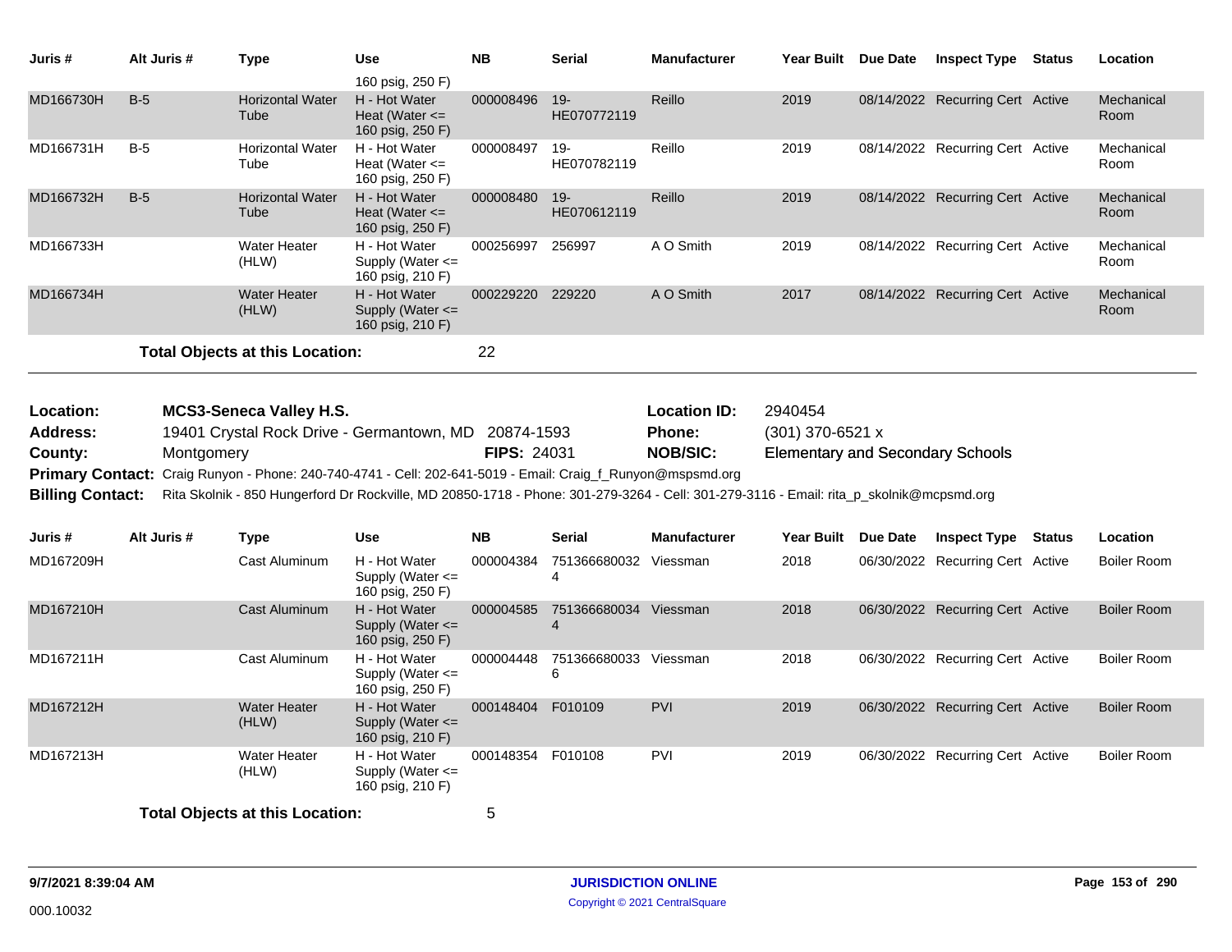| Juris # | Alt Juris # | Type | Use | NB | Serial | Manufacturer | Year Built | Due Date | Inspect Type | Status | Location |
|---|---|---|---|---|---|---|---|---|---|---|---|
| | | | 160 psig, 250 F) | | | | | | | | |
| MD166730H | B-5 | Horizontal Water Tube | H - Hot Water Heat (Water <= 160 psig, 250 F) | 000008496 | 19-HE070772119 | Reillo | 2019 | 08/14/2022 | Recurring Cert | Active | Mechanical Room |
| MD166731H | B-5 | Horizontal Water Tube | H - Hot Water Heat (Water <= 160 psig, 250 F) | 000008497 | 19-HE070782119 | Reillo | 2019 | 08/14/2022 | Recurring Cert | Active | Mechanical Room |
| MD166732H | B-5 | Horizontal Water Tube | H - Hot Water Heat (Water <= 160 psig, 250 F) | 000008480 | 19-HE070612119 | Reillo | 2019 | 08/14/2022 | Recurring Cert | Active | Mechanical Room |
| MD166733H | | Water Heater (HLW) | H - Hot Water Supply (Water <= 160 psig, 210 F) | 000256997 | 256997 | A O Smith | 2019 | 08/14/2022 | Recurring Cert | Active | Mechanical Room |
| MD166734H | | Water Heater (HLW) | H - Hot Water Supply (Water <= 160 psig, 210 F) | 000229220 | 229220 | A O Smith | 2017 | 08/14/2022 | Recurring Cert | Active | Mechanical Room |

**Total Objects at this Location:** 22

**Location:** MCS3-Seneca Valley H.S.  
**Location ID:** 2940454  
**Address:** 19401 Crystal Rock Drive - Germantown, MD 20874-1593  
**Phone:** (301) 370-6521 x  
**County:** Montgomery  
**FIPS:** 24031  
**NOB/SIC:** Elementary and Secondary Schools  
**Primary Contact:** Craig Runyon - Phone: 240-740-4741 - Cell: 202-641-5019 - Email: Craig_f_Runyon@mspsmd.org  
**Billing Contact:** Rita Skolnik - 850 Hungerford Dr Rockville, MD 20850-1718 - Phone: 301-279-3264 - Cell: 301-279-3116 - Email: rita_p_skolnik@mcpsmd.org

| Juris # | Alt Juris # | Type | Use | NB | Serial | Manufacturer | Year Built | Due Date | Inspect Type | Status | Location |
|---|---|---|---|---|---|---|---|---|---|---|---|
| MD167209H | | Cast Aluminum | H - Hot Water Supply (Water <= 160 psig, 250 F) | 000004384 | 7513666800324 | Viessman | 2018 | 06/30/2022 | Recurring Cert | Active | Boiler Room |
| MD167210H | | Cast Aluminum | H - Hot Water Supply (Water <= 160 psig, 250 F) | 000004585 | 7513666800344 | Viessman | 2018 | 06/30/2022 | Recurring Cert | Active | Boiler Room |
| MD167211H | | Cast Aluminum | H - Hot Water Supply (Water <= 160 psig, 250 F) | 000004448 | 7513666800336 | Viessman | 2018 | 06/30/2022 | Recurring Cert | Active | Boiler Room |
| MD167212H | | Water Heater (HLW) | H - Hot Water Supply (Water <= 160 psig, 210 F) | 000148404 | F010109 | PVI | 2019 | 06/30/2022 | Recurring Cert | Active | Boiler Room |
| MD167213H | | Water Heater (HLW) | H - Hot Water Supply (Water <= 160 psig, 210 F) | 000148354 | F010108 | PVI | 2019 | 06/30/2022 | Recurring Cert | Active | Boiler Room |

**Total Objects at this Location:** 5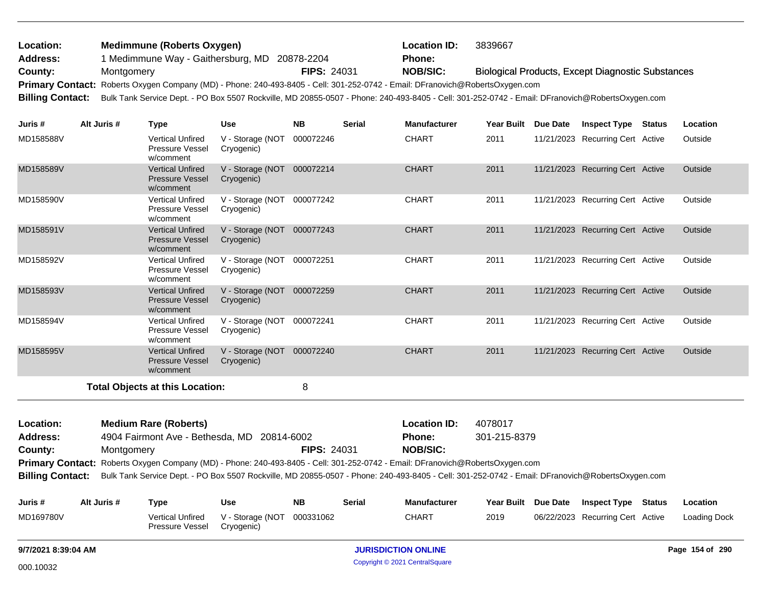**Location:** Medimmune (Roberts Oxygen) **Location ID:** 3839667
**Address:** 1 Medimmune Way - Gaithersburg, MD 20878-2204 **Phone:**
**County:** Montgomery **FIPS:** 24031 **NOB/SIC:** Biological Products, Except Diagnostic Substances
**Primary Contact:** Roberts Oxygen Company (MD) - Phone: 240-493-8405 - Cell: 301-252-0742 - Email: DFranovich@RobertsOxygen.com
**Billing Contact:** Bulk Tank Service Dept. - PO Box 5507 Rockville, MD 20855-0507 - Phone: 240-493-8405 - Cell: 301-252-0742 - Email: DFranovich@RobertsOxygen.com

| Juris # | Alt Juris # | Type | Use | NB | Serial | Manufacturer | Year Built | Due Date | Inspect Type | Status | Location |
|---|---|---|---|---|---|---|---|---|---|---|---|
| MD158588V | | Vertical Unfired Pressure Vessel w/comment | V - Storage (NOT Cryogenic) | 000072246 | | CHART | 2011 | 11/21/2023 | Recurring Cert | Active | Outside |
| MD158589V | | Vertical Unfired Pressure Vessel w/comment | V - Storage (NOT Cryogenic) | 000072214 | | CHART | 2011 | 11/21/2023 | Recurring Cert | Active | Outside |
| MD158590V | | Vertical Unfired Pressure Vessel w/comment | V - Storage (NOT Cryogenic) | 000077242 | | CHART | 2011 | 11/21/2023 | Recurring Cert | Active | Outside |
| MD158591V | | Vertical Unfired Pressure Vessel w/comment | V - Storage (NOT Cryogenic) | 000077243 | | CHART | 2011 | 11/21/2023 | Recurring Cert | Active | Outside |
| MD158592V | | Vertical Unfired Pressure Vessel w/comment | V - Storage (NOT Cryogenic) | 000072251 | | CHART | 2011 | 11/21/2023 | Recurring Cert | Active | Outside |
| MD158593V | | Vertical Unfired Pressure Vessel w/comment | V - Storage (NOT Cryogenic) | 000072259 | | CHART | 2011 | 11/21/2023 | Recurring Cert | Active | Outside |
| MD158594V | | Vertical Unfired Pressure Vessel w/comment | V - Storage (NOT Cryogenic) | 000072241 | | CHART | 2011 | 11/21/2023 | Recurring Cert | Active | Outside |
| MD158595V | | Vertical Unfired Pressure Vessel w/comment | V - Storage (NOT Cryogenic) | 000072240 | | CHART | 2011 | 11/21/2023 | Recurring Cert | Active | Outside |

**Total Objects at this Location:** 8

**Location:** Medium Rare (Roberts) **Location ID:** 4078017
**Address:** 4904 Fairmont Ave - Bethesda, MD 20814-6002 **Phone:** 301-215-8379
**County:** Montgomery **FIPS:** 24031 **NOB/SIC:**
**Primary Contact:** Roberts Oxygen Company (MD) - Phone: 240-493-8405 - Cell: 301-252-0742 - Email: DFranovich@RobertsOxygen.com
**Billing Contact:** Bulk Tank Service Dept. - PO Box 5507 Rockville, MD 20855-0507 - Phone: 240-493-8405 - Cell: 301-252-0742 - Email: DFranovich@RobertsOxygen.com

| Juris # | Alt Juris # | Type | Use | NB | Serial | Manufacturer | Year Built | Due Date | Inspect Type | Status | Location |
|---|---|---|---|---|---|---|---|---|---|---|---|
| MD169780V | | Vertical Unfired Pressure Vessel | V - Storage (NOT Cryogenic) | 000331062 | | CHART | 2019 | 06/22/2023 | Recurring Cert | Active | Loading Dock |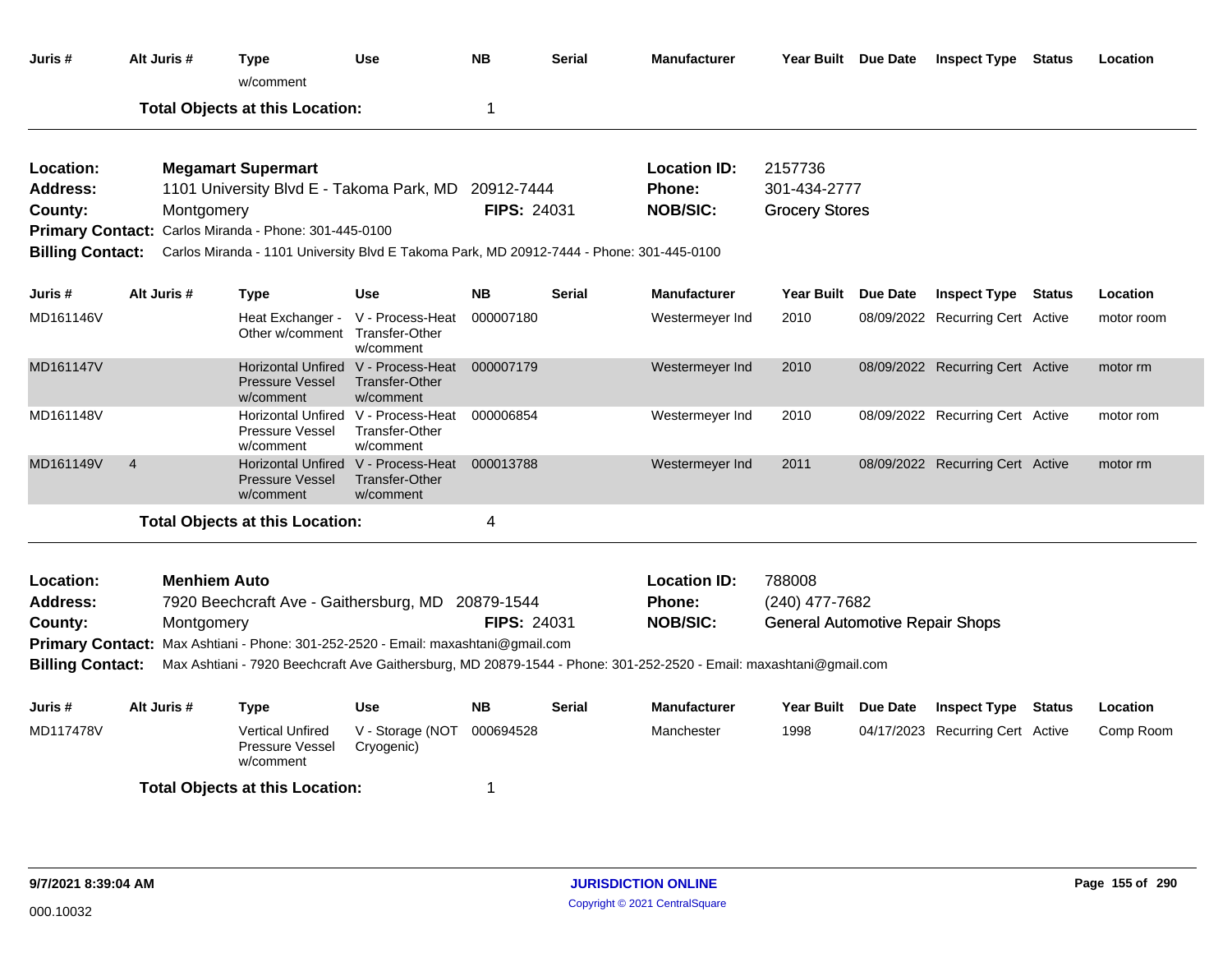| Juris # | Alt Juris # | Type w/comment | Use | NB | Serial | Manufacturer | Year Built | Due Date | Inspect Type | Status | Location |
|---|---|---|---|---|---|---|---|---|---|---|---|

**Total Objects at this Location:** 1

---

**Location:** Megamart Supermart
**Address:** 1101 University Blvd E - Takoma Park, MD 20912-7444
**County:** Montgomery
**FIPS:** 24031
**Location ID:** 2157736
**Phone:** 301-434-2777
**NOB/SIC:** Grocery Stores
**Primary Contact:** Carlos Miranda - Phone: 301-445-0100
**Billing Contact:** Carlos Miranda - 1101 University Blvd E Takoma Park, MD 20912-7444 - Phone: 301-445-0100

| Juris # | Alt Juris # | Type | Use | NB | Serial | Manufacturer | Year Built | Due Date | Inspect Type | Status | Location |
|---|---|---|---|---|---|---|---|---|---|---|---|
| MD161146V | | Heat Exchanger - Other w/comment | V - Process-Heat Transfer-Other w/comment | 000007180 | | Westermeyer Ind | 2010 | 08/09/2022 | Recurring Cert | Active | motor room |
| MD161147V | | Horizontal Unfired Pressure Vessel w/comment | V - Process-Heat Transfer-Other w/comment | 000007179 | | Westermeyer Ind | 2010 | 08/09/2022 | Recurring Cert | Active | motor rm |
| MD161148V | | Horizontal Unfired Pressure Vessel w/comment | V - Process-Heat Transfer-Other w/comment | 000006854 | | Westermeyer Ind | 2010 | 08/09/2022 | Recurring Cert | Active | motor rom |
| MD161149V | 4 | Horizontal Unfired Pressure Vessel w/comment | V - Process-Heat Transfer-Other w/comment | 000013788 | | Westermeyer Ind | 2011 | 08/09/2022 | Recurring Cert | Active | motor rm |

**Total Objects at this Location:** 4

---

**Location:** Menhiem Auto
**Address:** 7920 Beechcraft Ave - Gaithersburg, MD 20879-1544
**County:** Montgomery
**FIPS:** 24031
**Location ID:** 788008
**Phone:** (240) 477-7682
**NOB/SIC:** General Automotive Repair Shops
**Primary Contact:** Max Ashtiani - Phone: 301-252-2520 - Email: maxashtani@gmail.com
**Billing Contact:** Max Ashtiani - 7920 Beechcraft Ave Gaithersburg, MD 20879-1544 - Phone: 301-252-2520 - Email: maxashtani@gmail.com

| Juris # | Alt Juris # | Type | Use | NB | Serial | Manufacturer | Year Built | Due Date | Inspect Type | Status | Location |
|---|---|---|---|---|---|---|---|---|---|---|---|
| MD117478V | | Vertical Unfired Pressure Vessel w/comment | V - Storage (NOT Cryogenic) | 000694528 | | Manchester | 1998 | 04/17/2023 | Recurring Cert | Active | Comp Room |

**Total Objects at this Location:** 1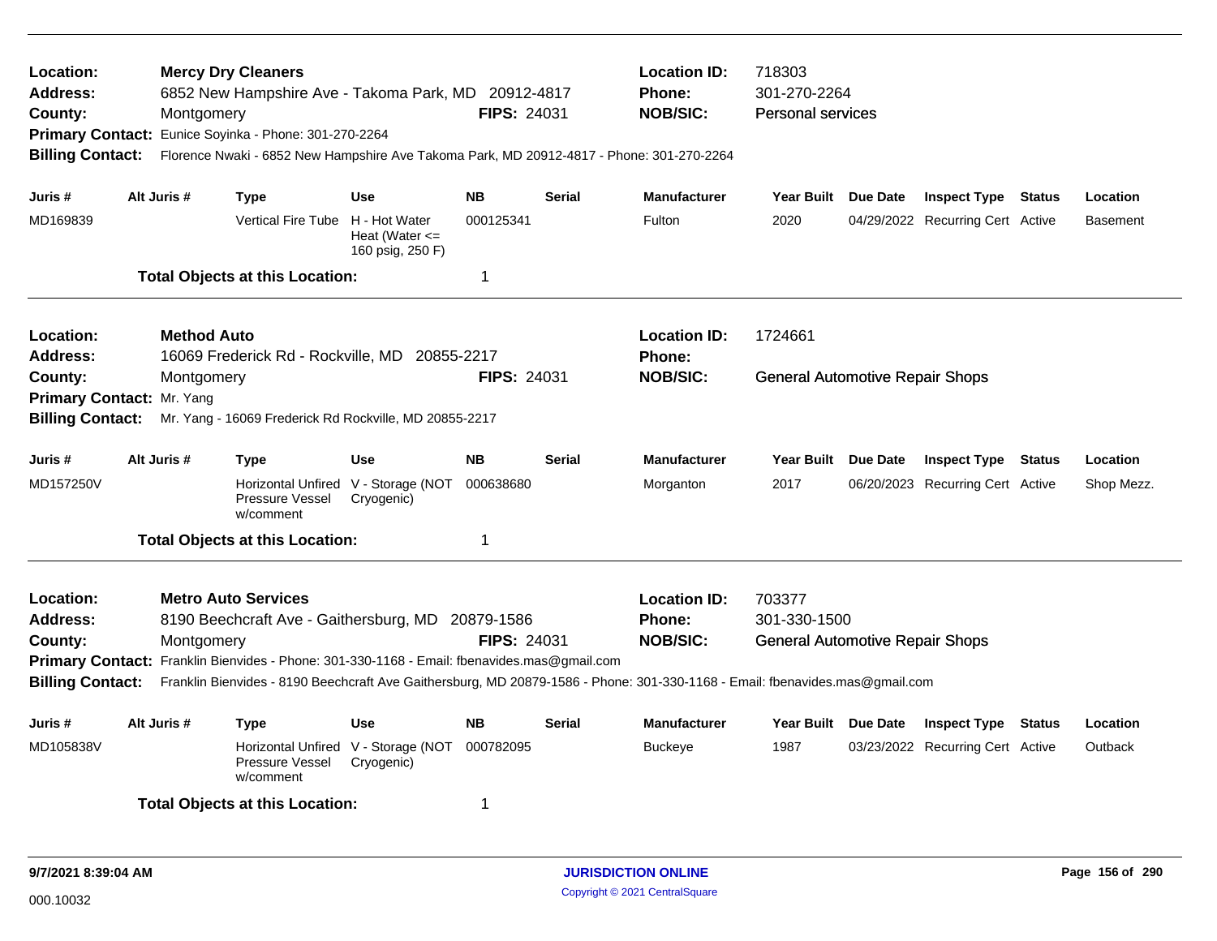**Location:** Mercy Dry Cleaners
**Address:** 6852 New Hampshire Ave - Takoma Park, MD 20912-4817
**County:** Montgomery
**FIPS:** 24031
**Location ID:** 718303
**Phone:** 301-270-2264
**NOB/SIC:** Personal services
**Primary Contact:** Eunice Soyinka - Phone: 301-270-2264
**Billing Contact:** Florence Nwaki - 6852 New Hampshire Ave Takoma Park, MD 20912-4817 - Phone: 301-270-2264

| Juris # | Alt Juris # | Type | Use | NB | Serial | Manufacturer | Year Built | Due Date | Inspect Type | Status | Location |
|---|---|---|---|---|---|---|---|---|---|---|---|
| MD169839 | | Vertical Fire Tube | H - Hot Water Heat (Water <= 160 psig, 250 F) | 000125341 | | Fulton | 2020 | 04/29/2022 | Recurring Cert | Active | Basement |

**Total Objects at this Location:** 1

---

**Location:** Method Auto
**Address:** 16069 Frederick Rd - Rockville, MD 20855-2217
**County:** Montgomery
**FIPS:** 24031
**Location ID:** 1724661
**Phone:**
**NOB/SIC:** General Automotive Repair Shops
**Primary Contact:** Mr. Yang
**Billing Contact:** Mr. Yang - 16069 Frederick Rd Rockville, MD 20855-2217

| Juris # | Alt Juris # | Type | Use | NB | Serial | Manufacturer | Year Built | Due Date | Inspect Type | Status | Location |
|---|---|---|---|---|---|---|---|---|---|---|---|
| MD157250V | | Horizontal Unfired Pressure Vessel w/comment | V - Storage (NOT Cryogenic) | 000638680 | | Morganton | 2017 | 06/20/2023 | Recurring Cert | Active | Shop Mezz. |

**Total Objects at this Location:** 1

---

**Location:** Metro Auto Services
**Address:** 8190 Beechcraft Ave - Gaithersburg, MD 20879-1586
**County:** Montgomery
**FIPS:** 24031
**Location ID:** 703377
**Phone:** 301-330-1500
**NOB/SIC:** General Automotive Repair Shops
**Primary Contact:** Franklin Bienvides - Phone: 301-330-1168 - Email: fbenavides.mas@gmail.com
**Billing Contact:** Franklin Bienvides - 8190 Beechcraft Ave Gaithersburg, MD 20879-1586 - Phone: 301-330-1168 - Email: fbenavides.mas@gmail.com

| Juris # | Alt Juris # | Type | Use | NB | Serial | Manufacturer | Year Built | Due Date | Inspect Type | Status | Location |
|---|---|---|---|---|---|---|---|---|---|---|---|
| MD105838V | | Horizontal Unfired Pressure Vessel w/comment | V - Storage (NOT Cryogenic) | 000782095 | | Buckeye | 1987 | 03/23/2022 | Recurring Cert | Active | Outback |

**Total Objects at this Location:** 1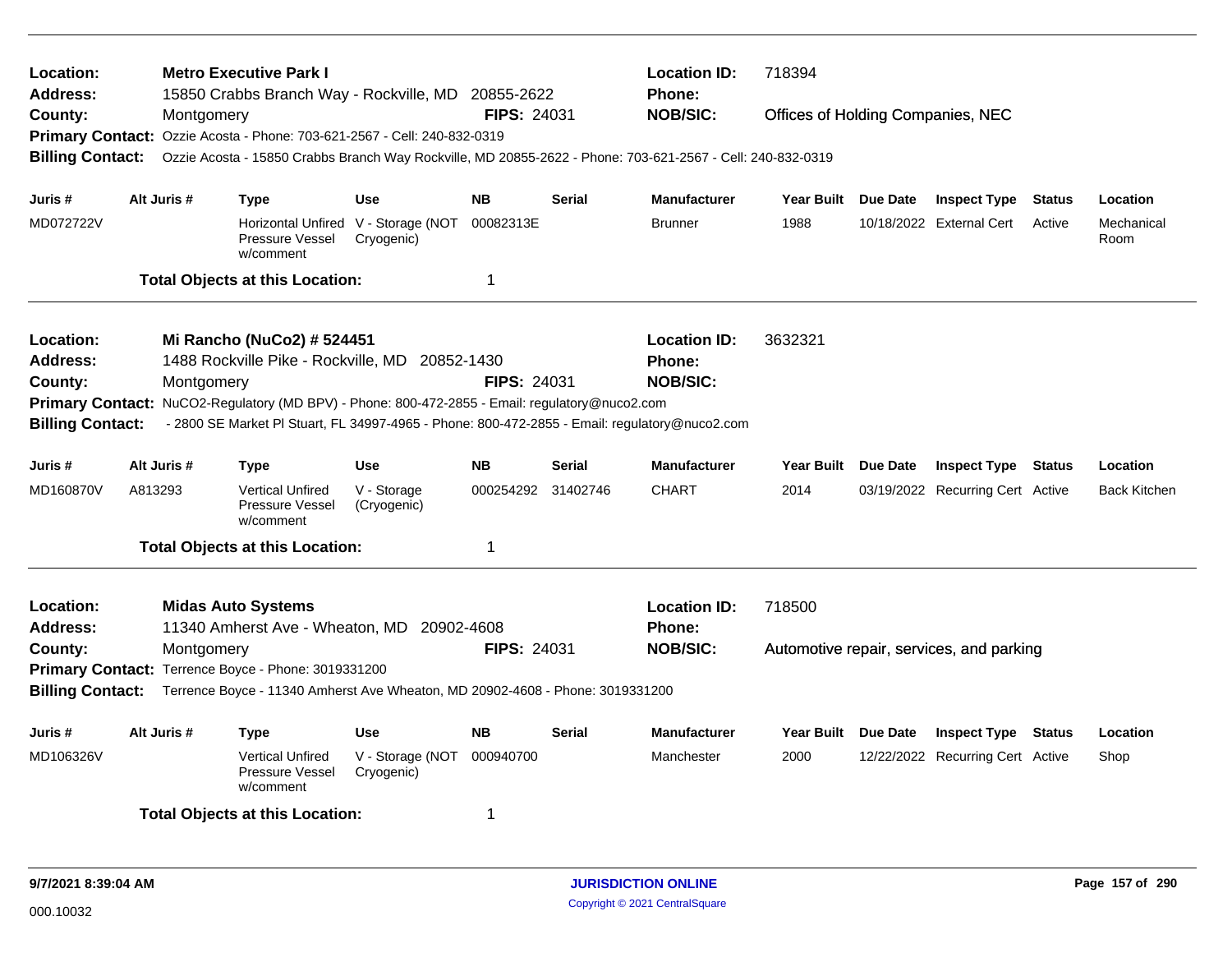**Location:** Metro Executive Park I  
**Address:** 15850 Crabbs Branch Way - Rockville, MD 20855-2622  
**County:** Montgomery  
**FIPS:** 24031  
**Location ID:** 718394  
**Phone:**  
**NOB/SIC:** Offices of Holding Companies, NEC  
**Primary Contact:** Ozzie Acosta - Phone: 703-621-2567 - Cell: 240-832-0319  
**Billing Contact:** Ozzie Acosta - 15850 Crabbs Branch Way Rockville, MD 20855-2622 - Phone: 703-621-2567 - Cell: 240-832-0319

| Juris # | Alt Juris # | Type | Use | NB | Serial | Manufacturer | Year Built | Due Date | Inspect Type | Status | Location |
|---|---|---|---|---|---|---|---|---|---|---|---|
| MD072722V | | Horizontal Unfired Pressure Vessel w/comment | V - Storage (NOT Cryogenic) | 00082313E | | Brunner | 1988 | 10/18/2022 | External Cert | Active | Mechanical Room |

**Total Objects at this Location:** 1

---

**Location:** Mi Rancho (NuCo2) # 524451  
**Address:** 1488 Rockville Pike - Rockville, MD 20852-1430  
**County:** Montgomery  
**FIPS:** 24031  
**Location ID:** 3632321  
**Phone:**  
**NOB/SIC:**  
**Primary Contact:** NuCO2-Regulatory (MD BPV) - Phone: 800-472-2855 - Email: regulatory@nuco2.com  
**Billing Contact:** - 2800 SE Market Pl Stuart, FL 34997-4965 - Phone: 800-472-2855 - Email: regulatory@nuco2.com

| Juris # | Alt Juris # | Type | Use | NB | Serial | Manufacturer | Year Built | Due Date | Inspect Type | Status | Location |
|---|---|---|---|---|---|---|---|---|---|---|---|
| MD160870V | A813293 | Vertical Unfired Pressure Vessel w/comment | V - Storage (Cryogenic) | 000254292 | 31402746 | CHART | 2014 | 03/19/2022 | Recurring Cert | Active | Back Kitchen |

**Total Objects at this Location:** 1

---

**Location:** Midas Auto Systems  
**Address:** 11340 Amherst Ave - Wheaton, MD 20902-4608  
**County:** Montgomery  
**FIPS:** 24031  
**Location ID:** 718500  
**Phone:**  
**NOB/SIC:** Automotive repair, services, and parking  
**Primary Contact:** Terrence Boyce - Phone: 3019331200  
**Billing Contact:** Terrence Boyce - 11340 Amherst Ave Wheaton, MD 20902-4608 - Phone: 3019331200

| Juris # | Alt Juris # | Type | Use | NB | Serial | Manufacturer | Year Built | Due Date | Inspect Type | Status | Location |
|---|---|---|---|---|---|---|---|---|---|---|---|
| MD106326V | | Vertical Unfired Pressure Vessel w/comment | V - Storage (NOT Cryogenic) | 000940700 | | Manchester | 2000 | 12/22/2022 | Recurring Cert | Active | Shop |

**Total Objects at this Location:** 1

9/7/2021 8:39:04 AM

000.10032

JURISDICTION ONLINE  
Copyright © 2021 CentralSquare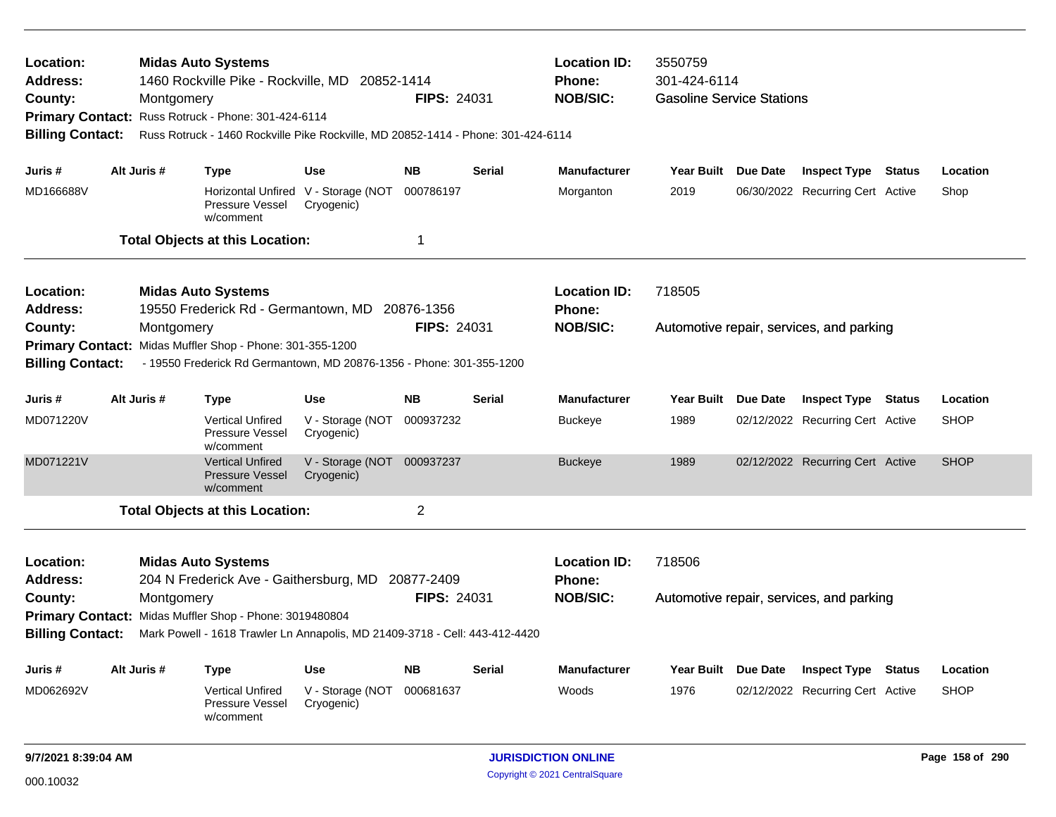**Location:** Midas Auto Systems
**Address:** 1460 Rockville Pike - Rockville, MD 20852-1414
**County:** Montgomery **FIPS:** 24031
**Location ID:** 3550759
**Phone:** 301-424-6114
**NOB/SIC:** Gasoline Service Stations
**Primary Contact:** Russ Rotruck - Phone: 301-424-6114
**Billing Contact:** Russ Rotruck - 1460 Rockville Pike Rockville, MD 20852-1414 - Phone: 301-424-6114

| Juris # | Alt Juris # | Type | Use | NB | Serial | Manufacturer | Year Built | Due Date | Inspect Type | Status | Location |
|---|---|---|---|---|---|---|---|---|---|---|---|
| MD166688V | | Horizontal Unfired Pressure Vessel w/comment | V - Storage (NOT Cryogenic) | 000786197 | | Morganton | 2019 | 06/30/2022 | Recurring Cert | Active | Shop |

**Total Objects at this Location:** 1

---

**Location:** Midas Auto Systems
**Address:** 19550 Frederick Rd - Germantown, MD 20876-1356
**County:** Montgomery **FIPS:** 24031
**Location ID:** 718505
**Phone:**
**NOB/SIC:** Automotive repair, services, and parking
**Primary Contact:** Midas Muffler Shop - Phone: 301-355-1200
**Billing Contact:** - 19550 Frederick Rd Germantown, MD 20876-1356 - Phone: 301-355-1200

| Juris # | Alt Juris # | Type | Use | NB | Serial | Manufacturer | Year Built | Due Date | Inspect Type | Status | Location |
|---|---|---|---|---|---|---|---|---|---|---|---|
| MD071220V | | Vertical Unfired Pressure Vessel w/comment | V - Storage (NOT Cryogenic) | 000937232 | | Buckeye | 1989 | 02/12/2022 | Recurring Cert | Active | SHOP |
| MD071221V | | Vertical Unfired Pressure Vessel w/comment | V - Storage (NOT Cryogenic) | 000937237 | | Buckeye | 1989 | 02/12/2022 | Recurring Cert | Active | SHOP |

**Total Objects at this Location:** 2

---

**Location:** Midas Auto Systems
**Address:** 204 N Frederick Ave - Gaithersburg, MD 20877-2409
**County:** Montgomery **FIPS:** 24031
**Location ID:** 718506
**Phone:**
**NOB/SIC:** Automotive repair, services, and parking
**Primary Contact:** Midas Muffler Shop - Phone: 3019480804
**Billing Contact:** Mark Powell - 1618 Trawler Ln Annapolis, MD 21409-3718 - Cell: 443-412-4420

| Juris # | Alt Juris # | Type | Use | NB | Serial | Manufacturer | Year Built | Due Date | Inspect Type | Status | Location |
|---|---|---|---|---|---|---|---|---|---|---|---|
| MD062692V | | Vertical Unfired Pressure Vessel w/comment | V - Storage (NOT Cryogenic) | 000681637 | | Woods | 1976 | 02/12/2022 | Recurring Cert | Active | SHOP |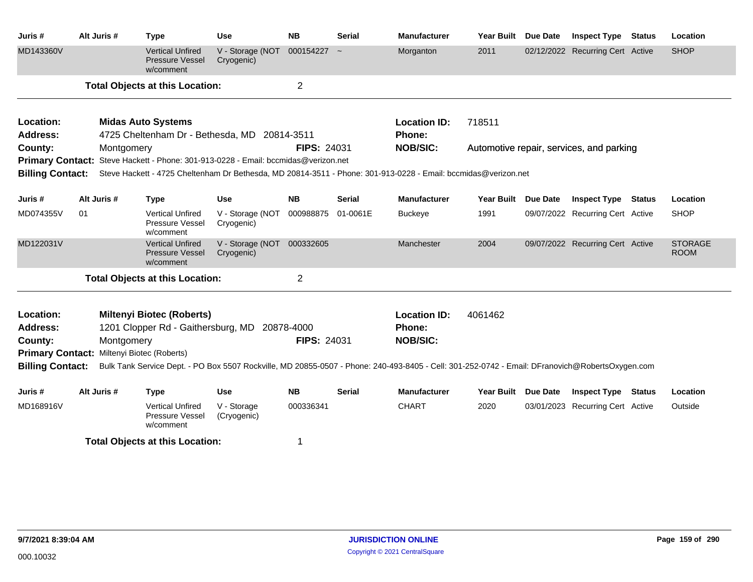| Juris # | Alt Juris # | Type | Use | NB | Serial | Manufacturer | Year Built | Due Date | Inspect Type | Status | Location |
|---|---|---|---|---|---|---|---|---|---|---|---|
| MD143360V | | Vertical Unfired Pressure Vessel w/comment | V - Storage (NOT Cryogenic) | 000154227 | ~ | Morganton | 2011 | 02/12/2022 | Recurring Cert | Active | SHOP |

**Total Objects at this Location:** 2

---

**Location:** Midas Auto Systems
**Location ID:** 718511
**Address:** 4725 Cheltenham Dr - Bethesda, MD 20814-3511
**Phone:**
**County:** Montgomery
**FIPS:** 24031
**NOB/SIC:** Automotive repair, services, and parking
**Primary Contact:** Steve Hackett - Phone: 301-913-0228 - Email: bccmidas@verizon.net
**Billing Contact:** Steve Hackett - 4725 Cheltenham Dr Bethesda, MD 20814-3511 - Phone: 301-913-0228 - Email: bccmidas@verizon.net

| Juris # | Alt Juris # | Type | Use | NB | Serial | Manufacturer | Year Built | Due Date | Inspect Type | Status | Location |
|---|---|---|---|---|---|---|---|---|---|---|---|
| MD074355V | 01 | Vertical Unfired Pressure Vessel w/comment | V - Storage (NOT Cryogenic) | 000988875 | 01-0061E | Buckeye | 1991 | 09/07/2022 | Recurring Cert | Active | SHOP |
| MD122031V | | Vertical Unfired Pressure Vessel w/comment | V - Storage (NOT Cryogenic) | 000332605 | | Manchester | 2004 | 09/07/2022 | Recurring Cert | Active | STORAGE ROOM |

**Total Objects at this Location:** 2

---

**Location:** Miltenyi Biotec (Roberts)
**Location ID:** 4061462
**Address:** 1201 Clopper Rd - Gaithersburg, MD 20878-4000
**Phone:**
**County:** Montgomery
**FIPS:** 24031
**NOB/SIC:**
**Primary Contact:** Miltenyi Biotec (Roberts)
**Billing Contact:** Bulk Tank Service Dept. - PO Box 5507 Rockville, MD 20855-0507 - Phone: 240-493-8405 - Cell: 301-252-0742 - Email: DFranovich@RobertsOxygen.com

| Juris # | Alt Juris # | Type | Use | NB | Serial | Manufacturer | Year Built | Due Date | Inspect Type | Status | Location |
|---|---|---|---|---|---|---|---|---|---|---|---|
| MD168916V | | Vertical Unfired Pressure Vessel w/comment | V - Storage (Cryogenic) | 000336341 | | CHART | 2020 | 03/01/2023 | Recurring Cert | Active | Outside |

**Total Objects at this Location:** 1

9/7/2021 8:39:04 AM
000.10032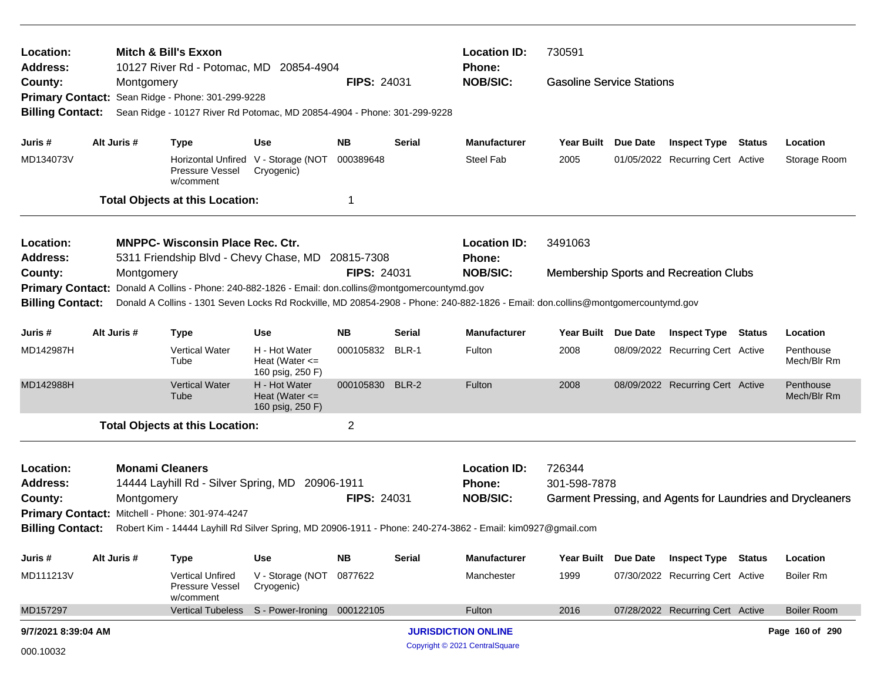**Location:** Mitch & Bill's Exxon
**Location ID:** 730591
**Address:** 10127 River Rd - Potomac, MD 20854-4904
**Phone:**
**County:** Montgomery
**FIPS:** 24031
**NOB/SIC:** Gasoline Service Stations
**Primary Contact:** Sean Ridge - Phone: 301-299-9228
**Billing Contact:** Sean Ridge - 10127 River Rd Potomac, MD 20854-4904 - Phone: 301-299-9228

| Juris # | Alt Juris # | Type | Use | NB | Serial | Manufacturer | Year Built | Due Date | Inspect Type | Status | Location |
|---|---|---|---|---|---|---|---|---|---|---|---|
| MD134073V | | Horizontal Unfired Pressure Vessel w/comment | V - Storage (NOT Cryogenic) | 000389648 | | Steel Fab | 2005 | 01/05/2022 | Recurring Cert | Active | Storage Room |

**Total Objects at this Location:** 1

---

**Location:** MNPPC- Wisconsin Place Rec. Ctr.
**Location ID:** 3491063
**Address:** 5311 Friendship Blvd - Chevy Chase, MD 20815-7308
**Phone:**
**County:** Montgomery
**FIPS:** 24031
**NOB/SIC:** Membership Sports and Recreation Clubs
**Primary Contact:** Donald A Collins - Phone: 240-882-1826 - Email: don.collins@montgomercountymd.gov
**Billing Contact:** Donald A Collins - 1301 Seven Locks Rd Rockville, MD 20854-2908 - Phone: 240-882-1826 - Email: don.collins@montgomercountymd.gov

| Juris # | Alt Juris # | Type | Use | NB | Serial | Manufacturer | Year Built | Due Date | Inspect Type | Status | Location |
|---|---|---|---|---|---|---|---|---|---|---|---|
| MD142987H | | Vertical Water Tube | H - Hot Water Heat (Water <= 160 psig, 250 F) | 000105832 | BLR-1 | Fulton | 2008 | 08/09/2022 | Recurring Cert | Active | Penthouse Mech/Blr Rm |
| MD142988H | | Vertical Water Tube | H - Hot Water Heat (Water <= 160 psig, 250 F) | 000105830 | BLR-2 | Fulton | 2008 | 08/09/2022 | Recurring Cert | Active | Penthouse Mech/Blr Rm |

**Total Objects at this Location:** 2

---

**Location:** Monami Cleaners
**Location ID:** 726344
**Address:** 14444 Layhill Rd - Silver Spring, MD 20906-1911
**Phone:** 301-598-7878
**County:** Montgomery
**FIPS:** 24031
**NOB/SIC:** Garment Pressing, and Agents for Laundries and Drycleaners
**Primary Contact:** Mitchell - Phone: 301-974-4247
**Billing Contact:** Robert Kim - 14444 Layhill Rd Silver Spring, MD 20906-1911 - Phone: 240-274-3862 - Email: kim0927@gmail.com

| Juris # | Alt Juris # | Type | Use | NB | Serial | Manufacturer | Year Built | Due Date | Inspect Type | Status | Location |
|---|---|---|---|---|---|---|---|---|---|---|---|
| MD111213V | | Vertical Unfired Pressure Vessel w/comment | V - Storage (NOT Cryogenic) | 0877622 | | Manchester | 1999 | 07/30/2022 | Recurring Cert | Active | Boiler Rm |
| MD157297 | | Vertical Tubeless | S - Power-Ironing | 000122105 | | Fulton | 2016 | 07/28/2022 | Recurring Cert | Active | Boiler Room |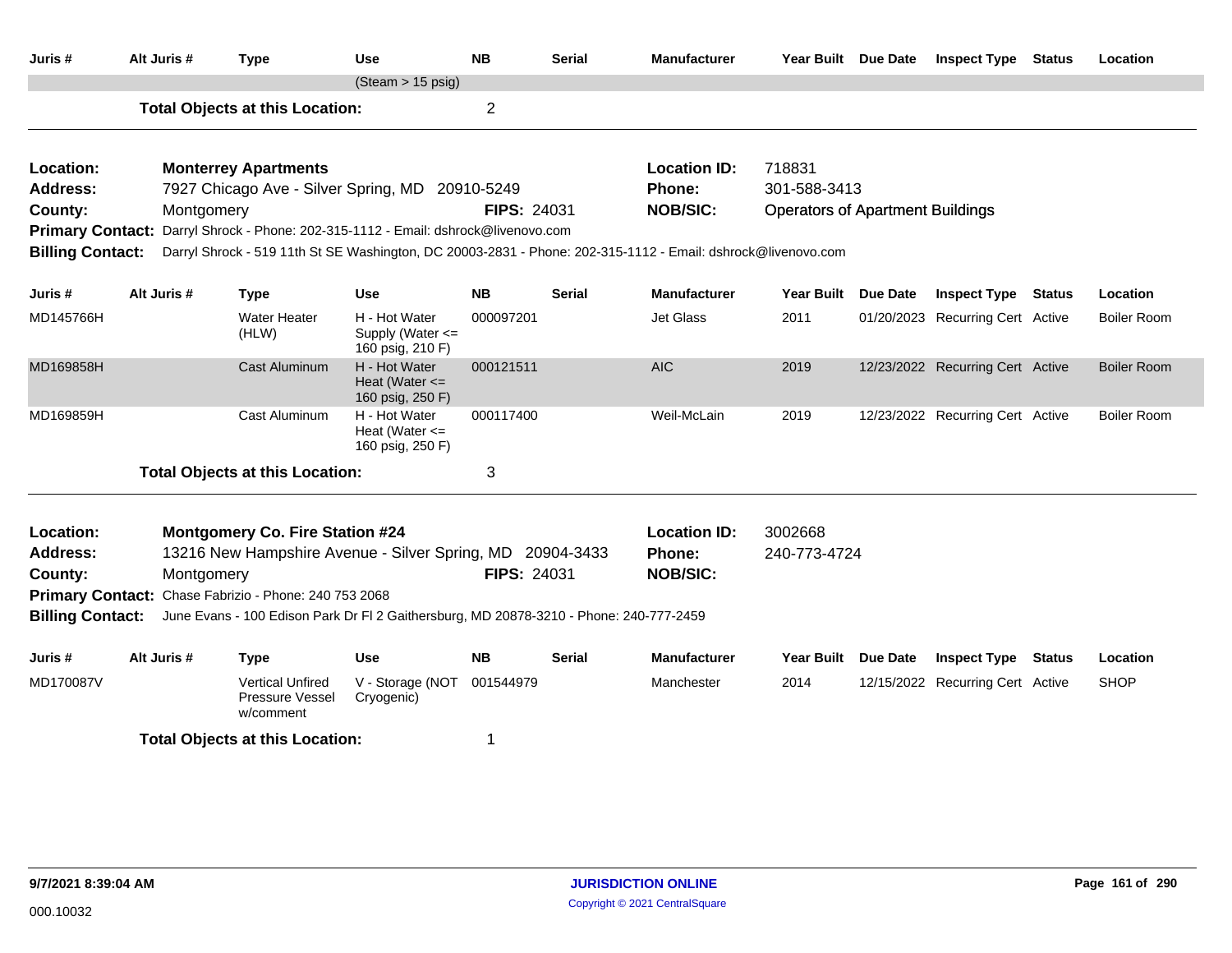| Juris # | Alt Juris # | Type | Use | NB | Serial | Manufacturer | Year Built | Due Date | Inspect Type | Status | Location |
|---|---|---|---|---|---|---|---|---|---|---|---|
| | | | (Steam > 15 psig) | | | | | | | | |

**Total Objects at this Location:** 2

---

**Location:** **Monterrey Apartments**
**Address:** 7927 Chicago Ave - Silver Spring, MD 20910-5249
**County:** Montgomery **FIPS:** 24031
**Location ID:** 718831
**Phone:** 301-588-3413
**NOB/SIC:** Operators of Apartment Buildings
**Primary Contact:** Darryl Shrock - Phone: 202-315-1112 - Email: dshrock@livenovo.com
**Billing Contact:** Darryl Shrock - 519 11th St SE Washington, DC 20003-2831 - Phone: 202-315-1112 - Email: dshrock@livenovo.com

| Juris # | Alt Juris # | Type | Use | NB | Serial | Manufacturer | Year Built | Due Date | Inspect Type | Status | Location |
|---|---|---|---|---|---|---|---|---|---|---|---|
| MD145766H | | Water Heater (HLW) | H - Hot Water Supply (Water <= 160 psig, 210 F) | 000097201 | | Jet Glass | 2011 | 01/20/2023 | Recurring Cert | Active | Boiler Room |
| MD169858H | | Cast Aluminum | H - Hot Water Heat (Water <= 160 psig, 250 F) | 000121511 | | AIC | 2019 | 12/23/2022 | Recurring Cert | Active | Boiler Room |
| MD169859H | | Cast Aluminum | H - Hot Water Heat (Water <= 160 psig, 250 F) | 000117400 | | Weil-McLain | 2019 | 12/23/2022 | Recurring Cert | Active | Boiler Room |

**Total Objects at this Location:** 3

---

**Location:** **Montgomery Co. Fire Station #24**
**Address:** 13216 New Hampshire Avenue - Silver Spring, MD 20904-3433
**County:** Montgomery **FIPS:** 24031
**Location ID:** 3002668
**Phone:** 240-773-4724
**NOB/SIC:**
**Primary Contact:** Chase Fabrizio - Phone: 240 753 2068
**Billing Contact:** June Evans - 100 Edison Park Dr Fl 2 Gaithersburg, MD 20878-3210 - Phone: 240-777-2459

| Juris # | Alt Juris # | Type | Use | NB | Serial | Manufacturer | Year Built | Due Date | Inspect Type | Status | Location |
|---|---|---|---|---|---|---|---|---|---|---|---|
| MD170087V | | Vertical Unfired Pressure Vessel w/comment | V - Storage (NOT Cryogenic) | 001544979 | | Manchester | 2014 | 12/15/2022 | Recurring Cert | Active | SHOP |

**Total Objects at this Location:** 1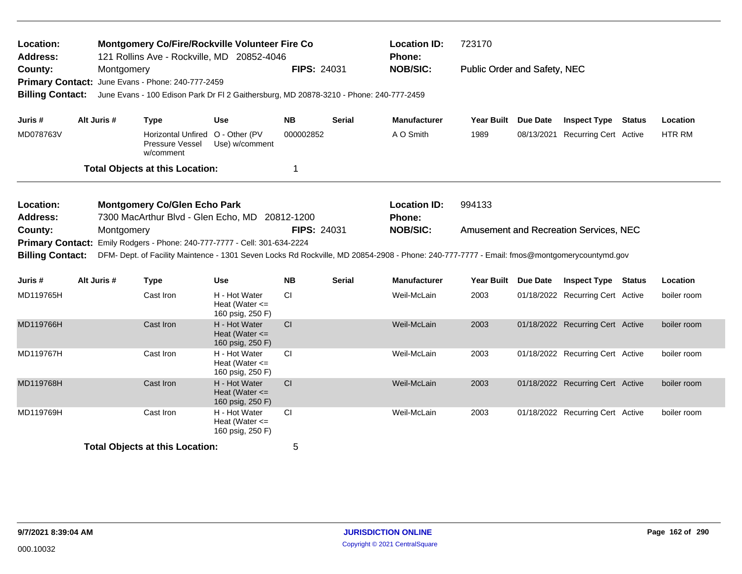**Location:** Montgomery Co/Fire/Rockville Volunteer Fire Co
**Address:** 121 Rollins Ave - Rockville, MD 20852-4046
**County:** Montgomery
**FIPS:** 24031
**Location ID:** 723170
**Phone:**
**NOB/SIC:** Public Order and Safety, NEC
**Primary Contact:** June Evans - Phone: 240-777-2459
**Billing Contact:** June Evans - 100 Edison Park Dr Fl 2 Gaithersburg, MD 20878-3210 - Phone: 240-777-2459

| Juris # | Alt Juris # | Type | Use | NB | Serial | Manufacturer | Year Built | Due Date | Inspect Type | Status | Location |
|---|---|---|---|---|---|---|---|---|---|---|---|
| MD078763V | | Horizontal Unfired Pressure Vessel w/comment | O - Other (PV Use) w/comment | 000002852 | | A O Smith | 1989 | 08/13/2021 | Recurring Cert | Active | HTR RM |

**Total Objects at this Location:** 1

---

**Location:** Montgomery Co/Glen Echo Park
**Address:** 7300 MacArthur Blvd - Glen Echo, MD 20812-1200
**County:** Montgomery
**FIPS:** 24031
**Location ID:** 994133
**Phone:**
**NOB/SIC:** Amusement and Recreation Services, NEC
**Primary Contact:** Emily Rodgers - Phone: 240-777-7777 - Cell: 301-634-2224
**Billing Contact:** DFM- Dept. of Facility Maintence - 1301 Seven Locks Rd Rockville, MD 20854-2908 - Phone: 240-777-7777 - Email: fmos@montgomerycountymd.gov

| Juris # | Alt Juris # | Type | Use | NB | Serial | Manufacturer | Year Built | Due Date | Inspect Type | Status | Location |
|---|---|---|---|---|---|---|---|---|---|---|---|
| MD119765H | | Cast Iron | H - Hot Water Heat (Water <= 160 psig, 250 F) | CI | | Weil-McLain | 2003 | 01/18/2022 | Recurring Cert | Active | boiler room |
| MD119766H | | Cast Iron | H - Hot Water Heat (Water <= 160 psig, 250 F) | CI | | Weil-McLain | 2003 | 01/18/2022 | Recurring Cert | Active | boiler room |
| MD119767H | | Cast Iron | H - Hot Water Heat (Water <= 160 psig, 250 F) | CI | | Weil-McLain | 2003 | 01/18/2022 | Recurring Cert | Active | boiler room |
| MD119768H | | Cast Iron | H - Hot Water Heat (Water <= 160 psig, 250 F) | CI | | Weil-McLain | 2003 | 01/18/2022 | Recurring Cert | Active | boiler room |
| MD119769H | | Cast Iron | H - Hot Water Heat (Water <= 160 psig, 250 F) | CI | | Weil-McLain | 2003 | 01/18/2022 | Recurring Cert | Active | boiler room |

**Total Objects at this Location:** 5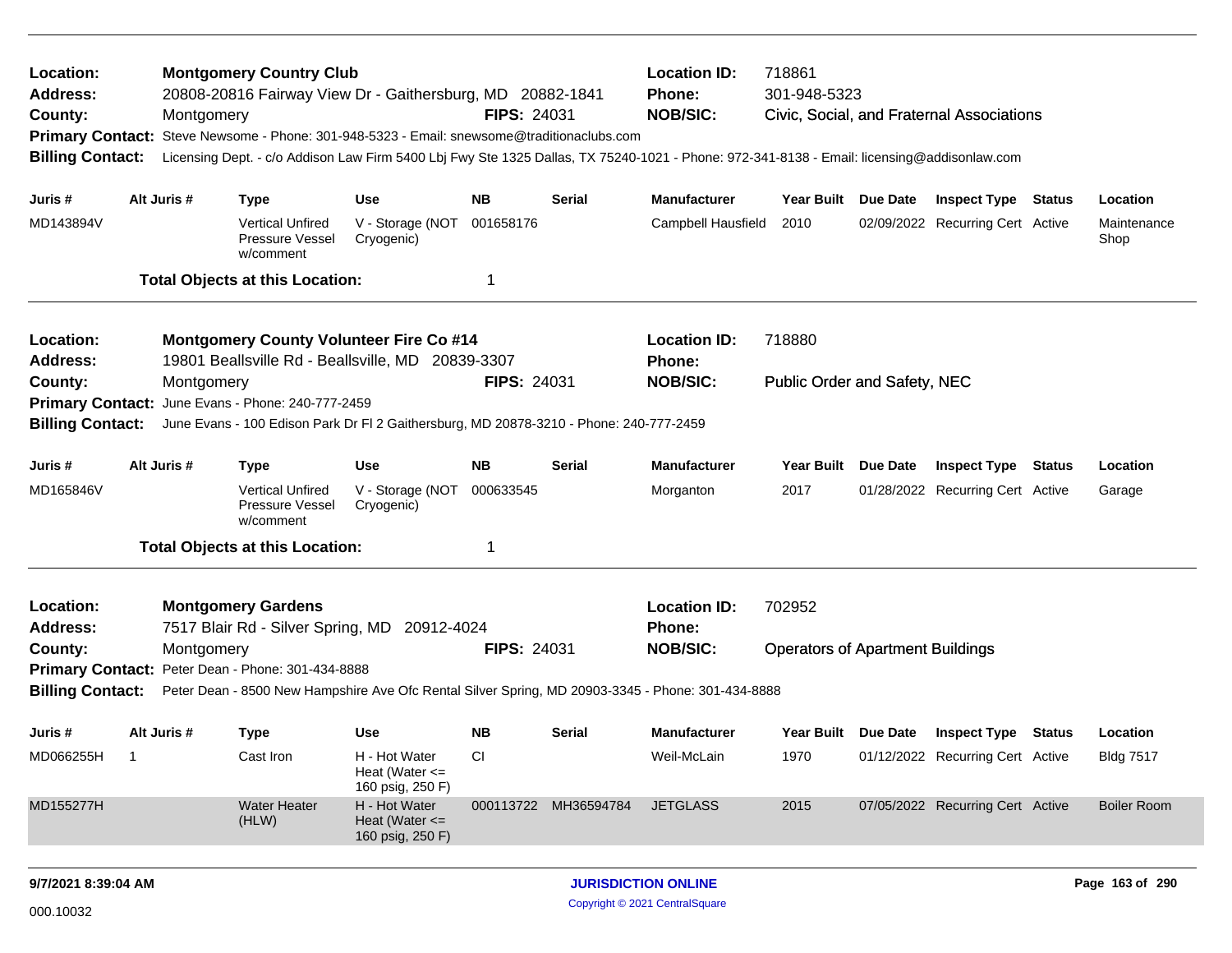**Location:** Montgomery Country Club
**Location ID:** 718861
**Address:** 20808-20816 Fairway View Dr - Gaithersburg, MD 20882-1841
**Phone:** 301-948-5323
**County:** Montgomery
**FIPS:** 24031
**NOB/SIC:** Civic, Social, and Fraternal Associations
**Primary Contact:** Steve Newsome - Phone: 301-948-5323 - Email: snewsome@traditionaclubs.com
**Billing Contact:** Licensing Dept. - c/o Addison Law Firm 5400 Lbj Fwy Ste 1325 Dallas, TX 75240-1021 - Phone: 972-341-8138 - Email: licensing@addisonlaw.com

| Juris # | Alt Juris # | Type | Use | NB | Serial | Manufacturer | Year Built | Due Date | Inspect Type | Status | Location |
|---|---|---|---|---|---|---|---|---|---|---|---|
| MD143894V | | Vertical Unfired Pressure Vessel w/comment | V - Storage (NOT Cryogenic) | 001658176 | | Campbell Hausfield | 2010 | 02/09/2022 | Recurring Cert | Active | Maintenance Shop |

**Total Objects at this Location:** 1

---

**Location:** Montgomery County Volunteer Fire Co #14
**Location ID:** 718880
**Address:** 19801 Beallsville Rd - Beallsville, MD 20839-3307
**Phone:**
**County:** Montgomery
**FIPS:** 24031
**NOB/SIC:** Public Order and Safety, NEC
**Primary Contact:** June Evans - Phone: 240-777-2459
**Billing Contact:** June Evans - 100 Edison Park Dr Fl 2 Gaithersburg, MD 20878-3210 - Phone: 240-777-2459

| Juris # | Alt Juris # | Type | Use | NB | Serial | Manufacturer | Year Built | Due Date | Inspect Type | Status | Location |
|---|---|---|---|---|---|---|---|---|---|---|---|
| MD165846V | | Vertical Unfired Pressure Vessel w/comment | V - Storage (NOT Cryogenic) | 000633545 | | Morganton | 2017 | 01/28/2022 | Recurring Cert | Active | Garage |

**Total Objects at this Location:** 1

---

**Location:** Montgomery Gardens
**Location ID:** 702952
**Address:** 7517 Blair Rd - Silver Spring, MD 20912-4024
**Phone:**
**County:** Montgomery
**FIPS:** 24031
**NOB/SIC:** Operators of Apartment Buildings
**Primary Contact:** Peter Dean - Phone: 301-434-8888
**Billing Contact:** Peter Dean - 8500 New Hampshire Ave Ofc Rental Silver Spring, MD 20903-3345 - Phone: 301-434-8888

| Juris # | Alt Juris # | Type | Use | NB | Serial | Manufacturer | Year Built | Due Date | Inspect Type | Status | Location |
|---|---|---|---|---|---|---|---|---|---|---|---|
| MD066255H | 1 | Cast Iron | H - Hot Water Heat (Water <= 160 psig, 250 F) | CI | | Weil-McLain | 1970 | 01/12/2022 | Recurring Cert | Active | Bldg 7517 |
| MD155277H | | Water Heater (HLW) | H - Hot Water Heat (Water <= 160 psig, 250 F) | 000113722 | MH36594784 | JETGLASS | 2015 | 07/05/2022 | Recurring Cert | Active | Boiler Room |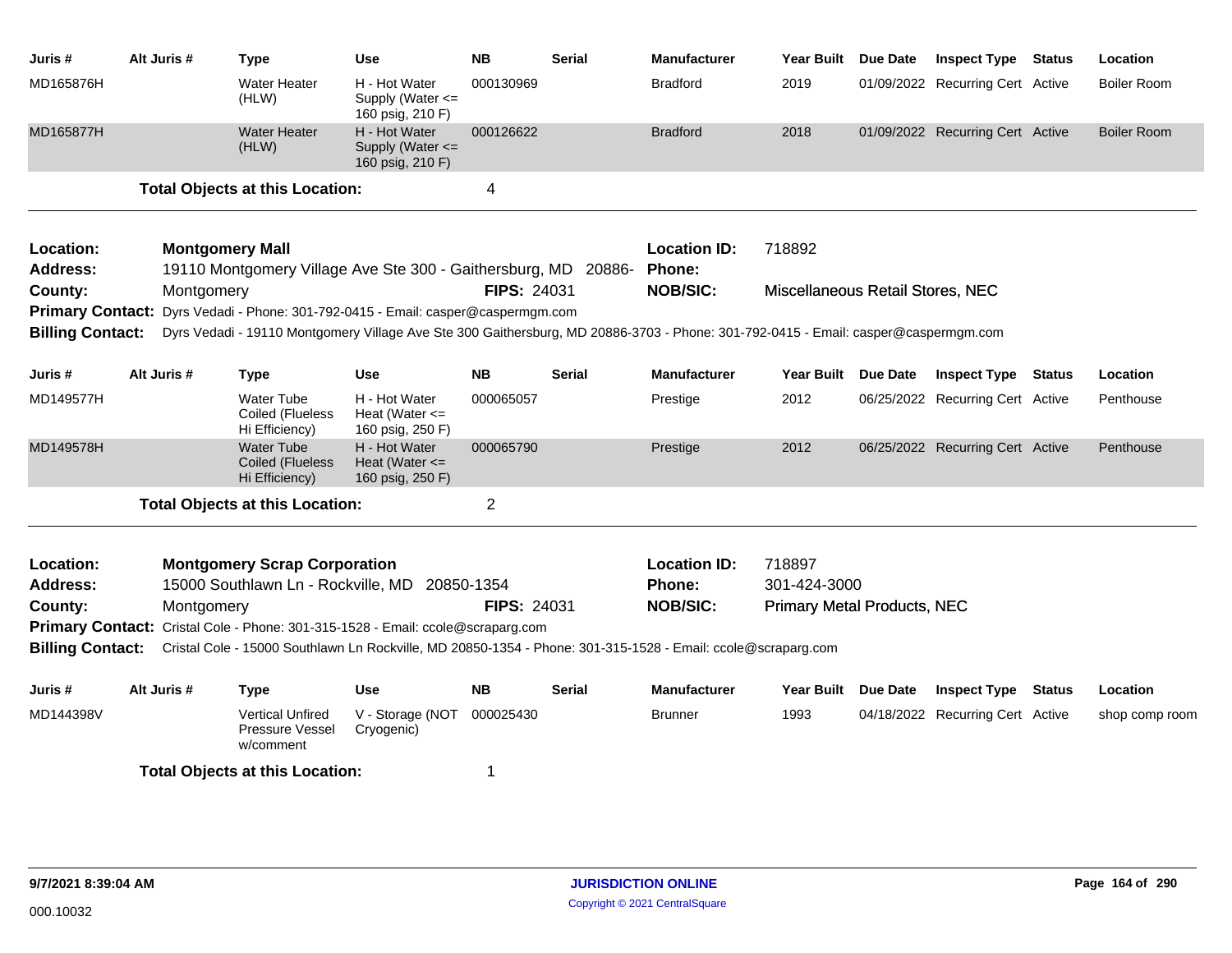| Juris # | Alt Juris # | Type | Use | NB | Serial | Manufacturer | Year Built | Due Date | Inspect Type | Status | Location |
|---|---|---|---|---|---|---|---|---|---|---|---|
| MD165876H | | Water Heater (HLW) | H - Hot Water Supply (Water <= 160 psig, 210 F) | 000130969 | | Bradford | 2019 | 01/09/2022 | Recurring Cert | Active | Boiler Room |
| MD165877H | | Water Heater (HLW) | H - Hot Water Supply (Water <= 160 psig, 210 F) | 000126622 | | Bradford | 2018 | 01/09/2022 | Recurring Cert | Active | Boiler Room |

**Total Objects at this Location:** 4

---

**Location:** **Montgomery Mall** **Location ID:** 718892
**Address:** 19110 Montgomery Village Ave Ste 300 - Gaithersburg, MD 20886- **Phone:**
**County:** Montgomery **FIPS:** 24031 **NOB/SIC:** Miscellaneous Retail Stores, NEC
**Primary Contact:** Dyrs Vedadi - Phone: 301-792-0415 - Email: casper@caspermgm.com
**Billing Contact:** Dyrs Vedadi - 19110 Montgomery Village Ave Ste 300 Gaithersburg, MD 20886-3703 - Phone: 301-792-0415 - Email: casper@caspermgm.com

| Juris # | Alt Juris # | Type | Use | NB | Serial | Manufacturer | Year Built | Due Date | Inspect Type | Status | Location |
|---|---|---|---|---|---|---|---|---|---|---|---|
| MD149577H | | Water Tube Coiled (Flueless Hi Efficiency) | H - Hot Water Heat (Water <= 160 psig, 250 F) | 000065057 | | Prestige | 2012 | 06/25/2022 | Recurring Cert | Active | Penthouse |
| MD149578H | | Water Tube Coiled (Flueless Hi Efficiency) | H - Hot Water Heat (Water <= 160 psig, 250 F) | 000065790 | | Prestige | 2012 | 06/25/2022 | Recurring Cert | Active | Penthouse |

**Total Objects at this Location:** 2

---

**Location:** **Montgomery Scrap Corporation** **Location ID:** 718897
**Address:** 15000 Southlawn Ln - Rockville, MD 20850-1354 **Phone:** 301-424-3000
**County:** Montgomery **FIPS:** 24031 **NOB/SIC:** Primary Metal Products, NEC
**Primary Contact:** Cristal Cole - Phone: 301-315-1528 - Email: ccole@scraparg.com
**Billing Contact:** Cristal Cole - 15000 Southlawn Ln Rockville, MD 20850-1354 - Phone: 301-315-1528 - Email: ccole@scraparg.com

| Juris # | Alt Juris # | Type | Use | NB | Serial | Manufacturer | Year Built | Due Date | Inspect Type | Status | Location |
|---|---|---|---|---|---|---|---|---|---|---|---|
| MD144398V | | Vertical Unfired Pressure Vessel w/comment | V - Storage (NOT Cryogenic) | 000025430 | | Brunner | 1993 | 04/18/2022 | Recurring Cert | Active | shop comp room |

**Total Objects at this Location:** 1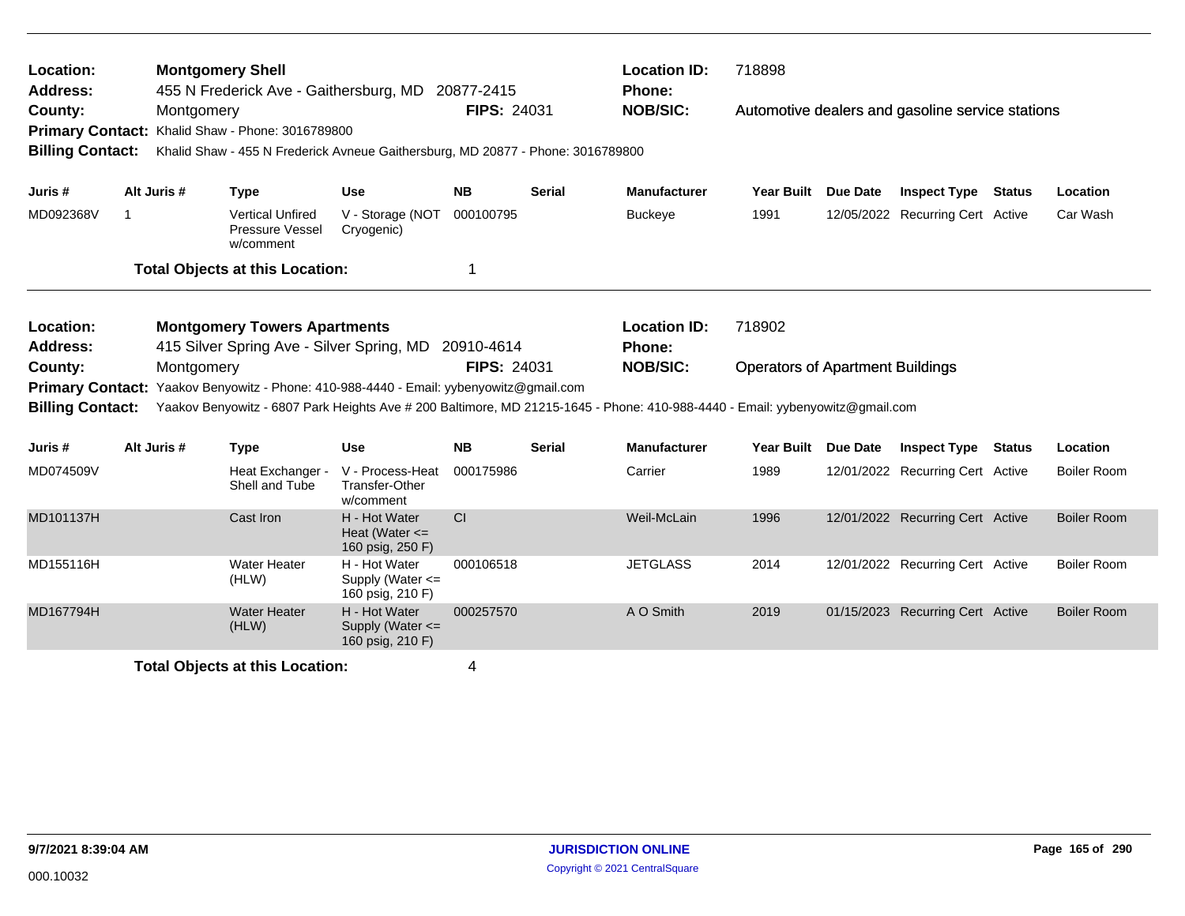**Location:** Montgomery Shell
**Location ID:** 718898
**Address:** 455 N Frederick Ave - Gaithersburg, MD 20877-2415
**Phone:**
**County:** Montgomery
**FIPS:** 24031
**NOB/SIC:** Automotive dealers and gasoline service stations
**Primary Contact:** Khalid Shaw - Phone: 3016789800
**Billing Contact:** Khalid Shaw - 455 N Frederick Avneue Gaithersburg, MD 20877 - Phone: 3016789800

| Juris # | Alt Juris # | Type | Use | NB | Serial | Manufacturer | Year Built | Due Date | Inspect Type | Status | Location |
|---|---|---|---|---|---|---|---|---|---|---|---|
| MD092368V | 1 | Vertical Unfired Pressure Vessel w/comment | V - Storage (NOT Cryogenic) | 000100795 | | Buckeye | 1991 | 12/05/2022 | Recurring Cert | Active | Car Wash |

**Total Objects at this Location:** 1

---

**Location:** Montgomery Towers Apartments
**Location ID:** 718902
**Address:** 415 Silver Spring Ave - Silver Spring, MD 20910-4614
**Phone:**
**County:** Montgomery
**FIPS:** 24031
**NOB/SIC:** Operators of Apartment Buildings
**Primary Contact:** Yaakov Benyowitz - Phone: 410-988-4440 - Email: yybenyowitz@gmail.com
**Billing Contact:** Yaakov Benyowitz - 6807 Park Heights Ave # 200 Baltimore, MD 21215-1645 - Phone: 410-988-4440 - Email: yybenyowitz@gmail.com

| Juris # | Alt Juris # | Type | Use | NB | Serial | Manufacturer | Year Built | Due Date | Inspect Type | Status | Location |
|---|---|---|---|---|---|---|---|---|---|---|---|
| MD074509V | | Heat Exchanger - Shell and Tube | V - Process-Heat Transfer-Other w/comment | 000175986 | | Carrier | 1989 | 12/01/2022 | Recurring Cert | Active | Boiler Room |
| MD101137H | | Cast Iron | H - Hot Water Heat (Water <= 160 psig, 250 F) | CI | | Weil-McLain | 1996 | 12/01/2022 | Recurring Cert | Active | Boiler Room |
| MD155116H | | Water Heater (HLW) | H - Hot Water Supply (Water <= 160 psig, 210 F) | 000106518 | | JETGLASS | 2014 | 12/01/2022 | Recurring Cert | Active | Boiler Room |
| MD167794H | | Water Heater (HLW) | H - Hot Water Supply (Water <= 160 psig, 210 F) | 000257570 | | A O Smith | 2019 | 01/15/2023 | Recurring Cert | Active | Boiler Room |

**Total Objects at this Location:** 4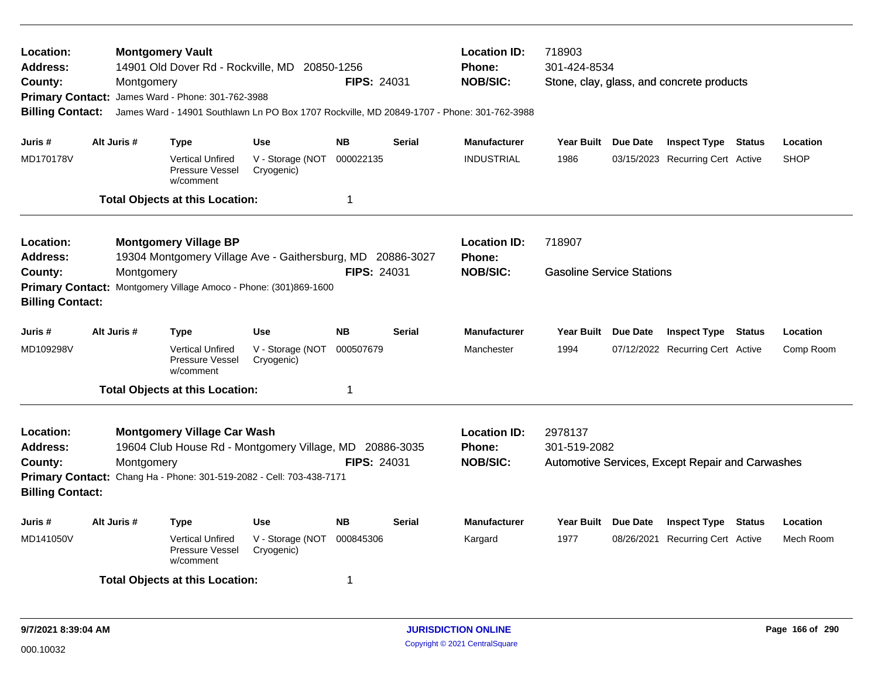**Location:** Montgomery Vault
**Address:** 14901 Old Dover Rd - Rockville, MD 20850-1256
**County:** Montgomery **FIPS:** 24031
**Primary Contact:** James Ward - Phone: 301-762-3988
**Billing Contact:** James Ward - 14901 Southlawn Ln PO Box 1707 Rockville, MD 20849-1707 - Phone: 301-762-3988
**Location ID:** 718903
**Phone:** 301-424-8534
**NOB/SIC:** Stone, clay, glass, and concrete products

| Juris # | Alt Juris # | Type | Use | NB | Serial | Manufacturer | Year Built | Due Date | Inspect Type | Status | Location |
|---|---|---|---|---|---|---|---|---|---|---|---|
| MD170178V | | Vertical Unfired Pressure Vessel w/comment | V - Storage (NOT Cryogenic) | 000022135 | | INDUSTRIAL | 1986 | 03/15/2023 | Recurring Cert | Active | SHOP |

**Total Objects at this Location:** 1

---

**Location:** Montgomery Village BP
**Address:** 19304 Montgomery Village Ave - Gaithersburg, MD 20886-3027
**County:** Montgomery **FIPS:** 24031
**Primary Contact:** Montgomery Village Amoco - Phone: (301)869-1600
**Billing Contact:**
**Location ID:** 718907
**Phone:**
**NOB/SIC:** Gasoline Service Stations

| Juris # | Alt Juris # | Type | Use | NB | Serial | Manufacturer | Year Built | Due Date | Inspect Type | Status | Location |
|---|---|---|---|---|---|---|---|---|---|---|---|
| MD109298V | | Vertical Unfired Pressure Vessel w/comment | V - Storage (NOT Cryogenic) | 000507679 | | Manchester | 1994 | 07/12/2022 | Recurring Cert | Active | Comp Room |

**Total Objects at this Location:** 1

---

**Location:** Montgomery Village Car Wash
**Address:** 19604 Club House Rd - Montgomery Village, MD 20886-3035
**County:** Montgomery **FIPS:** 24031
**Primary Contact:** Chang Ha - Phone: 301-519-2082 - Cell: 703-438-7171
**Billing Contact:**
**Location ID:** 2978137
**Phone:** 301-519-2082
**NOB/SIC:** Automotive Services, Except Repair and Carwashes

| Juris # | Alt Juris # | Type | Use | NB | Serial | Manufacturer | Year Built | Due Date | Inspect Type | Status | Location |
|---|---|---|---|---|---|---|---|---|---|---|---|
| MD141050V | | Vertical Unfired Pressure Vessel w/comment | V - Storage (NOT Cryogenic) | 000845306 | | Kargard | 1977 | 08/26/2021 | Recurring Cert | Active | Mech Room |

**Total Objects at this Location:** 1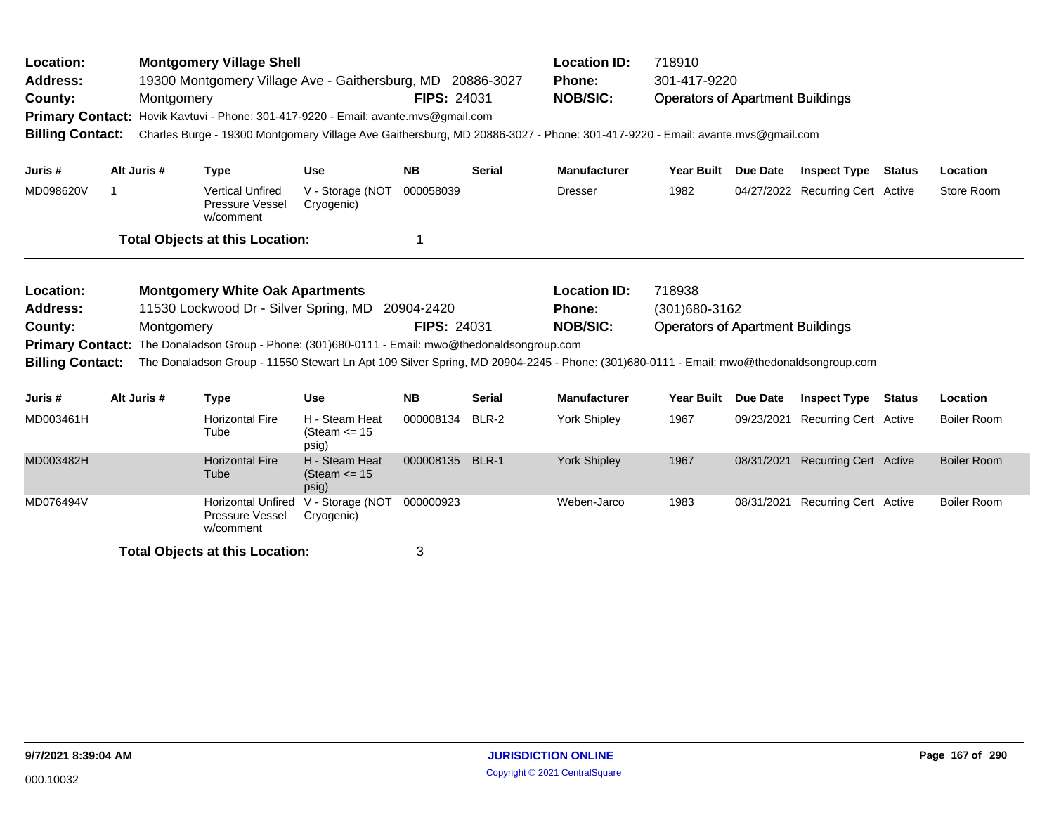**Location:** Montgomery Village Shell
**Address:** 19300 Montgomery Village Ave - Gaithersburg, MD 20886-3027
**County:** Montgomery **FIPS:** 24031
**Location ID:** 718910
**Phone:** 301-417-9220
**NOB/SIC:** Operators of Apartment Buildings
**Primary Contact:** Hovik Kavtuvi - Phone: 301-417-9220 - Email: avante.mvs@gmail.com
**Billing Contact:** Charles Burge - 19300 Montgomery Village Ave Gaithersburg, MD 20886-3027 - Phone: 301-417-9220 - Email: avante.mvs@gmail.com

| Juris # | Alt Juris # | Type | Use | NB | Serial | Manufacturer | Year Built | Due Date | Inspect Type | Status | Location |
|---|---|---|---|---|---|---|---|---|---|---|---|
| MD098620V | 1 | Vertical Unfired Pressure Vessel w/comment | V - Storage (NOT Cryogenic) | 000058039 | | Dresser | 1982 | 04/27/2022 | Recurring Cert | Active | Store Room |

**Total Objects at this Location:** 1

---

**Location:** Montgomery White Oak Apartments
**Address:** 11530 Lockwood Dr - Silver Spring, MD 20904-2420
**County:** Montgomery **FIPS:** 24031
**Location ID:** 718938
**Phone:** (301)680-3162
**NOB/SIC:** Operators of Apartment Buildings
**Primary Contact:** The Donaladson Group - Phone: (301)680-0111 - Email: mwo@thedonaldsongroup.com
**Billing Contact:** The Donaladson Group - 11550 Stewart Ln Apt 109 Silver Spring, MD 20904-2245 - Phone: (301)680-0111 - Email: mwo@thedonaldsongroup.com

| Juris # | Alt Juris # | Type | Use | NB | Serial | Manufacturer | Year Built | Due Date | Inspect Type | Status | Location |
|---|---|---|---|---|---|---|---|---|---|---|---|
| MD003461H | | Horizontal Fire Tube | H - Steam Heat (Steam <= 15 psig) | 000008134 | BLR-2 | York Shipley | 1967 | 09/23/2021 | Recurring Cert | Active | Boiler Room |
| MD003482H | | Horizontal Fire Tube | H - Steam Heat (Steam <= 15 psig) | 000008135 | BLR-1 | York Shipley | 1967 | 08/31/2021 | Recurring Cert | Active | Boiler Room |
| MD076494V | | Horizontal Unfired Pressure Vessel w/comment | V - Storage (NOT Cryogenic) | 000000923 | | Weben-Jarco | 1983 | 08/31/2021 | Recurring Cert | Active | Boiler Room |

**Total Objects at this Location:** 3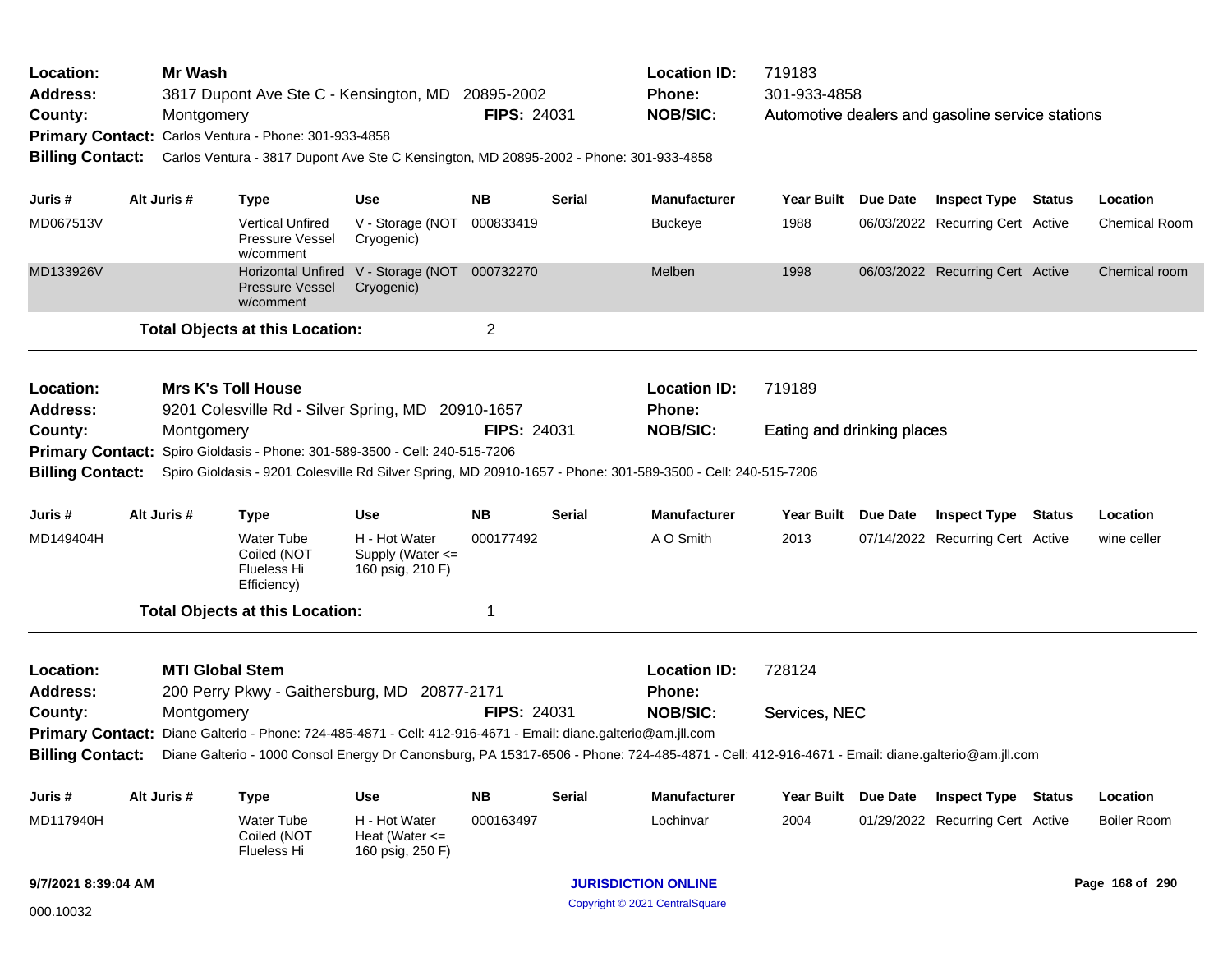**Location:** Mr Wash
**Address:** 3817 Dupont Ave Ste C - Kensington, MD 20895-2002
**County:** Montgomery
**FIPS:** 24031
**Location ID:** 719183
**Phone:** 301-933-4858
**NOB/SIC:** Automotive dealers and gasoline service stations
**Primary Contact:** Carlos Ventura - Phone: 301-933-4858
**Billing Contact:** Carlos Ventura - 3817 Dupont Ave Ste C Kensington, MD 20895-2002 - Phone: 301-933-4858

| Juris # | Alt Juris # | Type | Use | NB | Serial | Manufacturer | Year Built | Due Date | Inspect Type | Status | Location |
|---|---|---|---|---|---|---|---|---|---|---|---|
| MD067513V | | Vertical Unfired Pressure Vessel w/comment | V - Storage (NOT Cryogenic) | 000833419 | | Buckeye | 1988 | 06/03/2022 | Recurring Cert | Active | Chemical Room |
| MD133926V | | Horizontal Unfired Pressure Vessel w/comment | V - Storage (NOT Cryogenic) | 000732270 | | Melben | 1998 | 06/03/2022 | Recurring Cert | Active | Chemical room |

**Total Objects at this Location:** 2

**Location:** Mrs K's Toll House
**Address:** 9201 Colesville Rd - Silver Spring, MD 20910-1657
**County:** Montgomery
**FIPS:** 24031
**Location ID:** 719189
**Phone:**
**NOB/SIC:** Eating and drinking places
**Primary Contact:** Spiro Gioldasis - Phone: 301-589-3500 - Cell: 240-515-7206
**Billing Contact:** Spiro Gioldasis - 9201 Colesville Rd Silver Spring, MD 20910-1657 - Phone: 301-589-3500 - Cell: 240-515-7206

| Juris # | Alt Juris # | Type | Use | NB | Serial | Manufacturer | Year Built | Due Date | Inspect Type | Status | Location |
|---|---|---|---|---|---|---|---|---|---|---|---|
| MD149404H | | Water Tube Coiled (NOT Flueless Hi Efficiency) | H - Hot Water Supply (Water <= 160 psig, 210 F) | 000177492 | | A O Smith | 2013 | 07/14/2022 | Recurring Cert | Active | wine celler |

**Total Objects at this Location:** 1

**Location:** MTI Global Stem
**Address:** 200 Perry Pkwy - Gaithersburg, MD 20877-2171
**County:** Montgomery
**FIPS:** 24031
**Location ID:** 728124
**Phone:**
**NOB/SIC:** Services, NEC
**Primary Contact:** Diane Galterio - Phone: 724-485-4871 - Cell: 412-916-4671 - Email: diane.galterio@am.jll.com
**Billing Contact:** Diane Galterio - 1000 Consol Energy Dr Canonsburg, PA 15317-6506 - Phone: 724-485-4871 - Cell: 412-916-4671 - Email: diane.galterio@am.jll.com

| Juris # | Alt Juris # | Type | Use | NB | Serial | Manufacturer | Year Built | Due Date | Inspect Type | Status | Location |
|---|---|---|---|---|---|---|---|---|---|---|---|
| MD117940H | | Water Tube Coiled (NOT Flueless Hi | H - Hot Water Heat (Water <= 160 psig, 250 F) | 000163497 | | Lochinvar | 2004 | 01/29/2022 | Recurring Cert | Active | Boiler Room |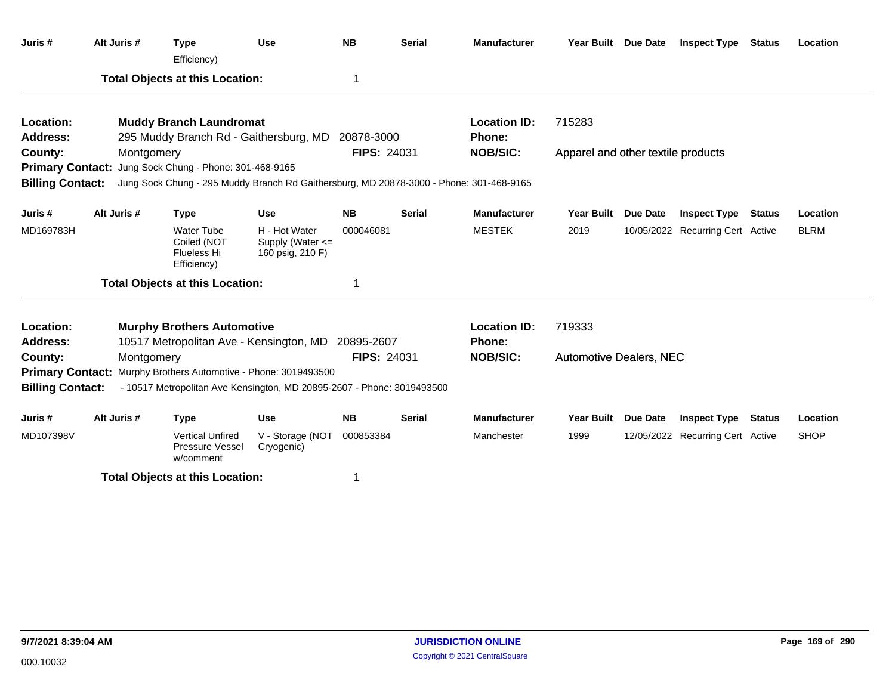| Juris # | Alt Juris # | Type | Use | NB | Serial | Manufacturer | Year Built | Due Date | Inspect Type | Status | Location |
|---|---|---|---|---|---|---|---|---|---|---|---|
| | | Efficiency) | | | | | | | | | |

**Total Objects at this Location:** 1

---

**Location:** Muddy Branch Laundromat
**Location ID:** 715283
**Address:** 295 Muddy Branch Rd - Gaithersburg, MD 20878-3000
**Phone:**
**County:** Montgomery
**FIPS:** 24031
**NOB/SIC:** Apparel and other textile products
**Primary Contact:** Jung Sock Chung - Phone: 301-468-9165
**Billing Contact:** Jung Sock Chung - 295 Muddy Branch Rd Gaithersburg, MD 20878-3000 - Phone: 301-468-9165

| Juris # | Alt Juris # | Type | Use | NB | Serial | Manufacturer | Year Built | Due Date | Inspect Type | Status | Location |
|---|---|---|---|---|---|---|---|---|---|---|---|
| MD169783H | | Water Tube Coiled (NOT Flueless Hi Efficiency) | H - Hot Water Supply (Water <= 160 psig, 210 F) | 000046081 | | MESTEK | 2019 | 10/05/2022 | Recurring Cert | Active | BLRM |

**Total Objects at this Location:** 1

---

**Location:** Murphy Brothers Automotive
**Location ID:** 719333
**Address:** 10517 Metropolitan Ave - Kensington, MD 20895-2607
**Phone:**
**County:** Montgomery
**FIPS:** 24031
**NOB/SIC:** Automotive Dealers, NEC
**Primary Contact:** Murphy Brothers Automotive - Phone: 3019493500
**Billing Contact:** - 10517 Metropolitan Ave Kensington, MD 20895-2607 - Phone: 3019493500

| Juris # | Alt Juris # | Type | Use | NB | Serial | Manufacturer | Year Built | Due Date | Inspect Type | Status | Location |
|---|---|---|---|---|---|---|---|---|---|---|---|
| MD107398V | | Vertical Unfired Pressure Vessel w/comment | V - Storage (NOT Cryogenic) | 000853384 | | Manchester | 1999 | 12/05/2022 | Recurring Cert | Active | SHOP |

**Total Objects at this Location:** 1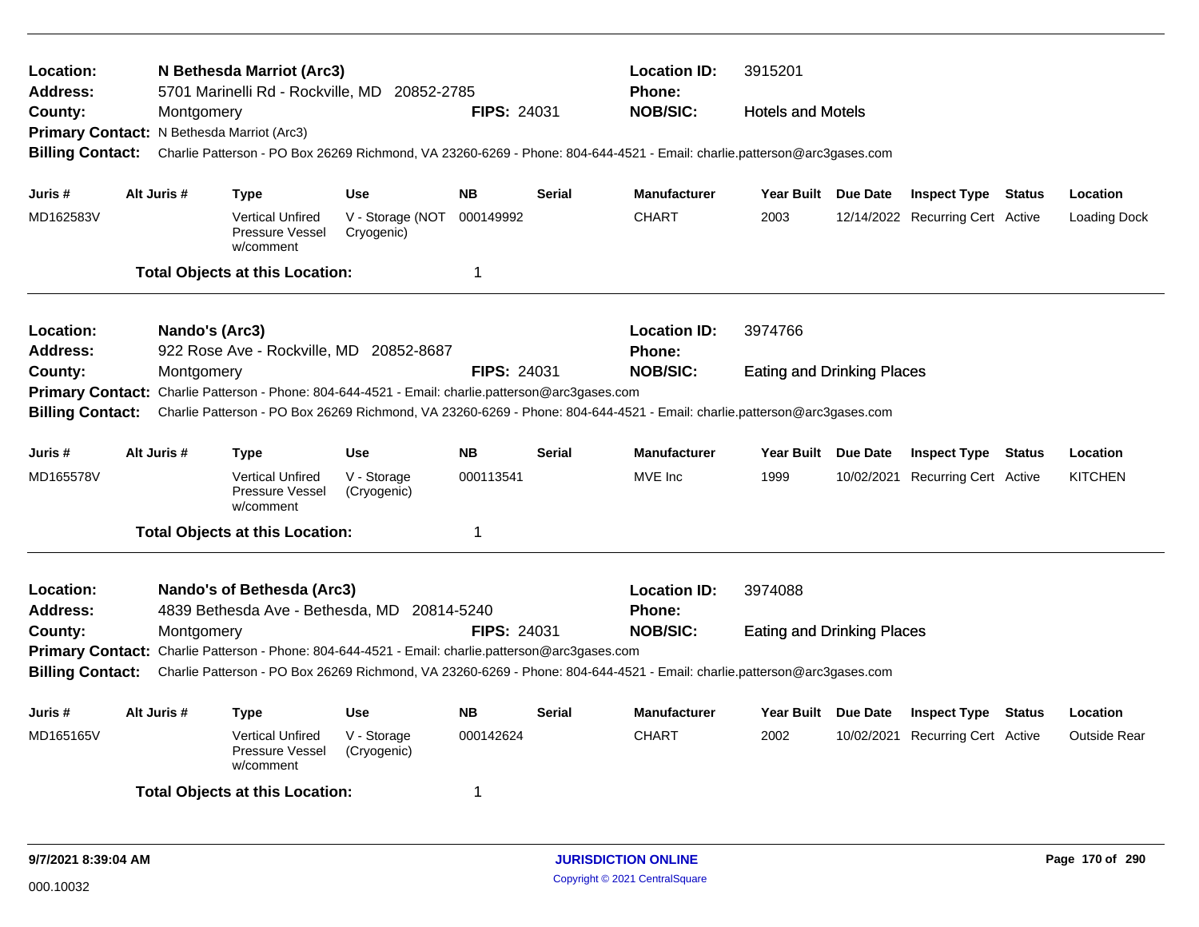**Location:** N Bethesda Marriot (Arc3) **Location ID:** 3915201
**Address:** 5701 Marinelli Rd - Rockville, MD 20852-2785 **Phone:**
**County:** Montgomery **FIPS:** 24031 **NOB/SIC:** Hotels and Motels
**Primary Contact:** N Bethesda Marriot (Arc3)
**Billing Contact:** Charlie Patterson - PO Box 26269 Richmond, VA 23260-6269 - Phone: 804-644-4521 - Email: charlie.patterson@arc3gases.com

| Juris # | Alt Juris # | Type | Use | NB | Serial | Manufacturer | Year Built | Due Date | Inspect Type | Status | Location |
|---|---|---|---|---|---|---|---|---|---|---|---|
| MD162583V | | Vertical Unfired Pressure Vessel w/comment | V - Storage (NOT Cryogenic) | 000149992 | | CHART | 2003 | 12/14/2022 | Recurring Cert | Active | Loading Dock |

**Total Objects at this Location:** 1

---

**Location:** Nando's (Arc3) **Location ID:** 3974766
**Address:** 922 Rose Ave - Rockville, MD 20852-8687 **Phone:**
**County:** Montgomery **FIPS:** 24031 **NOB/SIC:** Eating and Drinking Places
**Primary Contact:** Charlie Patterson - Phone: 804-644-4521 - Email: charlie.patterson@arc3gases.com
**Billing Contact:** Charlie Patterson - PO Box 26269 Richmond, VA 23260-6269 - Phone: 804-644-4521 - Email: charlie.patterson@arc3gases.com

| Juris # | Alt Juris # | Type | Use | NB | Serial | Manufacturer | Year Built | Due Date | Inspect Type | Status | Location |
|---|---|---|---|---|---|---|---|---|---|---|---|
| MD165578V | | Vertical Unfired Pressure Vessel w/comment | V - Storage (Cryogenic) | 000113541 | | MVE Inc | 1999 | 10/02/2021 | Recurring Cert | Active | KITCHEN |

**Total Objects at this Location:** 1

---

**Location:** Nando's of Bethesda (Arc3) **Location ID:** 3974088
**Address:** 4839 Bethesda Ave - Bethesda, MD 20814-5240 **Phone:**
**County:** Montgomery **FIPS:** 24031 **NOB/SIC:** Eating and Drinking Places
**Primary Contact:** Charlie Patterson - Phone: 804-644-4521 - Email: charlie.patterson@arc3gases.com
**Billing Contact:** Charlie Patterson - PO Box 26269 Richmond, VA 23260-6269 - Phone: 804-644-4521 - Email: charlie.patterson@arc3gases.com

| Juris # | Alt Juris # | Type | Use | NB | Serial | Manufacturer | Year Built | Due Date | Inspect Type | Status | Location |
|---|---|---|---|---|---|---|---|---|---|---|---|
| MD165165V | | Vertical Unfired Pressure Vessel w/comment | V - Storage (Cryogenic) | 000142624 | | CHART | 2002 | 10/02/2021 | Recurring Cert | Active | Outside Rear |

**Total Objects at this Location:** 1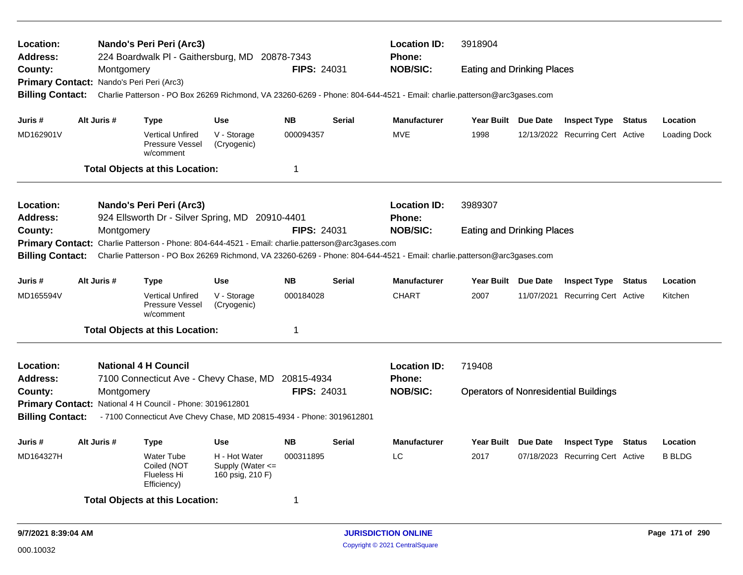**Location:** Nando's Peri Peri (Arc3)
**Address:** 224 Boardwalk Pl - Gaithersburg, MD 20878-7343
**County:** Montgomery
**FIPS:** 24031
**Location ID:** 3918904
**Phone:**
**NOB/SIC:** Eating and Drinking Places
**Primary Contact:** Nando's Peri Peri (Arc3)
**Billing Contact:** Charlie Patterson - PO Box 26269 Richmond, VA 23260-6269 - Phone: 804-644-4521 - Email: charlie.patterson@arc3gases.com

| Juris # | Alt Juris # | Type | Use | NB | Serial | Manufacturer | Year Built | Due Date | Inspect Type | Status | Location |
|---|---|---|---|---|---|---|---|---|---|---|---|
| MD162901V | | Vertical Unfired Pressure Vessel w/comment | V - Storage (Cryogenic) | 000094357 | | MVE | 1998 | 12/13/2022 | Recurring Cert | Active | Loading Dock |

**Total Objects at this Location:** 1

---

**Location:** Nando's Peri Peri (Arc3)
**Address:** 924 Ellsworth Dr - Silver Spring, MD 20910-4401
**County:** Montgomery
**FIPS:** 24031
**Location ID:** 3989307
**Phone:**
**NOB/SIC:** Eating and Drinking Places
**Primary Contact:** Charlie Patterson - Phone: 804-644-4521 - Email: charlie.patterson@arc3gases.com
**Billing Contact:** Charlie Patterson - PO Box 26269 Richmond, VA 23260-6269 - Phone: 804-644-4521 - Email: charlie.patterson@arc3gases.com

| Juris # | Alt Juris # | Type | Use | NB | Serial | Manufacturer | Year Built | Due Date | Inspect Type | Status | Location |
|---|---|---|---|---|---|---|---|---|---|---|---|
| MD165594V | | Vertical Unfired Pressure Vessel w/comment | V - Storage (Cryogenic) | 000184028 | | CHART | 2007 | 11/07/2021 | Recurring Cert | Active | Kitchen |

**Total Objects at this Location:** 1

---

**Location:** National 4 H Council
**Address:** 7100 Connecticut Ave - Chevy Chase, MD 20815-4934
**County:** Montgomery
**FIPS:** 24031
**Location ID:** 719408
**Phone:**
**NOB/SIC:** Operators of Nonresidential Buildings
**Primary Contact:** National 4 H Council - Phone: 3019612801
**Billing Contact:** - 7100 Connecticut Ave Chevy Chase, MD 20815-4934 - Phone: 3019612801

| Juris # | Alt Juris # | Type | Use | NB | Serial | Manufacturer | Year Built | Due Date | Inspect Type | Status | Location |
|---|---|---|---|---|---|---|---|---|---|---|---|
| MD164327H | | Water Tube Coiled (NOT Flueless Hi Efficiency) | H - Hot Water Supply (Water <= 160 psig, 210 F) | 000311895 | | LC | 2017 | 07/18/2023 | Recurring Cert | Active | B BLDG |

**Total Objects at this Location:** 1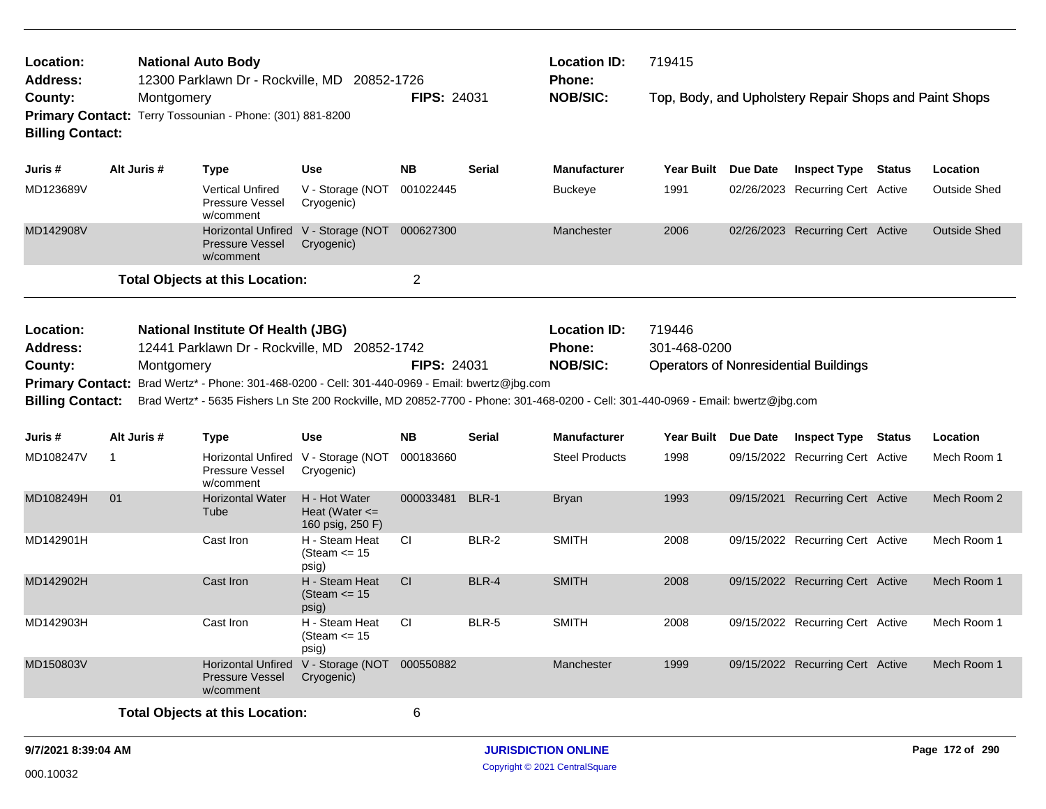**Location:** National Auto Body
**Address:** 12300 Parklawn Dr - Rockville, MD 20852-1726
**County:** Montgomery **FIPS:** 24031
**Primary Contact:** Terry Tossounian - Phone: (301) 881-8200
**Billing Contact:**

**Location ID:** 719415
**Phone:**
**NOB/SIC:** Top, Body, and Upholstery Repair Shops and Paint Shops

| Juris # | Alt Juris # | Type | Use | NB | Serial | Manufacturer | Year Built | Due Date | Inspect Type | Status | Location |
|---|---|---|---|---|---|---|---|---|---|---|---|
| MD123689V | | Vertical Unfired Pressure Vessel w/comment | V - Storage (NOT Cryogenic) | 001022445 | | Buckeye | 1991 | 02/26/2023 | Recurring Cert | Active | Outside Shed |
| MD142908V | | Horizontal Unfired Pressure Vessel w/comment | V - Storage (NOT Cryogenic) | 000627300 | | Manchester | 2006 | 02/26/2023 | Recurring Cert | Active | Outside Shed |

**Total Objects at this Location:** 2

**Location:** National Institute Of Health (JBG)
**Address:** 12441 Parklawn Dr - Rockville, MD 20852-1742
**County:** Montgomery **FIPS:** 24031
**Primary Contact:** Brad Wertz* - Phone: 301-468-0200 - Cell: 301-440-0969 - Email: bwertz@jbg.com
**Billing Contact:** Brad Wertz* - 5635 Fishers Ln Ste 200 Rockville, MD 20852-7700 - Phone: 301-468-0200 - Cell: 301-440-0969 - Email: bwertz@jbg.com

**Location ID:** 719446
**Phone:** 301-468-0200
**NOB/SIC:** Operators of Nonresidential Buildings

| Juris # | Alt Juris # | Type | Use | NB | Serial | Manufacturer | Year Built | Due Date | Inspect Type | Status | Location |
|---|---|---|---|---|---|---|---|---|---|---|---|
| MD108247V | 1 | Horizontal Unfired Pressure Vessel w/comment | V - Storage (NOT Cryogenic) | 000183660 | | Steel Products | 1998 | 09/15/2022 | Recurring Cert | Active | Mech Room 1 |
| MD108249H | 01 | Horizontal Water Tube | H - Hot Water Heat (Water <= 160 psig, 250 F) | 000033481 | BLR-1 | Bryan | 1993 | 09/15/2021 | Recurring Cert | Active | Mech Room 2 |
| MD142901H | | Cast Iron | H - Steam Heat (Steam <= 15 psig) | CI | BLR-2 | SMITH | 2008 | 09/15/2022 | Recurring Cert | Active | Mech Room 1 |
| MD142902H | | Cast Iron | H - Steam Heat (Steam <= 15 psig) | CI | BLR-4 | SMITH | 2008 | 09/15/2022 | Recurring Cert | Active | Mech Room 1 |
| MD142903H | | Cast Iron | H - Steam Heat (Steam <= 15 psig) | CI | BLR-5 | SMITH | 2008 | 09/15/2022 | Recurring Cert | Active | Mech Room 1 |
| MD150803V | | Horizontal Unfired Pressure Vessel w/comment | V - Storage (NOT Cryogenic) | 000550882 | | Manchester | 1999 | 09/15/2022 | Recurring Cert | Active | Mech Room 1 |

**Total Objects at this Location:** 6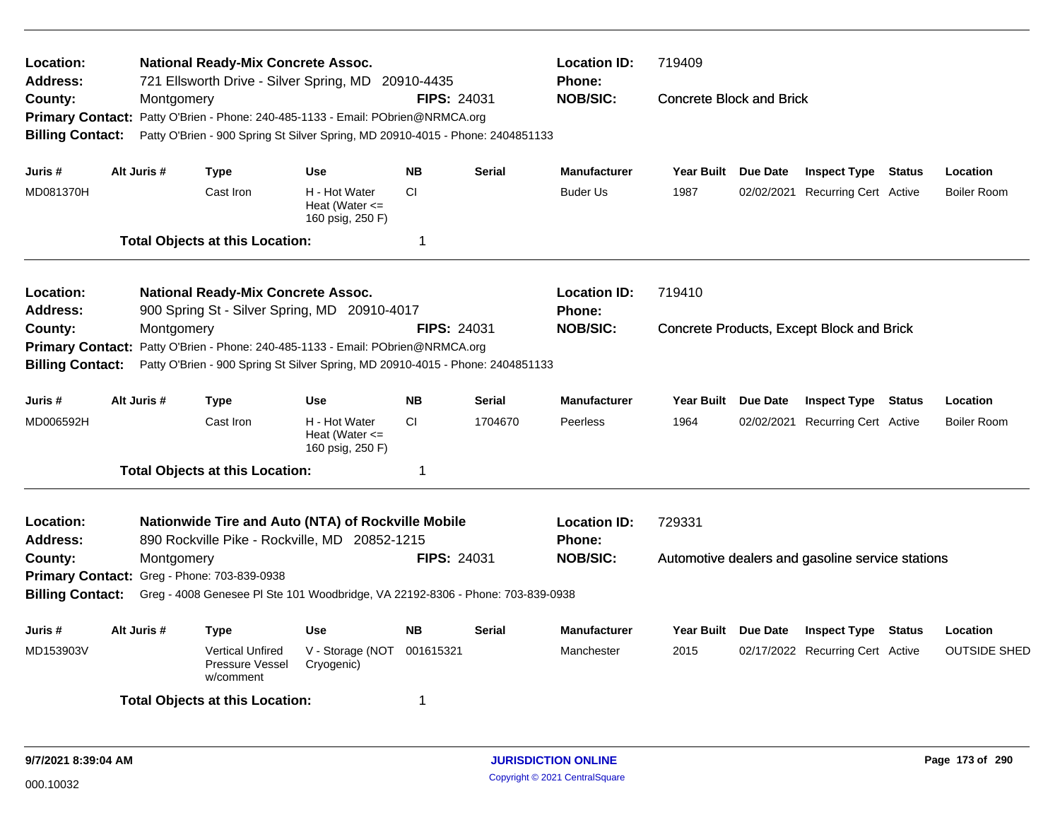**Location:** National Ready-Mix Concrete Assoc.
**Address:** 721 Ellsworth Drive - Silver Spring, MD 20910-4435
**County:** Montgomery
**FIPS:** 24031
**Location ID:** 719409
**Phone:**
**NOB/SIC:** Concrete Block and Brick
**Primary Contact:** Patty O'Brien - Phone: 240-485-1133 - Email: PObrien@NRMCA.org
**Billing Contact:** Patty O'Brien - 900 Spring St Silver Spring, MD 20910-4015 - Phone: 2404851133

| Juris # | Alt Juris # | Type | Use | NB | Serial | Manufacturer | Year Built | Due Date | Inspect Type | Status | Location |
|---|---|---|---|---|---|---|---|---|---|---|---|
| MD081370H | | Cast Iron | H - Hot Water Heat (Water <= 160 psig, 250 F) | CI | | Buder Us | 1987 | 02/02/2021 | Recurring Cert | Active | Boiler Room |

**Total Objects at this Location:** 1

---

**Location:** National Ready-Mix Concrete Assoc.
**Address:** 900 Spring St - Silver Spring, MD 20910-4017
**County:** Montgomery
**FIPS:** 24031
**Location ID:** 719410
**Phone:**
**NOB/SIC:** Concrete Products, Except Block and Brick
**Primary Contact:** Patty O'Brien - Phone: 240-485-1133 - Email: PObrien@NRMCA.org
**Billing Contact:** Patty O'Brien - 900 Spring St Silver Spring, MD 20910-4015 - Phone: 2404851133

| Juris # | Alt Juris # | Type | Use | NB | Serial | Manufacturer | Year Built | Due Date | Inspect Type | Status | Location |
|---|---|---|---|---|---|---|---|---|---|---|---|
| MD006592H | | Cast Iron | H - Hot Water Heat (Water <= 160 psig, 250 F) | CI | 1704670 | Peerless | 1964 | 02/02/2021 | Recurring Cert | Active | Boiler Room |

**Total Objects at this Location:** 1

---

**Location:** Nationwide Tire and Auto (NTA) of Rockville Mobile
**Address:** 890 Rockville Pike - Rockville, MD 20852-1215
**County:** Montgomery
**FIPS:** 24031
**Location ID:** 729331
**Phone:**
**NOB/SIC:** Automotive dealers and gasoline service stations
**Primary Contact:** Greg - Phone: 703-839-0938
**Billing Contact:** Greg - 4008 Genesee Pl Ste 101 Woodbridge, VA 22192-8306 - Phone: 703-839-0938

| Juris # | Alt Juris # | Type | Use | NB | Serial | Manufacturer | Year Built | Due Date | Inspect Type | Status | Location |
|---|---|---|---|---|---|---|---|---|---|---|---|
| MD153903V | | Vertical Unfired Pressure Vessel w/comment | V - Storage (NOT Cryogenic) | 001615321 | | Manchester | 2015 | 02/17/2022 | Recurring Cert | Active | OUTSIDE SHED |

**Total Objects at this Location:** 1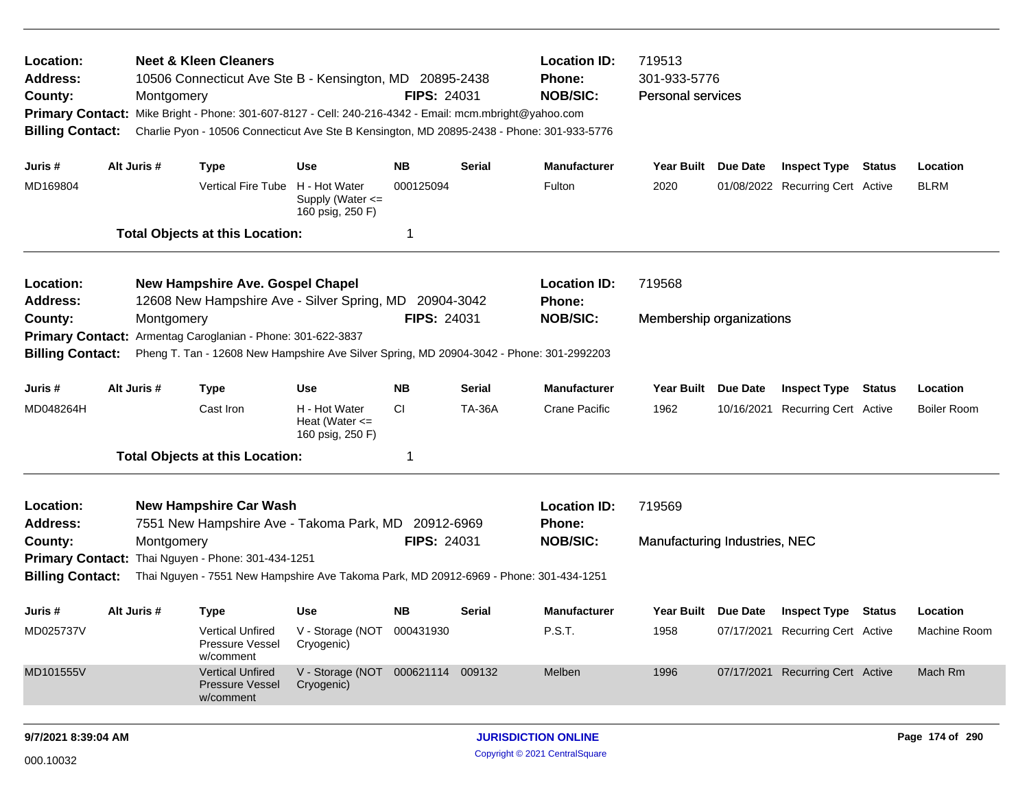**Location:** Neet & Kleen Cleaners
**Location ID:** 719513
**Address:** 10506 Connecticut Ave Ste B - Kensington, MD 20895-2438
**Phone:** 301-933-5776
**County:** Montgomery
**FIPS:** 24031
**NOB/SIC:** Personal services
**Primary Contact:** Mike Bright - Phone: 301-607-8127 - Cell: 240-216-4342 - Email: mcm.mbright@yahoo.com
**Billing Contact:** Charlie Pyon - 10506 Connecticut Ave Ste B Kensington, MD 20895-2438 - Phone: 301-933-5776

| Juris # | Alt Juris # | Type | Use | NB | Serial | Manufacturer | Year Built | Due Date | Inspect Type | Status | Location |
|---|---|---|---|---|---|---|---|---|---|---|---|
| MD169804 | | Vertical Fire Tube | H - Hot Water Supply (Water <= 160 psig, 250 F) | 000125094 | | Fulton | 2020 | 01/08/2022 | Recurring Cert | Active | BLRM |

**Total Objects at this Location:** 1

---

**Location:** New Hampshire Ave. Gospel Chapel
**Location ID:** 719568
**Address:** 12608 New Hampshire Ave - Silver Spring, MD 20904-3042
**Phone:**
**County:** Montgomery
**FIPS:** 24031
**NOB/SIC:** Membership organizations
**Primary Contact:** Armentag Caroglanian - Phone: 301-622-3837
**Billing Contact:** Pheng T. Tan - 12608 New Hampshire Ave Silver Spring, MD 20904-3042 - Phone: 301-2992203

| Juris # | Alt Juris # | Type | Use | NB | Serial | Manufacturer | Year Built | Due Date | Inspect Type | Status | Location |
|---|---|---|---|---|---|---|---|---|---|---|---|
| MD048264H | | Cast Iron | H - Hot Water Heat (Water <= 160 psig, 250 F) | CI | TA-36A | Crane Pacific | 1962 | 10/16/2021 | Recurring Cert | Active | Boiler Room |

**Total Objects at this Location:** 1

---

**Location:** New Hampshire Car Wash
**Location ID:** 719569
**Address:** 7551 New Hampshire Ave - Takoma Park, MD 20912-6969
**Phone:**
**County:** Montgomery
**FIPS:** 24031
**NOB/SIC:** Manufacturing Industries, NEC
**Primary Contact:** Thai Nguyen - Phone: 301-434-1251
**Billing Contact:** Thai Nguyen - 7551 New Hampshire Ave Takoma Park, MD 20912-6969 - Phone: 301-434-1251

| Juris # | Alt Juris # | Type | Use | NB | Serial | Manufacturer | Year Built | Due Date | Inspect Type | Status | Location |
|---|---|---|---|---|---|---|---|---|---|---|---|
| MD025737V | | Vertical Unfired Pressure Vessel w/comment | V - Storage (NOT Cryogenic) | 000431930 | | P.S.T. | 1958 | 07/17/2021 | Recurring Cert | Active | Machine Room |
| MD101555V | | Vertical Unfired Pressure Vessel w/comment | V - Storage (NOT Cryogenic) | 000621114 | 009132 | Melben | 1996 | 07/17/2021 | Recurring Cert | Active | Mach Rm |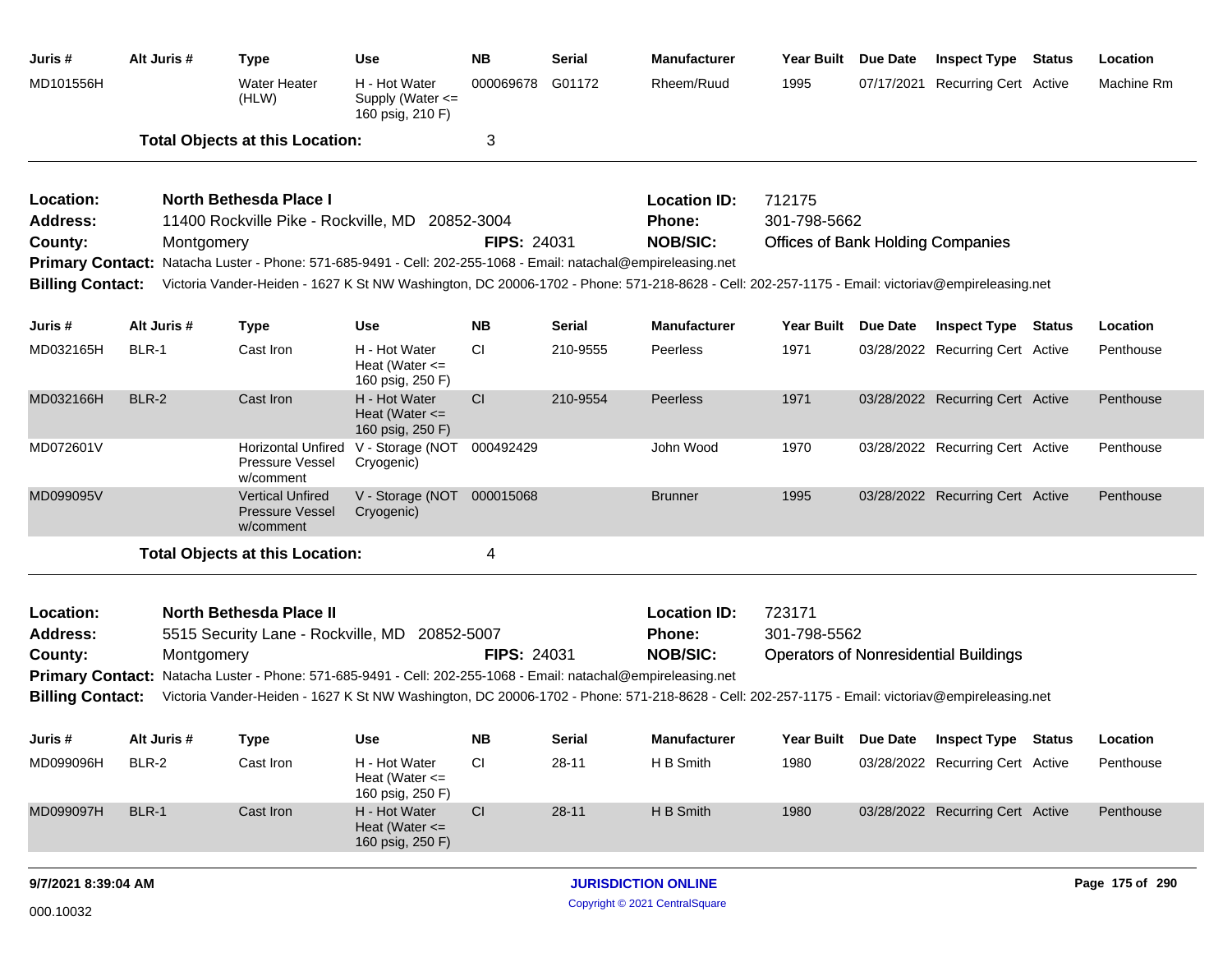| Juris # | Alt Juris # | Type | Use | NB | Serial | Manufacturer | Year Built | Due Date | Inspect Type | Status | Location |
|---|---|---|---|---|---|---|---|---|---|---|---|
| MD101556H | | Water Heater (HLW) | H - Hot Water Supply (Water <= 160 psig, 210 F) | 000069678 | G01172 | Rheem/Ruud | 1995 | 07/17/2021 | Recurring Cert | Active | Machine Rm |

**Total Objects at this Location:** 3

---

**Location:** North Bethesda Place I
**Location ID:** 712175
**Address:** 11400 Rockville Pike - Rockville, MD 20852-3004
**Phone:** 301-798-5662
**County:** Montgomery
**FIPS:** 24031
**NOB/SIC:** Offices of Bank Holding Companies
**Primary Contact:** Natacha Luster - Phone: 571-685-9491 - Cell: 202-255-1068 - Email: natachal@empireleasing.net
**Billing Contact:** Victoria Vander-Heiden - 1627 K St NW Washington, DC 20006-1702 - Phone: 571-218-8628 - Cell: 202-257-1175 - Email: victoriav@empireleasing.net

| Juris # | Alt Juris # | Type | Use | NB | Serial | Manufacturer | Year Built | Due Date | Inspect Type | Status | Location |
|---|---|---|---|---|---|---|---|---|---|---|---|
| MD032165H | BLR-1 | Cast Iron | H - Hot Water Heat (Water <= 160 psig, 250 F) | CI | 210-9555 | Peerless | 1971 | 03/28/2022 | Recurring Cert | Active | Penthouse |
| MD032166H | BLR-2 | Cast Iron | H - Hot Water Heat (Water <= 160 psig, 250 F) | CI | 210-9554 | Peerless | 1971 | 03/28/2022 | Recurring Cert | Active | Penthouse |
| MD072601V | | Horizontal Unfired Pressure Vessel w/comment | V - Storage (NOT Cryogenic) | 000492429 | | John Wood | 1970 | 03/28/2022 | Recurring Cert | Active | Penthouse |
| MD099095V | | Vertical Unfired Pressure Vessel w/comment | V - Storage (NOT Cryogenic) | 000015068 | | Brunner | 1995 | 03/28/2022 | Recurring Cert | Active | Penthouse |

**Total Objects at this Location:** 4

---

**Location:** North Bethesda Place II
**Location ID:** 723171
**Address:** 5515 Security Lane - Rockville, MD 20852-5007
**Phone:** 301-798-5562
**County:** Montgomery
**FIPS:** 24031
**NOB/SIC:** Operators of Nonresidential Buildings
**Primary Contact:** Natacha Luster - Phone: 571-685-9491 - Cell: 202-255-1068 - Email: natachal@empireleasing.net
**Billing Contact:** Victoria Vander-Heiden - 1627 K St NW Washington, DC 20006-1702 - Phone: 571-218-8628 - Cell: 202-257-1175 - Email: victoriav@empireleasing.net

| Juris # | Alt Juris # | Type | Use | NB | Serial | Manufacturer | Year Built | Due Date | Inspect Type | Status | Location |
|---|---|---|---|---|---|---|---|---|---|---|---|
| MD099096H | BLR-2 | Cast Iron | H - Hot Water Heat (Water <= 160 psig, 250 F) | CI | 28-11 | H B Smith | 1980 | 03/28/2022 | Recurring Cert | Active | Penthouse |
| MD099097H | BLR-1 | Cast Iron | H - Hot Water Heat (Water <= 160 psig, 250 F) | CI | 28-11 | H B Smith | 1980 | 03/28/2022 | Recurring Cert | Active | Penthouse |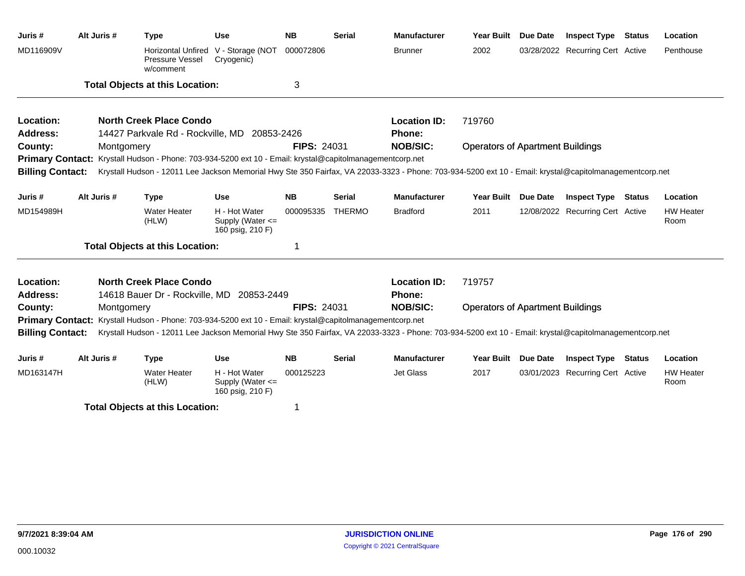| Juris # | Alt Juris # | Type | Use | NB | Serial | Manufacturer | Year Built | Due Date | Inspect Type | Status | Location |
|---|---|---|---|---|---|---|---|---|---|---|---|
| MD116909V | | Horizontal Unfired Pressure Vessel w/comment | V - Storage (NOT Cryogenic) | 000072806 | | Brunner | 2002 | 03/28/2022 | Recurring Cert | Active | Penthouse |

**Total Objects at this Location:** 3

---

**Location:** North Creek Place Condo
**Location ID:** 719760
**Address:** 14427 Parkvale Rd - Rockville, MD 20853-2426
**Phone:**
**County:** Montgomery
**FIPS:** 24031
**NOB/SIC:** Operators of Apartment Buildings
**Primary Contact:** Krystall Hudson - Phone: 703-934-5200 ext 10 - Email: krystal@capitolmanagementcorp.net
**Billing Contact:** Krystall Hudson - 12011 Lee Jackson Memorial Hwy Ste 350 Fairfax, VA 22033-3323 - Phone: 703-934-5200 ext 10 - Email: krystal@capitolmanagementcorp.net

| Juris # | Alt Juris # | Type | Use | NB | Serial | Manufacturer | Year Built | Due Date | Inspect Type | Status | Location |
|---|---|---|---|---|---|---|---|---|---|---|---|
| MD154989H | | Water Heater (HLW) | H - Hot Water Supply (Water <= 160 psig, 210 F) | 000095335 | THERMO | Bradford | 2011 | 12/08/2022 | Recurring Cert | Active | HW Heater Room |

**Total Objects at this Location:** 1

---

**Location:** North Creek Place Condo
**Location ID:** 719757
**Address:** 14618 Bauer Dr - Rockville, MD 20853-2449
**Phone:**
**County:** Montgomery
**FIPS:** 24031
**NOB/SIC:** Operators of Apartment Buildings
**Primary Contact:** Krystall Hudson - Phone: 703-934-5200 ext 10 - Email: krystal@capitolmanagementcorp.net
**Billing Contact:** Krystall Hudson - 12011 Lee Jackson Memorial Hwy Ste 350 Fairfax, VA 22033-3323 - Phone: 703-934-5200 ext 10 - Email: krystal@capitolmanagementcorp.net

| Juris # | Alt Juris # | Type | Use | NB | Serial | Manufacturer | Year Built | Due Date | Inspect Type | Status | Location |
|---|---|---|---|---|---|---|---|---|---|---|---|
| MD163147H | | Water Heater (HLW) | H - Hot Water Supply (Water <= 160 psig, 210 F) | 000125223 | | Jet Glass | 2017 | 03/01/2023 | Recurring Cert | Active | HW Heater Room |

**Total Objects at this Location:** 1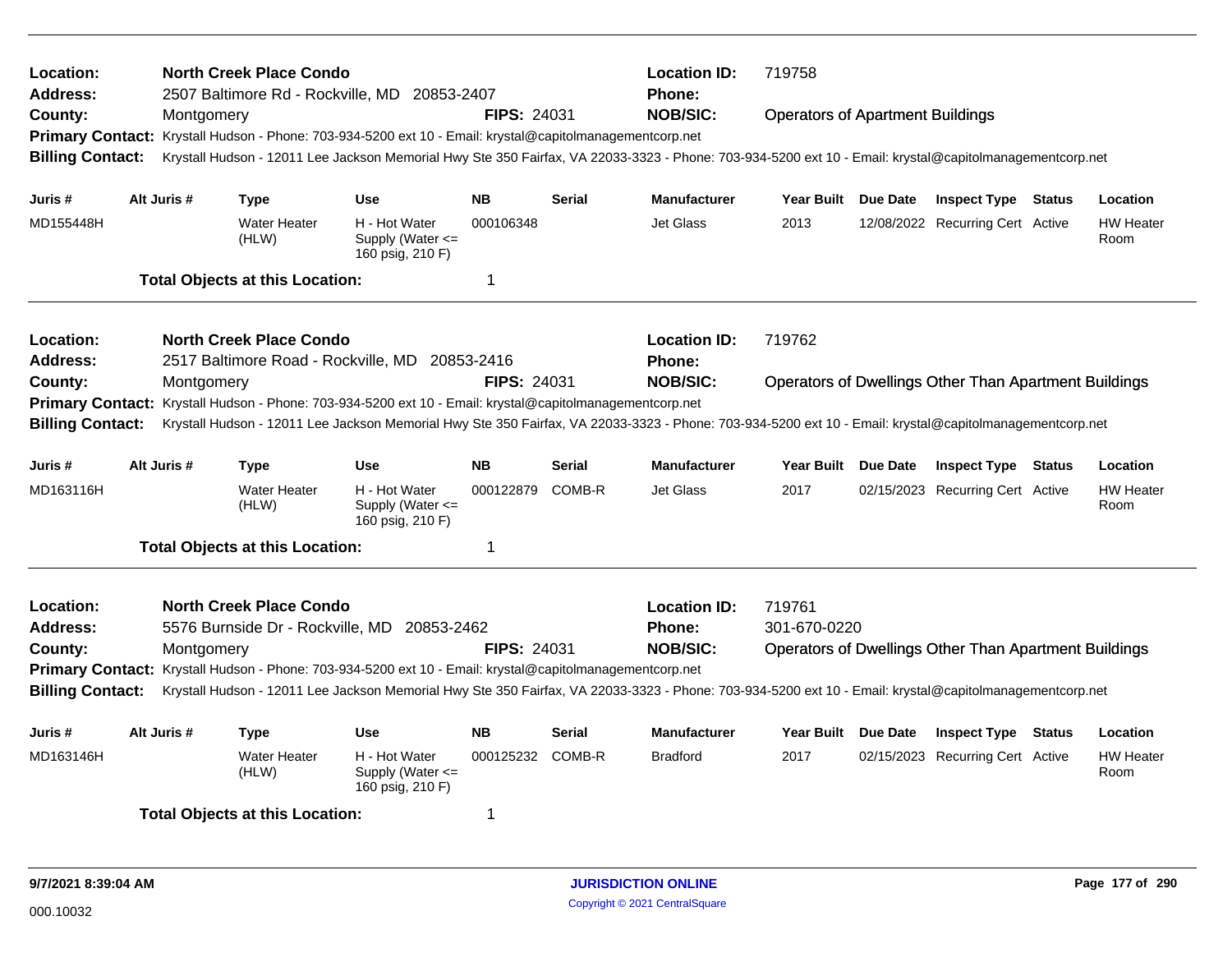**Location:** North Creek Place Condo
**Address:** 2507 Baltimore Rd - Rockville, MD 20853-2407
**County:** Montgomery
**FIPS:** 24031
**Location ID:** 719758
**Phone:**
**NOB/SIC:** Operators of Apartment Buildings
**Primary Contact:** Krystall Hudson - Phone: 703-934-5200 ext 10 - Email: krystal@capitolmanagementcorp.net
**Billing Contact:** Krystall Hudson - 12011 Lee Jackson Memorial Hwy Ste 350 Fairfax, VA 22033-3323 - Phone: 703-934-5200 ext 10 - Email: krystal@capitolmanagementcorp.net

| Juris # | Alt Juris # | Type | Use | NB | Serial | Manufacturer | Year Built | Due Date | Inspect Type | Status | Location |
|---|---|---|---|---|---|---|---|---|---|---|---|
| MD155448H | | Water Heater (HLW) | H - Hot Water Supply (Water <= 160 psig, 210 F) | 000106348 | | Jet Glass | 2013 | 12/08/2022 | Recurring Cert | Active | HW Heater Room |

**Total Objects at this Location:** 1

---

**Location:** North Creek Place Condo
**Address:** 2517 Baltimore Road - Rockville, MD 20853-2416
**County:** Montgomery
**FIPS:** 24031
**Location ID:** 719762
**Phone:**
**NOB/SIC:** Operators of Dwellings Other Than Apartment Buildings
**Primary Contact:** Krystall Hudson - Phone: 703-934-5200 ext 10 - Email: krystal@capitolmanagementcorp.net
**Billing Contact:** Krystall Hudson - 12011 Lee Jackson Memorial Hwy Ste 350 Fairfax, VA 22033-3323 - Phone: 703-934-5200 ext 10 - Email: krystal@capitolmanagementcorp.net

| Juris # | Alt Juris # | Type | Use | NB | Serial | Manufacturer | Year Built | Due Date | Inspect Type | Status | Location |
|---|---|---|---|---|---|---|---|---|---|---|---|
| MD163116H | | Water Heater (HLW) | H - Hot Water Supply (Water <= 160 psig, 210 F) | 000122879 | COMB-R | Jet Glass | 2017 | 02/15/2023 | Recurring Cert | Active | HW Heater Room |

**Total Objects at this Location:** 1

---

**Location:** North Creek Place Condo
**Address:** 5576 Burnside Dr - Rockville, MD 20853-2462
**County:** Montgomery
**FIPS:** 24031
**Location ID:** 719761
**Phone:** 301-670-0220
**NOB/SIC:** Operators of Dwellings Other Than Apartment Buildings
**Primary Contact:** Krystall Hudson - Phone: 703-934-5200 ext 10 - Email: krystal@capitolmanagementcorp.net
**Billing Contact:** Krystall Hudson - 12011 Lee Jackson Memorial Hwy Ste 350 Fairfax, VA 22033-3323 - Phone: 703-934-5200 ext 10 - Email: krystal@capitolmanagementcorp.net

| Juris # | Alt Juris # | Type | Use | NB | Serial | Manufacturer | Year Built | Due Date | Inspect Type | Status | Location |
|---|---|---|---|---|---|---|---|---|---|---|---|
| MD163146H | | Water Heater (HLW) | H - Hot Water Supply (Water <= 160 psig, 210 F) | 000125232 | COMB-R | Bradford | 2017 | 02/15/2023 | Recurring Cert | Active | HW Heater Room |

**Total Objects at this Location:** 1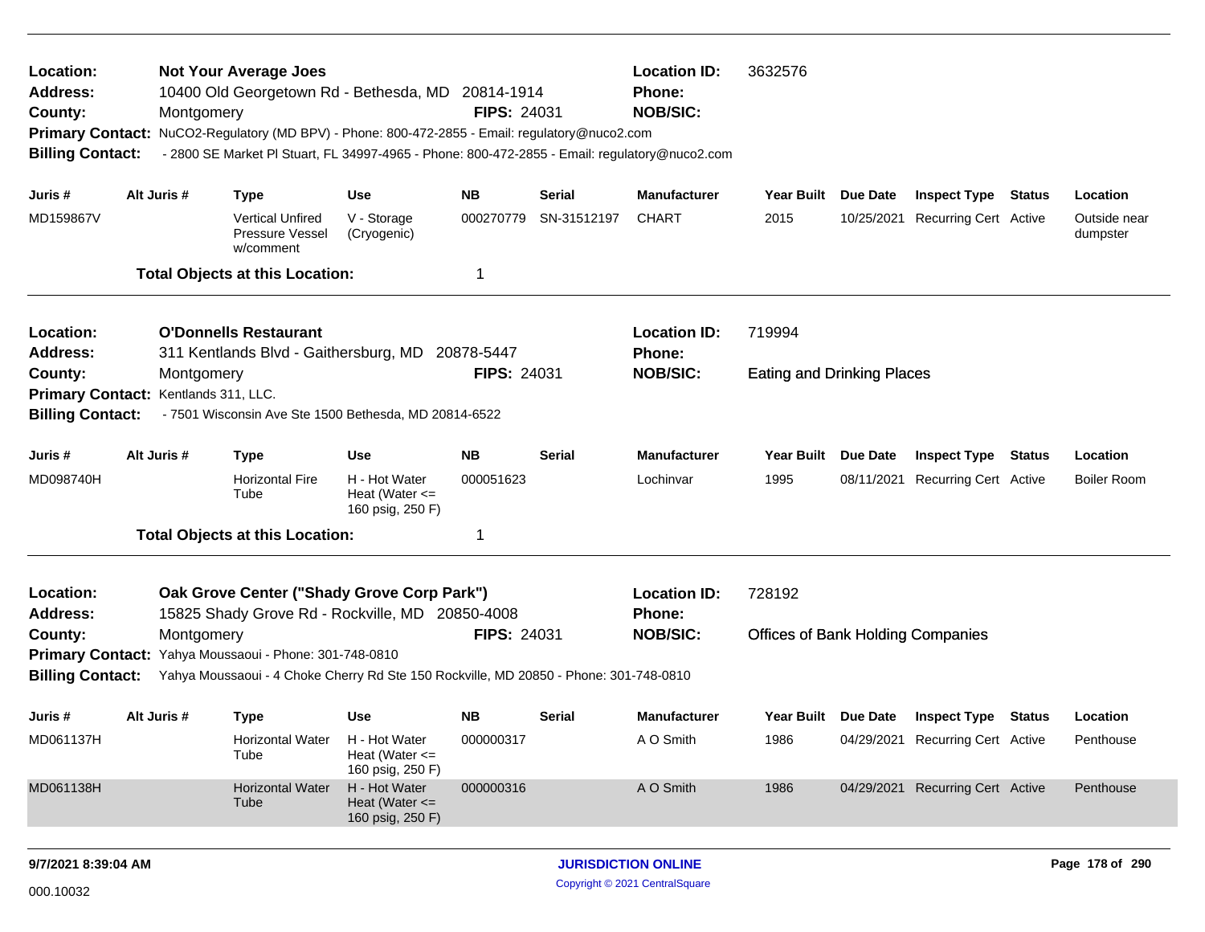**Location:** Not Your Average Joes
**Address:** 10400 Old Georgetown Rd - Bethesda, MD 20814-1914
**County:** Montgomery
**FIPS:** 24031
**Location ID:** 3632576
**Phone:**
**NOB/SIC:**
**Primary Contact:** NuCO2-Regulatory (MD BPV) - Phone: 800-472-2855 - Email: regulatory@nuco2.com
**Billing Contact:** - 2800 SE Market Pl Stuart, FL 34997-4965 - Phone: 800-472-2855 - Email: regulatory@nuco2.com

| Juris # | Alt Juris # | Type | Use | NB | Serial | Manufacturer | Year Built | Due Date | Inspect Type | Status | Location |
|---|---|---|---|---|---|---|---|---|---|---|---|
| MD159867V | | Vertical Unfired Pressure Vessel w/comment | V - Storage (Cryogenic) | 000270779 | SN-31512197 | CHART | 2015 | 10/25/2021 | Recurring Cert | Active | Outside near dumpster |

**Total Objects at this Location:** 1

---

**Location:** O'Donnells Restaurant
**Address:** 311 Kentlands Blvd - Gaithersburg, MD 20878-5447
**County:** Montgomery
**FIPS:** 24031
**Location ID:** 719994
**Phone:**
**NOB/SIC:** Eating and Drinking Places
**Primary Contact:** Kentlands 311, LLC.
**Billing Contact:** - 7501 Wisconsin Ave Ste 1500 Bethesda, MD 20814-6522

| Juris # | Alt Juris # | Type | Use | NB | Serial | Manufacturer | Year Built | Due Date | Inspect Type | Status | Location |
|---|---|---|---|---|---|---|---|---|---|---|---|
| MD098740H | | Horizontal Fire Tube | H - Hot Water Heat (Water <= 160 psig, 250 F) | 000051623 | | Lochinvar | 1995 | 08/11/2021 | Recurring Cert | Active | Boiler Room |

**Total Objects at this Location:** 1

---

**Location:** Oak Grove Center ("Shady Grove Corp Park")
**Address:** 15825 Shady Grove Rd - Rockville, MD 20850-4008
**County:** Montgomery
**FIPS:** 24031
**Location ID:** 728192
**Phone:**
**NOB/SIC:** Offices of Bank Holding Companies
**Primary Contact:** Yahya Moussaoui - Phone: 301-748-0810
**Billing Contact:** Yahya Moussaoui - 4 Choke Cherry Rd Ste 150 Rockville, MD 20850 - Phone: 301-748-0810

| Juris # | Alt Juris # | Type | Use | NB | Serial | Manufacturer | Year Built | Due Date | Inspect Type | Status | Location |
|---|---|---|---|---|---|---|---|---|---|---|---|
| MD061137H | | Horizontal Water Tube | H - Hot Water Heat (Water <= 160 psig, 250 F) | 000000317 | | A O Smith | 1986 | 04/29/2021 | Recurring Cert | Active | Penthouse |
| MD061138H | | Horizontal Water Tube | H - Hot Water Heat (Water <= 160 psig, 250 F) | 000000316 | | A O Smith | 1986 | 04/29/2021 | Recurring Cert | Active | Penthouse |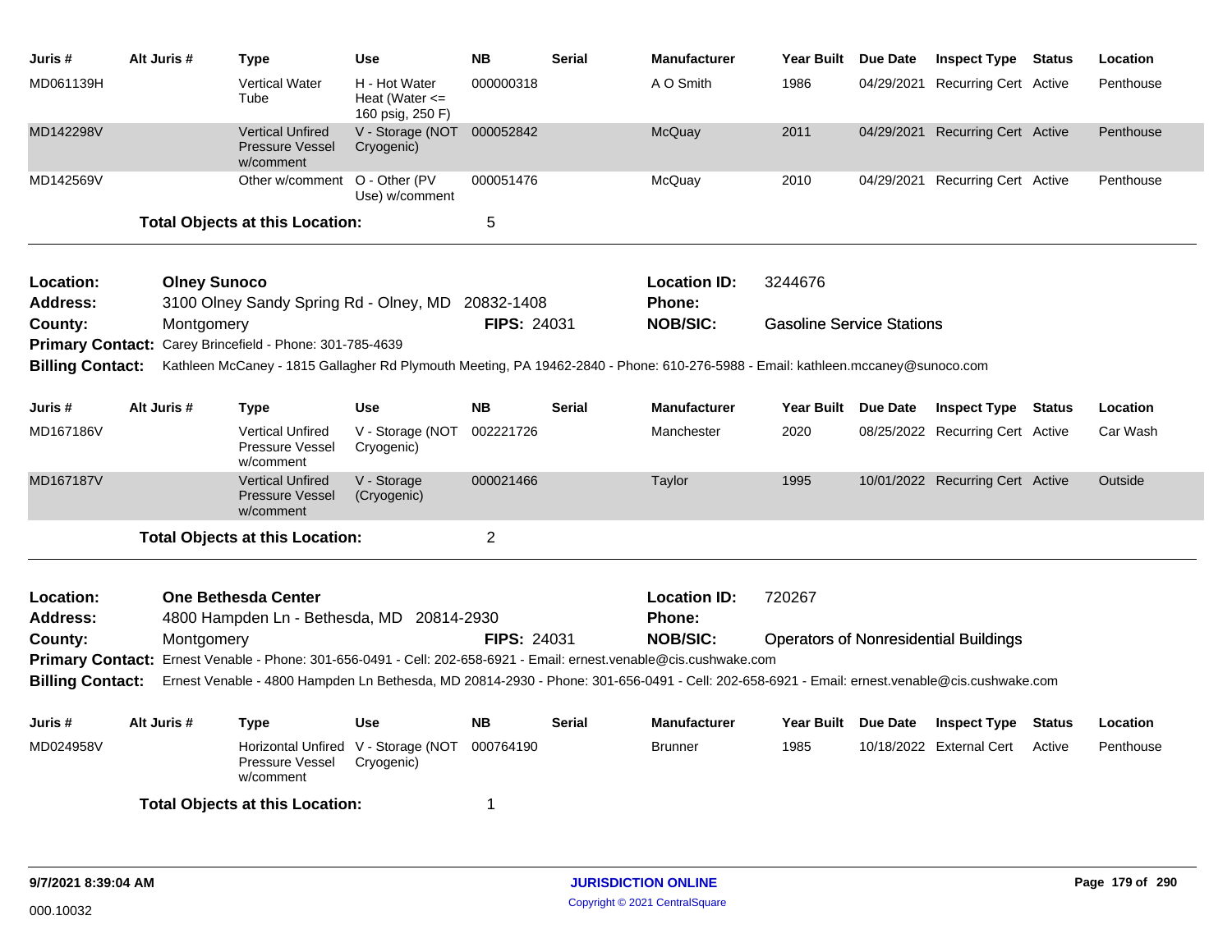| Juris # | Alt Juris # | Type | Use | NB | Serial | Manufacturer | Year Built | Due Date | Inspect Type | Status | Location |
|---|---|---|---|---|---|---|---|---|---|---|---|
| MD061139H | | Vertical Water Tube | H - Hot Water Heat (Water <= 160 psig, 250 F) | 000000318 | | A O Smith | 1986 | 04/29/2021 | Recurring Cert | Active | Penthouse |
| MD142298V | | Vertical Unfired Pressure Vessel w/comment | V - Storage (NOT Cryogenic) | 000052842 | | McQuay | 2011 | 04/29/2021 | Recurring Cert | Active | Penthouse |
| MD142569V | | Other w/comment | O - Other (PV Use) w/comment | 000051476 | | McQuay | 2010 | 04/29/2021 | Recurring Cert | Active | Penthouse |

**Total Objects at this Location:** 5

---

**Location:** Olney Sunoco
**Location ID:** 3244676
**Address:** 3100 Olney Sandy Spring Rd - Olney, MD 20832-1408
**Phone:**
**County:** Montgomery
**FIPS:** 24031
**NOB/SIC:** Gasoline Service Stations
**Primary Contact:** Carey Brincefield - Phone: 301-785-4639
**Billing Contact:** Kathleen McCaney - 1815 Gallagher Rd Plymouth Meeting, PA 19462-2840 - Phone: 610-276-5988 - Email: kathleen.mccaney@sunoco.com

| Juris # | Alt Juris # | Type | Use | NB | Serial | Manufacturer | Year Built | Due Date | Inspect Type | Status | Location |
|---|---|---|---|---|---|---|---|---|---|---|---|
| MD167186V | | Vertical Unfired Pressure Vessel w/comment | V - Storage (NOT Cryogenic) | 002221726 | | Manchester | 2020 | 08/25/2022 | Recurring Cert | Active | Car Wash |
| MD167187V | | Vertical Unfired Pressure Vessel w/comment | V - Storage (Cryogenic) | 000021466 | | Taylor | 1995 | 10/01/2022 | Recurring Cert | Active | Outside |

**Total Objects at this Location:** 2

---

**Location:** One Bethesda Center
**Location ID:** 720267
**Address:** 4800 Hampden Ln - Bethesda, MD 20814-2930
**Phone:**
**County:** Montgomery
**FIPS:** 24031
**NOB/SIC:** Operators of Nonresidential Buildings
**Primary Contact:** Ernest Venable - Phone: 301-656-0491 - Cell: 202-658-6921 - Email: ernest.venable@cis.cushwake.com
**Billing Contact:** Ernest Venable - 4800 Hampden Ln Bethesda, MD 20814-2930 - Phone: 301-656-0491 - Cell: 202-658-6921 - Email: ernest.venable@cis.cushwake.com

| Juris # | Alt Juris # | Type | Use | NB | Serial | Manufacturer | Year Built | Due Date | Inspect Type | Status | Location |
|---|---|---|---|---|---|---|---|---|---|---|---|
| MD024958V | | Horizontal Unfired Pressure Vessel w/comment | V - Storage (NOT Cryogenic) | 000764190 | | Brunner | 1985 | 10/18/2022 | External Cert | Active | Penthouse |

**Total Objects at this Location:** 1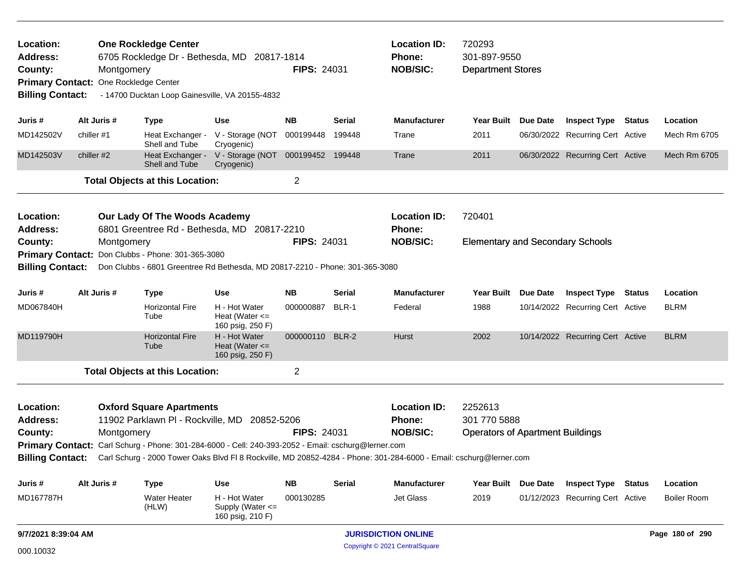**Location:** One Rockledge Center
**Address:** 6705 Rockledge Dr - Bethesda, MD 20817-1814
**County:** Montgomery
**FIPS:** 24031
**Location ID:** 720293
**Phone:** 301-897-9550
**NOB/SIC:** Department Stores
**Primary Contact:** One Rockledge Center
**Billing Contact:** - 14700 Ducktan Loop Gainesville, VA 20155-4832

| Juris # | Alt Juris # | Type | Use | NB | Serial | Manufacturer | Year Built | Due Date | Inspect Type | Status | Location |
|---|---|---|---|---|---|---|---|---|---|---|---|
| MD142502V | chiller #1 | Heat Exchanger - Shell and Tube | V - Storage (NOT Cryogenic) | 000199448 | 199448 | Trane | 2011 | 06/30/2022 | Recurring Cert | Active | Mech Rm 6705 |
| MD142503V | chiller #2 | Heat Exchanger - Shell and Tube | V - Storage (NOT Cryogenic) | 000199452 | 199448 | Trane | 2011 | 06/30/2022 | Recurring Cert | Active | Mech Rm 6705 |

**Total Objects at this Location:** 2

---

**Location:** Our Lady Of The Woods Academy
**Address:** 6801 Greentree Rd - Bethesda, MD 20817-2210
**County:** Montgomery
**FIPS:** 24031
**Location ID:** 720401
**Phone:**
**NOB/SIC:** Elementary and Secondary Schools
**Primary Contact:** Don Clubbs - Phone: 301-365-3080
**Billing Contact:** Don Clubbs - 6801 Greentree Rd Bethesda, MD 20817-2210 - Phone: 301-365-3080

| Juris # | Alt Juris # | Type | Use | NB | Serial | Manufacturer | Year Built | Due Date | Inspect Type | Status | Location |
|---|---|---|---|---|---|---|---|---|---|---|---|
| MD067840H | | Horizontal Fire Tube | H - Hot Water Heat (Water <= 160 psig, 250 F) | 000000887 | BLR-1 | Federal | 1988 | 10/14/2022 | Recurring Cert | Active | BLRM |
| MD119790H | | Horizontal Fire Tube | H - Hot Water Heat (Water <= 160 psig, 250 F) | 000000110 | BLR-2 | Hurst | 2002 | 10/14/2022 | Recurring Cert | Active | BLRM |

**Total Objects at this Location:** 2

---

**Location:** Oxford Square Apartments
**Address:** 11902 Parklawn Pl - Rockville, MD 20852-5206
**County:** Montgomery
**FIPS:** 24031
**Location ID:** 2252613
**Phone:** 301 770 5888
**NOB/SIC:** Operators of Apartment Buildings
**Primary Contact:** Carl Schurg - Phone: 301-284-6000 - Cell: 240-393-2052 - Email: cschurg@lerner.com
**Billing Contact:** Carl Schurg - 2000 Tower Oaks Blvd Fl 8 Rockville, MD 20852-4284 - Phone: 301-284-6000 - Email: cschurg@lerner.com

| Juris # | Alt Juris # | Type | Use | NB | Serial | Manufacturer | Year Built | Due Date | Inspect Type | Status | Location |
|---|---|---|---|---|---|---|---|---|---|---|---|
| MD167787H | | Water Heater (HLW) | H - Hot Water Supply (Water <= 160 psig, 210 F) | 000130285 | | Jet Glass | 2019 | 01/12/2023 | Recurring Cert | Active | Boiler Room |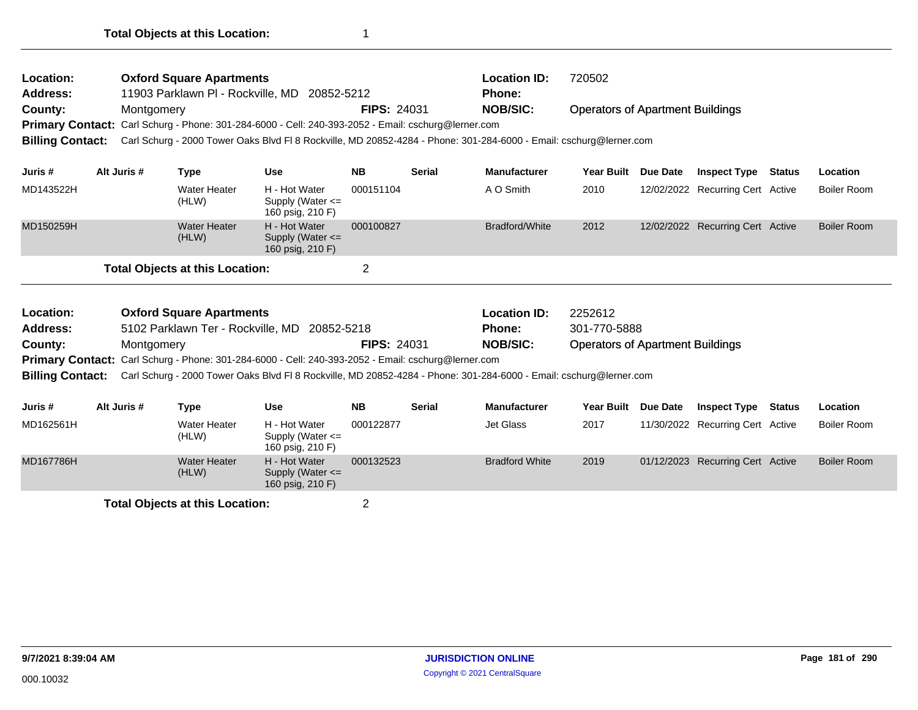**Total Objects at this Location:** 1

---

**Location:** Oxford Square Apartments  **Location ID:** 720502
**Address:** 11903 Parklawn Pl - Rockville, MD 20852-5212  **Phone:**
**County:** Montgomery  **FIPS:** 24031  **NOB/SIC:** Operators of Apartment Buildings
**Primary Contact:** Carl Schurg - Phone: 301-284-6000 - Cell: 240-393-2052 - Email: cschurg@lerner.com
**Billing Contact:** Carl Schurg - 2000 Tower Oaks Blvd Fl 8 Rockville, MD 20852-4284 - Phone: 301-284-6000 - Email: cschurg@lerner.com

| Juris # | Alt Juris # | Type | Use | NB | Serial | Manufacturer | Year Built | Due Date | Inspect Type | Status | Location |
|---|---|---|---|---|---|---|---|---|---|---|---|
| MD143522H | | Water Heater (HLW) | H - Hot Water Supply (Water <= 160 psig, 210 F) | 000151104 | | A O Smith | 2010 | 12/02/2022 | Recurring Cert | Active | Boiler Room |
| MD150259H | | Water Heater (HLW) | H - Hot Water Supply (Water <= 160 psig, 210 F) | 000100827 | | Bradford/White | 2012 | 12/02/2022 | Recurring Cert | Active | Boiler Room |

**Total Objects at this Location:** 2

---

**Location:** Oxford Square Apartments  **Location ID:** 2252612
**Address:** 5102 Parklawn Ter - Rockville, MD 20852-5218  **Phone:** 301-770-5888
**County:** Montgomery  **FIPS:** 24031  **NOB/SIC:** Operators of Apartment Buildings
**Primary Contact:** Carl Schurg - Phone: 301-284-6000 - Cell: 240-393-2052 - Email: cschurg@lerner.com
**Billing Contact:** Carl Schurg - 2000 Tower Oaks Blvd Fl 8 Rockville, MD 20852-4284 - Phone: 301-284-6000 - Email: cschurg@lerner.com

| Juris # | Alt Juris # | Type | Use | NB | Serial | Manufacturer | Year Built | Due Date | Inspect Type | Status | Location |
|---|---|---|---|---|---|---|---|---|---|---|---|
| MD162561H | | Water Heater (HLW) | H - Hot Water Supply (Water <= 160 psig, 210 F) | 000122877 | | Jet Glass | 2017 | 11/30/2022 | Recurring Cert | Active | Boiler Room |
| MD167786H | | Water Heater (HLW) | H - Hot Water Supply (Water <= 160 psig, 210 F) | 000132523 | | Bradford White | 2019 | 01/12/2023 | Recurring Cert | Active | Boiler Room |

**Total Objects at this Location:** 2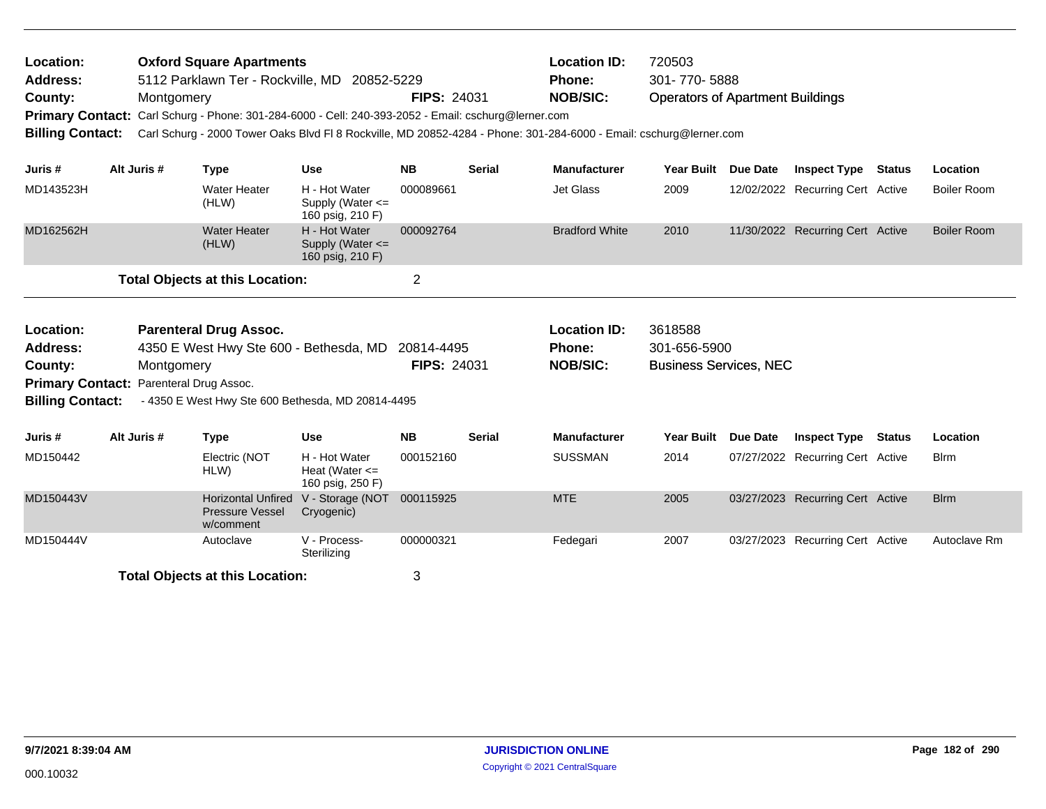**Location:** **Oxford Square Apartments**
**Address:** 5112 Parklawn Ter - Rockville, MD 20852-5229
**County:** Montgomery **FIPS:** 24031
**Location ID:** 720503
**Phone:** 301- 770- 5888
**NOB/SIC:** Operators of Apartment Buildings
**Primary Contact:** Carl Schurg - Phone: 301-284-6000 - Cell: 240-393-2052 - Email: cschurg@lerner.com
**Billing Contact:** Carl Schurg - 2000 Tower Oaks Blvd Fl 8 Rockville, MD 20852-4284 - Phone: 301-284-6000 - Email: cschurg@lerner.com

| Juris # | Alt Juris # | Type | Use | NB | Serial | Manufacturer | Year Built | Due Date | Inspect Type | Status | Location |
|---|---|---|---|---|---|---|---|---|---|---|---|
| MD143523H | | Water Heater (HLW) | H - Hot Water Supply (Water <= 160 psig, 210 F) | 000089661 | | Jet Glass | 2009 | 12/02/2022 | Recurring Cert | Active | Boiler Room |
| MD162562H | | Water Heater (HLW) | H - Hot Water Supply (Water <= 160 psig, 210 F) | 000092764 | | Bradford White | 2010 | 11/30/2022 | Recurring Cert | Active | Boiler Room |

**Total Objects at this Location:** 2

**Location:** **Parenteral Drug Assoc.**
**Address:** 4350 E West Hwy Ste 600 - Bethesda, MD 20814-4495
**County:** Montgomery **FIPS:** 24031
**Location ID:** 3618588
**Phone:** 301-656-5900
**NOB/SIC:** Business Services, NEC
**Primary Contact:** Parenteral Drug Assoc.
**Billing Contact:** - 4350 E West Hwy Ste 600 Bethesda, MD 20814-4495

| Juris # | Alt Juris # | Type | Use | NB | Serial | Manufacturer | Year Built | Due Date | Inspect Type | Status | Location |
|---|---|---|---|---|---|---|---|---|---|---|---|
| MD150442 | | Electric (NOT HLW) | H - Hot Water Heat (Water <= 160 psig, 250 F) | 000152160 | | SUSSMAN | 2014 | 07/27/2022 | Recurring Cert | Active | Blrm |
| MD150443V | | Horizontal Unfired Pressure Vessel w/comment | V - Storage (NOT Cryogenic) | 000115925 | | MTE | 2005 | 03/27/2023 | Recurring Cert | Active | Blrm |
| MD150444V | | Autoclave | V - Process-Sterilizing | 000000321 | | Fedegari | 2007 | 03/27/2023 | Recurring Cert | Active | Autoclave Rm |

**Total Objects at this Location:** 3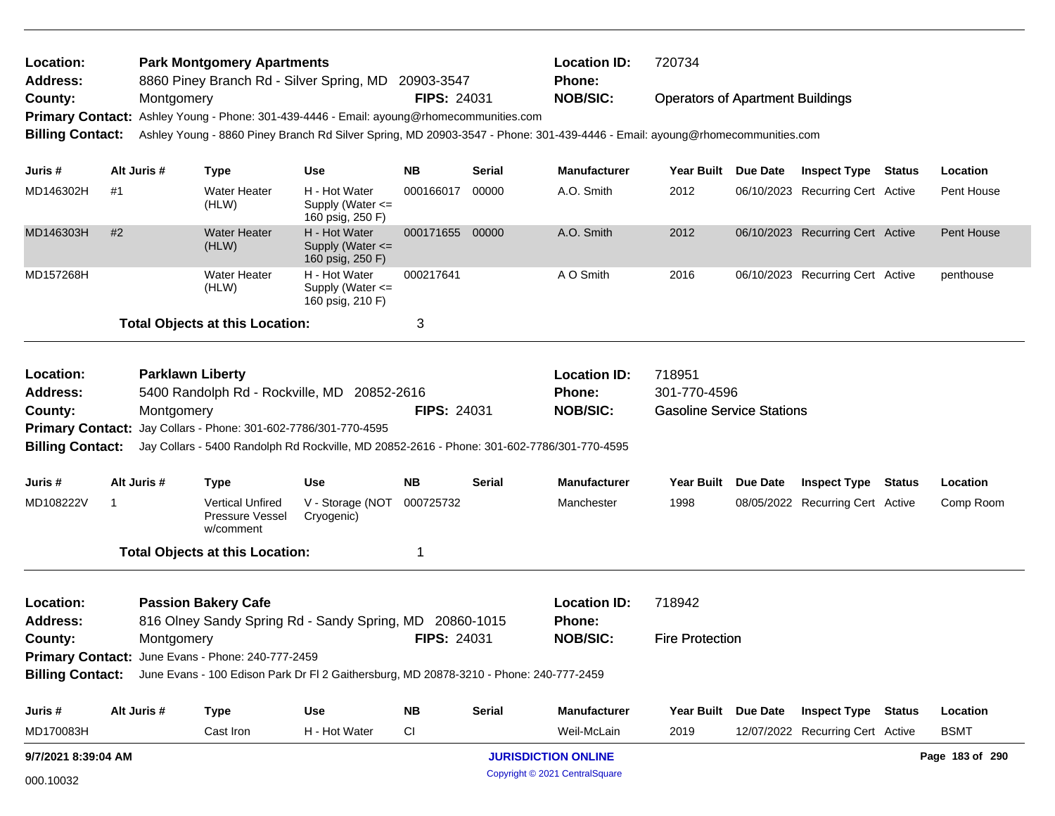**Location:** Park Montgomery Apartments  
**Address:** 8860 Piney Branch Rd - Silver Spring, MD 20903-3547  
**County:** Montgomery  
**FIPS:** 24031  
**Location ID:** 720734  
**Phone:**  
**NOB/SIC:** Operators of Apartment Buildings  
**Primary Contact:** Ashley Young - Phone: 301-439-4446 - Email: ayoung@rhomecommunities.com  
**Billing Contact:** Ashley Young - 8860 Piney Branch Rd Silver Spring, MD 20903-3547 - Phone: 301-439-4446 - Email: ayoung@rhomecommunities.com

| Juris # | Alt Juris # | Type | Use | NB | Serial | Manufacturer | Year Built | Due Date | Inspect Type | Status | Location |
|---|---|---|---|---|---|---|---|---|---|---|---|
| MD146302H | #1 | Water Heater (HLW) | H - Hot Water Supply (Water <= 160 psig, 250 F) | 000166017 | 00000 | A.O. Smith | 2012 | 06/10/2023 | Recurring Cert | Active | Pent House |
| MD146303H | #2 | Water Heater (HLW) | H - Hot Water Supply (Water <= 160 psig, 250 F) | 000171655 | 00000 | A.O. Smith | 2012 | 06/10/2023 | Recurring Cert | Active | Pent House |
| MD157268H | | Water Heater (HLW) | H - Hot Water Supply (Water <= 160 psig, 210 F) | 000217641 | | A O Smith | 2016 | 06/10/2023 | Recurring Cert | Active | penthouse |

**Total Objects at this Location:** 3

---

**Location:** Parklawn Liberty  
**Address:** 5400 Randolph Rd - Rockville, MD 20852-2616  
**County:** Montgomery  
**FIPS:** 24031  
**Location ID:** 718951  
**Phone:** 301-770-4596  
**NOB/SIC:** Gasoline Service Stations  
**Primary Contact:** Jay Collars - Phone: 301-602-7786/301-770-4595  
**Billing Contact:** Jay Collars - 5400 Randolph Rd Rockville, MD 20852-2616 - Phone: 301-602-7786/301-770-4595

| Juris # | Alt Juris # | Type | Use | NB | Serial | Manufacturer | Year Built | Due Date | Inspect Type | Status | Location |
|---|---|---|---|---|---|---|---|---|---|---|---|
| MD108222V | 1 | Vertical Unfired Pressure Vessel w/comment | V - Storage (NOT Cryogenic) | 000725732 | | Manchester | 1998 | 08/05/2022 | Recurring Cert | Active | Comp Room |

**Total Objects at this Location:** 1

---

**Location:** Passion Bakery Cafe  
**Address:** 816 Olney Sandy Spring Rd - Sandy Spring, MD 20860-1015  
**County:** Montgomery  
**FIPS:** 24031  
**Location ID:** 718942  
**Phone:**  
**NOB/SIC:** Fire Protection  
**Primary Contact:** June Evans - Phone: 240-777-2459  
**Billing Contact:** June Evans - 100 Edison Park Dr Fl 2 Gaithersburg, MD 20878-3210 - Phone: 240-777-2459

| Juris # | Alt Juris # | Type | Use | NB | Serial | Manufacturer | Year Built | Due Date | Inspect Type | Status | Location |
|---|---|---|---|---|---|---|---|---|---|---|---|
| MD170083H | | Cast Iron | H - Hot Water | CI | | Weil-McLain | 2019 | 12/07/2022 | Recurring Cert | Active | BSMT |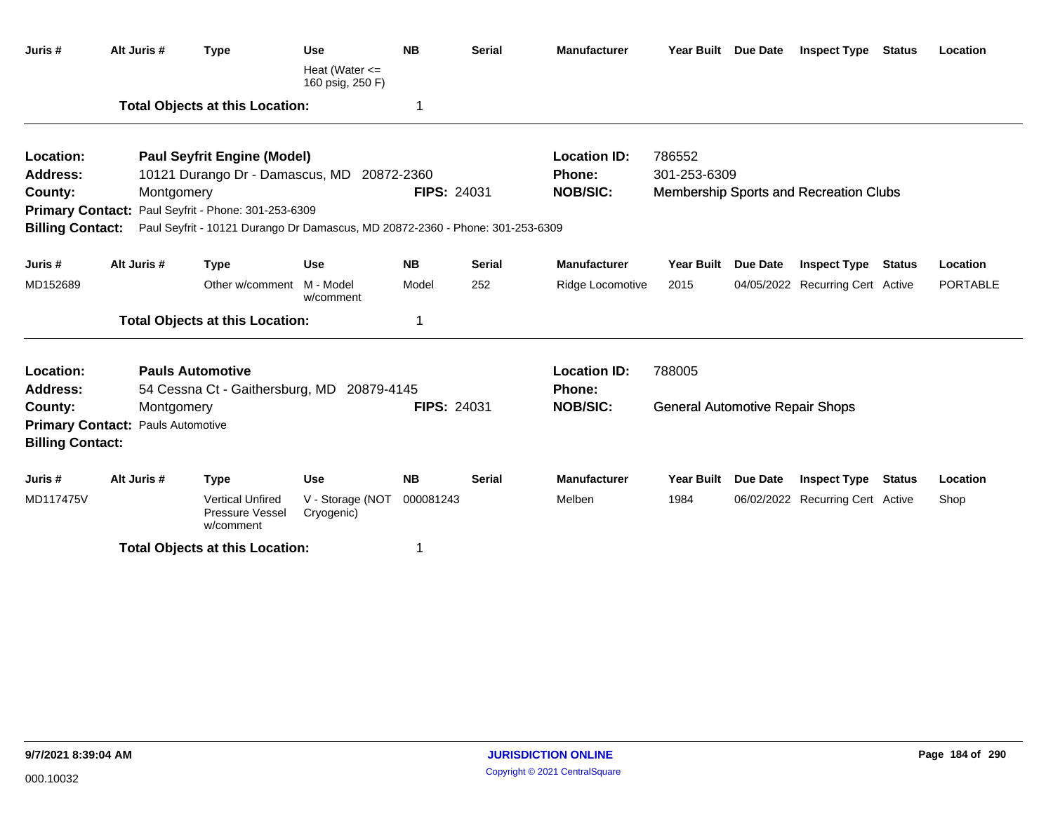| Juris # | Alt Juris # | Type | Use | NB | Serial | Manufacturer | Year Built | Due Date | Inspect Type | Status | Location |
|---|---|---|---|---|---|---|---|---|---|---|---|
| | | | Heat (Water <= 160 psig, 250 F) | | | | | | | | |

**Total Objects at this Location:** 1

---

**Location:** Paul Seyfrit Engine (Model)
**Location ID:** 786552
**Address:** 10121 Durango Dr - Damascus, MD 20872-2360
**Phone:** 301-253-6309
**County:** Montgomery
**FIPS:** 24031
**NOB/SIC:** Membership Sports and Recreation Clubs
**Primary Contact:** Paul Seyfrit - Phone: 301-253-6309
**Billing Contact:** Paul Seyfrit - 10121 Durango Dr Damascus, MD 20872-2360 - Phone: 301-253-6309

| Juris # | Alt Juris # | Type | Use | NB | Serial | Manufacturer | Year Built | Due Date | Inspect Type | Status | Location |
|---|---|---|---|---|---|---|---|---|---|---|---|
| MD152689 | | Other w/comment | M - Model w/comment | Model | 252 | Ridge Locomotive | 2015 | 04/05/2022 | Recurring Cert | Active | PORTABLE |

**Total Objects at this Location:** 1

---

**Location:** Pauls Automotive
**Location ID:** 788005
**Address:** 54 Cessna Ct - Gaithersburg, MD 20879-4145
**Phone:**
**County:** Montgomery
**FIPS:** 24031
**NOB/SIC:** General Automotive Repair Shops
**Primary Contact:** Pauls Automotive
**Billing Contact:**

| Juris # | Alt Juris # | Type | Use | NB | Serial | Manufacturer | Year Built | Due Date | Inspect Type | Status | Location |
|---|---|---|---|---|---|---|---|---|---|---|---|
| MD117475V | | Vertical Unfired Pressure Vessel w/comment | V - Storage (NOT Cryogenic) | 000081243 | | Melben | 1984 | 06/02/2022 | Recurring Cert | Active | Shop |

**Total Objects at this Location:** 1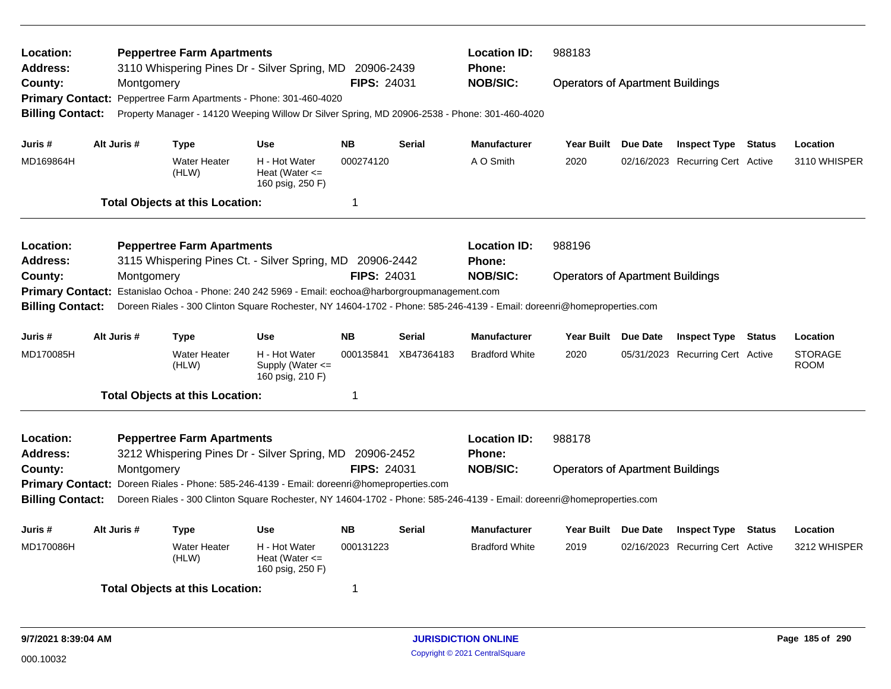**Location:** Peppertree Farm Apartments
**Address:** 3110 Whispering Pines Dr - Silver Spring, MD 20906-2439
**County:** Montgomery
**FIPS:** 24031
**Location ID:** 988183
**Phone:**
**NOB/SIC:** Operators of Apartment Buildings
**Primary Contact:** Peppertree Farm Apartments - Phone: 301-460-4020
**Billing Contact:** Property Manager - 14120 Weeping Willow Dr Silver Spring, MD 20906-2538 - Phone: 301-460-4020

| Juris # | Alt Juris # | Type | Use | NB | Serial | Manufacturer | Year Built | Due Date | Inspect Type | Status | Location |
|---|---|---|---|---|---|---|---|---|---|---|---|
| MD169864H | | Water Heater (HLW) | H - Hot Water Heat (Water <= 160 psig, 250 F) | 000274120 | | A O Smith | 2020 | 02/16/2023 | Recurring Cert | Active | 3110 WHISPER |

**Total Objects at this Location:** 1

---

**Location:** Peppertree Farm Apartments
**Address:** 3115 Whispering Pines Ct. - Silver Spring, MD 20906-2442
**County:** Montgomery
**FIPS:** 24031
**Location ID:** 988196
**Phone:**
**NOB/SIC:** Operators of Apartment Buildings
**Primary Contact:** Estanislao Ochoa - Phone: 240 242 5969 - Email: eochoa@harborgroupmanagement.com
**Billing Contact:** Doreen Riales - 300 Clinton Square Rochester, NY 14604-1702 - Phone: 585-246-4139 - Email: doreenri@homeproperties.com

| Juris # | Alt Juris # | Type | Use | NB | Serial | Manufacturer | Year Built | Due Date | Inspect Type | Status | Location |
|---|---|---|---|---|---|---|---|---|---|---|---|
| MD170085H | | Water Heater (HLW) | H - Hot Water Supply (Water <= 160 psig, 210 F) | 000135841 | XB47364183 | Bradford White | 2020 | 05/31/2023 | Recurring Cert | Active | STORAGE ROOM |

**Total Objects at this Location:** 1

---

**Location:** Peppertree Farm Apartments
**Address:** 3212 Whispering Pines Dr - Silver Spring, MD 20906-2452
**County:** Montgomery
**FIPS:** 24031
**Location ID:** 988178
**Phone:**
**NOB/SIC:** Operators of Apartment Buildings
**Primary Contact:** Doreen Riales - Phone: 585-246-4139 - Email: doreenri@homeproperties.com
**Billing Contact:** Doreen Riales - 300 Clinton Square Rochester, NY 14604-1702 - Phone: 585-246-4139 - Email: doreenri@homeproperties.com

| Juris # | Alt Juris # | Type | Use | NB | Serial | Manufacturer | Year Built | Due Date | Inspect Type | Status | Location |
|---|---|---|---|---|---|---|---|---|---|---|---|
| MD170086H | | Water Heater (HLW) | H - Hot Water Heat (Water <= 160 psig, 250 F) | 000131223 | | Bradford White | 2019 | 02/16/2023 | Recurring Cert | Active | 3212 WHISPER |

**Total Objects at this Location:** 1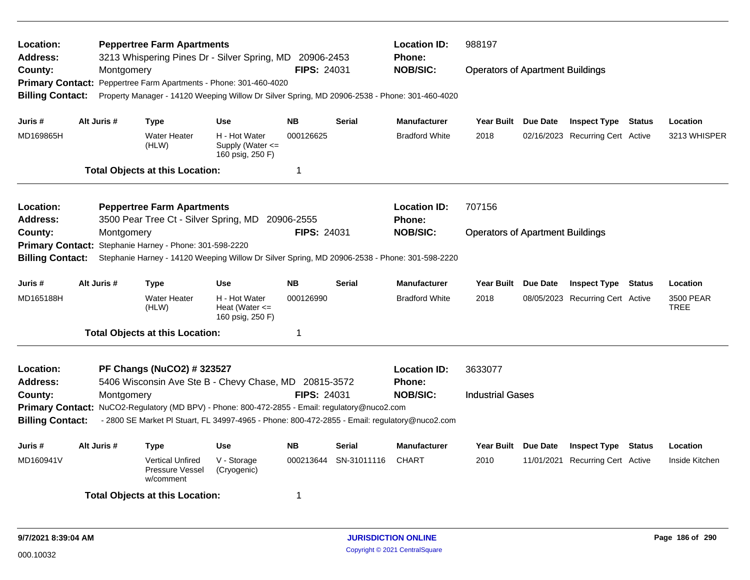**Location:** Peppertree Farm Apartments
**Address:** 3213 Whispering Pines Dr - Silver Spring, MD 20906-2453
**County:** Montgomery **FIPS:** 24031
**Location ID:** 988197
**Phone:**
**NOB/SIC:** Operators of Apartment Buildings
**Primary Contact:** Peppertree Farm Apartments - Phone: 301-460-4020
**Billing Contact:** Property Manager - 14120 Weeping Willow Dr Silver Spring, MD 20906-2538 - Phone: 301-460-4020

| Juris # | Alt Juris # | Type | Use | NB | Serial | Manufacturer | Year Built | Due Date | Inspect Type | Status | Location |
|---|---|---|---|---|---|---|---|---|---|---|---|
| MD169865H | | Water Heater (HLW) | H - Hot Water Supply (Water <= 160 psig, 250 F) | 000126625 | | Bradford White | 2018 | 02/16/2023 | Recurring Cert | Active | 3213 WHISPER |

**Total Objects at this Location:** 1

---

**Location:** Peppertree Farm Apartments
**Address:** 3500 Pear Tree Ct - Silver Spring, MD 20906-2555
**County:** Montgomery **FIPS:** 24031
**Location ID:** 707156
**Phone:**
**NOB/SIC:** Operators of Apartment Buildings
**Primary Contact:** Stephanie Harney - Phone: 301-598-2220
**Billing Contact:** Stephanie Harney - 14120 Weeping Willow Dr Silver Spring, MD 20906-2538 - Phone: 301-598-2220

| Juris # | Alt Juris # | Type | Use | NB | Serial | Manufacturer | Year Built | Due Date | Inspect Type | Status | Location |
|---|---|---|---|---|---|---|---|---|---|---|---|
| MD165188H | | Water Heater (HLW) | H - Hot Water Heat (Water <= 160 psig, 250 F) | 000126990 | | Bradford White | 2018 | 08/05/2023 | Recurring Cert | Active | 3500 PEAR TREE |

**Total Objects at this Location:** 1

---

**Location:** PF Changs (NuCO2) # 323527
**Address:** 5406 Wisconsin Ave Ste B - Chevy Chase, MD 20815-3572
**County:** Montgomery **FIPS:** 24031
**Location ID:** 3633077
**Phone:**
**NOB/SIC:** Industrial Gases
**Primary Contact:** NuCO2-Regulatory (MD BPV) - Phone: 800-472-2855 - Email: regulatory@nuco2.com
**Billing Contact:** - 2800 SE Market Pl Stuart, FL 34997-4965 - Phone: 800-472-2855 - Email: regulatory@nuco2.com

| Juris # | Alt Juris # | Type | Use | NB | Serial | Manufacturer | Year Built | Due Date | Inspect Type | Status | Location |
|---|---|---|---|---|---|---|---|---|---|---|---|
| MD160941V | | Vertical Unfired Pressure Vessel w/comment | V - Storage (Cryogenic) | 000213644 | SN-31011116 | CHART | 2010 | 11/01/2021 | Recurring Cert | Active | Inside Kitchen |

**Total Objects at this Location:** 1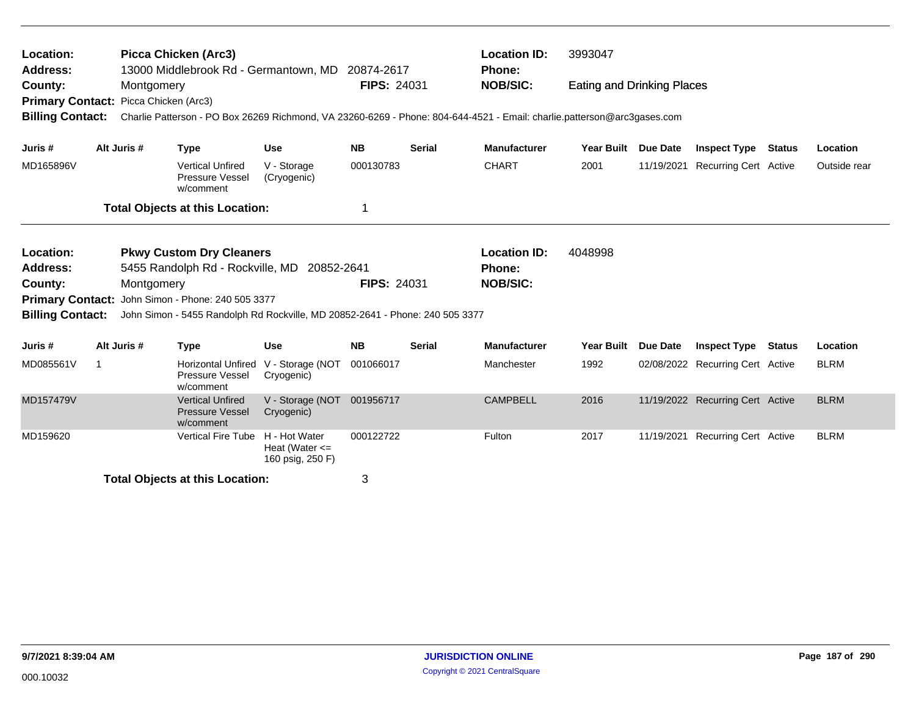**Location:** Picca Chicken (Arc3) **Location ID:** 3993047
**Address:** 13000 Middlebrook Rd - Germantown, MD 20874-2617 **Phone:**
**County:** Montgomery **FIPS:** 24031 **NOB/SIC:** Eating and Drinking Places
**Primary Contact:** Picca Chicken (Arc3)
**Billing Contact:** Charlie Patterson - PO Box 26269 Richmond, VA 23260-6269 - Phone: 804-644-4521 - Email: charlie.patterson@arc3gases.com

| Juris # | Alt Juris # | Type | Use | NB | Serial | Manufacturer | Year Built | Due Date | Inspect Type | Status | Location |
|---|---|---|---|---|---|---|---|---|---|---|---|
| MD165896V | | Vertical Unfired Pressure Vessel w/comment | V - Storage (Cryogenic) | 000130783 | | CHART | 2001 | 11/19/2021 | Recurring Cert | Active | Outside rear |

**Total Objects at this Location:** 1

**Location:** Pkwy Custom Dry Cleaners **Location ID:** 4048998
**Address:** 5455 Randolph Rd - Rockville, MD 20852-2641 **Phone:**
**County:** Montgomery **FIPS:** 24031 **NOB/SIC:**
**Primary Contact:** John Simon - Phone: 240 505 3377
**Billing Contact:** John Simon - 5455 Randolph Rd Rockville, MD 20852-2641 - Phone: 240 505 3377

| Juris # | Alt Juris # | Type | Use | NB | Serial | Manufacturer | Year Built | Due Date | Inspect Type | Status | Location |
|---|---|---|---|---|---|---|---|---|---|---|---|
| MD085561V | 1 | Horizontal Unfired Pressure Vessel w/comment | V - Storage (NOT Cryogenic) | 001066017 | | Manchester | 1992 | 02/08/2022 | Recurring Cert | Active | BLRM |
| MD157479V | | Vertical Unfired Pressure Vessel w/comment | V - Storage (NOT Cryogenic) | 001956717 | | CAMPBELL | 2016 | 11/19/2022 | Recurring Cert | Active | BLRM |
| MD159620 | | Vertical Fire Tube | H - Hot Water Heat (Water <= 160 psig, 250 F) | 000122722 | | Fulton | 2017 | 11/19/2021 | Recurring Cert | Active | BLRM |

**Total Objects at this Location:** 3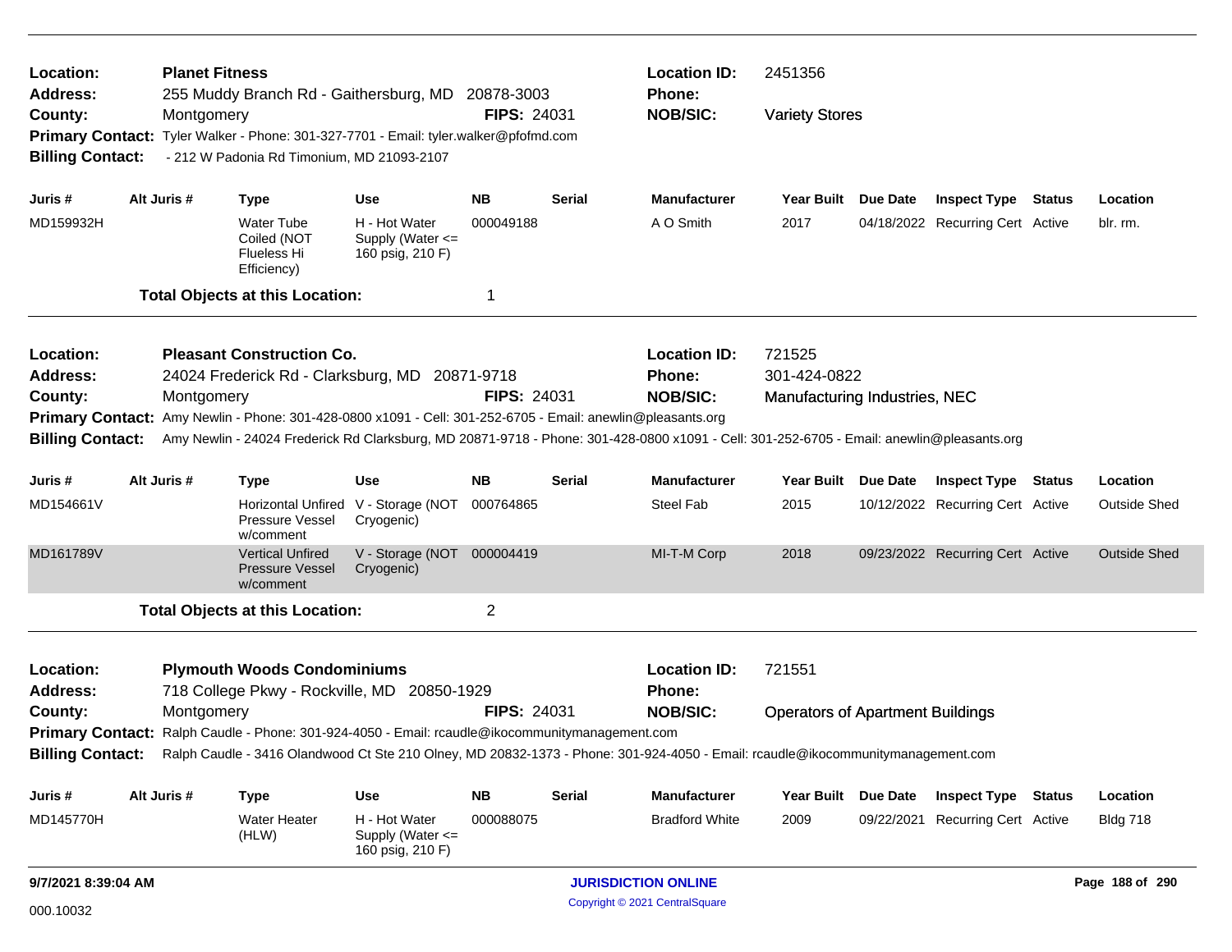**Location:** Planet Fitness  
**Location ID:** 2451356  
**Address:** 255 Muddy Branch Rd - Gaithersburg, MD 20878-3003  
**Phone:**  
**County:** Montgomery  
**FIPS:** 24031  
**NOB/SIC:** Variety Stores  
**Primary Contact:** Tyler Walker - Phone: 301-327-7701 - Email: tyler.walker@pfofmd.com  
**Billing Contact:** - 212 W Padonia Rd Timonium, MD 21093-2107

| Juris # | Alt Juris # | Type | Use | NB | Serial | Manufacturer | Year Built | Due Date | Inspect Type | Status | Location |
|---|---|---|---|---|---|---|---|---|---|---|---|
| MD159932H | | Water Tube Coiled (NOT Flueless Hi Efficiency) | H - Hot Water Supply (Water <= 160 psig, 210 F) | 000049188 | | A O Smith | 2017 | 04/18/2022 | Recurring Cert | Active | blr. rm. |

**Total Objects at this Location:** 1

---

**Location:** Pleasant Construction Co.  
**Location ID:** 721525  
**Address:** 24024 Frederick Rd - Clarksburg, MD 20871-9718  
**Phone:** 301-424-0822  
**County:** Montgomery  
**FIPS:** 24031  
**NOB/SIC:** Manufacturing Industries, NEC  
**Primary Contact:** Amy Newlin - Phone: 301-428-0800 x1091 - Cell: 301-252-6705 - Email: anewlin@pleasants.org  
**Billing Contact:** Amy Newlin - 24024 Frederick Rd Clarksburg, MD 20871-9718 - Phone: 301-428-0800 x1091 - Cell: 301-252-6705 - Email: anewlin@pleasants.org

| Juris # | Alt Juris # | Type | Use | NB | Serial | Manufacturer | Year Built | Due Date | Inspect Type | Status | Location |
|---|---|---|---|---|---|---|---|---|---|---|---|
| MD154661V | | Horizontal Unfired Pressure Vessel w/comment | V - Storage (NOT Cryogenic) | 000764865 | | Steel Fab | 2015 | 10/12/2022 | Recurring Cert | Active | Outside Shed |
| MD161789V | | Vertical Unfired Pressure Vessel w/comment | V - Storage (NOT Cryogenic) | 000004419 | | MI-T-M Corp | 2018 | 09/23/2022 | Recurring Cert | Active | Outside Shed |

**Total Objects at this Location:** 2

---

**Location:** Plymouth Woods Condominiums  
**Location ID:** 721551  
**Address:** 718 College Pkwy - Rockville, MD 20850-1929  
**Phone:**  
**County:** Montgomery  
**FIPS:** 24031  
**NOB/SIC:** Operators of Apartment Buildings  
**Primary Contact:** Ralph Caudle - Phone: 301-924-4050 - Email: rcaudle@ikocommunitymanagement.com  
**Billing Contact:** Ralph Caudle - 3416 Olandwood Ct Ste 210 Olney, MD 20832-1373 - Phone: 301-924-4050 - Email: rcaudle@ikocommunitymanagement.com

| Juris # | Alt Juris # | Type | Use | NB | Serial | Manufacturer | Year Built | Due Date | Inspect Type | Status | Location |
|---|---|---|---|---|---|---|---|---|---|---|---|
| MD145770H | | Water Heater (HLW) | H - Hot Water Supply (Water <= 160 psig, 210 F) | 000088075 | | Bradford White | 2009 | 09/22/2021 | Recurring Cert | Active | Bldg 718 |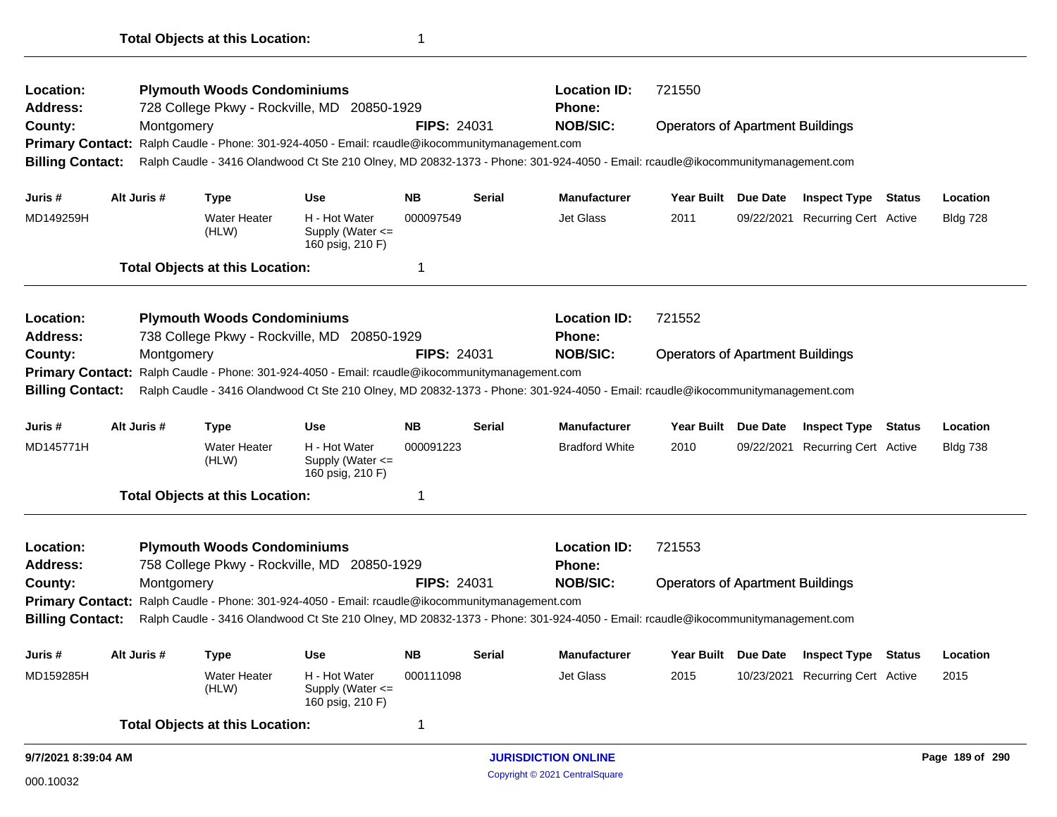**Total Objects at this Location:** 1

---

**Location:** **Plymouth Woods Condominiums** | **Location ID:** 721550
**Address:** 728 College Pkwy - Rockville, MD 20850-1929 | **Phone:**
**County:** Montgomery | **FIPS:** 24031 | **NOB/SIC:** Operators of Apartment Buildings
**Primary Contact:** Ralph Caudle - Phone: 301-924-4050 - Email: rcaudle@ikocommunitymanagement.com
**Billing Contact:** Ralph Caudle - 3416 Olandwood Ct Ste 210 Olney, MD 20832-1373 - Phone: 301-924-4050 - Email: rcaudle@ikocommunitymanagement.com

| Juris # | Alt Juris # | Type | Use | NB | Serial | Manufacturer | Year Built | Due Date | Inspect Type | Status | Location |
|---|---|---|---|---|---|---|---|---|---|---|---|
| MD149259H | | Water Heater (HLW) | H - Hot Water Supply (Water <= 160 psig, 210 F) | 000097549 | | Jet Glass | 2011 | 09/22/2021 | Recurring Cert | Active | Bldg 728 |

**Total Objects at this Location:** 1

---

**Location:** **Plymouth Woods Condominiums** | **Location ID:** 721552
**Address:** 738 College Pkwy - Rockville, MD 20850-1929 | **Phone:**
**County:** Montgomery | **FIPS:** 24031 | **NOB/SIC:** Operators of Apartment Buildings
**Primary Contact:** Ralph Caudle - Phone: 301-924-4050 - Email: rcaudle@ikocommunitymanagement.com
**Billing Contact:** Ralph Caudle - 3416 Olandwood Ct Ste 210 Olney, MD 20832-1373 - Phone: 301-924-4050 - Email: rcaudle@ikocommunitymanagement.com

| Juris # | Alt Juris # | Type | Use | NB | Serial | Manufacturer | Year Built | Due Date | Inspect Type | Status | Location |
|---|---|---|---|---|---|---|---|---|---|---|---|
| MD145771H | | Water Heater (HLW) | H - Hot Water Supply (Water <= 160 psig, 210 F) | 000091223 | | Bradford White | 2010 | 09/22/2021 | Recurring Cert | Active | Bldg 738 |

**Total Objects at this Location:** 1

---

**Location:** **Plymouth Woods Condominiums** | **Location ID:** 721553
**Address:** 758 College Pkwy - Rockville, MD 20850-1929 | **Phone:**
**County:** Montgomery | **FIPS:** 24031 | **NOB/SIC:** Operators of Apartment Buildings
**Primary Contact:** Ralph Caudle - Phone: 301-924-4050 - Email: rcaudle@ikocommunitymanagement.com
**Billing Contact:** Ralph Caudle - 3416 Olandwood Ct Ste 210 Olney, MD 20832-1373 - Phone: 301-924-4050 - Email: rcaudle@ikocommunitymanagement.com

| Juris # | Alt Juris # | Type | Use | NB | Serial | Manufacturer | Year Built | Due Date | Inspect Type | Status | Location |
|---|---|---|---|---|---|---|---|---|---|---|---|
| MD159285H | | Water Heater (HLW) | H - Hot Water Supply (Water <= 160 psig, 210 F) | 000111098 | | Jet Glass | 2015 | 10/23/2021 | Recurring Cert | Active | 2015 |

**Total Objects at this Location:** 1

9/7/2021 8:39:04 AM — JURISDICTION ONLINE — Copyright © 2021 CentralSquare

000.10032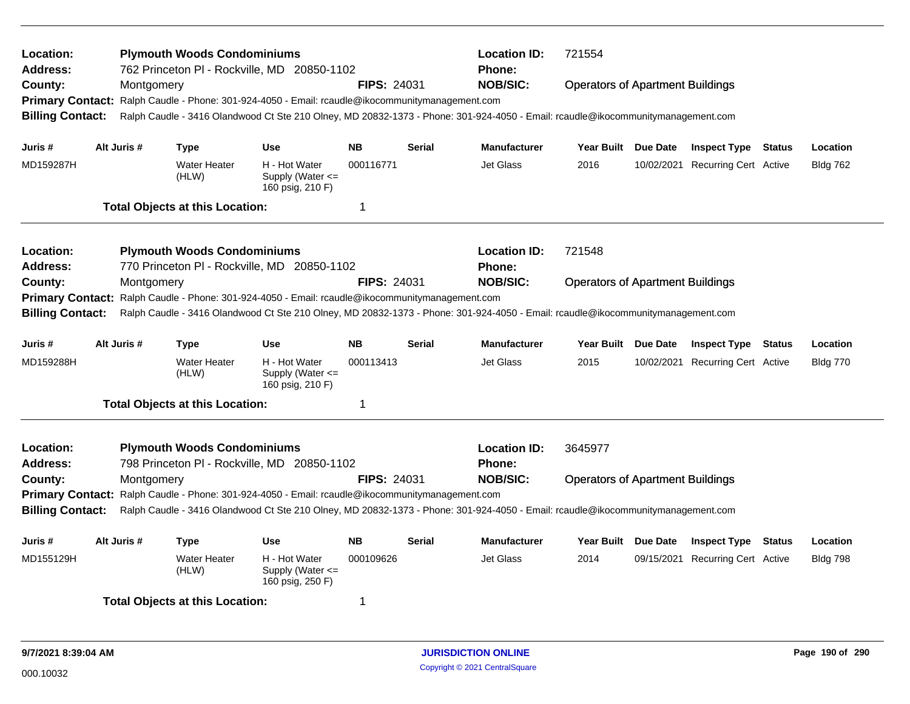**Location:** Plymouth Woods Condominiums **Location ID:** 721554
**Address:** 762 Princeton Pl - Rockville, MD 20850-1102 **Phone:**
**County:** Montgomery **FIPS:** 24031 **NOB/SIC:** Operators of Apartment Buildings
**Primary Contact:** Ralph Caudle - Phone: 301-924-4050 - Email: rcaudle@ikocommunitymanagement.com
**Billing Contact:** Ralph Caudle - 3416 Olandwood Ct Ste 210 Olney, MD 20832-1373 - Phone: 301-924-4050 - Email: rcaudle@ikocommunitymanagement.com

| Juris # | Alt Juris # | Type | Use | NB | Serial | Manufacturer | Year Built | Due Date | Inspect Type | Status | Location |
|---|---|---|---|---|---|---|---|---|---|---|---|
| MD159287H | | Water Heater (HLW) | H - Hot Water Supply (Water <= 160 psig, 210 F) | 000116771 | | Jet Glass | 2016 | 10/02/2021 | Recurring Cert | Active | Bldg 762 |

**Total Objects at this Location:** 1

---

**Location:** Plymouth Woods Condominiums **Location ID:** 721548
**Address:** 770 Princeton Pl - Rockville, MD 20850-1102 **Phone:**
**County:** Montgomery **FIPS:** 24031 **NOB/SIC:** Operators of Apartment Buildings
**Primary Contact:** Ralph Caudle - Phone: 301-924-4050 - Email: rcaudle@ikocommunitymanagement.com
**Billing Contact:** Ralph Caudle - 3416 Olandwood Ct Ste 210 Olney, MD 20832-1373 - Phone: 301-924-4050 - Email: rcaudle@ikocommunitymanagement.com

| Juris # | Alt Juris # | Type | Use | NB | Serial | Manufacturer | Year Built | Due Date | Inspect Type | Status | Location |
|---|---|---|---|---|---|---|---|---|---|---|---|
| MD159288H | | Water Heater (HLW) | H - Hot Water Supply (Water <= 160 psig, 210 F) | 000113413 | | Jet Glass | 2015 | 10/02/2021 | Recurring Cert | Active | Bldg 770 |

**Total Objects at this Location:** 1

---

**Location:** Plymouth Woods Condominiums **Location ID:** 3645977
**Address:** 798 Princeton Pl - Rockville, MD 20850-1102 **Phone:**
**County:** Montgomery **FIPS:** 24031 **NOB/SIC:** Operators of Apartment Buildings
**Primary Contact:** Ralph Caudle - Phone: 301-924-4050 - Email: rcaudle@ikocommunitymanagement.com
**Billing Contact:** Ralph Caudle - 3416 Olandwood Ct Ste 210 Olney, MD 20832-1373 - Phone: 301-924-4050 - Email: rcaudle@ikocommunitymanagement.com

| Juris # | Alt Juris # | Type | Use | NB | Serial | Manufacturer | Year Built | Due Date | Inspect Type | Status | Location |
|---|---|---|---|---|---|---|---|---|---|---|---|
| MD155129H | | Water Heater (HLW) | H - Hot Water Supply (Water <= 160 psig, 250 F) | 000109626 | | Jet Glass | 2014 | 09/15/2021 | Recurring Cert | Active | Bldg 798 |

**Total Objects at this Location:** 1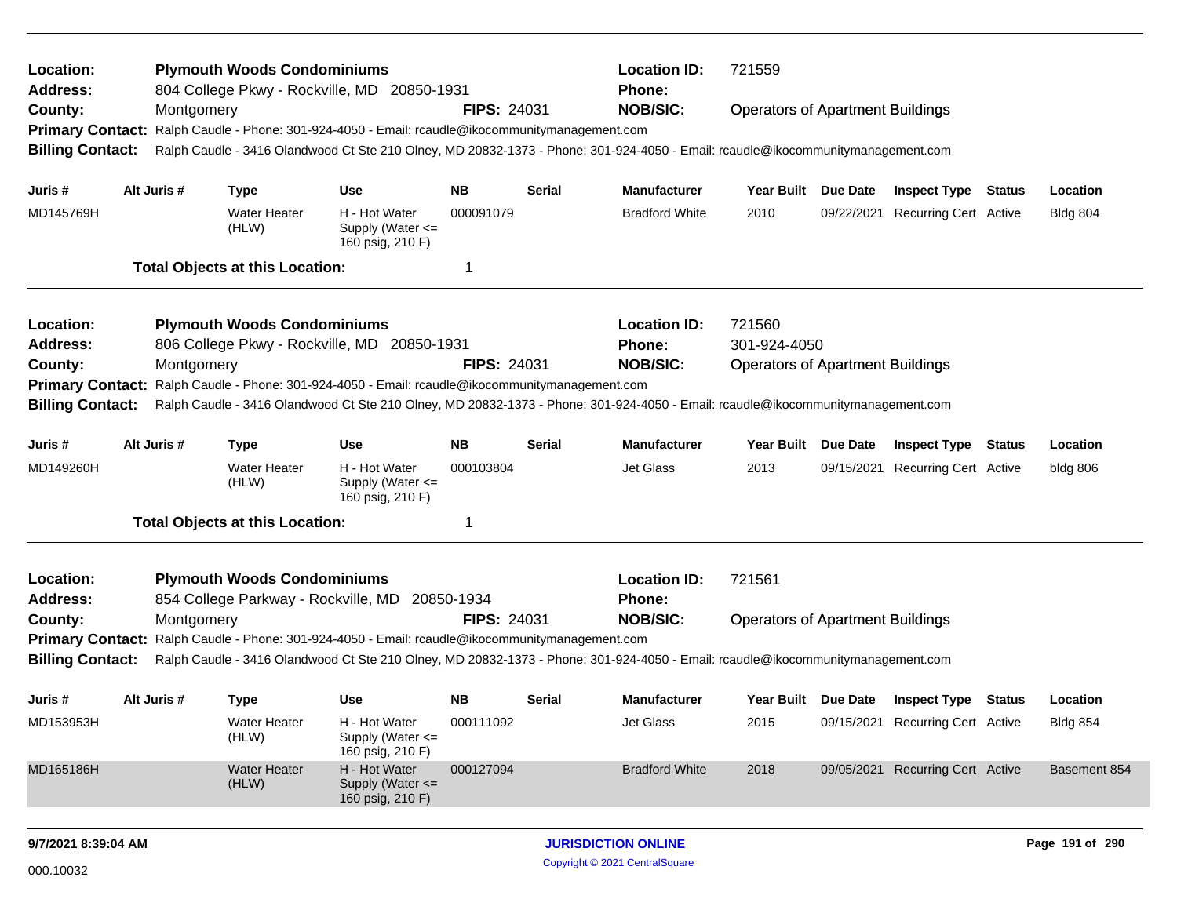**Location:** Plymouth Woods Condominiums
**Address:** 804 College Pkwy - Rockville, MD 20850-1931
**County:** Montgomery
**FIPS:** 24031
**Location ID:** 721559
**Phone:**
**NOB/SIC:** Operators of Apartment Buildings
**Primary Contact:** Ralph Caudle - Phone: 301-924-4050 - Email: rcaudle@ikocommunitymanagement.com
**Billing Contact:** Ralph Caudle - 3416 Olandwood Ct Ste 210 Olney, MD 20832-1373 - Phone: 301-924-4050 - Email: rcaudle@ikocommunitymanagement.com

| Juris # | Alt Juris # | Type | Use | NB | Serial | Manufacturer | Year Built | Due Date | Inspect Type | Status | Location |
|---|---|---|---|---|---|---|---|---|---|---|---|
| MD145769H | | Water Heater (HLW) | H - Hot Water Supply (Water <= 160 psig, 210 F) | 000091079 | | Bradford White | 2010 | 09/22/2021 | Recurring Cert | Active | Bldg 804 |

**Total Objects at this Location:** 1

---

**Location:** Plymouth Woods Condominiums
**Address:** 806 College Pkwy - Rockville, MD 20850-1931
**County:** Montgomery
**FIPS:** 24031
**Location ID:** 721560
**Phone:** 301-924-4050
**NOB/SIC:** Operators of Apartment Buildings
**Primary Contact:** Ralph Caudle - Phone: 301-924-4050 - Email: rcaudle@ikocommunitymanagement.com
**Billing Contact:** Ralph Caudle - 3416 Olandwood Ct Ste 210 Olney, MD 20832-1373 - Phone: 301-924-4050 - Email: rcaudle@ikocommunitymanagement.com

| Juris # | Alt Juris # | Type | Use | NB | Serial | Manufacturer | Year Built | Due Date | Inspect Type | Status | Location |
|---|---|---|---|---|---|---|---|---|---|---|---|
| MD149260H | | Water Heater (HLW) | H - Hot Water Supply (Water <= 160 psig, 210 F) | 000103804 | | Jet Glass | 2013 | 09/15/2021 | Recurring Cert | Active | bldg 806 |

**Total Objects at this Location:** 1

---

**Location:** Plymouth Woods Condominiums
**Address:** 854 College Parkway - Rockville, MD 20850-1934
**County:** Montgomery
**FIPS:** 24031
**Location ID:** 721561
**Phone:**
**NOB/SIC:** Operators of Apartment Buildings
**Primary Contact:** Ralph Caudle - Phone: 301-924-4050 - Email: rcaudle@ikocommunitymanagement.com
**Billing Contact:** Ralph Caudle - 3416 Olandwood Ct Ste 210 Olney, MD 20832-1373 - Phone: 301-924-4050 - Email: rcaudle@ikocommunitymanagement.com

| Juris # | Alt Juris # | Type | Use | NB | Serial | Manufacturer | Year Built | Due Date | Inspect Type | Status | Location |
|---|---|---|---|---|---|---|---|---|---|---|---|
| MD153953H | | Water Heater (HLW) | H - Hot Water Supply (Water <= 160 psig, 210 F) | 000111092 | | Jet Glass | 2015 | 09/15/2021 | Recurring Cert | Active | Bldg 854 |
| MD165186H | | Water Heater (HLW) | H - Hot Water Supply (Water <= 160 psig, 210 F) | 000127094 | | Bradford White | 2018 | 09/05/2021 | Recurring Cert | Active | Basement 854 |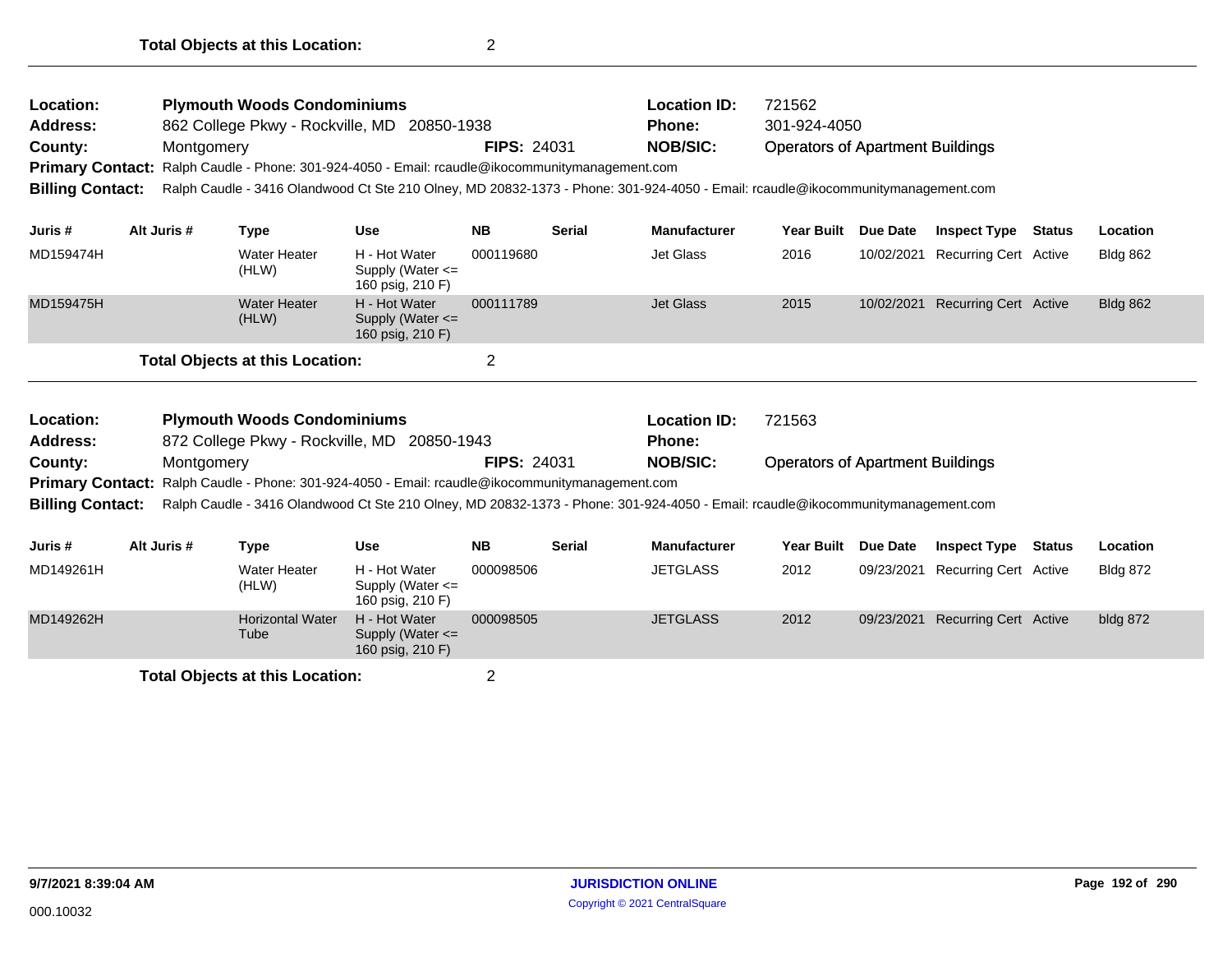**Total Objects at this Location:** 2

---

| | | | | | |
|---|---|---|---|---|---|
| **Location:** | **Plymouth Woods Condominiums** | | | **Location ID:** | 721562 |
| **Address:** | 862 College Pkwy - Rockville, MD 20850-1938 | | | **Phone:** | 301-924-4050 |
| **County:** | Montgomery | **FIPS:** 24031 | | **NOB/SIC:** | Operators of Apartment Buildings |

**Primary Contact:** Ralph Caudle - Phone: 301-924-4050 - Email: rcaudle@ikocommunitymanagement.com

**Billing Contact:** Ralph Caudle - 3416 Olandwood Ct Ste 210 Olney, MD 20832-1373 - Phone: 301-924-4050 - Email: rcaudle@ikocommunitymanagement.com

| Juris # | Alt Juris # | Type | Use | NB | Serial | Manufacturer | Year Built | Due Date | Inspect Type | Status | Location |
|---|---|---|---|---|---|---|---|---|---|---|---|
| MD159474H | | Water Heater (HLW) | H - Hot Water Supply (Water <= 160 psig, 210 F) | 000119680 | | Jet Glass | 2016 | 10/02/2021 | Recurring Cert | Active | Bldg 862 |
| MD159475H | | Water Heater (HLW) | H - Hot Water Supply (Water <= 160 psig, 210 F) | 000111789 | | Jet Glass | 2015 | 10/02/2021 | Recurring Cert | Active | Bldg 862 |

**Total Objects at this Location:** 2

---

| | | | | | |
|---|---|---|---|---|---|
| **Location:** | **Plymouth Woods Condominiums** | | | **Location ID:** | 721563 |
| **Address:** | 872 College Pkwy - Rockville, MD 20850-1943 | | | **Phone:** | |
| **County:** | Montgomery | **FIPS:** 24031 | | **NOB/SIC:** | Operators of Apartment Buildings |

**Primary Contact:** Ralph Caudle - Phone: 301-924-4050 - Email: rcaudle@ikocommunitymanagement.com

**Billing Contact:** Ralph Caudle - 3416 Olandwood Ct Ste 210 Olney, MD 20832-1373 - Phone: 301-924-4050 - Email: rcaudle@ikocommunitymanagement.com

| Juris # | Alt Juris # | Type | Use | NB | Serial | Manufacturer | Year Built | Due Date | Inspect Type | Status | Location |
|---|---|---|---|---|---|---|---|---|---|---|---|
| MD149261H | | Water Heater (HLW) | H - Hot Water Supply (Water <= 160 psig, 210 F) | 000098506 | | JETGLASS | 2012 | 09/23/2021 | Recurring Cert | Active | Bldg 872 |
| MD149262H | | Horizontal Water Tube | H - Hot Water Supply (Water <= 160 psig, 210 F) | 000098505 | | JETGLASS | 2012 | 09/23/2021 | Recurring Cert | Active | bldg 872 |

**Total Objects at this Location:** 2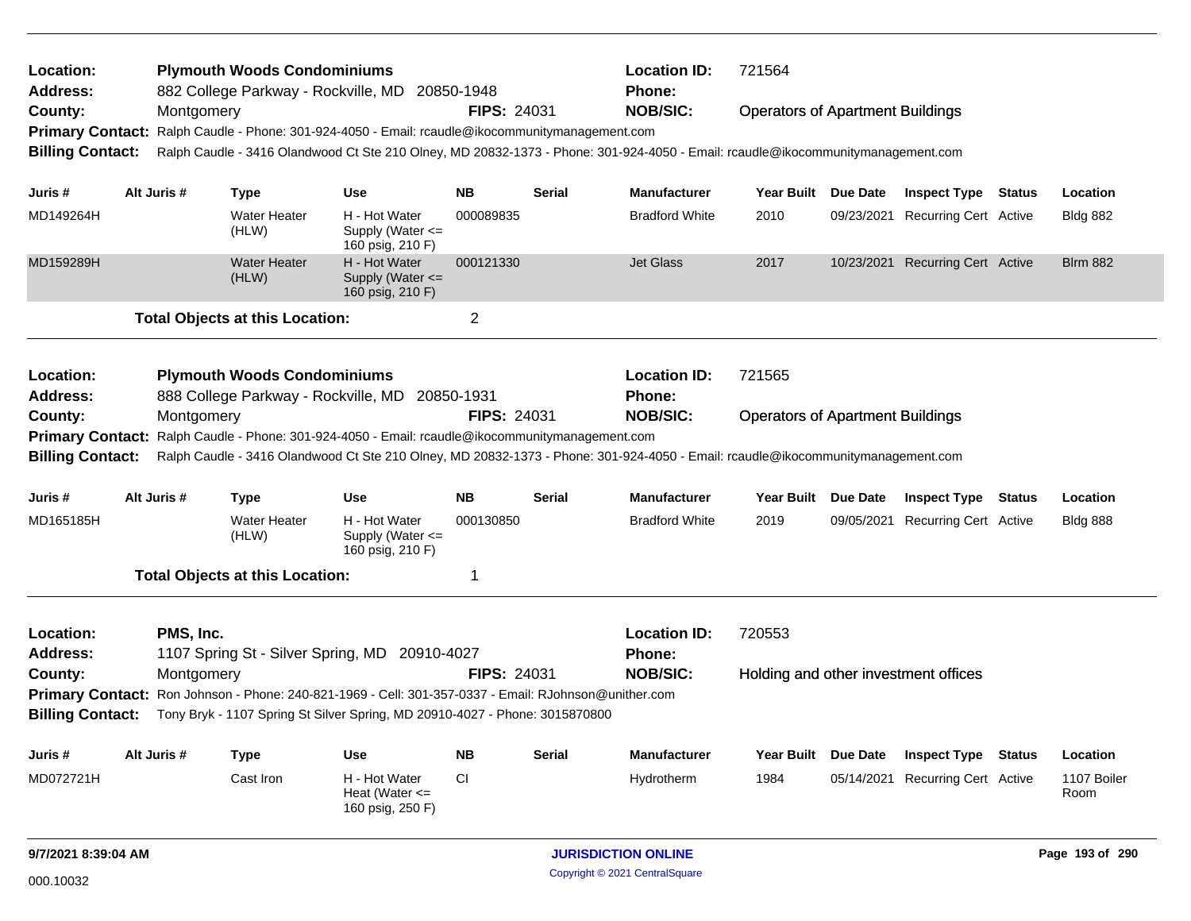**Location:** Plymouth Woods Condominiums
**Address:** 882 College Parkway - Rockville, MD 20850-1948
**County:** Montgomery **FIPS:** 24031
**Location ID:** 721564
**Phone:**
**NOB/SIC:** Operators of Apartment Buildings
**Primary Contact:** Ralph Caudle - Phone: 301-924-4050 - Email: rcaudle@ikocommunitymanagement.com
**Billing Contact:** Ralph Caudle - 3416 Olandwood Ct Ste 210 Olney, MD 20832-1373 - Phone: 301-924-4050 - Email: rcaudle@ikocommunitymanagement.com

| Juris # | Alt Juris # | Type | Use | NB | Serial | Manufacturer | Year Built | Due Date | Inspect Type | Status | Location |
|---|---|---|---|---|---|---|---|---|---|---|---|
| MD149264H | | Water Heater (HLW) | H - Hot Water Supply (Water <= 160 psig, 210 F) | 000089835 | | Bradford White | 2010 | 09/23/2021 | Recurring Cert | Active | Bldg 882 |
| MD159289H | | Water Heater (HLW) | H - Hot Water Supply (Water <= 160 psig, 210 F) | 000121330 | | Jet Glass | 2017 | 10/23/2021 | Recurring Cert | Active | Blrm 882 |

**Total Objects at this Location:** 2

**Location:** Plymouth Woods Condominiums
**Address:** 888 College Parkway - Rockville, MD 20850-1931
**County:** Montgomery **FIPS:** 24031
**Location ID:** 721565
**Phone:**
**NOB/SIC:** Operators of Apartment Buildings
**Primary Contact:** Ralph Caudle - Phone: 301-924-4050 - Email: rcaudle@ikocommunitymanagement.com
**Billing Contact:** Ralph Caudle - 3416 Olandwood Ct Ste 210 Olney, MD 20832-1373 - Phone: 301-924-4050 - Email: rcaudle@ikocommunitymanagement.com

| Juris # | Alt Juris # | Type | Use | NB | Serial | Manufacturer | Year Built | Due Date | Inspect Type | Status | Location |
|---|---|---|---|---|---|---|---|---|---|---|---|
| MD165185H | | Water Heater (HLW) | H - Hot Water Supply (Water <= 160 psig, 210 F) | 000130850 | | Bradford White | 2019 | 09/05/2021 | Recurring Cert | Active | Bldg 888 |

**Total Objects at this Location:** 1

**Location:** PMS, Inc.
**Address:** 1107 Spring St - Silver Spring, MD 20910-4027
**County:** Montgomery **FIPS:** 24031
**Location ID:** 720553
**Phone:**
**NOB/SIC:** Holding and other investment offices
**Primary Contact:** Ron Johnson - Phone: 240-821-1969 - Cell: 301-357-0337 - Email: RJohnson@unither.com
**Billing Contact:** Tony Bryk - 1107 Spring St Silver Spring, MD 20910-4027 - Phone: 3015870800

| Juris # | Alt Juris # | Type | Use | NB | Serial | Manufacturer | Year Built | Due Date | Inspect Type | Status | Location |
|---|---|---|---|---|---|---|---|---|---|---|---|
| MD072721H | | Cast Iron | H - Hot Water Heat (Water <= 160 psig, 250 F) | CI | | Hydrotherm | 1984 | 05/14/2021 | Recurring Cert | Active | 1107 Boiler Room |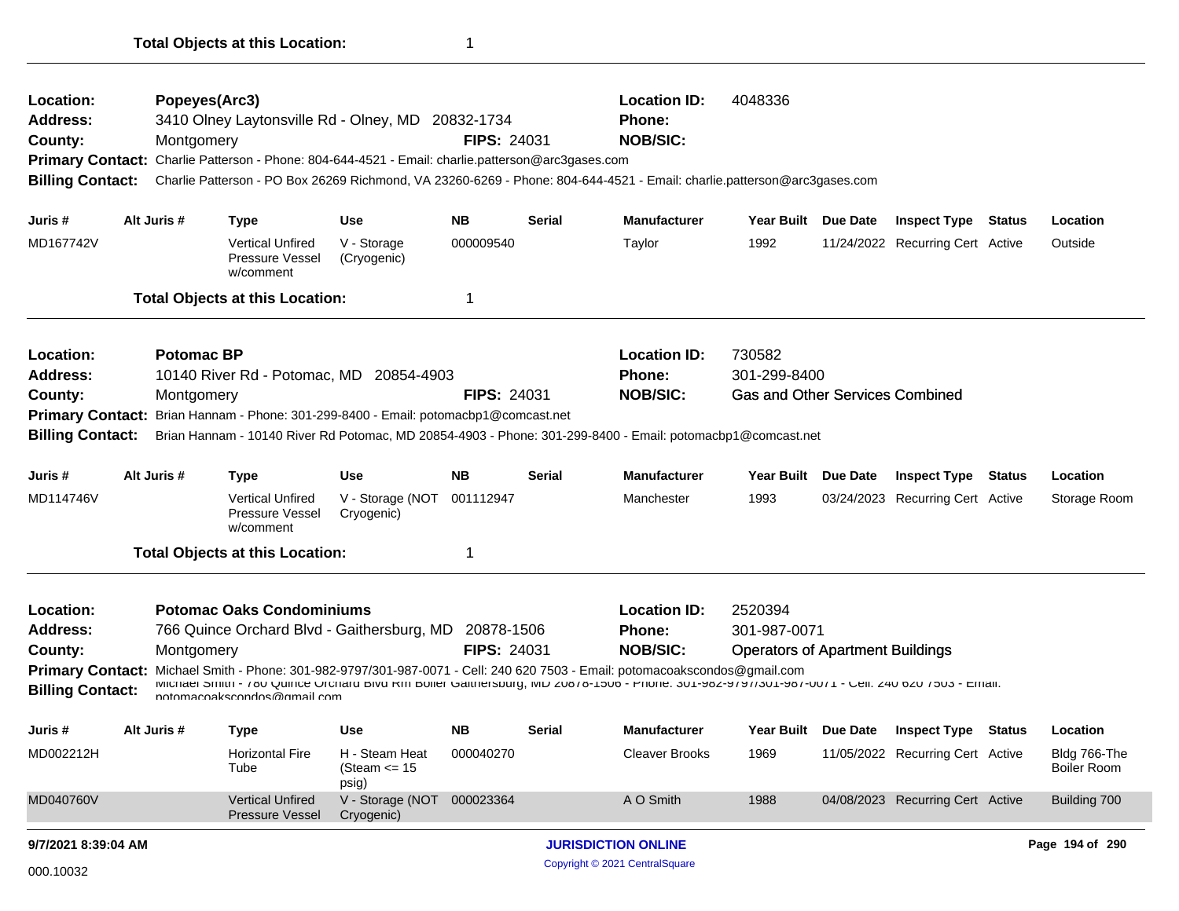**Total Objects at this Location:** 1

---

**Location:** Popeyes(Arc3)
**Address:** 3410 Olney Laytonsville Rd - Olney, MD 20832-1734
**County:** Montgomery **FIPS:** 24031
**Location ID:** 4048336
**Phone:**
**NOB/SIC:**
**Primary Contact:** Charlie Patterson - Phone: 804-644-4521 - Email: charlie.patterson@arc3gases.com
**Billing Contact:** Charlie Patterson - PO Box 26269 Richmond, VA 23260-6269 - Phone: 804-644-4521 - Email: charlie.patterson@arc3gases.com

| Juris # | Alt Juris # | Type | Use | NB | Serial | Manufacturer | Year Built | Due Date | Inspect Type | Status | Location |
|---|---|---|---|---|---|---|---|---|---|---|---|
| MD167742V | | Vertical Unfired Pressure Vessel w/comment | V - Storage (Cryogenic) | 000009540 | | Taylor | 1992 | 11/24/2022 | Recurring Cert | Active | Outside |

**Total Objects at this Location:** 1

---

**Location:** Potomac BP
**Address:** 10140 River Rd - Potomac, MD 20854-4903
**County:** Montgomery **FIPS:** 24031
**Location ID:** 730582
**Phone:** 301-299-8400
**NOB/SIC:** Gas and Other Services Combined
**Primary Contact:** Brian Hannam - Phone: 301-299-8400 - Email: potomacbp1@comcast.net
**Billing Contact:** Brian Hannam - 10140 River Rd Potomac, MD 20854-4903 - Phone: 301-299-8400 - Email: potomacbp1@comcast.net

| Juris # | Alt Juris # | Type | Use | NB | Serial | Manufacturer | Year Built | Due Date | Inspect Type | Status | Location |
|---|---|---|---|---|---|---|---|---|---|---|---|
| MD114746V | | Vertical Unfired Pressure Vessel w/comment | V - Storage (NOT Cryogenic) | 001112947 | | Manchester | 1993 | 03/24/2023 | Recurring Cert | Active | Storage Room |

**Total Objects at this Location:** 1

---

**Location:** Potomac Oaks Condominiums
**Address:** 766 Quince Orchard Blvd - Gaithersburg, MD 20878-1506
**County:** Montgomery **FIPS:** 24031
**Location ID:** 2520394
**Phone:** 301-987-0071
**NOB/SIC:** Operators of Apartment Buildings
**Primary Contact:** Michael Smith - Phone: 301-982-9797/301-987-0071 - Cell: 240 620 7503 - Email: potomacoakscondos@gmail.com
**Billing Contact:** Michael Smith - 780 Quince Orchard Blvd Rm Boiler Gaithersburg, MD 20878-1506 - Phone: 301-982-9797/301-987-0071 - Cell: 240 620 7503 - Email: potomacoakscondos@gmail.com

| Juris # | Alt Juris # | Type | Use | NB | Serial | Manufacturer | Year Built | Due Date | Inspect Type | Status | Location |
|---|---|---|---|---|---|---|---|---|---|---|---|
| MD002212H | | Horizontal Fire Tube | H - Steam Heat (Steam <= 15 psig) | 000040270 | | Cleaver Brooks | 1969 | 11/05/2022 | Recurring Cert | Active | Bldg 766-The Boiler Room |
| MD040760V | | Vertical Unfired Pressure Vessel | V - Storage (NOT Cryogenic) | 000023364 | | A O Smith | 1988 | 04/08/2023 | Recurring Cert | Active | Building 700 |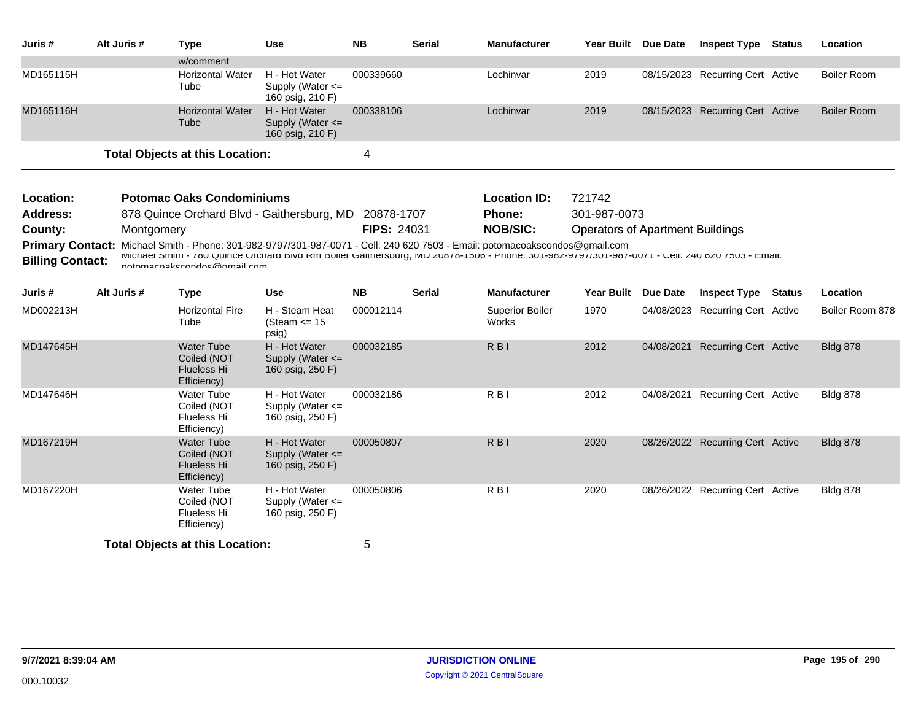| Juris # | Alt Juris # | Type | Use | NB | Serial | Manufacturer | Year Built | Due Date | Inspect Type | Status | Location |
|---|---|---|---|---|---|---|---|---|---|---|---|
| | | w/comment | | | | | | | | | |
| MD165115H | | Horizontal Water Tube | H - Hot Water Supply (Water <= 160 psig, 210 F) | 000339660 | | Lochinvar | 2019 | 08/15/2023 | Recurring Cert | Active | Boiler Room |
| MD165116H | | Horizontal Water Tube | H - Hot Water Supply (Water <= 160 psig, 210 F) | 000338106 | | Lochinvar | 2019 | 08/15/2023 | Recurring Cert | Active | Boiler Room |

**Total Objects at this Location:** 4

**Location:** Potomac Oaks Condominiums
**Location ID:** 721742
**Address:** 878 Quince Orchard Blvd - Gaithersburg, MD 20878-1707
**Phone:** 301-987-0073
**County:** Montgomery
**FIPS:** 24031
**NOB/SIC:** Operators of Apartment Buildings
**Primary Contact:** Michael Smith - Phone: 301-982-9797/301-987-0071 - Cell: 240 620 7503 - Email: potomacoakscondos@gmail.com
**Billing Contact:** Michael Smith - 780 Quince Orchard Blvd Rm Boiler Gaithersburg, MD 20878-1506 - Phone: 301-982-9797/301-987-0071 - Cell: 240 620 7503 - Email: potomacoakscondos@gmail.com

| Juris # | Alt Juris # | Type | Use | NB | Serial | Manufacturer | Year Built | Due Date | Inspect Type | Status | Location |
|---|---|---|---|---|---|---|---|---|---|---|---|
| MD002213H | | Horizontal Fire Tube | H - Steam Heat (Steam <= 15 psig) | 000012114 | | Superior Boiler Works | 1970 | 04/08/2023 | Recurring Cert | Active | Boiler Room 878 |
| MD147645H | | Water Tube Coiled (NOT Flueless Hi Efficiency) | H - Hot Water Supply (Water <= 160 psig, 250 F) | 000032185 | | R B I | 2012 | 04/08/2021 | Recurring Cert | Active | Bldg 878 |
| MD147646H | | Water Tube Coiled (NOT Flueless Hi Efficiency) | H - Hot Water Supply (Water <= 160 psig, 250 F) | 000032186 | | R B I | 2012 | 04/08/2021 | Recurring Cert | Active | Bldg 878 |
| MD167219H | | Water Tube Coiled (NOT Flueless Hi Efficiency) | H - Hot Water Supply (Water <= 160 psig, 250 F) | 000050807 | | R B I | 2020 | 08/26/2022 | Recurring Cert | Active | Bldg 878 |
| MD167220H | | Water Tube Coiled (NOT Flueless Hi Efficiency) | H - Hot Water Supply (Water <= 160 psig, 250 F) | 000050806 | | R B I | 2020 | 08/26/2022 | Recurring Cert | Active | Bldg 878 |

**Total Objects at this Location:** 5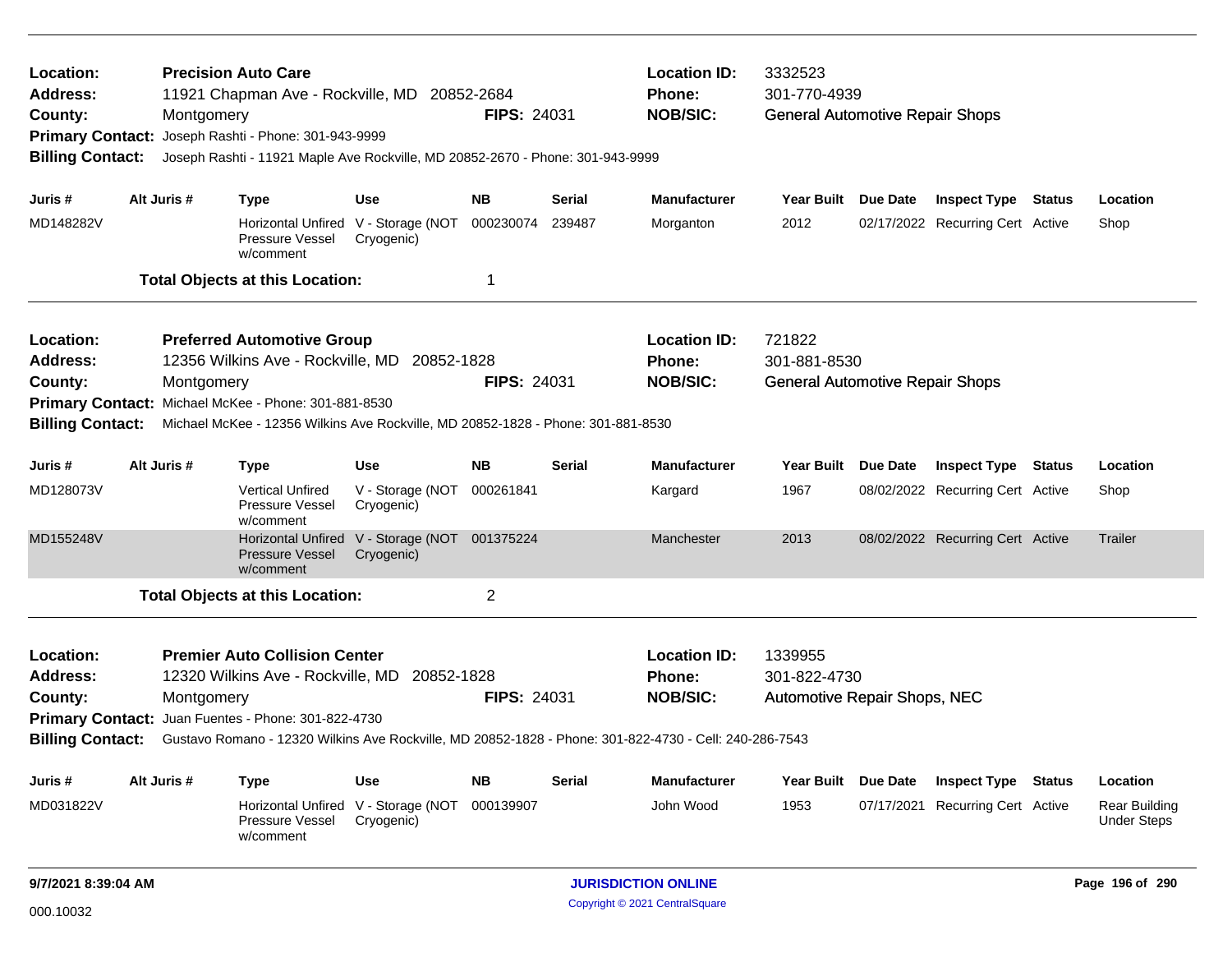**Location:** Precision Auto Care
**Address:** 11921 Chapman Ave - Rockville, MD 20852-2684
**County:** Montgomery **FIPS:** 24031
**Location ID:** 3332523
**Phone:** 301-770-4939
**NOB/SIC:** General Automotive Repair Shops
**Primary Contact:** Joseph Rashti - Phone: 301-943-9999
**Billing Contact:** Joseph Rashti - 11921 Maple Ave Rockville, MD 20852-2670 - Phone: 301-943-9999

| Juris # | Alt Juris # | Type | Use | NB | Serial | Manufacturer | Year Built | Due Date | Inspect Type | Status | Location |
|---|---|---|---|---|---|---|---|---|---|---|---|
| MD148282V | | Horizontal Unfired Pressure Vessel w/comment | V - Storage (NOT Cryogenic) | 000230074 | 239487 | Morganton | 2012 | 02/17/2022 | Recurring Cert | Active | Shop |

**Total Objects at this Location:** 1

---

**Location:** Preferred Automotive Group
**Address:** 12356 Wilkins Ave - Rockville, MD 20852-1828
**County:** Montgomery **FIPS:** 24031
**Location ID:** 721822
**Phone:** 301-881-8530
**NOB/SIC:** General Automotive Repair Shops
**Primary Contact:** Michael McKee - Phone: 301-881-8530
**Billing Contact:** Michael McKee - 12356 Wilkins Ave Rockville, MD 20852-1828 - Phone: 301-881-8530

| Juris # | Alt Juris # | Type | Use | NB | Serial | Manufacturer | Year Built | Due Date | Inspect Type | Status | Location |
|---|---|---|---|---|---|---|---|---|---|---|---|
| MD128073V | | Vertical Unfired Pressure Vessel w/comment | V - Storage (NOT Cryogenic) | 000261841 | | Kargard | 1967 | 08/02/2022 | Recurring Cert | Active | Shop |
| MD155248V | | Horizontal Unfired Pressure Vessel w/comment | V - Storage (NOT Cryogenic) | 001375224 | | Manchester | 2013 | 08/02/2022 | Recurring Cert | Active | Trailer |

**Total Objects at this Location:** 2

---

**Location:** Premier Auto Collision Center
**Address:** 12320 Wilkins Ave - Rockville, MD 20852-1828
**County:** Montgomery **FIPS:** 24031
**Location ID:** 1339955
**Phone:** 301-822-4730
**NOB/SIC:** Automotive Repair Shops, NEC
**Primary Contact:** Juan Fuentes - Phone: 301-822-4730
**Billing Contact:** Gustavo Romano - 12320 Wilkins Ave Rockville, MD 20852-1828 - Phone: 301-822-4730 - Cell: 240-286-7543

| Juris # | Alt Juris # | Type | Use | NB | Serial | Manufacturer | Year Built | Due Date | Inspect Type | Status | Location |
|---|---|---|---|---|---|---|---|---|---|---|---|
| MD031822V | | Horizontal Unfired Pressure Vessel w/comment | V - Storage (NOT Cryogenic) | 000139907 | | John Wood | 1953 | 07/17/2021 | Recurring Cert | Active | Rear Building Under Steps |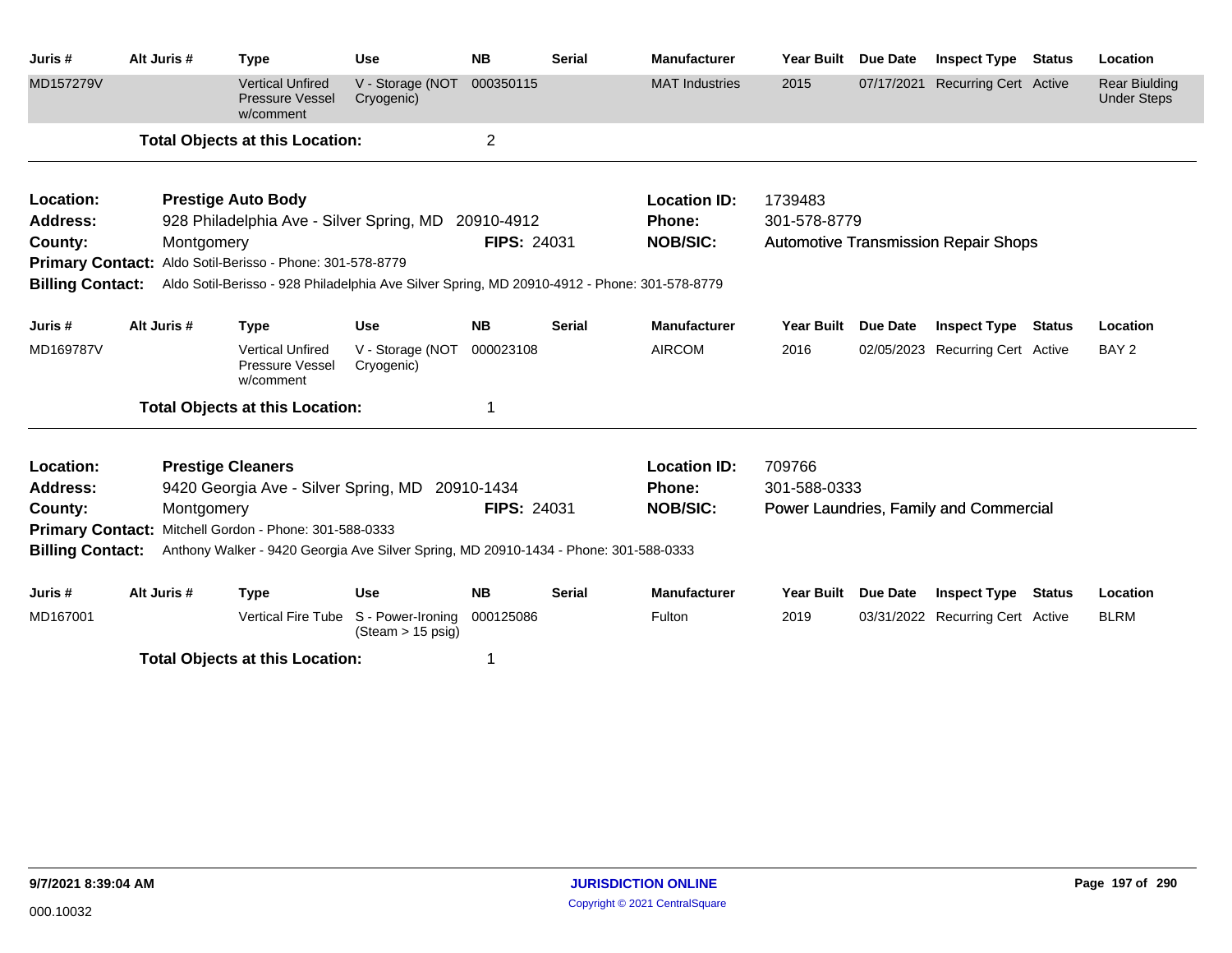| Juris # | Alt Juris # | Type | Use | NB | Serial | Manufacturer | Year Built | Due Date | Inspect Type | Status | Location |
|---|---|---|---|---|---|---|---|---|---|---|---|
| MD157279V | | Vertical Unfired Pressure Vessel w/comment | V - Storage (NOT Cryogenic) | 000350115 | | MAT Industries | 2015 | 07/17/2021 | Recurring Cert | Active | Rear Biulding Under Steps |

**Total Objects at this Location:** 2

---

**Location:** Prestige Auto Body
**Address:** 928 Philadelphia Ave - Silver Spring, MD 20910-4912
**County:** Montgomery
**FIPS:** 24031
**Location ID:** 1739483
**Phone:** 301-578-8779
**NOB/SIC:** Automotive Transmission Repair Shops
**Primary Contact:** Aldo Sotil-Berisso - Phone: 301-578-8779
**Billing Contact:** Aldo Sotil-Berisso - 928 Philadelphia Ave Silver Spring, MD 20910-4912 - Phone: 301-578-8779

| Juris # | Alt Juris # | Type | Use | NB | Serial | Manufacturer | Year Built | Due Date | Inspect Type | Status | Location |
|---|---|---|---|---|---|---|---|---|---|---|---|
| MD169787V | | Vertical Unfired Pressure Vessel w/comment | V - Storage (NOT Cryogenic) | 000023108 | | AIRCOM | 2016 | 02/05/2023 | Recurring Cert | Active | BAY 2 |

**Total Objects at this Location:** 1

---

**Location:** Prestige Cleaners
**Address:** 9420 Georgia Ave - Silver Spring, MD 20910-1434
**County:** Montgomery
**FIPS:** 24031
**Location ID:** 709766
**Phone:** 301-588-0333
**NOB/SIC:** Power Laundries, Family and Commercial
**Primary Contact:** Mitchell Gordon - Phone: 301-588-0333
**Billing Contact:** Anthony Walker - 9420 Georgia Ave Silver Spring, MD 20910-1434 - Phone: 301-588-0333

| Juris # | Alt Juris # | Type | Use | NB | Serial | Manufacturer | Year Built | Due Date | Inspect Type | Status | Location |
|---|---|---|---|---|---|---|---|---|---|---|---|
| MD167001 | | Vertical Fire Tube | S - Power-Ironing (Steam > 15 psig) | 000125086 | | Fulton | 2019 | 03/31/2022 | Recurring Cert | Active | BLRM |

**Total Objects at this Location:** 1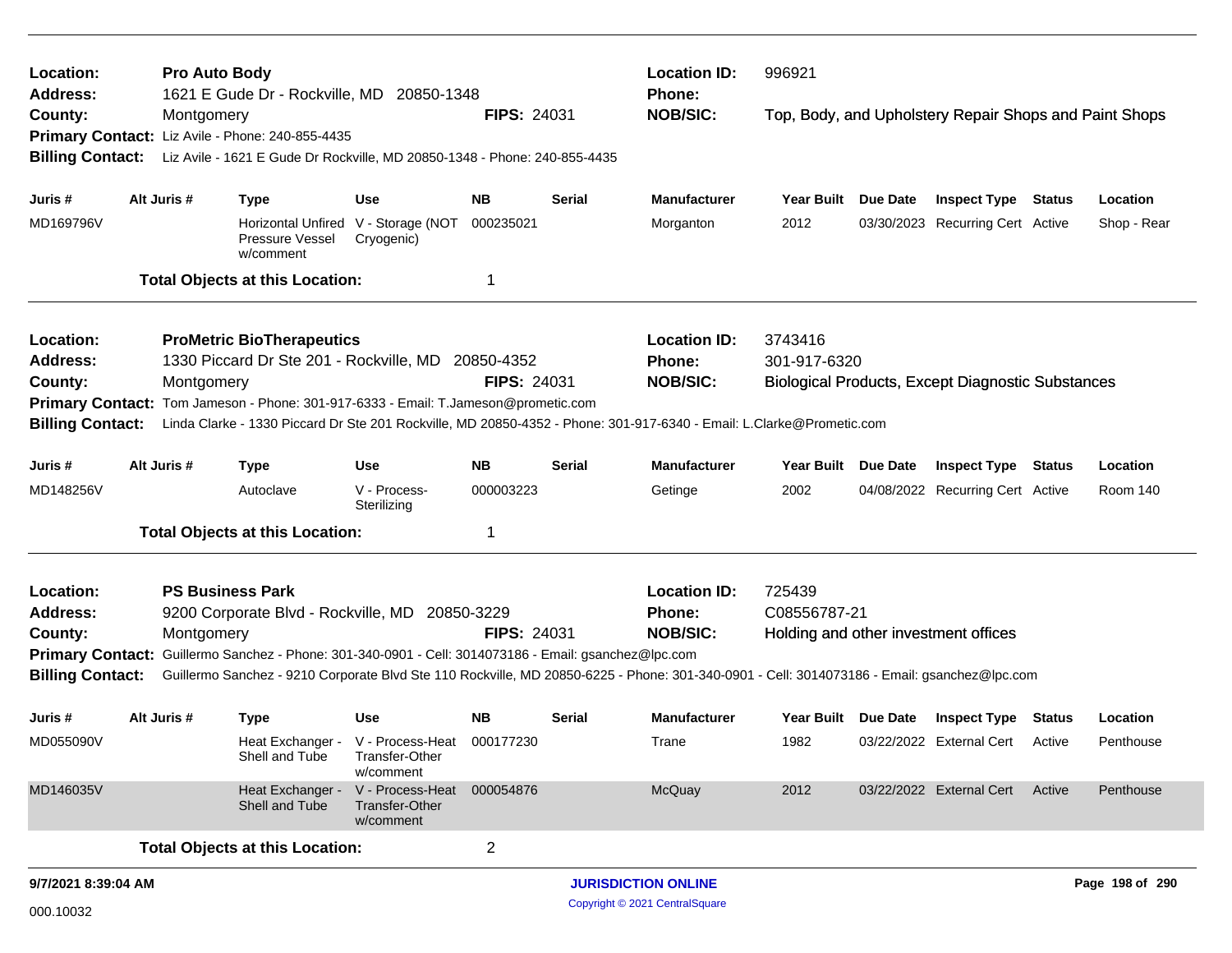**Location:** Pro Auto Body
**Address:** 1621 E Gude Dr - Rockville, MD 20850-1348
**County:** Montgomery
**FIPS:** 24031
**Location ID:** 996921
**Phone:**
**NOB/SIC:** Top, Body, and Upholstery Repair Shops and Paint Shops
**Primary Contact:** Liz Avile - Phone: 240-855-4435
**Billing Contact:** Liz Avile - 1621 E Gude Dr Rockville, MD 20850-1348 - Phone: 240-855-4435

| Juris # | Alt Juris # | Type | Use | NB | Serial | Manufacturer | Year Built | Due Date | Inspect Type | Status | Location |
|---|---|---|---|---|---|---|---|---|---|---|---|
| MD169796V | | Horizontal Unfired Pressure Vessel w/comment | V - Storage (NOT Cryogenic) | 000235021 | | Morganton | 2012 | 03/30/2023 | Recurring Cert | Active | Shop - Rear |

**Total Objects at this Location:** 1

---

**Location:** ProMetric BioTherapeutics
**Address:** 1330 Piccard Dr Ste 201 - Rockville, MD 20850-4352
**County:** Montgomery
**FIPS:** 24031
**Location ID:** 3743416
**Phone:** 301-917-6320
**NOB/SIC:** Biological Products, Except Diagnostic Substances
**Primary Contact:** Tom Jameson - Phone: 301-917-6333 - Email: T.Jameson@prometic.com
**Billing Contact:** Linda Clarke - 1330 Piccard Dr Ste 201 Rockville, MD 20850-4352 - Phone: 301-917-6340 - Email: L.Clarke@Prometic.com

| Juris # | Alt Juris # | Type | Use | NB | Serial | Manufacturer | Year Built | Due Date | Inspect Type | Status | Location |
|---|---|---|---|---|---|---|---|---|---|---|---|
| MD148256V | | Autoclave | V - Process-Sterilizing | 000003223 | | Getinge | 2002 | 04/08/2022 | Recurring Cert | Active | Room 140 |

**Total Objects at this Location:** 1

---

**Location:** PS Business Park
**Address:** 9200 Corporate Blvd - Rockville, MD 20850-3229
**County:** Montgomery
**FIPS:** 24031
**Location ID:** 725439
**Phone:** C08556787-21
**NOB/SIC:** Holding and other investment offices
**Primary Contact:** Guillermo Sanchez - Phone: 301-340-0901 - Cell: 3014073186 - Email: gsanchez@lpc.com
**Billing Contact:** Guillermo Sanchez - 9210 Corporate Blvd Ste 110 Rockville, MD 20850-6225 - Phone: 301-340-0901 - Cell: 3014073186 - Email: gsanchez@lpc.com

| Juris # | Alt Juris # | Type | Use | NB | Serial | Manufacturer | Year Built | Due Date | Inspect Type | Status | Location |
|---|---|---|---|---|---|---|---|---|---|---|---|
| MD055090V | | Heat Exchanger - Shell and Tube | V - Process-Heat Transfer-Other w/comment | 000177230 | | Trane | 1982 | 03/22/2022 | External Cert | Active | Penthouse |
| MD146035V | | Heat Exchanger - Shell and Tube | V - Process-Heat Transfer-Other w/comment | 000054876 | | McQuay | 2012 | 03/22/2022 | External Cert | Active | Penthouse |

**Total Objects at this Location:** 2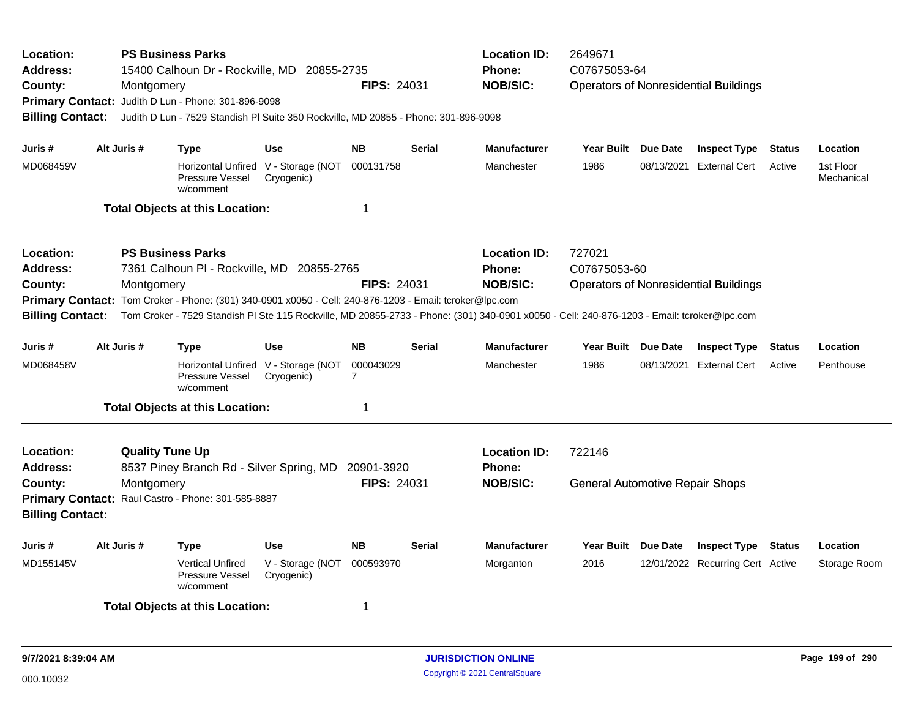**Location:** PS Business Parks
**Address:** 15400 Calhoun Dr - Rockville, MD 20855-2735
**County:** Montgomery
**FIPS:** 24031
**Location ID:** 2649671
**Phone:** C07675053-64
**NOB/SIC:** Operators of Nonresidential Buildings
**Primary Contact:** Judith D Lun - Phone: 301-896-9098
**Billing Contact:** Judith D Lun - 7529 Standish Pl Suite 350 Rockville, MD 20855 - Phone: 301-896-9098

| Juris # | Alt Juris # | Type | Use | NB | Serial | Manufacturer | Year Built | Due Date | Inspect Type | Status | Location |
|---|---|---|---|---|---|---|---|---|---|---|---|
| MD068459V | | Horizontal Unfired Pressure Vessel w/comment | V - Storage (NOT Cryogenic) | 000131758 | | Manchester | 1986 | 08/13/2021 | External Cert | Active | 1st Floor Mechanical |

**Total Objects at this Location:** 1

---

**Location:** PS Business Parks
**Address:** 7361 Calhoun Pl - Rockville, MD 20855-2765
**County:** Montgomery
**FIPS:** 24031
**Location ID:** 727021
**Phone:** C07675053-60
**NOB/SIC:** Operators of Nonresidential Buildings
**Primary Contact:** Tom Croker - Phone: (301) 340-0901 x0050 - Cell: 240-876-1203 - Email: tcroker@lpc.com
**Billing Contact:** Tom Croker - 7529 Standish Pl Ste 115 Rockville, MD 20855-2733 - Phone: (301) 340-0901 x0050 - Cell: 240-876-1203 - Email: tcroker@lpc.com

| Juris # | Alt Juris # | Type | Use | NB | Serial | Manufacturer | Year Built | Due Date | Inspect Type | Status | Location |
|---|---|---|---|---|---|---|---|---|---|---|---|
| MD068458V | | Horizontal Unfired Pressure Vessel w/comment | V - Storage (NOT Cryogenic) | 0000430297 | | Manchester | 1986 | 08/13/2021 | External Cert | Active | Penthouse |

**Total Objects at this Location:** 1

---

**Location:** Quality Tune Up
**Address:** 8537 Piney Branch Rd - Silver Spring, MD 20901-3920
**County:** Montgomery
**FIPS:** 24031
**Location ID:** 722146
**Phone:**
**NOB/SIC:** General Automotive Repair Shops
**Primary Contact:** Raul Castro - Phone: 301-585-8887
**Billing Contact:**

| Juris # | Alt Juris # | Type | Use | NB | Serial | Manufacturer | Year Built | Due Date | Inspect Type | Status | Location |
|---|---|---|---|---|---|---|---|---|---|---|---|
| MD155145V | | Vertical Unfired Pressure Vessel w/comment | V - Storage (NOT Cryogenic) | 000593970 | | Morganton | 2016 | 12/01/2022 | Recurring Cert | Active | Storage Room |

**Total Objects at this Location:** 1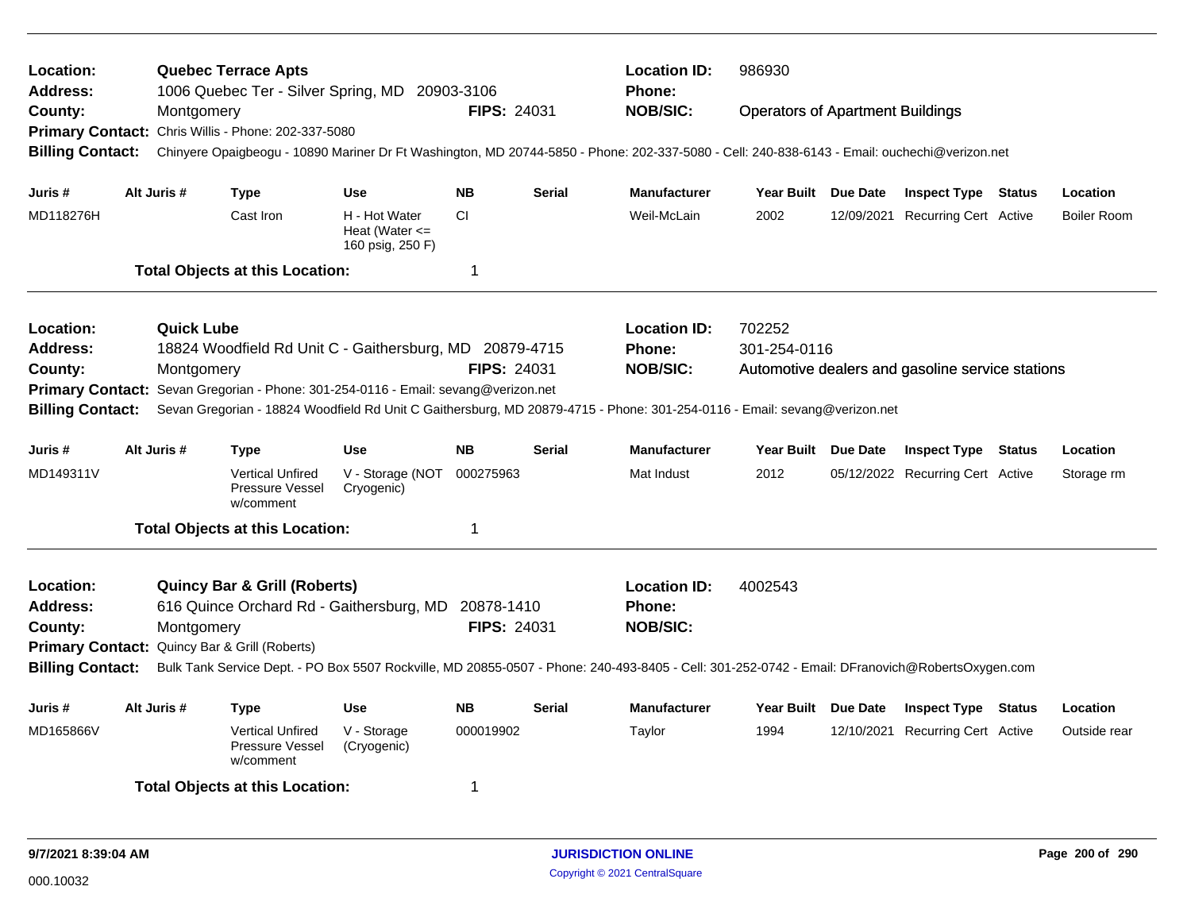**Location:** Quebec Terrace Apts | **Location ID:** 986930
**Address:** 1006 Quebec Ter - Silver Spring, MD 20903-3106 | **Phone:**
**County:** Montgomery | **FIPS:** 24031 | **NOB/SIC:** Operators of Apartment Buildings
**Primary Contact:** Chris Willis - Phone: 202-337-5080
**Billing Contact:** Chinyere Opaigbeogu - 10890 Mariner Dr Ft Washington, MD 20744-5850 - Phone: 202-337-5080 - Cell: 240-838-6143 - Email: ouchechi@verizon.net

| Juris # | Alt Juris # | Type | Use | NB | Serial | Manufacturer | Year Built | Due Date | Inspect Type | Status | Location |
|---|---|---|---|---|---|---|---|---|---|---|---|
| MD118276H | | Cast Iron | H - Hot Water Heat (Water <= 160 psig, 250 F) | CI | | Weil-McLain | 2002 | 12/09/2021 | Recurring Cert | Active | Boiler Room |

**Total Objects at this Location:** 1

---

**Location:** Quick Lube | **Location ID:** 702252
**Address:** 18824 Woodfield Rd Unit C - Gaithersburg, MD 20879-4715 | **Phone:** 301-254-0116
**County:** Montgomery | **FIPS:** 24031 | **NOB/SIC:** Automotive dealers and gasoline service stations
**Primary Contact:** Sevan Gregorian - Phone: 301-254-0116 - Email: sevang@verizon.net
**Billing Contact:** Sevan Gregorian - 18824 Woodfield Rd Unit C Gaithersburg, MD 20879-4715 - Phone: 301-254-0116 - Email: sevang@verizon.net

| Juris # | Alt Juris # | Type | Use | NB | Serial | Manufacturer | Year Built | Due Date | Inspect Type | Status | Location |
|---|---|---|---|---|---|---|---|---|---|---|---|
| MD149311V | | Vertical Unfired Pressure Vessel w/comment | V - Storage (NOT Cryogenic) | 000275963 | | Mat Indust | 2012 | 05/12/2022 | Recurring Cert | Active | Storage rm |

**Total Objects at this Location:** 1

---

**Location:** Quincy Bar & Grill (Roberts) | **Location ID:** 4002543
**Address:** 616 Quince Orchard Rd - Gaithersburg, MD 20878-1410 | **Phone:**
**County:** Montgomery | **FIPS:** 24031 | **NOB/SIC:**
**Primary Contact:** Quincy Bar & Grill (Roberts)
**Billing Contact:** Bulk Tank Service Dept. - PO Box 5507 Rockville, MD 20855-0507 - Phone: 240-493-8405 - Cell: 301-252-0742 - Email: DFranovich@RobertsOxygen.com

| Juris # | Alt Juris # | Type | Use | NB | Serial | Manufacturer | Year Built | Due Date | Inspect Type | Status | Location |
|---|---|---|---|---|---|---|---|---|---|---|---|
| MD165866V | | Vertical Unfired Pressure Vessel w/comment | V - Storage (Cryogenic) | 000019902 | | Taylor | 1994 | 12/10/2021 | Recurring Cert | Active | Outside rear |

**Total Objects at this Location:** 1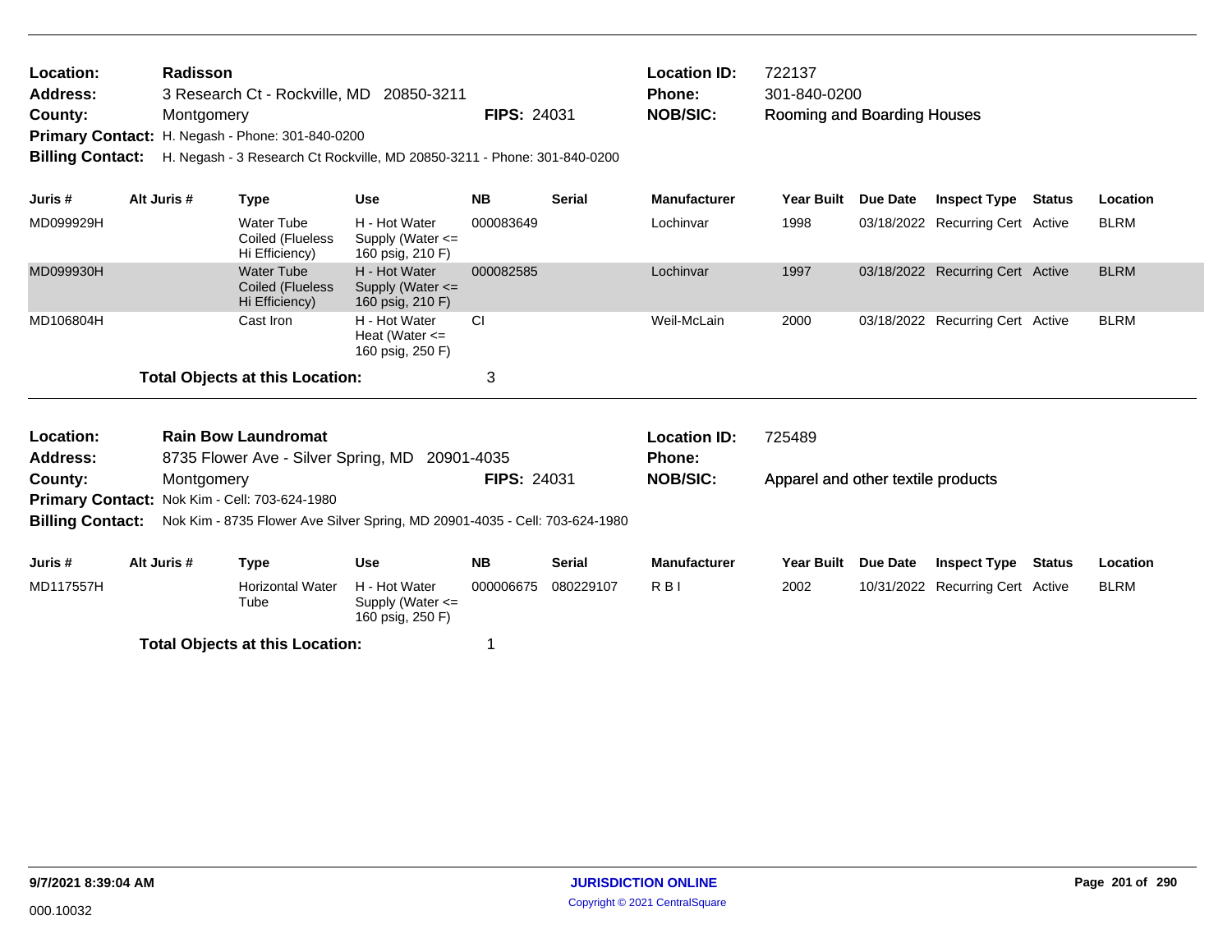**Location:** Radisson
**Address:** 3 Research Ct - Rockville, MD 20850-3211
**County:** Montgomery
**FIPS:** 24031
**Location ID:** 722137
**Phone:** 301-840-0200
**NOB/SIC:** Rooming and Boarding Houses
**Primary Contact:** H. Negash - Phone: 301-840-0200
**Billing Contact:** H. Negash - 3 Research Ct Rockville, MD 20850-3211 - Phone: 301-840-0200

| Juris # | Alt Juris # | Type | Use | NB | Serial | Manufacturer | Year Built | Due Date | Inspect Type | Status | Location |
|---|---|---|---|---|---|---|---|---|---|---|---|
| MD099929H | | Water Tube Coiled (Flueless Hi Efficiency) | H - Hot Water Supply (Water <= 160 psig, 210 F) | 000083649 | | Lochinvar | 1998 | 03/18/2022 | Recurring Cert | Active | BLRM |
| MD099930H | | Water Tube Coiled (Flueless Hi Efficiency) | H - Hot Water Supply (Water <= 160 psig, 210 F) | 000082585 | | Lochinvar | 1997 | 03/18/2022 | Recurring Cert | Active | BLRM |
| MD106804H | | Cast Iron | H - Hot Water Heat (Water <= 160 psig, 250 F) | CI | | Weil-McLain | 2000 | 03/18/2022 | Recurring Cert | Active | BLRM |

**Total Objects at this Location:** 3

---

**Location:** Rain Bow Laundromat
**Address:** 8735 Flower Ave - Silver Spring, MD 20901-4035
**County:** Montgomery
**FIPS:** 24031
**Location ID:** 725489
**Phone:**
**NOB/SIC:** Apparel and other textile products
**Primary Contact:** Nok Kim - Cell: 703-624-1980
**Billing Contact:** Nok Kim - 8735 Flower Ave Silver Spring, MD 20901-4035 - Cell: 703-624-1980

| Juris # | Alt Juris # | Type | Use | NB | Serial | Manufacturer | Year Built | Due Date | Inspect Type | Status | Location |
|---|---|---|---|---|---|---|---|---|---|---|---|
| MD117557H | | Horizontal Water Tube | H - Hot Water Supply (Water <= 160 psig, 250 F) | 000006675 | 080229107 | R B I | 2002 | 10/31/2022 | Recurring Cert | Active | BLRM |

**Total Objects at this Location:** 1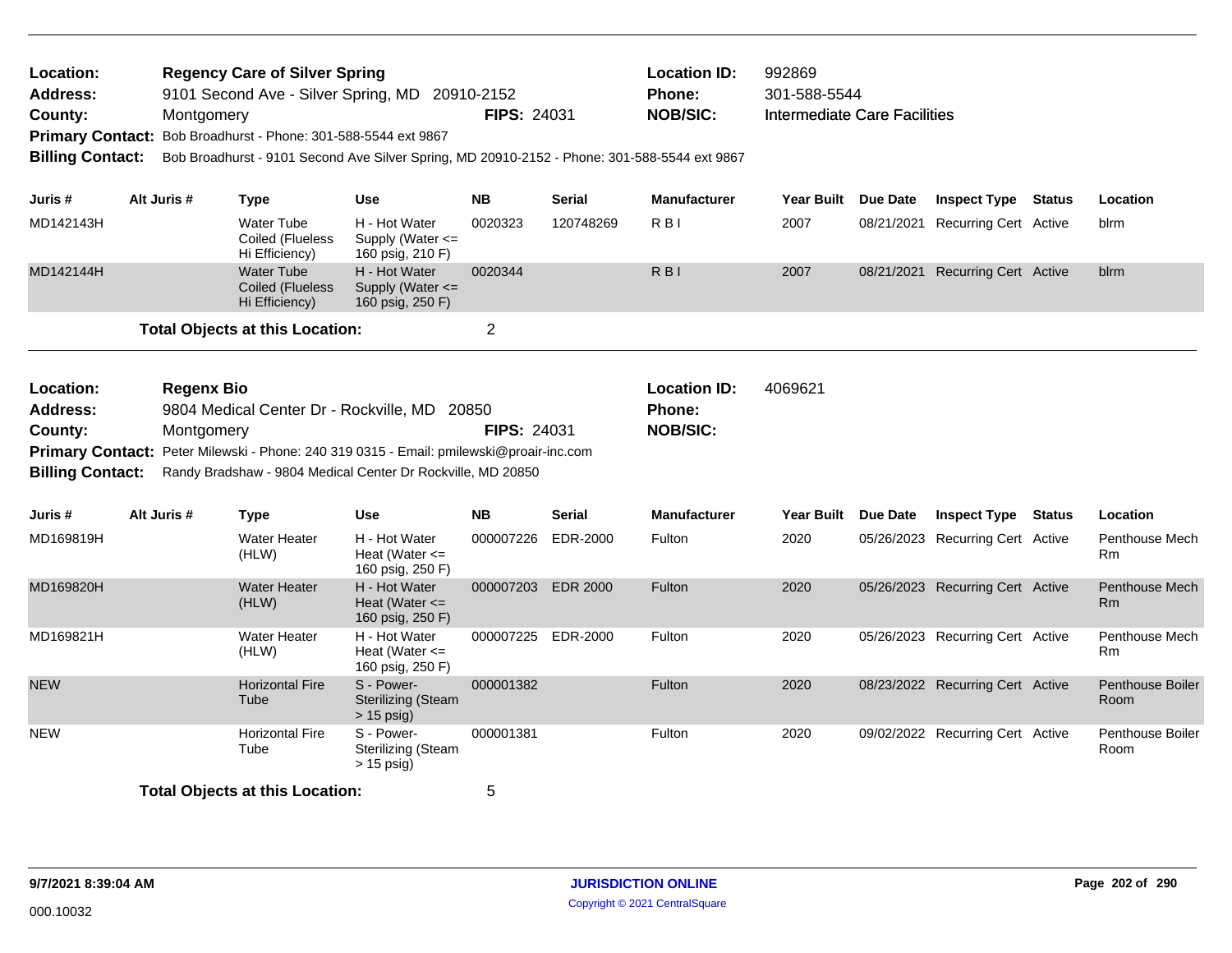**Location:** Regency Care of Silver Spring
**Address:** 9101 Second Ave - Silver Spring, MD 20910-2152
**County:** Montgomery  **FIPS:** 24031
**Location ID:** 992869
**Phone:** 301-588-5544
**NOB/SIC:** Intermediate Care Facilities
**Primary Contact:** Bob Broadhurst - Phone: 301-588-5544 ext 9867
**Billing Contact:** Bob Broadhurst - 9101 Second Ave Silver Spring, MD 20910-2152 - Phone: 301-588-5544 ext 9867

| Juris # | Alt Juris # | Type | Use | NB | Serial | Manufacturer | Year Built | Due Date | Inspect Type | Status | Location |
|---|---|---|---|---|---|---|---|---|---|---|---|
| MD142143H | | Water Tube Coiled (Flueless Hi Efficiency) | H - Hot Water Supply (Water <= 160 psig, 210 F) | 0020323 | 120748269 | R B I | 2007 | 08/21/2021 | Recurring Cert | Active | blrm |
| MD142144H | | Water Tube Coiled (Flueless Hi Efficiency) | H - Hot Water Supply (Water <= 160 psig, 250 F) | 0020344 | | R B I | 2007 | 08/21/2021 | Recurring Cert | Active | blrm |

**Total Objects at this Location:** 2

---

**Location:** Regenx Bio
**Address:** 9804 Medical Center Dr - Rockville, MD 20850
**County:** Montgomery  **FIPS:** 24031
**Location ID:** 4069621
**Phone:**
**NOB/SIC:**
**Primary Contact:** Peter Milewski - Phone: 240 319 0315 - Email: pmilewski@proair-inc.com
**Billing Contact:** Randy Bradshaw - 9804 Medical Center Dr Rockville, MD 20850

| Juris # | Alt Juris # | Type | Use | NB | Serial | Manufacturer | Year Built | Due Date | Inspect Type | Status | Location |
|---|---|---|---|---|---|---|---|---|---|---|---|
| MD169819H | | Water Heater (HLW) | H - Hot Water Heat (Water <= 160 psig, 250 F) | 000007226 | EDR-2000 | Fulton | 2020 | 05/26/2023 | Recurring Cert | Active | Penthouse Mech Rm |
| MD169820H | | Water Heater (HLW) | H - Hot Water Heat (Water <= 160 psig, 250 F) | 000007203 | EDR 2000 | Fulton | 2020 | 05/26/2023 | Recurring Cert | Active | Penthouse Mech Rm |
| MD169821H | | Water Heater (HLW) | H - Hot Water Heat (Water <= 160 psig, 250 F) | 000007225 | EDR-2000 | Fulton | 2020 | 05/26/2023 | Recurring Cert | Active | Penthouse Mech Rm |
| NEW | | Horizontal Fire Tube | S - Power-Sterilizing (Steam > 15 psig) | 000001382 | | Fulton | 2020 | 08/23/2022 | Recurring Cert | Active | Penthouse Boiler Room |
| NEW | | Horizontal Fire Tube | S - Power-Sterilizing (Steam > 15 psig) | 000001381 | | Fulton | 2020 | 09/02/2022 | Recurring Cert | Active | Penthouse Boiler Room |

**Total Objects at this Location:** 5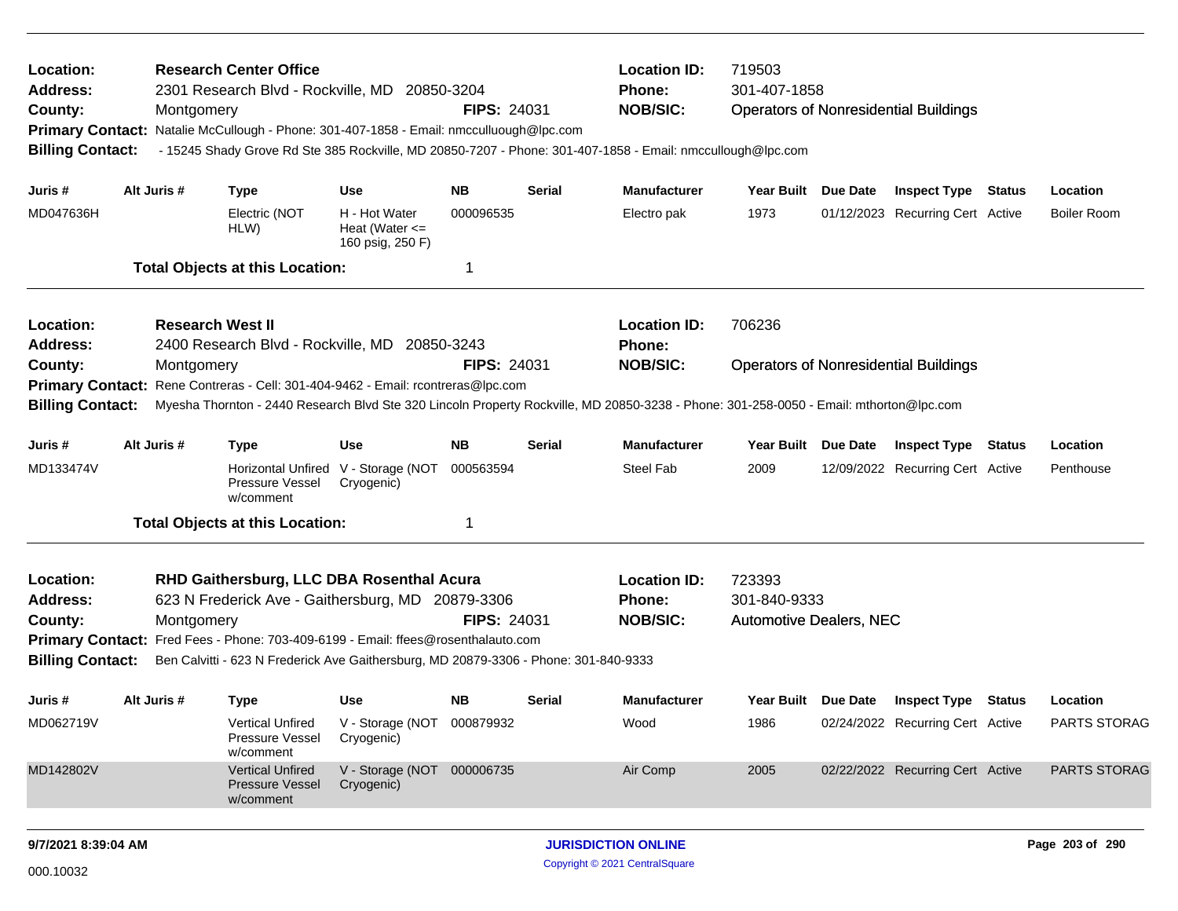**Location:** Research Center Office
**Address:** 2301 Research Blvd - Rockville, MD 20850-3204
**County:** Montgomery **FIPS:** 24031
**Location ID:** 719503
**Phone:** 301-407-1858
**NOB/SIC:** Operators of Nonresidential Buildings
**Primary Contact:** Natalie McCullough - Phone: 301-407-1858 - Email: nmcculluough@lpc.com
**Billing Contact:** - 15245 Shady Grove Rd Ste 385 Rockville, MD 20850-7207 - Phone: 301-407-1858 - Email: nmccullough@lpc.com

| Juris # | Alt Juris # | Type | Use | NB | Serial | Manufacturer | Year Built | Due Date | Inspect Type | Status | Location |
|---|---|---|---|---|---|---|---|---|---|---|---|
| MD047636H | | Electric (NOT HLW) | H - Hot Water Heat (Water <= 160 psig, 250 F) | 000096535 | | Electro pak | 1973 | 01/12/2023 | Recurring Cert | Active | Boiler Room |

**Total Objects at this Location:** 1

---

**Location:** Research West II
**Address:** 2400 Research Blvd - Rockville, MD 20850-3243
**County:** Montgomery **FIPS:** 24031
**Location ID:** 706236
**Phone:**
**NOB/SIC:** Operators of Nonresidential Buildings
**Primary Contact:** Rene Contreras - Cell: 301-404-9462 - Email: rcontreras@lpc.com
**Billing Contact:** Myesha Thornton - 2440 Research Blvd Ste 320 Lincoln Property Rockville, MD 20850-3238 - Phone: 301-258-0050 - Email: mthorton@lpc.com

| Juris # | Alt Juris # | Type | Use | NB | Serial | Manufacturer | Year Built | Due Date | Inspect Type | Status | Location |
|---|---|---|---|---|---|---|---|---|---|---|---|
| MD133474V | | Horizontal Unfired Pressure Vessel w/comment | V - Storage (NOT Cryogenic) | 000563594 | | Steel Fab | 2009 | 12/09/2022 | Recurring Cert | Active | Penthouse |

**Total Objects at this Location:** 1

---

**Location:** RHD Gaithersburg, LLC DBA Rosenthal Acura
**Address:** 623 N Frederick Ave - Gaithersburg, MD 20879-3306
**County:** Montgomery **FIPS:** 24031
**Location ID:** 723393
**Phone:** 301-840-9333
**NOB/SIC:** Automotive Dealers, NEC
**Primary Contact:** Fred Fees - Phone: 703-409-6199 - Email: ffees@rosenthalauto.com
**Billing Contact:** Ben Calvitti - 623 N Frederick Ave Gaithersburg, MD 20879-3306 - Phone: 301-840-9333

| Juris # | Alt Juris # | Type | Use | NB | Serial | Manufacturer | Year Built | Due Date | Inspect Type | Status | Location |
|---|---|---|---|---|---|---|---|---|---|---|---|
| MD062719V | | Vertical Unfired Pressure Vessel w/comment | V - Storage (NOT Cryogenic) | 000879932 | | Wood | 1986 | 02/24/2022 | Recurring Cert | Active | PARTS STORAG |
| MD142802V | | Vertical Unfired Pressure Vessel w/comment | V - Storage (NOT Cryogenic) | 000006735 | | Air Comp | 2005 | 02/22/2022 | Recurring Cert | Active | PARTS STORAG |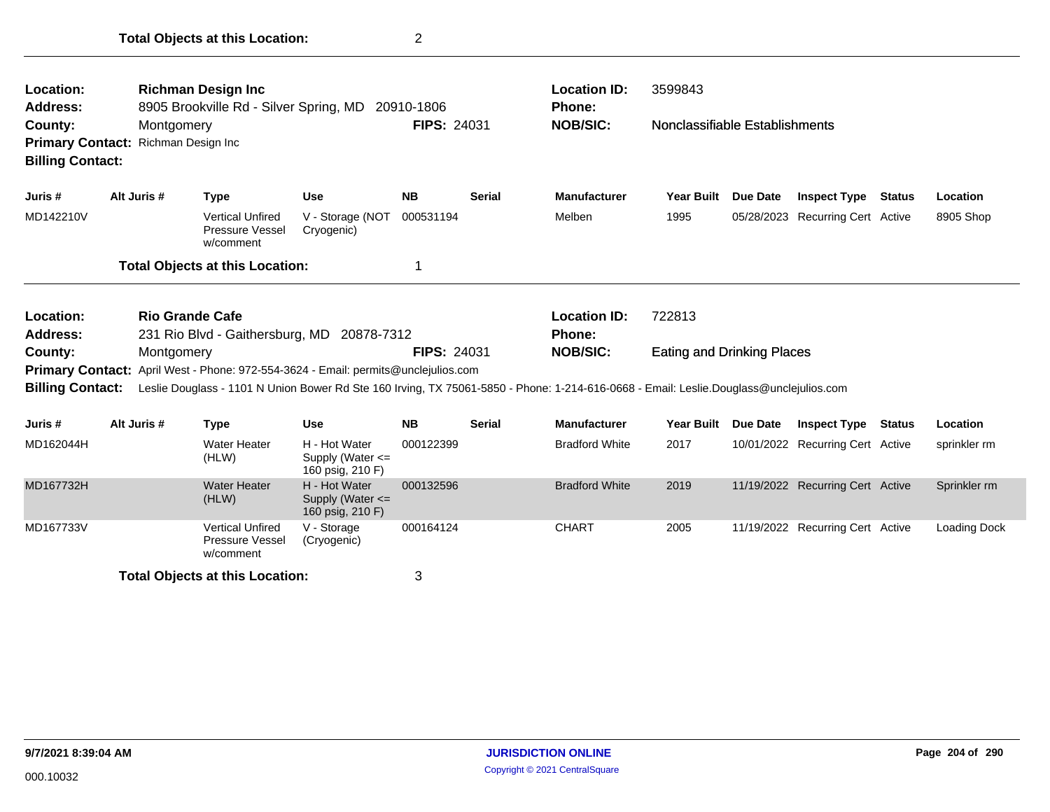**Total Objects at this Location:** 2

---

**Location:** Richman Design Inc
**Address:** 8905 Brookville Rd - Silver Spring, MD 20910-1806
**County:** Montgomery
**FIPS:** 24031
**Location ID:** 3599843
**Phone:**
**NOB/SIC:** Nonclassifiable Establishments
**Primary Contact:** Richman Design Inc
**Billing Contact:**

| Juris # | Alt Juris # | Type | Use | NB | Serial | Manufacturer | Year Built | Due Date | Inspect Type | Status | Location |
|---|---|---|---|---|---|---|---|---|---|---|---|
| MD142210V | | Vertical Unfired Pressure Vessel w/comment | V - Storage (NOT Cryogenic) | 000531194 | | Melben | 1995 | 05/28/2023 | Recurring Cert | Active | 8905 Shop |

**Total Objects at this Location:** 1

---

**Location:** Rio Grande Cafe
**Address:** 231 Rio Blvd - Gaithersburg, MD 20878-7312
**County:** Montgomery
**FIPS:** 24031
**Location ID:** 722813
**Phone:**
**NOB/SIC:** Eating and Drinking Places
**Primary Contact:** April West - Phone: 972-554-3624 - Email: permits@unclejulios.com
**Billing Contact:** Leslie Douglass - 1101 N Union Bower Rd Ste 160 Irving, TX 75061-5850 - Phone: 1-214-616-0668 - Email: Leslie.Douglass@unclejulios.com

| Juris # | Alt Juris # | Type | Use | NB | Serial | Manufacturer | Year Built | Due Date | Inspect Type | Status | Location |
|---|---|---|---|---|---|---|---|---|---|---|---|
| MD162044H | | Water Heater (HLW) | H - Hot Water Supply (Water <= 160 psig, 210 F) | 000122399 | | Bradford White | 2017 | 10/01/2022 | Recurring Cert | Active | sprinkler rm |
| MD167732H | | Water Heater (HLW) | H - Hot Water Supply (Water <= 160 psig, 210 F) | 000132596 | | Bradford White | 2019 | 11/19/2022 | Recurring Cert | Active | Sprinkler rm |
| MD167733V | | Vertical Unfired Pressure Vessel w/comment | V - Storage (Cryogenic) | 000164124 | | CHART | 2005 | 11/19/2022 | Recurring Cert | Active | Loading Dock |

**Total Objects at this Location:** 3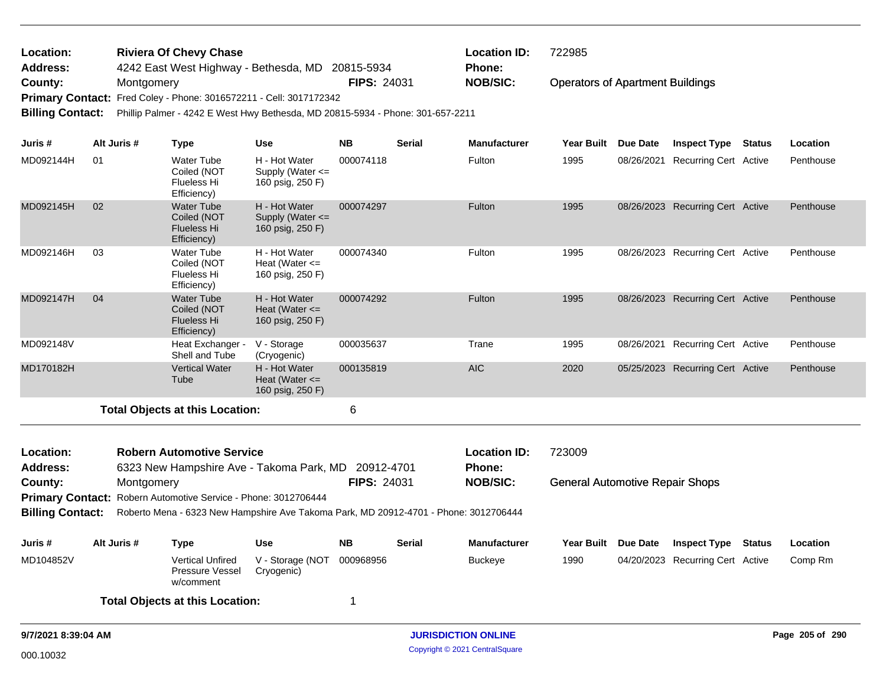**Location:** Riviera Of Chevy Chase
**Address:** 4242 East West Highway - Bethesda, MD 20815-5934
**County:** Montgomery **FIPS:** 24031
**Primary Contact:** Fred Coley - Phone: 3016572211 - Cell: 3017172342
**Billing Contact:** Phillip Palmer - 4242 E West Hwy Bethesda, MD 20815-5934 - Phone: 301-657-2211

**Location ID:** 722985
**Phone:**
**NOB/SIC:** Operators of Apartment Buildings

| Juris # | Alt Juris # | Type | Use | NB | Serial | Manufacturer | Year Built | Due Date | Inspect Type | Status | Location |
|---|---|---|---|---|---|---|---|---|---|---|---|
| MD092144H | 01 | Water Tube Coiled (NOT Flueless Hi Efficiency) | H - Hot Water Supply (Water <= 160 psig, 250 F) | 000074118 | | Fulton | 1995 | 08/26/2021 | Recurring Cert | Active | Penthouse |
| MD092145H | 02 | Water Tube Coiled (NOT Flueless Hi Efficiency) | H - Hot Water Supply (Water <= 160 psig, 250 F) | 000074297 | | Fulton | 1995 | 08/26/2023 | Recurring Cert | Active | Penthouse |
| MD092146H | 03 | Water Tube Coiled (NOT Flueless Hi Efficiency) | H - Hot Water Heat (Water <= 160 psig, 250 F) | 000074340 | | Fulton | 1995 | 08/26/2023 | Recurring Cert | Active | Penthouse |
| MD092147H | 04 | Water Tube Coiled (NOT Flueless Hi Efficiency) | H - Hot Water Heat (Water <= 160 psig, 250 F) | 000074292 | | Fulton | 1995 | 08/26/2023 | Recurring Cert | Active | Penthouse |
| MD092148V | | Heat Exchanger - Shell and Tube | V - Storage (Cryogenic) | 000035637 | | Trane | 1995 | 08/26/2021 | Recurring Cert | Active | Penthouse |
| MD170182H | | Vertical Water Tube | H - Hot Water Heat (Water <= 160 psig, 250 F) | 000135819 | | AIC | 2020 | 05/25/2023 | Recurring Cert | Active | Penthouse |

**Total Objects at this Location:** 6

**Location:** Robern Automotive Service
**Address:** 6323 New Hampshire Ave - Takoma Park, MD 20912-4701
**County:** Montgomery **FIPS:** 24031
**Primary Contact:** Robern Automotive Service - Phone: 3012706444
**Billing Contact:** Roberto Mena - 6323 New Hampshire Ave Takoma Park, MD 20912-4701 - Phone: 3012706444

**Location ID:** 723009
**Phone:**
**NOB/SIC:** General Automotive Repair Shops

| Juris # | Alt Juris # | Type | Use | NB | Serial | Manufacturer | Year Built | Due Date | Inspect Type | Status | Location |
|---|---|---|---|---|---|---|---|---|---|---|---|
| MD104852V | | Vertical Unfired Pressure Vessel w/comment | V - Storage (NOT Cryogenic) | 000968956 | | Buckeye | 1990 | 04/20/2023 | Recurring Cert | Active | Comp Rm |

**Total Objects at this Location:** 1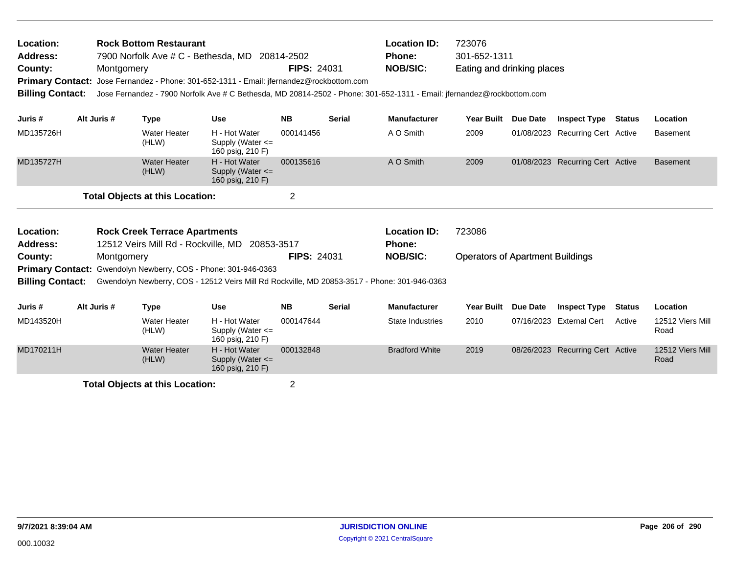**Location:** Rock Bottom Restaurant **Location ID:** 723076
**Address:** 7900 Norfolk Ave # C - Bethesda, MD 20814-2502 **Phone:** 301-652-1311
**County:** Montgomery **FIPS:** 24031 **NOB/SIC:** Eating and drinking places
**Primary Contact:** Jose Fernandez - Phone: 301-652-1311 - Email: jfernandez@rockbottom.com
**Billing Contact:** Jose Fernandez - 7900 Norfolk Ave # C Bethesda, MD 20814-2502 - Phone: 301-652-1311 - Email: jfernandez@rockbottom.com

| Juris # | Alt Juris # | Type | Use | NB | Serial | Manufacturer | Year Built | Due Date | Inspect Type | Status | Location |
|---|---|---|---|---|---|---|---|---|---|---|---|
| MD135726H | | Water Heater (HLW) | H - Hot Water Supply (Water <= 160 psig, 210 F) | 000141456 | | A O Smith | 2009 | 01/08/2023 | Recurring Cert | Active | Basement |
| MD135727H | | Water Heater (HLW) | H - Hot Water Supply (Water <= 160 psig, 210 F) | 000135616 | | A O Smith | 2009 | 01/08/2023 | Recurring Cert | Active | Basement |

**Total Objects at this Location:** 2

**Location:** Rock Creek Terrace Apartments **Location ID:** 723086
**Address:** 12512 Veirs Mill Rd - Rockville, MD 20853-3517 **Phone:**
**County:** Montgomery **FIPS:** 24031 **NOB/SIC:** Operators of Apartment Buildings
**Primary Contact:** Gwendolyn Newberry, COS - Phone: 301-946-0363
**Billing Contact:** Gwendolyn Newberry, COS - 12512 Veirs Mill Rd Rockville, MD 20853-3517 - Phone: 301-946-0363

| Juris # | Alt Juris # | Type | Use | NB | Serial | Manufacturer | Year Built | Due Date | Inspect Type | Status | Location |
|---|---|---|---|---|---|---|---|---|---|---|---|
| MD143520H | | Water Heater (HLW) | H - Hot Water Supply (Water <= 160 psig, 210 F) | 000147644 | | State Industries | 2010 | 07/16/2023 | External Cert | Active | 12512 Viers Mill Road |
| MD170211H | | Water Heater (HLW) | H - Hot Water Supply (Water <= 160 psig, 210 F) | 000132848 | | Bradford White | 2019 | 08/26/2023 | Recurring Cert | Active | 12512 Viers Mill Road |

**Total Objects at this Location:** 2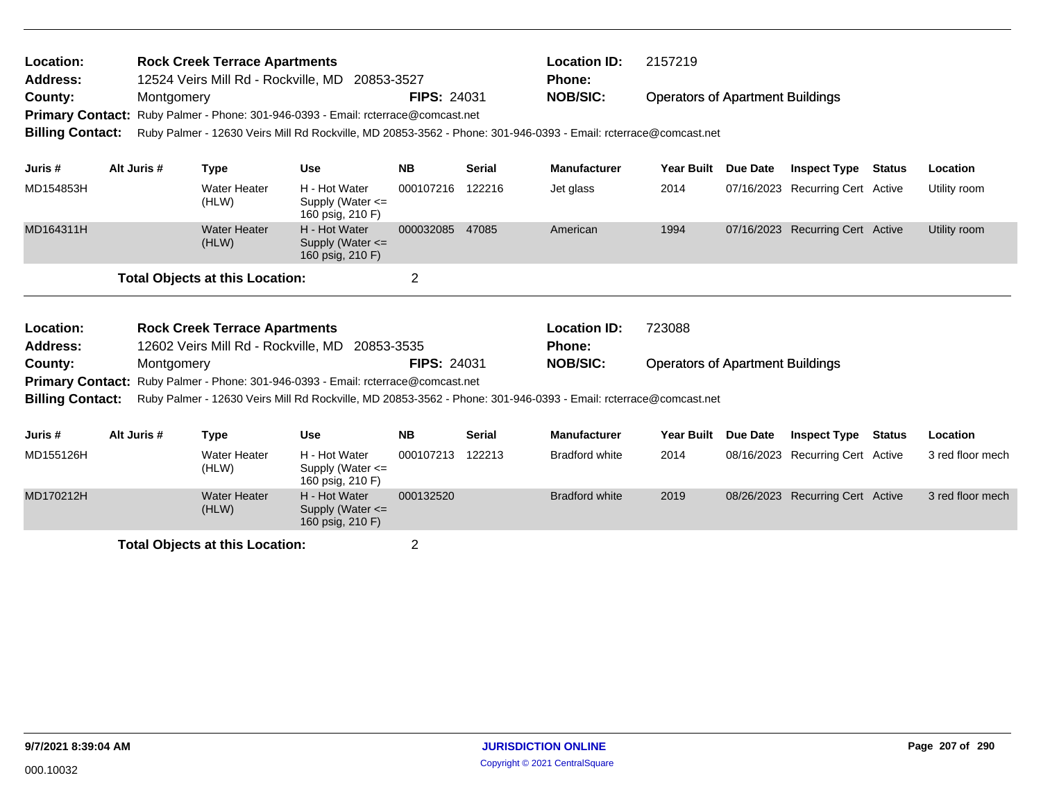**Location:** Rock Creek Terrace Apartments
**Address:** 12524 Veirs Mill Rd - Rockville, MD 20853-3527
**County:** Montgomery **FIPS:** 24031
**Location ID:** 2157219
**Phone:**
**NOB/SIC:** Operators of Apartment Buildings
**Primary Contact:** Ruby Palmer - Phone: 301-946-0393 - Email: rcterrace@comcast.net
**Billing Contact:** Ruby Palmer - 12630 Veirs Mill Rd Rockville, MD 20853-3562 - Phone: 301-946-0393 - Email: rcterrace@comcast.net

| Juris # | Alt Juris # | Type | Use | NB | Serial | Manufacturer | Year Built | Due Date | Inspect Type | Status | Location |
|---|---|---|---|---|---|---|---|---|---|---|---|
| MD154853H | | Water Heater (HLW) | H - Hot Water Supply (Water <= 160 psig, 210 F) | 000107216 | 122216 | Jet glass | 2014 | 07/16/2023 | Recurring Cert | Active | Utility room |
| MD164311H | | Water Heater (HLW) | H - Hot Water Supply (Water <= 160 psig, 210 F) | 000032085 | 47085 | American | 1994 | 07/16/2023 | Recurring Cert | Active | Utility room |

**Total Objects at this Location:** 2

**Location:** Rock Creek Terrace Apartments
**Address:** 12602 Veirs Mill Rd - Rockville, MD 20853-3535
**County:** Montgomery **FIPS:** 24031
**Location ID:** 723088
**Phone:**
**NOB/SIC:** Operators of Apartment Buildings
**Primary Contact:** Ruby Palmer - Phone: 301-946-0393 - Email: rcterrace@comcast.net
**Billing Contact:** Ruby Palmer - 12630 Veirs Mill Rd Rockville, MD 20853-3562 - Phone: 301-946-0393 - Email: rcterrace@comcast.net

| Juris # | Alt Juris # | Type | Use | NB | Serial | Manufacturer | Year Built | Due Date | Inspect Type | Status | Location |
|---|---|---|---|---|---|---|---|---|---|---|---|
| MD155126H | | Water Heater (HLW) | H - Hot Water Supply (Water <= 160 psig, 210 F) | 000107213 | 122213 | Bradford white | 2014 | 08/16/2023 | Recurring Cert | Active | 3 red floor mech |
| MD170212H | | Water Heater (HLW) | H - Hot Water Supply (Water <= 160 psig, 210 F) | 000132520 | | Bradford white | 2019 | 08/26/2023 | Recurring Cert | Active | 3 red floor mech |

**Total Objects at this Location:** 2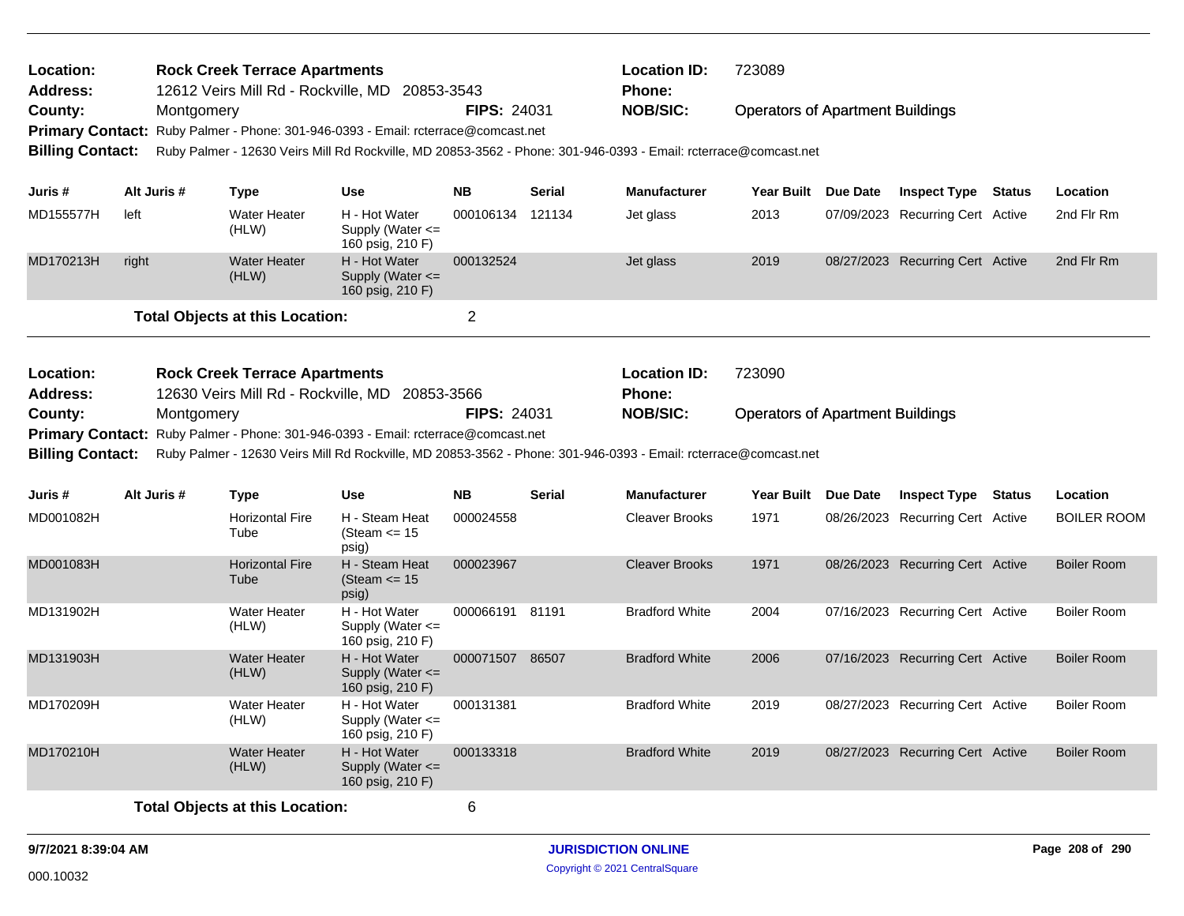**Location:** Rock Creek Terrace Apartments
**Address:** 12612 Veirs Mill Rd - Rockville, MD 20853-3543
**County:** Montgomery **FIPS:** 24031
**Location ID:** 723089
**Phone:**
**NOB/SIC:** Operators of Apartment Buildings
**Primary Contact:** Ruby Palmer - Phone: 301-946-0393 - Email: rcterrace@comcast.net
**Billing Contact:** Ruby Palmer - 12630 Veirs Mill Rd Rockville, MD 20853-3562 - Phone: 301-946-0393 - Email: rcterrace@comcast.net

| Juris # | Alt Juris # | Type | Use | NB | Serial | Manufacturer | Year Built | Due Date | Inspect Type | Status | Location |
|---|---|---|---|---|---|---|---|---|---|---|---|
| MD155577H | left | Water Heater (HLW) | H - Hot Water Supply (Water <= 160 psig, 210 F) | 000106134 | 121134 | Jet glass | 2013 | 07/09/2023 | Recurring Cert | Active | 2nd Flr Rm |
| MD170213H | right | Water Heater (HLW) | H - Hot Water Supply (Water <= 160 psig, 210 F) | 000132524 | | Jet glass | 2019 | 08/27/2023 | Recurring Cert | Active | 2nd Flr Rm |

**Total Objects at this Location:** 2

**Location:** Rock Creek Terrace Apartments
**Address:** 12630 Veirs Mill Rd - Rockville, MD 20853-3566
**County:** Montgomery **FIPS:** 24031
**Location ID:** 723090
**Phone:**
**NOB/SIC:** Operators of Apartment Buildings
**Primary Contact:** Ruby Palmer - Phone: 301-946-0393 - Email: rcterrace@comcast.net
**Billing Contact:** Ruby Palmer - 12630 Veirs Mill Rd Rockville, MD 20853-3562 - Phone: 301-946-0393 - Email: rcterrace@comcast.net

| Juris # | Alt Juris # | Type | Use | NB | Serial | Manufacturer | Year Built | Due Date | Inspect Type | Status | Location |
|---|---|---|---|---|---|---|---|---|---|---|---|
| MD001082H | | Horizontal Fire Tube | H - Steam Heat (Steam <= 15 psig) | 000024558 | | Cleaver Brooks | 1971 | 08/26/2023 | Recurring Cert | Active | BOILER ROOM |
| MD001083H | | Horizontal Fire Tube | H - Steam Heat (Steam <= 15 psig) | 000023967 | | Cleaver Brooks | 1971 | 08/26/2023 | Recurring Cert | Active | Boiler Room |
| MD131902H | | Water Heater (HLW) | H - Hot Water Supply (Water <= 160 psig, 210 F) | 000066191 | 81191 | Bradford White | 2004 | 07/16/2023 | Recurring Cert | Active | Boiler Room |
| MD131903H | | Water Heater (HLW) | H - Hot Water Supply (Water <= 160 psig, 210 F) | 000071507 | 86507 | Bradford White | 2006 | 07/16/2023 | Recurring Cert | Active | Boiler Room |
| MD170209H | | Water Heater (HLW) | H - Hot Water Supply (Water <= 160 psig, 210 F) | 000131381 | | Bradford White | 2019 | 08/27/2023 | Recurring Cert | Active | Boiler Room |
| MD170210H | | Water Heater (HLW) | H - Hot Water Supply (Water <= 160 psig, 210 F) | 000133318 | | Bradford White | 2019 | 08/27/2023 | Recurring Cert | Active | Boiler Room |

**Total Objects at this Location:** 6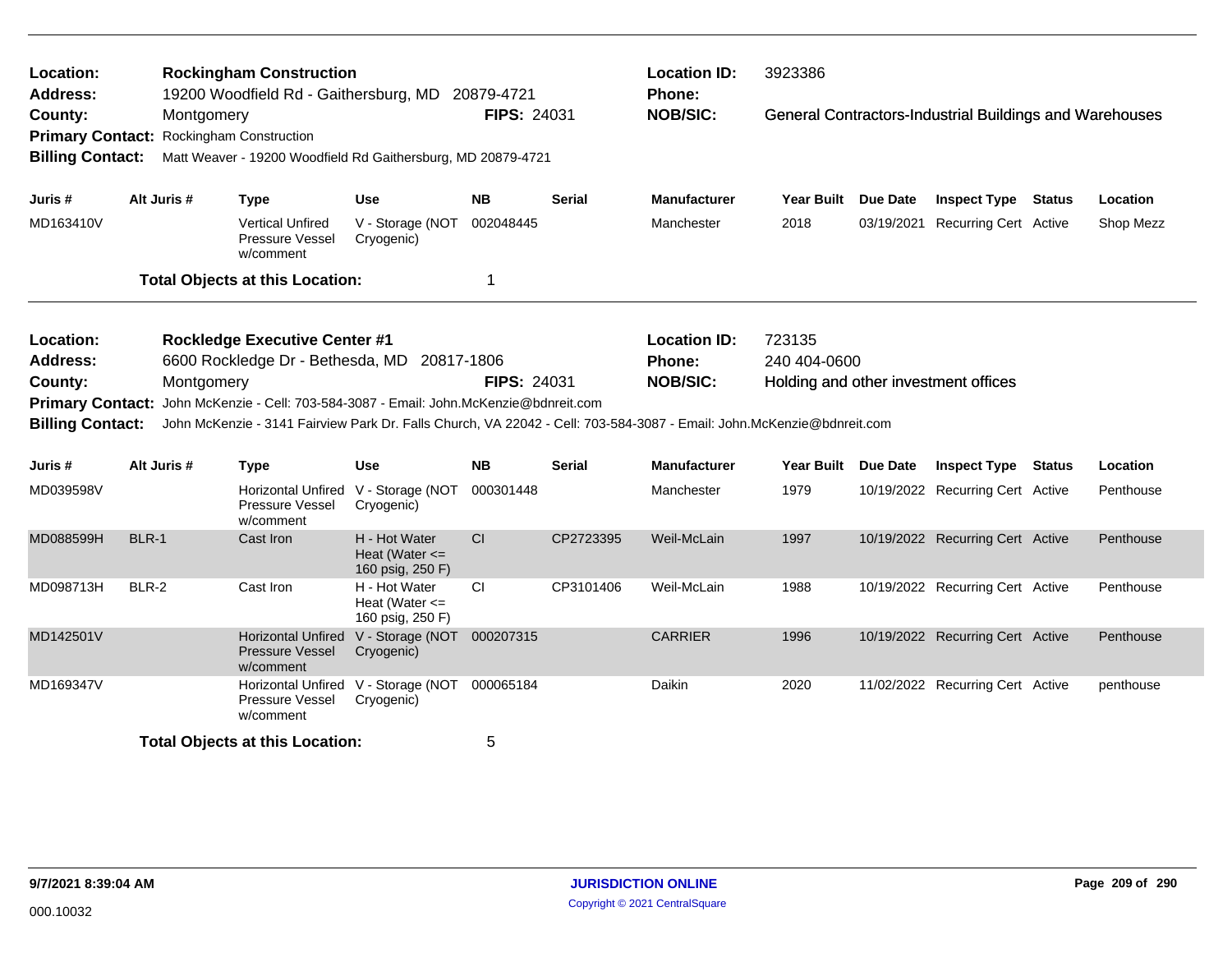**Location:** Rockingham Construction
**Address:** 19200 Woodfield Rd - Gaithersburg, MD 20879-4721
**County:** Montgomery **FIPS:** 24031
**Primary Contact:** Rockingham Construction
**Billing Contact:** Matt Weaver - 19200 Woodfield Rd Gaithersburg, MD 20879-4721

**Location ID:** 3923386
**Phone:**
**NOB/SIC:** General Contractors-Industrial Buildings and Warehouses

| Juris # | Alt Juris # | Type | Use | NB | Serial | Manufacturer | Year Built | Due Date | Inspect Type | Status | Location |
|---|---|---|---|---|---|---|---|---|---|---|---|
| MD163410V | | Vertical Unfired Pressure Vessel w/comment | V - Storage (NOT Cryogenic) | 002048445 | | Manchester | 2018 | 03/19/2021 | Recurring Cert | Active | Shop Mezz |

**Total Objects at this Location:** 1

---

**Location:** Rockledge Executive Center #1
**Address:** 6600 Rockledge Dr - Bethesda, MD 20817-1806
**County:** Montgomery **FIPS:** 24031
**Primary Contact:** John McKenzie - Cell: 703-584-3087 - Email: John.McKenzie@bdnreit.com
**Billing Contact:** John McKenzie - 3141 Fairview Park Dr. Falls Church, VA 22042 - Cell: 703-584-3087 - Email: John.McKenzie@bdnreit.com

**Location ID:** 723135
**Phone:** 240 404-0600
**NOB/SIC:** Holding and other investment offices

| Juris # | Alt Juris # | Type | Use | NB | Serial | Manufacturer | Year Built | Due Date | Inspect Type | Status | Location |
|---|---|---|---|---|---|---|---|---|---|---|---|
| MD039598V | | Horizontal Unfired Pressure Vessel w/comment | V - Storage (NOT Cryogenic) | 000301448 | | Manchester | 1979 | 10/19/2022 | Recurring Cert | Active | Penthouse |
| MD088599H | BLR-1 | Cast Iron | H - Hot Water Heat (Water <= 160 psig, 250 F) | CI | CP2723395 | Weil-McLain | 1997 | 10/19/2022 | Recurring Cert | Active | Penthouse |
| MD098713H | BLR-2 | Cast Iron | H - Hot Water Heat (Water <= 160 psig, 250 F) | CI | CP3101406 | Weil-McLain | 1988 | 10/19/2022 | Recurring Cert | Active | Penthouse |
| MD142501V | | Horizontal Unfired Pressure Vessel w/comment | V - Storage (NOT Cryogenic) | 000207315 | | CARRIER | 1996 | 10/19/2022 | Recurring Cert | Active | Penthouse |
| MD169347V | | Horizontal Unfired Pressure Vessel w/comment | V - Storage (NOT Cryogenic) | 000065184 | | Daikin | 2020 | 11/02/2022 | Recurring Cert | Active | penthouse |

**Total Objects at this Location:** 5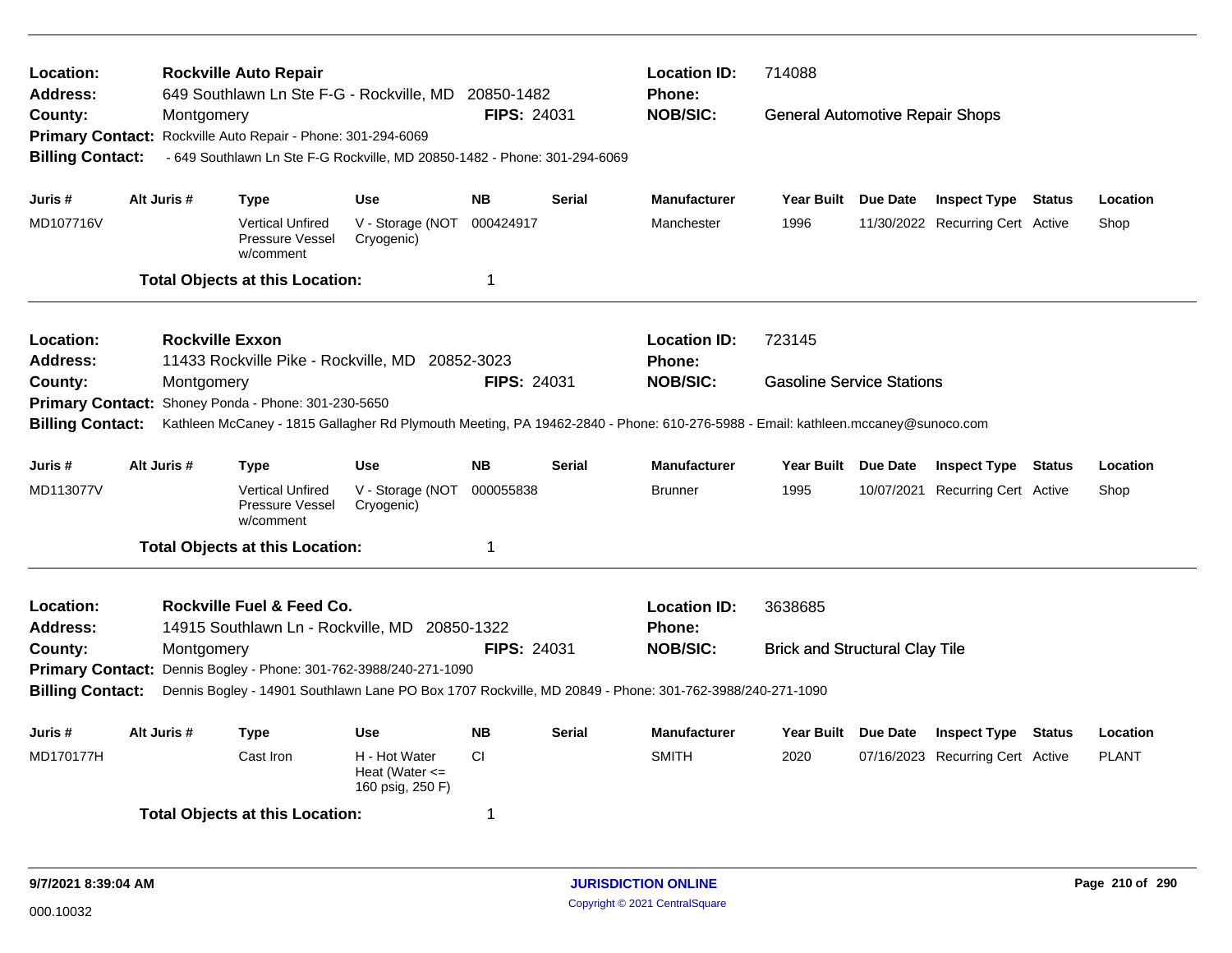**Location:** Rockville Auto Repair
**Address:** 649 Southlawn Ln Ste F-G - Rockville, MD 20850-1482
**County:** Montgomery
**FIPS:** 24031
**Location ID:** 714088
**Phone:**
**NOB/SIC:** General Automotive Repair Shops
**Primary Contact:** Rockville Auto Repair - Phone: 301-294-6069
**Billing Contact:** - 649 Southlawn Ln Ste F-G Rockville, MD 20850-1482 - Phone: 301-294-6069

| Juris # | Alt Juris # | Type | Use | NB | Serial | Manufacturer | Year Built | Due Date | Inspect Type | Status | Location |
|---|---|---|---|---|---|---|---|---|---|---|---|
| MD107716V | | Vertical Unfired Pressure Vessel w/comment | V - Storage (NOT Cryogenic) | 000424917 | | Manchester | 1996 | 11/30/2022 | Recurring Cert | Active | Shop |

**Total Objects at this Location:** 1

---

**Location:** Rockville Exxon
**Address:** 11433 Rockville Pike - Rockville, MD 20852-3023
**County:** Montgomery
**FIPS:** 24031
**Location ID:** 723145
**Phone:**
**NOB/SIC:** Gasoline Service Stations
**Primary Contact:** Shoney Ponda - Phone: 301-230-5650
**Billing Contact:** Kathleen McCaney - 1815 Gallagher Rd Plymouth Meeting, PA 19462-2840 - Phone: 610-276-5988 - Email: kathleen.mccaney@sunoco.com

| Juris # | Alt Juris # | Type | Use | NB | Serial | Manufacturer | Year Built | Due Date | Inspect Type | Status | Location |
|---|---|---|---|---|---|---|---|---|---|---|---|
| MD113077V | | Vertical Unfired Pressure Vessel w/comment | V - Storage (NOT Cryogenic) | 000055838 | | Brunner | 1995 | 10/07/2021 | Recurring Cert | Active | Shop |

**Total Objects at this Location:** 1

---

**Location:** Rockville Fuel & Feed Co.
**Address:** 14915 Southlawn Ln - Rockville, MD 20850-1322
**County:** Montgomery
**FIPS:** 24031
**Location ID:** 3638685
**Phone:**
**NOB/SIC:** Brick and Structural Clay Tile
**Primary Contact:** Dennis Bogley - Phone: 301-762-3988/240-271-1090
**Billing Contact:** Dennis Bogley - 14901 Southlawn Lane PO Box 1707 Rockville, MD 20849 - Phone: 301-762-3988/240-271-1090

| Juris # | Alt Juris # | Type | Use | NB | Serial | Manufacturer | Year Built | Due Date | Inspect Type | Status | Location |
|---|---|---|---|---|---|---|---|---|---|---|---|
| MD170177H | | Cast Iron | H - Hot Water Heat (Water <= 160 psig, 250 F) | CI | | SMITH | 2020 | 07/16/2023 | Recurring Cert | Active | PLANT |

**Total Objects at this Location:** 1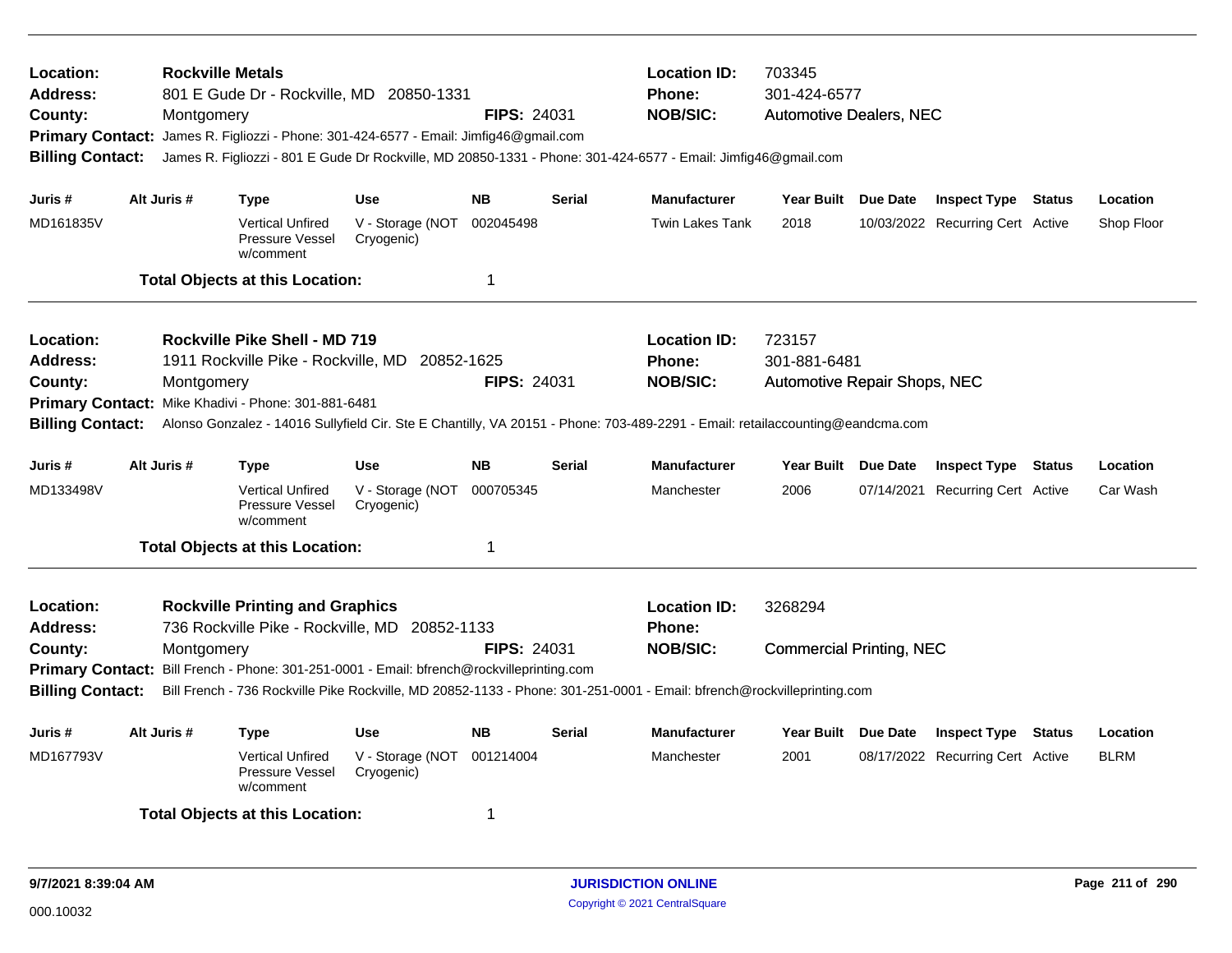**Location:** Rockville Metals
**Address:** 801 E Gude Dr - Rockville, MD 20850-1331
**County:** Montgomery **FIPS:** 24031
**Location ID:** 703345
**Phone:** 301-424-6577
**NOB/SIC:** Automotive Dealers, NEC
**Primary Contact:** James R. Figliozzi - Phone: 301-424-6577 - Email: Jimfig46@gmail.com
**Billing Contact:** James R. Figliozzi - 801 E Gude Dr Rockville, MD 20850-1331 - Phone: 301-424-6577 - Email: Jimfig46@gmail.com

| Juris # | Alt Juris # | Type | Use | NB | Serial | Manufacturer | Year Built | Due Date | Inspect Type | Status | Location |
|---|---|---|---|---|---|---|---|---|---|---|---|
| MD161835V | | Vertical Unfired Pressure Vessel w/comment | V - Storage (NOT Cryogenic) | 002045498 | | Twin Lakes Tank | 2018 | 10/03/2022 | Recurring Cert | Active | Shop Floor |

**Total Objects at this Location:** 1

---

**Location:** Rockville Pike Shell - MD 719
**Address:** 1911 Rockville Pike - Rockville, MD 20852-1625
**County:** Montgomery **FIPS:** 24031
**Location ID:** 723157
**Phone:** 301-881-6481
**NOB/SIC:** Automotive Repair Shops, NEC
**Primary Contact:** Mike Khadivi - Phone: 301-881-6481
**Billing Contact:** Alonso Gonzalez - 14016 Sullyfield Cir. Ste E Chantilly, VA 20151 - Phone: 703-489-2291 - Email: retailaccounting@eandcma.com

| Juris # | Alt Juris # | Type | Use | NB | Serial | Manufacturer | Year Built | Due Date | Inspect Type | Status | Location |
|---|---|---|---|---|---|---|---|---|---|---|---|
| MD133498V | | Vertical Unfired Pressure Vessel w/comment | V - Storage (NOT Cryogenic) | 000705345 | | Manchester | 2006 | 07/14/2021 | Recurring Cert | Active | Car Wash |

**Total Objects at this Location:** 1

---

**Location:** Rockville Printing and Graphics
**Address:** 736 Rockville Pike - Rockville, MD 20852-1133
**County:** Montgomery **FIPS:** 24031
**Location ID:** 3268294
**Phone:**
**NOB/SIC:** Commercial Printing, NEC
**Primary Contact:** Bill French - Phone: 301-251-0001 - Email: bfrench@rockvilleprinting.com
**Billing Contact:** Bill French - 736 Rockville Pike Rockville, MD 20852-1133 - Phone: 301-251-0001 - Email: bfrench@rockvilleprinting.com

| Juris # | Alt Juris # | Type | Use | NB | Serial | Manufacturer | Year Built | Due Date | Inspect Type | Status | Location |
|---|---|---|---|---|---|---|---|---|---|---|---|
| MD167793V | | Vertical Unfired Pressure Vessel w/comment | V - Storage (NOT Cryogenic) | 001214004 | | Manchester | 2001 | 08/17/2022 | Recurring Cert | Active | BLRM |

**Total Objects at this Location:** 1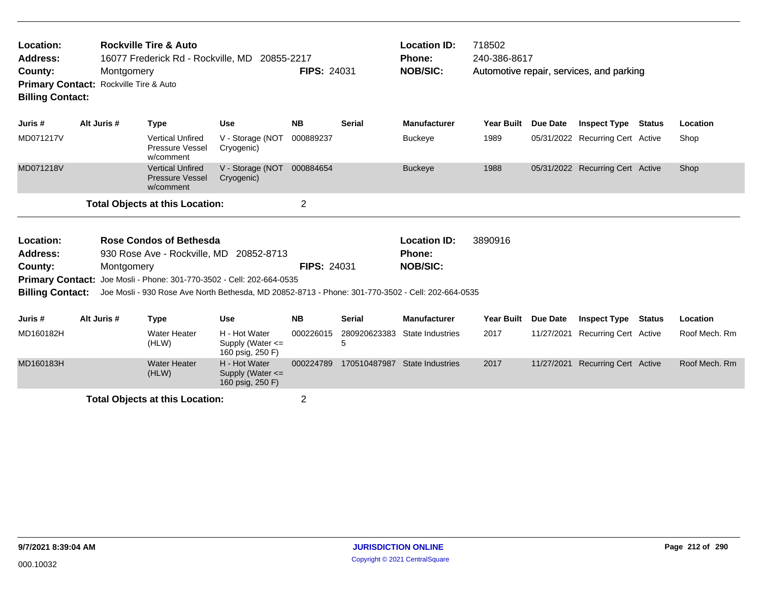**Location:** Rockville Tire & Auto
**Address:** 16077 Frederick Rd - Rockville, MD 20855-2217
**County:** Montgomery
**FIPS:** 24031
**Location ID:** 718502
**Phone:** 240-386-8617
**NOB/SIC:** Automotive repair, services, and parking
**Primary Contact:** Rockville Tire & Auto
**Billing Contact:**

| Juris # | Alt Juris # | Type | Use | NB | Serial | Manufacturer | Year Built | Due Date | Inspect Type | Status | Location |
|---|---|---|---|---|---|---|---|---|---|---|---|
| MD071217V | | Vertical Unfired Pressure Vessel w/comment | V - Storage (NOT Cryogenic) | 000889237 | | Buckeye | 1989 | 05/31/2022 | Recurring Cert | Active | Shop |
| MD071218V | | Vertical Unfired Pressure Vessel w/comment | V - Storage (NOT Cryogenic) | 000884654 | | Buckeye | 1988 | 05/31/2022 | Recurring Cert | Active | Shop |

**Total Objects at this Location:** 2

**Location:** Rose Condos of Bethesda
**Address:** 930 Rose Ave - Rockville, MD 20852-8713
**County:** Montgomery
**FIPS:** 24031
**Location ID:** 3890916
**Phone:**
**NOB/SIC:**
**Primary Contact:** Joe Mosli - Phone: 301-770-3502 - Cell: 202-664-0535
**Billing Contact:** Joe Mosli - 930 Rose Ave North Bethesda, MD 20852-8713 - Phone: 301-770-3502 - Cell: 202-664-0535

| Juris # | Alt Juris # | Type | Use | NB | Serial | Manufacturer | Year Built | Due Date | Inspect Type | Status | Location |
|---|---|---|---|---|---|---|---|---|---|---|---|
| MD160182H | | Water Heater (HLW) | H - Hot Water Supply (Water <= 160 psig, 250 F) | 000226015 | 2809206233835 | State Industries | 2017 | 11/27/2021 | Recurring Cert | Active | Roof Mech. Rm |
| MD160183H | | Water Heater (HLW) | H - Hot Water Supply (Water <= 160 psig, 250 F) | 000224789 | 170510487987 | State Industries | 2017 | 11/27/2021 | Recurring Cert | Active | Roof Mech. Rm |

**Total Objects at this Location:** 2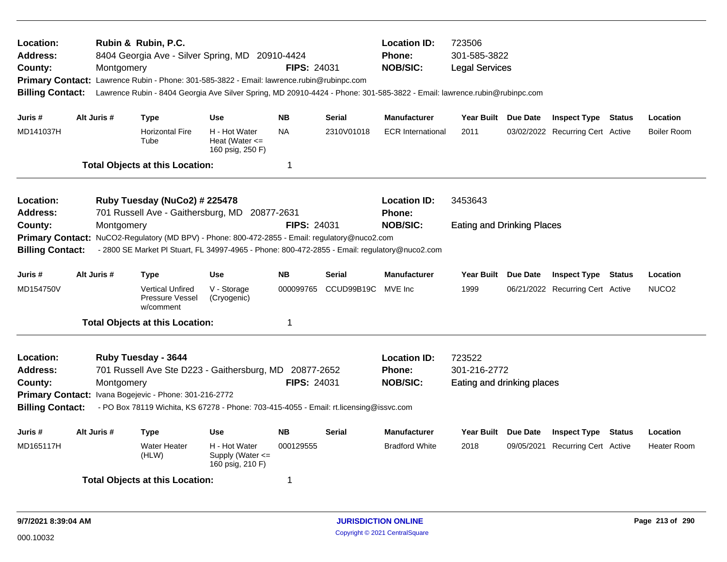**Location:** Rubin & Rubin, P.C.
**Address:** 8404 Georgia Ave - Silver Spring, MD 20910-4424
**County:** Montgomery **FIPS:** 24031
**Location ID:** 723506
**Phone:** 301-585-3822
**NOB/SIC:** Legal Services
**Primary Contact:** Lawrence Rubin - Phone: 301-585-3822 - Email: lawrence.rubin@rubinpc.com
**Billing Contact:** Lawrence Rubin - 8404 Georgia Ave Silver Spring, MD 20910-4424 - Phone: 301-585-3822 - Email: lawrence.rubin@rubinpc.com

| Juris # | Alt Juris # | Type | Use | NB | Serial | Manufacturer | Year Built | Due Date | Inspect Type | Status | Location |
|---|---|---|---|---|---|---|---|---|---|---|---|
| MD141037H | | Horizontal Fire Tube | H - Hot Water Heat (Water <= 160 psig, 250 F) | NA | 2310V01018 | ECR International | 2011 | 03/02/2022 | Recurring Cert | Active | Boiler Room |

**Total Objects at this Location:** 1

---

**Location:** Ruby Tuesday (NuCo2) # 225478
**Address:** 701 Russell Ave - Gaithersburg, MD 20877-2631
**County:** Montgomery **FIPS:** 24031
**Location ID:** 3453643
**Phone:**
**NOB/SIC:** Eating and Drinking Places
**Primary Contact:** NuCO2-Regulatory (MD BPV) - Phone: 800-472-2855 - Email: regulatory@nuco2.com
**Billing Contact:** - 2800 SE Market Pl Stuart, FL 34997-4965 - Phone: 800-472-2855 - Email: regulatory@nuco2.com

| Juris # | Alt Juris # | Type | Use | NB | Serial | Manufacturer | Year Built | Due Date | Inspect Type | Status | Location |
|---|---|---|---|---|---|---|---|---|---|---|---|
| MD154750V | | Vertical Unfired Pressure Vessel w/comment | V - Storage (Cryogenic) | 000099765 | CCUD99B19C | MVE Inc | 1999 | 06/21/2022 | Recurring Cert | Active | NUCO2 |

**Total Objects at this Location:** 1

---

**Location:** Ruby Tuesday - 3644
**Address:** 701 Russell Ave Ste D223 - Gaithersburg, MD 20877-2652
**County:** Montgomery **FIPS:** 24031
**Location ID:** 723522
**Phone:** 301-216-2772
**NOB/SIC:** Eating and drinking places
**Primary Contact:** Ivana Bogejevic - Phone: 301-216-2772
**Billing Contact:** - PO Box 78119 Wichita, KS 67278 - Phone: 703-415-4055 - Email: rt.licensing@issvc.com

| Juris # | Alt Juris # | Type | Use | NB | Serial | Manufacturer | Year Built | Due Date | Inspect Type | Status | Location |
|---|---|---|---|---|---|---|---|---|---|---|---|
| MD165117H | | Water Heater (HLW) | H - Hot Water Supply (Water <= 160 psig, 210 F) | 000129555 | | Bradford White | 2018 | 09/05/2021 | Recurring Cert | Active | Heater Room |

**Total Objects at this Location:** 1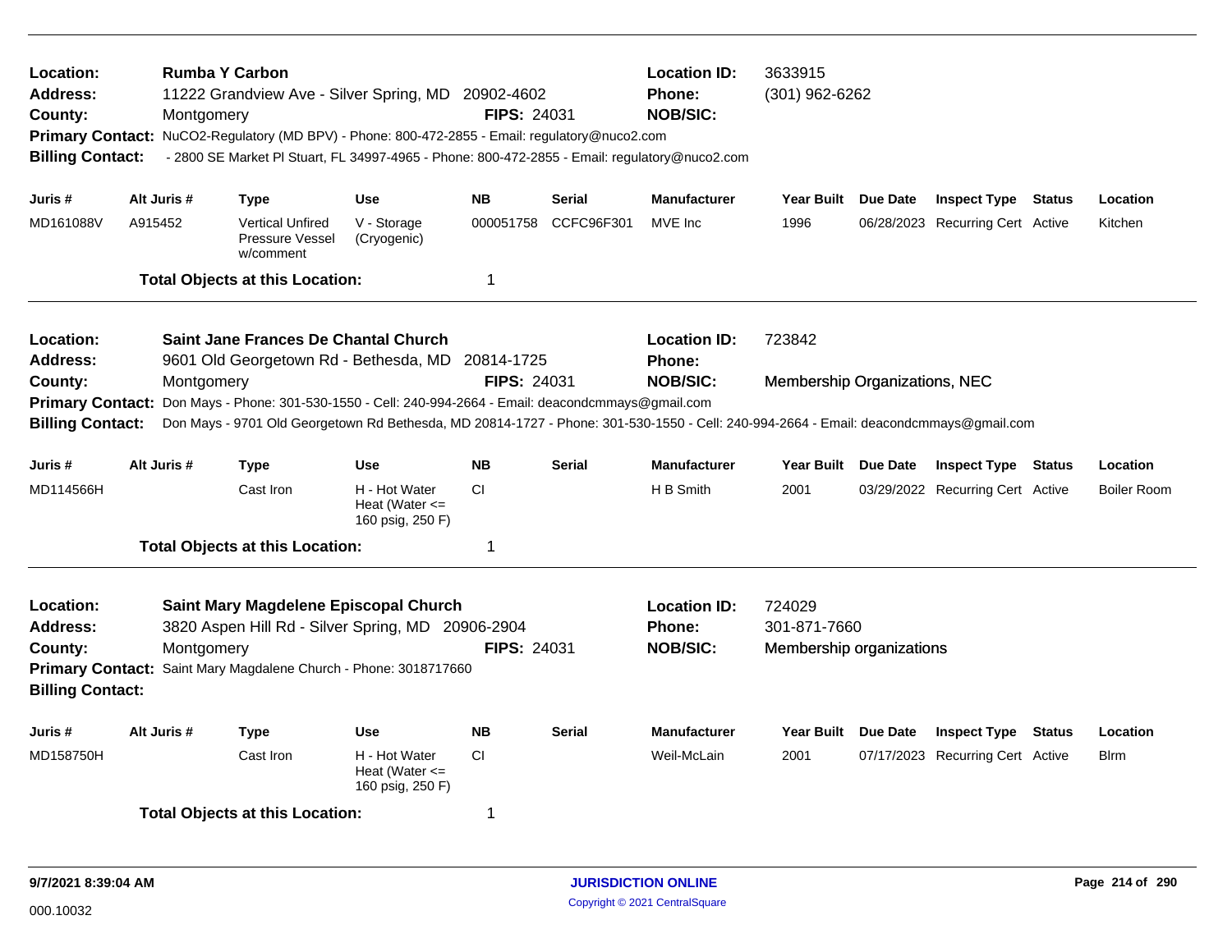**Location:** Rumba Y Carbon
**Address:** 11222 Grandview Ave - Silver Spring, MD 20902-4602
**County:** Montgomery
**FIPS:** 24031
**Location ID:** 3633915
**Phone:** (301) 962-6262
**NOB/SIC:**
**Primary Contact:** NuCO2-Regulatory (MD BPV) - Phone: 800-472-2855 - Email: regulatory@nuco2.com
**Billing Contact:** - 2800 SE Market Pl Stuart, FL 34997-4965 - Phone: 800-472-2855 - Email: regulatory@nuco2.com

| Juris # | Alt Juris # | Type | Use | NB | Serial | Manufacturer | Year Built | Due Date | Inspect Type | Status | Location |
|---|---|---|---|---|---|---|---|---|---|---|---|
| MD161088V | A915452 | Vertical Unfired Pressure Vessel w/comment | V - Storage (Cryogenic) | 000051758 | CCFC96F301 | MVE Inc | 1996 | 06/28/2023 | Recurring Cert | Active | Kitchen |

**Total Objects at this Location:** 1

---

**Location:** Saint Jane Frances De Chantal Church
**Address:** 9601 Old Georgetown Rd - Bethesda, MD 20814-1725
**County:** Montgomery
**FIPS:** 24031
**Location ID:** 723842
**Phone:**
**NOB/SIC:** Membership Organizations, NEC
**Primary Contact:** Don Mays - Phone: 301-530-1550 - Cell: 240-994-2664 - Email: deacondcmmays@gmail.com
**Billing Contact:** Don Mays - 9701 Old Georgetown Rd Bethesda, MD 20814-1727 - Phone: 301-530-1550 - Cell: 240-994-2664 - Email: deacondcmmays@gmail.com

| Juris # | Alt Juris # | Type | Use | NB | Serial | Manufacturer | Year Built | Due Date | Inspect Type | Status | Location |
|---|---|---|---|---|---|---|---|---|---|---|---|
| MD114566H | | Cast Iron | H - Hot Water Heat (Water <= 160 psig, 250 F) | CI | | H B Smith | 2001 | 03/29/2022 | Recurring Cert | Active | Boiler Room |

**Total Objects at this Location:** 1

---

**Location:** Saint Mary Magdelene Episcopal Church
**Address:** 3820 Aspen Hill Rd - Silver Spring, MD 20906-2904
**County:** Montgomery
**FIPS:** 24031
**Location ID:** 724029
**Phone:** 301-871-7660
**NOB/SIC:** Membership organizations
**Primary Contact:** Saint Mary Magdalene Church - Phone: 3018717660
**Billing Contact:**

| Juris # | Alt Juris # | Type | Use | NB | Serial | Manufacturer | Year Built | Due Date | Inspect Type | Status | Location |
|---|---|---|---|---|---|---|---|---|---|---|---|
| MD158750H | | Cast Iron | H - Hot Water Heat (Water <= 160 psig, 250 F) | CI | | Weil-McLain | 2001 | 07/17/2023 | Recurring Cert | Active | Blrm |

**Total Objects at this Location:** 1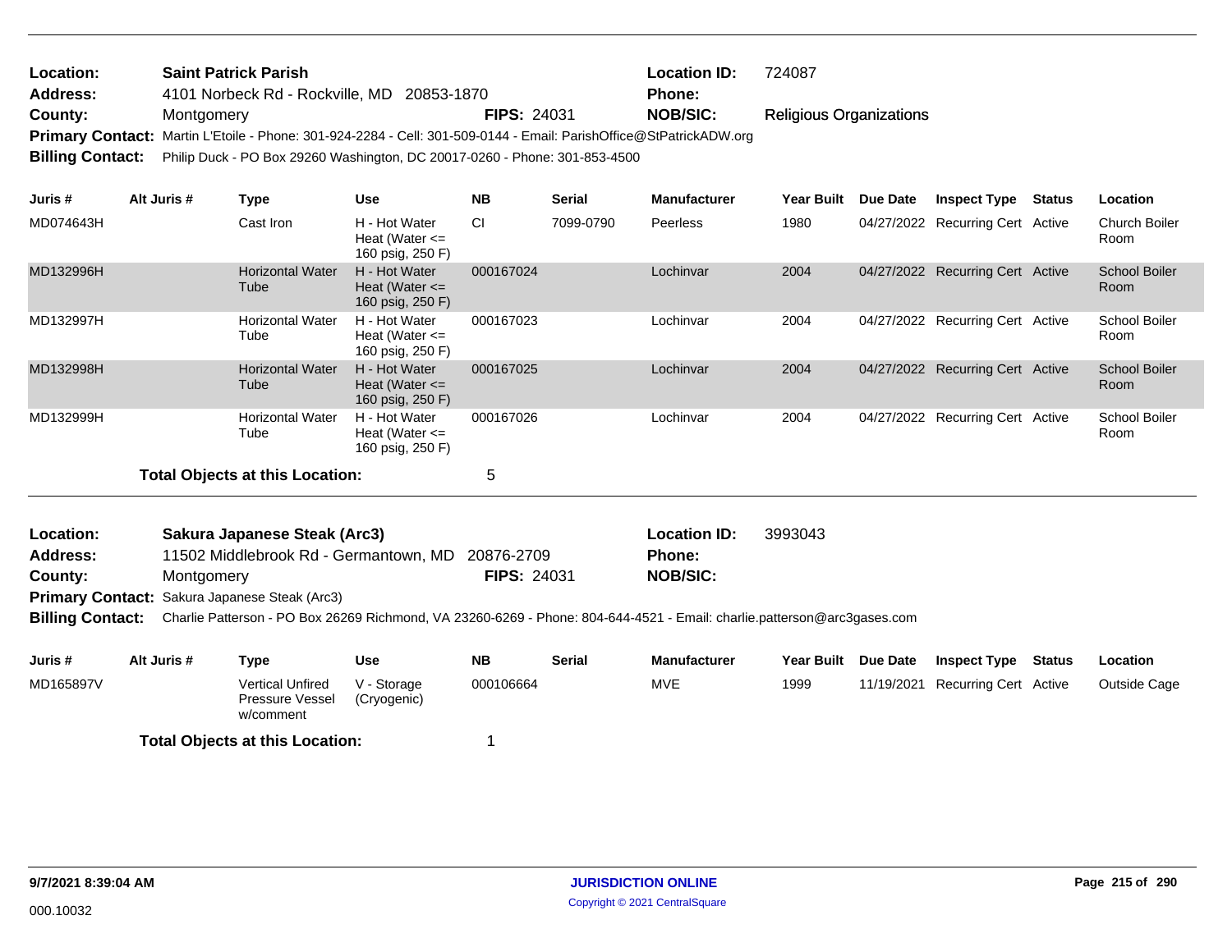**Location:** Saint Patrick Parish **Location ID:** 724087
**Address:** 4101 Norbeck Rd - Rockville, MD 20853-1870 **Phone:**
**County:** Montgomery **FIPS:** 24031 **NOB/SIC:** Religious Organizations
**Primary Contact:** Martin L'Etoile - Phone: 301-924-2284 - Cell: 301-509-0144 - Email: ParishOffice@StPatrickADW.org
**Billing Contact:** Philip Duck - PO Box 29260 Washington, DC 20017-0260 - Phone: 301-853-4500

| Juris # | Alt Juris # | Type | Use | NB | Serial | Manufacturer | Year Built | Due Date | Inspect Type | Status | Location |
|---|---|---|---|---|---|---|---|---|---|---|---|
| MD074643H | | Cast Iron | H - Hot Water Heat (Water <= 160 psig, 250 F) | CI | 7099-0790 | Peerless | 1980 | 04/27/2022 | Recurring Cert | Active | Church Boiler Room |
| MD132996H | | Horizontal Water Tube | H - Hot Water Heat (Water <= 160 psig, 250 F) | 000167024 | | Lochinvar | 2004 | 04/27/2022 | Recurring Cert | Active | School Boiler Room |
| MD132997H | | Horizontal Water Tube | H - Hot Water Heat (Water <= 160 psig, 250 F) | 000167023 | | Lochinvar | 2004 | 04/27/2022 | Recurring Cert | Active | School Boiler Room |
| MD132998H | | Horizontal Water Tube | H - Hot Water Heat (Water <= 160 psig, 250 F) | 000167025 | | Lochinvar | 2004 | 04/27/2022 | Recurring Cert | Active | School Boiler Room |
| MD132999H | | Horizontal Water Tube | H - Hot Water Heat (Water <= 160 psig, 250 F) | 000167026 | | Lochinvar | 2004 | 04/27/2022 | Recurring Cert | Active | School Boiler Room |

**Total Objects at this Location:** 5

**Location:** Sakura Japanese Steak (Arc3) **Location ID:** 3993043
**Address:** 11502 Middlebrook Rd - Germantown, MD 20876-2709 **Phone:**
**County:** Montgomery **FIPS:** 24031 **NOB/SIC:**
**Primary Contact:** Sakura Japanese Steak (Arc3)
**Billing Contact:** Charlie Patterson - PO Box 26269 Richmond, VA 23260-6269 - Phone: 804-644-4521 - Email: charlie.patterson@arc3gases.com

| Juris # | Alt Juris # | Type | Use | NB | Serial | Manufacturer | Year Built | Due Date | Inspect Type | Status | Location |
|---|---|---|---|---|---|---|---|---|---|---|---|
| MD165897V | | Vertical Unfired Pressure Vessel w/comment | V - Storage (Cryogenic) | 000106664 | | MVE | 1999 | 11/19/2021 | Recurring Cert | Active | Outside Cage |

**Total Objects at this Location:** 1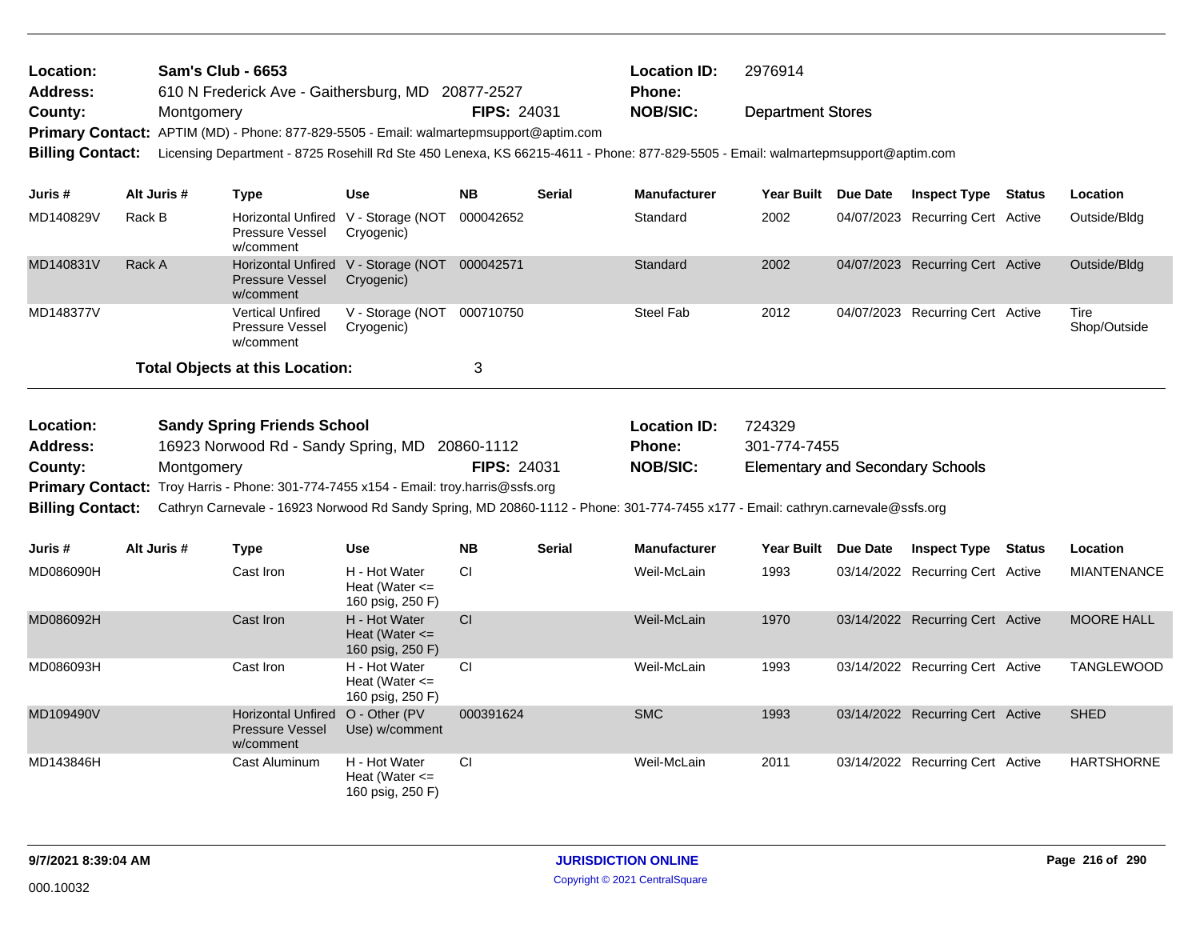**Location:** Sam's Club - 6653
**Address:** 610 N Frederick Ave - Gaithersburg, MD 20877-2527
**County:** Montgomery **FIPS:** 24031
**Location ID:** 2976914
**Phone:**
**NOB/SIC:** Department Stores
**Primary Contact:** APTIM (MD) - Phone: 877-829-5505 - Email: walmartepmsupport@aptim.com
**Billing Contact:** Licensing Department - 8725 Rosehill Rd Ste 450 Lenexa, KS 66215-4611 - Phone: 877-829-5505 - Email: walmartepmsupport@aptim.com

| Juris # | Alt Juris # | Type | Use | NB | Serial | Manufacturer | Year Built | Due Date | Inspect Type | Status | Location |
|---|---|---|---|---|---|---|---|---|---|---|---|
| MD140829V | Rack B | Horizontal Unfired Pressure Vessel w/comment | V - Storage (NOT Cryogenic) | 000042652 | | Standard | 2002 | 04/07/2023 | Recurring Cert | Active | Outside/Bldg |
| MD140831V | Rack A | Horizontal Unfired Pressure Vessel w/comment | V - Storage (NOT Cryogenic) | 000042571 | | Standard | 2002 | 04/07/2023 | Recurring Cert | Active | Outside/Bldg |
| MD148377V | | Vertical Unfired Pressure Vessel w/comment | V - Storage (NOT Cryogenic) | 000710750 | | Steel Fab | 2012 | 04/07/2023 | Recurring Cert | Active | Tire Shop/Outside |

**Total Objects at this Location:** 3

**Location:** Sandy Spring Friends School
**Address:** 16923 Norwood Rd - Sandy Spring, MD 20860-1112
**County:** Montgomery **FIPS:** 24031
**Location ID:** 724329
**Phone:** 301-774-7455
**NOB/SIC:** Elementary and Secondary Schools
**Primary Contact:** Troy Harris - Phone: 301-774-7455 x154 - Email: troy.harris@ssfs.org
**Billing Contact:** Cathryn Carnevale - 16923 Norwood Rd Sandy Spring, MD 20860-1112 - Phone: 301-774-7455 x177 - Email: cathryn.carnevale@ssfs.org

| Juris # | Alt Juris # | Type | Use | NB | Serial | Manufacturer | Year Built | Due Date | Inspect Type | Status | Location |
|---|---|---|---|---|---|---|---|---|---|---|---|
| MD086090H | | Cast Iron | H - Hot Water Heat (Water <= 160 psig, 250 F) | CI | | Weil-McLain | 1993 | 03/14/2022 | Recurring Cert | Active | MIANTENANCE |
| MD086092H | | Cast Iron | H - Hot Water Heat (Water <= 160 psig, 250 F) | CI | | Weil-McLain | 1970 | 03/14/2022 | Recurring Cert | Active | MOORE HALL |
| MD086093H | | Cast Iron | H - Hot Water Heat (Water <= 160 psig, 250 F) | CI | | Weil-McLain | 1993 | 03/14/2022 | Recurring Cert | Active | TANGLEWOOD |
| MD109490V | | Horizontal Unfired Pressure Vessel w/comment | O - Other (PV Use) w/comment | 000391624 | | SMC | 1993 | 03/14/2022 | Recurring Cert | Active | SHED |
| MD143846H | | Cast Aluminum | H - Hot Water Heat (Water <= 160 psig, 250 F) | CI | | Weil-McLain | 2011 | 03/14/2022 | Recurring Cert | Active | HARTSHORNE |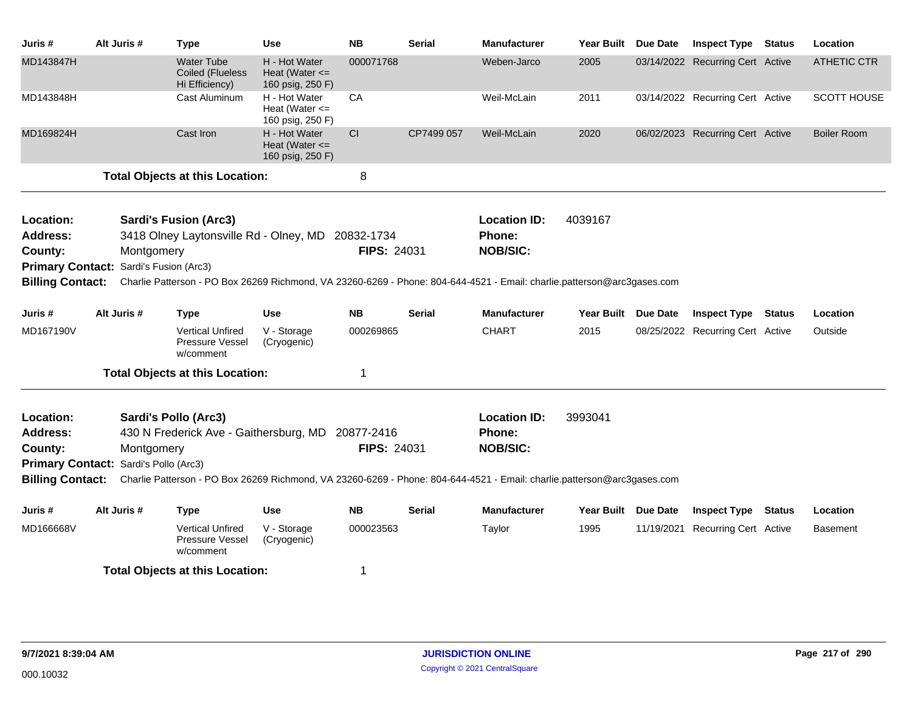| Juris # | Alt Juris # | Type | Use | NB | Serial | Manufacturer | Year Built | Due Date | Inspect Type | Status | Location |
|---|---|---|---|---|---|---|---|---|---|---|---|
| MD143847H | | Water Tube Coiled (Flueless Hi Efficiency) | H - Hot Water Heat (Water <= 160 psig, 250 F) | 000071768 | | Weben-Jarco | 2005 | 03/14/2022 | Recurring Cert | Active | ATHETIC CTR |
| MD143848H | | Cast Aluminum | H - Hot Water Heat (Water <= 160 psig, 250 F) | CA | | Weil-McLain | 2011 | 03/14/2022 | Recurring Cert | Active | SCOTT HOUSE |
| MD169824H | | Cast Iron | H - Hot Water Heat (Water <= 160 psig, 250 F) | CI | CP7499 057 | Weil-McLain | 2020 | 06/02/2023 | Recurring Cert | Active | Boiler Room |

**Total Objects at this Location:** 8

---

**Location:** Sardi's Fusion (Arc3)
**Location ID:** 4039167
**Address:** 3418 Olney Laytonsville Rd - Olney, MD 20832-1734
**Phone:**
**County:** Montgomery
**FIPS:** 24031
**NOB/SIC:**
**Primary Contact:** Sardi's Fusion (Arc3)
**Billing Contact:** Charlie Patterson - PO Box 26269 Richmond, VA 23260-6269 - Phone: 804-644-4521 - Email: charlie.patterson@arc3gases.com

| Juris # | Alt Juris # | Type | Use | NB | Serial | Manufacturer | Year Built | Due Date | Inspect Type | Status | Location |
|---|---|---|---|---|---|---|---|---|---|---|---|
| MD167190V | | Vertical Unfired Pressure Vessel w/comment | V - Storage (Cryogenic) | 000269865 | | CHART | 2015 | 08/25/2022 | Recurring Cert | Active | Outside |

**Total Objects at this Location:** 1

---

**Location:** Sardi's Pollo (Arc3)
**Location ID:** 3993041
**Address:** 430 N Frederick Ave - Gaithersburg, MD 20877-2416
**Phone:**
**County:** Montgomery
**FIPS:** 24031
**NOB/SIC:**
**Primary Contact:** Sardi's Pollo (Arc3)
**Billing Contact:** Charlie Patterson - PO Box 26269 Richmond, VA 23260-6269 - Phone: 804-644-4521 - Email: charlie.patterson@arc3gases.com

| Juris # | Alt Juris # | Type | Use | NB | Serial | Manufacturer | Year Built | Due Date | Inspect Type | Status | Location |
|---|---|---|---|---|---|---|---|---|---|---|---|
| MD166668V | | Vertical Unfired Pressure Vessel w/comment | V - Storage (Cryogenic) | 000023563 | | Taylor | 1995 | 11/19/2021 | Recurring Cert | Active | Basement |

**Total Objects at this Location:** 1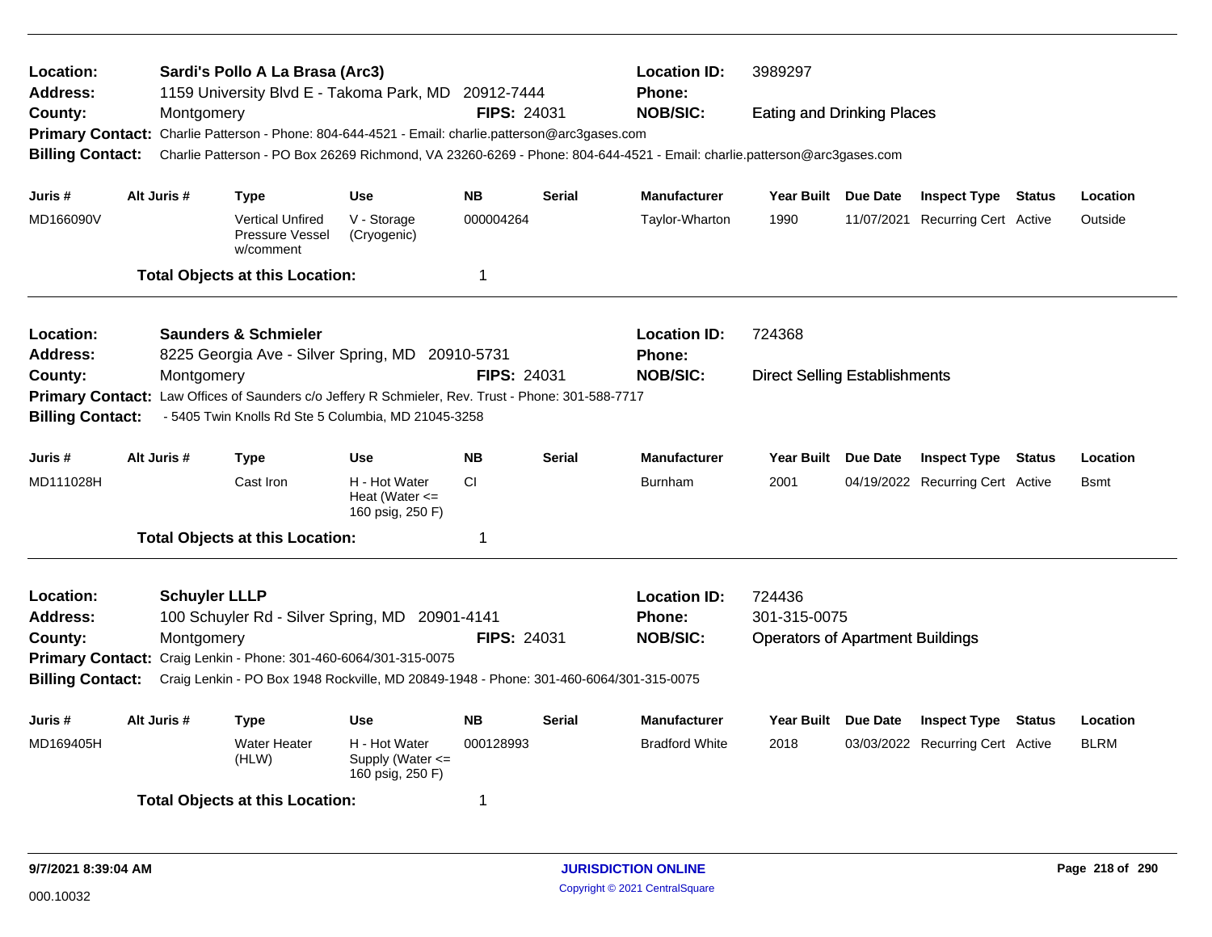**Location:** Sardi's Pollo A La Brasa (Arc3) | **Location ID:** 3989297
**Address:** 1159 University Blvd E - Takoma Park, MD 20912-7444 | **Phone:**
**County:** Montgomery | **FIPS:** 24031 | **NOB/SIC:** Eating and Drinking Places
**Primary Contact:** Charlie Patterson - Phone: 804-644-4521 - Email: charlie.patterson@arc3gases.com
**Billing Contact:** Charlie Patterson - PO Box 26269 Richmond, VA 23260-6269 - Phone: 804-644-4521 - Email: charlie.patterson@arc3gases.com

| Juris # | Alt Juris # | Type | Use | NB | Serial | Manufacturer | Year Built | Due Date | Inspect Type | Status | Location |
|---|---|---|---|---|---|---|---|---|---|---|---|
| MD166090V | | Vertical Unfired Pressure Vessel w/comment | V - Storage (Cryogenic) | 000004264 | | Taylor-Wharton | 1990 | 11/07/2021 | Recurring Cert | Active | Outside |

**Total Objects at this Location:** 1

---

**Location:** Saunders & Schmieler | **Location ID:** 724368
**Address:** 8225 Georgia Ave - Silver Spring, MD 20910-5731 | **Phone:**
**County:** Montgomery | **FIPS:** 24031 | **NOB/SIC:** Direct Selling Establishments
**Primary Contact:** Law Offices of Saunders c/o Jeffery R Schmieler, Rev. Trust - Phone: 301-588-7717
**Billing Contact:** - 5405 Twin Knolls Rd Ste 5 Columbia, MD 21045-3258

| Juris # | Alt Juris # | Type | Use | NB | Serial | Manufacturer | Year Built | Due Date | Inspect Type | Status | Location |
|---|---|---|---|---|---|---|---|---|---|---|---|
| MD111028H | | Cast Iron | H - Hot Water Heat (Water <= 160 psig, 250 F) | CI | | Burnham | 2001 | 04/19/2022 | Recurring Cert | Active | Bsmt |

**Total Objects at this Location:** 1

---

**Location:** Schuyler LLLP | **Location ID:** 724436
**Address:** 100 Schuyler Rd - Silver Spring, MD 20901-4141 | **Phone:** 301-315-0075
**County:** Montgomery | **FIPS:** 24031 | **NOB/SIC:** Operators of Apartment Buildings
**Primary Contact:** Craig Lenkin - Phone: 301-460-6064/301-315-0075
**Billing Contact:** Craig Lenkin - PO Box 1948 Rockville, MD 20849-1948 - Phone: 301-460-6064/301-315-0075

| Juris # | Alt Juris # | Type | Use | NB | Serial | Manufacturer | Year Built | Due Date | Inspect Type | Status | Location |
|---|---|---|---|---|---|---|---|---|---|---|---|
| MD169405H | | Water Heater (HLW) | H - Hot Water Supply (Water <= 160 psig, 250 F) | 000128993 | | Bradford White | 2018 | 03/03/2022 | Recurring Cert | Active | BLRM |

**Total Objects at this Location:** 1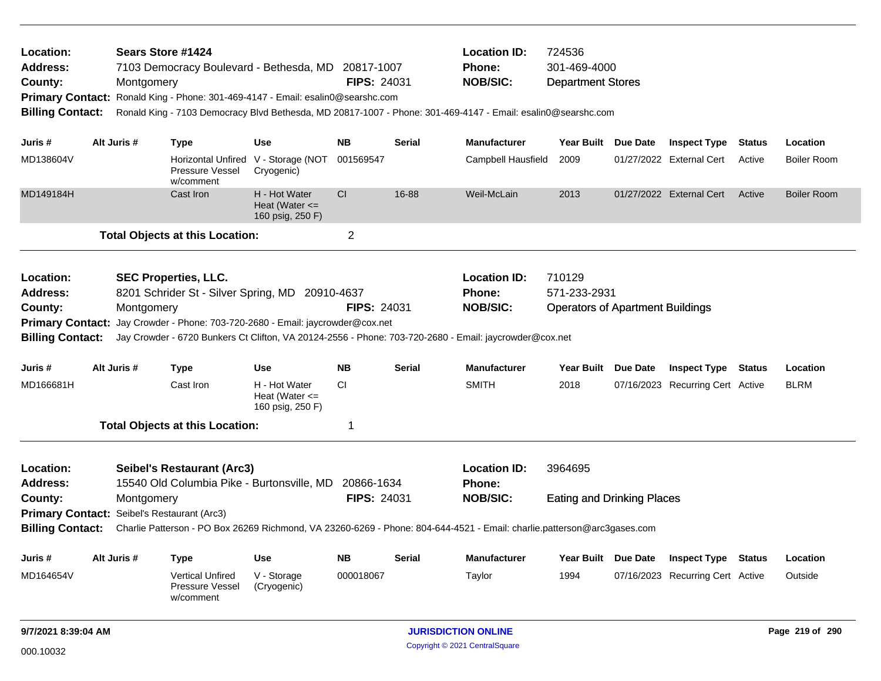**Location:** Sears Store #1424
**Address:** 7103 Democracy Boulevard - Bethesda, MD 20817-1007
**County:** Montgomery **FIPS:** 24031
**Location ID:** 724536
**Phone:** 301-469-4000
**NOB/SIC:** Department Stores
**Primary Contact:** Ronald King - Phone: 301-469-4147 - Email: esalin0@searshc.com
**Billing Contact:** Ronald King - 7103 Democracy Blvd Bethesda, MD 20817-1007 - Phone: 301-469-4147 - Email: esalin0@searshc.com

| Juris # | Alt Juris # | Type | Use | NB | Serial | Manufacturer | Year Built | Due Date | Inspect Type | Status | Location |
|---|---|---|---|---|---|---|---|---|---|---|---|
| MD138604V | | Horizontal Unfired Pressure Vessel w/comment | V - Storage (NOT Cryogenic) | 001569547 | | Campbell Hausfield | 2009 | 01/27/2022 | External Cert | Active | Boiler Room |
| MD149184H | | Cast Iron | H - Hot Water Heat (Water <= 160 psig, 250 F) | CI | 16-88 | Weil-McLain | 2013 | 01/27/2022 | External Cert | Active | Boiler Room |

**Total Objects at this Location:** 2

---

**Location:** SEC Properties, LLC.
**Address:** 8201 Schrider St - Silver Spring, MD 20910-4637
**County:** Montgomery **FIPS:** 24031
**Location ID:** 710129
**Phone:** 571-233-2931
**NOB/SIC:** Operators of Apartment Buildings
**Primary Contact:** Jay Crowder - Phone: 703-720-2680 - Email: jaycrowder@cox.net
**Billing Contact:** Jay Crowder - 6720 Bunkers Ct Clifton, VA 20124-2556 - Phone: 703-720-2680 - Email: jaycrowder@cox.net

| Juris # | Alt Juris # | Type | Use | NB | Serial | Manufacturer | Year Built | Due Date | Inspect Type | Status | Location |
|---|---|---|---|---|---|---|---|---|---|---|---|
| MD166681H | | Cast Iron | H - Hot Water Heat (Water <= 160 psig, 250 F) | CI | | SMITH | 2018 | 07/16/2023 | Recurring Cert | Active | BLRM |

**Total Objects at this Location:** 1

---

**Location:** Seibel's Restaurant (Arc3)
**Address:** 15540 Old Columbia Pike - Burtonsville, MD 20866-1634
**County:** Montgomery **FIPS:** 24031
**Location ID:** 3964695
**Phone:**
**NOB/SIC:** Eating and Drinking Places
**Primary Contact:** Seibel's Restaurant (Arc3)
**Billing Contact:** Charlie Patterson - PO Box 26269 Richmond, VA 23260-6269 - Phone: 804-644-4521 - Email: charlie.patterson@arc3gases.com

| Juris # | Alt Juris # | Type | Use | NB | Serial | Manufacturer | Year Built | Due Date | Inspect Type | Status | Location |
|---|---|---|---|---|---|---|---|---|---|---|---|
| MD164654V | | Vertical Unfired Pressure Vessel w/comment | V - Storage (Cryogenic) | 000018067 | | Taylor | 1994 | 07/16/2023 | Recurring Cert | Active | Outside |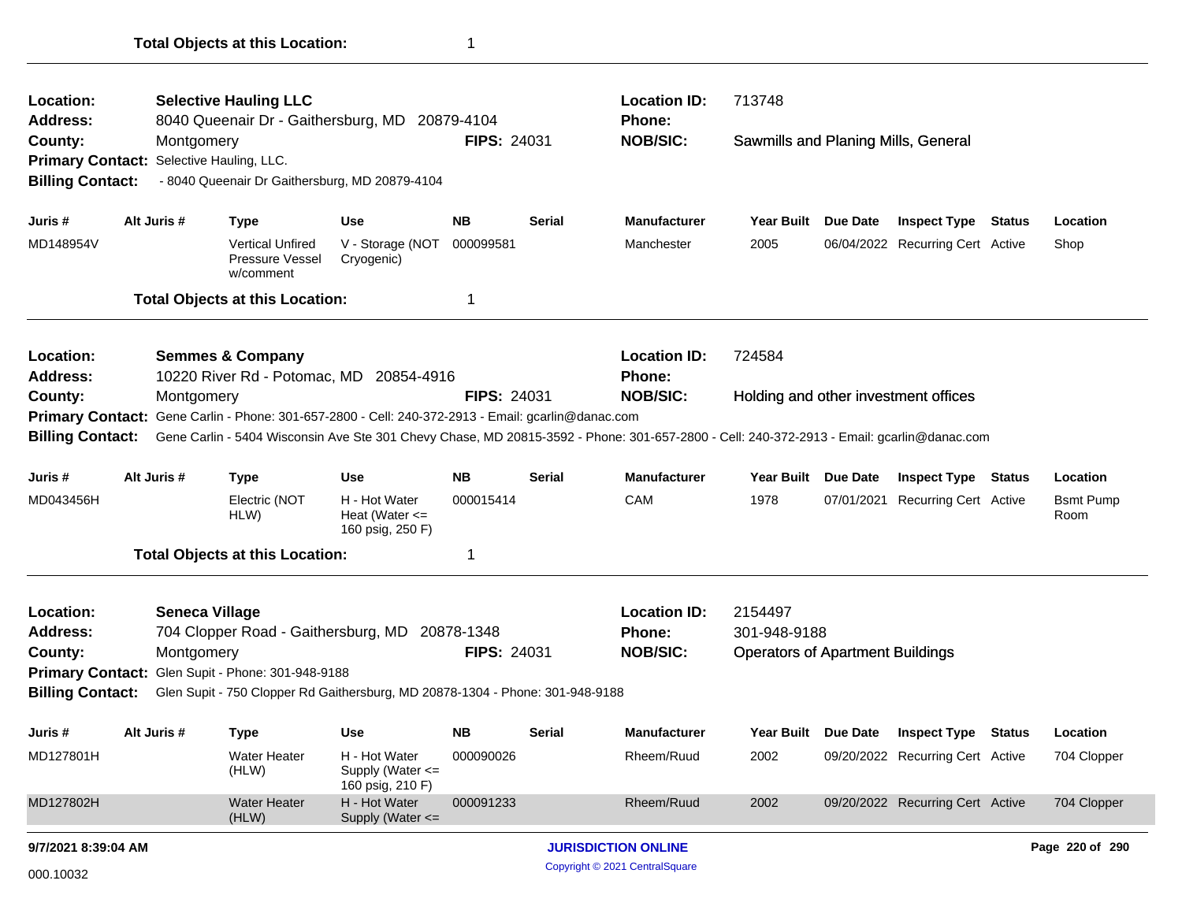**Total Objects at this Location:** 1

---

**Location:** Selective Hauling LLC
**Address:** 8040 Queenair Dr - Gaithersburg, MD 20879-4104
**County:** Montgomery
**FIPS:** 24031
**Location ID:** 713748
**Phone:**
**NOB/SIC:** Sawmills and Planing Mills, General
**Primary Contact:** Selective Hauling, LLC.
**Billing Contact:** - 8040 Queenair Dr Gaithersburg, MD 20879-4104

| Juris # | Alt Juris # | Type | Use | NB | Serial | Manufacturer | Year Built | Due Date | Inspect Type | Status | Location |
|---|---|---|---|---|---|---|---|---|---|---|---|
| MD148954V | | Vertical Unfired Pressure Vessel w/comment | V - Storage (NOT Cryogenic) | 000099581 | | Manchester | 2005 | 06/04/2022 | Recurring Cert | Active | Shop |

**Total Objects at this Location:** 1

---

**Location:** Semmes & Company
**Address:** 10220 River Rd - Potomac, MD 20854-4916
**County:** Montgomery
**FIPS:** 24031
**Location ID:** 724584
**Phone:**
**NOB/SIC:** Holding and other investment offices
**Primary Contact:** Gene Carlin - Phone: 301-657-2800 - Cell: 240-372-2913 - Email: gcarlin@danac.com
**Billing Contact:** Gene Carlin - 5404 Wisconsin Ave Ste 301 Chevy Chase, MD 20815-3592 - Phone: 301-657-2800 - Cell: 240-372-2913 - Email: gcarlin@danac.com

| Juris # | Alt Juris # | Type | Use | NB | Serial | Manufacturer | Year Built | Due Date | Inspect Type | Status | Location |
|---|---|---|---|---|---|---|---|---|---|---|---|
| MD043456H | | Electric (NOT HLW) | H - Hot Water Heat (Water <= 160 psig, 250 F) | 000015414 | | CAM | 1978 | 07/01/2021 | Recurring Cert | Active | Bsmt Pump Room |

**Total Objects at this Location:** 1

---

**Location:** Seneca Village
**Address:** 704 Clopper Road - Gaithersburg, MD 20878-1348
**County:** Montgomery
**FIPS:** 24031
**Location ID:** 2154497
**Phone:** 301-948-9188
**NOB/SIC:** Operators of Apartment Buildings
**Primary Contact:** Glen Supit - Phone: 301-948-9188
**Billing Contact:** Glen Supit - 750 Clopper Rd Gaithersburg, MD 20878-1304 - Phone: 301-948-9188

| Juris # | Alt Juris # | Type | Use | NB | Serial | Manufacturer | Year Built | Due Date | Inspect Type | Status | Location |
|---|---|---|---|---|---|---|---|---|---|---|---|
| MD127801H | | Water Heater (HLW) | H - Hot Water Supply (Water <= 160 psig, 210 F) | 000090026 | | Rheem/Ruud | 2002 | 09/20/2022 | Recurring Cert | Active | 704 Clopper |
| MD127802H | | Water Heater (HLW) | H - Hot Water Supply (Water <= | 000091233 | | Rheem/Ruud | 2002 | 09/20/2022 | Recurring Cert | Active | 704 Clopper |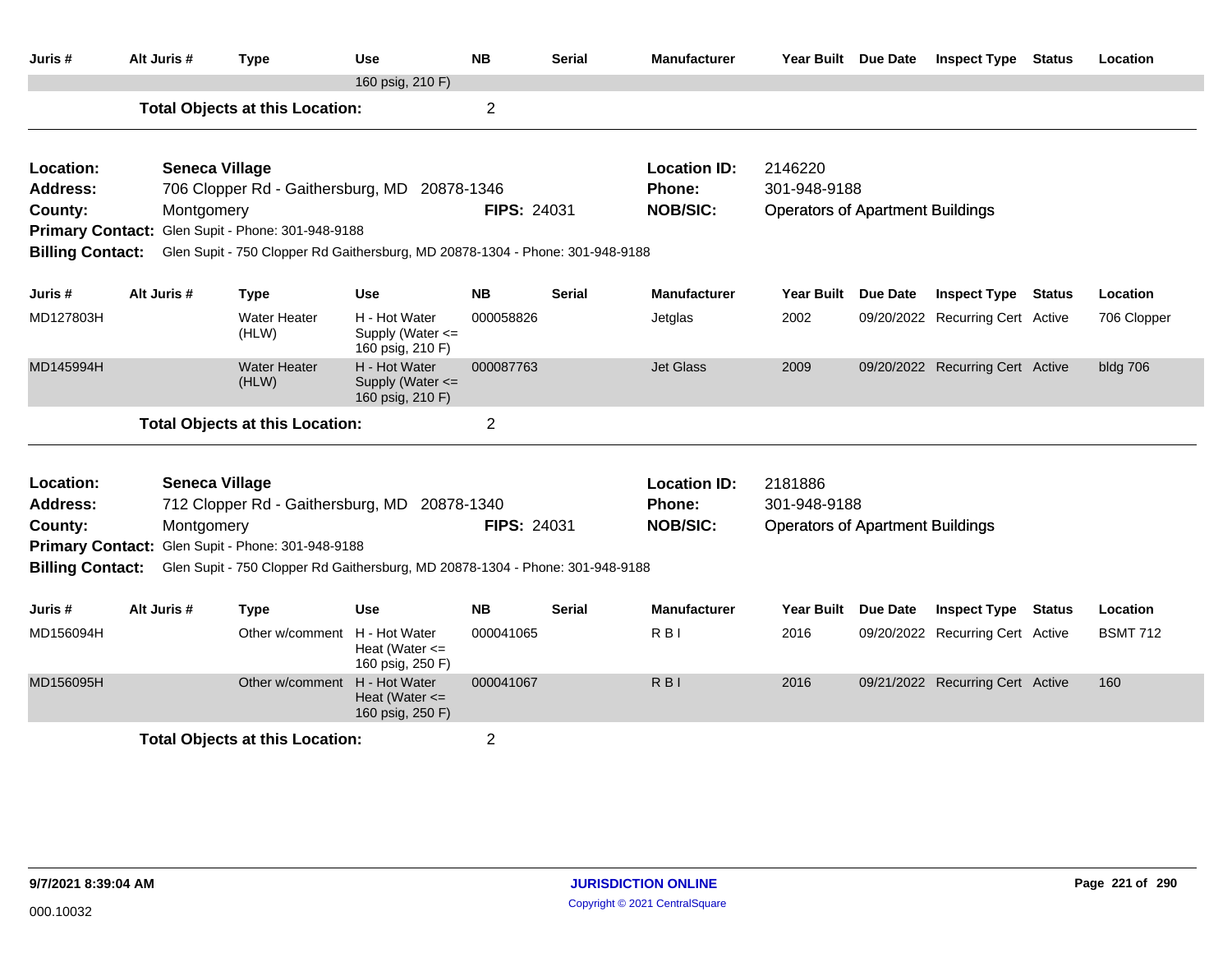| Juris # | Alt Juris # | Type | Use | NB | Serial | Manufacturer | Year Built | Due Date | Inspect Type | Status | Location |
|---|---|---|---|---|---|---|---|---|---|---|---|
| | | | 160 psig, 210 F) | | | | | | | | |

**Total Objects at this Location:** 2

---

**Location:** Seneca Village
**Address:** 706 Clopper Rd - Gaithersburg, MD 20878-1346
**County:** Montgomery
**FIPS:** 24031
**Location ID:** 2146220
**Phone:** 301-948-9188
**NOB/SIC:** Operators of Apartment Buildings
**Primary Contact:** Glen Supit - Phone: 301-948-9188
**Billing Contact:** Glen Supit - 750 Clopper Rd Gaithersburg, MD 20878-1304 - Phone: 301-948-9188

| Juris # | Alt Juris # | Type | Use | NB | Serial | Manufacturer | Year Built | Due Date | Inspect Type | Status | Location |
|---|---|---|---|---|---|---|---|---|---|---|---|
| MD127803H | | Water Heater (HLW) | H - Hot Water Supply (Water <= 160 psig, 210 F) | 000058826 | | Jetglas | 2002 | 09/20/2022 | Recurring Cert | Active | 706 Clopper |
| MD145994H | | Water Heater (HLW) | H - Hot Water Supply (Water <= 160 psig, 210 F) | 000087763 | | Jet Glass | 2009 | 09/20/2022 | Recurring Cert | Active | bldg 706 |

**Total Objects at this Location:** 2

---

**Location:** Seneca Village
**Address:** 712 Clopper Rd - Gaithersburg, MD 20878-1340
**County:** Montgomery
**FIPS:** 24031
**Location ID:** 2181886
**Phone:** 301-948-9188
**NOB/SIC:** Operators of Apartment Buildings
**Primary Contact:** Glen Supit - Phone: 301-948-9188
**Billing Contact:** Glen Supit - 750 Clopper Rd Gaithersburg, MD 20878-1304 - Phone: 301-948-9188

| Juris # | Alt Juris # | Type | Use | NB | Serial | Manufacturer | Year Built | Due Date | Inspect Type | Status | Location |
|---|---|---|---|---|---|---|---|---|---|---|---|
| MD156094H | | Other w/comment | H - Hot Water Heat (Water <= 160 psig, 250 F) | 000041065 | | R B I | 2016 | 09/20/2022 | Recurring Cert | Active | BSMT 712 |
| MD156095H | | Other w/comment | H - Hot Water Heat (Water <= 160 psig, 250 F) | 000041067 | | R B I | 2016 | 09/21/2022 | Recurring Cert | Active | 160 |

**Total Objects at this Location:** 2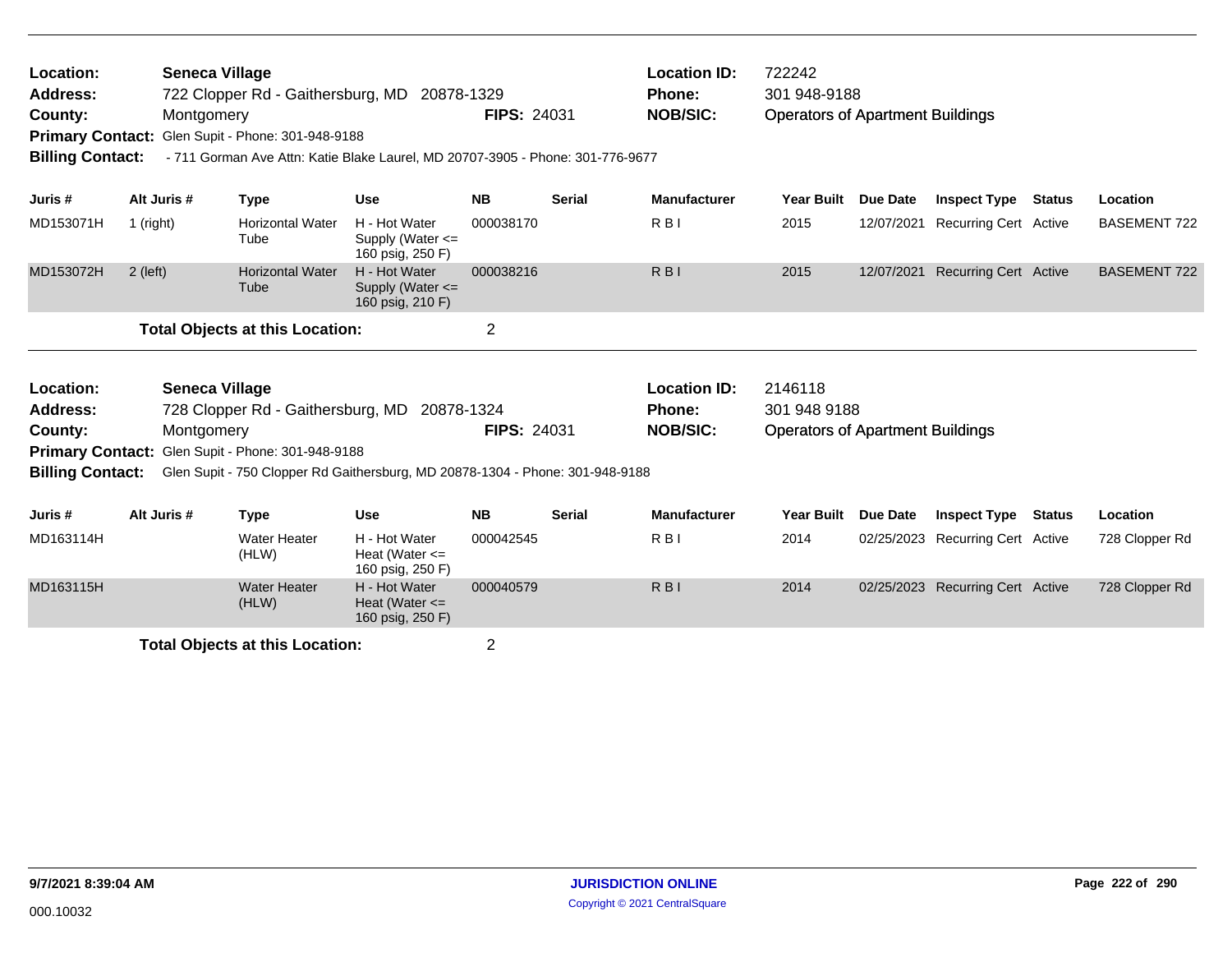**Location:** Seneca Village  
**Address:** 722 Clopper Rd - Gaithersburg, MD 20878-1329  
**County:** Montgomery **FIPS:** 24031  
**Primary Contact:** Glen Supit - Phone: 301-948-9188  
**Billing Contact:** - 711 Gorman Ave Attn: Katie Blake Laurel, MD 20707-3905 - Phone: 301-776-9677  
**Location ID:** 722242  
**Phone:** 301 948-9188  
**NOB/SIC:** Operators of Apartment Buildings

| Juris # | Alt Juris # | Type | Use | NB | Serial | Manufacturer | Year Built | Due Date | Inspect Type | Status | Location |
|---|---|---|---|---|---|---|---|---|---|---|---|
| MD153071H | 1 (right) | Horizontal Water Tube | H - Hot Water Supply (Water <= 160 psig, 250 F) | 000038170 | | R B I | 2015 | 12/07/2021 | Recurring Cert | Active | BASEMENT 722 |
| MD153072H | 2 (left) | Horizontal Water Tube | H - Hot Water Supply (Water <= 160 psig, 210 F) | 000038216 | | R B I | 2015 | 12/07/2021 | Recurring Cert | Active | BASEMENT 722 |

**Total Objects at this Location:** 2

**Location:** Seneca Village  
**Address:** 728 Clopper Rd - Gaithersburg, MD 20878-1324  
**County:** Montgomery **FIPS:** 24031  
**Primary Contact:** Glen Supit - Phone: 301-948-9188  
**Billing Contact:** Glen Supit - 750 Clopper Rd Gaithersburg, MD 20878-1304 - Phone: 301-948-9188  
**Location ID:** 2146118  
**Phone:** 301 948 9188  
**NOB/SIC:** Operators of Apartment Buildings

| Juris # | Alt Juris # | Type | Use | NB | Serial | Manufacturer | Year Built | Due Date | Inspect Type | Status | Location |
|---|---|---|---|---|---|---|---|---|---|---|---|
| MD163114H | | Water Heater (HLW) | H - Hot Water Heat (Water <= 160 psig, 250 F) | 000042545 | | R B I | 2014 | 02/25/2023 | Recurring Cert | Active | 728 Clopper Rd |
| MD163115H | | Water Heater (HLW) | H - Hot Water Heat (Water <= 160 psig, 250 F) | 000040579 | | R B I | 2014 | 02/25/2023 | Recurring Cert | Active | 728 Clopper Rd |

**Total Objects at this Location:** 2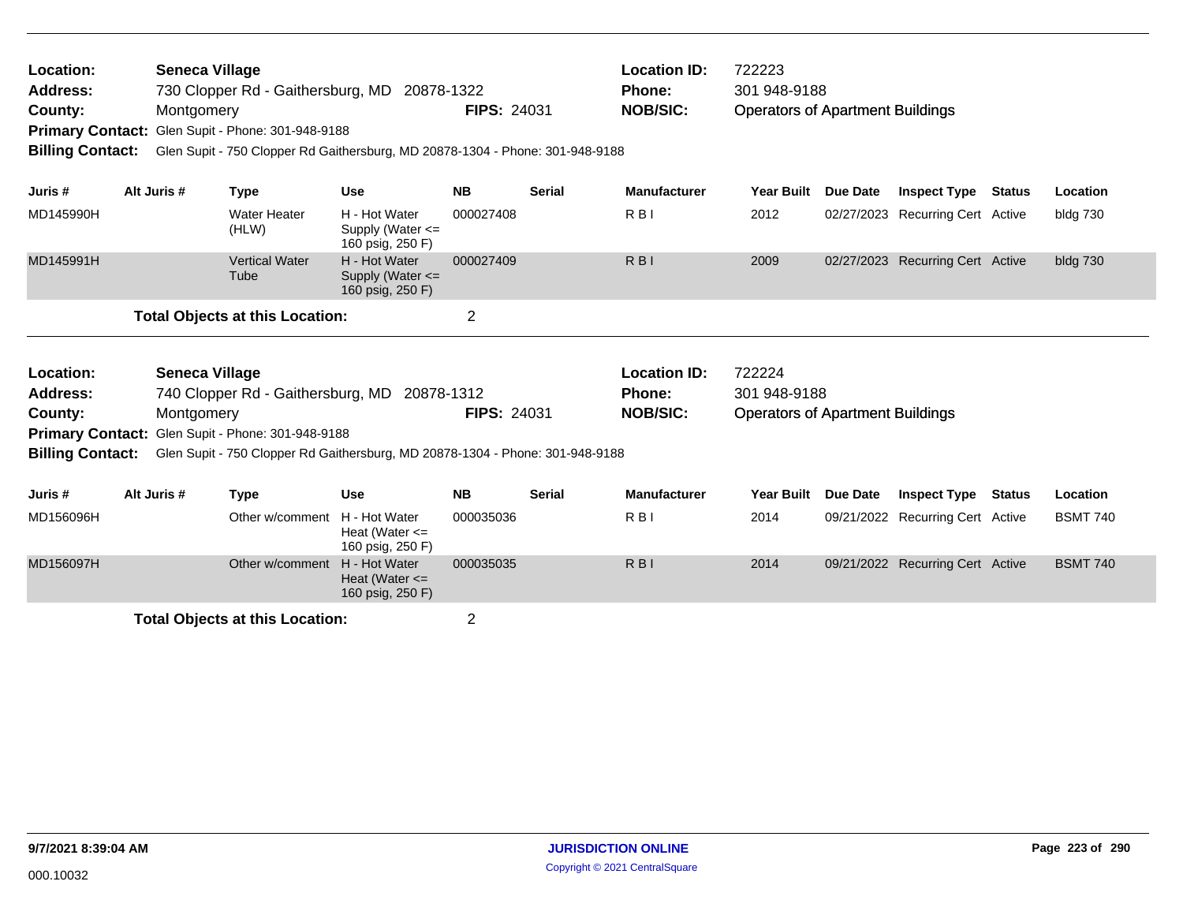**Location:** Seneca Village
**Address:** 730 Clopper Rd - Gaithersburg, MD 20878-1322
**County:** Montgomery **FIPS:** 24031
**Primary Contact:** Glen Supit - Phone: 301-948-9188
**Billing Contact:** Glen Supit - 750 Clopper Rd Gaithersburg, MD 20878-1304 - Phone: 301-948-9188

**Location ID:** 722223
**Phone:** 301 948-9188
**NOB/SIC:** Operators of Apartment Buildings

| Juris # | Alt Juris # | Type | Use | NB | Serial | Manufacturer | Year Built | Due Date | Inspect Type | Status | Location |
|---|---|---|---|---|---|---|---|---|---|---|---|
| MD145990H | | Water Heater (HLW) | H - Hot Water Supply (Water <= 160 psig, 250 F) | 000027408 | | R B I | 2012 | 02/27/2023 | Recurring Cert | Active | bldg 730 |
| MD145991H | | Vertical Water Tube | H - Hot Water Supply (Water <= 160 psig, 250 F) | 000027409 | | R B I | 2009 | 02/27/2023 | Recurring Cert | Active | bldg 730 |

**Total Objects at this Location:** 2

**Location:** Seneca Village
**Address:** 740 Clopper Rd - Gaithersburg, MD 20878-1312
**County:** Montgomery **FIPS:** 24031
**Primary Contact:** Glen Supit - Phone: 301-948-9188
**Billing Contact:** Glen Supit - 750 Clopper Rd Gaithersburg, MD 20878-1304 - Phone: 301-948-9188

**Location ID:** 722224
**Phone:** 301 948-9188
**NOB/SIC:** Operators of Apartment Buildings

| Juris # | Alt Juris # | Type | Use | NB | Serial | Manufacturer | Year Built | Due Date | Inspect Type | Status | Location |
|---|---|---|---|---|---|---|---|---|---|---|---|
| MD156096H | | Other w/comment | H - Hot Water Heat (Water <= 160 psig, 250 F) | 000035036 | | R B I | 2014 | 09/21/2022 | Recurring Cert | Active | BSMT 740 |
| MD156097H | | Other w/comment | H - Hot Water Heat (Water <= 160 psig, 250 F) | 000035035 | | R B I | 2014 | 09/21/2022 | Recurring Cert | Active | BSMT 740 |

**Total Objects at this Location:** 2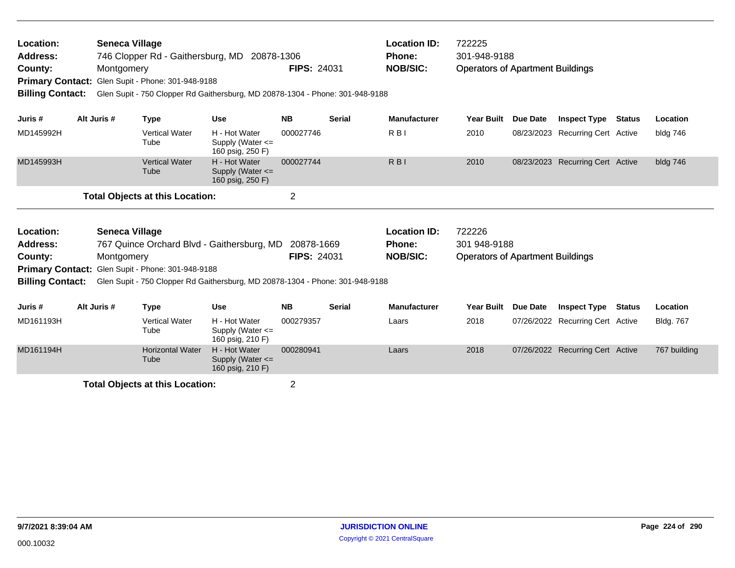**Location:** Seneca Village  
**Address:** 746 Clopper Rd - Gaithersburg, MD 20878-1306  
**County:** Montgomery  
**FIPS:** 24031  
**Location ID:** 722225  
**Phone:** 301-948-9188  
**NOB/SIC:** Operators of Apartment Buildings  
**Primary Contact:** Glen Supit - Phone: 301-948-9188  
**Billing Contact:** Glen Supit - 750 Clopper Rd Gaithersburg, MD 20878-1304 - Phone: 301-948-9188

| Juris # | Alt Juris # | Type | Use | NB | Serial | Manufacturer | Year Built | Due Date | Inspect Type | Status | Location |
|---|---|---|---|---|---|---|---|---|---|---|---|
| MD145992H | | Vertical Water Tube | H - Hot Water Supply (Water <= 160 psig, 250 F) | 000027746 | | R B I | 2010 | 08/23/2023 | Recurring Cert | Active | bldg 746 |
| MD145993H | | Vertical Water Tube | H - Hot Water Supply (Water <= 160 psig, 250 F) | 000027744 | | R B I | 2010 | 08/23/2023 | Recurring Cert | Active | bldg 746 |

**Total Objects at this Location:** 2

---

**Location:** Seneca Village  
**Address:** 767 Quince Orchard Blvd - Gaithersburg, MD 20878-1669  
**County:** Montgomery  
**FIPS:** 24031  
**Location ID:** 722226  
**Phone:** 301 948-9188  
**NOB/SIC:** Operators of Apartment Buildings  
**Primary Contact:** Glen Supit - Phone: 301-948-9188  
**Billing Contact:** Glen Supit - 750 Clopper Rd Gaithersburg, MD 20878-1304 - Phone: 301-948-9188

| Juris # | Alt Juris # | Type | Use | NB | Serial | Manufacturer | Year Built | Due Date | Inspect Type | Status | Location |
|---|---|---|---|---|---|---|---|---|---|---|---|
| MD161193H | | Vertical Water Tube | H - Hot Water Supply (Water <= 160 psig, 210 F) | 000279357 | | Laars | 2018 | 07/26/2022 | Recurring Cert | Active | Bldg. 767 |
| MD161194H | | Horizontal Water Tube | H - Hot Water Supply (Water <= 160 psig, 210 F) | 000280941 | | Laars | 2018 | 07/26/2022 | Recurring Cert | Active | 767 building |

**Total Objects at this Location:** 2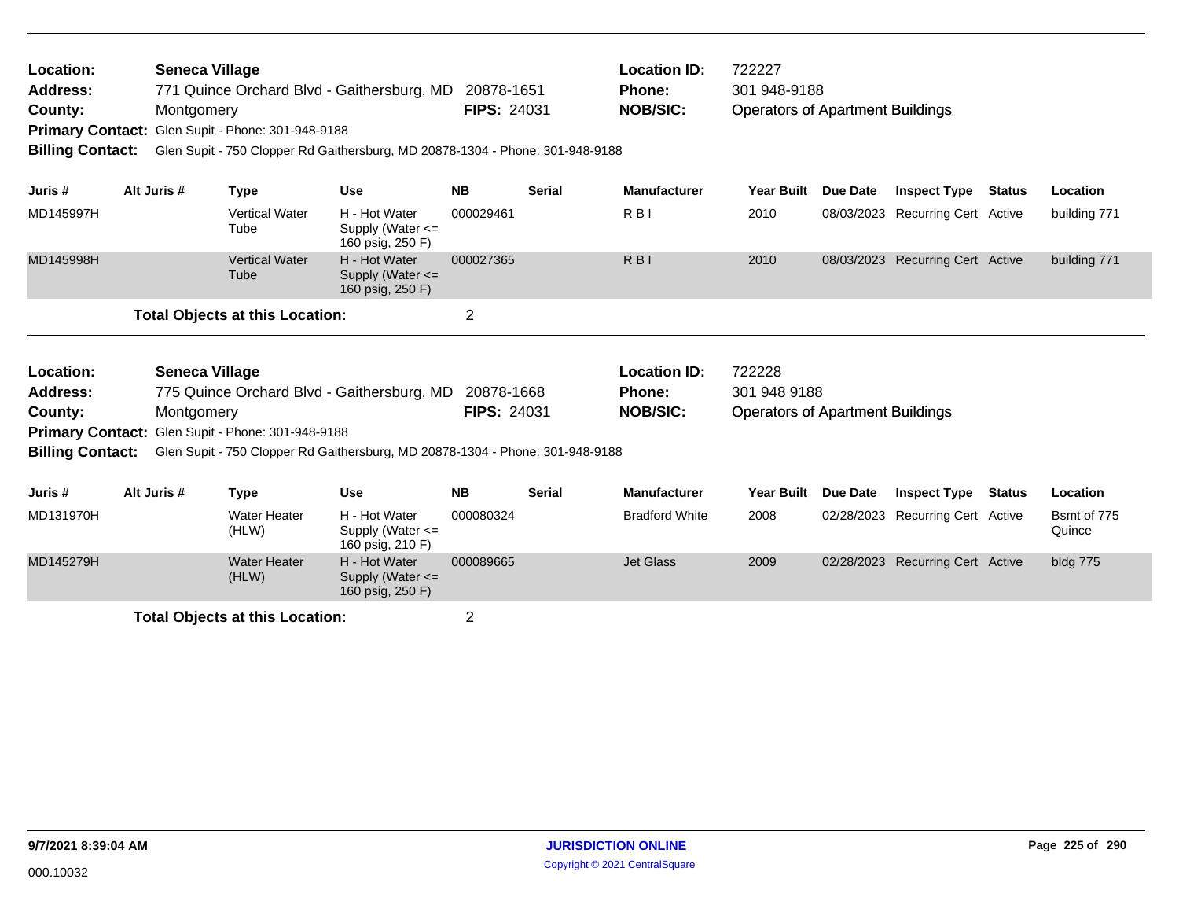**Location:** Seneca Village  
**Address:** 771 Quince Orchard Blvd - Gaithersburg, MD 20878-1651  
**County:** Montgomery  
**FIPS:** 24031  
**Location ID:** 722227  
**Phone:** 301 948-9188  
**NOB/SIC:** Operators of Apartment Buildings  
**Primary Contact:** Glen Supit - Phone: 301-948-9188  
**Billing Contact:** Glen Supit - 750 Clopper Rd Gaithersburg, MD 20878-1304 - Phone: 301-948-9188

| Juris # | Alt Juris # | Type | Use | NB | Serial | Manufacturer | Year Built | Due Date | Inspect Type | Status | Location |
|---|---|---|---|---|---|---|---|---|---|---|---|
| MD145997H | | Vertical Water Tube | H - Hot Water Supply (Water <= 160 psig, 250 F) | 000029461 | | R B I | 2010 | 08/03/2023 | Recurring Cert | Active | building 771 |
| MD145998H | | Vertical Water Tube | H - Hot Water Supply (Water <= 160 psig, 250 F) | 000027365 | | R B I | 2010 | 08/03/2023 | Recurring Cert | Active | building 771 |

**Total Objects at this Location:** 2

**Location:** Seneca Village  
**Address:** 775 Quince Orchard Blvd - Gaithersburg, MD 20878-1668  
**County:** Montgomery  
**FIPS:** 24031  
**Location ID:** 722228  
**Phone:** 301 948 9188  
**NOB/SIC:** Operators of Apartment Buildings  
**Primary Contact:** Glen Supit - Phone: 301-948-9188  
**Billing Contact:** Glen Supit - 750 Clopper Rd Gaithersburg, MD 20878-1304 - Phone: 301-948-9188

| Juris # | Alt Juris # | Type | Use | NB | Serial | Manufacturer | Year Built | Due Date | Inspect Type | Status | Location |
|---|---|---|---|---|---|---|---|---|---|---|---|
| MD131970H | | Water Heater (HLW) | H - Hot Water Supply (Water <= 160 psig, 210 F) | 000080324 | | Bradford White | 2008 | 02/28/2023 | Recurring Cert | Active | Bsmt of 775 Quince |
| MD145279H | | Water Heater (HLW) | H - Hot Water Supply (Water <= 160 psig, 250 F) | 000089665 | | Jet Glass | 2009 | 02/28/2023 | Recurring Cert | Active | bldg 775 |

**Total Objects at this Location:** 2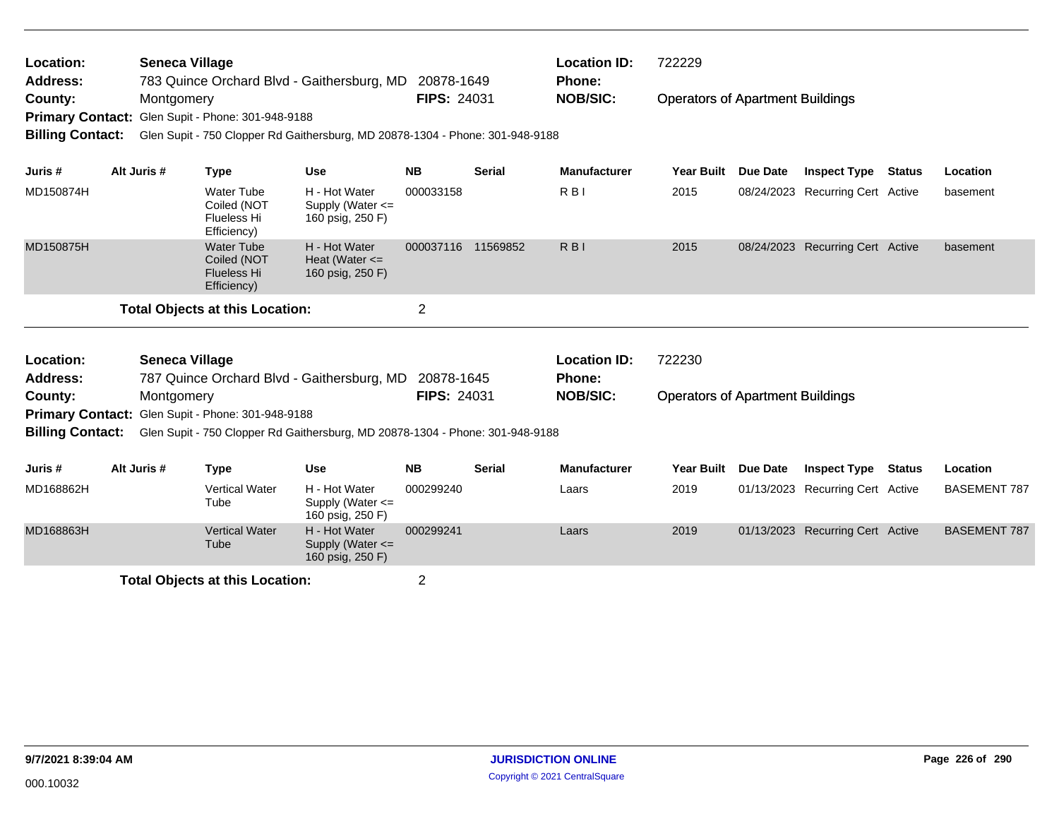**Location:** Seneca Village
**Address:** 783 Quince Orchard Blvd - Gaithersburg, MD 20878-1649
**County:** Montgomery
**FIPS:** 24031
**Location ID:** 722229
**Phone:**
**NOB/SIC:** Operators of Apartment Buildings
**Primary Contact:** Glen Supit - Phone: 301-948-9188
**Billing Contact:** Glen Supit - 750 Clopper Rd Gaithersburg, MD 20878-1304 - Phone: 301-948-9188

| Juris # | Alt Juris # | Type | Use | NB | Serial | Manufacturer | Year Built | Due Date | Inspect Type | Status | Location |
|---|---|---|---|---|---|---|---|---|---|---|---|
| MD150874H | | Water Tube Coiled (NOT Flueless Hi Efficiency) | H - Hot Water Supply (Water <= 160 psig, 250 F) | 000033158 | | R B I | 2015 | 08/24/2023 | Recurring Cert | Active | basement |
| MD150875H | | Water Tube Coiled (NOT Flueless Hi Efficiency) | H - Hot Water Heat (Water <= 160 psig, 250 F) | 000037116 | 11569852 | R B I | 2015 | 08/24/2023 | Recurring Cert | Active | basement |

**Total Objects at this Location:** 2

**Location:** Seneca Village
**Address:** 787 Quince Orchard Blvd - Gaithersburg, MD 20878-1645
**County:** Montgomery
**FIPS:** 24031
**Location ID:** 722230
**Phone:**
**NOB/SIC:** Operators of Apartment Buildings
**Primary Contact:** Glen Supit - Phone: 301-948-9188
**Billing Contact:** Glen Supit - 750 Clopper Rd Gaithersburg, MD 20878-1304 - Phone: 301-948-9188

| Juris # | Alt Juris # | Type | Use | NB | Serial | Manufacturer | Year Built | Due Date | Inspect Type | Status | Location |
|---|---|---|---|---|---|---|---|---|---|---|---|
| MD168862H | | Vertical Water Tube | H - Hot Water Supply (Water <= 160 psig, 250 F) | 000299240 | | Laars | 2019 | 01/13/2023 | Recurring Cert | Active | BASEMENT 787 |
| MD168863H | | Vertical Water Tube | H - Hot Water Supply (Water <= 160 psig, 250 F) | 000299241 | | Laars | 2019 | 01/13/2023 | Recurring Cert | Active | BASEMENT 787 |

**Total Objects at this Location:** 2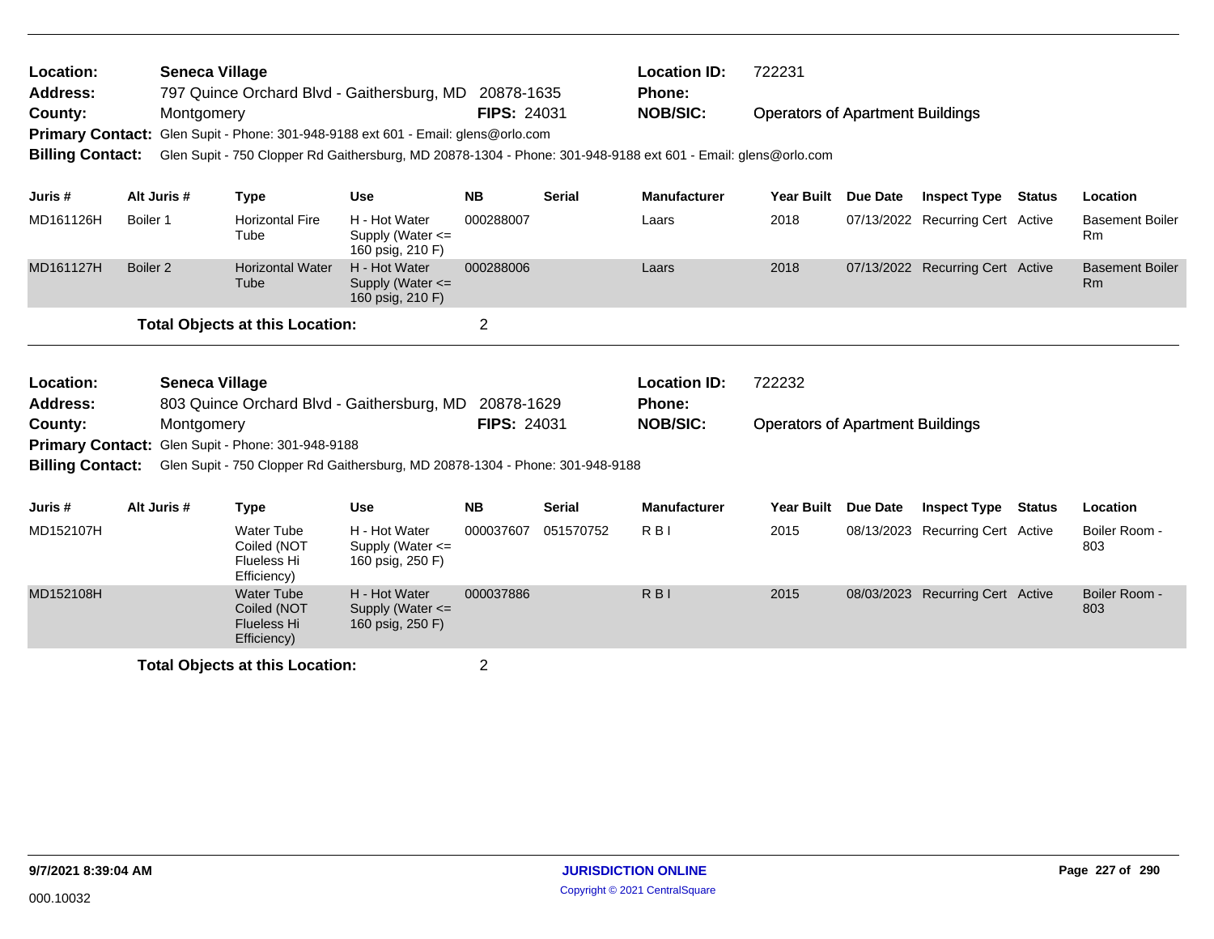**Location:** Seneca Village | **Location ID:** 722231
**Address:** 797 Quince Orchard Blvd - Gaithersburg, MD 20878-1635 | **Phone:**
**County:** Montgomery | **FIPS:** 24031 | **NOB/SIC:** Operators of Apartment Buildings
**Primary Contact:** Glen Supit - Phone: 301-948-9188 ext 601 - Email: glens@orlo.com
**Billing Contact:** Glen Supit - 750 Clopper Rd Gaithersburg, MD 20878-1304 - Phone: 301-948-9188 ext 601 - Email: glens@orlo.com

| Juris # | Alt Juris # | Type | Use | NB | Serial | Manufacturer | Year Built | Due Date | Inspect Type | Status | Location |
|---|---|---|---|---|---|---|---|---|---|---|---|
| MD161126H | Boiler 1 | Horizontal Fire Tube | H - Hot Water Supply (Water <= 160 psig, 210 F) | 000288007 | | Laars | 2018 | 07/13/2022 | Recurring Cert | Active | Basement Boiler Rm |
| MD161127H | Boiler 2 | Horizontal Water Tube | H - Hot Water Supply (Water <= 160 psig, 210 F) | 000288006 | | Laars | 2018 | 07/13/2022 | Recurring Cert | Active | Basement Boiler Rm |

**Total Objects at this Location:** 2

**Location:** Seneca Village | **Location ID:** 722232
**Address:** 803 Quince Orchard Blvd - Gaithersburg, MD 20878-1629 | **Phone:**
**County:** Montgomery | **FIPS:** 24031 | **NOB/SIC:** Operators of Apartment Buildings
**Primary Contact:** Glen Supit - Phone: 301-948-9188
**Billing Contact:** Glen Supit - 750 Clopper Rd Gaithersburg, MD 20878-1304 - Phone: 301-948-9188

| Juris # | Alt Juris # | Type | Use | NB | Serial | Manufacturer | Year Built | Due Date | Inspect Type | Status | Location |
|---|---|---|---|---|---|---|---|---|---|---|---|
| MD152107H | | Water Tube Coiled (NOT Flueless Hi Efficiency) | H - Hot Water Supply (Water <= 160 psig, 250 F) | 000037607 | 051570752 | R B I | 2015 | 08/13/2023 | Recurring Cert | Active | Boiler Room - 803 |
| MD152108H | | Water Tube Coiled (NOT Flueless Hi Efficiency) | H - Hot Water Supply (Water <= 160 psig, 250 F) | 000037886 | | R B I | 2015 | 08/03/2023 | Recurring Cert | Active | Boiler Room - 803 |

**Total Objects at this Location:** 2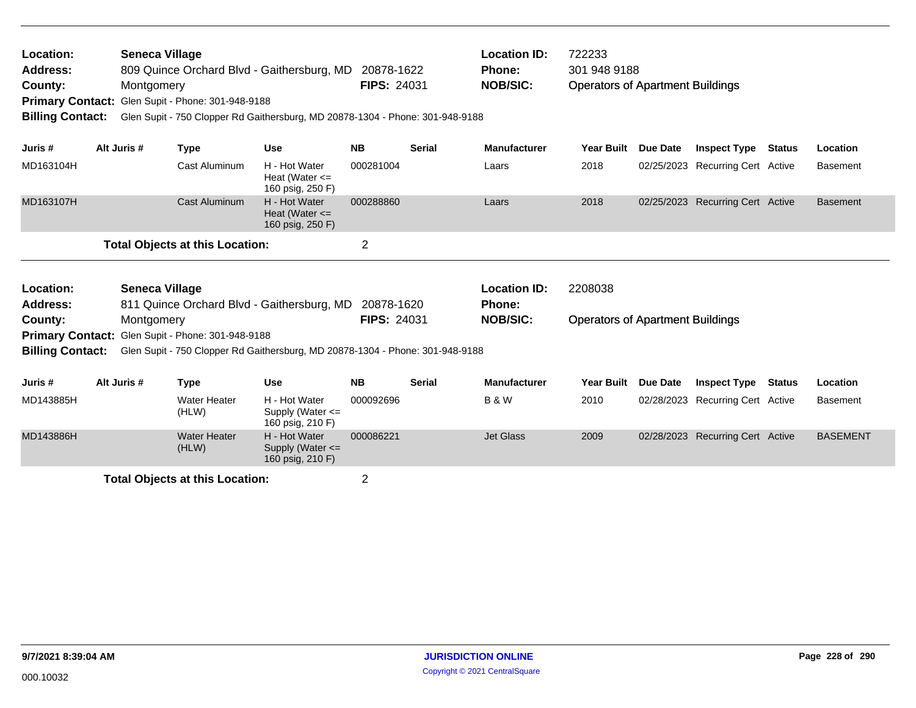**Location:** Seneca Village
**Address:** 809 Quince Orchard Blvd - Gaithersburg, MD 20878-1622
**County:** Montgomery **FIPS:** 24031
**Primary Contact:** Glen Supit - Phone: 301-948-9188
**Billing Contact:** Glen Supit - 750 Clopper Rd Gaithersburg, MD 20878-1304 - Phone: 301-948-9188

**Location ID:** 722233
**Phone:** 301 948 9188
**NOB/SIC:** Operators of Apartment Buildings

| Juris # | Alt Juris # | Type | Use | NB | Serial | Manufacturer | Year Built | Due Date | Inspect Type | Status | Location |
|---|---|---|---|---|---|---|---|---|---|---|---|
| MD163104H | | Cast Aluminum | H - Hot Water Heat (Water <= 160 psig, 250 F) | 000281004 | | Laars | 2018 | 02/25/2023 | Recurring Cert | Active | Basement |
| MD163107H | | Cast Aluminum | H - Hot Water Heat (Water <= 160 psig, 250 F) | 000288860 | | Laars | 2018 | 02/25/2023 | Recurring Cert | Active | Basement |

**Total Objects at this Location:** 2

---

**Location:** Seneca Village
**Address:** 811 Quince Orchard Blvd - Gaithersburg, MD 20878-1620
**County:** Montgomery **FIPS:** 24031
**Primary Contact:** Glen Supit - Phone: 301-948-9188
**Billing Contact:** Glen Supit - 750 Clopper Rd Gaithersburg, MD 20878-1304 - Phone: 301-948-9188

**Location ID:** 2208038
**Phone:**
**NOB/SIC:** Operators of Apartment Buildings

| Juris # | Alt Juris # | Type | Use | NB | Serial | Manufacturer | Year Built | Due Date | Inspect Type | Status | Location |
|---|---|---|---|---|---|---|---|---|---|---|---|
| MD143885H | | Water Heater (HLW) | H - Hot Water Supply (Water <= 160 psig, 210 F) | 000092696 | | B & W | 2010 | 02/28/2023 | Recurring Cert | Active | Basement |
| MD143886H | | Water Heater (HLW) | H - Hot Water Supply (Water <= 160 psig, 210 F) | 000086221 | | Jet Glass | 2009 | 02/28/2023 | Recurring Cert | Active | BASEMENT |

**Total Objects at this Location:** 2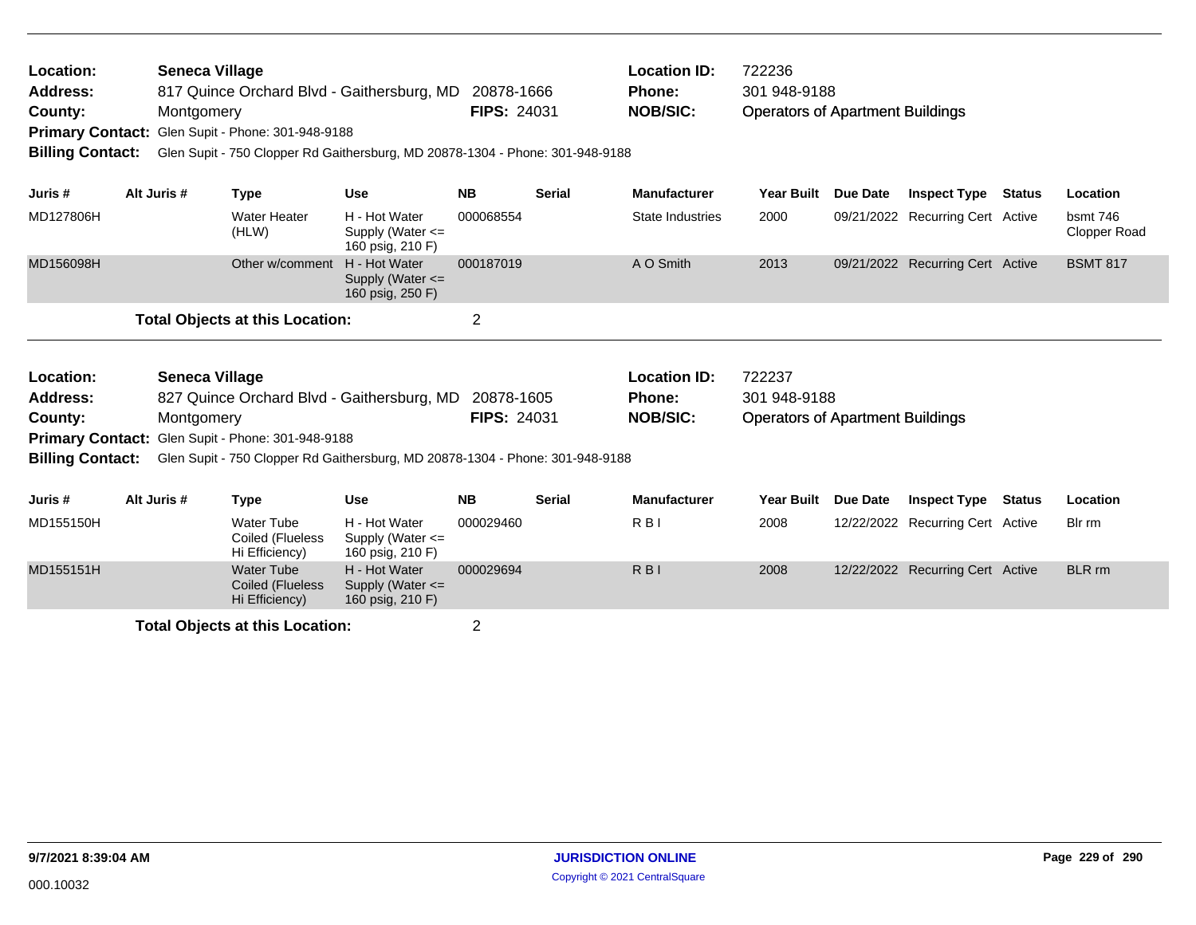**Location:** Seneca Village
**Address:** 817 Quince Orchard Blvd - Gaithersburg, MD 20878-1666
**County:** Montgomery
**FIPS:** 24031
**Location ID:** 722236
**Phone:** 301 948-9188
**NOB/SIC:** Operators of Apartment Buildings
**Primary Contact:** Glen Supit - Phone: 301-948-9188
**Billing Contact:** Glen Supit - 750 Clopper Rd Gaithersburg, MD 20878-1304 - Phone: 301-948-9188

| Juris # | Alt Juris # | Type | Use | NB | Serial | Manufacturer | Year Built | Due Date | Inspect Type | Status | Location |
|---|---|---|---|---|---|---|---|---|---|---|---|
| MD127806H | | Water Heater (HLW) | H - Hot Water Supply (Water <= 160 psig, 210 F) | 000068554 | | State Industries | 2000 | 09/21/2022 | Recurring Cert | Active | bsmt 746 Clopper Road |
| MD156098H | | Other w/comment | H - Hot Water Supply (Water <= 160 psig, 250 F) | 000187019 | | A O Smith | 2013 | 09/21/2022 | Recurring Cert | Active | BSMT 817 |

**Total Objects at this Location:** 2

---

**Location:** Seneca Village
**Address:** 827 Quince Orchard Blvd - Gaithersburg, MD 20878-1605
**County:** Montgomery
**FIPS:** 24031
**Location ID:** 722237
**Phone:** 301 948-9188
**NOB/SIC:** Operators of Apartment Buildings
**Primary Contact:** Glen Supit - Phone: 301-948-9188
**Billing Contact:** Glen Supit - 750 Clopper Rd Gaithersburg, MD 20878-1304 - Phone: 301-948-9188

| Juris # | Alt Juris # | Type | Use | NB | Serial | Manufacturer | Year Built | Due Date | Inspect Type | Status | Location |
|---|---|---|---|---|---|---|---|---|---|---|---|
| MD155150H | | Water Tube Coiled (Flueless Hi Efficiency) | H - Hot Water Supply (Water <= 160 psig, 210 F) | 000029460 | | R B I | 2008 | 12/22/2022 | Recurring Cert | Active | Blr rm |
| MD155151H | | Water Tube Coiled (Flueless Hi Efficiency) | H - Hot Water Supply (Water <= 160 psig, 210 F) | 000029694 | | R B I | 2008 | 12/22/2022 | Recurring Cert | Active | BLR rm |

**Total Objects at this Location:** 2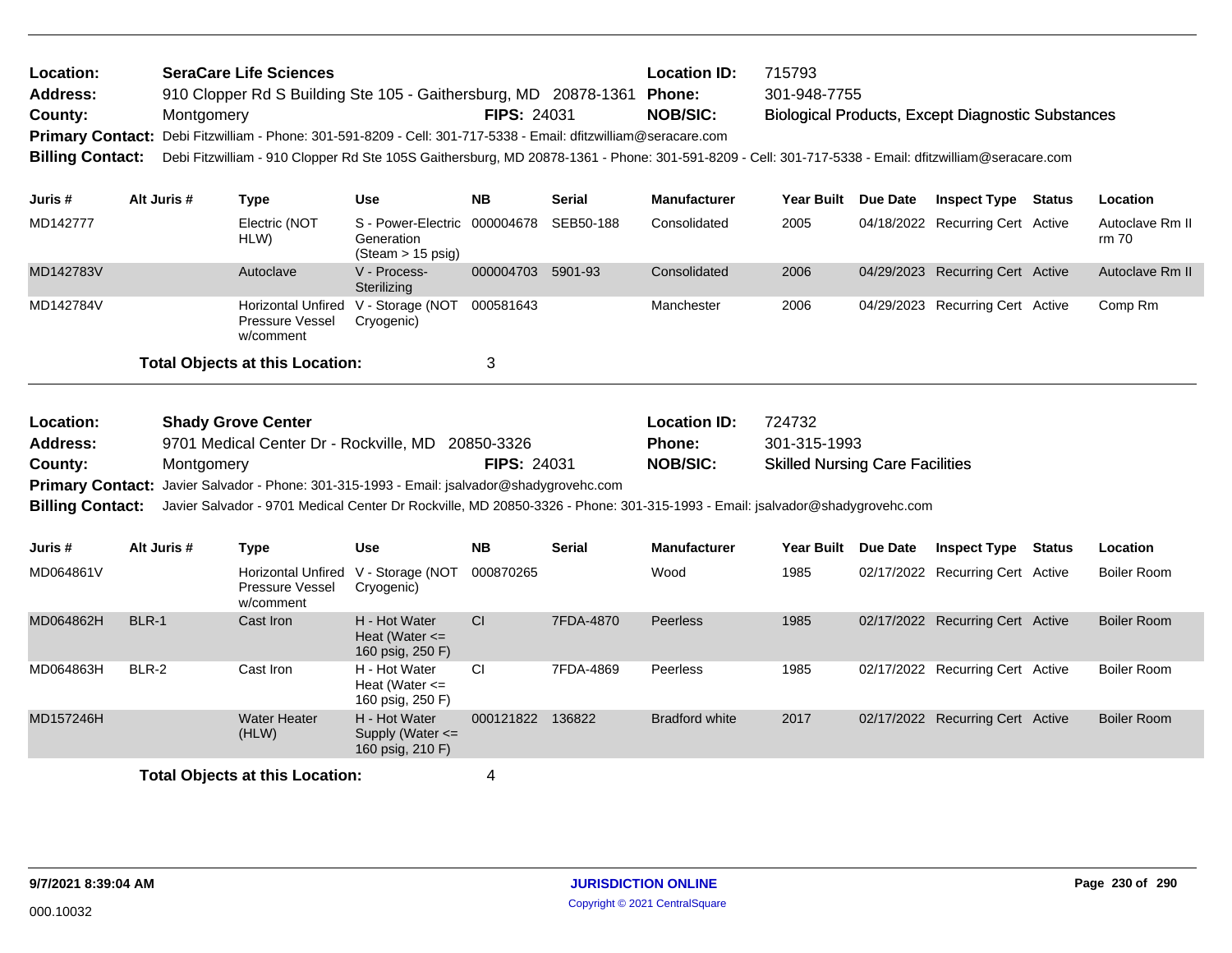**Location:** SeraCare Life Sciences
**Location ID:** 715793
**Address:** 910 Clopper Rd S Building Ste 105 - Gaithersburg, MD 20878-1361
**Phone:** 301-948-7755
**County:** Montgomery
**FIPS:** 24031
**NOB/SIC:** Biological Products, Except Diagnostic Substances
**Primary Contact:** Debi Fitzwilliam - Phone: 301-591-8209 - Cell: 301-717-5338 - Email: dfitzwilliam@seracare.com
**Billing Contact:** Debi Fitzwilliam - 910 Clopper Rd Ste 105S Gaithersburg, MD 20878-1361 - Phone: 301-591-8209 - Cell: 301-717-5338 - Email: dfitzwilliam@seracare.com

| Juris # | Alt Juris # | Type | Use | NB | Serial | Manufacturer | Year Built | Due Date | Inspect Type | Status | Location |
|---|---|---|---|---|---|---|---|---|---|---|---|
| MD142777 | | Electric (NOT HLW) | S - Power-Electric Generation (Steam > 15 psig) | 000004678 | SEB50-188 | Consolidated | 2005 | 04/18/2022 | Recurring Cert | Active | Autoclave Rm II rm 70 |
| MD142783V | | Autoclave | V - Process-Sterilizing | 000004703 | 5901-93 | Consolidated | 2006 | 04/29/2023 | Recurring Cert | Active | Autoclave Rm II |
| MD142784V | | Horizontal Unfired Pressure Vessel w/comment | V - Storage (NOT Cryogenic) | 000581643 | | Manchester | 2006 | 04/29/2023 | Recurring Cert | Active | Comp Rm |

**Total Objects at this Location:** 3

**Location:** Shady Grove Center
**Location ID:** 724732
**Address:** 9701 Medical Center Dr - Rockville, MD 20850-3326
**Phone:** 301-315-1993
**County:** Montgomery
**FIPS:** 24031
**NOB/SIC:** Skilled Nursing Care Facilities
**Primary Contact:** Javier Salvador - Phone: 301-315-1993 - Email: jsalvador@shadygrovehc.com
**Billing Contact:** Javier Salvador - 9701 Medical Center Dr Rockville, MD 20850-3326 - Phone: 301-315-1993 - Email: jsalvador@shadygrovehc.com

| Juris # | Alt Juris # | Type | Use | NB | Serial | Manufacturer | Year Built | Due Date | Inspect Type | Status | Location |
|---|---|---|---|---|---|---|---|---|---|---|---|
| MD064861V | | Horizontal Unfired Pressure Vessel w/comment | V - Storage (NOT Cryogenic) | 000870265 | | Wood | 1985 | 02/17/2022 | Recurring Cert | Active | Boiler Room |
| MD064862H | BLR-1 | Cast Iron | H - Hot Water Heat (Water <= 160 psig, 250 F) | CI | 7FDA-4870 | Peerless | 1985 | 02/17/2022 | Recurring Cert | Active | Boiler Room |
| MD064863H | BLR-2 | Cast Iron | H - Hot Water Heat (Water <= 160 psig, 250 F) | CI | 7FDA-4869 | Peerless | 1985 | 02/17/2022 | Recurring Cert | Active | Boiler Room |
| MD157246H | | Water Heater (HLW) | H - Hot Water Supply (Water <= 160 psig, 210 F) | 000121822 | 136822 | Bradford white | 2017 | 02/17/2022 | Recurring Cert | Active | Boiler Room |

**Total Objects at this Location:** 4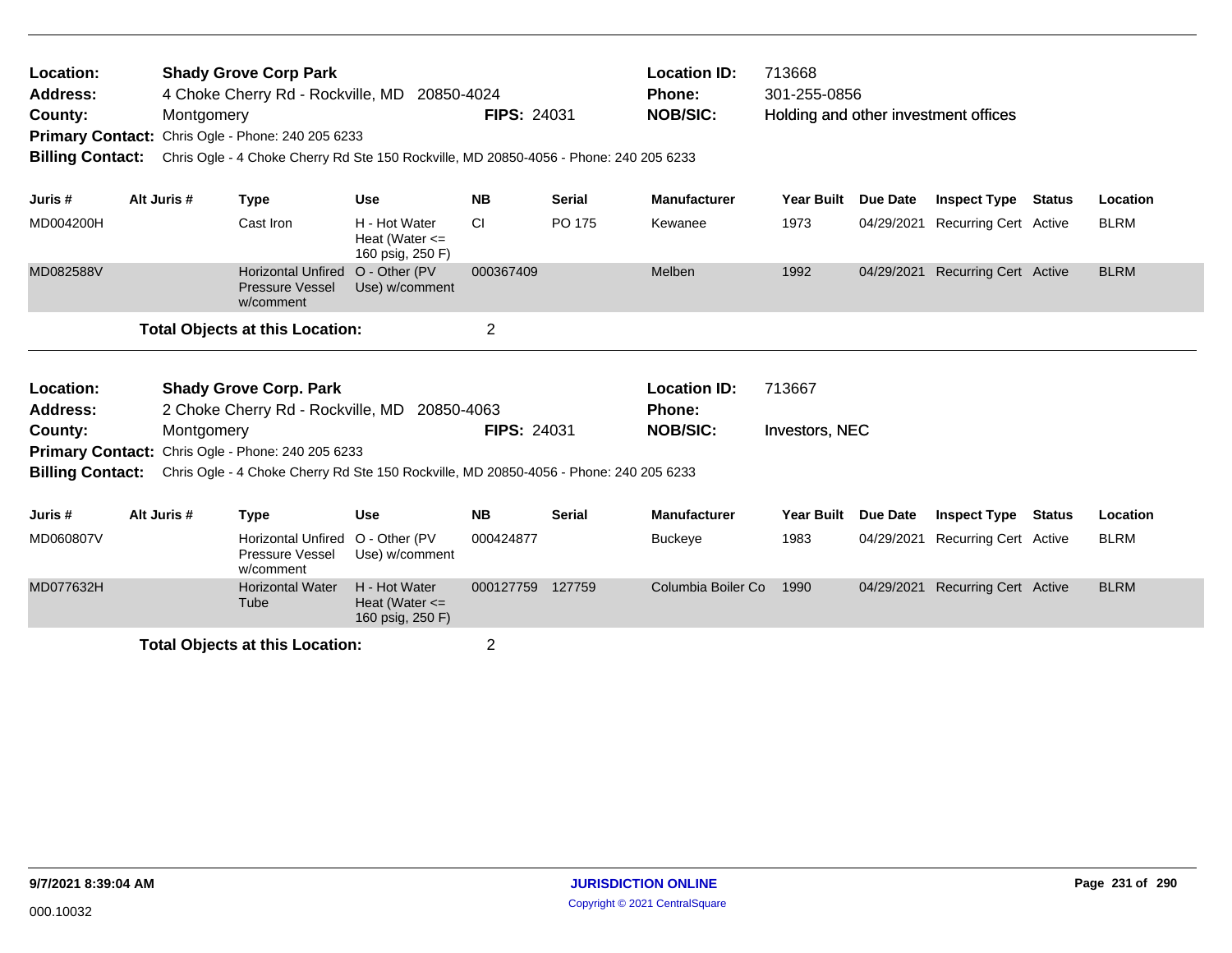**Location:** Shady Grove Corp Park
**Address:** 4 Choke Cherry Rd - Rockville, MD 20850-4024
**County:** Montgomery
**FIPS:** 24031
**Location ID:** 713668
**Phone:** 301-255-0856
**NOB/SIC:** Holding and other investment offices
**Primary Contact:** Chris Ogle - Phone: 240 205 6233
**Billing Contact:** Chris Ogle - 4 Choke Cherry Rd Ste 150 Rockville, MD 20850-4056 - Phone: 240 205 6233

| Juris # | Alt Juris # | Type | Use | NB | Serial | Manufacturer | Year Built | Due Date | Inspect Type | Status | Location |
|---|---|---|---|---|---|---|---|---|---|---|---|
| MD004200H | | Cast Iron | H - Hot Water Heat (Water <= 160 psig, 250 F) | CI | PO 175 | Kewanee | 1973 | 04/29/2021 | Recurring Cert | Active | BLRM |
| MD082588V | | Horizontal Unfired Pressure Vessel w/comment | O - Other (PV Use) w/comment | 000367409 | | Melben | 1992 | 04/29/2021 | Recurring Cert | Active | BLRM |

**Total Objects at this Location:** 2

**Location:** Shady Grove Corp. Park
**Address:** 2 Choke Cherry Rd - Rockville, MD 20850-4063
**County:** Montgomery
**FIPS:** 24031
**Location ID:** 713667
**Phone:**
**NOB/SIC:** Investors, NEC
**Primary Contact:** Chris Ogle - Phone: 240 205 6233
**Billing Contact:** Chris Ogle - 4 Choke Cherry Rd Ste 150 Rockville, MD 20850-4056 - Phone: 240 205 6233

| Juris # | Alt Juris # | Type | Use | NB | Serial | Manufacturer | Year Built | Due Date | Inspect Type | Status | Location |
|---|---|---|---|---|---|---|---|---|---|---|---|
| MD060807V | | Horizontal Unfired Pressure Vessel w/comment | O - Other (PV Use) w/comment | 000424877 | | Buckeye | 1983 | 04/29/2021 | Recurring Cert | Active | BLRM |
| MD077632H | | Horizontal Water Tube | H - Hot Water Heat (Water <= 160 psig, 250 F) | 000127759 | 127759 | Columbia Boiler Co | 1990 | 04/29/2021 | Recurring Cert | Active | BLRM |

**Total Objects at this Location:** 2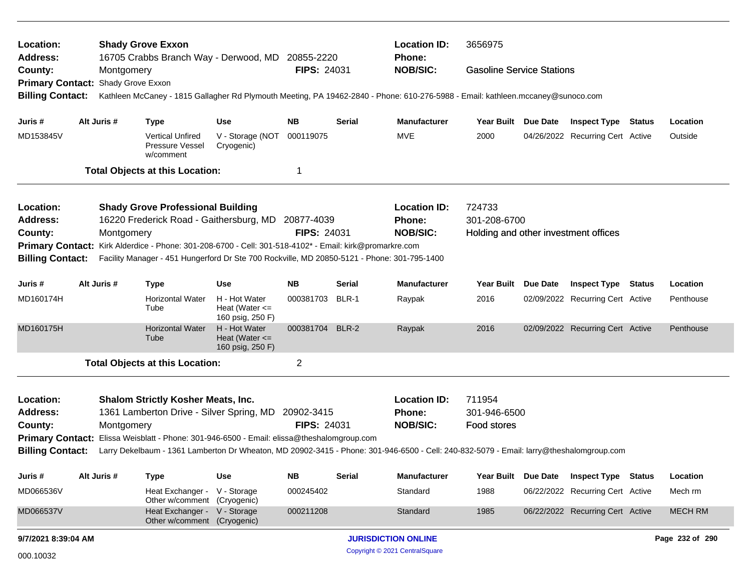**Location:** Shady Grove Exxon
**Location ID:** 3656975
**Address:** 16705 Crabbs Branch Way - Derwood, MD 20855-2220
**Phone:**
**County:** Montgomery
**FIPS:** 24031
**NOB/SIC:** Gasoline Service Stations
**Primary Contact:** Shady Grove Exxon
**Billing Contact:** Kathleen McCaney - 1815 Gallagher Rd Plymouth Meeting, PA 19462-2840 - Phone: 610-276-5988 - Email: kathleen.mccaney@sunoco.com

| Juris # | Alt Juris # | Type | Use | NB | Serial | Manufacturer | Year Built | Due Date | Inspect Type | Status | Location |
|---|---|---|---|---|---|---|---|---|---|---|---|
| MD153845V | | Vertical Unfired Pressure Vessel w/comment | V - Storage (NOT Cryogenic) | 000119075 | | MVE | 2000 | 04/26/2022 | Recurring Cert | Active | Outside |

**Total Objects at this Location:** 1

---

**Location:** Shady Grove Professional Building
**Location ID:** 724733
**Address:** 16220 Frederick Road - Gaithersburg, MD 20877-4039
**Phone:** 301-208-6700
**County:** Montgomery
**FIPS:** 24031
**NOB/SIC:** Holding and other investment offices
**Primary Contact:** Kirk Alderdice - Phone: 301-208-6700 - Cell: 301-518-4102* - Email: kirk@promarkre.com
**Billing Contact:** Facility Manager - 451 Hungerford Dr Ste 700 Rockville, MD 20850-5121 - Phone: 301-795-1400

| Juris # | Alt Juris # | Type | Use | NB | Serial | Manufacturer | Year Built | Due Date | Inspect Type | Status | Location |
|---|---|---|---|---|---|---|---|---|---|---|---|
| MD160174H | | Horizontal Water Tube | H - Hot Water Heat (Water <= 160 psig, 250 F) | 000381703 | BLR-1 | Raypak | 2016 | 02/09/2022 | Recurring Cert | Active | Penthouse |
| MD160175H | | Horizontal Water Tube | H - Hot Water Heat (Water <= 160 psig, 250 F) | 000381704 | BLR-2 | Raypak | 2016 | 02/09/2022 | Recurring Cert | Active | Penthouse |

**Total Objects at this Location:** 2

---

**Location:** Shalom Strictly Kosher Meats, Inc.
**Location ID:** 711954
**Address:** 1361 Lamberton Drive - Silver Spring, MD 20902-3415
**Phone:** 301-946-6500
**County:** Montgomery
**FIPS:** 24031
**NOB/SIC:** Food stores
**Primary Contact:** Elissa Weisblatt - Phone: 301-946-6500 - Email: elissa@theshalomgroup.com
**Billing Contact:** Larry Dekelbaum - 1361 Lamberton Dr Wheaton, MD 20902-3415 - Phone: 301-946-6500 - Cell: 240-832-5079 - Email: larry@theshalomgroup.com

| Juris # | Alt Juris # | Type | Use | NB | Serial | Manufacturer | Year Built | Due Date | Inspect Type | Status | Location |
|---|---|---|---|---|---|---|---|---|---|---|---|
| MD066536V | | Heat Exchanger - Other w/comment | V - Storage (Cryogenic) | 000245402 | | Standard | 1988 | 06/22/2022 | Recurring Cert | Active | Mech rm |
| MD066537V | | Heat Exchanger - Other w/comment | V - Storage (Cryogenic) | 000211208 | | Standard | 1985 | 06/22/2022 | Recurring Cert | Active | MECH RM |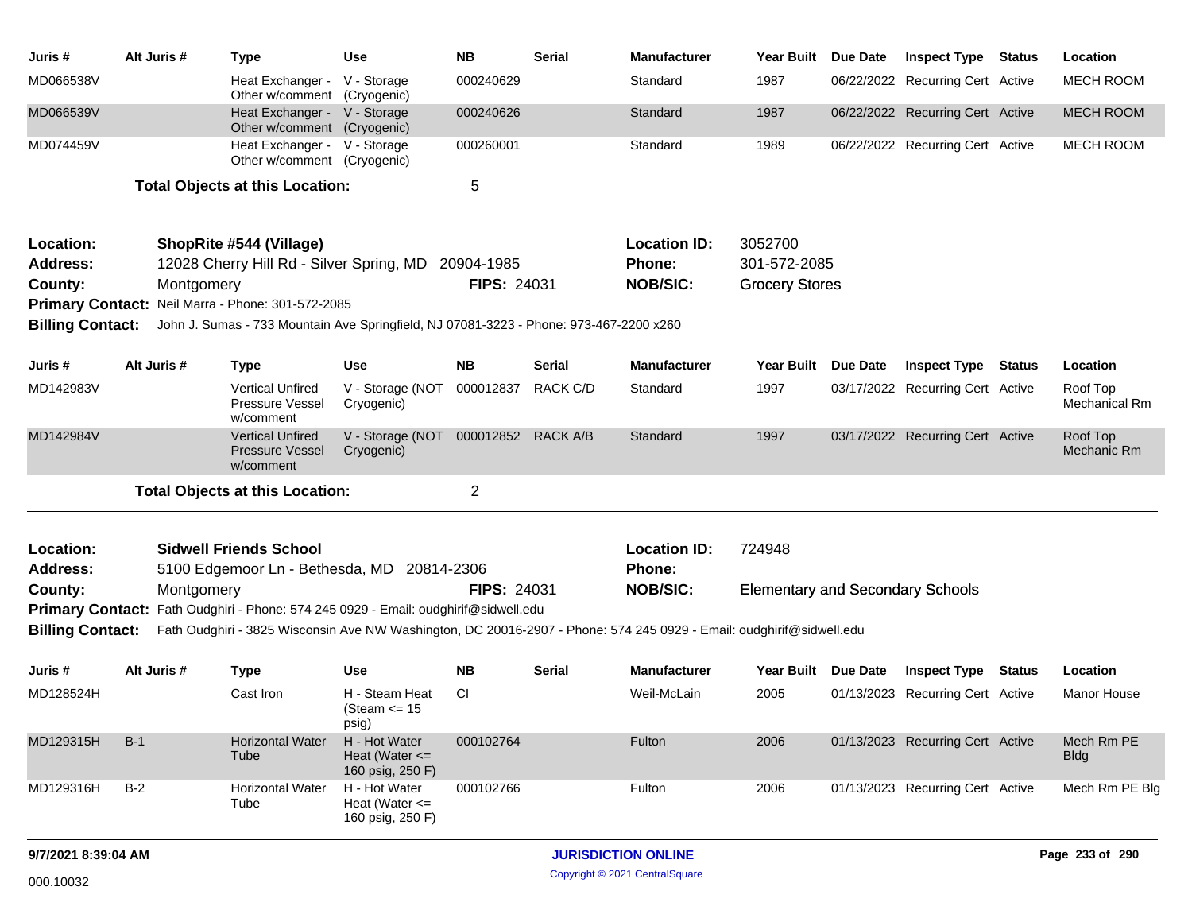| Juris # | Alt Juris # | Type | Use | NB | Serial | Manufacturer | Year Built | Due Date | Inspect Type | Status | Location |
|---|---|---|---|---|---|---|---|---|---|---|---|
| MD066538V | | Heat Exchanger - Other w/comment | V - Storage (Cryogenic) | 000240629 | | Standard | 1987 | 06/22/2022 | Recurring Cert | Active | MECH ROOM |
| MD066539V | | Heat Exchanger - Other w/comment | V - Storage (Cryogenic) | 000240626 | | Standard | 1987 | 06/22/2022 | Recurring Cert | Active | MECH ROOM |
| MD074459V | | Heat Exchanger - Other w/comment | V - Storage (Cryogenic) | 000260001 | | Standard | 1989 | 06/22/2022 | Recurring Cert | Active | MECH ROOM |

**Total Objects at this Location:** 5

---

**Location:** ShopRite #544 (Village) **Location ID:** 3052700
**Address:** 12028 Cherry Hill Rd - Silver Spring, MD 20904-1985 **Phone:** 301-572-2085
**County:** Montgomery **FIPS:** 24031 **NOB/SIC:** Grocery Stores
**Primary Contact:** Neil Marra - Phone: 301-572-2085
**Billing Contact:** John J. Sumas - 733 Mountain Ave Springfield, NJ 07081-3223 - Phone: 973-467-2200 x260

| Juris # | Alt Juris # | Type | Use | NB | Serial | Manufacturer | Year Built | Due Date | Inspect Type | Status | Location |
|---|---|---|---|---|---|---|---|---|---|---|---|
| MD142983V | | Vertical Unfired Pressure Vessel w/comment | V - Storage (NOT Cryogenic) | 000012837 | RACK C/D | Standard | 1997 | 03/17/2022 | Recurring Cert | Active | Roof Top Mechanical Rm |
| MD142984V | | Vertical Unfired Pressure Vessel w/comment | V - Storage (NOT Cryogenic) | 000012852 | RACK A/B | Standard | 1997 | 03/17/2022 | Recurring Cert | Active | Roof Top Mechanic Rm |

**Total Objects at this Location:** 2

---

**Location:** Sidwell Friends School **Location ID:** 724948
**Address:** 5100 Edgemoor Ln - Bethesda, MD 20814-2306 **Phone:**
**County:** Montgomery **FIPS:** 24031 **NOB/SIC:** Elementary and Secondary Schools
**Primary Contact:** Fath Oudghiri - Phone: 574 245 0929 - Email: oudghirif@sidwell.edu
**Billing Contact:** Fath Oudghiri - 3825 Wisconsin Ave NW Washington, DC 20016-2907 - Phone: 574 245 0929 - Email: oudghirif@sidwell.edu

| Juris # | Alt Juris # | Type | Use | NB | Serial | Manufacturer | Year Built | Due Date | Inspect Type | Status | Location |
|---|---|---|---|---|---|---|---|---|---|---|---|
| MD128524H | | Cast Iron | H - Steam Heat (Steam <= 15 psig) | CI | | Weil-McLain | 2005 | 01/13/2023 | Recurring Cert | Active | Manor House |
| MD129315H | B-1 | Horizontal Water Tube | H - Hot Water Heat (Water <= 160 psig, 250 F) | 000102764 | | Fulton | 2006 | 01/13/2023 | Recurring Cert | Active | Mech Rm PE Bldg |
| MD129316H | B-2 | Horizontal Water Tube | H - Hot Water Heat (Water <= 160 psig, 250 F) | 000102766 | | Fulton | 2006 | 01/13/2023 | Recurring Cert | Active | Mech Rm PE Blg |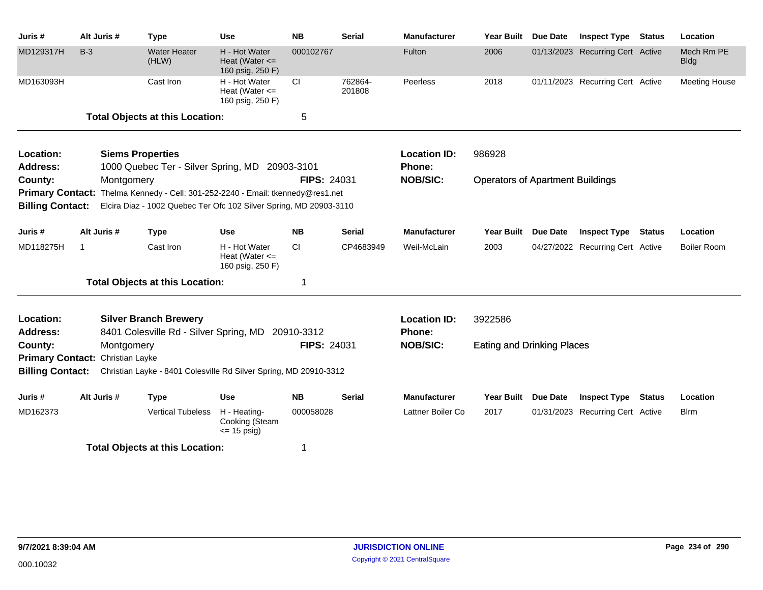| Juris # | Alt Juris # | Type | Use | NB | Serial | Manufacturer | Year Built | Due Date | Inspect Type | Status | Location |
|---|---|---|---|---|---|---|---|---|---|---|---|
| MD129317H | B-3 | Water Heater (HLW) | H - Hot Water Heat (Water <= 160 psig, 250 F) | 000102767 | | Fulton | 2006 | 01/13/2023 | Recurring Cert | Active | Mech Rm PE Bldg |
| MD163093H | | Cast Iron | H - Hot Water Heat (Water <= 160 psig, 250 F) | CI | 762864-201808 | Peerless | 2018 | 01/11/2023 | Recurring Cert | Active | Meeting House |

**Total Objects at this Location:** 5

---

**Location:** Siems Properties
**Address:** 1000 Quebec Ter - Silver Spring, MD 20903-3101
**County:** Montgomery
**FIPS:** 24031
**Location ID:** 986928
**Phone:**
**NOB/SIC:** Operators of Apartment Buildings
**Primary Contact:** Thelma Kennedy - Cell: 301-252-2240 - Email: tkennedy@res1.net
**Billing Contact:** Elcira Diaz - 1002 Quebec Ter Ofc 102 Silver Spring, MD 20903-3110

| Juris # | Alt Juris # | Type | Use | NB | Serial | Manufacturer | Year Built | Due Date | Inspect Type | Status | Location |
|---|---|---|---|---|---|---|---|---|---|---|---|
| MD118275H | 1 | Cast Iron | H - Hot Water Heat (Water <= 160 psig, 250 F) | CI | CP4683949 | Weil-McLain | 2003 | 04/27/2022 | Recurring Cert | Active | Boiler Room |

**Total Objects at this Location:** 1

---

**Location:** Silver Branch Brewery
**Address:** 8401 Colesville Rd - Silver Spring, MD 20910-3312
**County:** Montgomery
**FIPS:** 24031
**Location ID:** 3922586
**Phone:**
**NOB/SIC:** Eating and Drinking Places
**Primary Contact:** Christian Layke
**Billing Contact:** Christian Layke - 8401 Colesville Rd Silver Spring, MD 20910-3312

| Juris # | Alt Juris # | Type | Use | NB | Serial | Manufacturer | Year Built | Due Date | Inspect Type | Status | Location |
|---|---|---|---|---|---|---|---|---|---|---|---|
| MD162373 | | Vertical Tubeless | H - Heating-Cooking (Steam <= 15 psig) | 000058028 | | Lattner Boiler Co | 2017 | 01/31/2023 | Recurring Cert | Active | Blrm |

**Total Objects at this Location:** 1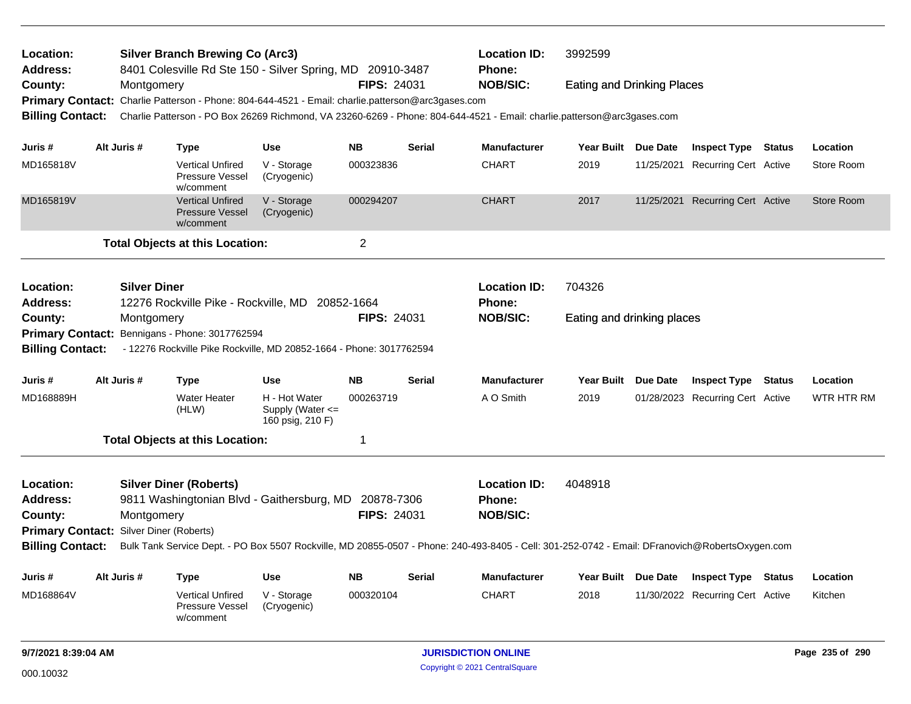**Location:** Silver Branch Brewing Co (Arc3)
**Address:** 8401 Colesville Rd Ste 150 - Silver Spring, MD 20910-3487
**County:** Montgomery
**FIPS:** 24031
**Location ID:** 3992599
**Phone:**
**NOB/SIC:** Eating and Drinking Places
**Primary Contact:** Charlie Patterson - Phone: 804-644-4521 - Email: charlie.patterson@arc3gases.com
**Billing Contact:** Charlie Patterson - PO Box 26269 Richmond, VA 23260-6269 - Phone: 804-644-4521 - Email: charlie.patterson@arc3gases.com

| Juris # | Alt Juris # | Type | Use | NB | Serial | Manufacturer | Year Built | Due Date | Inspect Type | Status | Location |
|---|---|---|---|---|---|---|---|---|---|---|---|
| MD165818V | | Vertical Unfired Pressure Vessel w/comment | V - Storage (Cryogenic) | 000323836 | | CHART | 2019 | 11/25/2021 | Recurring Cert | Active | Store Room |
| MD165819V | | Vertical Unfired Pressure Vessel w/comment | V - Storage (Cryogenic) | 000294207 | | CHART | 2017 | 11/25/2021 | Recurring Cert | Active | Store Room |

**Total Objects at this Location:** 2

---

**Location:** Silver Diner
**Address:** 12276 Rockville Pike - Rockville, MD 20852-1664
**County:** Montgomery
**FIPS:** 24031
**Location ID:** 704326
**Phone:**
**NOB/SIC:** Eating and drinking places
**Primary Contact:** Bennigans - Phone: 3017762594
**Billing Contact:** - 12276 Rockville Pike Rockville, MD 20852-1664 - Phone: 3017762594

| Juris # | Alt Juris # | Type | Use | NB | Serial | Manufacturer | Year Built | Due Date | Inspect Type | Status | Location |
|---|---|---|---|---|---|---|---|---|---|---|---|
| MD168889H | | Water Heater (HLW) | H - Hot Water Supply (Water <= 160 psig, 210 F) | 000263719 | | A O Smith | 2019 | 01/28/2023 | Recurring Cert | Active | WTR HTR RM |

**Total Objects at this Location:** 1

---

**Location:** Silver Diner (Roberts)
**Address:** 9811 Washingtonian Blvd - Gaithersburg, MD 20878-7306
**County:** Montgomery
**FIPS:** 24031
**Location ID:** 4048918
**Phone:**
**NOB/SIC:**
**Primary Contact:** Silver Diner (Roberts)
**Billing Contact:** Bulk Tank Service Dept. - PO Box 5507 Rockville, MD 20855-0507 - Phone: 240-493-8405 - Cell: 301-252-0742 - Email: DFranovich@RobertsOxygen.com

| Juris # | Alt Juris # | Type | Use | NB | Serial | Manufacturer | Year Built | Due Date | Inspect Type | Status | Location |
|---|---|---|---|---|---|---|---|---|---|---|---|
| MD168864V | | Vertical Unfired Pressure Vessel w/comment | V - Storage (Cryogenic) | 000320104 | | CHART | 2018 | 11/30/2022 | Recurring Cert | Active | Kitchen |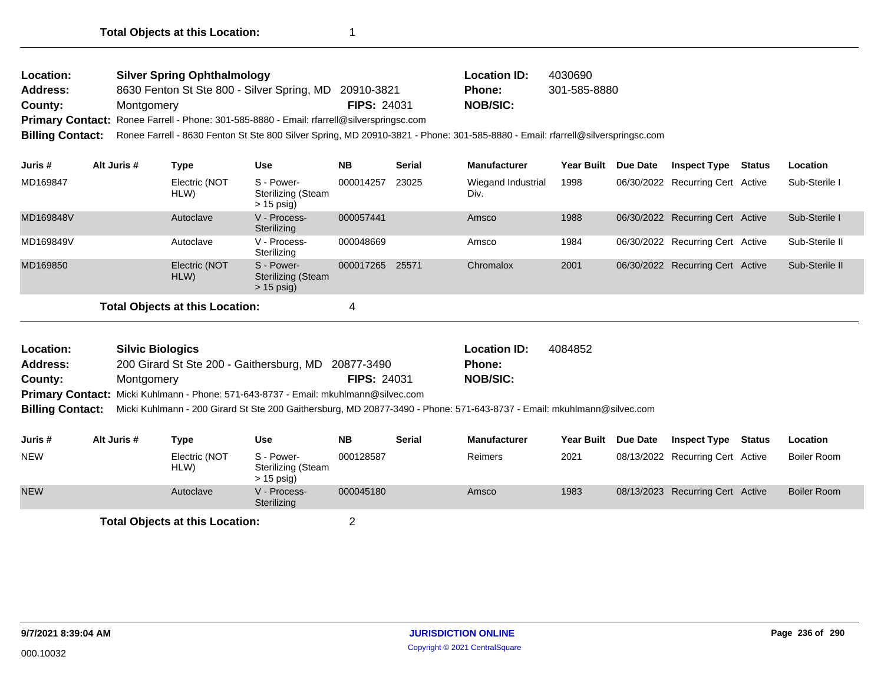**Total Objects at this Location:** 1

---

**Location:** **Silver Spring Ophthalmology** **Location ID:** 4030690
**Address:** 8630 Fenton St Ste 800 - Silver Spring, MD 20910-3821 **Phone:** 301-585-8880
**County:** Montgomery **FIPS:** 24031 **NOB/SIC:**
**Primary Contact:** Ronee Farrell - Phone: 301-585-8880 - Email: rfarrell@silverspringsc.com
**Billing Contact:** Ronee Farrell - 8630 Fenton St Ste 800 Silver Spring, MD 20910-3821 - Phone: 301-585-8880 - Email: rfarrell@silverspringsc.com

| Juris # | Alt Juris # | Type | Use | NB | Serial | Manufacturer | Year Built | Due Date | Inspect Type | Status | Location |
|---|---|---|---|---|---|---|---|---|---|---|---|
| MD169847 | | Electric (NOT HLW) | S - Power-Sterilizing (Steam > 15 psig) | 000014257 | 23025 | Wiegand Industrial Div. | 1998 | 06/30/2022 | Recurring Cert | Active | Sub-Sterile I |
| MD169848V | | Autoclave | V - Process-Sterilizing | 000057441 | | Amsco | 1988 | 06/30/2022 | Recurring Cert | Active | Sub-Sterile I |
| MD169849V | | Autoclave | V - Process-Sterilizing | 000048669 | | Amsco | 1984 | 06/30/2022 | Recurring Cert | Active | Sub-Sterile II |
| MD169850 | | Electric (NOT HLW) | S - Power-Sterilizing (Steam > 15 psig) | 000017265 | 25571 | Chromalox | 2001 | 06/30/2022 | Recurring Cert | Active | Sub-Sterile II |

**Total Objects at this Location:** 4

---

**Location:** **Silvic Biologics** **Location ID:** 4084852
**Address:** 200 Girard St Ste 200 - Gaithersburg, MD 20877-3490 **Phone:**
**County:** Montgomery **FIPS:** 24031 **NOB/SIC:**
**Primary Contact:** Micki Kuhlmann - Phone: 571-643-8737 - Email: mkuhlmann@silvec.com
**Billing Contact:** Micki Kuhlmann - 200 Girard St Ste 200 Gaithersburg, MD 20877-3490 - Phone: 571-643-8737 - Email: mkuhlmann@silvec.com

| Juris # | Alt Juris # | Type | Use | NB | Serial | Manufacturer | Year Built | Due Date | Inspect Type | Status | Location |
|---|---|---|---|---|---|---|---|---|---|---|---|
| NEW | | Electric (NOT HLW) | S - Power-Sterilizing (Steam > 15 psig) | 000128587 | | Reimers | 2021 | 08/13/2022 | Recurring Cert | Active | Boiler Room |
| NEW | | Autoclave | V - Process-Sterilizing | 000045180 | | Amsco | 1983 | 08/13/2023 | Recurring Cert | Active | Boiler Room |

**Total Objects at this Location:** 2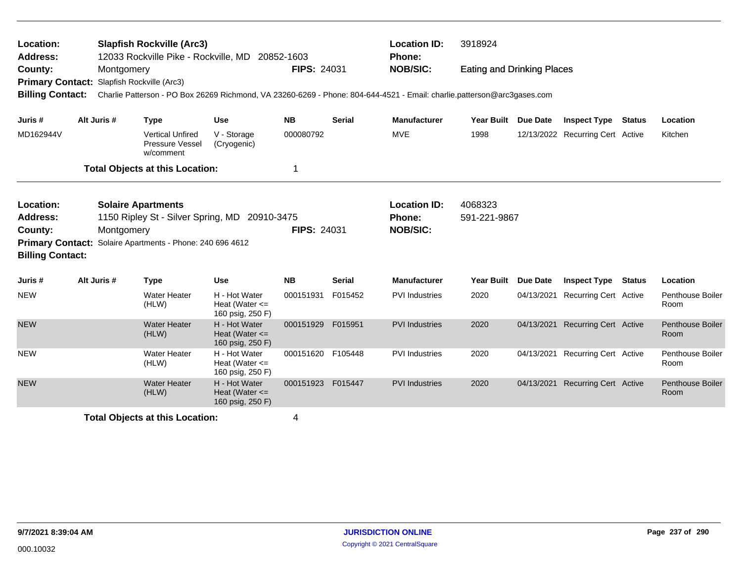**Location:** Slapfish Rockville (Arc3)
**Address:** 12033 Rockville Pike - Rockville, MD 20852-1603
**County:** Montgomery **FIPS:** 24031
**Location ID:** 3918924
**Phone:**
**NOB/SIC:** Eating and Drinking Places
**Primary Contact:** Slapfish Rockville (Arc3)
**Billing Contact:** Charlie Patterson - PO Box 26269 Richmond, VA 23260-6269 - Phone: 804-644-4521 - Email: charlie.patterson@arc3gases.com

| Juris # | Alt Juris # | Type | Use | NB | Serial | Manufacturer | Year Built | Due Date | Inspect Type | Status | Location |
|---|---|---|---|---|---|---|---|---|---|---|---|
| MD162944V | | Vertical Unfired Pressure Vessel w/comment | V - Storage (Cryogenic) | 000080792 | | MVE | 1998 | 12/13/2022 | Recurring Cert | Active | Kitchen |

**Total Objects at this Location:** 1

---

**Location:** Solaire Apartments
**Address:** 1150 Ripley St - Silver Spring, MD 20910-3475
**County:** Montgomery **FIPS:** 24031
**Location ID:** 4068323
**Phone:** 591-221-9867
**NOB/SIC:**
**Primary Contact:** Solaire Apartments - Phone: 240 696 4612
**Billing Contact:**

| Juris # | Alt Juris # | Type | Use | NB | Serial | Manufacturer | Year Built | Due Date | Inspect Type | Status | Location |
|---|---|---|---|---|---|---|---|---|---|---|---|
| NEW | | Water Heater (HLW) | H - Hot Water Heat (Water <= 160 psig, 250 F) | 000151931 | F015452 | PVI Industries | 2020 | 04/13/2021 | Recurring Cert | Active | Penthouse Boiler Room |
| NEW | | Water Heater (HLW) | H - Hot Water Heat (Water <= 160 psig, 250 F) | 000151929 | F015951 | PVI Industries | 2020 | 04/13/2021 | Recurring Cert | Active | Penthouse Boiler Room |
| NEW | | Water Heater (HLW) | H - Hot Water Heat (Water <= 160 psig, 250 F) | 000151620 | F105448 | PVI Industries | 2020 | 04/13/2021 | Recurring Cert | Active | Penthouse Boiler Room |
| NEW | | Water Heater (HLW) | H - Hot Water Heat (Water <= 160 psig, 250 F) | 000151923 | F015447 | PVI Industries | 2020 | 04/13/2021 | Recurring Cert | Active | Penthouse Boiler Room |

**Total Objects at this Location:** 4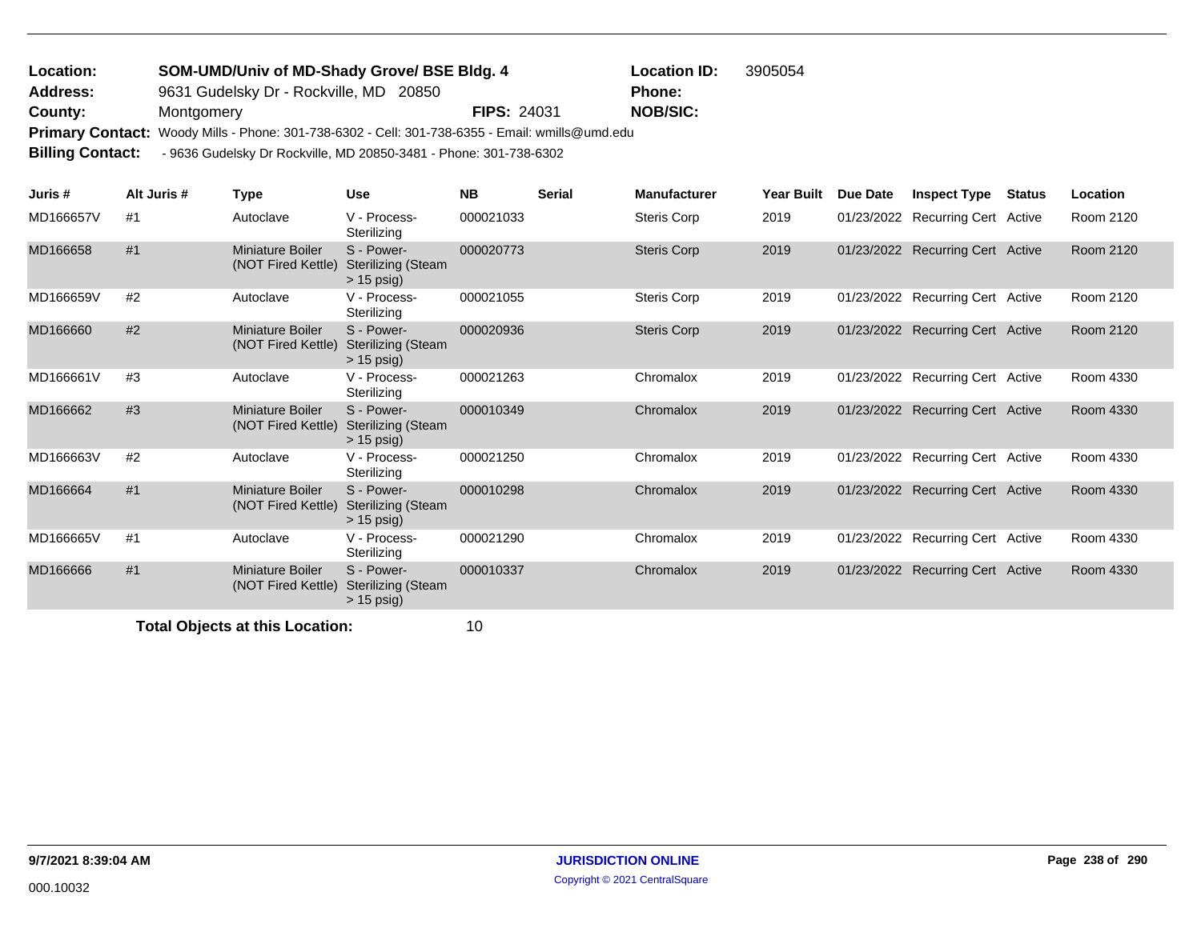**Location:** SOM-UMD/Univ of MD-Shady Grove/ BSE Bldg. 4 **Location ID:** 3905054
**Address:** 9631 Gudelsky Dr - Rockville, MD 20850 **Phone:**
**County:** Montgomery **FIPS:** 24031 **NOB/SIC:**
**Primary Contact:** Woody Mills - Phone: 301-738-6302 - Cell: 301-738-6355 - Email: wmills@umd.edu
**Billing Contact:** - 9636 Gudelsky Dr Rockville, MD 20850-3481 - Phone: 301-738-6302

| Juris # | Alt Juris # | Type | Use | NB | Serial | Manufacturer | Year Built | Due Date | Inspect Type | Status | Location |
|---|---|---|---|---|---|---|---|---|---|---|---|
| MD166657V | #1 | Autoclave | V - Process-Sterilizing | 000021033 | | Steris Corp | 2019 | 01/23/2022 | Recurring Cert | Active | Room 2120 |
| MD166658 | #1 | Miniature Boiler (NOT Fired Kettle) | S - Power-Sterilizing (Steam > 15 psig) | 000020773 | | Steris Corp | 2019 | 01/23/2022 | Recurring Cert | Active | Room 2120 |
| MD166659V | #2 | Autoclave | V - Process-Sterilizing | 000021055 | | Steris Corp | 2019 | 01/23/2022 | Recurring Cert | Active | Room 2120 |
| MD166660 | #2 | Miniature Boiler (NOT Fired Kettle) | S - Power-Sterilizing (Steam > 15 psig) | 000020936 | | Steris Corp | 2019 | 01/23/2022 | Recurring Cert | Active | Room 2120 |
| MD166661V | #3 | Autoclave | V - Process-Sterilizing | 000021263 | | Chromalox | 2019 | 01/23/2022 | Recurring Cert | Active | Room 4330 |
| MD166662 | #3 | Miniature Boiler (NOT Fired Kettle) | S - Power-Sterilizing (Steam > 15 psig) | 000010349 | | Chromalox | 2019 | 01/23/2022 | Recurring Cert | Active | Room 4330 |
| MD166663V | #2 | Autoclave | V - Process-Sterilizing | 000021250 | | Chromalox | 2019 | 01/23/2022 | Recurring Cert | Active | Room 4330 |
| MD166664 | #1 | Miniature Boiler (NOT Fired Kettle) | S - Power-Sterilizing (Steam > 15 psig) | 000010298 | | Chromalox | 2019 | 01/23/2022 | Recurring Cert | Active | Room 4330 |
| MD166665V | #1 | Autoclave | V - Process-Sterilizing | 000021290 | | Chromalox | 2019 | 01/23/2022 | Recurring Cert | Active | Room 4330 |
| MD166666 | #1 | Miniature Boiler (NOT Fired Kettle) | S - Power-Sterilizing (Steam > 15 psig) | 000010337 | | Chromalox | 2019 | 01/23/2022 | Recurring Cert | Active | Room 4330 |

**Total Objects at this Location:** 10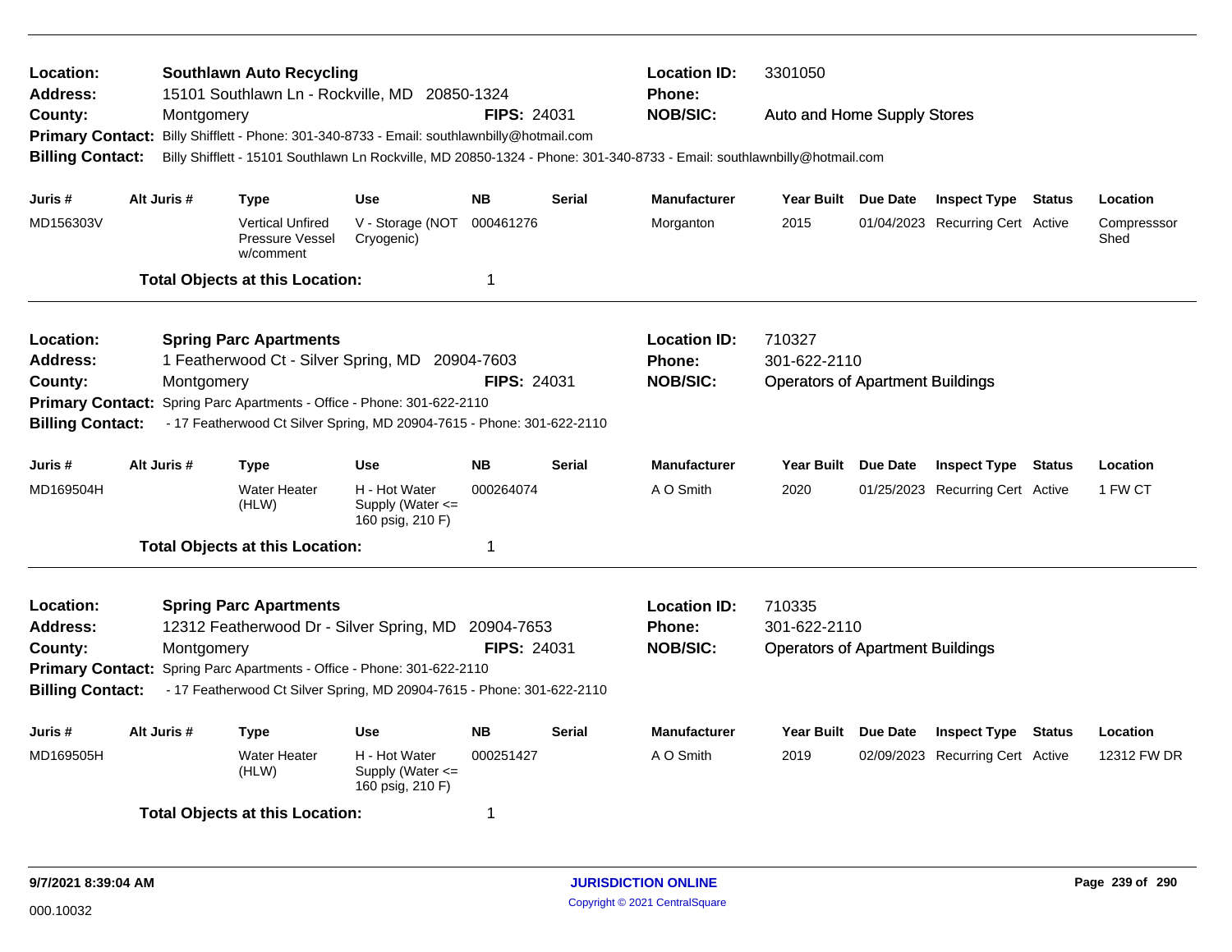**Location:** Southlawn Auto Recycling
**Address:** 15101 Southlawn Ln - Rockville, MD 20850-1324
**County:** Montgomery **FIPS:** 24031
**Location ID:** 3301050
**Phone:**
**NOB/SIC:** Auto and Home Supply Stores
**Primary Contact:** Billy Shifflett - Phone: 301-340-8733 - Email: southlawnbilly@hotmail.com
**Billing Contact:** Billy Shifflett - 15101 Southlawn Ln Rockville, MD 20850-1324 - Phone: 301-340-8733 - Email: southlawnbilly@hotmail.com

| Juris # | Alt Juris # | Type | Use | NB | Serial | Manufacturer | Year Built | Due Date | Inspect Type | Status | Location |
|---|---|---|---|---|---|---|---|---|---|---|---|
| MD156303V | | Vertical Unfired Pressure Vessel w/comment | V - Storage (NOT Cryogenic) | 000461276 | | Morganton | 2015 | 01/04/2023 | Recurring Cert | Active | Compresssor Shed |

**Total Objects at this Location:** 1

---

**Location:** Spring Parc Apartments
**Address:** 1 Featherwood Ct - Silver Spring, MD 20904-7603
**County:** Montgomery **FIPS:** 24031
**Location ID:** 710327
**Phone:** 301-622-2110
**NOB/SIC:** Operators of Apartment Buildings
**Primary Contact:** Spring Parc Apartments - Office - Phone: 301-622-2110
**Billing Contact:** - 17 Featherwood Ct Silver Spring, MD 20904-7615 - Phone: 301-622-2110

| Juris # | Alt Juris # | Type | Use | NB | Serial | Manufacturer | Year Built | Due Date | Inspect Type | Status | Location |
|---|---|---|---|---|---|---|---|---|---|---|---|
| MD169504H | | Water Heater (HLW) | H - Hot Water Supply (Water <= 160 psig, 210 F) | 000264074 | | A O Smith | 2020 | 01/25/2023 | Recurring Cert | Active | 1 FW CT |

**Total Objects at this Location:** 1

---

**Location:** Spring Parc Apartments
**Address:** 12312 Featherwood Dr - Silver Spring, MD 20904-7653
**County:** Montgomery **FIPS:** 24031
**Location ID:** 710335
**Phone:** 301-622-2110
**NOB/SIC:** Operators of Apartment Buildings
**Primary Contact:** Spring Parc Apartments - Office - Phone: 301-622-2110
**Billing Contact:** - 17 Featherwood Ct Silver Spring, MD 20904-7615 - Phone: 301-622-2110

| Juris # | Alt Juris # | Type | Use | NB | Serial | Manufacturer | Year Built | Due Date | Inspect Type | Status | Location |
|---|---|---|---|---|---|---|---|---|---|---|---|
| MD169505H | | Water Heater (HLW) | H - Hot Water Supply (Water <= 160 psig, 210 F) | 000251427 | | A O Smith | 2019 | 02/09/2023 | Recurring Cert | Active | 12312 FW DR |

**Total Objects at this Location:** 1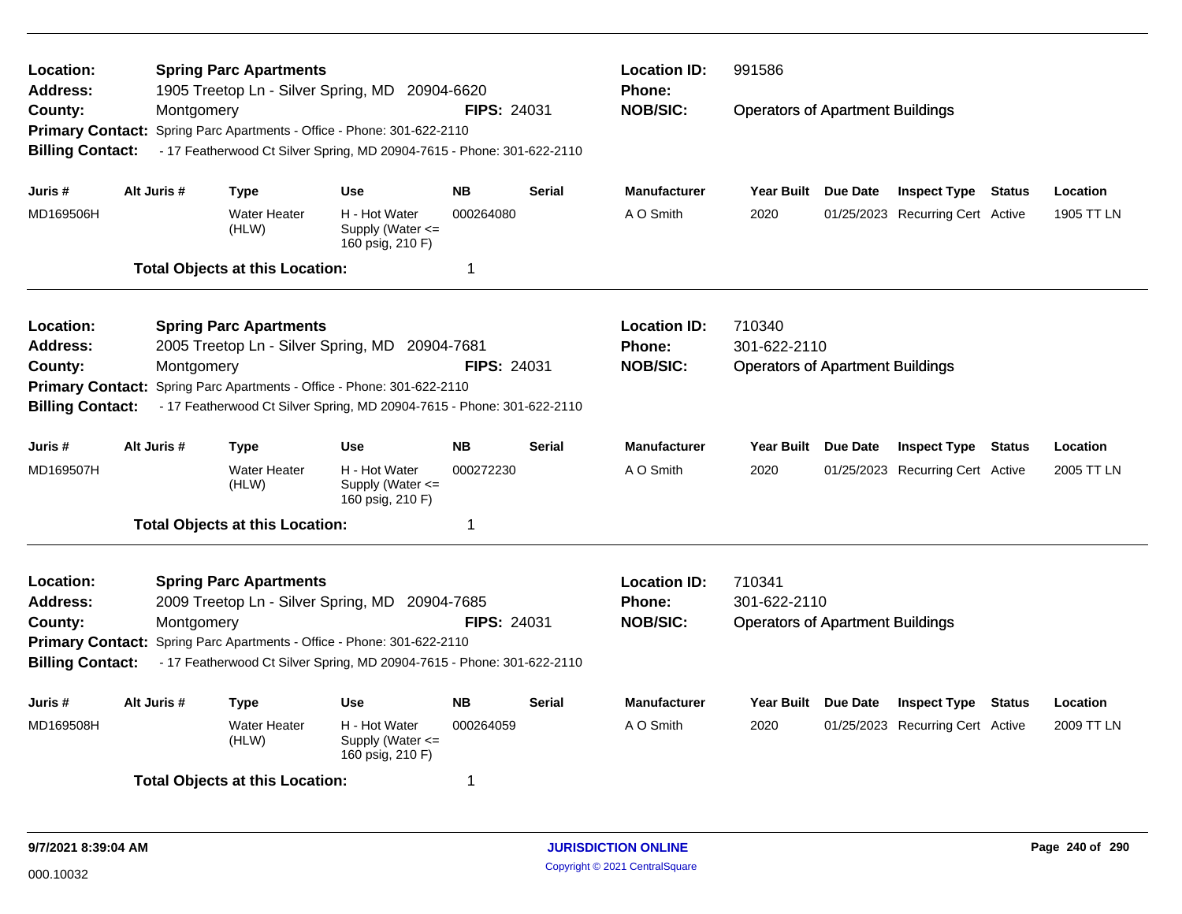**Location:** Spring Parc Apartments
**Address:** 1905 Treetop Ln - Silver Spring, MD 20904-6620
**County:** Montgomery
**FIPS:** 24031
**Location ID:** 991586
**Phone:**
**NOB/SIC:** Operators of Apartment Buildings
**Primary Contact:** Spring Parc Apartments - Office - Phone: 301-622-2110
**Billing Contact:** - 17 Featherwood Ct Silver Spring, MD 20904-7615 - Phone: 301-622-2110

| Juris # | Alt Juris # | Type | Use | NB | Serial | Manufacturer | Year Built | Due Date | Inspect Type | Status | Location |
|---|---|---|---|---|---|---|---|---|---|---|---|
| MD169506H | | Water Heater (HLW) | H - Hot Water Supply (Water <= 160 psig, 210 F) | 000264080 | | A O Smith | 2020 | 01/25/2023 | Recurring Cert | Active | 1905 TT LN |

**Total Objects at this Location:** 1

---

**Location:** Spring Parc Apartments
**Address:** 2005 Treetop Ln - Silver Spring, MD 20904-7681
**County:** Montgomery
**FIPS:** 24031
**Location ID:** 710340
**Phone:** 301-622-2110
**NOB/SIC:** Operators of Apartment Buildings
**Primary Contact:** Spring Parc Apartments - Office - Phone: 301-622-2110
**Billing Contact:** - 17 Featherwood Ct Silver Spring, MD 20904-7615 - Phone: 301-622-2110

| Juris # | Alt Juris # | Type | Use | NB | Serial | Manufacturer | Year Built | Due Date | Inspect Type | Status | Location |
|---|---|---|---|---|---|---|---|---|---|---|---|
| MD169507H | | Water Heater (HLW) | H - Hot Water Supply (Water <= 160 psig, 210 F) | 000272230 | | A O Smith | 2020 | 01/25/2023 | Recurring Cert | Active | 2005 TT LN |

**Total Objects at this Location:** 1

---

**Location:** Spring Parc Apartments
**Address:** 2009 Treetop Ln - Silver Spring, MD 20904-7685
**County:** Montgomery
**FIPS:** 24031
**Location ID:** 710341
**Phone:** 301-622-2110
**NOB/SIC:** Operators of Apartment Buildings
**Primary Contact:** Spring Parc Apartments - Office - Phone: 301-622-2110
**Billing Contact:** - 17 Featherwood Ct Silver Spring, MD 20904-7615 - Phone: 301-622-2110

| Juris # | Alt Juris # | Type | Use | NB | Serial | Manufacturer | Year Built | Due Date | Inspect Type | Status | Location |
|---|---|---|---|---|---|---|---|---|---|---|---|
| MD169508H | | Water Heater (HLW) | H - Hot Water Supply (Water <= 160 psig, 210 F) | 000264059 | | A O Smith | 2020 | 01/25/2023 | Recurring Cert | Active | 2009 TT LN |

**Total Objects at this Location:** 1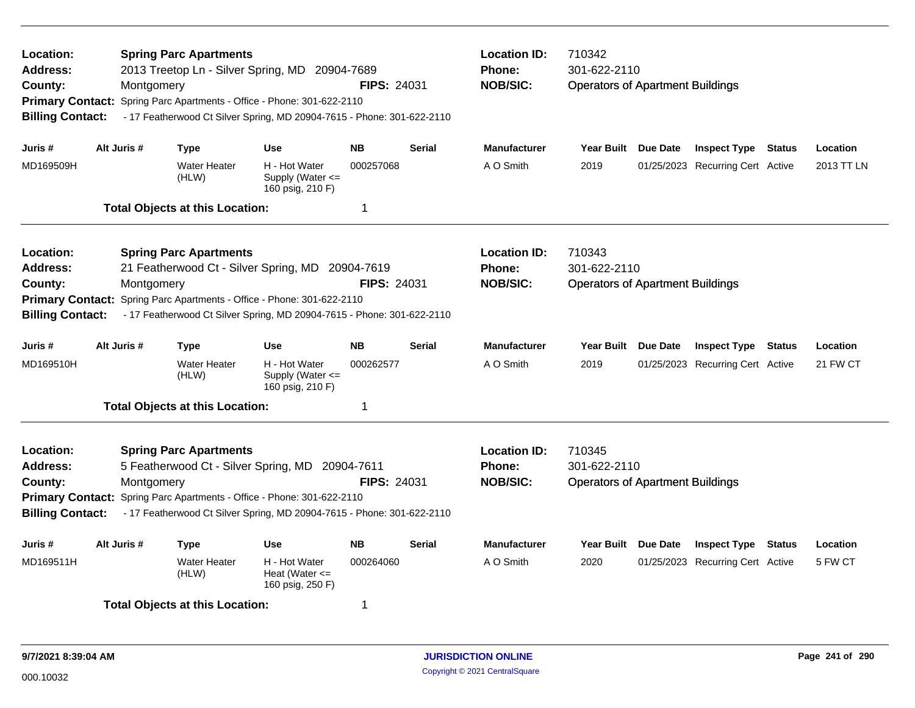**Location:** Spring Parc Apartments
**Address:** 2013 Treetop Ln - Silver Spring, MD 20904-7689
**County:** Montgomery **FIPS:** 24031
**Primary Contact:** Spring Parc Apartments - Office - Phone: 301-622-2110
**Billing Contact:** - 17 Featherwood Ct Silver Spring, MD 20904-7615 - Phone: 301-622-2110
**Location ID:** 710342
**Phone:** 301-622-2110
**NOB/SIC:** Operators of Apartment Buildings

| Juris # | Alt Juris # | Type | Use | NB | Serial | Manufacturer | Year Built | Due Date | Inspect Type | Status | Location |
|---|---|---|---|---|---|---|---|---|---|---|---|
| MD169509H | | Water Heater (HLW) | H - Hot Water Supply (Water <= 160 psig, 210 F) | 000257068 | | A O Smith | 2019 | 01/25/2023 | Recurring Cert | Active | 2013 TT LN |

**Total Objects at this Location:** 1

---

**Location:** Spring Parc Apartments
**Address:** 21 Featherwood Ct - Silver Spring, MD 20904-7619
**County:** Montgomery **FIPS:** 24031
**Primary Contact:** Spring Parc Apartments - Office - Phone: 301-622-2110
**Billing Contact:** - 17 Featherwood Ct Silver Spring, MD 20904-7615 - Phone: 301-622-2110
**Location ID:** 710343
**Phone:** 301-622-2110
**NOB/SIC:** Operators of Apartment Buildings

| Juris # | Alt Juris # | Type | Use | NB | Serial | Manufacturer | Year Built | Due Date | Inspect Type | Status | Location |
|---|---|---|---|---|---|---|---|---|---|---|---|
| MD169510H | | Water Heater (HLW) | H - Hot Water Supply (Water <= 160 psig, 210 F) | 000262577 | | A O Smith | 2019 | 01/25/2023 | Recurring Cert | Active | 21 FW CT |

**Total Objects at this Location:** 1

---

**Location:** Spring Parc Apartments
**Address:** 5 Featherwood Ct - Silver Spring, MD 20904-7611
**County:** Montgomery **FIPS:** 24031
**Primary Contact:** Spring Parc Apartments - Office - Phone: 301-622-2110
**Billing Contact:** - 17 Featherwood Ct Silver Spring, MD 20904-7615 - Phone: 301-622-2110
**Location ID:** 710345
**Phone:** 301-622-2110
**NOB/SIC:** Operators of Apartment Buildings

| Juris # | Alt Juris # | Type | Use | NB | Serial | Manufacturer | Year Built | Due Date | Inspect Type | Status | Location |
|---|---|---|---|---|---|---|---|---|---|---|---|
| MD169511H | | Water Heater (HLW) | H - Hot Water Heat (Water <= 160 psig, 250 F) | 000264060 | | A O Smith | 2020 | 01/25/2023 | Recurring Cert | Active | 5 FW CT |

**Total Objects at this Location:** 1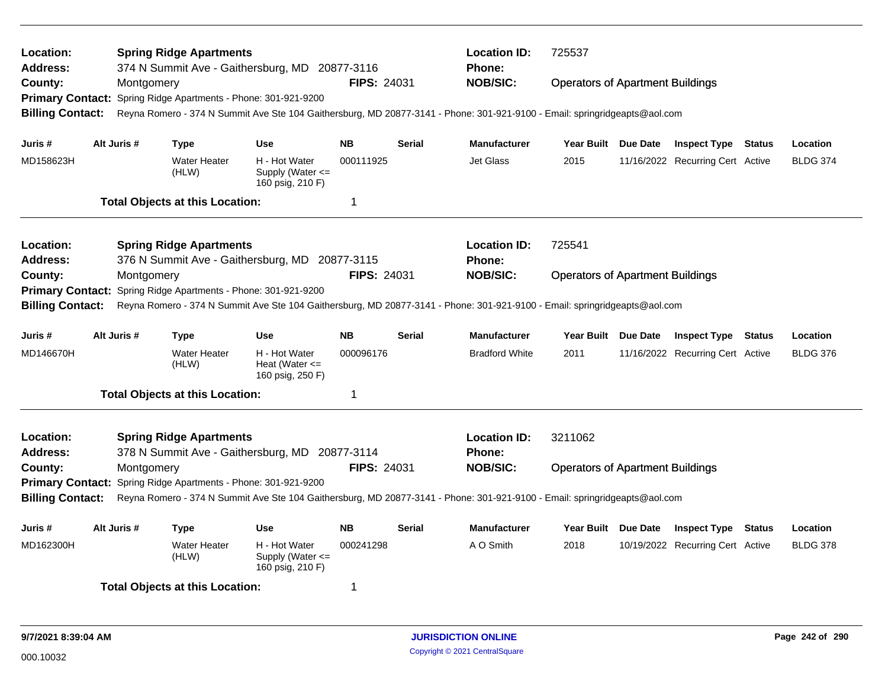**Location:** Spring Ridge Apartments | **Location ID:** 725537
**Address:** 374 N Summit Ave - Gaithersburg, MD 20877-3116 | **Phone:**
**County:** Montgomery | **FIPS:** 24031 | **NOB/SIC:** Operators of Apartment Buildings
**Primary Contact:** Spring Ridge Apartments - Phone: 301-921-9200
**Billing Contact:** Reyna Romero - 374 N Summit Ave Ste 104 Gaithersburg, MD 20877-3141 - Phone: 301-921-9100 - Email: springridgeapts@aol.com

| Juris # | Alt Juris # | Type | Use | NB | Serial | Manufacturer | Year Built | Due Date | Inspect Type | Status | Location |
|---|---|---|---|---|---|---|---|---|---|---|---|
| MD158623H | | Water Heater (HLW) | H - Hot Water Supply (Water <= 160 psig, 210 F) | 000111925 | | Jet Glass | 2015 | 11/16/2022 | Recurring Cert | Active | BLDG 374 |

**Total Objects at this Location:** 1

---

**Location:** Spring Ridge Apartments | **Location ID:** 725541
**Address:** 376 N Summit Ave - Gaithersburg, MD 20877-3115 | **Phone:**
**County:** Montgomery | **FIPS:** 24031 | **NOB/SIC:** Operators of Apartment Buildings
**Primary Contact:** Spring Ridge Apartments - Phone: 301-921-9200
**Billing Contact:** Reyna Romero - 374 N Summit Ave Ste 104 Gaithersburg, MD 20877-3141 - Phone: 301-921-9100 - Email: springridgeapts@aol.com

| Juris # | Alt Juris # | Type | Use | NB | Serial | Manufacturer | Year Built | Due Date | Inspect Type | Status | Location |
|---|---|---|---|---|---|---|---|---|---|---|---|
| MD146670H | | Water Heater (HLW) | H - Hot Water Heat (Water <= 160 psig, 250 F) | 000096176 | | Bradford White | 2011 | 11/16/2022 | Recurring Cert | Active | BLDG 376 |

**Total Objects at this Location:** 1

---

**Location:** Spring Ridge Apartments | **Location ID:** 3211062
**Address:** 378 N Summit Ave - Gaithersburg, MD 20877-3114 | **Phone:**
**County:** Montgomery | **FIPS:** 24031 | **NOB/SIC:** Operators of Apartment Buildings
**Primary Contact:** Spring Ridge Apartments - Phone: 301-921-9200
**Billing Contact:** Reyna Romero - 374 N Summit Ave Ste 104 Gaithersburg, MD 20877-3141 - Phone: 301-921-9100 - Email: springridgeapts@aol.com

| Juris # | Alt Juris # | Type | Use | NB | Serial | Manufacturer | Year Built | Due Date | Inspect Type | Status | Location |
|---|---|---|---|---|---|---|---|---|---|---|---|
| MD162300H | | Water Heater (HLW) | H - Hot Water Supply (Water <= 160 psig, 210 F) | 000241298 | | A O Smith | 2018 | 10/19/2022 | Recurring Cert | Active | BLDG 378 |

**Total Objects at this Location:** 1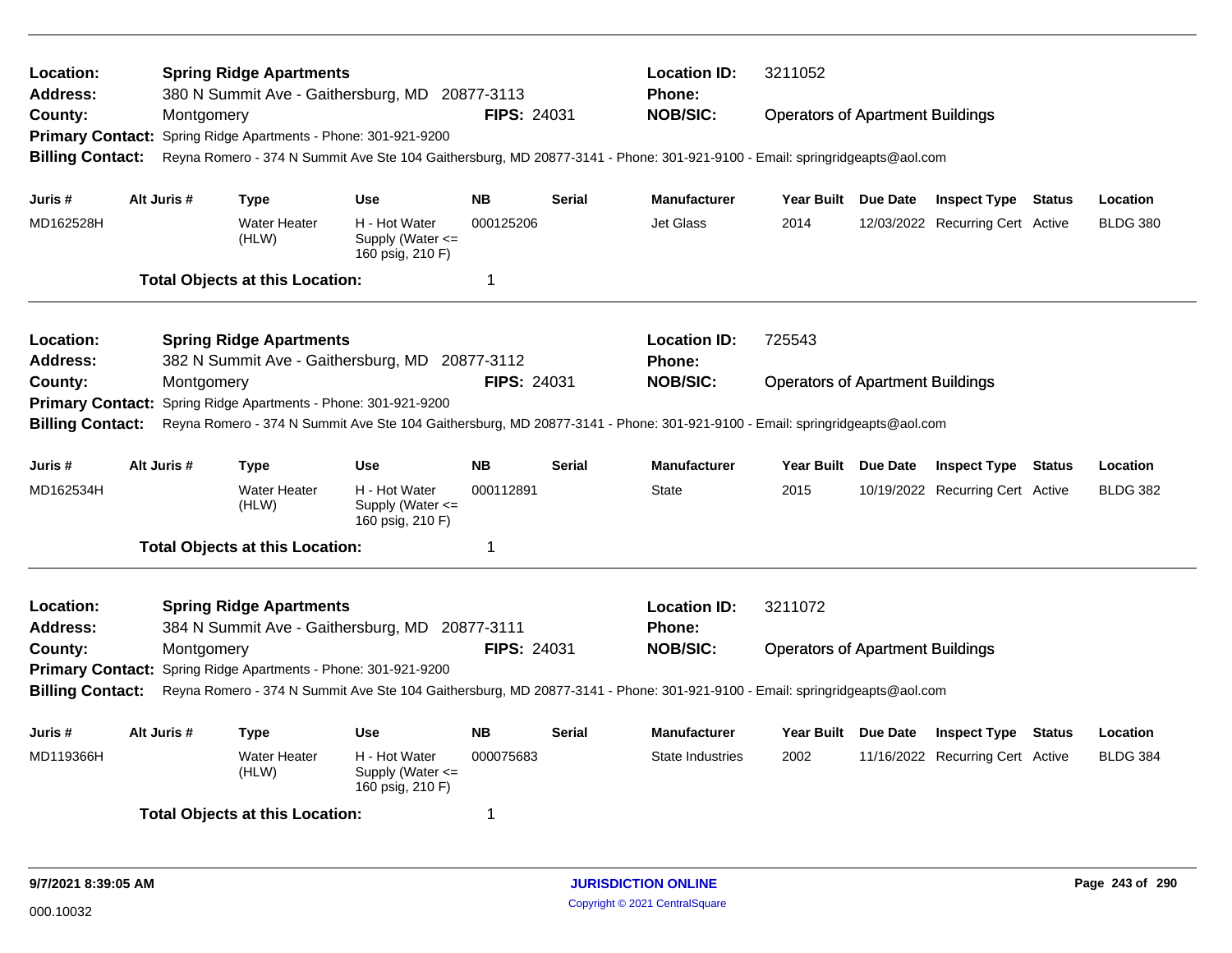**Location:** Spring Ridge Apartments
**Address:** 380 N Summit Ave - Gaithersburg, MD 20877-3113
**County:** Montgomery **FIPS:** 24031
**Location ID:** 3211052
**Phone:**
**NOB/SIC:** Operators of Apartment Buildings
**Primary Contact:** Spring Ridge Apartments - Phone: 301-921-9200
**Billing Contact:** Reyna Romero - 374 N Summit Ave Ste 104 Gaithersburg, MD 20877-3141 - Phone: 301-921-9100 - Email: springridgeapts@aol.com

| Juris # | Alt Juris # | Type | Use | NB | Serial | Manufacturer | Year Built | Due Date | Inspect Type | Status | Location |
|---|---|---|---|---|---|---|---|---|---|---|---|
| MD162528H | | Water Heater (HLW) | H - Hot Water Supply (Water <= 160 psig, 210 F) | 000125206 | | Jet Glass | 2014 | 12/03/2022 | Recurring Cert | Active | BLDG 380 |

**Total Objects at this Location:** 1

---

**Location:** Spring Ridge Apartments
**Address:** 382 N Summit Ave - Gaithersburg, MD 20877-3112
**County:** Montgomery **FIPS:** 24031
**Location ID:** 725543
**Phone:**
**NOB/SIC:** Operators of Apartment Buildings
**Primary Contact:** Spring Ridge Apartments - Phone: 301-921-9200
**Billing Contact:** Reyna Romero - 374 N Summit Ave Ste 104 Gaithersburg, MD 20877-3141 - Phone: 301-921-9100 - Email: springridgeapts@aol.com

| Juris # | Alt Juris # | Type | Use | NB | Serial | Manufacturer | Year Built | Due Date | Inspect Type | Status | Location |
|---|---|---|---|---|---|---|---|---|---|---|---|
| MD162534H | | Water Heater (HLW) | H - Hot Water Supply (Water <= 160 psig, 210 F) | 000112891 | | State | 2015 | 10/19/2022 | Recurring Cert | Active | BLDG 382 |

**Total Objects at this Location:** 1

---

**Location:** Spring Ridge Apartments
**Address:** 384 N Summit Ave - Gaithersburg, MD 20877-3111
**County:** Montgomery **FIPS:** 24031
**Location ID:** 3211072
**Phone:**
**NOB/SIC:** Operators of Apartment Buildings
**Primary Contact:** Spring Ridge Apartments - Phone: 301-921-9200
**Billing Contact:** Reyna Romero - 374 N Summit Ave Ste 104 Gaithersburg, MD 20877-3141 - Phone: 301-921-9100 - Email: springridgeapts@aol.com

| Juris # | Alt Juris # | Type | Use | NB | Serial | Manufacturer | Year Built | Due Date | Inspect Type | Status | Location |
|---|---|---|---|---|---|---|---|---|---|---|---|
| MD119366H | | Water Heater (HLW) | H - Hot Water Supply (Water <= 160 psig, 210 F) | 000075683 | | State Industries | 2002 | 11/16/2022 | Recurring Cert | Active | BLDG 384 |

**Total Objects at this Location:** 1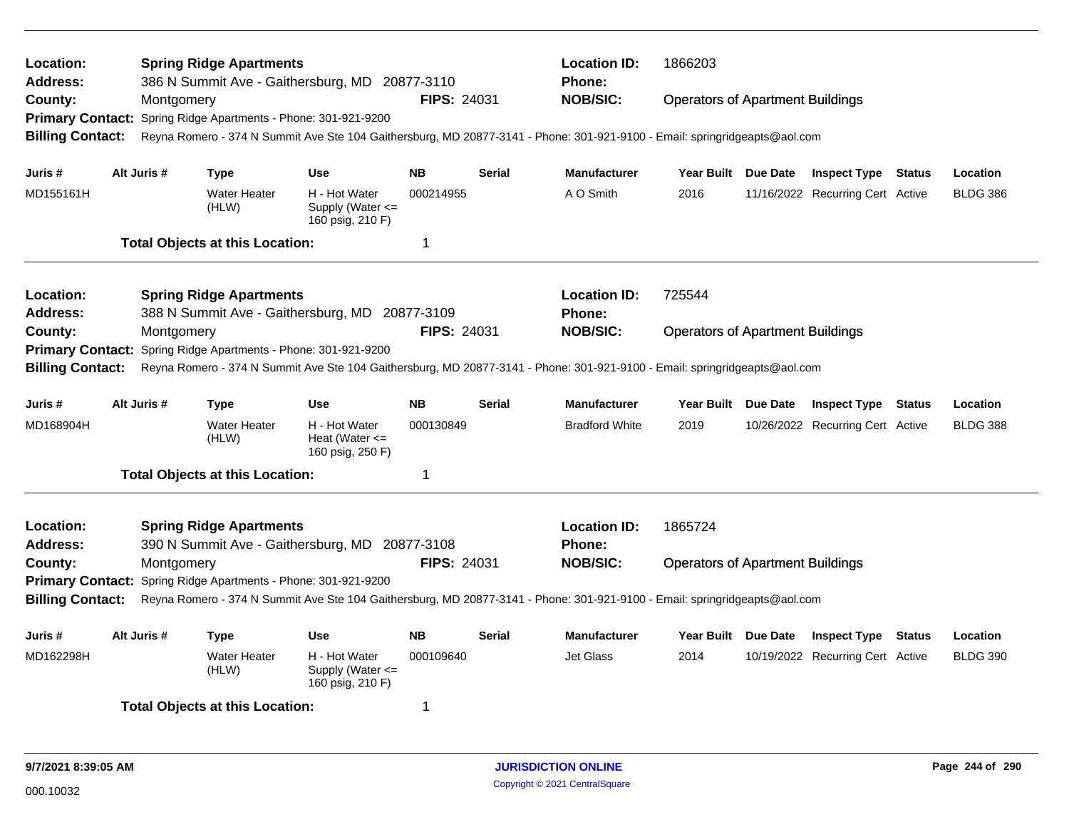**Location:** Spring Ridge Apartments
**Address:** 386 N Summit Ave - Gaithersburg, MD 20877-3110
**County:** Montgomery
**FIPS:** 24031
**Location ID:** 1866203
**Phone:**
**NOB/SIC:** Operators of Apartment Buildings
**Primary Contact:** Spring Ridge Apartments - Phone: 301-921-9200
**Billing Contact:** Reyna Romero - 374 N Summit Ave Ste 104 Gaithersburg, MD 20877-3141 - Phone: 301-921-9100 - Email: springridgeapts@aol.com

| Juris # | Alt Juris # | Type | Use | NB | Serial | Manufacturer | Year Built | Due Date | Inspect Type | Status | Location |
|---|---|---|---|---|---|---|---|---|---|---|---|
| MD155161H | | Water Heater (HLW) | H - Hot Water Supply (Water <= 160 psig, 210 F) | 000214955 | | A O Smith | 2016 | 11/16/2022 | Recurring Cert | Active | BLDG 386 |

**Total Objects at this Location:** 1

---

**Location:** Spring Ridge Apartments
**Address:** 388 N Summit Ave - Gaithersburg, MD 20877-3109
**County:** Montgomery
**FIPS:** 24031
**Location ID:** 725544
**Phone:**
**NOB/SIC:** Operators of Apartment Buildings
**Primary Contact:** Spring Ridge Apartments - Phone: 301-921-9200
**Billing Contact:** Reyna Romero - 374 N Summit Ave Ste 104 Gaithersburg, MD 20877-3141 - Phone: 301-921-9100 - Email: springridgeapts@aol.com

| Juris # | Alt Juris # | Type | Use | NB | Serial | Manufacturer | Year Built | Due Date | Inspect Type | Status | Location |
|---|---|---|---|---|---|---|---|---|---|---|---|
| MD168904H | | Water Heater (HLW) | H - Hot Water Heat (Water <= 160 psig, 250 F) | 000130849 | | Bradford White | 2019 | 10/26/2022 | Recurring Cert | Active | BLDG 388 |

**Total Objects at this Location:** 1

---

**Location:** Spring Ridge Apartments
**Address:** 390 N Summit Ave - Gaithersburg, MD 20877-3108
**County:** Montgomery
**FIPS:** 24031
**Location ID:** 1865724
**Phone:**
**NOB/SIC:** Operators of Apartment Buildings
**Primary Contact:** Spring Ridge Apartments - Phone: 301-921-9200
**Billing Contact:** Reyna Romero - 374 N Summit Ave Ste 104 Gaithersburg, MD 20877-3141 - Phone: 301-921-9100 - Email: springridgeapts@aol.com

| Juris # | Alt Juris # | Type | Use | NB | Serial | Manufacturer | Year Built | Due Date | Inspect Type | Status | Location |
|---|---|---|---|---|---|---|---|---|---|---|---|
| MD162298H | | Water Heater (HLW) | H - Hot Water Supply (Water <= 160 psig, 210 F) | 000109640 | | Jet Glass | 2014 | 10/19/2022 | Recurring Cert | Active | BLDG 390 |

**Total Objects at this Location:** 1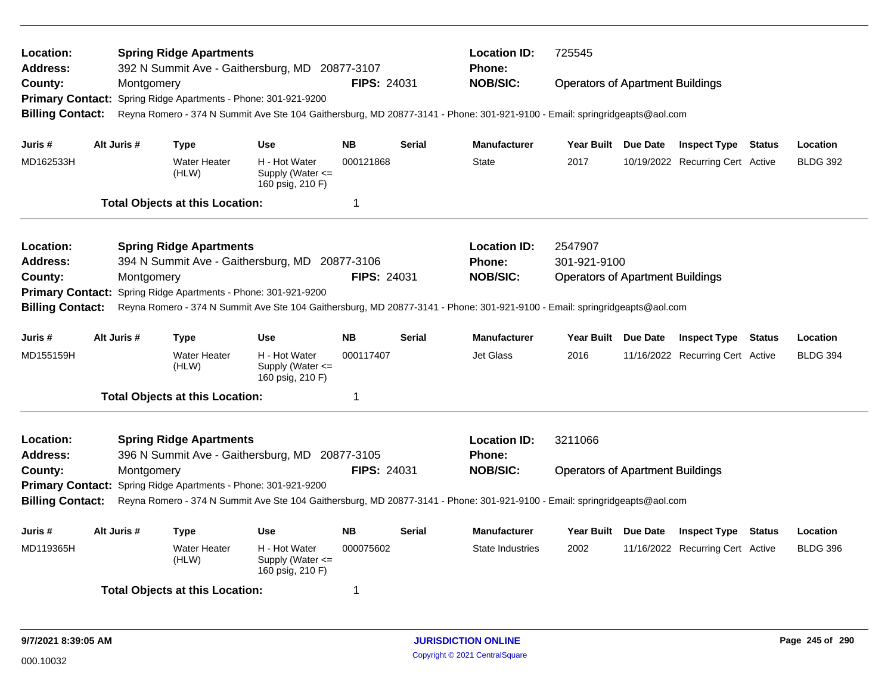**Location:** Spring Ridge Apartments
**Address:** 392 N Summit Ave - Gaithersburg, MD 20877-3107
**County:** Montgomery
**FIPS:** 24031
**Location ID:** 725545
**Phone:**
**NOB/SIC:** Operators of Apartment Buildings
**Primary Contact:** Spring Ridge Apartments - Phone: 301-921-9200
**Billing Contact:** Reyna Romero - 374 N Summit Ave Ste 104 Gaithersburg, MD 20877-3141 - Phone: 301-921-9100 - Email: springridgeapts@aol.com

| Juris # | Alt Juris # | Type | Use | NB | Serial | Manufacturer | Year Built | Due Date | Inspect Type | Status | Location |
|---|---|---|---|---|---|---|---|---|---|---|---|
| MD162533H | | Water Heater (HLW) | H - Hot Water Supply (Water <= 160 psig, 210 F) | 000121868 | | State | 2017 | 10/19/2022 | Recurring Cert | Active | BLDG 392 |

**Total Objects at this Location:** 1

---

**Location:** Spring Ridge Apartments
**Address:** 394 N Summit Ave - Gaithersburg, MD 20877-3106
**County:** Montgomery
**FIPS:** 24031
**Location ID:** 2547907
**Phone:** 301-921-9100
**NOB/SIC:** Operators of Apartment Buildings
**Primary Contact:** Spring Ridge Apartments - Phone: 301-921-9200
**Billing Contact:** Reyna Romero - 374 N Summit Ave Ste 104 Gaithersburg, MD 20877-3141 - Phone: 301-921-9100 - Email: springridgeapts@aol.com

| Juris # | Alt Juris # | Type | Use | NB | Serial | Manufacturer | Year Built | Due Date | Inspect Type | Status | Location |
|---|---|---|---|---|---|---|---|---|---|---|---|
| MD155159H | | Water Heater (HLW) | H - Hot Water Supply (Water <= 160 psig, 210 F) | 000117407 | | Jet Glass | 2016 | 11/16/2022 | Recurring Cert | Active | BLDG 394 |

**Total Objects at this Location:** 1

---

**Location:** Spring Ridge Apartments
**Address:** 396 N Summit Ave - Gaithersburg, MD 20877-3105
**County:** Montgomery
**FIPS:** 24031
**Location ID:** 3211066
**Phone:**
**NOB/SIC:** Operators of Apartment Buildings
**Primary Contact:** Spring Ridge Apartments - Phone: 301-921-9200
**Billing Contact:** Reyna Romero - 374 N Summit Ave Ste 104 Gaithersburg, MD 20877-3141 - Phone: 301-921-9100 - Email: springridgeapts@aol.com

| Juris # | Alt Juris # | Type | Use | NB | Serial | Manufacturer | Year Built | Due Date | Inspect Type | Status | Location |
|---|---|---|---|---|---|---|---|---|---|---|---|
| MD119365H | | Water Heater (HLW) | H - Hot Water Supply (Water <= 160 psig, 210 F) | 000075602 | | State Industries | 2002 | 11/16/2022 | Recurring Cert | Active | BLDG 396 |

**Total Objects at this Location:** 1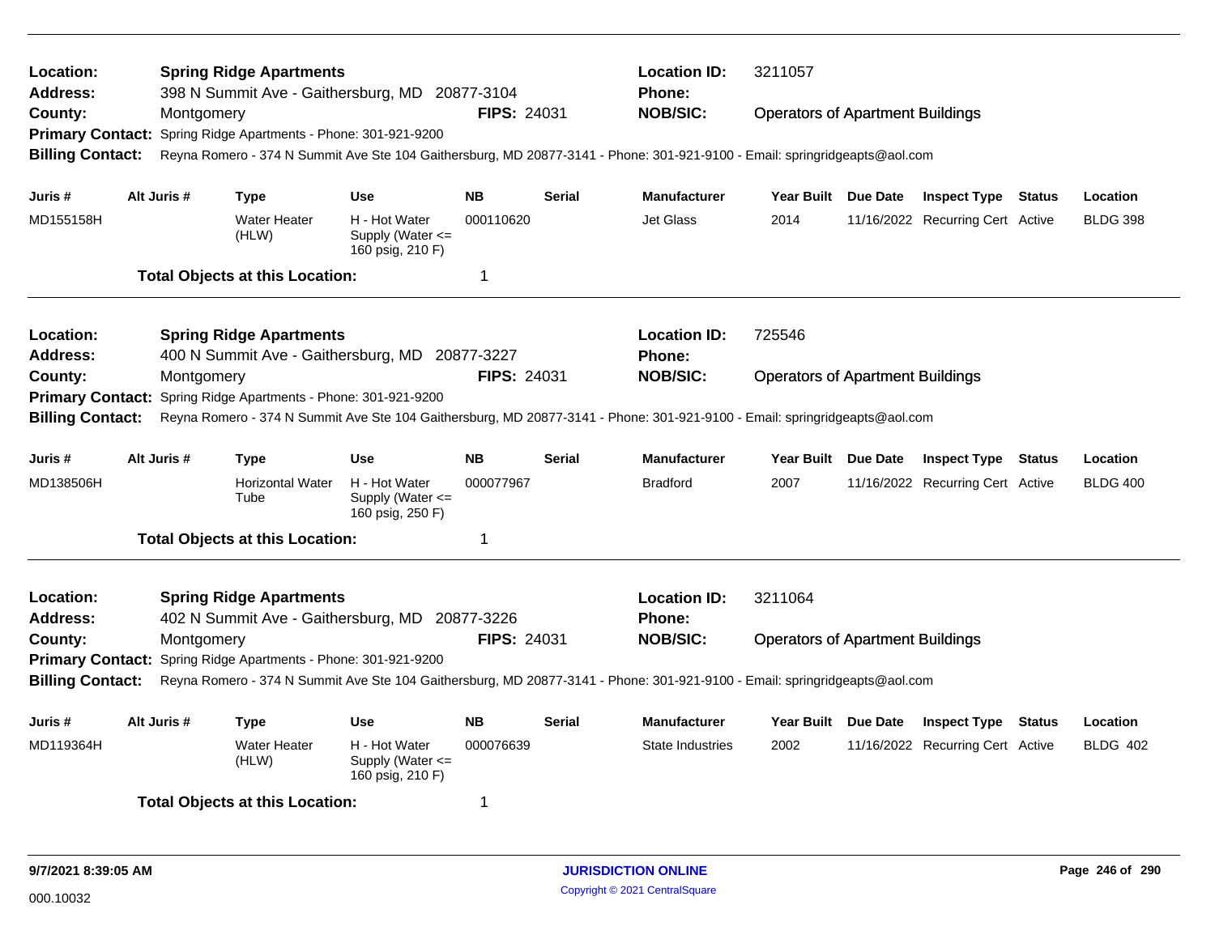**Location:** Spring Ridge Apartments
**Address:** 398 N Summit Ave - Gaithersburg, MD 20877-3104
**County:** Montgomery
**FIPS:** 24031
**Location ID:** 3211057
**Phone:**
**NOB/SIC:** Operators of Apartment Buildings
**Primary Contact:** Spring Ridge Apartments - Phone: 301-921-9200
**Billing Contact:** Reyna Romero - 374 N Summit Ave Ste 104 Gaithersburg, MD 20877-3141 - Phone: 301-921-9100 - Email: springridgeapts@aol.com

| Juris # | Alt Juris # | Type | Use | NB | Serial | Manufacturer | Year Built | Due Date | Inspect Type | Status | Location |
|---|---|---|---|---|---|---|---|---|---|---|---|
| MD155158H | | Water Heater (HLW) | H - Hot Water Supply (Water <= 160 psig, 210 F) | 000110620 | | Jet Glass | 2014 | 11/16/2022 | Recurring Cert | Active | BLDG 398 |

**Total Objects at this Location:** 1

---

**Location:** Spring Ridge Apartments
**Address:** 400 N Summit Ave - Gaithersburg, MD 20877-3227
**County:** Montgomery
**FIPS:** 24031
**Location ID:** 725546
**Phone:**
**NOB/SIC:** Operators of Apartment Buildings
**Primary Contact:** Spring Ridge Apartments - Phone: 301-921-9200
**Billing Contact:** Reyna Romero - 374 N Summit Ave Ste 104 Gaithersburg, MD 20877-3141 - Phone: 301-921-9100 - Email: springridgeapts@aol.com

| Juris # | Alt Juris # | Type | Use | NB | Serial | Manufacturer | Year Built | Due Date | Inspect Type | Status | Location |
|---|---|---|---|---|---|---|---|---|---|---|---|
| MD138506H | | Horizontal Water Tube | H - Hot Water Supply (Water <= 160 psig, 250 F) | 000077967 | | Bradford | 2007 | 11/16/2022 | Recurring Cert | Active | BLDG 400 |

**Total Objects at this Location:** 1

---

**Location:** Spring Ridge Apartments
**Address:** 402 N Summit Ave - Gaithersburg, MD 20877-3226
**County:** Montgomery
**FIPS:** 24031
**Location ID:** 3211064
**Phone:**
**NOB/SIC:** Operators of Apartment Buildings
**Primary Contact:** Spring Ridge Apartments - Phone: 301-921-9200
**Billing Contact:** Reyna Romero - 374 N Summit Ave Ste 104 Gaithersburg, MD 20877-3141 - Phone: 301-921-9100 - Email: springridgeapts@aol.com

| Juris # | Alt Juris # | Type | Use | NB | Serial | Manufacturer | Year Built | Due Date | Inspect Type | Status | Location |
|---|---|---|---|---|---|---|---|---|---|---|---|
| MD119364H | | Water Heater (HLW) | H - Hot Water Supply (Water <= 160 psig, 210 F) | 000076639 | | State Industries | 2002 | 11/16/2022 | Recurring Cert | Active | BLDG 402 |

**Total Objects at this Location:** 1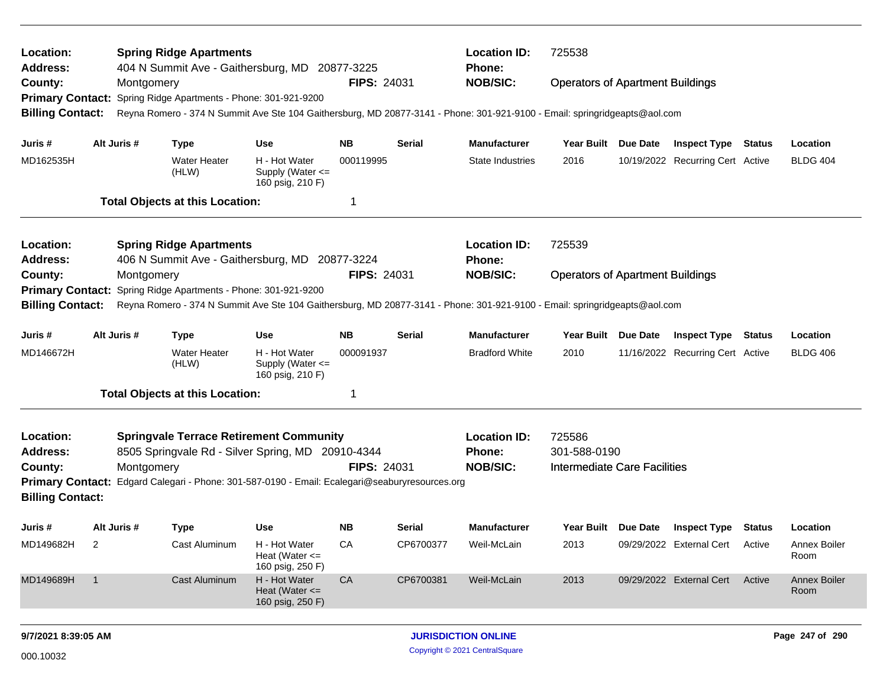**Location:** Spring Ridge Apartments
**Address:** 404 N Summit Ave - Gaithersburg, MD 20877-3225
**County:** Montgomery | **FIPS:** 24031
**Location ID:** 725538
**Phone:**
**NOB/SIC:** Operators of Apartment Buildings
**Primary Contact:** Spring Ridge Apartments - Phone: 301-921-9200
**Billing Contact:** Reyna Romero - 374 N Summit Ave Ste 104 Gaithersburg, MD 20877-3141 - Phone: 301-921-9100 - Email: springridgeapts@aol.com

| Juris # | Alt Juris # | Type | Use | NB | Serial | Manufacturer | Year Built | Due Date | Inspect Type | Status | Location |
|---|---|---|---|---|---|---|---|---|---|---|---|
| MD162535H | | Water Heater (HLW) | H - Hot Water Supply (Water <= 160 psig, 210 F) | 000119995 | | State Industries | 2016 | 10/19/2022 | Recurring Cert | Active | BLDG 404 |

**Total Objects at this Location:** 1

---

**Location:** Spring Ridge Apartments
**Address:** 406 N Summit Ave - Gaithersburg, MD 20877-3224
**County:** Montgomery | **FIPS:** 24031
**Location ID:** 725539
**Phone:**
**NOB/SIC:** Operators of Apartment Buildings
**Primary Contact:** Spring Ridge Apartments - Phone: 301-921-9200
**Billing Contact:** Reyna Romero - 374 N Summit Ave Ste 104 Gaithersburg, MD 20877-3141 - Phone: 301-921-9100 - Email: springridgeapts@aol.com

| Juris # | Alt Juris # | Type | Use | NB | Serial | Manufacturer | Year Built | Due Date | Inspect Type | Status | Location |
|---|---|---|---|---|---|---|---|---|---|---|---|
| MD146672H | | Water Heater (HLW) | H - Hot Water Supply (Water <= 160 psig, 210 F) | 000091937 | | Bradford White | 2010 | 11/16/2022 | Recurring Cert | Active | BLDG 406 |

**Total Objects at this Location:** 1

---

**Location:** Springvale Terrace Retirement Community
**Address:** 8505 Springvale Rd - Silver Spring, MD 20910-4344
**County:** Montgomery | **FIPS:** 24031
**Location ID:** 725586
**Phone:** 301-588-0190
**NOB/SIC:** Intermediate Care Facilities
**Primary Contact:** Edgard Calegari - Phone: 301-587-0190 - Email: Ecalegari@seaburyresources.org
**Billing Contact:**

| Juris # | Alt Juris # | Type | Use | NB | Serial | Manufacturer | Year Built | Due Date | Inspect Type | Status | Location |
|---|---|---|---|---|---|---|---|---|---|---|---|
| MD149682H | 2 | Cast Aluminum | H - Hot Water Heat (Water <= 160 psig, 250 F) | CA | CP6700377 | Weil-McLain | 2013 | 09/29/2022 | External Cert | Active | Annex Boiler Room |
| MD149689H | 1 | Cast Aluminum | H - Hot Water Heat (Water <= 160 psig, 250 F) | CA | CP6700381 | Weil-McLain | 2013 | 09/29/2022 | External Cert | Active | Annex Boiler Room |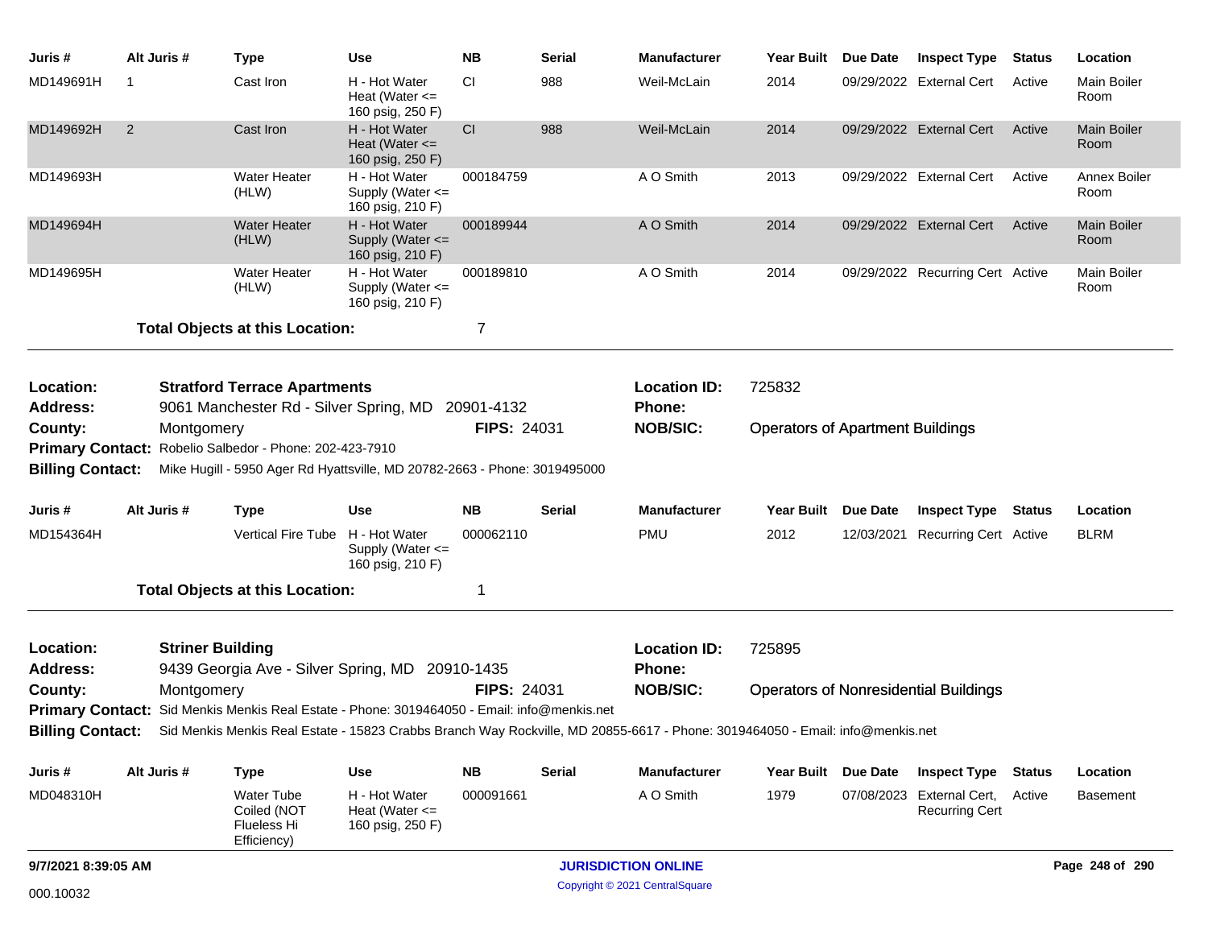| Juris # | Alt Juris # | Type | Use | NB | Serial | Manufacturer | Year Built | Due Date | Inspect Type | Status | Location |
|---|---|---|---|---|---|---|---|---|---|---|---|
| MD149691H | 1 | Cast Iron | H - Hot Water Heat (Water <= 160 psig, 250 F) | CI | 988 | Weil-McLain | 2014 | 09/29/2022 | External Cert | Active | Main Boiler Room |
| MD149692H | 2 | Cast Iron | H - Hot Water Heat (Water <= 160 psig, 250 F) | CI | 988 | Weil-McLain | 2014 | 09/29/2022 | External Cert | Active | Main Boiler Room |
| MD149693H | | Water Heater (HLW) | H - Hot Water Supply (Water <= 160 psig, 210 F) | 000184759 | | A O Smith | 2013 | 09/29/2022 | External Cert | Active | Annex Boiler Room |
| MD149694H | | Water Heater (HLW) | H - Hot Water Supply (Water <= 160 psig, 210 F) | 000189944 | | A O Smith | 2014 | 09/29/2022 | External Cert | Active | Main Boiler Room |
| MD149695H | | Water Heater (HLW) | H - Hot Water Supply (Water <= 160 psig, 210 F) | 000189810 | | A O Smith | 2014 | 09/29/2022 | Recurring Cert | Active | Main Boiler Room |

**Total Objects at this Location:** 7

---

**Location:** **Stratford Terrace Apartments**
**Location ID:** 725832
**Address:** 9061 Manchester Rd - Silver Spring, MD 20901-4132
**Phone:**
**County:** Montgomery
**FIPS:** 24031
**NOB/SIC:** Operators of Apartment Buildings
**Primary Contact:** Robelio Salbedor - Phone: 202-423-7910
**Billing Contact:** Mike Hugill - 5950 Ager Rd Hyattsville, MD 20782-2663 - Phone: 3019495000

| Juris # | Alt Juris # | Type | Use | NB | Serial | Manufacturer | Year Built | Due Date | Inspect Type | Status | Location |
|---|---|---|---|---|---|---|---|---|---|---|---|
| MD154364H | | Vertical Fire Tube | H - Hot Water Supply (Water <= 160 psig, 210 F) | 000062110 | | PMU | 2012 | 12/03/2021 | Recurring Cert | Active | BLRM |

**Total Objects at this Location:** 1

---

**Location:** **Striner Building**
**Location ID:** 725895
**Address:** 9439 Georgia Ave - Silver Spring, MD 20910-1435
**Phone:**
**County:** Montgomery
**FIPS:** 24031
**NOB/SIC:** Operators of Nonresidential Buildings
**Primary Contact:** Sid Menkis Menkis Real Estate - Phone: 3019464050 - Email: info@menkis.net
**Billing Contact:** Sid Menkis Menkis Real Estate - 15823 Crabbs Branch Way Rockville, MD 20855-6617 - Phone: 3019464050 - Email: info@menkis.net

| Juris # | Alt Juris # | Type | Use | NB | Serial | Manufacturer | Year Built | Due Date | Inspect Type | Status | Location |
|---|---|---|---|---|---|---|---|---|---|---|---|
| MD048310H | | Water Tube Coiled (NOT Flueless Hi Efficiency) | H - Hot Water Heat (Water <= 160 psig, 250 F) | 000091661 | | A O Smith | 1979 | 07/08/2023 | External Cert, Recurring Cert | Active | Basement |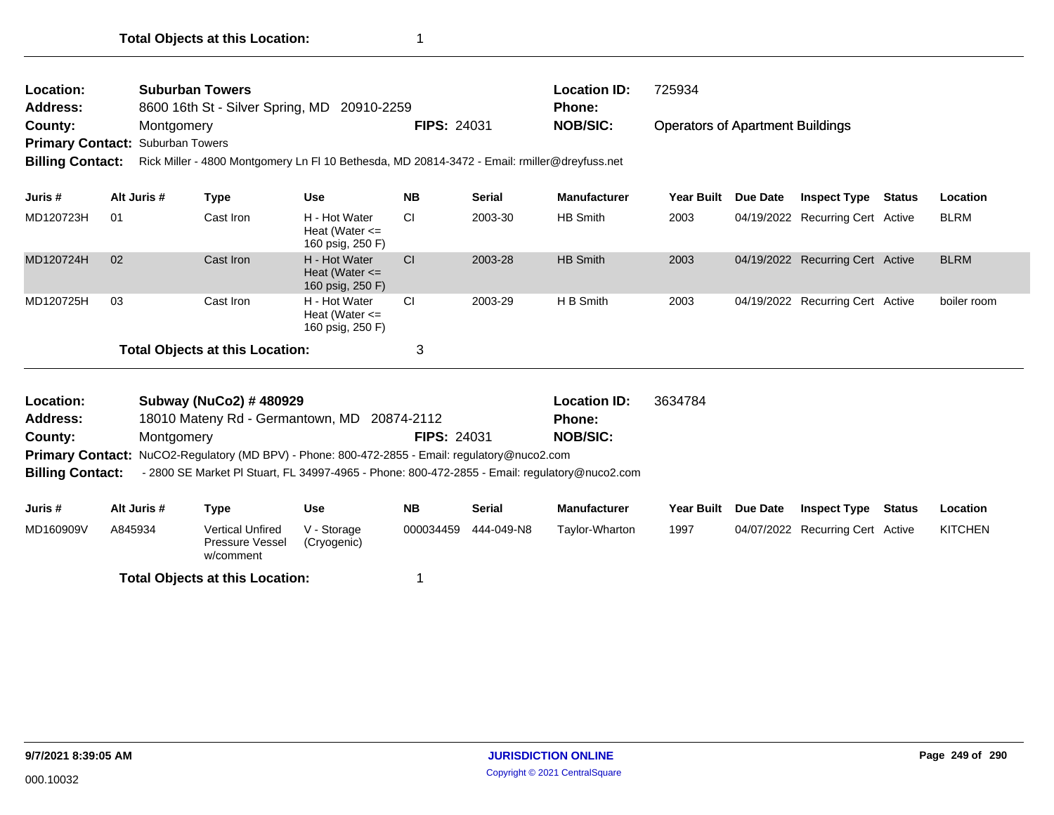**Total Objects at this Location:** 1

---

| | | | | |
|---|---|---|---|---|
| **Location:** | **Suburban Towers** | | **Location ID:** | 725934 |
| **Address:** | 8600 16th St - Silver Spring, MD 20910-2259 | | **Phone:** | |
| **County:** | Montgomery | **FIPS:** 24031 | **NOB/SIC:** | Operators of Apartment Buildings |

**Primary Contact:** Suburban Towers

**Billing Contact:** Rick Miller - 4800 Montgomery Ln Fl 10 Bethesda, MD 20814-3472 - Email: rmiller@dreyfuss.net

| Juris # | Alt Juris # | Type | Use | NB | Serial | Manufacturer | Year Built | Due Date | Inspect Type | Status | Location |
|---|---|---|---|---|---|---|---|---|---|---|---|
| MD120723H | 01 | Cast Iron | H - Hot Water Heat (Water <= 160 psig, 250 F) | CI | 2003-30 | HB Smith | 2003 | 04/19/2022 | Recurring Cert | Active | BLRM |
| MD120724H | 02 | Cast Iron | H - Hot Water Heat (Water <= 160 psig, 250 F) | CI | 2003-28 | HB Smith | 2003 | 04/19/2022 | Recurring Cert | Active | BLRM |
| MD120725H | 03 | Cast Iron | H - Hot Water Heat (Water <= 160 psig, 250 F) | CI | 2003-29 | H B Smith | 2003 | 04/19/2022 | Recurring Cert | Active | boiler room |

**Total Objects at this Location:** 3

---

| | | | | |
|---|---|---|---|---|
| **Location:** | **Subway (NuCo2) # 480929** | | **Location ID:** | 3634784 |
| **Address:** | 18010 Mateny Rd - Germantown, MD 20874-2112 | | **Phone:** | |
| **County:** | Montgomery | **FIPS:** 24031 | **NOB/SIC:** | |

**Primary Contact:** NuCO2-Regulatory (MD BPV) - Phone: 800-472-2855 - Email: regulatory@nuco2.com

**Billing Contact:** - 2800 SE Market Pl Stuart, FL 34997-4965 - Phone: 800-472-2855 - Email: regulatory@nuco2.com

| Juris # | Alt Juris # | Type | Use | NB | Serial | Manufacturer | Year Built | Due Date | Inspect Type | Status | Location |
|---|---|---|---|---|---|---|---|---|---|---|---|
| MD160909V | A845934 | Vertical Unfired Pressure Vessel w/comment | V - Storage (Cryogenic) | 000034459 | 444-049-N8 | Taylor-Wharton | 1997 | 04/07/2022 | Recurring Cert | Active | KITCHEN |

**Total Objects at this Location:** 1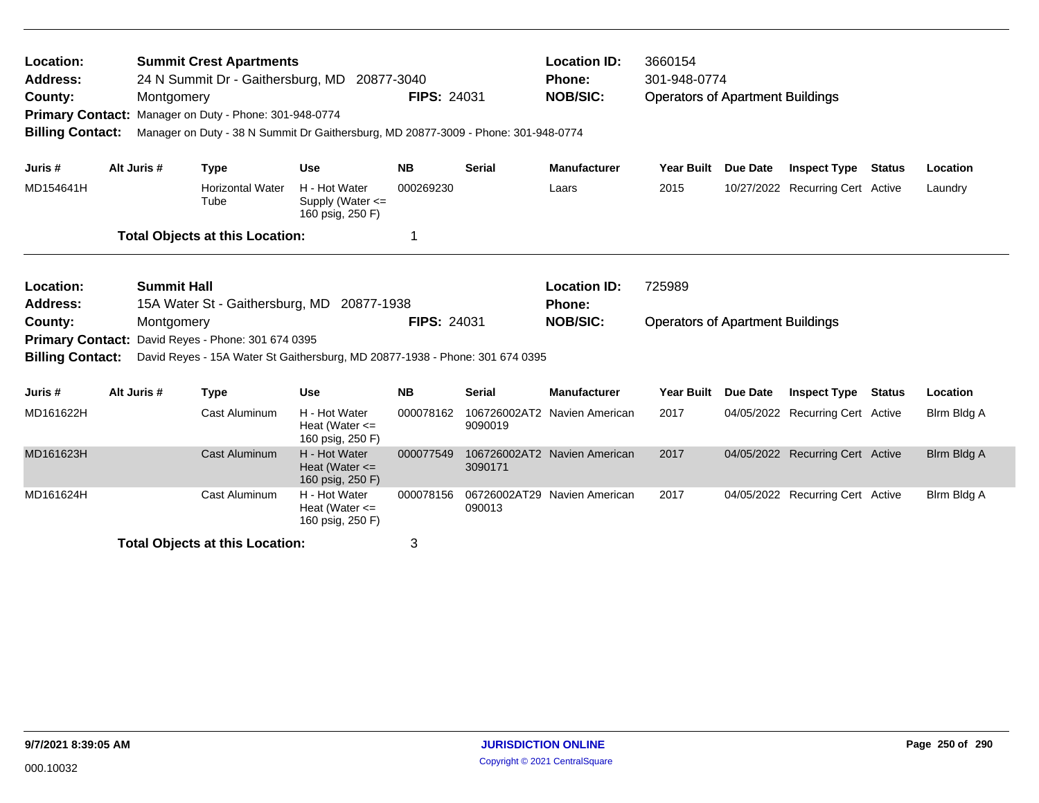**Location:** Summit Crest Apartments
**Address:** 24 N Summit Dr - Gaithersburg, MD 20877-3040
**County:** Montgomery
**FIPS:** 24031
**Location ID:** 3660154
**Phone:** 301-948-0774
**NOB/SIC:** Operators of Apartment Buildings
**Primary Contact:** Manager on Duty - Phone: 301-948-0774
**Billing Contact:** Manager on Duty - 38 N Summit Dr Gaithersburg, MD 20877-3009 - Phone: 301-948-0774

| Juris # | Alt Juris # | Type | Use | NB | Serial | Manufacturer | Year Built | Due Date | Inspect Type | Status | Location |
|---|---|---|---|---|---|---|---|---|---|---|---|
| MD154641H | | Horizontal Water Tube | H - Hot Water Supply (Water <= 160 psig, 250 F) | 000269230 | | Laars | 2015 | 10/27/2022 | Recurring Cert | Active | Laundry |

**Total Objects at this Location:** 1

---

**Location:** Summit Hall
**Address:** 15A Water St - Gaithersburg, MD 20877-1938
**County:** Montgomery
**FIPS:** 24031
**Location ID:** 725989
**Phone:**
**NOB/SIC:** Operators of Apartment Buildings
**Primary Contact:** David Reyes - Phone: 301 674 0395
**Billing Contact:** David Reyes - 15A Water St Gaithersburg, MD 20877-1938 - Phone: 301 674 0395

| Juris # | Alt Juris # | Type | Use | NB | Serial | Manufacturer | Year Built | Due Date | Inspect Type | Status | Location |
|---|---|---|---|---|---|---|---|---|---|---|---|
| MD161622H | | Cast Aluminum | H - Hot Water Heat (Water <= 160 psig, 250 F) | 000078162 | 106726002AT29090019 | Navien American | 2017 | 04/05/2022 | Recurring Cert | Active | Blrm Bldg A |
| MD161623H | | Cast Aluminum | H - Hot Water Heat (Water <= 160 psig, 250 F) | 000077549 | 106726002AT23090171 | Navien American | 2017 | 04/05/2022 | Recurring Cert | Active | Blrm Bldg A |
| MD161624H | | Cast Aluminum | H - Hot Water Heat (Water <= 160 psig, 250 F) | 000078156 | 06726002AT29090013 | Navien American | 2017 | 04/05/2022 | Recurring Cert | Active | Blrm Bldg A |

**Total Objects at this Location:** 3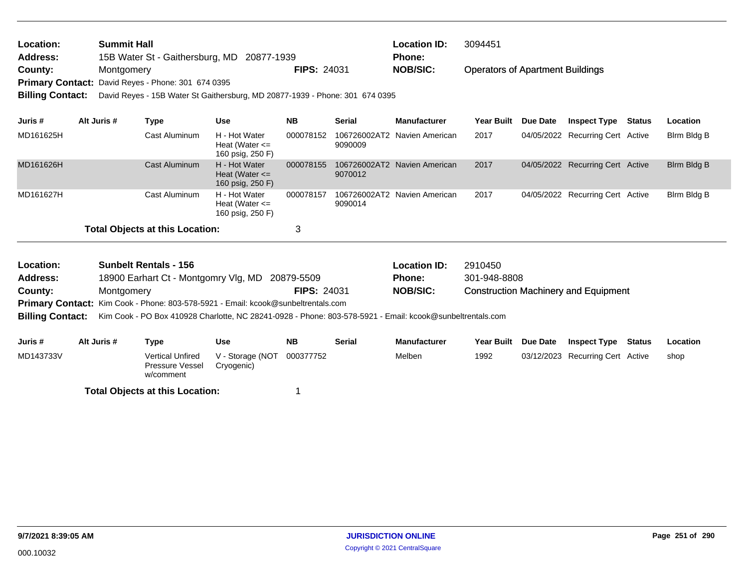**Location:** Summit Hall **Location ID:** 3094451
**Address:** 15B Water St - Gaithersburg, MD 20877-1939 **Phone:**
**County:** Montgomery **FIPS:** 24031 **NOB/SIC:** Operators of Apartment Buildings
**Primary Contact:** David Reyes - Phone: 301 674 0395
**Billing Contact:** David Reyes - 15B Water St Gaithersburg, MD 20877-1939 - Phone: 301 674 0395

| Juris # | Alt Juris # | Type | Use | NB | Serial | Manufacturer | Year Built | Due Date | Inspect Type | Status | Location |
|---|---|---|---|---|---|---|---|---|---|---|---|
| MD161625H | | Cast Aluminum | H - Hot Water Heat (Water <= 160 psig, 250 F) | 000078152 | 106726002AT29090009 | Navien American | 2017 | 04/05/2022 | Recurring Cert | Active | Blrm Bldg B |
| MD161626H | | Cast Aluminum | H - Hot Water Heat (Water <= 160 psig, 250 F) | 000078155 | 106726002AT29070012 | Navien American | 2017 | 04/05/2022 | Recurring Cert | Active | Blrm Bldg B |
| MD161627H | | Cast Aluminum | H - Hot Water Heat (Water <= 160 psig, 250 F) | 000078157 | 106726002AT29090014 | Navien American | 2017 | 04/05/2022 | Recurring Cert | Active | Blrm Bldg B |

**Total Objects at this Location:** 3

**Location:** Sunbelt Rentals - 156 **Location ID:** 2910450
**Address:** 18900 Earhart Ct - Montgomry Vlg, MD 20879-5509 **Phone:** 301-948-8808
**County:** Montgomery **FIPS:** 24031 **NOB/SIC:** Construction Machinery and Equipment
**Primary Contact:** Kim Cook - Phone: 803-578-5921 - Email: kcook@sunbeltrentals.com
**Billing Contact:** Kim Cook - PO Box 410928 Charlotte, NC 28241-0928 - Phone: 803-578-5921 - Email: kcook@sunbeltrentals.com

| Juris # | Alt Juris # | Type | Use | NB | Serial | Manufacturer | Year Built | Due Date | Inspect Type | Status | Location |
|---|---|---|---|---|---|---|---|---|---|---|---|
| MD143733V | | Vertical Unfired Pressure Vessel w/comment | V - Storage (NOT Cryogenic) | 000377752 | | Melben | 1992 | 03/12/2023 | Recurring Cert | Active | shop |

**Total Objects at this Location:** 1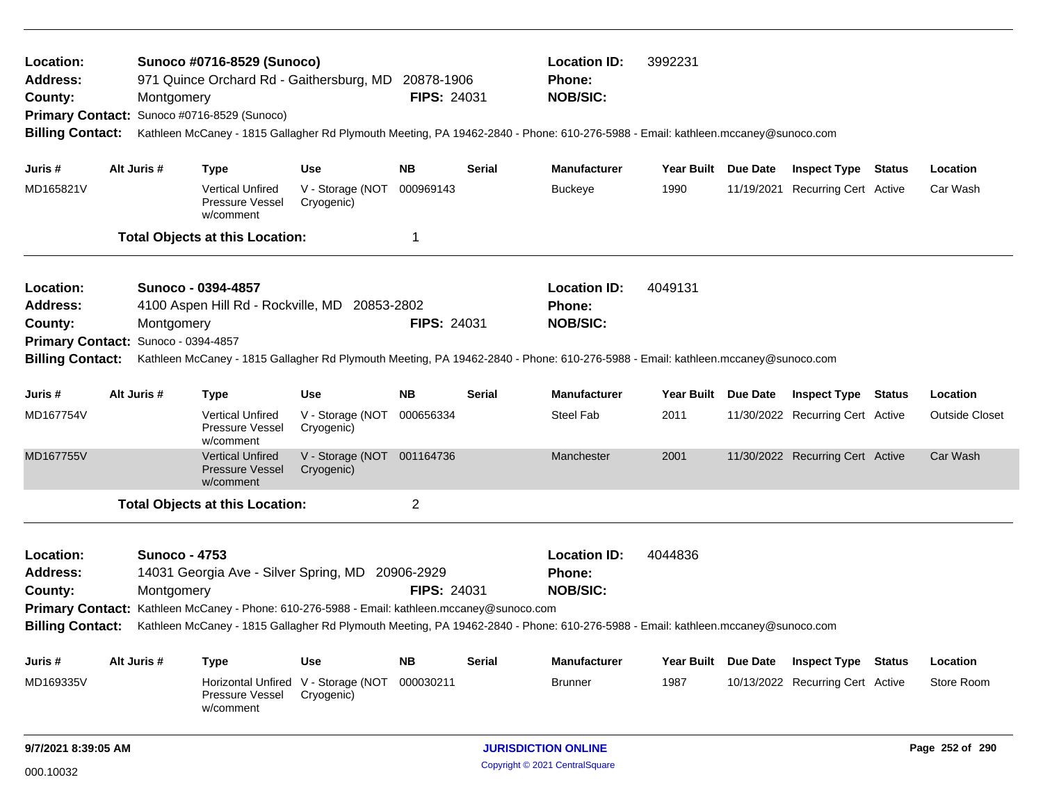**Location:** Sunoco #0716-8529 (Sunoco)
**Address:** 971 Quince Orchard Rd - Gaithersburg, MD 20878-1906
**County:** Montgomery
**FIPS:** 24031
**Location ID:** 3992231
**Phone:**
**NOB/SIC:**
**Primary Contact:** Sunoco #0716-8529 (Sunoco)
**Billing Contact:** Kathleen McCaney - 1815 Gallagher Rd Plymouth Meeting, PA 19462-2840 - Phone: 610-276-5988 - Email: kathleen.mccaney@sunoco.com

| Juris # | Alt Juris # | Type | Use | NB | Serial | Manufacturer | Year Built | Due Date | Inspect Type | Status | Location |
|---|---|---|---|---|---|---|---|---|---|---|---|
| MD165821V | | Vertical Unfired Pressure Vessel w/comment | V - Storage (NOT Cryogenic) | 000969143 | | Buckeye | 1990 | 11/19/2021 | Recurring Cert | Active | Car Wash |

**Total Objects at this Location:** 1

---

**Location:** Sunoco - 0394-4857
**Address:** 4100 Aspen Hill Rd - Rockville, MD 20853-2802
**County:** Montgomery
**FIPS:** 24031
**Location ID:** 4049131
**Phone:**
**NOB/SIC:**
**Primary Contact:** Sunoco - 0394-4857
**Billing Contact:** Kathleen McCaney - 1815 Gallagher Rd Plymouth Meeting, PA 19462-2840 - Phone: 610-276-5988 - Email: kathleen.mccaney@sunoco.com

| Juris # | Alt Juris # | Type | Use | NB | Serial | Manufacturer | Year Built | Due Date | Inspect Type | Status | Location |
|---|---|---|---|---|---|---|---|---|---|---|---|
| MD167754V | | Vertical Unfired Pressure Vessel w/comment | V - Storage (NOT Cryogenic) | 000656334 | | Steel Fab | 2011 | 11/30/2022 | Recurring Cert | Active | Outside Closet |
| MD167755V | | Vertical Unfired Pressure Vessel w/comment | V - Storage (NOT Cryogenic) | 001164736 | | Manchester | 2001 | 11/30/2022 | Recurring Cert | Active | Car Wash |

**Total Objects at this Location:** 2

---

**Location:** Sunoco - 4753
**Address:** 14031 Georgia Ave - Silver Spring, MD 20906-2929
**County:** Montgomery
**FIPS:** 24031
**Location ID:** 4044836
**Phone:**
**NOB/SIC:**
**Primary Contact:** Kathleen McCaney - Phone: 610-276-5988 - Email: kathleen.mccaney@sunoco.com
**Billing Contact:** Kathleen McCaney - 1815 Gallagher Rd Plymouth Meeting, PA 19462-2840 - Phone: 610-276-5988 - Email: kathleen.mccaney@sunoco.com

| Juris # | Alt Juris # | Type | Use | NB | Serial | Manufacturer | Year Built | Due Date | Inspect Type | Status | Location |
|---|---|---|---|---|---|---|---|---|---|---|---|
| MD169335V | | Horizontal Unfired Pressure Vessel w/comment | V - Storage (NOT Cryogenic) | 000030211 | | Brunner | 1987 | 10/13/2022 | Recurring Cert | Active | Store Room |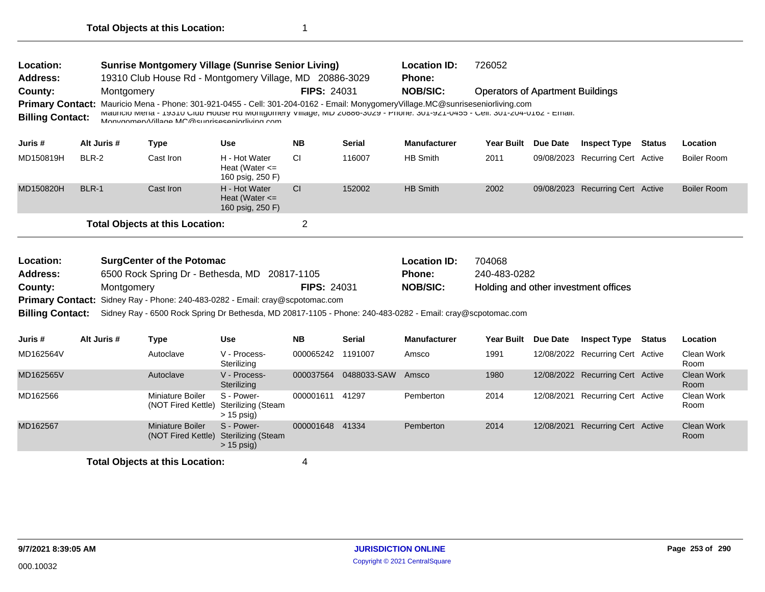**Total Objects at this Location:** 1

---

**Location:** Sunrise Montgomery Village (Sunrise Senior Living) **Location ID:** 726052
**Address:** 19310 Club House Rd - Montgomery Village, MD 20886-3029 **Phone:**
**County:** Montgomery **FIPS:** 24031 **NOB/SIC:** Operators of Apartment Buildings
**Primary Contact:** Mauricio Mena - Phone: 301-921-0455 - Cell: 301-204-0162 - Email: MonygomeryVillage.MC@sunriseseniorliving.com
**Billing Contact:** Mauricio Mena - 19310 Club House Rd Montgomery Village, MD 20886-3029 - Phone: 301-921-0455 - Cell: 301-204-0162 - Email: MonygomeryVillage.MC@sunriseseniorliving.com

| Juris # | Alt Juris # | Type | Use | NB | Serial | Manufacturer | Year Built | Due Date | Inspect Type | Status | Location |
|---|---|---|---|---|---|---|---|---|---|---|---|
| MD150819H | BLR-2 | Cast Iron | H - Hot Water Heat (Water <= 160 psig, 250 F) | CI | 116007 | HB Smith | 2011 | 09/08/2023 | Recurring Cert | Active | Boiler Room |
| MD150820H | BLR-1 | Cast Iron | H - Hot Water Heat (Water <= 160 psig, 250 F) | CI | 152002 | HB Smith | 2002 | 09/08/2023 | Recurring Cert | Active | Boiler Room |

**Total Objects at this Location:** 2

---

**Location:** SurgCenter of the Potomac **Location ID:** 704068
**Address:** 6500 Rock Spring Dr - Bethesda, MD 20817-1105 **Phone:** 240-483-0282
**County:** Montgomery **FIPS:** 24031 **NOB/SIC:** Holding and other investment offices
**Primary Contact:** Sidney Ray - Phone: 240-483-0282 - Email: cray@scpotomac.com
**Billing Contact:** Sidney Ray - 6500 Rock Spring Dr Bethesda, MD 20817-1105 - Phone: 240-483-0282 - Email: cray@scpotomac.com

| Juris # | Alt Juris # | Type | Use | NB | Serial | Manufacturer | Year Built | Due Date | Inspect Type | Status | Location |
|---|---|---|---|---|---|---|---|---|---|---|---|
| MD162564V | | Autoclave | V - Process-Sterilizing | 000065242 | 1191007 | Amsco | 1991 | 12/08/2022 | Recurring Cert | Active | Clean Work Room |
| MD162565V | | Autoclave | V - Process-Sterilizing | 000037564 | 0488033-SAW | Amsco | 1980 | 12/08/2022 | Recurring Cert | Active | Clean Work Room |
| MD162566 | | Miniature Boiler (NOT Fired Kettle) | S - Power-Sterilizing (Steam > 15 psig) | 000001611 | 41297 | Pemberton | 2014 | 12/08/2021 | Recurring Cert | Active | Clean Work Room |
| MD162567 | | Miniature Boiler (NOT Fired Kettle) | S - Power-Sterilizing (Steam > 15 psig) | 000001648 | 41334 | Pemberton | 2014 | 12/08/2021 | Recurring Cert | Active | Clean Work Room |

**Total Objects at this Location:** 4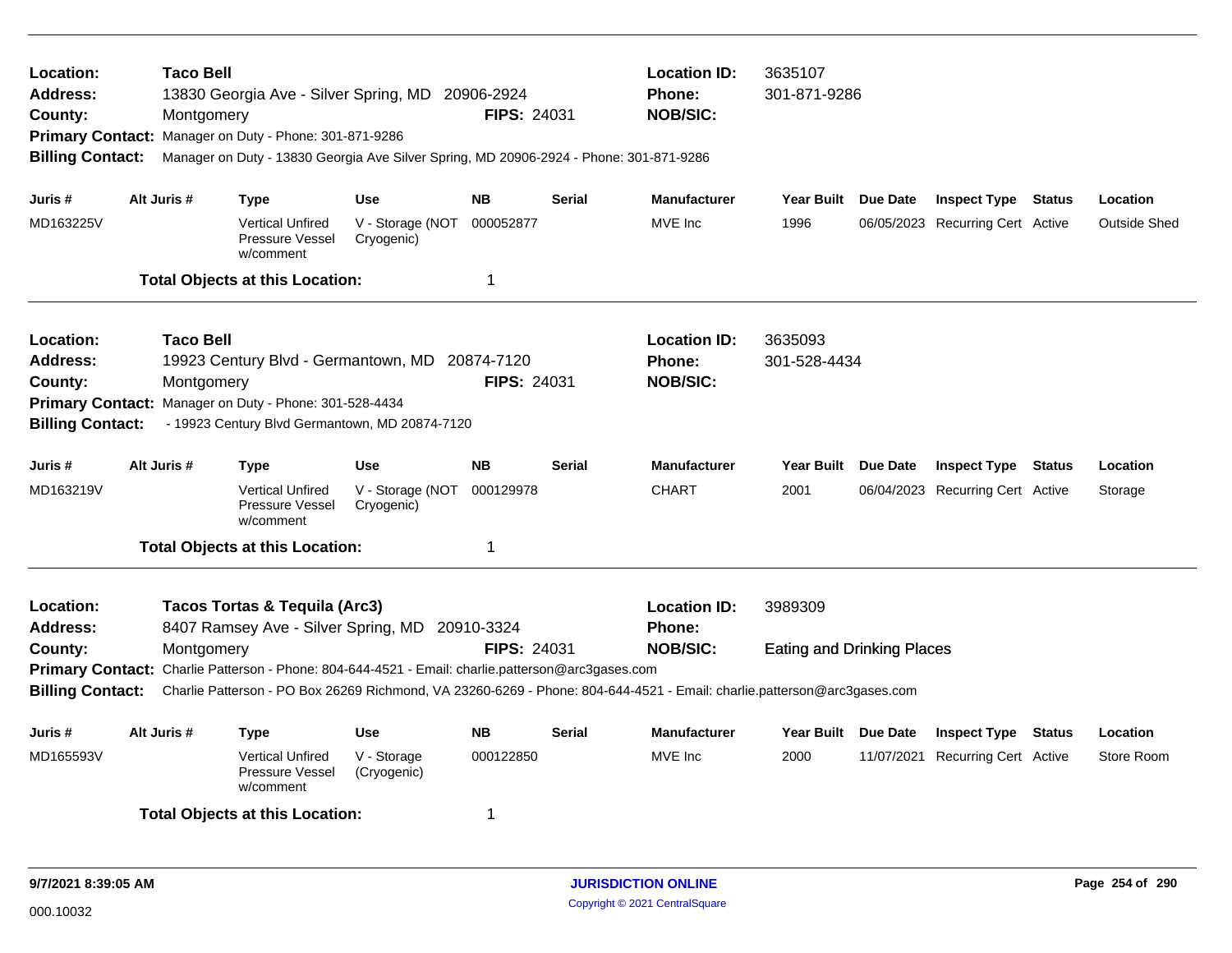**Location:** Taco Bell
**Address:** 13830 Georgia Ave - Silver Spring, MD 20906-2924
**County:** Montgomery **FIPS:** 24031
**Location ID:** 3635107
**Phone:** 301-871-9286
**NOB/SIC:**
**Primary Contact:** Manager on Duty - Phone: 301-871-9286
**Billing Contact:** Manager on Duty - 13830 Georgia Ave Silver Spring, MD 20906-2924 - Phone: 301-871-9286

| Juris # | Alt Juris # | Type | Use | NB | Serial | Manufacturer | Year Built | Due Date | Inspect Type | Status | Location |
|---|---|---|---|---|---|---|---|---|---|---|---|
| MD163225V | | Vertical Unfired Pressure Vessel w/comment | V - Storage (NOT Cryogenic) | 000052877 | | MVE Inc | 1996 | 06/05/2023 | Recurring Cert | Active | Outside Shed |

**Total Objects at this Location:** 1

---

**Location:** Taco Bell
**Address:** 19923 Century Blvd - Germantown, MD 20874-7120
**County:** Montgomery **FIPS:** 24031
**Location ID:** 3635093
**Phone:** 301-528-4434
**NOB/SIC:**
**Primary Contact:** Manager on Duty - Phone: 301-528-4434
**Billing Contact:** - 19923 Century Blvd Germantown, MD 20874-7120

| Juris # | Alt Juris # | Type | Use | NB | Serial | Manufacturer | Year Built | Due Date | Inspect Type | Status | Location |
|---|---|---|---|---|---|---|---|---|---|---|---|
| MD163219V | | Vertical Unfired Pressure Vessel w/comment | V - Storage (NOT Cryogenic) | 000129978 | | CHART | 2001 | 06/04/2023 | Recurring Cert | Active | Storage |

**Total Objects at this Location:** 1

---

**Location:** Tacos Tortas & Tequila (Arc3)
**Address:** 8407 Ramsey Ave - Silver Spring, MD 20910-3324
**County:** Montgomery **FIPS:** 24031
**Location ID:** 3989309
**Phone:**
**NOB/SIC:** Eating and Drinking Places
**Primary Contact:** Charlie Patterson - Phone: 804-644-4521 - Email: charlie.patterson@arc3gases.com
**Billing Contact:** Charlie Patterson - PO Box 26269 Richmond, VA 23260-6269 - Phone: 804-644-4521 - Email: charlie.patterson@arc3gases.com

| Juris # | Alt Juris # | Type | Use | NB | Serial | Manufacturer | Year Built | Due Date | Inspect Type | Status | Location |
|---|---|---|---|---|---|---|---|---|---|---|---|
| MD165593V | | Vertical Unfired Pressure Vessel w/comment | V - Storage (Cryogenic) | 000122850 | | MVE Inc | 2000 | 11/07/2021 | Recurring Cert | Active | Store Room |

**Total Objects at this Location:** 1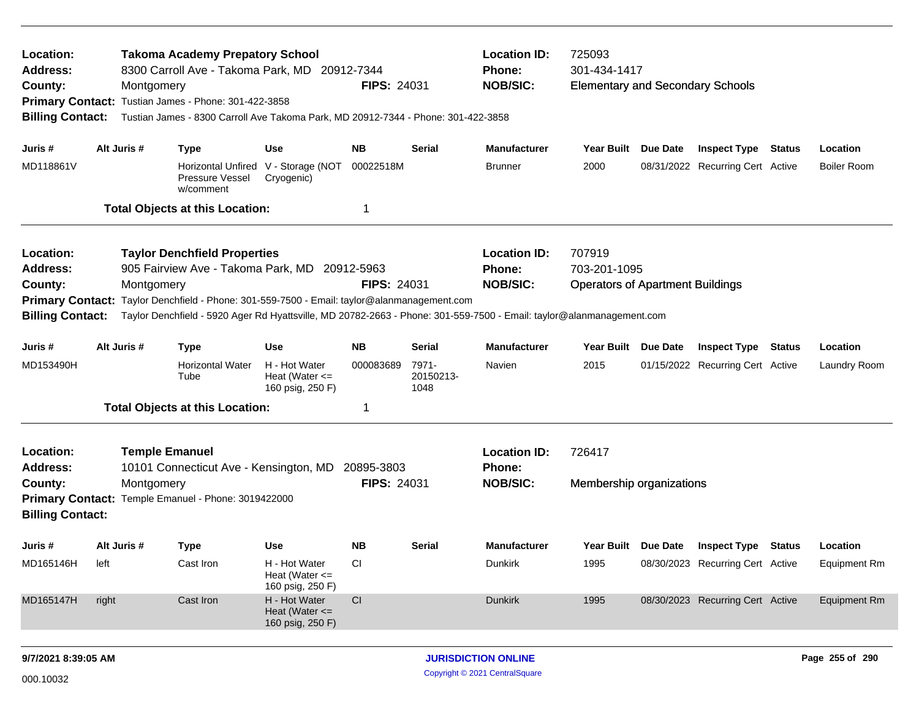**Location:** Takoma Academy Preparatory School
**Address:** 8300 Carroll Ave - Takoma Park, MD 20912-7344
**County:** Montgomery **FIPS:** 24031
**Location ID:** 725093
**Phone:** 301-434-1417
**NOB/SIC:** Elementary and Secondary Schools
**Primary Contact:** Tustian James - Phone: 301-422-3858
**Billing Contact:** Tustian James - 8300 Carroll Ave Takoma Park, MD 20912-7344 - Phone: 301-422-3858

| Juris # | Alt Juris # | Type | Use | NB | Serial | Manufacturer | Year Built | Due Date | Inspect Type | Status | Location |
|---|---|---|---|---|---|---|---|---|---|---|---|
| MD118861V | | Horizontal Unfired Pressure Vessel w/comment | V - Storage (NOT Cryogenic) | 00022518M | | Brunner | 2000 | 08/31/2022 | Recurring Cert | Active | Boiler Room |

**Total Objects at this Location:** 1

---

**Location:** Taylor Denchfield Properties
**Address:** 905 Fairview Ave - Takoma Park, MD 20912-5963
**County:** Montgomery **FIPS:** 24031
**Location ID:** 707919
**Phone:** 703-201-1095
**NOB/SIC:** Operators of Apartment Buildings
**Primary Contact:** Taylor Denchfield - Phone: 301-559-7500 - Email: taylor@alanmanagement.com
**Billing Contact:** Taylor Denchfield - 5920 Ager Rd Hyattsville, MD 20782-2663 - Phone: 301-559-7500 - Email: taylor@alanmanagement.com

| Juris # | Alt Juris # | Type | Use | NB | Serial | Manufacturer | Year Built | Due Date | Inspect Type | Status | Location |
|---|---|---|---|---|---|---|---|---|---|---|---|
| MD153490H | | Horizontal Water Tube | H - Hot Water Heat (Water <= 160 psig, 250 F) | 000083689 | 7971-20150213-1048 | Navien | 2015 | 01/15/2022 | Recurring Cert | Active | Laundry Room |

**Total Objects at this Location:** 1

---

**Location:** Temple Emanuel
**Address:** 10101 Connecticut Ave - Kensington, MD 20895-3803
**County:** Montgomery **FIPS:** 24031
**Location ID:** 726417
**Phone:**
**NOB/SIC:** Membership organizations
**Primary Contact:** Temple Emanuel - Phone: 3019422000
**Billing Contact:**

| Juris # | Alt Juris # | Type | Use | NB | Serial | Manufacturer | Year Built | Due Date | Inspect Type | Status | Location |
|---|---|---|---|---|---|---|---|---|---|---|---|
| MD165146H | left | Cast Iron | H - Hot Water Heat (Water <= 160 psig, 250 F) | CI | | Dunkirk | 1995 | 08/30/2023 | Recurring Cert | Active | Equipment Rm |
| MD165147H | right | Cast Iron | H - Hot Water Heat (Water <= 160 psig, 250 F) | CI | | Dunkirk | 1995 | 08/30/2023 | Recurring Cert | Active | Equipment Rm |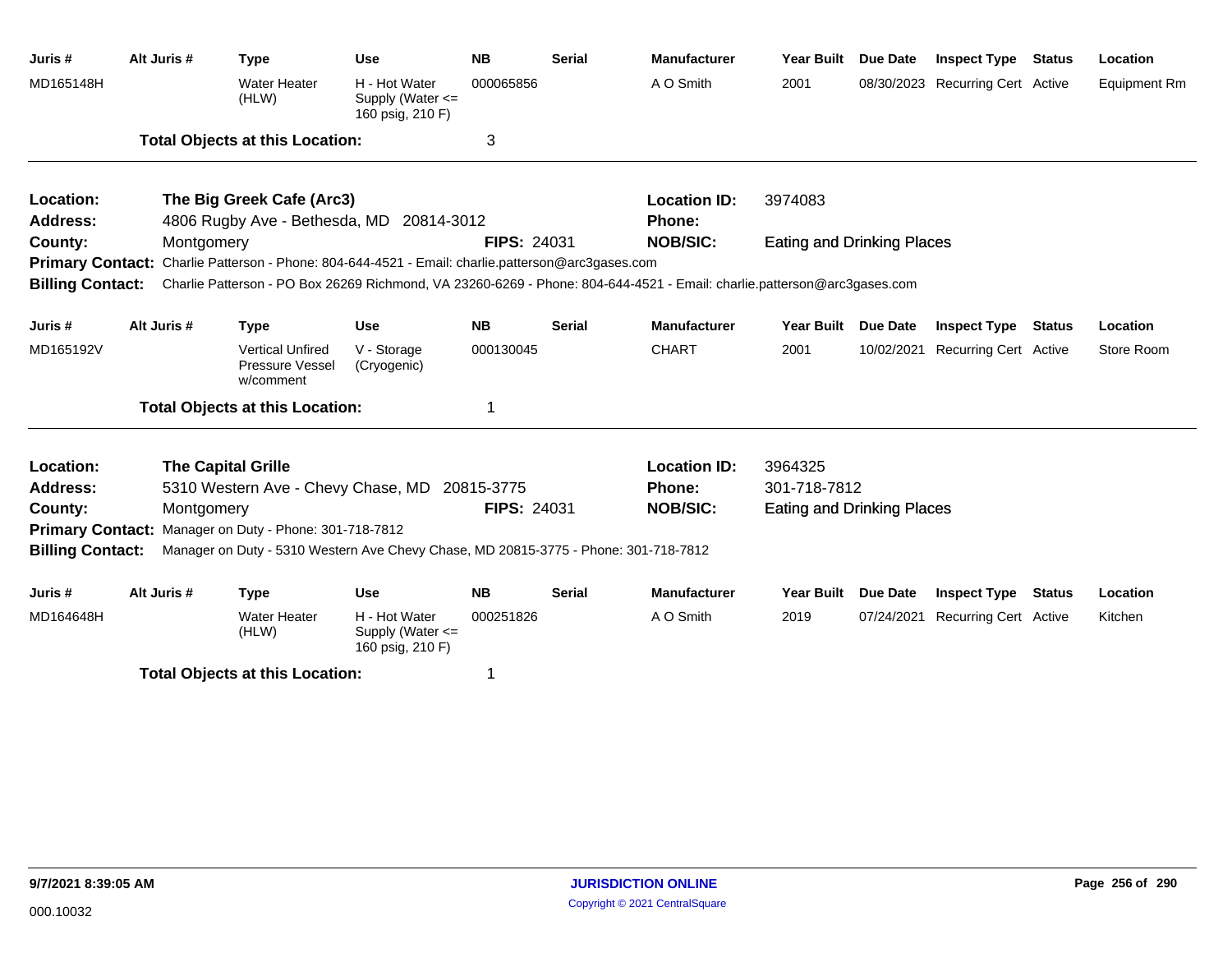| Juris # | Alt Juris # | Type | Use | NB | Serial | Manufacturer | Year Built | Due Date | Inspect Type | Status | Location |
|---|---|---|---|---|---|---|---|---|---|---|---|
| MD165148H | | Water Heater (HLW) | H - Hot Water Supply (Water <= 160 psig, 210 F) | 000065856 | | A O Smith | 2001 | 08/30/2023 | Recurring Cert | Active | Equipment Rm |

**Total Objects at this Location:** 3

---

**Location:** The Big Greek Cafe (Arc3)
**Location ID:** 3974083
**Address:** 4806 Rugby Ave - Bethesda, MD 20814-3012
**Phone:**
**County:** Montgomery
**FIPS:** 24031
**NOB/SIC:** Eating and Drinking Places
**Primary Contact:** Charlie Patterson - Phone: 804-644-4521 - Email: charlie.patterson@arc3gases.com
**Billing Contact:** Charlie Patterson - PO Box 26269 Richmond, VA 23260-6269 - Phone: 804-644-4521 - Email: charlie.patterson@arc3gases.com

| Juris # | Alt Juris # | Type | Use | NB | Serial | Manufacturer | Year Built | Due Date | Inspect Type | Status | Location |
|---|---|---|---|---|---|---|---|---|---|---|---|
| MD165192V | | Vertical Unfired Pressure Vessel w/comment | V - Storage (Cryogenic) | 000130045 | | CHART | 2001 | 10/02/2021 | Recurring Cert | Active | Store Room |

**Total Objects at this Location:** 1

---

**Location:** The Capital Grille
**Location ID:** 3964325
**Address:** 5310 Western Ave - Chevy Chase, MD 20815-3775
**Phone:** 301-718-7812
**County:** Montgomery
**FIPS:** 24031
**NOB/SIC:** Eating and Drinking Places
**Primary Contact:** Manager on Duty - Phone: 301-718-7812
**Billing Contact:** Manager on Duty - 5310 Western Ave Chevy Chase, MD 20815-3775 - Phone: 301-718-7812

| Juris # | Alt Juris # | Type | Use | NB | Serial | Manufacturer | Year Built | Due Date | Inspect Type | Status | Location |
|---|---|---|---|---|---|---|---|---|---|---|---|
| MD164648H | | Water Heater (HLW) | H - Hot Water Supply (Water <= 160 psig, 210 F) | 000251826 | | A O Smith | 2019 | 07/24/2021 | Recurring Cert | Active | Kitchen |

**Total Objects at this Location:** 1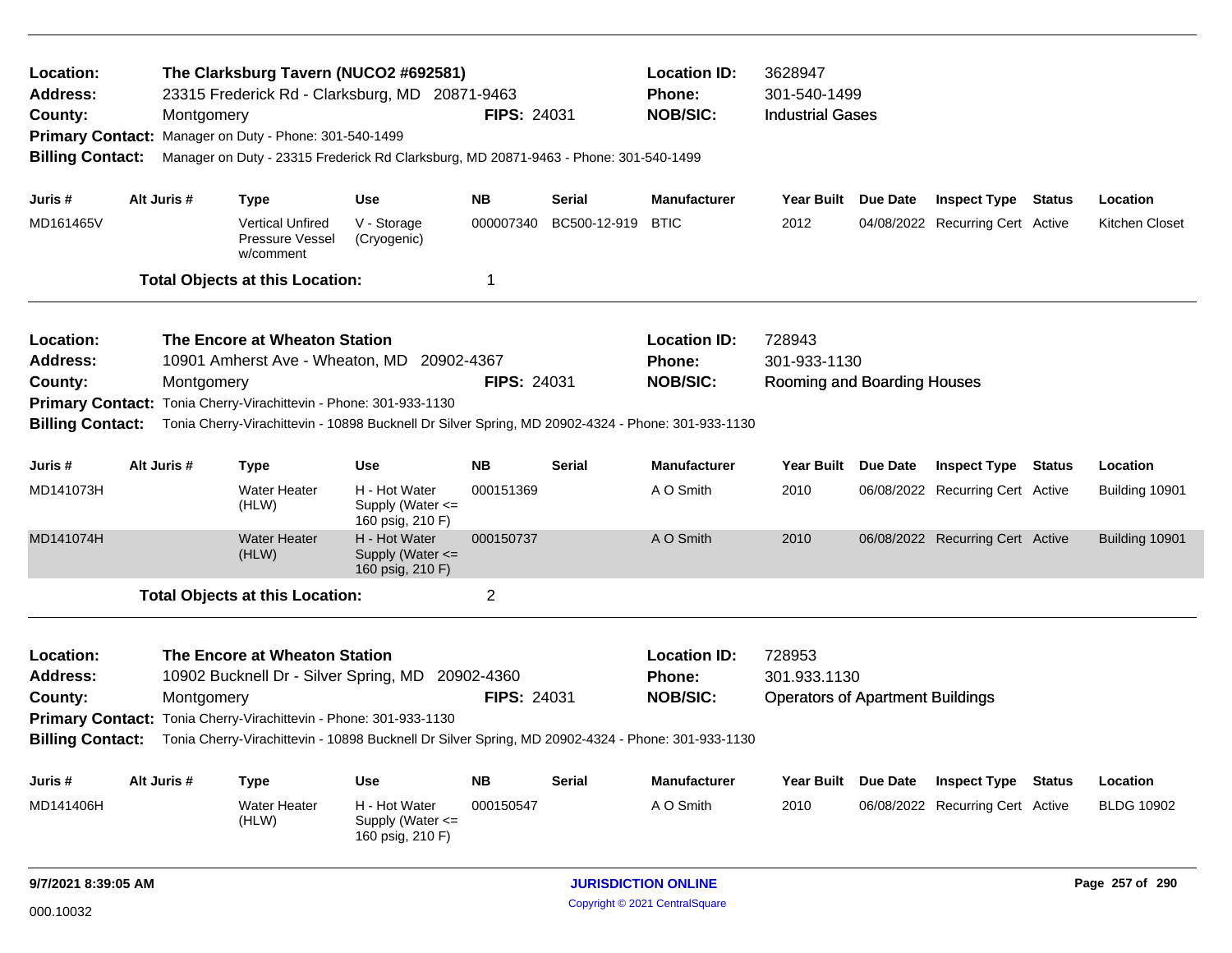**Location:** The Clarksburg Tavern (NUCO2 #692581)
**Address:** 23315 Frederick Rd - Clarksburg, MD 20871-9463
**County:** Montgomery
**FIPS:** 24031
**Location ID:** 3628947
**Phone:** 301-540-1499
**NOB/SIC:** Industrial Gases
**Primary Contact:** Manager on Duty - Phone: 301-540-1499
**Billing Contact:** Manager on Duty - 23315 Frederick Rd Clarksburg, MD 20871-9463 - Phone: 301-540-1499

| Juris # | Alt Juris # | Type | Use | NB | Serial | Manufacturer | Year Built | Due Date | Inspect Type | Status | Location |
|---|---|---|---|---|---|---|---|---|---|---|---|
| MD161465V | | Vertical Unfired Pressure Vessel w/comment | V - Storage (Cryogenic) | 000007340 | BC500-12-919 | BTIC | 2012 | 04/08/2022 | Recurring Cert | Active | Kitchen Closet |

**Total Objects at this Location:** 1

---

**Location:** The Encore at Wheaton Station
**Address:** 10901 Amherst Ave - Wheaton, MD 20902-4367
**County:** Montgomery
**FIPS:** 24031
**Location ID:** 728943
**Phone:** 301-933-1130
**NOB/SIC:** Rooming and Boarding Houses
**Primary Contact:** Tonia Cherry-Virachittevin - Phone: 301-933-1130
**Billing Contact:** Tonia Cherry-Virachittevin - 10898 Bucknell Dr Silver Spring, MD 20902-4324 - Phone: 301-933-1130

| Juris # | Alt Juris # | Type | Use | NB | Serial | Manufacturer | Year Built | Due Date | Inspect Type | Status | Location |
|---|---|---|---|---|---|---|---|---|---|---|---|
| MD141073H | | Water Heater (HLW) | H - Hot Water Supply (Water <= 160 psig, 210 F) | 000151369 | | A O Smith | 2010 | 06/08/2022 | Recurring Cert | Active | Building 10901 |
| MD141074H | | Water Heater (HLW) | H - Hot Water Supply (Water <= 160 psig, 210 F) | 000150737 | | A O Smith | 2010 | 06/08/2022 | Recurring Cert | Active | Building 10901 |

**Total Objects at this Location:** 2

---

**Location:** The Encore at Wheaton Station
**Address:** 10902 Bucknell Dr - Silver Spring, MD 20902-4360
**County:** Montgomery
**FIPS:** 24031
**Location ID:** 728953
**Phone:** 301.933.1130
**NOB/SIC:** Operators of Apartment Buildings
**Primary Contact:** Tonia Cherry-Virachittevin - Phone: 301-933-1130
**Billing Contact:** Tonia Cherry-Virachittevin - 10898 Bucknell Dr Silver Spring, MD 20902-4324 - Phone: 301-933-1130

| Juris # | Alt Juris # | Type | Use | NB | Serial | Manufacturer | Year Built | Due Date | Inspect Type | Status | Location |
|---|---|---|---|---|---|---|---|---|---|---|---|
| MD141406H | | Water Heater (HLW) | H - Hot Water Supply (Water <= 160 psig, 210 F) | 000150547 | | A O Smith | 2010 | 06/08/2022 | Recurring Cert | Active | BLDG 10902 |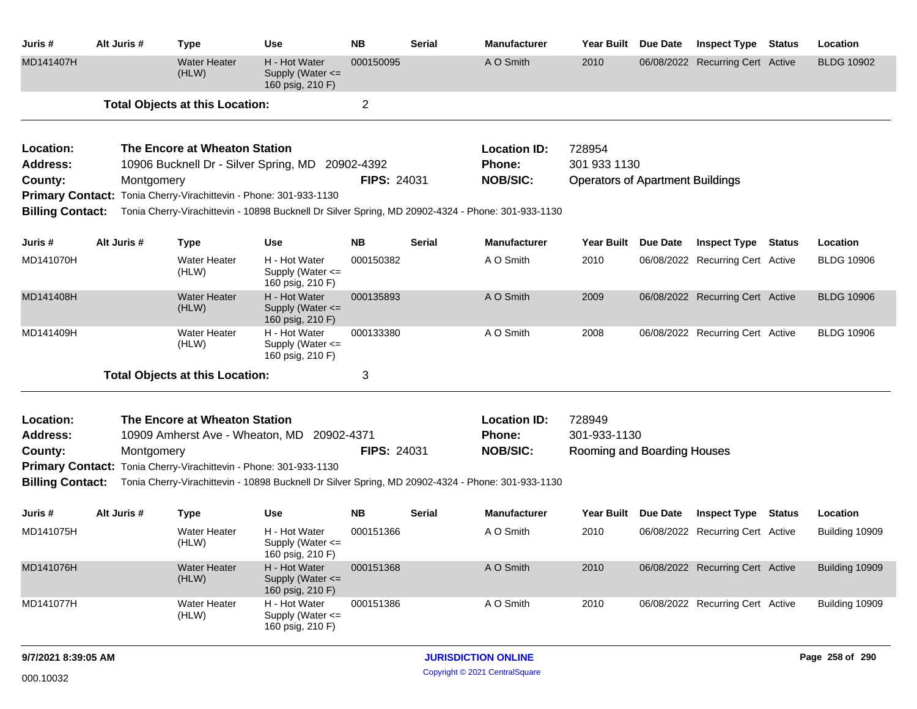| Juris # | Alt Juris # | Type | Use | NB | Serial | Manufacturer | Year Built | Due Date | Inspect Type | Status | Location |
|---|---|---|---|---|---|---|---|---|---|---|---|
| MD141407H | | Water Heater (HLW) | H - Hot Water Supply (Water <= 160 psig, 210 F) | 000150095 | | A O Smith | 2010 | 06/08/2022 | Recurring Cert | Active | BLDG 10902 |

**Total Objects at this Location:** 2

---

**Location:** The Encore at Wheaton Station
**Address:** 10906 Bucknell Dr - Silver Spring, MD 20902-4392
**County:** Montgomery
**FIPS:** 24031
**Location ID:** 728954
**Phone:** 301 933 1130
**NOB/SIC:** Operators of Apartment Buildings
**Primary Contact:** Tonia Cherry-Virachittevin - Phone: 301-933-1130
**Billing Contact:** Tonia Cherry-Virachittevin - 10898 Bucknell Dr Silver Spring, MD 20902-4324 - Phone: 301-933-1130

| Juris # | Alt Juris # | Type | Use | NB | Serial | Manufacturer | Year Built | Due Date | Inspect Type | Status | Location |
|---|---|---|---|---|---|---|---|---|---|---|---|
| MD141070H | | Water Heater (HLW) | H - Hot Water Supply (Water <= 160 psig, 210 F) | 000150382 | | A O Smith | 2010 | 06/08/2022 | Recurring Cert | Active | BLDG 10906 |
| MD141408H | | Water Heater (HLW) | H - Hot Water Supply (Water <= 160 psig, 210 F) | 000135893 | | A O Smith | 2009 | 06/08/2022 | Recurring Cert | Active | BLDG 10906 |
| MD141409H | | Water Heater (HLW) | H - Hot Water Supply (Water <= 160 psig, 210 F) | 000133380 | | A O Smith | 2008 | 06/08/2022 | Recurring Cert | Active | BLDG 10906 |

**Total Objects at this Location:** 3

---

**Location:** The Encore at Wheaton Station
**Address:** 10909 Amherst Ave - Wheaton, MD 20902-4371
**County:** Montgomery
**FIPS:** 24031
**Location ID:** 728949
**Phone:** 301-933-1130
**NOB/SIC:** Rooming and Boarding Houses
**Primary Contact:** Tonia Cherry-Virachittevin - Phone: 301-933-1130
**Billing Contact:** Tonia Cherry-Virachittevin - 10898 Bucknell Dr Silver Spring, MD 20902-4324 - Phone: 301-933-1130

| Juris # | Alt Juris # | Type | Use | NB | Serial | Manufacturer | Year Built | Due Date | Inspect Type | Status | Location |
|---|---|---|---|---|---|---|---|---|---|---|---|
| MD141075H | | Water Heater (HLW) | H - Hot Water Supply (Water <= 160 psig, 210 F) | 000151366 | | A O Smith | 2010 | 06/08/2022 | Recurring Cert | Active | Building 10909 |
| MD141076H | | Water Heater (HLW) | H - Hot Water Supply (Water <= 160 psig, 210 F) | 000151368 | | A O Smith | 2010 | 06/08/2022 | Recurring Cert | Active | Building 10909 |
| MD141077H | | Water Heater (HLW) | H - Hot Water Supply (Water <= 160 psig, 210 F) | 000151386 | | A O Smith | 2010 | 06/08/2022 | Recurring Cert | Active | Building 10909 |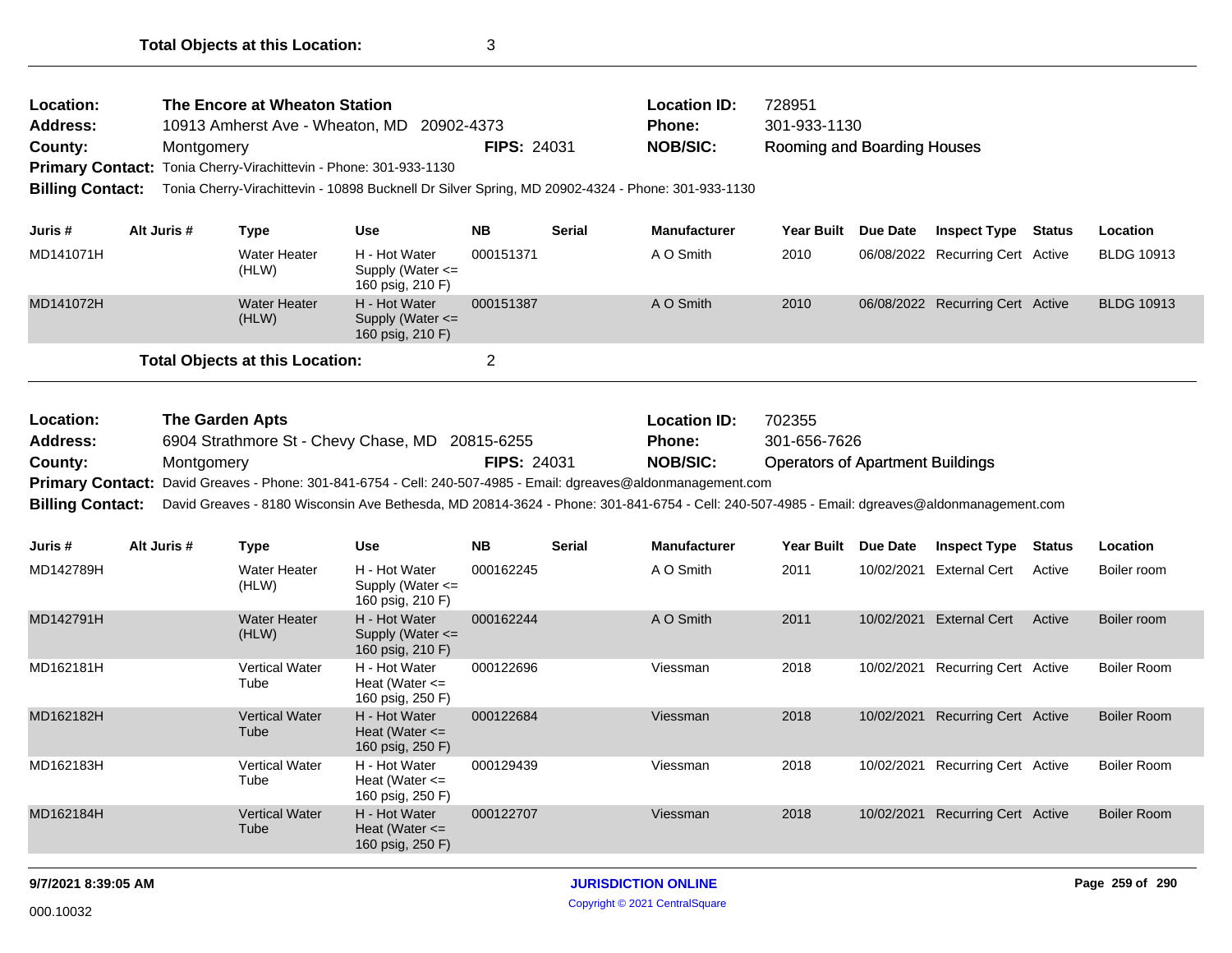**Total Objects at this Location:** 3

---

| | | | | | |
|---|---|---|---|---|---|
| **Location:** | **The Encore at Wheaton Station** | | | **Location ID:** | 728951 |
| **Address:** | 10913 Amherst Ave - Wheaton, MD 20902-4373 | | | **Phone:** | 301-933-1130 |
| **County:** | Montgomery | **FIPS:** | 24031 | **NOB/SIC:** | Rooming and Boarding Houses |

**Primary Contact:** Tonia Cherry-Virachittevin - Phone: 301-933-1130

**Billing Contact:** Tonia Cherry-Virachittevin - 10898 Bucknell Dr Silver Spring, MD 20902-4324 - Phone: 301-933-1130

| Juris # | Alt Juris # | Type | Use | NB | Serial | Manufacturer | Year Built | Due Date | Inspect Type | Status | Location |
|---|---|---|---|---|---|---|---|---|---|---|---|
| MD141071H | | Water Heater (HLW) | H - Hot Water Supply (Water <= 160 psig, 210 F) | 000151371 | | A O Smith | 2010 | 06/08/2022 | Recurring Cert | Active | BLDG 10913 |
| MD141072H | | Water Heater (HLW) | H - Hot Water Supply (Water <= 160 psig, 210 F) | 000151387 | | A O Smith | 2010 | 06/08/2022 | Recurring Cert | Active | BLDG 10913 |

**Total Objects at this Location:** 2

---

| | | | | | |
|---|---|---|---|---|---|
| **Location:** | **The Garden Apts** | | | **Location ID:** | 702355 |
| **Address:** | 6904 Strathmore St - Chevy Chase, MD 20815-6255 | | | **Phone:** | 301-656-7626 |
| **County:** | Montgomery | **FIPS:** | 24031 | **NOB/SIC:** | Operators of Apartment Buildings |

**Primary Contact:** David Greaves - Phone: 301-841-6754 - Cell: 240-507-4985 - Email: dgreaves@aldonmanagement.com

**Billing Contact:** David Greaves - 8180 Wisconsin Ave Bethesda, MD 20814-3624 - Phone: 301-841-6754 - Cell: 240-507-4985 - Email: dgreaves@aldonmanagement.com

| Juris # | Alt Juris # | Type | Use | NB | Serial | Manufacturer | Year Built | Due Date | Inspect Type | Status | Location |
|---|---|---|---|---|---|---|---|---|---|---|---|
| MD142789H | | Water Heater (HLW) | H - Hot Water Supply (Water <= 160 psig, 210 F) | 000162245 | | A O Smith | 2011 | 10/02/2021 | External Cert | Active | Boiler room |
| MD142791H | | Water Heater (HLW) | H - Hot Water Supply (Water <= 160 psig, 210 F) | 000162244 | | A O Smith | 2011 | 10/02/2021 | External Cert | Active | Boiler room |
| MD162181H | | Vertical Water Tube | H - Hot Water Heat (Water <= 160 psig, 250 F) | 000122696 | | Viessman | 2018 | 10/02/2021 | Recurring Cert | Active | Boiler Room |
| MD162182H | | Vertical Water Tube | H - Hot Water Heat (Water <= 160 psig, 250 F) | 000122684 | | Viessman | 2018 | 10/02/2021 | Recurring Cert | Active | Boiler Room |
| MD162183H | | Vertical Water Tube | H - Hot Water Heat (Water <= 160 psig, 250 F) | 000129439 | | Viessman | 2018 | 10/02/2021 | Recurring Cert | Active | Boiler Room |
| MD162184H | | Vertical Water Tube | H - Hot Water Heat (Water <= 160 psig, 250 F) | 000122707 | | Viessman | 2018 | 10/02/2021 | Recurring Cert | Active | Boiler Room |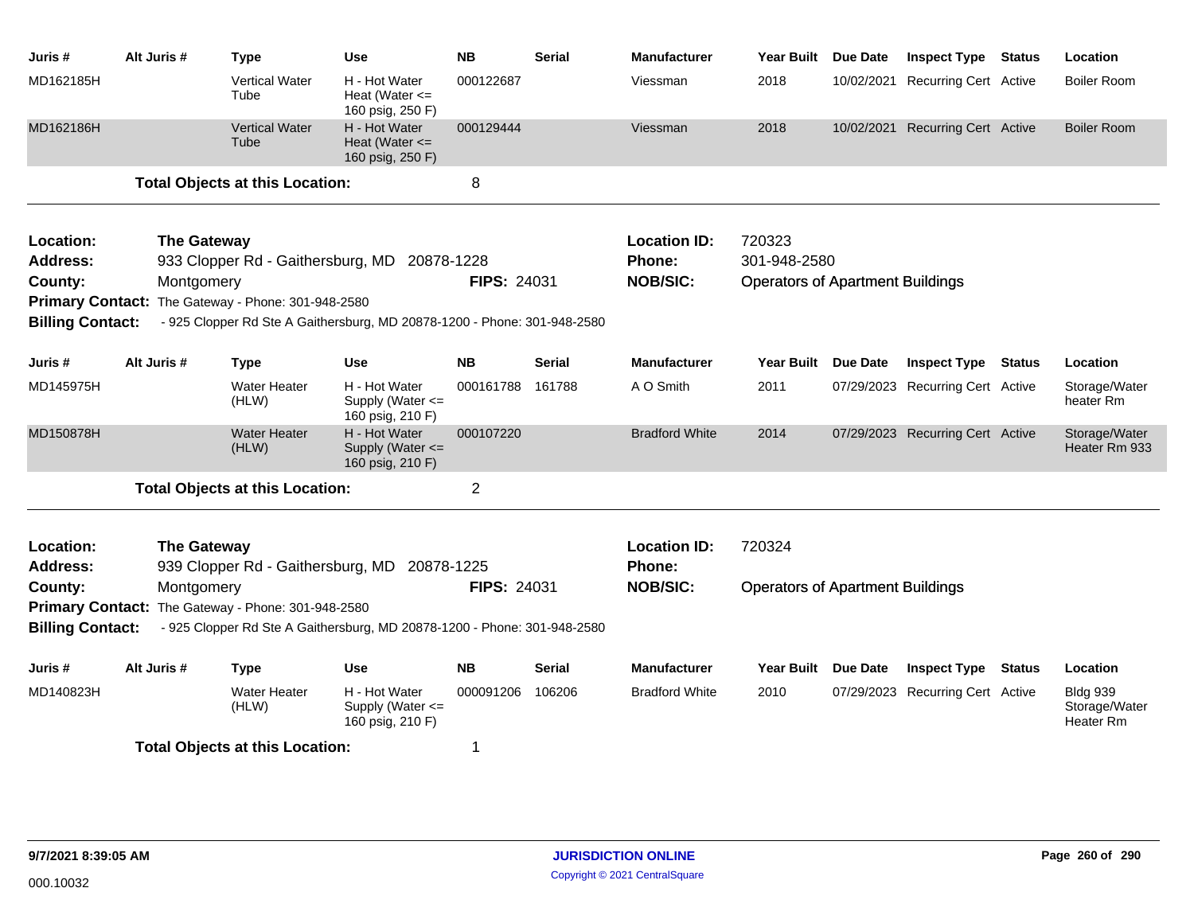| Juris # | Alt Juris # | Type | Use | NB | Serial | Manufacturer | Year Built | Due Date | Inspect Type | Status | Location |
|---|---|---|---|---|---|---|---|---|---|---|---|
| MD162185H | | Vertical Water Tube | H - Hot Water Heat (Water <= 160 psig, 250 F) | 000122687 | | Viessman | 2018 | 10/02/2021 | Recurring Cert | Active | Boiler Room |
| MD162186H | | Vertical Water Tube | H - Hot Water Heat (Water <= 160 psig, 250 F) | 000129444 | | Viessman | 2018 | 10/02/2021 | Recurring Cert | Active | Boiler Room |

**Total Objects at this Location:** 8

---

**Location:** The Gateway
**Address:** 933 Clopper Rd - Gaithersburg, MD 20878-1228
**County:** Montgomery
**FIPS:** 24031
**Location ID:** 720323
**Phone:** 301-948-2580
**NOB/SIC:** Operators of Apartment Buildings
**Primary Contact:** The Gateway - Phone: 301-948-2580
**Billing Contact:** - 925 Clopper Rd Ste A Gaithersburg, MD 20878-1200 - Phone: 301-948-2580

| Juris # | Alt Juris # | Type | Use | NB | Serial | Manufacturer | Year Built | Due Date | Inspect Type | Status | Location |
|---|---|---|---|---|---|---|---|---|---|---|---|
| MD145975H | | Water Heater (HLW) | H - Hot Water Supply (Water <= 160 psig, 210 F) | 000161788 | 161788 | A O Smith | 2011 | 07/29/2023 | Recurring Cert | Active | Storage/Water heater Rm |
| MD150878H | | Water Heater (HLW) | H - Hot Water Supply (Water <= 160 psig, 210 F) | 000107220 | | Bradford White | 2014 | 07/29/2023 | Recurring Cert | Active | Storage/Water Heater Rm 933 |

**Total Objects at this Location:** 2

---

**Location:** The Gateway
**Address:** 939 Clopper Rd - Gaithersburg, MD 20878-1225
**County:** Montgomery
**FIPS:** 24031
**Location ID:** 720324
**Phone:**
**NOB/SIC:** Operators of Apartment Buildings
**Primary Contact:** The Gateway - Phone: 301-948-2580
**Billing Contact:** - 925 Clopper Rd Ste A Gaithersburg, MD 20878-1200 - Phone: 301-948-2580

| Juris # | Alt Juris # | Type | Use | NB | Serial | Manufacturer | Year Built | Due Date | Inspect Type | Status | Location |
|---|---|---|---|---|---|---|---|---|---|---|---|
| MD140823H | | Water Heater (HLW) | H - Hot Water Supply (Water <= 160 psig, 210 F) | 000091206 | 106206 | Bradford White | 2010 | 07/29/2023 | Recurring Cert | Active | Bldg 939 Storage/Water Heater Rm |

**Total Objects at this Location:** 1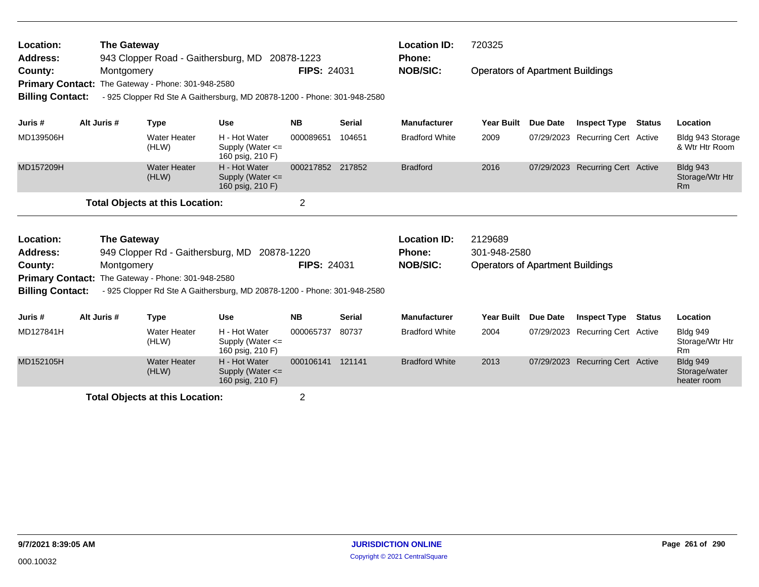**Location:** The Gateway
**Address:** 943 Clopper Road - Gaithersburg, MD 20878-1223
**County:** Montgomery **FIPS:** 24031
**Primary Contact:** The Gateway - Phone: 301-948-2580
**Billing Contact:** - 925 Clopper Rd Ste A Gaithersburg, MD 20878-1200 - Phone: 301-948-2580

**Location ID:** 720325
**Phone:**
**NOB/SIC:** Operators of Apartment Buildings

| Juris # | Alt Juris # | Type | Use | NB | Serial | Manufacturer | Year Built | Due Date | Inspect Type | Status | Location |
|---|---|---|---|---|---|---|---|---|---|---|---|
| MD139506H | | Water Heater (HLW) | H - Hot Water Supply (Water <= 160 psig, 210 F) | 000089651 | 104651 | Bradford White | 2009 | 07/29/2023 | Recurring Cert | Active | Bldg 943 Storage & Wtr Htr Room |
| MD157209H | | Water Heater (HLW) | H - Hot Water Supply (Water <= 160 psig, 210 F) | 000217852 | 217852 | Bradford | 2016 | 07/29/2023 | Recurring Cert | Active | Bldg 943 Storage/Wtr Htr Rm |

**Total Objects at this Location:** 2

---

**Location:** The Gateway
**Address:** 949 Clopper Rd - Gaithersburg, MD 20878-1220
**County:** Montgomery **FIPS:** 24031
**Primary Contact:** The Gateway - Phone: 301-948-2580
**Billing Contact:** - 925 Clopper Rd Ste A Gaithersburg, MD 20878-1200 - Phone: 301-948-2580

**Location ID:** 2129689
**Phone:** 301-948-2580
**NOB/SIC:** Operators of Apartment Buildings

| Juris # | Alt Juris # | Type | Use | NB | Serial | Manufacturer | Year Built | Due Date | Inspect Type | Status | Location |
|---|---|---|---|---|---|---|---|---|---|---|---|
| MD127841H | | Water Heater (HLW) | H - Hot Water Supply (Water <= 160 psig, 210 F) | 000065737 | 80737 | Bradford White | 2004 | 07/29/2023 | Recurring Cert | Active | Bldg 949 Storage/Wtr Htr Rm |
| MD152105H | | Water Heater (HLW) | H - Hot Water Supply (Water <= 160 psig, 210 F) | 000106141 | 121141 | Bradford White | 2013 | 07/29/2023 | Recurring Cert | Active | Bldg 949 Storage/water heater room |

**Total Objects at this Location:** 2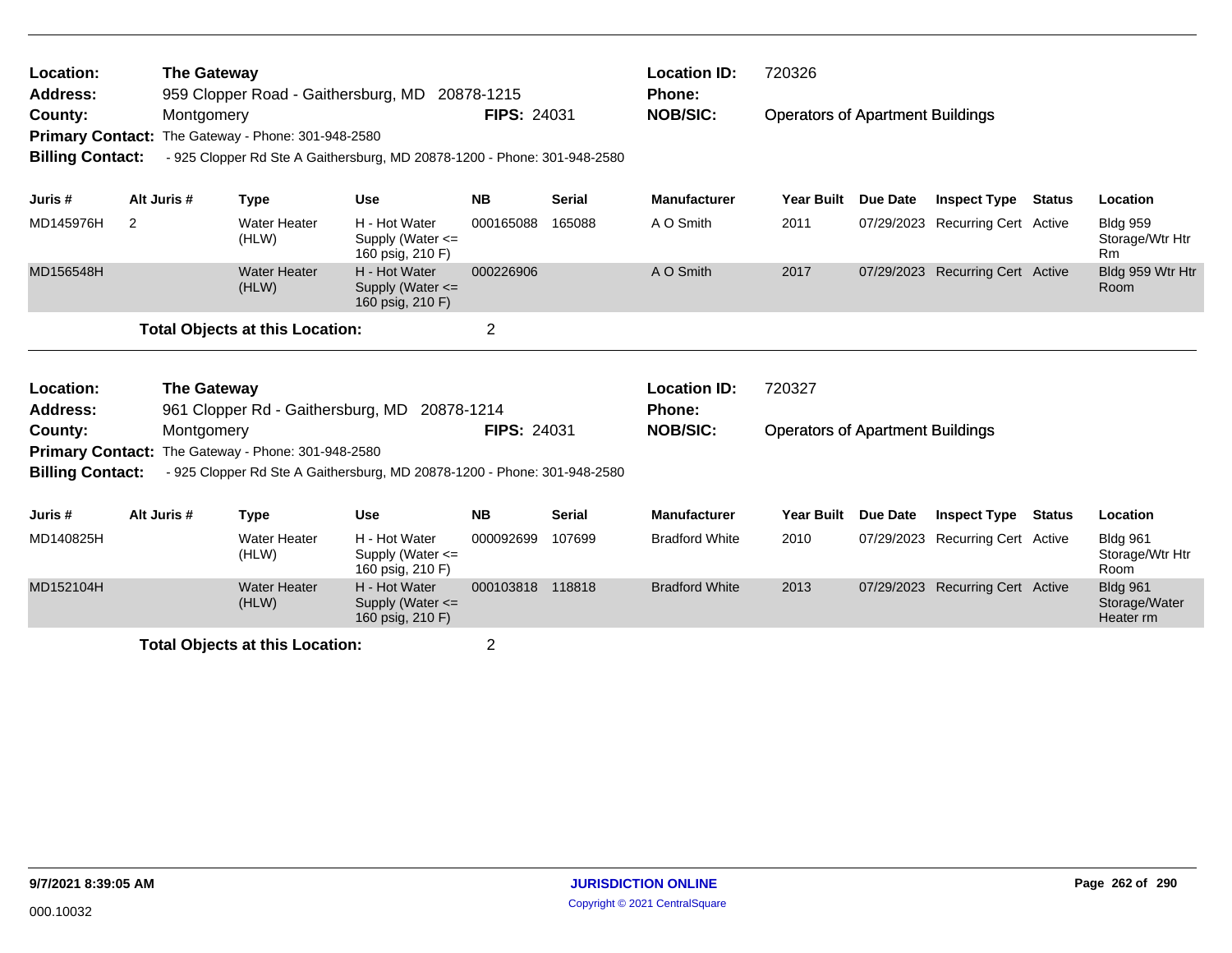**Location:** The Gateway
**Address:** 959 Clopper Road - Gaithersburg, MD 20878-1215
**County:** Montgomery **FIPS:** 24031
**Primary Contact:** The Gateway - Phone: 301-948-2580
**Billing Contact:** - 925 Clopper Rd Ste A Gaithersburg, MD 20878-1200 - Phone: 301-948-2580

**Location ID:** 720326
**Phone:**
**NOB/SIC:** Operators of Apartment Buildings

| Juris # | Alt Juris # | Type | Use | NB | Serial | Manufacturer | Year Built | Due Date | Inspect Type | Status | Location |
|---|---|---|---|---|---|---|---|---|---|---|---|
| MD145976H | 2 | Water Heater (HLW) | H - Hot Water Supply (Water <= 160 psig, 210 F) | 000165088 | 165088 | A O Smith | 2011 | 07/29/2023 | Recurring Cert | Active | Bldg 959 Storage/Wtr Htr Rm |
| MD156548H | | Water Heater (HLW) | H - Hot Water Supply (Water <= 160 psig, 210 F) | 000226906 | | A O Smith | 2017 | 07/29/2023 | Recurring Cert | Active | Bldg 959 Wtr Htr Room |

**Total Objects at this Location:** 2

**Location:** The Gateway
**Address:** 961 Clopper Rd - Gaithersburg, MD 20878-1214
**County:** Montgomery **FIPS:** 24031
**Primary Contact:** The Gateway - Phone: 301-948-2580
**Billing Contact:** - 925 Clopper Rd Ste A Gaithersburg, MD 20878-1200 - Phone: 301-948-2580

**Location ID:** 720327
**Phone:**
**NOB/SIC:** Operators of Apartment Buildings

| Juris # | Alt Juris # | Type | Use | NB | Serial | Manufacturer | Year Built | Due Date | Inspect Type | Status | Location |
|---|---|---|---|---|---|---|---|---|---|---|---|
| MD140825H | | Water Heater (HLW) | H - Hot Water Supply (Water <= 160 psig, 210 F) | 000092699 | 107699 | Bradford White | 2010 | 07/29/2023 | Recurring Cert | Active | Bldg 961 Storage/Wtr Htr Room |
| MD152104H | | Water Heater (HLW) | H - Hot Water Supply (Water <= 160 psig, 210 F) | 000103818 | 118818 | Bradford White | 2013 | 07/29/2023 | Recurring Cert | Active | Bldg 961 Storage/Water Heater rm |

**Total Objects at this Location:** 2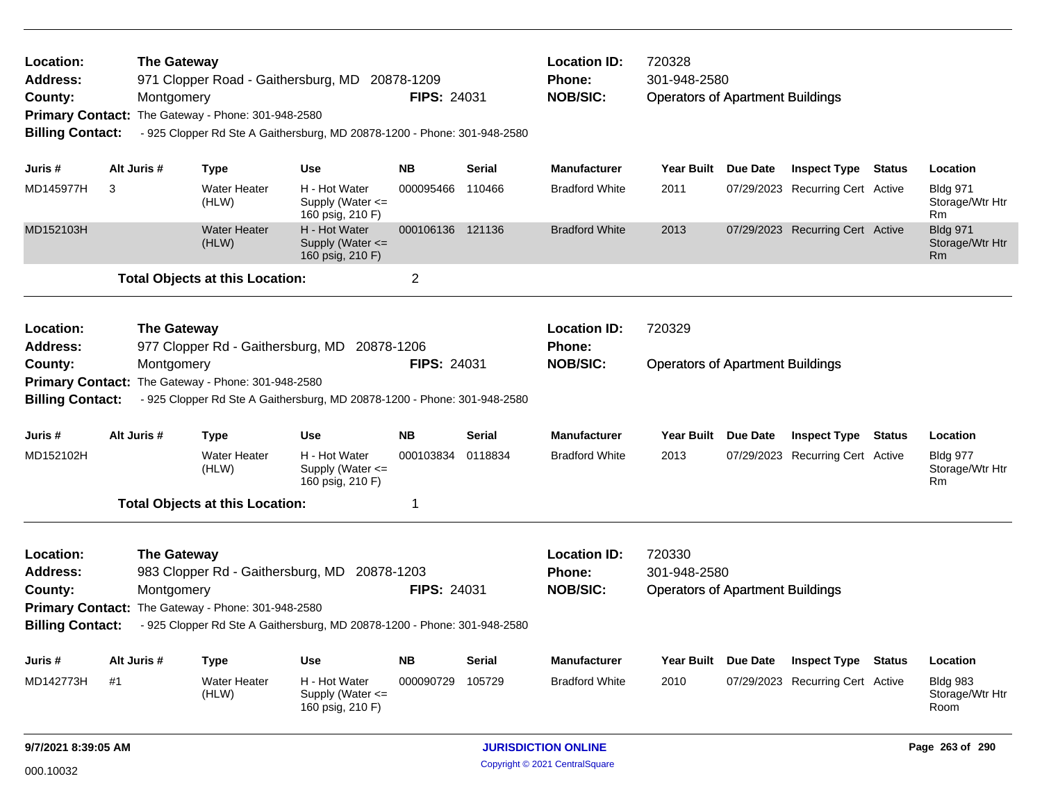**Location:** The Gateway
**Address:** 971 Clopper Road - Gaithersburg, MD 20878-1209
**County:** Montgomery **FIPS:** 24031
**Primary Contact:** The Gateway - Phone: 301-948-2580
**Billing Contact:** - 925 Clopper Rd Ste A Gaithersburg, MD 20878-1200 - Phone: 301-948-2580

**Location ID:** 720328
**Phone:** 301-948-2580
**NOB/SIC:** Operators of Apartment Buildings

| Juris # | Alt Juris # | Type | Use | NB | Serial | Manufacturer | Year Built | Due Date | Inspect Type | Status | Location |
|---|---|---|---|---|---|---|---|---|---|---|---|
| MD145977H | 3 | Water Heater (HLW) | H - Hot Water Supply (Water <= 160 psig, 210 F) | 000095466 | 110466 | Bradford White | 2011 | 07/29/2023 | Recurring Cert | Active | Bldg 971 Storage/Wtr Htr Rm |
| MD152103H | | Water Heater (HLW) | H - Hot Water Supply (Water <= 160 psig, 210 F) | 000106136 | 121136 | Bradford White | 2013 | 07/29/2023 | Recurring Cert | Active | Bldg 971 Storage/Wtr Htr Rm |

**Total Objects at this Location:** 2

---

**Location:** The Gateway
**Address:** 977 Clopper Rd - Gaithersburg, MD 20878-1206
**County:** Montgomery **FIPS:** 24031
**Primary Contact:** The Gateway - Phone: 301-948-2580
**Billing Contact:** - 925 Clopper Rd Ste A Gaithersburg, MD 20878-1200 - Phone: 301-948-2580

**Location ID:** 720329
**Phone:**
**NOB/SIC:** Operators of Apartment Buildings

| Juris # | Alt Juris # | Type | Use | NB | Serial | Manufacturer | Year Built | Due Date | Inspect Type | Status | Location |
|---|---|---|---|---|---|---|---|---|---|---|---|
| MD152102H | | Water Heater (HLW) | H - Hot Water Supply (Water <= 160 psig, 210 F) | 000103834 | 0118834 | Bradford White | 2013 | 07/29/2023 | Recurring Cert | Active | Bldg 977 Storage/Wtr Htr Rm |

**Total Objects at this Location:** 1

---

**Location:** The Gateway
**Address:** 983 Clopper Rd - Gaithersburg, MD 20878-1203
**County:** Montgomery **FIPS:** 24031
**Primary Contact:** The Gateway - Phone: 301-948-2580
**Billing Contact:** - 925 Clopper Rd Ste A Gaithersburg, MD 20878-1200 - Phone: 301-948-2580

**Location ID:** 720330
**Phone:** 301-948-2580
**NOB/SIC:** Operators of Apartment Buildings

| Juris # | Alt Juris # | Type | Use | NB | Serial | Manufacturer | Year Built | Due Date | Inspect Type | Status | Location |
|---|---|---|---|---|---|---|---|---|---|---|---|
| MD142773H | #1 | Water Heater (HLW) | H - Hot Water Supply (Water <= 160 psig, 210 F) | 000090729 | 105729 | Bradford White | 2010 | 07/29/2023 | Recurring Cert | Active | Bldg 983 Storage/Wtr Htr Room |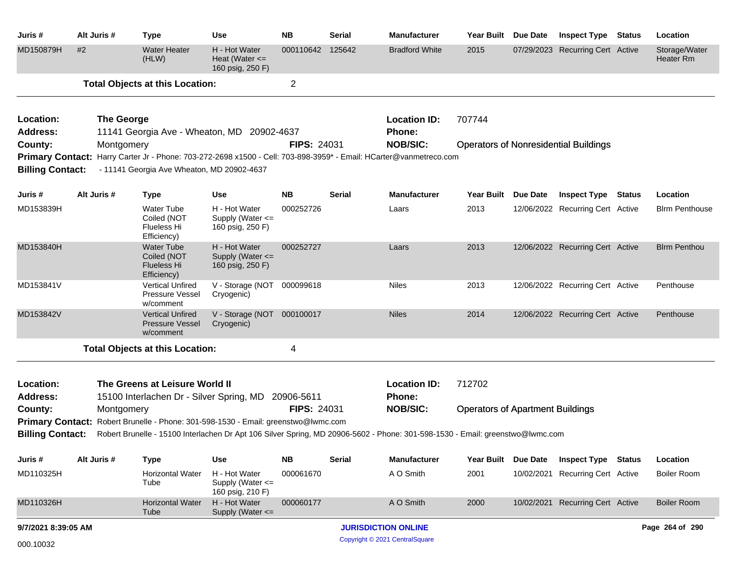| Juris # | Alt Juris # | Type | Use | NB | Serial | Manufacturer | Year Built | Due Date | Inspect Type | Status | Location |
|---|---|---|---|---|---|---|---|---|---|---|---|
| MD150879H | #2 | Water Heater (HLW) | H - Hot Water Heat (Water <= 160 psig, 250 F) | 000110642 | 125642 | Bradford White | 2015 | 07/29/2023 | Recurring Cert | Active | Storage/Water Heater Rm |

**Total Objects at this Location:** 2

---

**Location:** The George
**Location ID:** 707744
**Address:** 11141 Georgia Ave - Wheaton, MD 20902-4637
**Phone:**
**County:** Montgomery
**FIPS:** 24031
**NOB/SIC:** Operators of Nonresidential Buildings
**Primary Contact:** Harry Carter Jr - Phone: 703-272-2698 x1500 - Cell: 703-898-3959* - Email: HCarter@vanmetreco.com
**Billing Contact:** - 11141 Georgia Ave Wheaton, MD 20902-4637

| Juris # | Alt Juris # | Type | Use | NB | Serial | Manufacturer | Year Built | Due Date | Inspect Type | Status | Location |
|---|---|---|---|---|---|---|---|---|---|---|---|
| MD153839H | | Water Tube Coiled (NOT Flueless Hi Efficiency) | H - Hot Water Supply (Water <= 160 psig, 250 F) | 000252726 | | Laars | 2013 | 12/06/2022 | Recurring Cert | Active | Blrm Penthouse |
| MD153840H | | Water Tube Coiled (NOT Flueless Hi Efficiency) | H - Hot Water Supply (Water <= 160 psig, 250 F) | 000252727 | | Laars | 2013 | 12/06/2022 | Recurring Cert | Active | Blrm Penthou |
| MD153841V | | Vertical Unfired Pressure Vessel w/comment | V - Storage (NOT Cryogenic) | 000099618 | | Niles | 2013 | 12/06/2022 | Recurring Cert | Active | Penthouse |
| MD153842V | | Vertical Unfired Pressure Vessel w/comment | V - Storage (NOT Cryogenic) | 000100017 | | Niles | 2014 | 12/06/2022 | Recurring Cert | Active | Penthouse |

**Total Objects at this Location:** 4

---

**Location:** The Greens at Leisure World II
**Location ID:** 712702
**Address:** 15100 Interlachen Dr - Silver Spring, MD 20906-5611
**Phone:**
**County:** Montgomery
**FIPS:** 24031
**NOB/SIC:** Operators of Apartment Buildings
**Primary Contact:** Robert Brunelle - Phone: 301-598-1530 - Email: greenstwo@lwmc.com
**Billing Contact:** Robert Brunelle - 15100 Interlachen Dr Apt 106 Silver Spring, MD 20906-5602 - Phone: 301-598-1530 - Email: greenstwo@lwmc.com

| Juris # | Alt Juris # | Type | Use | NB | Serial | Manufacturer | Year Built | Due Date | Inspect Type | Status | Location |
|---|---|---|---|---|---|---|---|---|---|---|---|
| MD110325H | | Horizontal Water Tube | H - Hot Water Supply (Water <= 160 psig, 210 F) | 000061670 | | A O Smith | 2001 | 10/02/2021 | Recurring Cert | Active | Boiler Room |
| MD110326H | | Horizontal Water Tube | H - Hot Water Supply (Water <= | 000060177 | | A O Smith | 2000 | 10/02/2021 | Recurring Cert | Active | Boiler Room |

9/7/2021 8:39:05 AM

000.10032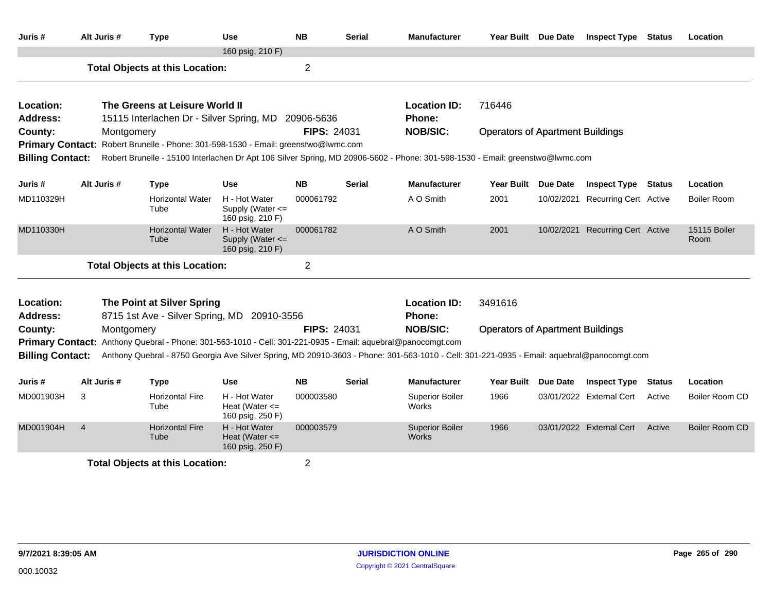| Juris # | Alt Juris # | Type | Use | NB | Serial | Manufacturer | Year Built | Due Date | Inspect Type | Status | Location |
|---|---|---|---|---|---|---|---|---|---|---|---|
| | | | 160 psig, 210 F) | | | | | | | | |

**Total Objects at this Location:** 2

---

**Location:** The Greens at Leisure World II  
**Location ID:** 716446  
**Address:** 15115 Interlachen Dr - Silver Spring, MD 20906-5636  
**Phone:**  
**County:** Montgomery  
**FIPS:** 24031  
**NOB/SIC:** Operators of Apartment Buildings  
**Primary Contact:** Robert Brunelle - Phone: 301-598-1530 - Email: greenstwo@lwmc.com  
**Billing Contact:** Robert Brunelle - 15100 Interlachen Dr Apt 106 Silver Spring, MD 20906-5602 - Phone: 301-598-1530 - Email: greenstwo@lwmc.com

| Juris # | Alt Juris # | Type | Use | NB | Serial | Manufacturer | Year Built | Due Date | Inspect Type | Status | Location |
|---|---|---|---|---|---|---|---|---|---|---|---|
| MD110329H | | Horizontal Water Tube | H - Hot Water Supply (Water <= 160 psig, 210 F) | 000061792 | | A O Smith | 2001 | 10/02/2021 | Recurring Cert | Active | Boiler Room |
| MD110330H | | Horizontal Water Tube | H - Hot Water Supply (Water <= 160 psig, 210 F) | 000061782 | | A O Smith | 2001 | 10/02/2021 | Recurring Cert | Active | 15115 Boiler Room |

**Total Objects at this Location:** 2

---

**Location:** The Point at Silver Spring  
**Location ID:** 3491616  
**Address:** 8715 1st Ave - Silver Spring, MD 20910-3556  
**Phone:**  
**County:** Montgomery  
**FIPS:** 24031  
**NOB/SIC:** Operators of Apartment Buildings  
**Primary Contact:** Anthony Quebral - Phone: 301-563-1010 - Cell: 301-221-0935 - Email: aquebral@panocomgt.com  
**Billing Contact:** Anthony Quebral - 8750 Georgia Ave Silver Spring, MD 20910-3603 - Phone: 301-563-1010 - Cell: 301-221-0935 - Email: aquebral@panocomgt.com

| Juris # | Alt Juris # | Type | Use | NB | Serial | Manufacturer | Year Built | Due Date | Inspect Type | Status | Location |
|---|---|---|---|---|---|---|---|---|---|---|---|
| MD001903H | 3 | Horizontal Fire Tube | H - Hot Water Heat (Water <= 160 psig, 250 F) | 000003580 | | Superior Boiler Works | 1966 | 03/01/2022 | External Cert | Active | Boiler Room CD |
| MD001904H | 4 | Horizontal Fire Tube | H - Hot Water Heat (Water <= 160 psig, 250 F) | 000003579 | | Superior Boiler Works | 1966 | 03/01/2022 | External Cert | Active | Boiler Room CD |

**Total Objects at this Location:** 2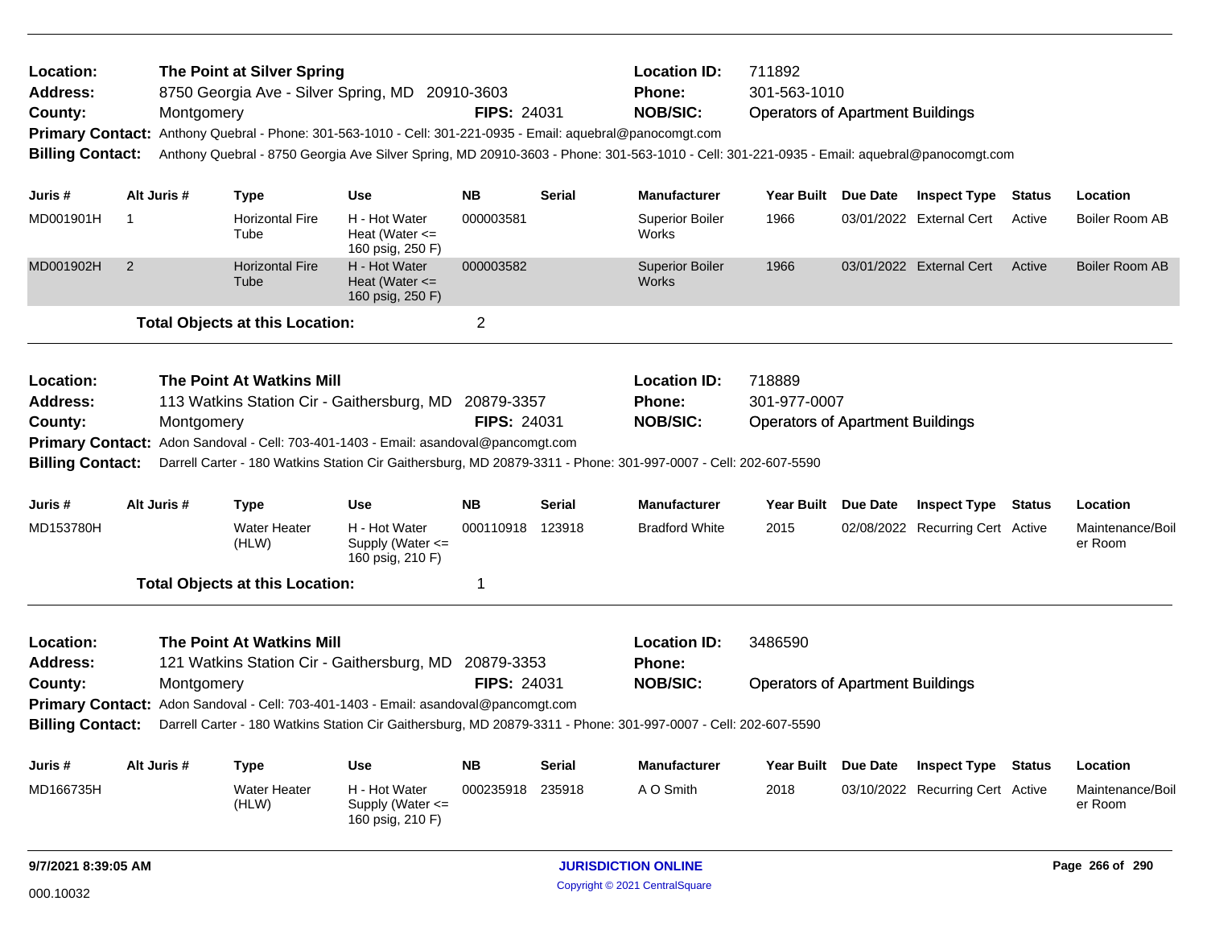**Location:** The Point at Silver Spring
**Address:** 8750 Georgia Ave - Silver Spring, MD 20910-3603
**County:** Montgomery
**FIPS:** 24031
**Location ID:** 711892
**Phone:** 301-563-1010
**NOB/SIC:** Operators of Apartment Buildings
**Primary Contact:** Anthony Quebral - Phone: 301-563-1010 - Cell: 301-221-0935 - Email: aquebral@panocomgt.com
**Billing Contact:** Anthony Quebral - 8750 Georgia Ave Silver Spring, MD 20910-3603 - Phone: 301-563-1010 - Cell: 301-221-0935 - Email: aquebral@panocomgt.com

| Juris # | Alt Juris # | Type | Use | NB | Serial | Manufacturer | Year Built | Due Date | Inspect Type | Status | Location |
|---|---|---|---|---|---|---|---|---|---|---|---|
| MD001901H | 1 | Horizontal Fire Tube | H - Hot Water Heat (Water <= 160 psig, 250 F) | 000003581 | | Superior Boiler Works | 1966 | 03/01/2022 | External Cert | Active | Boiler Room AB |
| MD001902H | 2 | Horizontal Fire Tube | H - Hot Water Heat (Water <= 160 psig, 250 F) | 000003582 | | Superior Boiler Works | 1966 | 03/01/2022 | External Cert | Active | Boiler Room AB |

**Total Objects at this Location:** 2

---

**Location:** The Point At Watkins Mill
**Address:** 113 Watkins Station Cir - Gaithersburg, MD 20879-3357
**County:** Montgomery
**FIPS:** 24031
**Location ID:** 718889
**Phone:** 301-977-0007
**NOB/SIC:** Operators of Apartment Buildings
**Primary Contact:** Adon Sandoval - Cell: 703-401-1403 - Email: asandoval@pancomgt.com
**Billing Contact:** Darrell Carter - 180 Watkins Station Cir Gaithersburg, MD 20879-3311 - Phone: 301-997-0007 - Cell: 202-607-5590

| Juris # | Alt Juris # | Type | Use | NB | Serial | Manufacturer | Year Built | Due Date | Inspect Type | Status | Location |
|---|---|---|---|---|---|---|---|---|---|---|---|
| MD153780H | | Water Heater (HLW) | H - Hot Water Supply (Water <= 160 psig, 210 F) | 000110918 | 123918 | Bradford White | 2015 | 02/08/2022 | Recurring Cert | Active | Maintenance/Boiler Room |

**Total Objects at this Location:** 1

---

**Location:** The Point At Watkins Mill
**Address:** 121 Watkins Station Cir - Gaithersburg, MD 20879-3353
**County:** Montgomery
**FIPS:** 24031
**Location ID:** 3486590
**Phone:**
**NOB/SIC:** Operators of Apartment Buildings
**Primary Contact:** Adon Sandoval - Cell: 703-401-1403 - Email: asandoval@pancomgt.com
**Billing Contact:** Darrell Carter - 180 Watkins Station Cir Gaithersburg, MD 20879-3311 - Phone: 301-997-0007 - Cell: 202-607-5590

| Juris # | Alt Juris # | Type | Use | NB | Serial | Manufacturer | Year Built | Due Date | Inspect Type | Status | Location |
|---|---|---|---|---|---|---|---|---|---|---|---|
| MD166735H | | Water Heater (HLW) | H - Hot Water Supply (Water <= 160 psig, 210 F) | 000235918 | 235918 | A O Smith | 2018 | 03/10/2022 | Recurring Cert | Active | Maintenance/Boiler Room |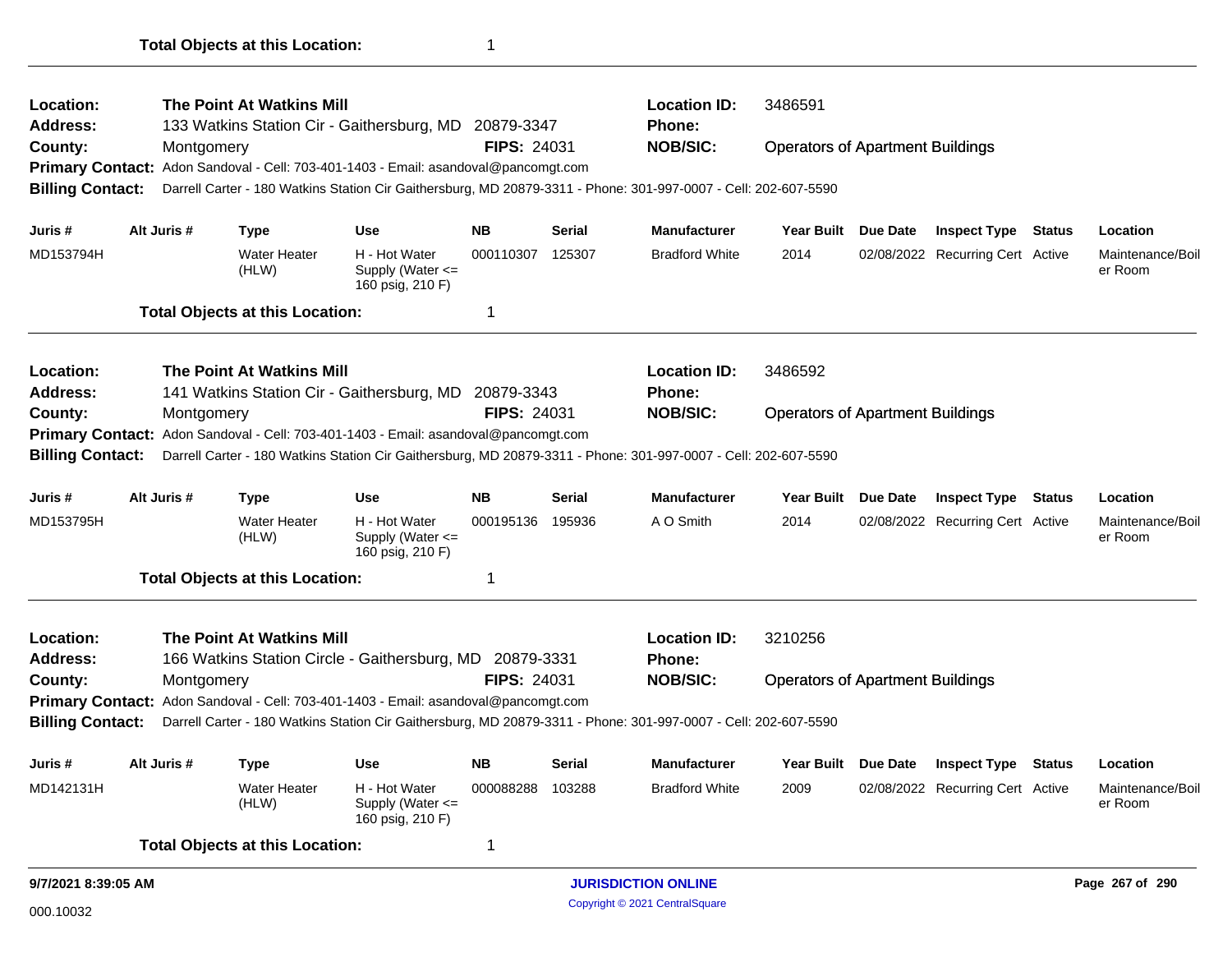**Total Objects at this Location:** 1

---

| | | | |
|---|---|---|---|
| **Location:** | **The Point At Watkins Mill** | **Location ID:** | 3486591 |
| **Address:** | 133 Watkins Station Cir - Gaithersburg, MD 20879-3347 | **Phone:** | |
| **County:** | Montgomery **FIPS:** 24031 | **NOB/SIC:** | Operators of Apartment Buildings |

**Primary Contact:** Adon Sandoval - Cell: 703-401-1403 - Email: asandoval@pancomgt.com

**Billing Contact:** Darrell Carter - 180 Watkins Station Cir Gaithersburg, MD 20879-3311 - Phone: 301-997-0007 - Cell: 202-607-5590

| Juris # | Alt Juris # | Type | Use | NB | Serial | Manufacturer | Year Built | Due Date | Inspect Type | Status | Location |
|---|---|---|---|---|---|---|---|---|---|---|---|
| MD153794H | | Water Heater (HLW) | H - Hot Water Supply (Water <= 160 psig, 210 F) | 000110307 | 125307 | Bradford White | 2014 | 02/08/2022 | Recurring Cert | Active | Maintenance/Boiler Room |

**Total Objects at this Location:** 1

---

| | | | |
|---|---|---|---|
| **Location:** | **The Point At Watkins Mill** | **Location ID:** | 3486592 |
| **Address:** | 141 Watkins Station Cir - Gaithersburg, MD 20879-3343 | **Phone:** | |
| **County:** | Montgomery **FIPS:** 24031 | **NOB/SIC:** | Operators of Apartment Buildings |

**Primary Contact:** Adon Sandoval - Cell: 703-401-1403 - Email: asandoval@pancomgt.com

**Billing Contact:** Darrell Carter - 180 Watkins Station Cir Gaithersburg, MD 20879-3311 - Phone: 301-997-0007 - Cell: 202-607-5590

| Juris # | Alt Juris # | Type | Use | NB | Serial | Manufacturer | Year Built | Due Date | Inspect Type | Status | Location |
|---|---|---|---|---|---|---|---|---|---|---|---|
| MD153795H | | Water Heater (HLW) | H - Hot Water Supply (Water <= 160 psig, 210 F) | 000195136 | 195936 | A O Smith | 2014 | 02/08/2022 | Recurring Cert | Active | Maintenance/Boiler Room |

**Total Objects at this Location:** 1

---

| | | | |
|---|---|---|---|
| **Location:** | **The Point At Watkins Mill** | **Location ID:** | 3210256 |
| **Address:** | 166 Watkins Station Circle - Gaithersburg, MD 20879-3331 | **Phone:** | |
| **County:** | Montgomery **FIPS:** 24031 | **NOB/SIC:** | Operators of Apartment Buildings |

**Primary Contact:** Adon Sandoval - Cell: 703-401-1403 - Email: asandoval@pancomgt.com

**Billing Contact:** Darrell Carter - 180 Watkins Station Cir Gaithersburg, MD 20879-3311 - Phone: 301-997-0007 - Cell: 202-607-5590

| Juris # | Alt Juris # | Type | Use | NB | Serial | Manufacturer | Year Built | Due Date | Inspect Type | Status | Location |
|---|---|---|---|---|---|---|---|---|---|---|---|
| MD142131H | | Water Heater (HLW) | H - Hot Water Supply (Water <= 160 psig, 210 F) | 000088288 | 103288 | Bradford White | 2009 | 02/08/2022 | Recurring Cert | Active | Maintenance/Boiler Room |

**Total Objects at this Location:** 1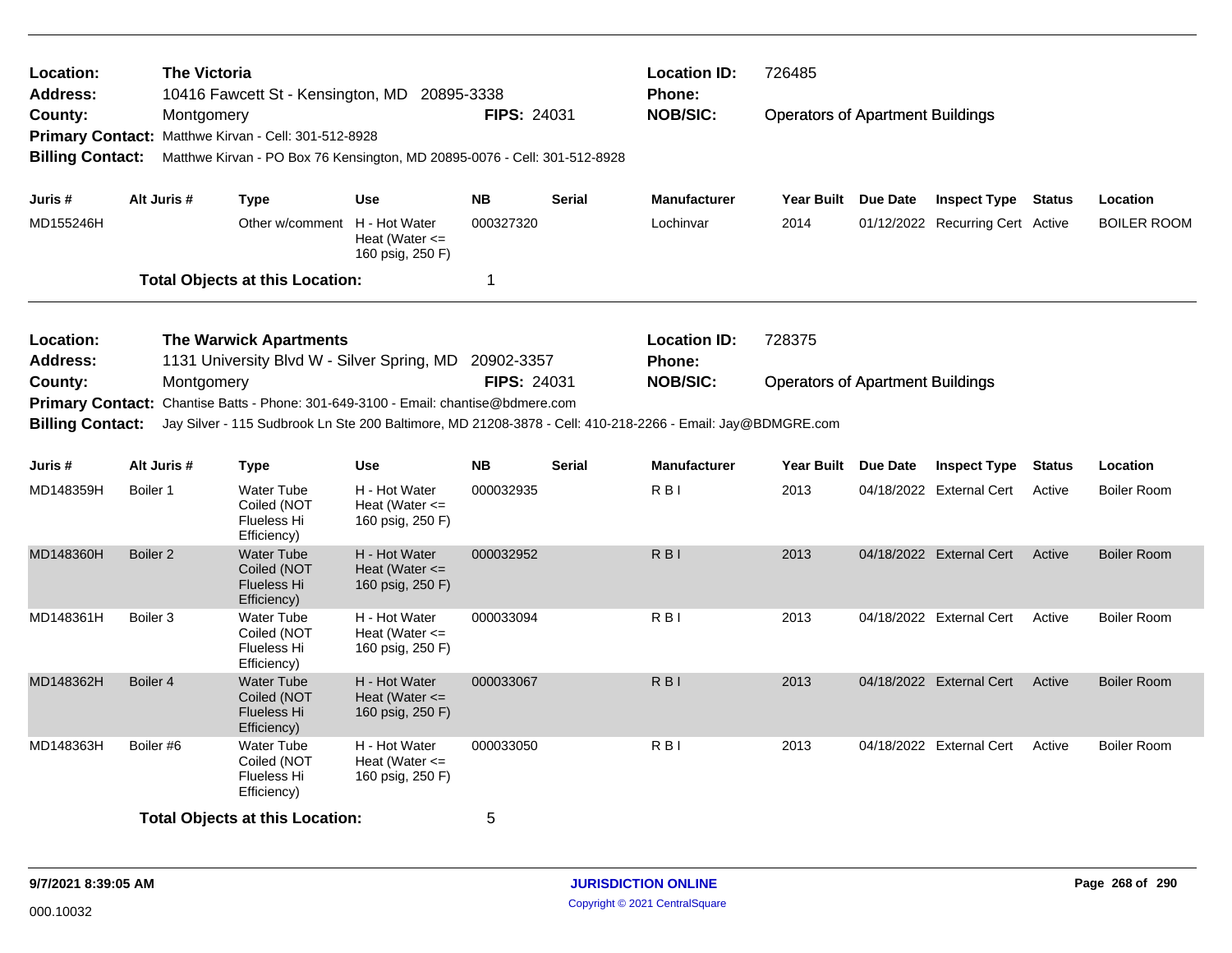**Location:** The Victoria
**Address:** 10416 Fawcett St - Kensington, MD 20895-3338
**County:** Montgomery
**FIPS:** 24031
**Location ID:** 726485
**Phone:**
**NOB/SIC:** Operators of Apartment Buildings
**Primary Contact:** Matthwe Kirvan - Cell: 301-512-8928
**Billing Contact:** Matthwe Kirvan - PO Box 76 Kensington, MD 20895-0076 - Cell: 301-512-8928

| Juris # | Alt Juris # | Type | Use | NB | Serial | Manufacturer | Year Built | Due Date | Inspect Type | Status | Location |
|---|---|---|---|---|---|---|---|---|---|---|---|
| MD155246H | | Other w/comment | H - Hot Water Heat (Water <= 160 psig, 250 F) | 000327320 | | Lochinvar | 2014 | 01/12/2022 | Recurring Cert | Active | BOILER ROOM |

**Total Objects at this Location:** 1

---

**Location:** The Warwick Apartments
**Address:** 1131 University Blvd W - Silver Spring, MD 20902-3357
**County:** Montgomery
**FIPS:** 24031
**Location ID:** 728375
**Phone:**
**NOB/SIC:** Operators of Apartment Buildings
**Primary Contact:** Chantise Batts - Phone: 301-649-3100 - Email: chantise@bdmere.com
**Billing Contact:** Jay Silver - 115 Sudbrook Ln Ste 200 Baltimore, MD 21208-3878 - Cell: 410-218-2266 - Email: Jay@BDMGRE.com

| Juris # | Alt Juris # | Type | Use | NB | Serial | Manufacturer | Year Built | Due Date | Inspect Type | Status | Location |
|---|---|---|---|---|---|---|---|---|---|---|---|
| MD148359H | Boiler 1 | Water Tube Coiled (NOT Flueless Hi Efficiency) | H - Hot Water Heat (Water <= 160 psig, 250 F) | 000032935 | | R B I | 2013 | 04/18/2022 | External Cert | Active | Boiler Room |
| MD148360H | Boiler 2 | Water Tube Coiled (NOT Flueless Hi Efficiency) | H - Hot Water Heat (Water <= 160 psig, 250 F) | 000032952 | | R B I | 2013 | 04/18/2022 | External Cert | Active | Boiler Room |
| MD148361H | Boiler 3 | Water Tube Coiled (NOT Flueless Hi Efficiency) | H - Hot Water Heat (Water <= 160 psig, 250 F) | 000033094 | | R B I | 2013 | 04/18/2022 | External Cert | Active | Boiler Room |
| MD148362H | Boiler 4 | Water Tube Coiled (NOT Flueless Hi Efficiency) | H - Hot Water Heat (Water <= 160 psig, 250 F) | 000033067 | | R B I | 2013 | 04/18/2022 | External Cert | Active | Boiler Room |
| MD148363H | Boiler #6 | Water Tube Coiled (NOT Flueless Hi Efficiency) | H - Hot Water Heat (Water <= 160 psig, 250 F) | 000033050 | | R B I | 2013 | 04/18/2022 | External Cert | Active | Boiler Room |

**Total Objects at this Location:** 5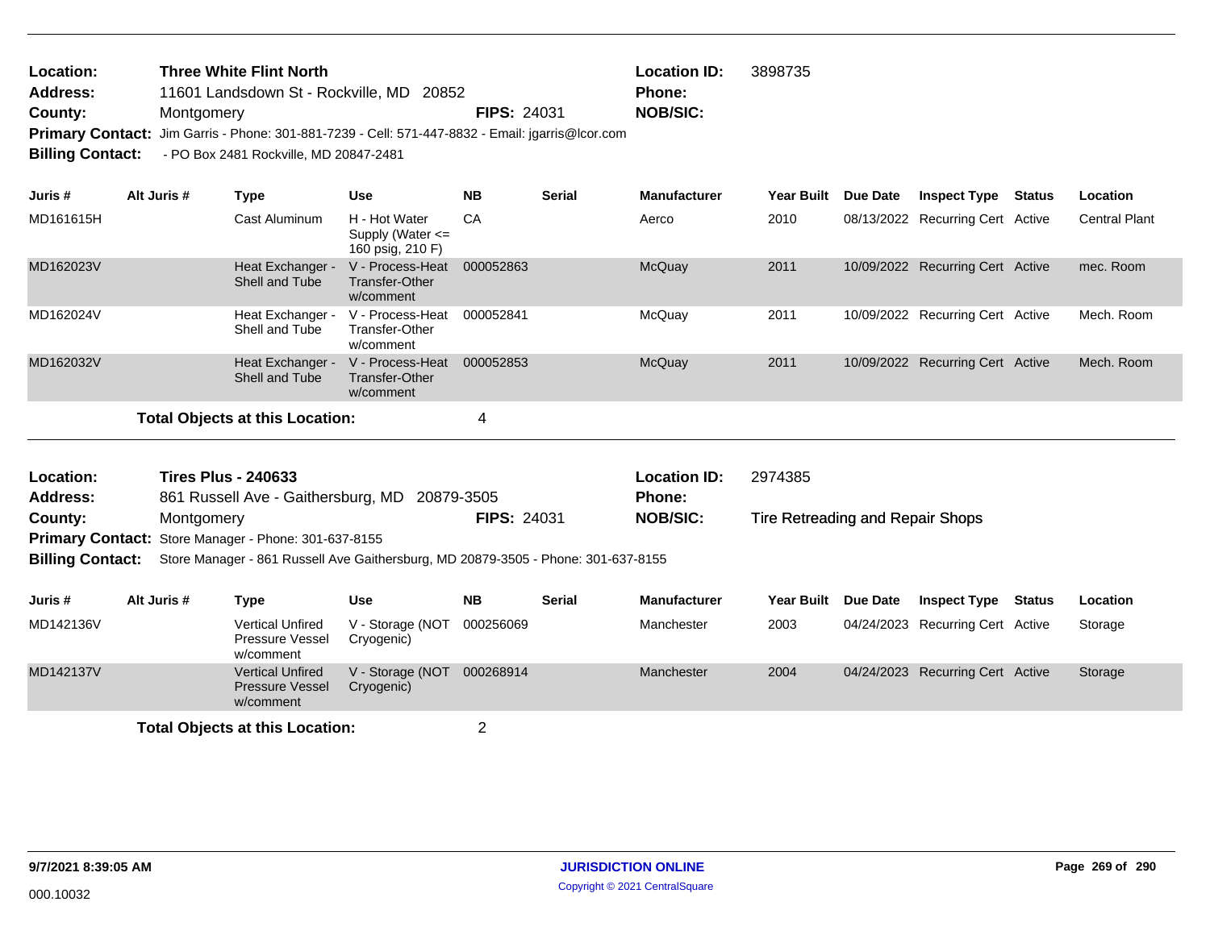**Location:** Three White Flint North
**Address:** 11601 Landsdown St - Rockville, MD 20852
**County:** Montgomery **FIPS:** 24031
**Primary Contact:** Jim Garris - Phone: 301-881-7239 - Cell: 571-447-8832 - Email: jgarris@lcor.com
**Billing Contact:** - PO Box 2481 Rockville, MD 20847-2481

**Location ID:** 3898735
**Phone:**
**NOB/SIC:**

| Juris # | Alt Juris # | Type | Use | NB | Serial | Manufacturer | Year Built | Due Date | Inspect Type | Status | Location |
|---|---|---|---|---|---|---|---|---|---|---|---|
| MD161615H | | Cast Aluminum | H - Hot Water Supply (Water <= 160 psig, 210 F) | CA | | Aerco | 2010 | 08/13/2022 | Recurring Cert | Active | Central Plant |
| MD162023V | | Heat Exchanger - Shell and Tube | V - Process-Heat Transfer-Other w/comment | 000052863 | | McQuay | 2011 | 10/09/2022 | Recurring Cert | Active | mec. Room |
| MD162024V | | Heat Exchanger - Shell and Tube | V - Process-Heat Transfer-Other w/comment | 000052841 | | McQuay | 2011 | 10/09/2022 | Recurring Cert | Active | Mech. Room |
| MD162032V | | Heat Exchanger - Shell and Tube | V - Process-Heat Transfer-Other w/comment | 000052853 | | McQuay | 2011 | 10/09/2022 | Recurring Cert | Active | Mech. Room |

**Total Objects at this Location:** 4

---

**Location:** Tires Plus - 240633
**Address:** 861 Russell Ave - Gaithersburg, MD 20879-3505
**County:** Montgomery **FIPS:** 24031
**Primary Contact:** Store Manager - Phone: 301-637-8155
**Billing Contact:** Store Manager - 861 Russell Ave Gaithersburg, MD 20879-3505 - Phone: 301-637-8155

**Location ID:** 2974385
**Phone:**
**NOB/SIC:** Tire Retreading and Repair Shops

| Juris # | Alt Juris # | Type | Use | NB | Serial | Manufacturer | Year Built | Due Date | Inspect Type | Status | Location |
|---|---|---|---|---|---|---|---|---|---|---|---|
| MD142136V | | Vertical Unfired Pressure Vessel w/comment | V - Storage (NOT Cryogenic) | 000256069 | | Manchester | 2003 | 04/24/2023 | Recurring Cert | Active | Storage |
| MD142137V | | Vertical Unfired Pressure Vessel w/comment | V - Storage (NOT Cryogenic) | 000268914 | | Manchester | 2004 | 04/24/2023 | Recurring Cert | Active | Storage |

**Total Objects at this Location:** 2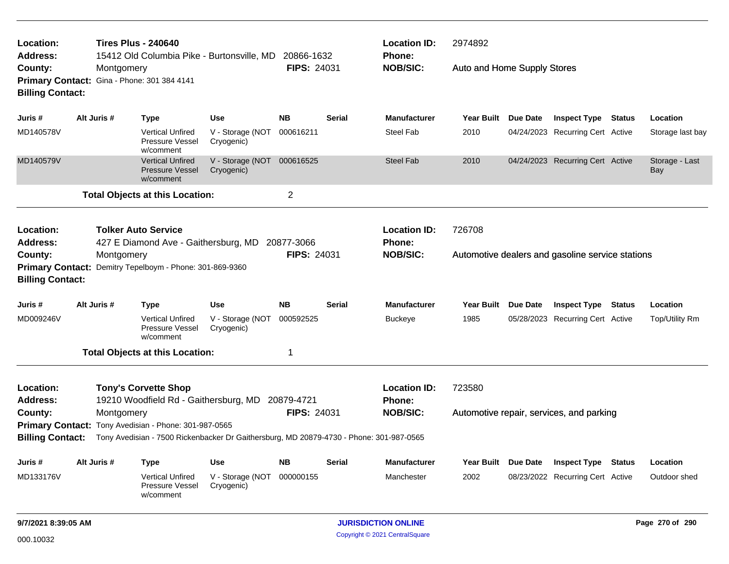**Location:** Tires Plus - 240640  
**Address:** 15412 Old Columbia Pike - Burtonsville, MD 20866-1632  
**County:** Montgomery **FIPS:** 24031  
**Primary Contact:** Gina - Phone: 301 384 4141  
**Billing Contact:**  
**Location ID:** 2974892  
**Phone:**  
**NOB/SIC:** Auto and Home Supply Stores

| Juris # | Alt Juris # | Type | Use | NB | Serial | Manufacturer | Year Built | Due Date | Inspect Type | Status | Location |
|---|---|---|---|---|---|---|---|---|---|---|---|
| MD140578V | | Vertical Unfired Pressure Vessel w/comment | V - Storage (NOT Cryogenic) | 000616211 | | Steel Fab | 2010 | 04/24/2023 | Recurring Cert | Active | Storage last bay |
| MD140579V | | Vertical Unfired Pressure Vessel w/comment | V - Storage (NOT Cryogenic) | 000616525 | | Steel Fab | 2010 | 04/24/2023 | Recurring Cert | Active | Storage - Last Bay |

**Total Objects at this Location:** 2

---

**Location:** Tolker Auto Service  
**Address:** 427 E Diamond Ave - Gaithersburg, MD 20877-3066  
**County:** Montgomery **FIPS:** 24031  
**Primary Contact:** Demitry Tepelboym - Phone: 301-869-9360  
**Billing Contact:**  
**Location ID:** 726708  
**Phone:**  
**NOB/SIC:** Automotive dealers and gasoline service stations

| Juris # | Alt Juris # | Type | Use | NB | Serial | Manufacturer | Year Built | Due Date | Inspect Type | Status | Location |
|---|---|---|---|---|---|---|---|---|---|---|---|
| MD009246V | | Vertical Unfired Pressure Vessel w/comment | V - Storage (NOT Cryogenic) | 000592525 | | Buckeye | 1985 | 05/28/2023 | Recurring Cert | Active | Top/Utility Rm |

**Total Objects at this Location:** 1

---

**Location:** Tony's Corvette Shop  
**Address:** 19210 Woodfield Rd - Gaithersburg, MD 20879-4721  
**County:** Montgomery **FIPS:** 24031  
**Primary Contact:** Tony Avedisian - Phone: 301-987-0565  
**Billing Contact:** Tony Avedisian - 7500 Rickenbacker Dr Gaithersburg, MD 20879-4730 - Phone: 301-987-0565  
**Location ID:** 723580  
**Phone:**  
**NOB/SIC:** Automotive repair, services, and parking

| Juris # | Alt Juris # | Type | Use | NB | Serial | Manufacturer | Year Built | Due Date | Inspect Type | Status | Location |
|---|---|---|---|---|---|---|---|---|---|---|---|
| MD133176V | | Vertical Unfired Pressure Vessel w/comment | V - Storage (NOT Cryogenic) | 000000155 | | Manchester | 2002 | 08/23/2022 | Recurring Cert | Active | Outdoor shed |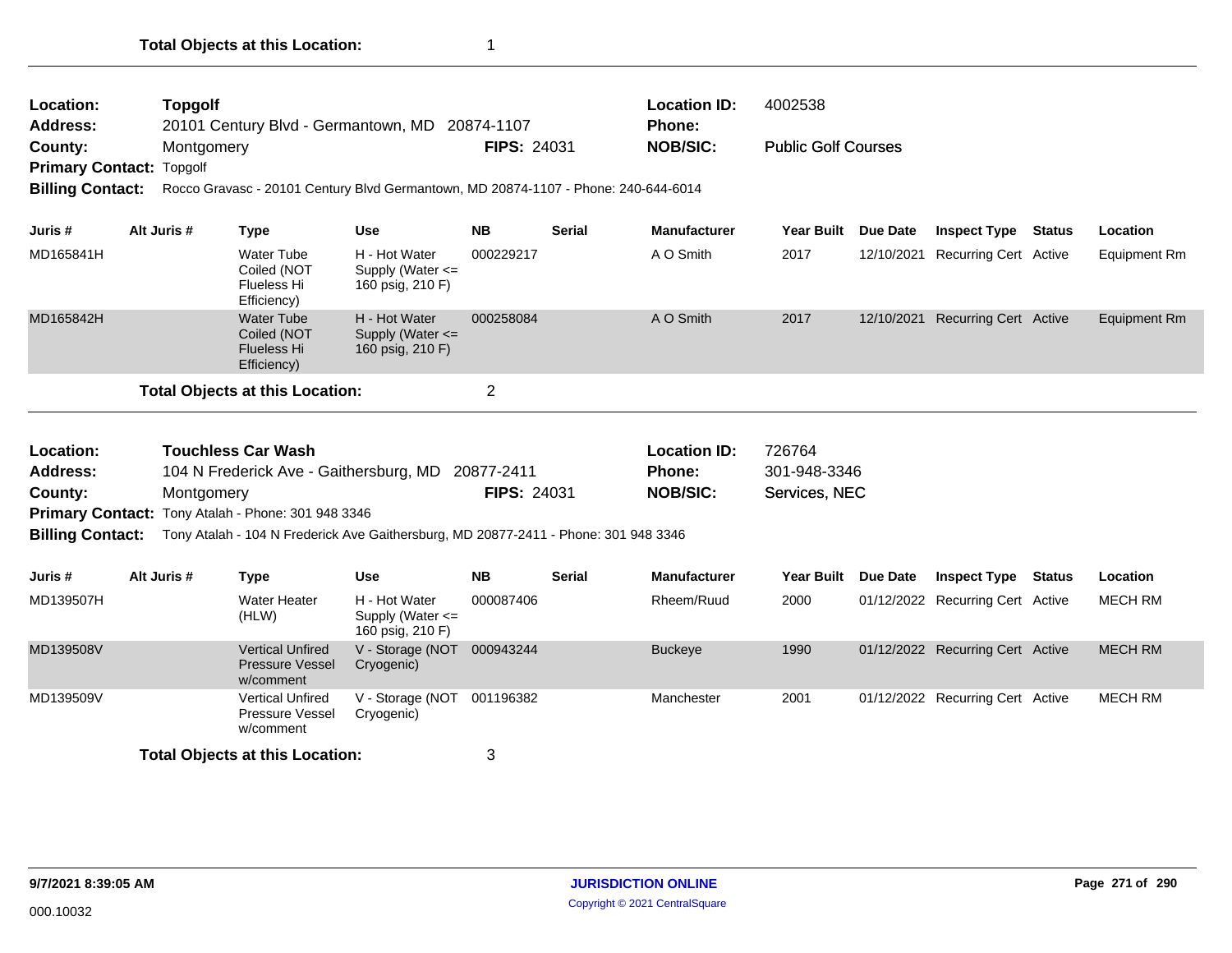**Total Objects at this Location:** 1

---

| | | | | |
|---|---|---|---|---|
| **Location:** | **Topgolf** | | **Location ID:** | 4002538 |
| **Address:** | 20101 Century Blvd - Germantown, MD 20874-1107 | | **Phone:** | |
| **County:** | Montgomery | **FIPS:** 24031 | **NOB/SIC:** | Public Golf Courses |
| **Primary Contact:** | Topgolf | | | |
| **Billing Contact:** | Rocco Gravasc - 20101 Century Blvd Germantown, MD 20874-1107 - Phone: 240-644-6014 | | | |

| Juris # | Alt Juris # | Type | Use | NB | Serial | Manufacturer | Year Built | Due Date | Inspect Type | Status | Location |
|---|---|---|---|---|---|---|---|---|---|---|---|
| MD165841H | | Water Tube Coiled (NOT Flueless Hi Efficiency) | H - Hot Water Supply (Water <= 160 psig, 210 F) | 000229217 | | A O Smith | 2017 | 12/10/2021 | Recurring Cert | Active | Equipment Rm |
| MD165842H | | Water Tube Coiled (NOT Flueless Hi Efficiency) | H - Hot Water Supply (Water <= 160 psig, 210 F) | 000258084 | | A O Smith | 2017 | 12/10/2021 | Recurring Cert | Active | Equipment Rm |

**Total Objects at this Location:** 2

---

| | | | | |
|---|---|---|---|---|
| **Location:** | **Touchless Car Wash** | | **Location ID:** | 726764 |
| **Address:** | 104 N Frederick Ave - Gaithersburg, MD 20877-2411 | | **Phone:** | 301-948-3346 |
| **County:** | Montgomery | **FIPS:** 24031 | **NOB/SIC:** | Services, NEC |
| **Primary Contact:** | Tony Atalah - Phone: 301 948 3346 | | | |
| **Billing Contact:** | Tony Atalah - 104 N Frederick Ave Gaithersburg, MD 20877-2411 - Phone: 301 948 3346 | | | |

| Juris # | Alt Juris # | Type | Use | NB | Serial | Manufacturer | Year Built | Due Date | Inspect Type | Status | Location |
|---|---|---|---|---|---|---|---|---|---|---|---|
| MD139507H | | Water Heater (HLW) | H - Hot Water Supply (Water <= 160 psig, 210 F) | 000087406 | | Rheem/Ruud | 2000 | 01/12/2022 | Recurring Cert | Active | MECH RM |
| MD139508V | | Vertical Unfired Pressure Vessel w/comment | V - Storage (NOT Cryogenic) | 000943244 | | Buckeye | 1990 | 01/12/2022 | Recurring Cert | Active | MECH RM |
| MD139509V | | Vertical Unfired Pressure Vessel w/comment | V - Storage (NOT Cryogenic) | 001196382 | | Manchester | 2001 | 01/12/2022 | Recurring Cert | Active | MECH RM |

**Total Objects at this Location:** 3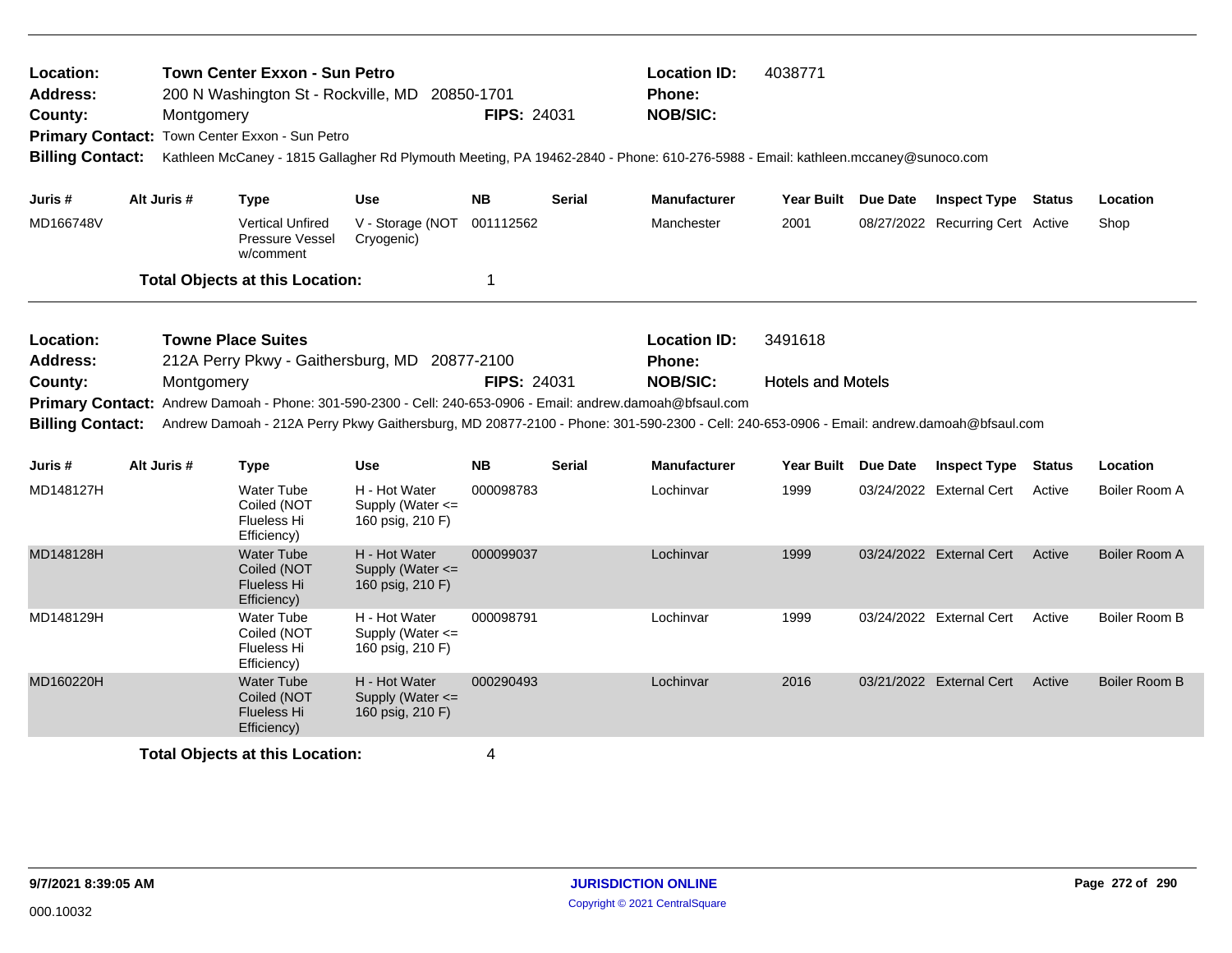**Location:** Town Center Exxon - Sun Petro
**Location ID:** 4038771
**Address:** 200 N Washington St - Rockville, MD 20850-1701
**Phone:**
**County:** Montgomery
**FIPS:** 24031
**NOB/SIC:**
**Primary Contact:** Town Center Exxon - Sun Petro
**Billing Contact:** Kathleen McCaney - 1815 Gallagher Rd Plymouth Meeting, PA 19462-2840 - Phone: 610-276-5988 - Email: kathleen.mccaney@sunoco.com

| Juris # | Alt Juris # | Type | Use | NB | Serial | Manufacturer | Year Built | Due Date | Inspect Type | Status | Location |
|---|---|---|---|---|---|---|---|---|---|---|---|
| MD166748V | | Vertical Unfired Pressure Vessel w/comment | V - Storage (NOT Cryogenic) | 001112562 | | Manchester | 2001 | 08/27/2022 | Recurring Cert | Active | Shop |

**Total Objects at this Location:** 1

---

**Location:** Towne Place Suites
**Location ID:** 3491618
**Address:** 212A Perry Pkwy - Gaithersburg, MD 20877-2100
**Phone:**
**County:** Montgomery
**FIPS:** 24031
**NOB/SIC:** Hotels and Motels
**Primary Contact:** Andrew Damoah - Phone: 301-590-2300 - Cell: 240-653-0906 - Email: andrew.damoah@bfsaul.com
**Billing Contact:** Andrew Damoah - 212A Perry Pkwy Gaithersburg, MD 20877-2100 - Phone: 301-590-2300 - Cell: 240-653-0906 - Email: andrew.damoah@bfsaul.com

| Juris # | Alt Juris # | Type | Use | NB | Serial | Manufacturer | Year Built | Due Date | Inspect Type | Status | Location |
|---|---|---|---|---|---|---|---|---|---|---|---|
| MD148127H | | Water Tube Coiled (NOT Flueless Hi Efficiency) | H - Hot Water Supply (Water <= 160 psig, 210 F) | 000098783 | | Lochinvar | 1999 | 03/24/2022 | External Cert | Active | Boiler Room A |
| MD148128H | | Water Tube Coiled (NOT Flueless Hi Efficiency) | H - Hot Water Supply (Water <= 160 psig, 210 F) | 000099037 | | Lochinvar | 1999 | 03/24/2022 | External Cert | Active | Boiler Room A |
| MD148129H | | Water Tube Coiled (NOT Flueless Hi Efficiency) | H - Hot Water Supply (Water <= 160 psig, 210 F) | 000098791 | | Lochinvar | 1999 | 03/24/2022 | External Cert | Active | Boiler Room B |
| MD160220H | | Water Tube Coiled (NOT Flueless Hi Efficiency) | H - Hot Water Supply (Water <= 160 psig, 210 F) | 000290493 | | Lochinvar | 2016 | 03/21/2022 | External Cert | Active | Boiler Room B |

**Total Objects at this Location:** 4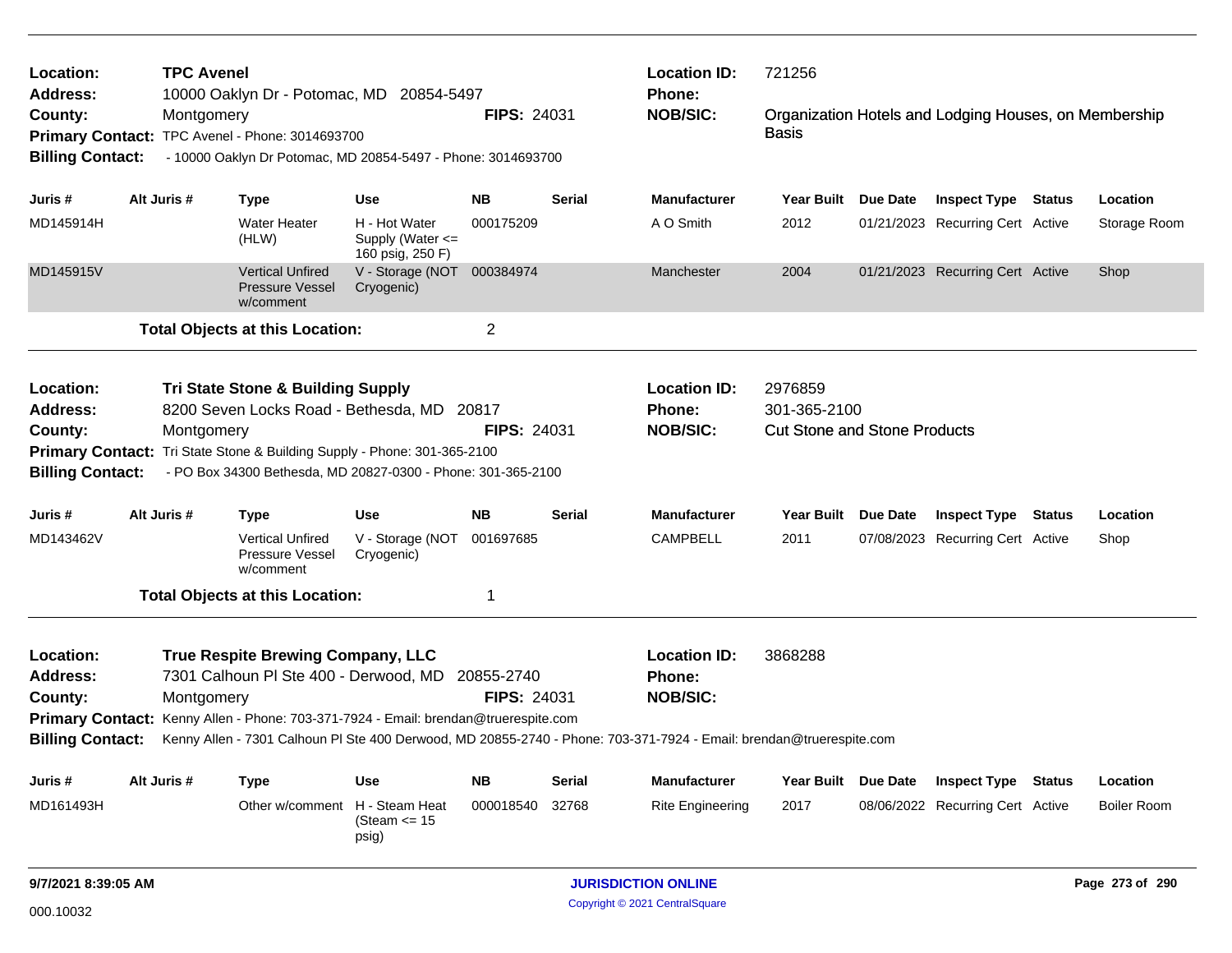**Location:** TPC Avenel
**Address:** 10000 Oaklyn Dr - Potomac, MD 20854-5497
**County:** Montgomery **FIPS:** 24031
**Primary Contact:** TPC Avenel - Phone: 3014693700
**Billing Contact:** - 10000 Oaklyn Dr Potomac, MD 20854-5497 - Phone: 3014693700

**Location ID:** 721256
**Phone:**
**NOB/SIC:** Organization Hotels and Lodging Houses, on Membership Basis

| Juris # | Alt Juris # | Type | Use | NB | Serial | Manufacturer | Year Built | Due Date | Inspect Type | Status | Location |
|---|---|---|---|---|---|---|---|---|---|---|---|
| MD145914H | | Water Heater (HLW) | H - Hot Water Supply (Water <= 160 psig, 250 F) | 000175209 | | A O Smith | 2012 | 01/21/2023 | Recurring Cert | Active | Storage Room |
| MD145915V | | Vertical Unfired Pressure Vessel w/comment | V - Storage (NOT Cryogenic) | 000384974 | | Manchester | 2004 | 01/21/2023 | Recurring Cert | Active | Shop |

**Total Objects at this Location:** 2

---

**Location:** Tri State Stone & Building Supply
**Address:** 8200 Seven Locks Road - Bethesda, MD 20817
**County:** Montgomery **FIPS:** 24031
**Primary Contact:** Tri State Stone & Building Supply - Phone: 301-365-2100
**Billing Contact:** - PO Box 34300 Bethesda, MD 20827-0300 - Phone: 301-365-2100

**Location ID:** 2976859
**Phone:** 301-365-2100
**NOB/SIC:** Cut Stone and Stone Products

| Juris # | Alt Juris # | Type | Use | NB | Serial | Manufacturer | Year Built | Due Date | Inspect Type | Status | Location |
|---|---|---|---|---|---|---|---|---|---|---|---|
| MD143462V | | Vertical Unfired Pressure Vessel w/comment | V - Storage (NOT Cryogenic) | 001697685 | | CAMPBELL | 2011 | 07/08/2023 | Recurring Cert | Active | Shop |

**Total Objects at this Location:** 1

---

**Location:** True Respite Brewing Company, LLC
**Address:** 7301 Calhoun Pl Ste 400 - Derwood, MD 20855-2740
**County:** Montgomery **FIPS:** 24031
**Primary Contact:** Kenny Allen - Phone: 703-371-7924 - Email: brendan@truerespite.com
**Billing Contact:** Kenny Allen - 7301 Calhoun Pl Ste 400 Derwood, MD 20855-2740 - Phone: 703-371-7924 - Email: brendan@truerespite.com

**Location ID:** 3868288
**Phone:**
**NOB/SIC:**

| Juris # | Alt Juris # | Type | Use | NB | Serial | Manufacturer | Year Built | Due Date | Inspect Type | Status | Location |
|---|---|---|---|---|---|---|---|---|---|---|---|
| MD161493H | | Other w/comment | H - Steam Heat (Steam <= 15 psig) | 000018540 | 32768 | Rite Engineering | 2017 | 08/06/2022 | Recurring Cert | Active | Boiler Room |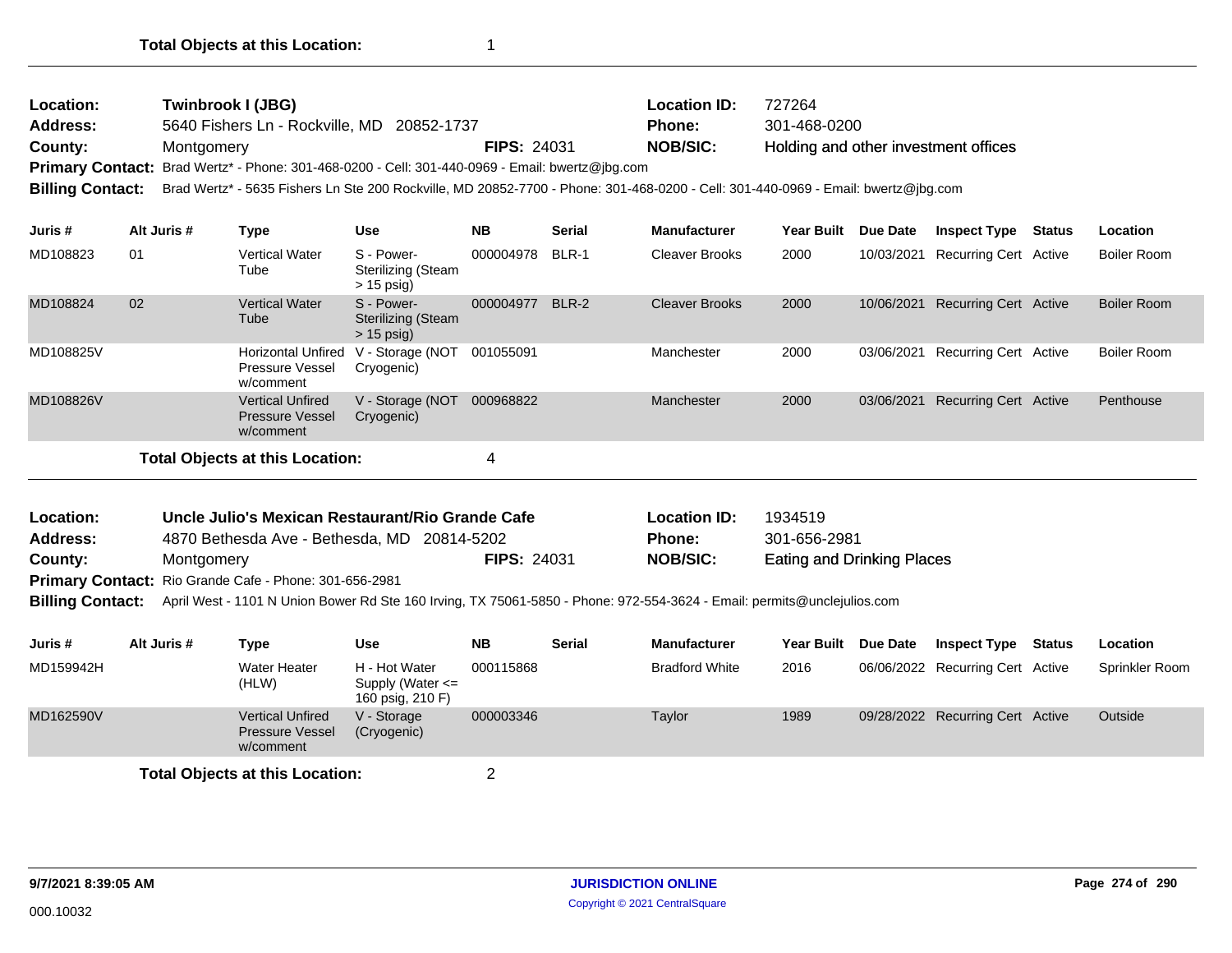**Total Objects at this Location:** 1

---

**Location:** Twinbrook I (JBG) **Location ID:** 727264
**Address:** 5640 Fishers Ln - Rockville, MD 20852-1737 **Phone:** 301-468-0200
**County:** Montgomery **FIPS:** 24031 **NOB/SIC:** Holding and other investment offices
**Primary Contact:** Brad Wertz* - Phone: 301-468-0200 - Cell: 301-440-0969 - Email: bwertz@jbg.com
**Billing Contact:** Brad Wertz* - 5635 Fishers Ln Ste 200 Rockville, MD 20852-7700 - Phone: 301-468-0200 - Cell: 301-440-0969 - Email: bwertz@jbg.com

| Juris # | Alt Juris # | Type | Use | NB | Serial | Manufacturer | Year Built | Due Date | Inspect Type | Status | Location |
|---|---|---|---|---|---|---|---|---|---|---|---|
| MD108823 | 01 | Vertical Water Tube | S - Power-Sterilizing (Steam > 15 psig) | 000004978 | BLR-1 | Cleaver Brooks | 2000 | 10/03/2021 | Recurring Cert | Active | Boiler Room |
| MD108824 | 02 | Vertical Water Tube | S - Power-Sterilizing (Steam > 15 psig) | 000004977 | BLR-2 | Cleaver Brooks | 2000 | 10/06/2021 | Recurring Cert | Active | Boiler Room |
| MD108825V | | Horizontal Unfired Pressure Vessel w/comment | V - Storage (NOT Cryogenic) | 001055091 | | Manchester | 2000 | 03/06/2021 | Recurring Cert | Active | Boiler Room |
| MD108826V | | Vertical Unfired Pressure Vessel w/comment | V - Storage (NOT Cryogenic) | 000968822 | | Manchester | 2000 | 03/06/2021 | Recurring Cert | Active | Penthouse |

**Total Objects at this Location:** 4

---

**Location:** Uncle Julio's Mexican Restaurant/Rio Grande Cafe **Location ID:** 1934519
**Address:** 4870 Bethesda Ave - Bethesda, MD 20814-5202 **Phone:** 301-656-2981
**County:** Montgomery **FIPS:** 24031 **NOB/SIC:** Eating and Drinking Places
**Primary Contact:** Rio Grande Cafe - Phone: 301-656-2981
**Billing Contact:** April West - 1101 N Union Bower Rd Ste 160 Irving, TX 75061-5850 - Phone: 972-554-3624 - Email: permits@unclejulios.com

| Juris # | Alt Juris # | Type | Use | NB | Serial | Manufacturer | Year Built | Due Date | Inspect Type | Status | Location |
|---|---|---|---|---|---|---|---|---|---|---|---|
| MD159942H | | Water Heater (HLW) | H - Hot Water Supply (Water <= 160 psig, 210 F) | 000115868 | | Bradford White | 2016 | 06/06/2022 | Recurring Cert | Active | Sprinkler Room |
| MD162590V | | Vertical Unfired Pressure Vessel w/comment | V - Storage (Cryogenic) | 000003346 | | Taylor | 1989 | 09/28/2022 | Recurring Cert | Active | Outside |

**Total Objects at this Location:** 2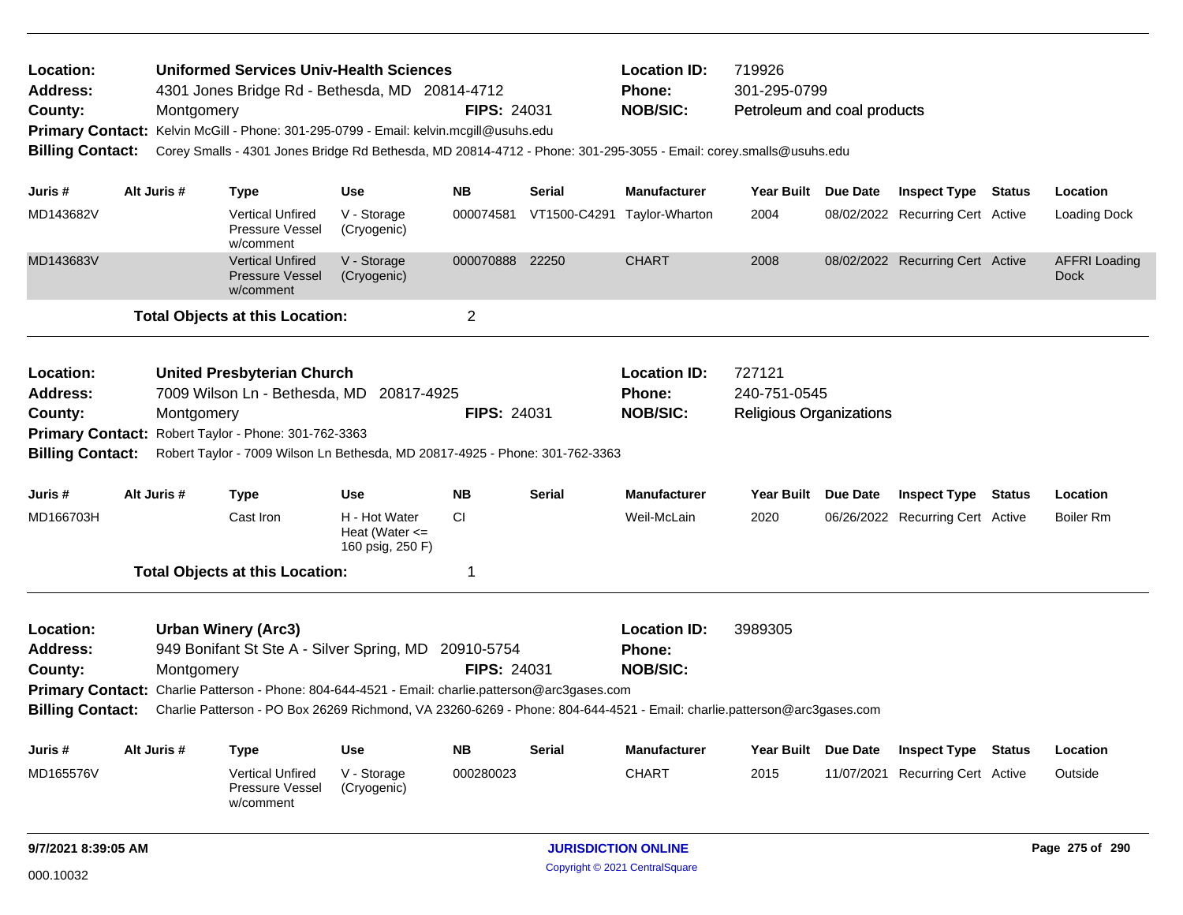**Location:** Uniformed Services Univ-Health Sciences
**Address:** 4301 Jones Bridge Rd - Bethesda, MD 20814-4712
**County:** Montgomery
**FIPS:** 24031
**Location ID:** 719926
**Phone:** 301-295-0799
**NOB/SIC:** Petroleum and coal products
**Primary Contact:** Kelvin McGill - Phone: 301-295-0799 - Email: kelvin.mcgill@usuhs.edu
**Billing Contact:** Corey Smalls - 4301 Jones Bridge Rd Bethesda, MD 20814-4712 - Phone: 301-295-3055 - Email: corey.smalls@usuhs.edu

| Juris # | Alt Juris # | Type | Use | NB | Serial | Manufacturer | Year Built | Due Date | Inspect Type | Status | Location |
|---|---|---|---|---|---|---|---|---|---|---|---|
| MD143682V | | Vertical Unfired Pressure Vessel w/comment | V - Storage (Cryogenic) | 000074581 | VT1500-C4291 | Taylor-Wharton | 2004 | 08/02/2022 | Recurring Cert | Active | Loading Dock |
| MD143683V | | Vertical Unfired Pressure Vessel w/comment | V - Storage (Cryogenic) | 000070888 | 22250 | CHART | 2008 | 08/02/2022 | Recurring Cert | Active | AFFRI Loading Dock |

**Total Objects at this Location:** 2

---

**Location:** United Presbyterian Church
**Address:** 7009 Wilson Ln - Bethesda, MD 20817-4925
**County:** Montgomery
**FIPS:** 24031
**Location ID:** 727121
**Phone:** 240-751-0545
**NOB/SIC:** Religious Organizations
**Primary Contact:** Robert Taylor - Phone: 301-762-3363
**Billing Contact:** Robert Taylor - 7009 Wilson Ln Bethesda, MD 20817-4925 - Phone: 301-762-3363

| Juris # | Alt Juris # | Type | Use | NB | Serial | Manufacturer | Year Built | Due Date | Inspect Type | Status | Location |
|---|---|---|---|---|---|---|---|---|---|---|---|
| MD166703H | | Cast Iron | H - Hot Water Heat (Water <= 160 psig, 250 F) | CI | | Weil-McLain | 2020 | 06/26/2022 | Recurring Cert | Active | Boiler Rm |

**Total Objects at this Location:** 1

---

**Location:** Urban Winery (Arc3)
**Address:** 949 Bonifant St Ste A - Silver Spring, MD 20910-5754
**County:** Montgomery
**FIPS:** 24031
**Location ID:** 3989305
**Phone:**
**NOB/SIC:**
**Primary Contact:** Charlie Patterson - Phone: 804-644-4521 - Email: charlie.patterson@arc3gases.com
**Billing Contact:** Charlie Patterson - PO Box 26269 Richmond, VA 23260-6269 - Phone: 804-644-4521 - Email: charlie.patterson@arc3gases.com

| Juris # | Alt Juris # | Type | Use | NB | Serial | Manufacturer | Year Built | Due Date | Inspect Type | Status | Location |
|---|---|---|---|---|---|---|---|---|---|---|---|
| MD165576V | | Vertical Unfired Pressure Vessel w/comment | V - Storage (Cryogenic) | 000280023 | | CHART | 2015 | 11/07/2021 | Recurring Cert | Active | Outside |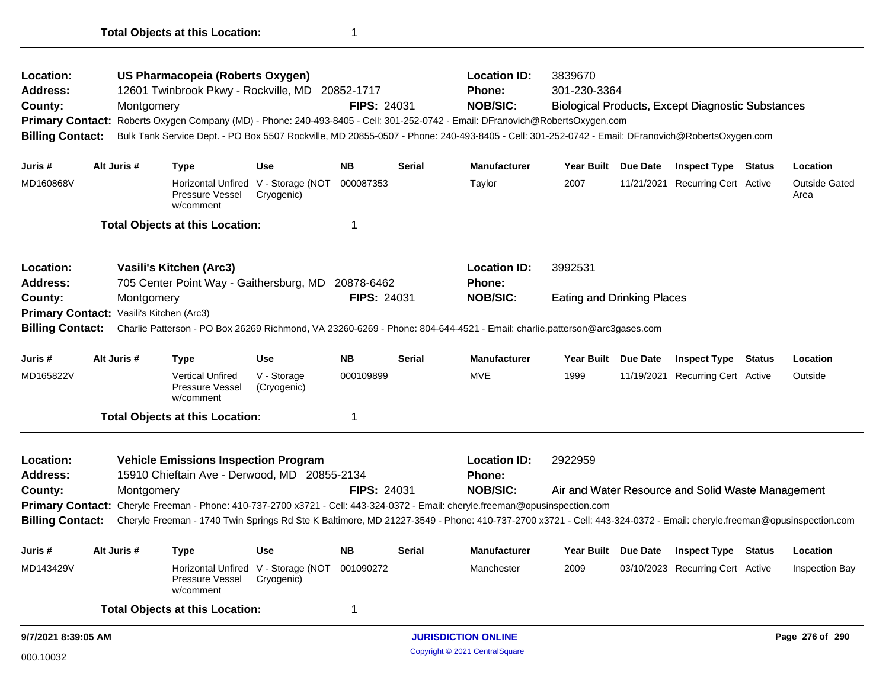**Total Objects at this Location:** 1

---

**Location:** US Pharmacopeia (Roberts Oxygen) | **Location ID:** 3839670
**Address:** 12601 Twinbrook Pkwy - Rockville, MD 20852-1717 | **Phone:** 301-230-3364
**County:** Montgomery | **FIPS:** 24031 | **NOB/SIC:** Biological Products, Except Diagnostic Substances
**Primary Contact:** Roberts Oxygen Company (MD) - Phone: 240-493-8405 - Cell: 301-252-0742 - Email: DFranovich@RobertsOxygen.com
**Billing Contact:** Bulk Tank Service Dept. - PO Box 5507 Rockville, MD 20855-0507 - Phone: 240-493-8405 - Cell: 301-252-0742 - Email: DFranovich@RobertsOxygen.com

| Juris # | Alt Juris # | Type | Use | NB | Serial | Manufacturer | Year Built | Due Date | Inspect Type | Status | Location |
|---|---|---|---|---|---|---|---|---|---|---|---|
| MD160868V | | Horizontal Unfired Pressure Vessel w/comment | V - Storage (NOT Cryogenic) | 000087353 | | Taylor | 2007 | 11/21/2021 | Recurring Cert | Active | Outside Gated Area |

**Total Objects at this Location:** 1

---

**Location:** Vasili's Kitchen (Arc3) | **Location ID:** 3992531
**Address:** 705 Center Point Way - Gaithersburg, MD 20878-6462 | **Phone:**
**County:** Montgomery | **FIPS:** 24031 | **NOB/SIC:** Eating and Drinking Places
**Primary Contact:** Vasili's Kitchen (Arc3)
**Billing Contact:** Charlie Patterson - PO Box 26269 Richmond, VA 23260-6269 - Phone: 804-644-4521 - Email: charlie.patterson@arc3gases.com

| Juris # | Alt Juris # | Type | Use | NB | Serial | Manufacturer | Year Built | Due Date | Inspect Type | Status | Location |
|---|---|---|---|---|---|---|---|---|---|---|---|
| MD165822V | | Vertical Unfired Pressure Vessel w/comment | V - Storage (Cryogenic) | 000109899 | | MVE | 1999 | 11/19/2021 | Recurring Cert | Active | Outside |

**Total Objects at this Location:** 1

---

**Location:** Vehicle Emissions Inspection Program | **Location ID:** 2922959
**Address:** 15910 Chieftain Ave - Derwood, MD 20855-2134 | **Phone:**
**County:** Montgomery | **FIPS:** 24031 | **NOB/SIC:** Air and Water Resource and Solid Waste Management
**Primary Contact:** Cheryle Freeman - Phone: 410-737-2700 x3721 - Cell: 443-324-0372 - Email: cheryle.freeman@opusinspection.com
**Billing Contact:** Cheryle Freeman - 1740 Twin Springs Rd Ste K Baltimore, MD 21227-3549 - Phone: 410-737-2700 x3721 - Cell: 443-324-0372 - Email: cheryle.freeman@opusinspection.com

| Juris # | Alt Juris # | Type | Use | NB | Serial | Manufacturer | Year Built | Due Date | Inspect Type | Status | Location |
|---|---|---|---|---|---|---|---|---|---|---|---|
| MD143429V | | Horizontal Unfired Pressure Vessel w/comment | V - Storage (NOT Cryogenic) | 001090272 | | Manchester | 2009 | 03/10/2023 | Recurring Cert | Active | Inspection Bay |

**Total Objects at this Location:** 1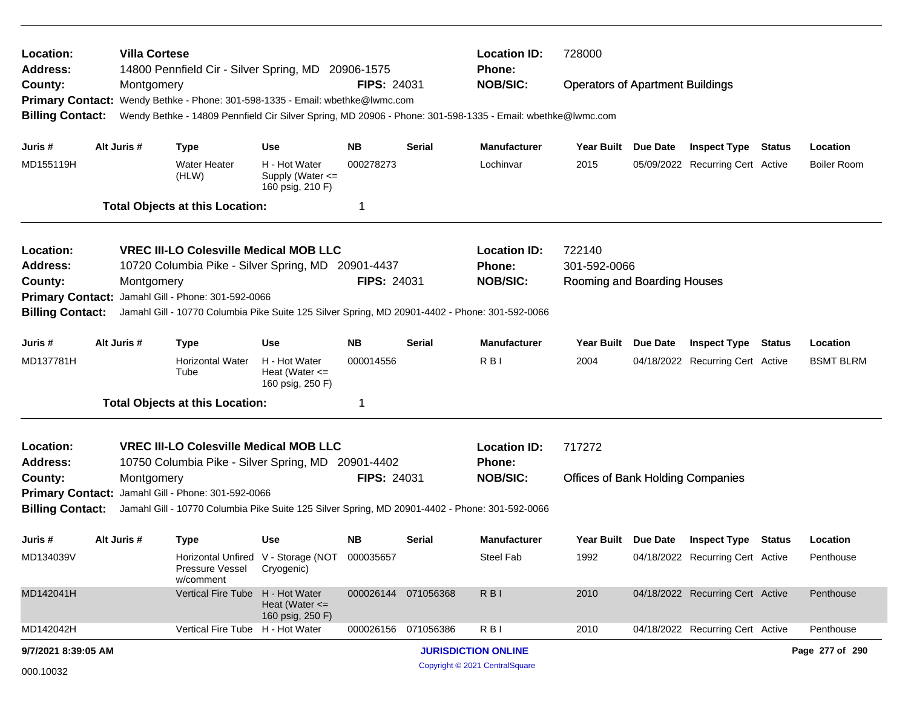**Location:** Villa Cortese
**Address:** 14800 Pennfield Cir - Silver Spring, MD 20906-1575
**County:** Montgomery
**FIPS:** 24031
**Location ID:** 728000
**Phone:**
**NOB/SIC:** Operators of Apartment Buildings
**Primary Contact:** Wendy Bethke - Phone: 301-598-1335 - Email: wbethke@lwmc.com
**Billing Contact:** Wendy Bethke - 14809 Pennfield Cir Silver Spring, MD 20906 - Phone: 301-598-1335 - Email: wbethke@lwmc.com

| Juris # | Alt Juris # | Type | Use | NB | Serial | Manufacturer | Year Built | Due Date | Inspect Type | Status | Location |
|---|---|---|---|---|---|---|---|---|---|---|---|
| MD155119H | | Water Heater (HLW) | H - Hot Water Supply (Water <= 160 psig, 210 F) | 000278273 | | Lochinvar | 2015 | 05/09/2022 | Recurring Cert | Active | Boiler Room |

**Total Objects at this Location:** 1

---

**Location:** VREC III-LO Colesville Medical MOB LLC
**Address:** 10720 Columbia Pike - Silver Spring, MD 20901-4437
**County:** Montgomery
**FIPS:** 24031
**Location ID:** 722140
**Phone:** 301-592-0066
**NOB/SIC:** Rooming and Boarding Houses
**Primary Contact:** Jamahl Gill - Phone: 301-592-0066
**Billing Contact:** Jamahl Gill - 10770 Columbia Pike Suite 125 Silver Spring, MD 20901-4402 - Phone: 301-592-0066

| Juris # | Alt Juris # | Type | Use | NB | Serial | Manufacturer | Year Built | Due Date | Inspect Type | Status | Location |
|---|---|---|---|---|---|---|---|---|---|---|---|
| MD137781H | | Horizontal Water Tube | H - Hot Water Heat (Water <= 160 psig, 250 F) | 000014556 | | R B I | 2004 | 04/18/2022 | Recurring Cert | Active | BSMT BLRM |

**Total Objects at this Location:** 1

---

**Location:** VREC III-LO Colesville Medical MOB LLC
**Address:** 10750 Columbia Pike - Silver Spring, MD 20901-4402
**County:** Montgomery
**FIPS:** 24031
**Location ID:** 717272
**Phone:**
**NOB/SIC:** Offices of Bank Holding Companies
**Primary Contact:** Jamahl Gill - Phone: 301-592-0066
**Billing Contact:** Jamahl Gill - 10770 Columbia Pike Suite 125 Silver Spring, MD 20901-4402 - Phone: 301-592-0066

| Juris # | Alt Juris # | Type | Use | NB | Serial | Manufacturer | Year Built | Due Date | Inspect Type | Status | Location |
|---|---|---|---|---|---|---|---|---|---|---|---|
| MD134039V | | Horizontal Unfired Pressure Vessel w/comment | V - Storage (NOT Cryogenic) | 000035657 | | Steel Fab | 1992 | 04/18/2022 | Recurring Cert | Active | Penthouse |
| MD142041H | | Vertical Fire Tube | H - Hot Water Heat (Water <= 160 psig, 250 F) | 000026144 | 071056368 | R B I | 2010 | 04/18/2022 | Recurring Cert | Active | Penthouse |
| MD142042H | | Vertical Fire Tube | H - Hot Water | 000026156 | 071056386 | R B I | 2010 | 04/18/2022 | Recurring Cert | Active | Penthouse |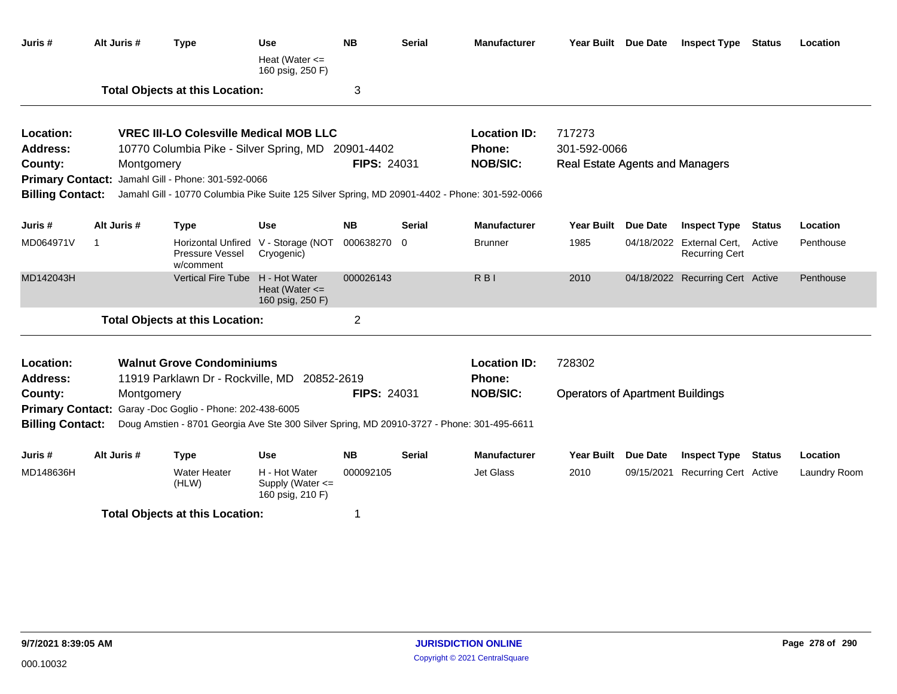| Juris # | Alt Juris # | Type | Use | NB | Serial | Manufacturer | Year Built | Due Date | Inspect Type | Status | Location |
|---|---|---|---|---|---|---|---|---|---|---|---|
| | | | Heat (Water <= 160 psig, 250 F) | | | | | | | | |

**Total Objects at this Location:** 3

---

**Location:** **VREC III-LO Colesville Medical MOB LLC** **Location ID:** 717273
**Address:** 10770 Columbia Pike - Silver Spring, MD 20901-4402 **Phone:** 301-592-0066
**County:** Montgomery **FIPS:** 24031 **NOB/SIC:** Real Estate Agents and Managers
**Primary Contact:** Jamahl Gill - Phone: 301-592-0066
**Billing Contact:** Jamahl Gill - 10770 Columbia Pike Suite 125 Silver Spring, MD 20901-4402 - Phone: 301-592-0066

| Juris # | Alt Juris # | Type | Use | NB | Serial | Manufacturer | Year Built | Due Date | Inspect Type | Status | Location |
|---|---|---|---|---|---|---|---|---|---|---|---|
| MD064971V | 1 | Horizontal Unfired Pressure Vessel w/comment | V - Storage (NOT Cryogenic) | 000638270 | 0 | Brunner | 1985 | 04/18/2022 | External Cert, Recurring Cert | Active | Penthouse |
| MD142043H | | Vertical Fire Tube | H - Hot Water Heat (Water <= 160 psig, 250 F) | 000026143 | | R B I | 2010 | 04/18/2022 | Recurring Cert | Active | Penthouse |

**Total Objects at this Location:** 2

---

**Location:** **Walnut Grove Condominiums** **Location ID:** 728302
**Address:** 11919 Parklawn Dr - Rockville, MD 20852-2619 **Phone:**
**County:** Montgomery **FIPS:** 24031 **NOB/SIC:** Operators of Apartment Buildings
**Primary Contact:** Garay -Doc Goglio - Phone: 202-438-6005
**Billing Contact:** Doug Amstien - 8701 Georgia Ave Ste 300 Silver Spring, MD 20910-3727 - Phone: 301-495-6611

| Juris # | Alt Juris # | Type | Use | NB | Serial | Manufacturer | Year Built | Due Date | Inspect Type | Status | Location |
|---|---|---|---|---|---|---|---|---|---|---|---|
| MD148636H | | Water Heater (HLW) | H - Hot Water Supply (Water <= 160 psig, 210 F) | 000092105 | | Jet Glass | 2010 | 09/15/2021 | Recurring Cert | Active | Laundry Room |

**Total Objects at this Location:** 1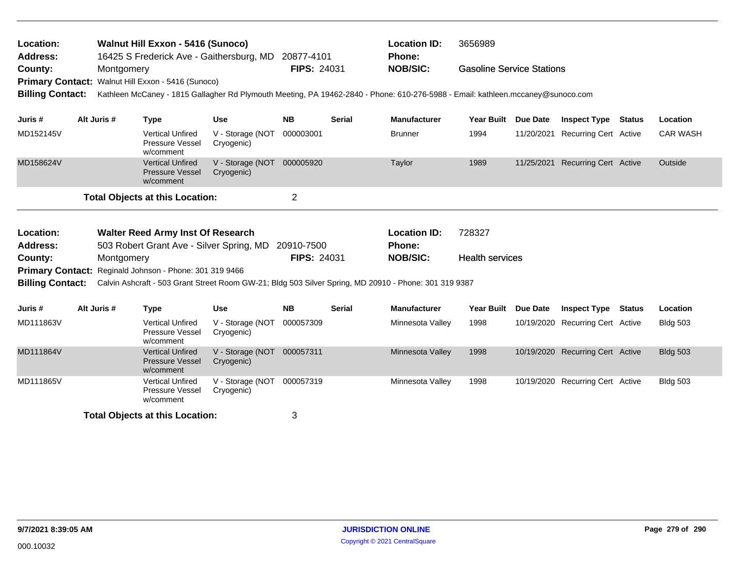**Location:** Walnut Hill Exxon - 5416 (Sunoco)
**Address:** 16425 S Frederick Ave - Gaithersburg, MD 20877-4101
**County:** Montgomery **FIPS:** 24031
**Location ID:** 3656989
**Phone:**
**NOB/SIC:** Gasoline Service Stations
**Primary Contact:** Walnut Hill Exxon - 5416 (Sunoco)
**Billing Contact:** Kathleen McCaney - 1815 Gallagher Rd Plymouth Meeting, PA 19462-2840 - Phone: 610-276-5988 - Email: kathleen.mccaney@sunoco.com

| Juris # | Alt Juris # | Type | Use | NB | Serial | Manufacturer | Year Built | Due Date | Inspect Type | Status | Location |
|---|---|---|---|---|---|---|---|---|---|---|---|
| MD152145V | | Vertical Unfired Pressure Vessel w/comment | V - Storage (NOT Cryogenic) | 000003001 | | Brunner | 1994 | 11/20/2021 | Recurring Cert | Active | CAR WASH |
| MD158624V | | Vertical Unfired Pressure Vessel w/comment | V - Storage (NOT Cryogenic) | 000005920 | | Taylor | 1989 | 11/25/2021 | Recurring Cert | Active | Outside |

**Total Objects at this Location:** 2

**Location:** Walter Reed Army Inst Of Research
**Address:** 503 Robert Grant Ave - Silver Spring, MD 20910-7500
**County:** Montgomery **FIPS:** 24031
**Location ID:** 728327
**Phone:**
**NOB/SIC:** Health services
**Primary Contact:** Reginald Johnson - Phone: 301 319 9466
**Billing Contact:** Calvin Ashcraft - 503 Grant Street Room GW-21; Bldg 503 Silver Spring, MD 20910 - Phone: 301 319 9387

| Juris # | Alt Juris # | Type | Use | NB | Serial | Manufacturer | Year Built | Due Date | Inspect Type | Status | Location |
|---|---|---|---|---|---|---|---|---|---|---|---|
| MD111863V | | Vertical Unfired Pressure Vessel w/comment | V - Storage (NOT Cryogenic) | 000057309 | | Minnesota Valley | 1998 | 10/19/2020 | Recurring Cert | Active | Bldg 503 |
| MD111864V | | Vertical Unfired Pressure Vessel w/comment | V - Storage (NOT Cryogenic) | 000057311 | | Minnesota Valley | 1998 | 10/19/2020 | Recurring Cert | Active | Bldg 503 |
| MD111865V | | Vertical Unfired Pressure Vessel w/comment | V - Storage (NOT Cryogenic) | 000057319 | | Minnesota Valley | 1998 | 10/19/2020 | Recurring Cert | Active | Bldg 503 |

**Total Objects at this Location:** 3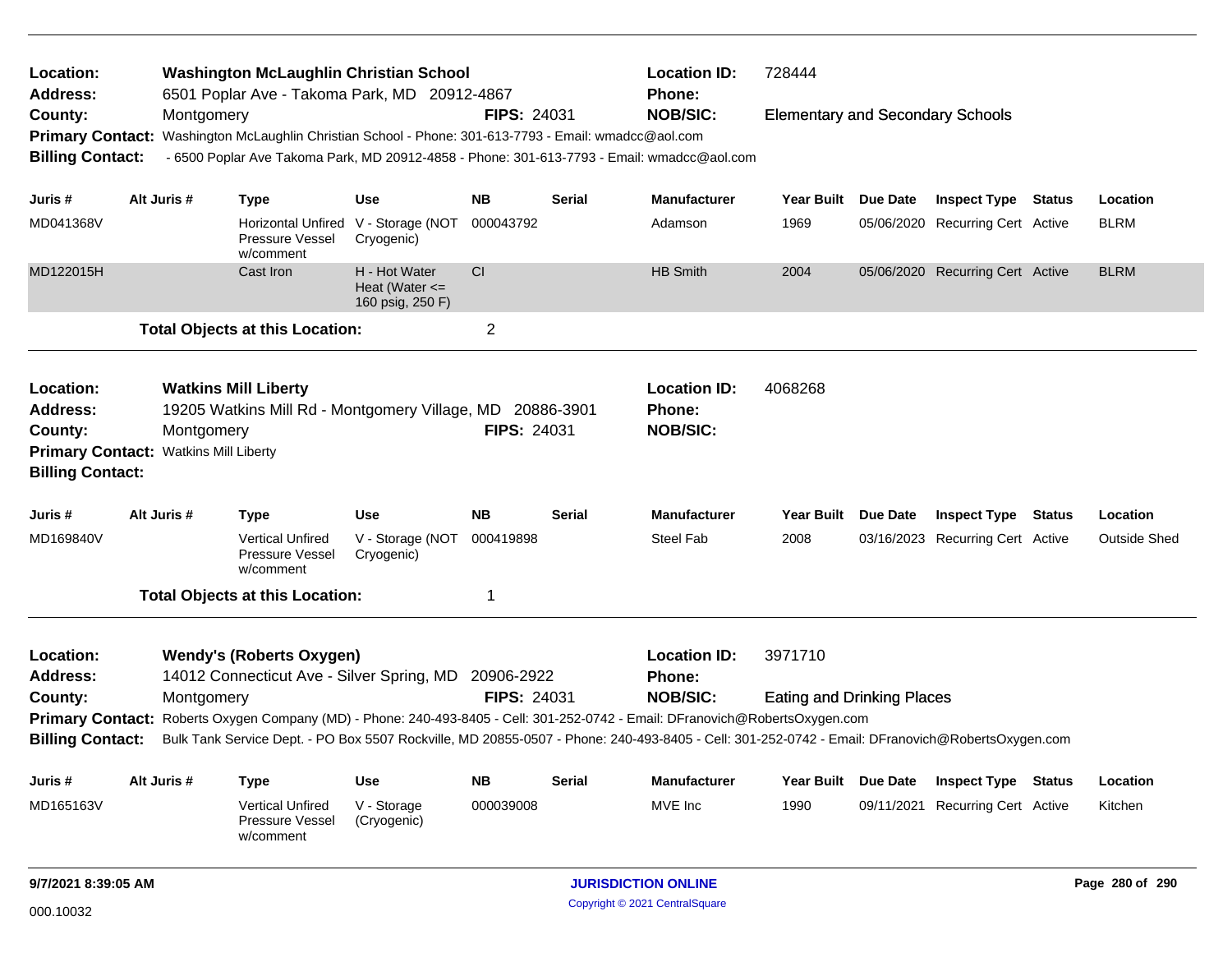**Location:** Washington McLaughlin Christian School
**Location ID:** 728444
**Address:** 6501 Poplar Ave - Takoma Park, MD 20912-4867
**Phone:**
**County:** Montgomery
**FIPS:** 24031
**NOB/SIC:** Elementary and Secondary Schools
**Primary Contact:** Washington McLaughlin Christian School - Phone: 301-613-7793 - Email: wmadcc@aol.com
**Billing Contact:** - 6500 Poplar Ave Takoma Park, MD 20912-4858 - Phone: 301-613-7793 - Email: wmadcc@aol.com

| Juris # | Alt Juris # | Type | Use | NB | Serial | Manufacturer | Year Built | Due Date | Inspect Type | Status | Location |
|---|---|---|---|---|---|---|---|---|---|---|---|
| MD041368V | | Horizontal Unfired Pressure Vessel w/comment | V - Storage (NOT Cryogenic) | 000043792 | | Adamson | 1969 | 05/06/2020 | Recurring Cert | Active | BLRM |
| MD122015H | | Cast Iron | H - Hot Water Heat (Water <= 160 psig, 250 F) | CI | | HB Smith | 2004 | 05/06/2020 | Recurring Cert | Active | BLRM |

**Total Objects at this Location:** 2

---

**Location:** Watkins Mill Liberty
**Location ID:** 4068268
**Address:** 19205 Watkins Mill Rd - Montgomery Village, MD 20886-3901
**Phone:**
**County:** Montgomery
**FIPS:** 24031
**NOB/SIC:**
**Primary Contact:** Watkins Mill Liberty
**Billing Contact:**

| Juris # | Alt Juris # | Type | Use | NB | Serial | Manufacturer | Year Built | Due Date | Inspect Type | Status | Location |
|---|---|---|---|---|---|---|---|---|---|---|---|
| MD169840V | | Vertical Unfired Pressure Vessel w/comment | V - Storage (NOT Cryogenic) | 000419898 | | Steel Fab | 2008 | 03/16/2023 | Recurring Cert | Active | Outside Shed |

**Total Objects at this Location:** 1

---

**Location:** Wendy's (Roberts Oxygen)
**Location ID:** 3971710
**Address:** 14012 Connecticut Ave - Silver Spring, MD 20906-2922
**Phone:**
**County:** Montgomery
**FIPS:** 24031
**NOB/SIC:** Eating and Drinking Places
**Primary Contact:** Roberts Oxygen Company (MD) - Phone: 240-493-8405 - Cell: 301-252-0742 - Email: DFranovich@RobertsOxygen.com
**Billing Contact:** Bulk Tank Service Dept. - PO Box 5507 Rockville, MD 20855-0507 - Phone: 240-493-8405 - Cell: 301-252-0742 - Email: DFranovich@RobertsOxygen.com

| Juris # | Alt Juris # | Type | Use | NB | Serial | Manufacturer | Year Built | Due Date | Inspect Type | Status | Location |
|---|---|---|---|---|---|---|---|---|---|---|---|
| MD165163V | | Vertical Unfired Pressure Vessel w/comment | V - Storage (Cryogenic) | 000039008 | | MVE Inc | 1990 | 09/11/2021 | Recurring Cert | Active | Kitchen |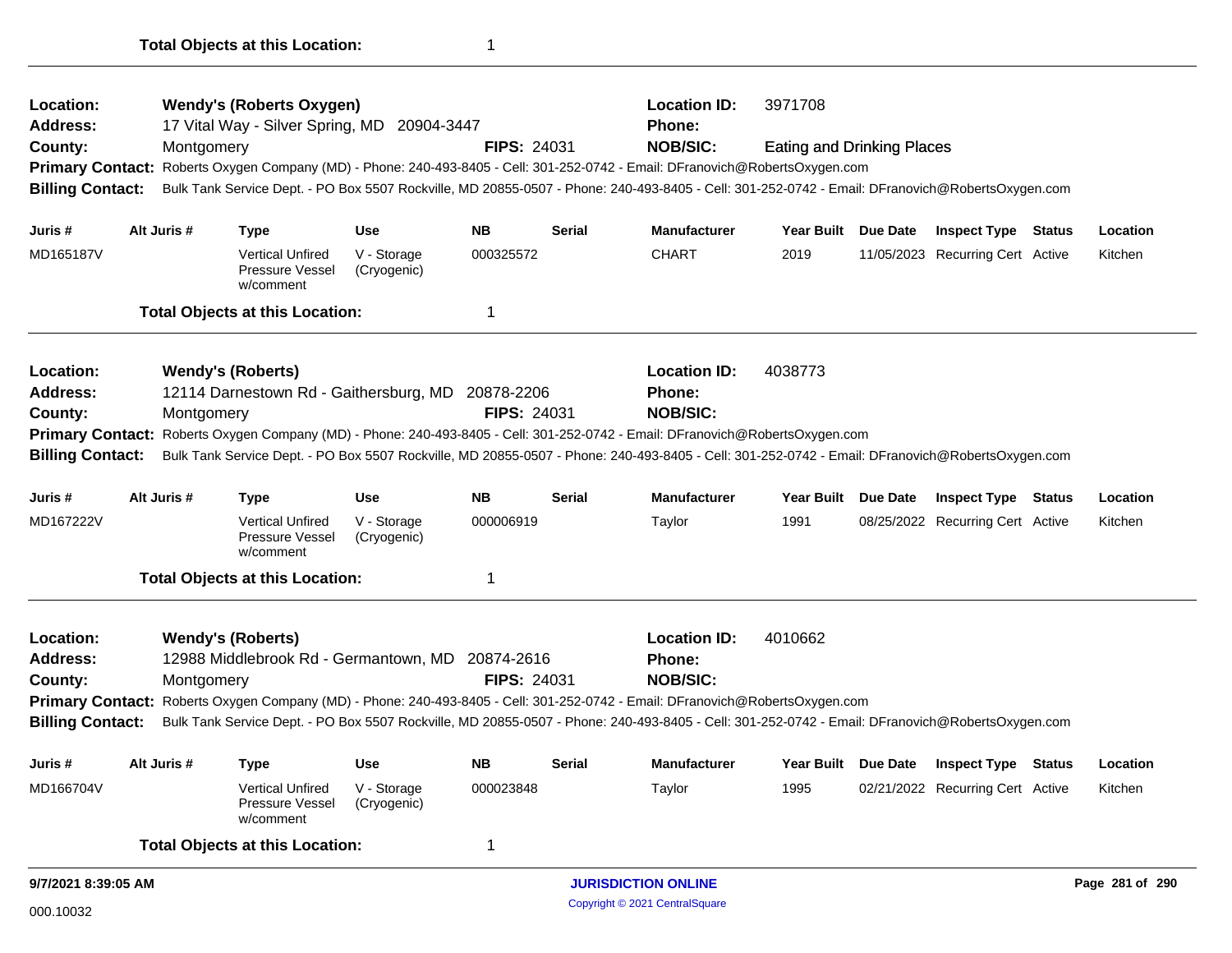**Total Objects at this Location:** 1

---

**Location:** Wendy's (Roberts Oxygen) **Location ID:** 3971708
**Address:** 17 Vital Way - Silver Spring, MD 20904-3447 **Phone:**
**County:** Montgomery **FIPS:** 24031 **NOB/SIC:** Eating and Drinking Places
**Primary Contact:** Roberts Oxygen Company (MD) - Phone: 240-493-8405 - Cell: 301-252-0742 - Email: DFranovich@RobertsOxygen.com
**Billing Contact:** Bulk Tank Service Dept. - PO Box 5507 Rockville, MD 20855-0507 - Phone: 240-493-8405 - Cell: 301-252-0742 - Email: DFranovich@RobertsOxygen.com

| Juris # | Alt Juris # | Type | Use | NB | Serial | Manufacturer | Year Built | Due Date | Inspect Type | Status | Location |
|---|---|---|---|---|---|---|---|---|---|---|---|
| MD165187V | | Vertical Unfired Pressure Vessel w/comment | V - Storage (Cryogenic) | 000325572 | | CHART | 2019 | 11/05/2023 | Recurring Cert | Active | Kitchen |

**Total Objects at this Location:** 1

---

**Location:** Wendy's (Roberts) **Location ID:** 4038773
**Address:** 12114 Darnestown Rd - Gaithersburg, MD 20878-2206 **Phone:**
**County:** Montgomery **FIPS:** 24031 **NOB/SIC:**
**Primary Contact:** Roberts Oxygen Company (MD) - Phone: 240-493-8405 - Cell: 301-252-0742 - Email: DFranovich@RobertsOxygen.com
**Billing Contact:** Bulk Tank Service Dept. - PO Box 5507 Rockville, MD 20855-0507 - Phone: 240-493-8405 - Cell: 301-252-0742 - Email: DFranovich@RobertsOxygen.com

| Juris # | Alt Juris # | Type | Use | NB | Serial | Manufacturer | Year Built | Due Date | Inspect Type | Status | Location |
|---|---|---|---|---|---|---|---|---|---|---|---|
| MD167222V | | Vertical Unfired Pressure Vessel w/comment | V - Storage (Cryogenic) | 000006919 | | Taylor | 1991 | 08/25/2022 | Recurring Cert | Active | Kitchen |

**Total Objects at this Location:** 1

---

**Location:** Wendy's (Roberts) **Location ID:** 4010662
**Address:** 12988 Middlebrook Rd - Germantown, MD 20874-2616 **Phone:**
**County:** Montgomery **FIPS:** 24031 **NOB/SIC:**
**Primary Contact:** Roberts Oxygen Company (MD) - Phone: 240-493-8405 - Cell: 301-252-0742 - Email: DFranovich@RobertsOxygen.com
**Billing Contact:** Bulk Tank Service Dept. - PO Box 5507 Rockville, MD 20855-0507 - Phone: 240-493-8405 - Cell: 301-252-0742 - Email: DFranovich@RobertsOxygen.com

| Juris # | Alt Juris # | Type | Use | NB | Serial | Manufacturer | Year Built | Due Date | Inspect Type | Status | Location |
|---|---|---|---|---|---|---|---|---|---|---|---|
| MD166704V | | Vertical Unfired Pressure Vessel w/comment | V - Storage (Cryogenic) | 000023848 | | Taylor | 1995 | 02/21/2022 | Recurring Cert | Active | Kitchen |

**Total Objects at this Location:** 1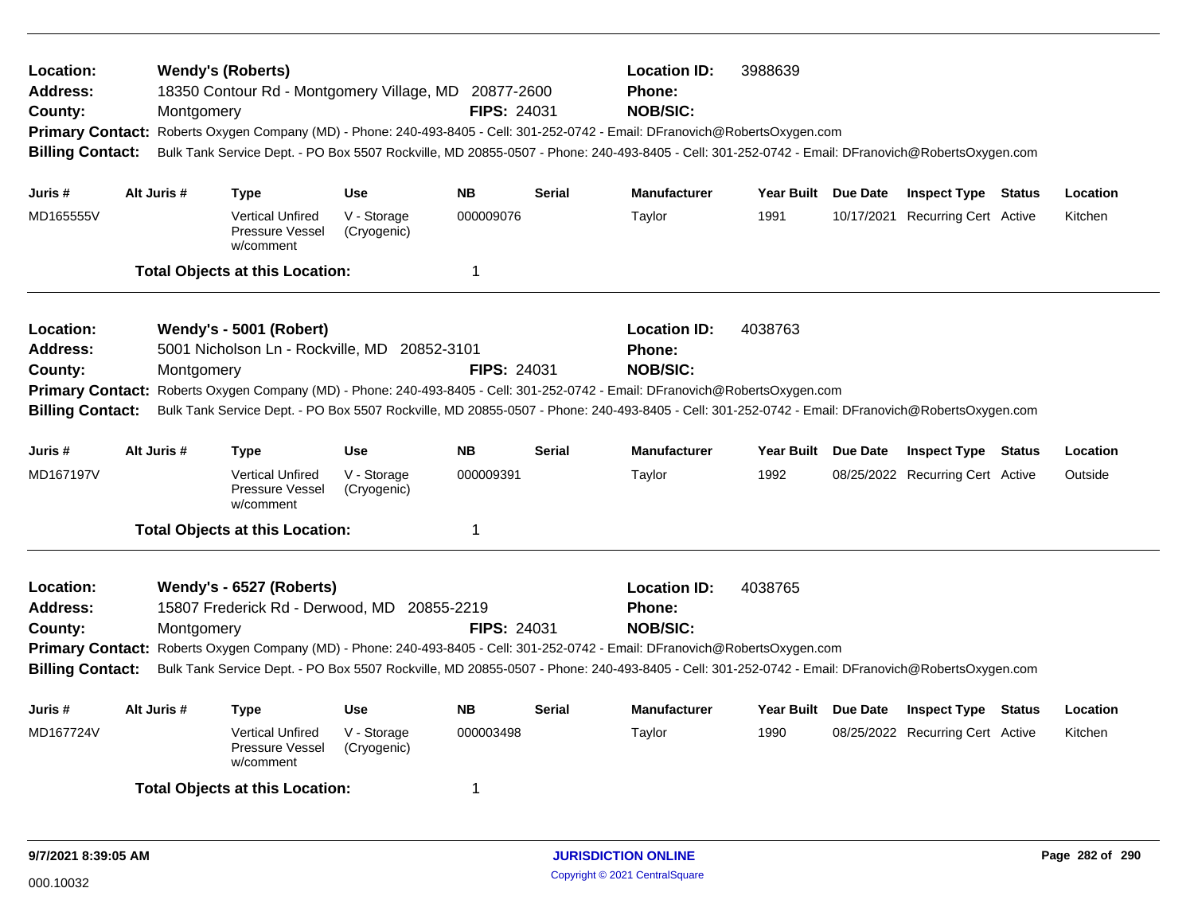**Location:** Wendy's (Roberts) **Location ID:** 3988639
**Address:** 18350 Contour Rd - Montgomery Village, MD 20877-2600 **Phone:**
**County:** Montgomery **FIPS:** 24031 **NOB/SIC:**
**Primary Contact:** Roberts Oxygen Company (MD) - Phone: 240-493-8405 - Cell: 301-252-0742 - Email: DFranovich@RobertsOxygen.com
**Billing Contact:** Bulk Tank Service Dept. - PO Box 5507 Rockville, MD 20855-0507 - Phone: 240-493-8405 - Cell: 301-252-0742 - Email: DFranovich@RobertsOxygen.com

| Juris # | Alt Juris # | Type | Use | NB | Serial | Manufacturer | Year Built | Due Date | Inspect Type | Status | Location |
|---|---|---|---|---|---|---|---|---|---|---|---|
| MD165555V | | Vertical Unfired Pressure Vessel w/comment | V - Storage (Cryogenic) | 000009076 | | Taylor | 1991 | 10/17/2021 | Recurring Cert | Active | Kitchen |

**Total Objects at this Location:** 1

---

**Location:** Wendy's - 5001 (Robert) **Location ID:** 4038763
**Address:** 5001 Nicholson Ln - Rockville, MD 20852-3101 **Phone:**
**County:** Montgomery **FIPS:** 24031 **NOB/SIC:**
**Primary Contact:** Roberts Oxygen Company (MD) - Phone: 240-493-8405 - Cell: 301-252-0742 - Email: DFranovich@RobertsOxygen.com
**Billing Contact:** Bulk Tank Service Dept. - PO Box 5507 Rockville, MD 20855-0507 - Phone: 240-493-8405 - Cell: 301-252-0742 - Email: DFranovich@RobertsOxygen.com

| Juris # | Alt Juris # | Type | Use | NB | Serial | Manufacturer | Year Built | Due Date | Inspect Type | Status | Location |
|---|---|---|---|---|---|---|---|---|---|---|---|
| MD167197V | | Vertical Unfired Pressure Vessel w/comment | V - Storage (Cryogenic) | 000009391 | | Taylor | 1992 | 08/25/2022 | Recurring Cert | Active | Outside |

**Total Objects at this Location:** 1

---

**Location:** Wendy's - 6527 (Roberts) **Location ID:** 4038765
**Address:** 15807 Frederick Rd - Derwood, MD 20855-2219 **Phone:**
**County:** Montgomery **FIPS:** 24031 **NOB/SIC:**
**Primary Contact:** Roberts Oxygen Company (MD) - Phone: 240-493-8405 - Cell: 301-252-0742 - Email: DFranovich@RobertsOxygen.com
**Billing Contact:** Bulk Tank Service Dept. - PO Box 5507 Rockville, MD 20855-0507 - Phone: 240-493-8405 - Cell: 301-252-0742 - Email: DFranovich@RobertsOxygen.com

| Juris # | Alt Juris # | Type | Use | NB | Serial | Manufacturer | Year Built | Due Date | Inspect Type | Status | Location |
|---|---|---|---|---|---|---|---|---|---|---|---|
| MD167724V | | Vertical Unfired Pressure Vessel w/comment | V - Storage (Cryogenic) | 000003498 | | Taylor | 1990 | 08/25/2022 | Recurring Cert | Active | Kitchen |

**Total Objects at this Location:** 1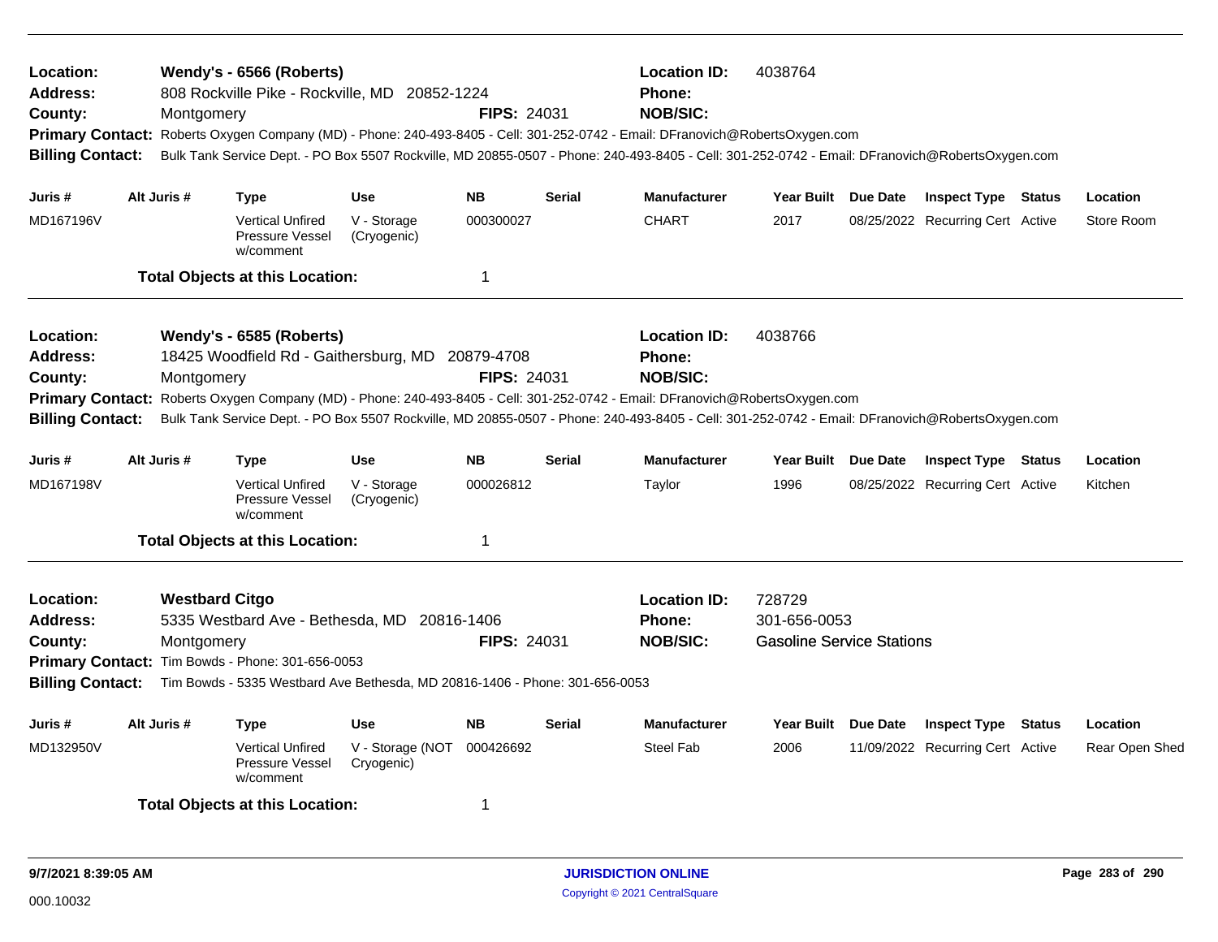**Location:** Wendy's - 6566 (Roberts)
**Address:** 808 Rockville Pike - Rockville, MD 20852-1224
**County:** Montgomery **FIPS:** 24031
**Location ID:** 4038764
**Phone:**
**NOB/SIC:**
**Primary Contact:** Roberts Oxygen Company (MD) - Phone: 240-493-8405 - Cell: 301-252-0742 - Email: DFranovich@RobertsOxygen.com
**Billing Contact:** Bulk Tank Service Dept. - PO Box 5507 Rockville, MD 20855-0507 - Phone: 240-493-8405 - Cell: 301-252-0742 - Email: DFranovich@RobertsOxygen.com

| Juris # | Alt Juris # | Type | Use | NB | Serial | Manufacturer | Year Built | Due Date | Inspect Type | Status | Location |
|---|---|---|---|---|---|---|---|---|---|---|---|
| MD167196V | | Vertical Unfired Pressure Vessel w/comment | V - Storage (Cryogenic) | 000300027 | | CHART | 2017 | 08/25/2022 | Recurring Cert | Active | Store Room |

**Total Objects at this Location:** 1

---

**Location:** Wendy's - 6585 (Roberts)
**Address:** 18425 Woodfield Rd - Gaithersburg, MD 20879-4708
**County:** Montgomery **FIPS:** 24031
**Location ID:** 4038766
**Phone:**
**NOB/SIC:**
**Primary Contact:** Roberts Oxygen Company (MD) - Phone: 240-493-8405 - Cell: 301-252-0742 - Email: DFranovich@RobertsOxygen.com
**Billing Contact:** Bulk Tank Service Dept. - PO Box 5507 Rockville, MD 20855-0507 - Phone: 240-493-8405 - Cell: 301-252-0742 - Email: DFranovich@RobertsOxygen.com

| Juris # | Alt Juris # | Type | Use | NB | Serial | Manufacturer | Year Built | Due Date | Inspect Type | Status | Location |
|---|---|---|---|---|---|---|---|---|---|---|---|
| MD167198V | | Vertical Unfired Pressure Vessel w/comment | V - Storage (Cryogenic) | 000026812 | | Taylor | 1996 | 08/25/2022 | Recurring Cert | Active | Kitchen |

**Total Objects at this Location:** 1

---

**Location:** Westbard Citgo
**Address:** 5335 Westbard Ave - Bethesda, MD 20816-1406
**County:** Montgomery **FIPS:** 24031
**Location ID:** 728729
**Phone:** 301-656-0053
**NOB/SIC:** Gasoline Service Stations
**Primary Contact:** Tim Bowds - Phone: 301-656-0053
**Billing Contact:** Tim Bowds - 5335 Westbard Ave Bethesda, MD 20816-1406 - Phone: 301-656-0053

| Juris # | Alt Juris # | Type | Use | NB | Serial | Manufacturer | Year Built | Due Date | Inspect Type | Status | Location |
|---|---|---|---|---|---|---|---|---|---|---|---|
| MD132950V | | Vertical Unfired Pressure Vessel w/comment | V - Storage (NOT Cryogenic) | 000426692 | | Steel Fab | 2006 | 11/09/2022 | Recurring Cert | Active | Rear Open Shed |

**Total Objects at this Location:** 1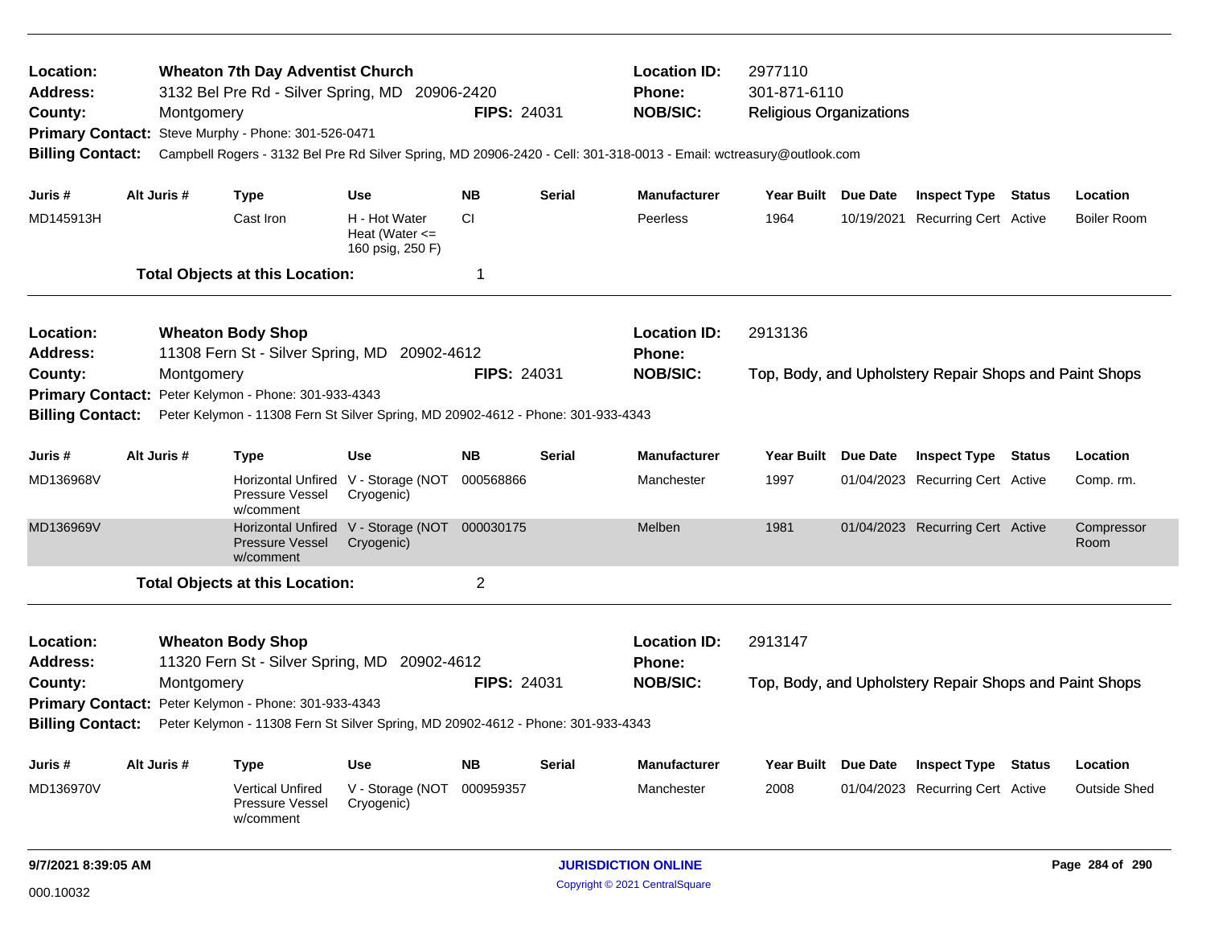**Location:** Wheaton 7th Day Adventist Church
**Address:** 3132 Bel Pre Rd - Silver Spring, MD 20906-2420
**County:** Montgomery
**FIPS:** 24031
**Location ID:** 2977110
**Phone:** 301-871-6110
**NOB/SIC:** Religious Organizations
**Primary Contact:** Steve Murphy - Phone: 301-526-0471
**Billing Contact:** Campbell Rogers - 3132 Bel Pre Rd Silver Spring, MD 20906-2420 - Cell: 301-318-0013 - Email: wctreasury@outlook.com

| Juris # | Alt Juris # | Type | Use | NB | Serial | Manufacturer | Year Built | Due Date | Inspect Type | Status | Location |
|---|---|---|---|---|---|---|---|---|---|---|---|
| MD145913H | | Cast Iron | H - Hot Water Heat (Water <= 160 psig, 250 F) | CI | | Peerless | 1964 | 10/19/2021 | Recurring Cert | Active | Boiler Room |

**Total Objects at this Location:** 1

---

**Location:** Wheaton Body Shop
**Address:** 11308 Fern St - Silver Spring, MD 20902-4612
**County:** Montgomery
**FIPS:** 24031
**Location ID:** 2913136
**Phone:**
**NOB/SIC:** Top, Body, and Upholstery Repair Shops and Paint Shops
**Primary Contact:** Peter Kelymon - Phone: 301-933-4343
**Billing Contact:** Peter Kelymon - 11308 Fern St Silver Spring, MD 20902-4612 - Phone: 301-933-4343

| Juris # | Alt Juris # | Type | Use | NB | Serial | Manufacturer | Year Built | Due Date | Inspect Type | Status | Location |
|---|---|---|---|---|---|---|---|---|---|---|---|
| MD136968V | | Horizontal Unfired Pressure Vessel w/comment | V - Storage (NOT Cryogenic) | 000568866 | | Manchester | 1997 | 01/04/2023 | Recurring Cert | Active | Comp. rm. |
| MD136969V | | Horizontal Unfired Pressure Vessel w/comment | V - Storage (NOT Cryogenic) | 000030175 | | Melben | 1981 | 01/04/2023 | Recurring Cert | Active | Compressor Room |

**Total Objects at this Location:** 2

---

**Location:** Wheaton Body Shop
**Address:** 11320 Fern St - Silver Spring, MD 20902-4612
**County:** Montgomery
**FIPS:** 24031
**Location ID:** 2913147
**Phone:**
**NOB/SIC:** Top, Body, and Upholstery Repair Shops and Paint Shops
**Primary Contact:** Peter Kelymon - Phone: 301-933-4343
**Billing Contact:** Peter Kelymon - 11308 Fern St Silver Spring, MD 20902-4612 - Phone: 301-933-4343

| Juris # | Alt Juris # | Type | Use | NB | Serial | Manufacturer | Year Built | Due Date | Inspect Type | Status | Location |
|---|---|---|---|---|---|---|---|---|---|---|---|
| MD136970V | | Vertical Unfired Pressure Vessel w/comment | V - Storage (NOT Cryogenic) | 000959357 | | Manchester | 2008 | 01/04/2023 | Recurring Cert | Active | Outside Shed |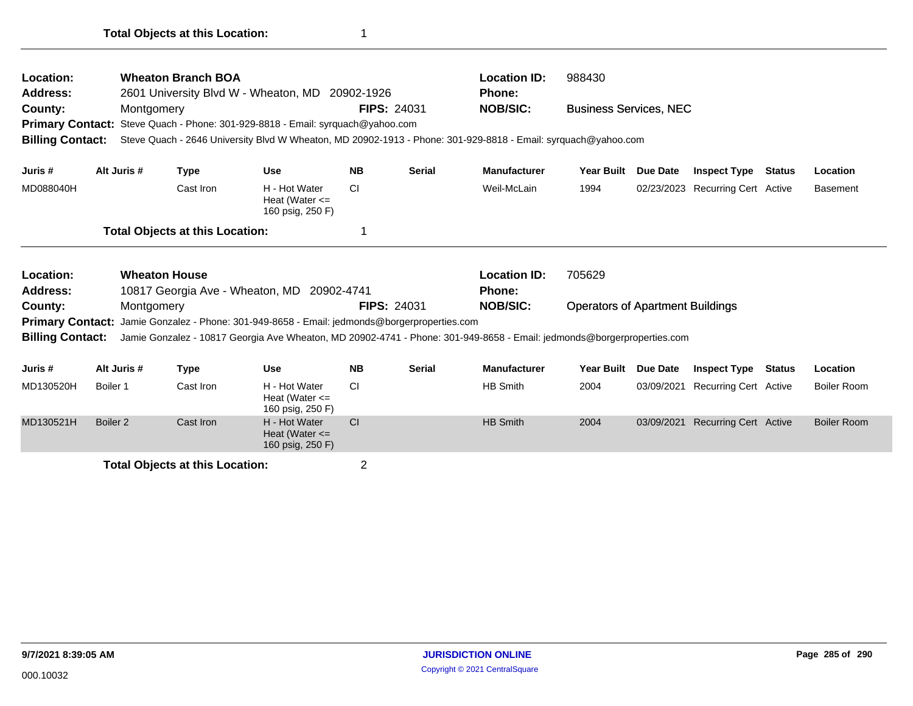**Total Objects at this Location:** 1

---

| | | | | |
|---|---|---|---|---|
| **Location:** | **Wheaton Branch BOA** | | **Location ID:** | 988430 |
| **Address:** | 2601 University Blvd W - Wheaton, MD 20902-1926 | | **Phone:** | |
| **County:** | Montgomery | **FIPS:** 24031 | **NOB/SIC:** | Business Services, NEC |

**Primary Contact:** Steve Quach - Phone: 301-929-8818 - Email: syrquach@yahoo.com

**Billing Contact:** Steve Quach - 2646 University Blvd W Wheaton, MD 20902-1913 - Phone: 301-929-8818 - Email: syrquach@yahoo.com

| Juris # | Alt Juris # | Type | Use | NB | Serial | Manufacturer | Year Built | Due Date | Inspect Type | Status | Location |
|---|---|---|---|---|---|---|---|---|---|---|---|
| MD088040H | | Cast Iron | H - Hot Water Heat (Water <= 160 psig, 250 F) | CI | | Weil-McLain | 1994 | 02/23/2023 | Recurring Cert | Active | Basement |

**Total Objects at this Location:** 1

---

| | | | | |
|---|---|---|---|---|
| **Location:** | **Wheaton House** | | **Location ID:** | 705629 |
| **Address:** | 10817 Georgia Ave - Wheaton, MD 20902-4741 | | **Phone:** | |
| **County:** | Montgomery | **FIPS:** 24031 | **NOB/SIC:** | Operators of Apartment Buildings |

**Primary Contact:** Jamie Gonzalez - Phone: 301-949-8658 - Email: jedmonds@borgerproperties.com

**Billing Contact:** Jamie Gonzalez - 10817 Georgia Ave Wheaton, MD 20902-4741 - Phone: 301-949-8658 - Email: jedmonds@borgerproperties.com

| Juris # | Alt Juris # | Type | Use | NB | Serial | Manufacturer | Year Built | Due Date | Inspect Type | Status | Location |
|---|---|---|---|---|---|---|---|---|---|---|---|
| MD130520H | Boiler 1 | Cast Iron | H - Hot Water Heat (Water <= 160 psig, 250 F) | CI | | HB Smith | 2004 | 03/09/2021 | Recurring Cert | Active | Boiler Room |
| MD130521H | Boiler 2 | Cast Iron | H - Hot Water Heat (Water <= 160 psig, 250 F) | CI | | HB Smith | 2004 | 03/09/2021 | Recurring Cert | Active | Boiler Room |

**Total Objects at this Location:** 2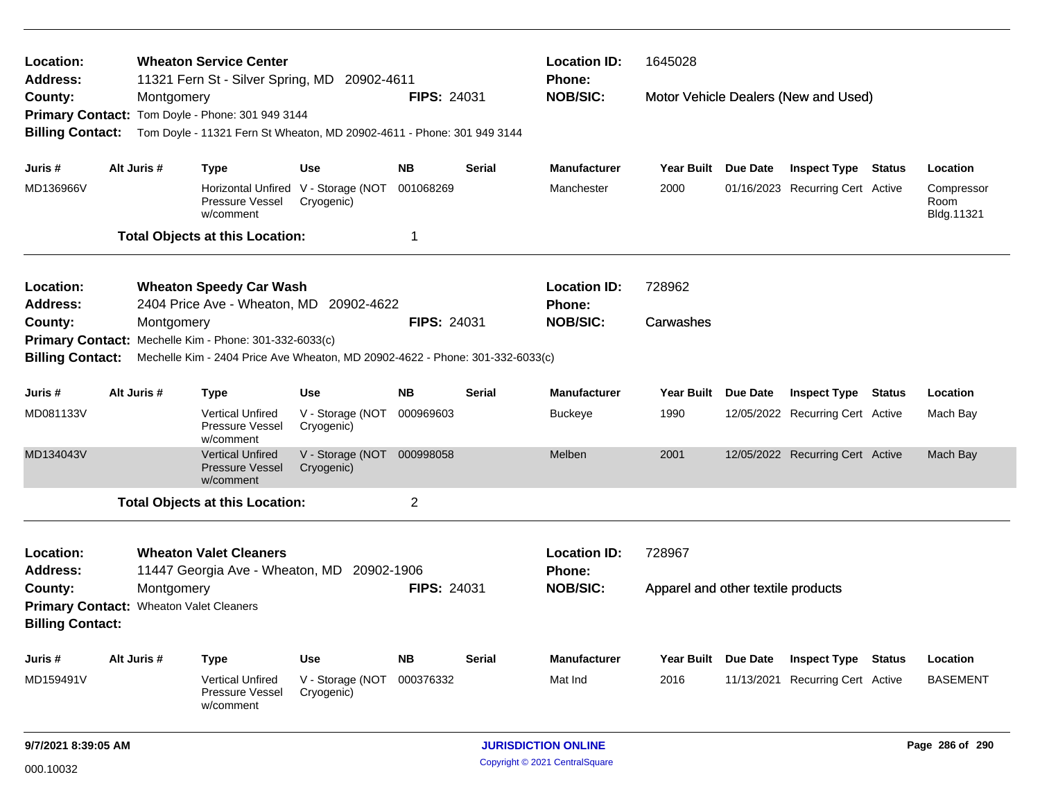**Location:** Wheaton Service Center
**Address:** 11321 Fern St - Silver Spring, MD 20902-4611
**County:** Montgomery
**FIPS:** 24031
**Location ID:** 1645028
**Phone:**
**NOB/SIC:** Motor Vehicle Dealers (New and Used)
**Primary Contact:** Tom Doyle - Phone: 301 949 3144
**Billing Contact:** Tom Doyle - 11321 Fern St Wheaton, MD 20902-4611 - Phone: 301 949 3144

| Juris # | Alt Juris # | Type | Use | NB | Serial | Manufacturer | Year Built | Due Date | Inspect Type | Status | Location |
|---|---|---|---|---|---|---|---|---|---|---|---|
| MD136966V | | Horizontal Unfired Pressure Vessel w/comment | V - Storage (NOT Cryogenic) | 001068269 | | Manchester | 2000 | 01/16/2023 | Recurring Cert | Active | Compressor Room Bldg.11321 |

**Total Objects at this Location:** 1

---

**Location:** Wheaton Speedy Car Wash
**Address:** 2404 Price Ave - Wheaton, MD 20902-4622
**County:** Montgomery
**FIPS:** 24031
**Location ID:** 728962
**Phone:**
**NOB/SIC:** Carwashes
**Primary Contact:** Mechelle Kim - Phone: 301-332-6033(c)
**Billing Contact:** Mechelle Kim - 2404 Price Ave Wheaton, MD 20902-4622 - Phone: 301-332-6033(c)

| Juris # | Alt Juris # | Type | Use | NB | Serial | Manufacturer | Year Built | Due Date | Inspect Type | Status | Location |
|---|---|---|---|---|---|---|---|---|---|---|---|
| MD081133V | | Vertical Unfired Pressure Vessel w/comment | V - Storage (NOT Cryogenic) | 000969603 | | Buckeye | 1990 | 12/05/2022 | Recurring Cert | Active | Mach Bay |
| MD134043V | | Vertical Unfired Pressure Vessel w/comment | V - Storage (NOT Cryogenic) | 000998058 | | Melben | 2001 | 12/05/2022 | Recurring Cert | Active | Mach Bay |

**Total Objects at this Location:** 2

---

**Location:** Wheaton Valet Cleaners
**Address:** 11447 Georgia Ave - Wheaton, MD 20902-1906
**County:** Montgomery
**FIPS:** 24031
**Location ID:** 728967
**Phone:**
**NOB/SIC:** Apparel and other textile products
**Primary Contact:** Wheaton Valet Cleaners
**Billing Contact:**

| Juris # | Alt Juris # | Type | Use | NB | Serial | Manufacturer | Year Built | Due Date | Inspect Type | Status | Location |
|---|---|---|---|---|---|---|---|---|---|---|---|
| MD159491V | | Vertical Unfired Pressure Vessel w/comment | V - Storage (NOT Cryogenic) | 000376332 | | Mat Ind | 2016 | 11/13/2021 | Recurring Cert | Active | BASEMENT |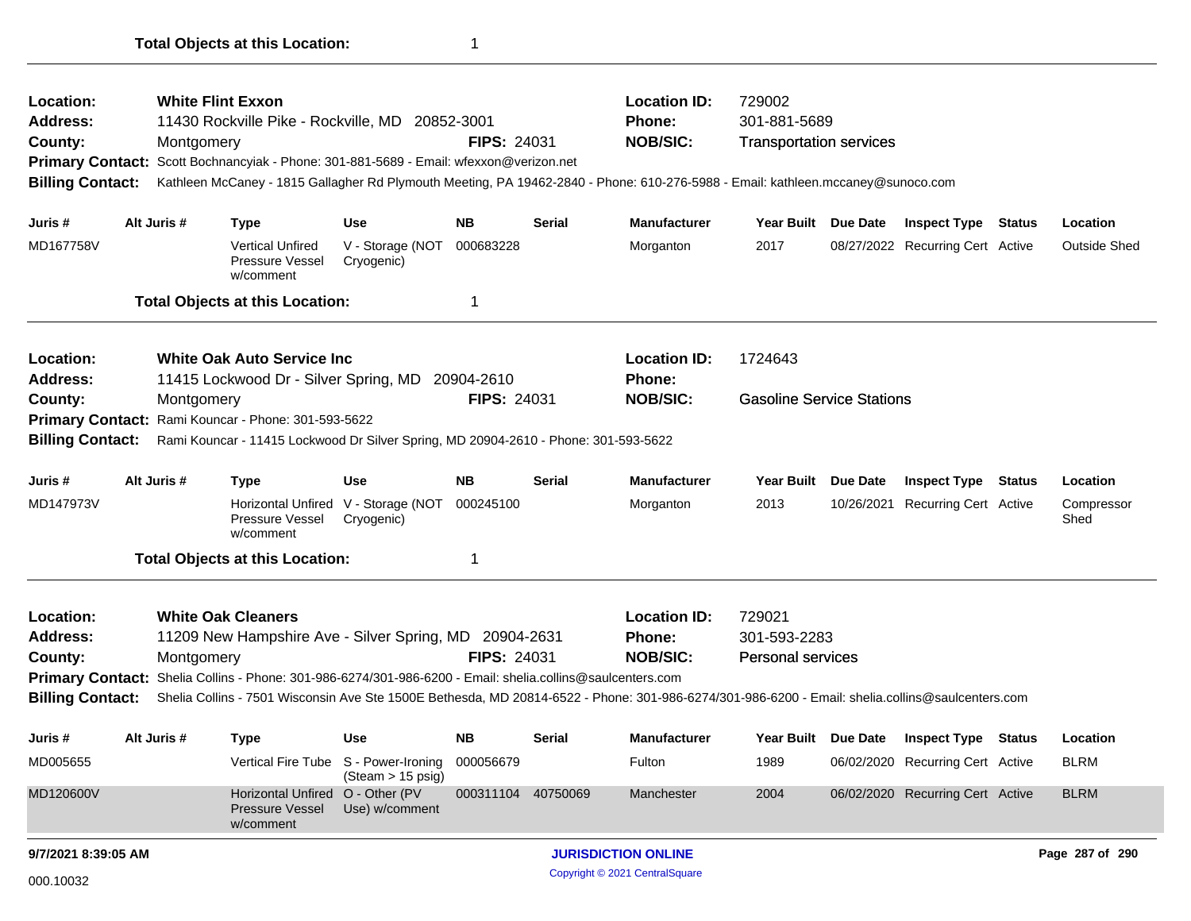**Total Objects at this Location:** 1

---

**Location:** White Flint Exxon | **Location ID:** 729002
**Address:** 11430 Rockville Pike - Rockville, MD 20852-3001 | **Phone:** 301-881-5689
**County:** Montgomery | **FIPS:** 24031 | **NOB/SIC:** Transportation services
**Primary Contact:** Scott Bochnancyiak - Phone: 301-881-5689 - Email: wfexxon@verizon.net
**Billing Contact:** Kathleen McCaney - 1815 Gallagher Rd Plymouth Meeting, PA 19462-2840 - Phone: 610-276-5988 - Email: kathleen.mccaney@sunoco.com

| Juris # | Alt Juris # | Type | Use | NB | Serial | Manufacturer | Year Built | Due Date | Inspect Type | Status | Location |
|---|---|---|---|---|---|---|---|---|---|---|---|
| MD167758V | | Vertical Unfired Pressure Vessel w/comment | V - Storage (NOT Cryogenic) | 000683228 | | Morganton | 2017 | 08/27/2022 | Recurring Cert | Active | Outside Shed |

**Total Objects at this Location:** 1

---

**Location:** White Oak Auto Service Inc | **Location ID:** 1724643
**Address:** 11415 Lockwood Dr - Silver Spring, MD 20904-2610 | **Phone:**
**County:** Montgomery | **FIPS:** 24031 | **NOB/SIC:** Gasoline Service Stations
**Primary Contact:** Rami Kouncar - Phone: 301-593-5622
**Billing Contact:** Rami Kouncar - 11415 Lockwood Dr Silver Spring, MD 20904-2610 - Phone: 301-593-5622

| Juris # | Alt Juris # | Type | Use | NB | Serial | Manufacturer | Year Built | Due Date | Inspect Type | Status | Location |
|---|---|---|---|---|---|---|---|---|---|---|---|
| MD147973V | | Horizontal Unfired Pressure Vessel w/comment | V - Storage (NOT Cryogenic) | 000245100 | | Morganton | 2013 | 10/26/2021 | Recurring Cert | Active | Compressor Shed |

**Total Objects at this Location:** 1

---

**Location:** White Oak Cleaners | **Location ID:** 729021
**Address:** 11209 New Hampshire Ave - Silver Spring, MD 20904-2631 | **Phone:** 301-593-2283
**County:** Montgomery | **FIPS:** 24031 | **NOB/SIC:** Personal services
**Primary Contact:** Shelia Collins - Phone: 301-986-6274/301-986-6200 - Email: shelia.collins@saulcenters.com
**Billing Contact:** Shelia Collins - 7501 Wisconsin Ave Ste 1500E Bethesda, MD 20814-6522 - Phone: 301-986-6274/301-986-6200 - Email: shelia.collins@saulcenters.com

| Juris # | Alt Juris # | Type | Use | NB | Serial | Manufacturer | Year Built | Due Date | Inspect Type | Status | Location |
|---|---|---|---|---|---|---|---|---|---|---|---|
| MD005655 | | Vertical Fire Tube | S - Power-Ironing (Steam > 15 psig) | 000056679 | | Fulton | 1989 | 06/02/2020 | Recurring Cert | Active | BLRM |
| MD120600V | | Horizontal Unfired Pressure Vessel w/comment | O - Other (PV Use) w/comment | 000311104 | 40750069 | Manchester | 2004 | 06/02/2020 | Recurring Cert | Active | BLRM |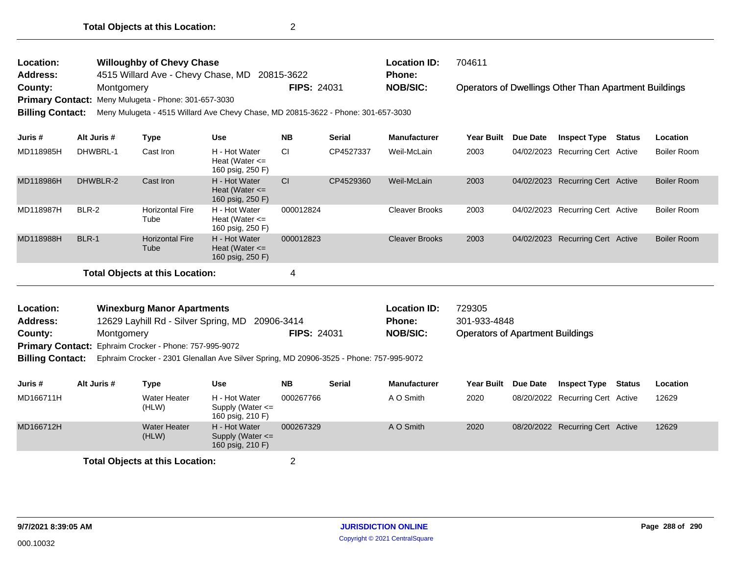**Total Objects at this Location:** 2

---

| | | | |
|---|---|---|---|
| **Location:** | **Willoughby of Chevy Chase** | **Location ID:** | 704611 |
| **Address:** | 4515 Willard Ave - Chevy Chase, MD 20815-3622 | **Phone:** | |
| **County:** | Montgomery **FIPS:** 24031 | **NOB/SIC:** | Operators of Dwellings Other Than Apartment Buildings |
| **Primary Contact:** | Meny Mulugeta - Phone: 301-657-3030 | | |
| **Billing Contact:** | Meny Mulugeta - 4515 Willard Ave Chevy Chase, MD 20815-3622 - Phone: 301-657-3030 | | |

| Juris # | Alt Juris # | Type | Use | NB | Serial | Manufacturer | Year Built | Due Date | Inspect Type | Status | Location |
|---|---|---|---|---|---|---|---|---|---|---|---|
| MD118985H | DHWBRL-1 | Cast Iron | H - Hot Water Heat (Water <= 160 psig, 250 F) | CI | CP4527337 | Weil-McLain | 2003 | 04/02/2023 | Recurring Cert | Active | Boiler Room |
| MD118986H | DHWBLR-2 | Cast Iron | H - Hot Water Heat (Water <= 160 psig, 250 F) | CI | CP4529360 | Weil-McLain | 2003 | 04/02/2023 | Recurring Cert | Active | Boiler Room |
| MD118987H | BLR-2 | Horizontal Fire Tube | H - Hot Water Heat (Water <= 160 psig, 250 F) | 000012824 | | Cleaver Brooks | 2003 | 04/02/2023 | Recurring Cert | Active | Boiler Room |
| MD118988H | BLR-1 | Horizontal Fire Tube | H - Hot Water Heat (Water <= 160 psig, 250 F) | 000012823 | | Cleaver Brooks | 2003 | 04/02/2023 | Recurring Cert | Active | Boiler Room |

**Total Objects at this Location:** 4

---

| | | | |
|---|---|---|---|
| **Location:** | **Winexburg Manor Apartments** | **Location ID:** | 729305 |
| **Address:** | 12629 Layhill Rd - Silver Spring, MD 20906-3414 | **Phone:** | 301-933-4848 |
| **County:** | Montgomery **FIPS:** 24031 | **NOB/SIC:** | Operators of Apartment Buildings |
| **Primary Contact:** | Ephraim Crocker - Phone: 757-995-9072 | | |
| **Billing Contact:** | Ephraim Crocker - 2301 Glenallan Ave Silver Spring, MD 20906-3525 - Phone: 757-995-9072 | | |

| Juris # | Alt Juris # | Type | Use | NB | Serial | Manufacturer | Year Built | Due Date | Inspect Type | Status | Location |
|---|---|---|---|---|---|---|---|---|---|---|---|
| MD166711H | | Water Heater (HLW) | H - Hot Water Supply (Water <= 160 psig, 210 F) | 000267766 | | A O Smith | 2020 | 08/20/2022 | Recurring Cert | Active | 12629 |
| MD166712H | | Water Heater (HLW) | H - Hot Water Supply (Water <= 160 psig, 210 F) | 000267329 | | A O Smith | 2020 | 08/20/2022 | Recurring Cert | Active | 12629 |

**Total Objects at this Location:** 2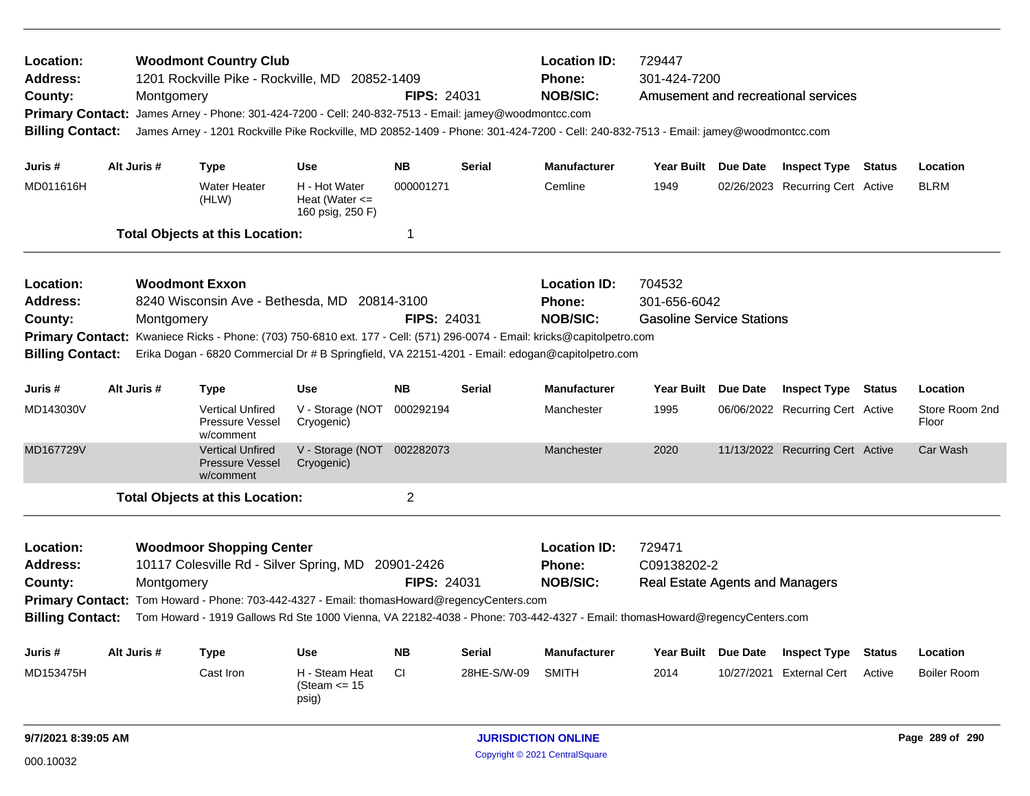**Location:** Woodmont Country Club
**Address:** 1201 Rockville Pike - Rockville, MD 20852-1409
**County:** Montgomery **FIPS:** 24031
**Location ID:** 729447
**Phone:** 301-424-7200
**NOB/SIC:** Amusement and recreational services
**Primary Contact:** James Arney - Phone: 301-424-7200 - Cell: 240-832-7513 - Email: jamey@woodmontcc.com
**Billing Contact:** James Arney - 1201 Rockville Pike Rockville, MD 20852-1409 - Phone: 301-424-7200 - Cell: 240-832-7513 - Email: jamey@woodmontcc.com

| Juris # | Alt Juris # | Type | Use | NB | Serial | Manufacturer | Year Built | Due Date | Inspect Type | Status | Location |
|---|---|---|---|---|---|---|---|---|---|---|---|
| MD011616H | | Water Heater (HLW) | H - Hot Water Heat (Water <= 160 psig, 250 F) | 000001271 | | Cemline | 1949 | 02/26/2023 | Recurring Cert | Active | BLRM |

**Total Objects at this Location:** 1

---

**Location:** Woodmont Exxon
**Address:** 8240 Wisconsin Ave - Bethesda, MD 20814-3100
**County:** Montgomery **FIPS:** 24031
**Location ID:** 704532
**Phone:** 301-656-6042
**NOB/SIC:** Gasoline Service Stations
**Primary Contact:** Kwaniece Ricks - Phone: (703) 750-6810 ext. 177 - Cell: (571) 296-0074 - Email: kricks@capitolpetro.com
**Billing Contact:** Erika Dogan - 6820 Commercial Dr # B Springfield, VA 22151-4201 - Email: edogan@capitolpetro.com

| Juris # | Alt Juris # | Type | Use | NB | Serial | Manufacturer | Year Built | Due Date | Inspect Type | Status | Location |
|---|---|---|---|---|---|---|---|---|---|---|---|
| MD143030V | | Vertical Unfired Pressure Vessel w/comment | V - Storage (NOT Cryogenic) | 000292194 | | Manchester | 1995 | 06/06/2022 | Recurring Cert | Active | Store Room 2nd Floor |
| MD167729V | | Vertical Unfired Pressure Vessel w/comment | V - Storage (NOT Cryogenic) | 002282073 | | Manchester | 2020 | 11/13/2022 | Recurring Cert | Active | Car Wash |

**Total Objects at this Location:** 2

---

**Location:** Woodmoor Shopping Center
**Address:** 10117 Colesville Rd - Silver Spring, MD 20901-2426
**County:** Montgomery **FIPS:** 24031
**Location ID:** 729471
**Phone:** C09138202-2
**NOB/SIC:** Real Estate Agents and Managers
**Primary Contact:** Tom Howard - Phone: 703-442-4327 - Email: thomasHoward@regencyCenters.com
**Billing Contact:** Tom Howard - 1919 Gallows Rd Ste 1000 Vienna, VA 22182-4038 - Phone: 703-442-4327 - Email: thomasHoward@regencyCenters.com

| Juris # | Alt Juris # | Type | Use | NB | Serial | Manufacturer | Year Built | Due Date | Inspect Type | Status | Location |
|---|---|---|---|---|---|---|---|---|---|---|---|
| MD153475H | | Cast Iron | H - Steam Heat (Steam <= 15 psig) | CI | 28HE-S/W-09 | SMITH | 2014 | 10/27/2021 | External Cert | Active | Boiler Room |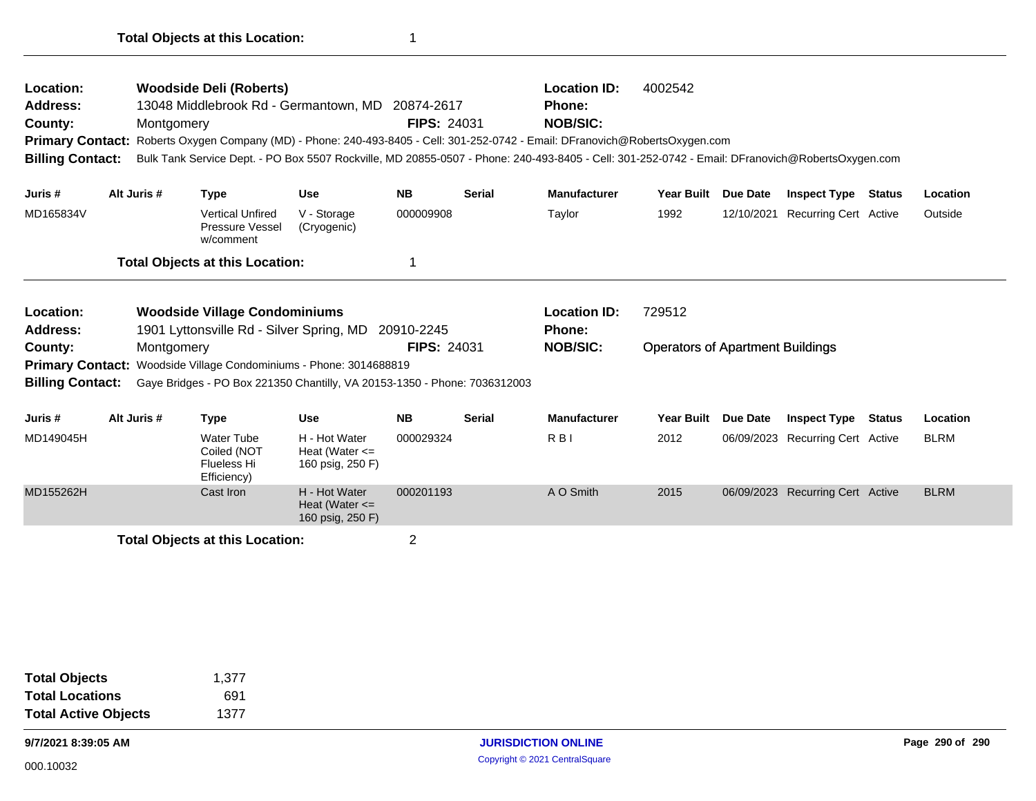**Total Objects at this Location:** 1

---

**Location:** **Woodside Deli (Roberts)**
**Address:** 13048 Middlebrook Rd - Germantown, MD 20874-2617
**County:** Montgomery
**FIPS:** 24031
**Location ID:** 4002542
**Phone:**
**NOB/SIC:**
**Primary Contact:** Roberts Oxygen Company (MD) - Phone: 240-493-8405 - Cell: 301-252-0742 - Email: DFranovich@RobertsOxygen.com
**Billing Contact:** Bulk Tank Service Dept. - PO Box 5507 Rockville, MD 20855-0507 - Phone: 240-493-8405 - Cell: 301-252-0742 - Email: DFranovich@RobertsOxygen.com

| Juris # | Alt Juris # | Type | Use | NB | Serial | Manufacturer | Year Built | Due Date | Inspect Type | Status | Location |
|---|---|---|---|---|---|---|---|---|---|---|---|
| MD165834V | | Vertical Unfired Pressure Vessel w/comment | V - Storage (Cryogenic) | 000009908 | | Taylor | 1992 | 12/10/2021 | Recurring Cert | Active | Outside |

**Total Objects at this Location:** 1

---

**Location:** **Woodside Village Condominiums**
**Address:** 1901 Lyttonsville Rd - Silver Spring, MD 20910-2245
**County:** Montgomery
**FIPS:** 24031
**Location ID:** 729512
**Phone:**
**NOB/SIC:** Operators of Apartment Buildings
**Primary Contact:** Woodside Village Condominiums - Phone: 3014688819
**Billing Contact:** Gaye Bridges - PO Box 221350 Chantilly, VA 20153-1350 - Phone: 7036312003

| Juris # | Alt Juris # | Type | Use | NB | Serial | Manufacturer | Year Built | Due Date | Inspect Type | Status | Location |
|---|---|---|---|---|---|---|---|---|---|---|---|
| MD149045H | | Water Tube Coiled (NOT Flueless Hi Efficiency) | H - Hot Water Heat (Water <= 160 psig, 250 F) | 000029324 | | R B I | 2012 | 06/09/2023 | Recurring Cert | Active | BLRM |
| MD155262H | | Cast Iron | H - Hot Water Heat (Water <= 160 psig, 250 F) | 000201193 | | A O Smith | 2015 | 06/09/2023 | Recurring Cert | Active | BLRM |

**Total Objects at this Location:** 2

---

| | |
|---|---|
| **Total Objects** | 1,377 |
| **Total Locations** | 691 |
| **Total Active Objects** | 1377 |